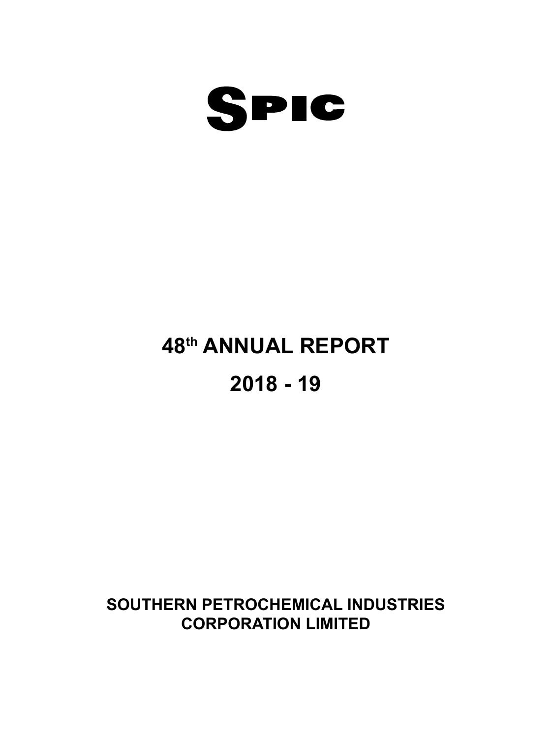# SPIC

## 48th ANNUAL REPORT

## 2018 - 19

**SOUTHERN PETROCHEMICAL INDUSTRIES CORPORATION LIMITED**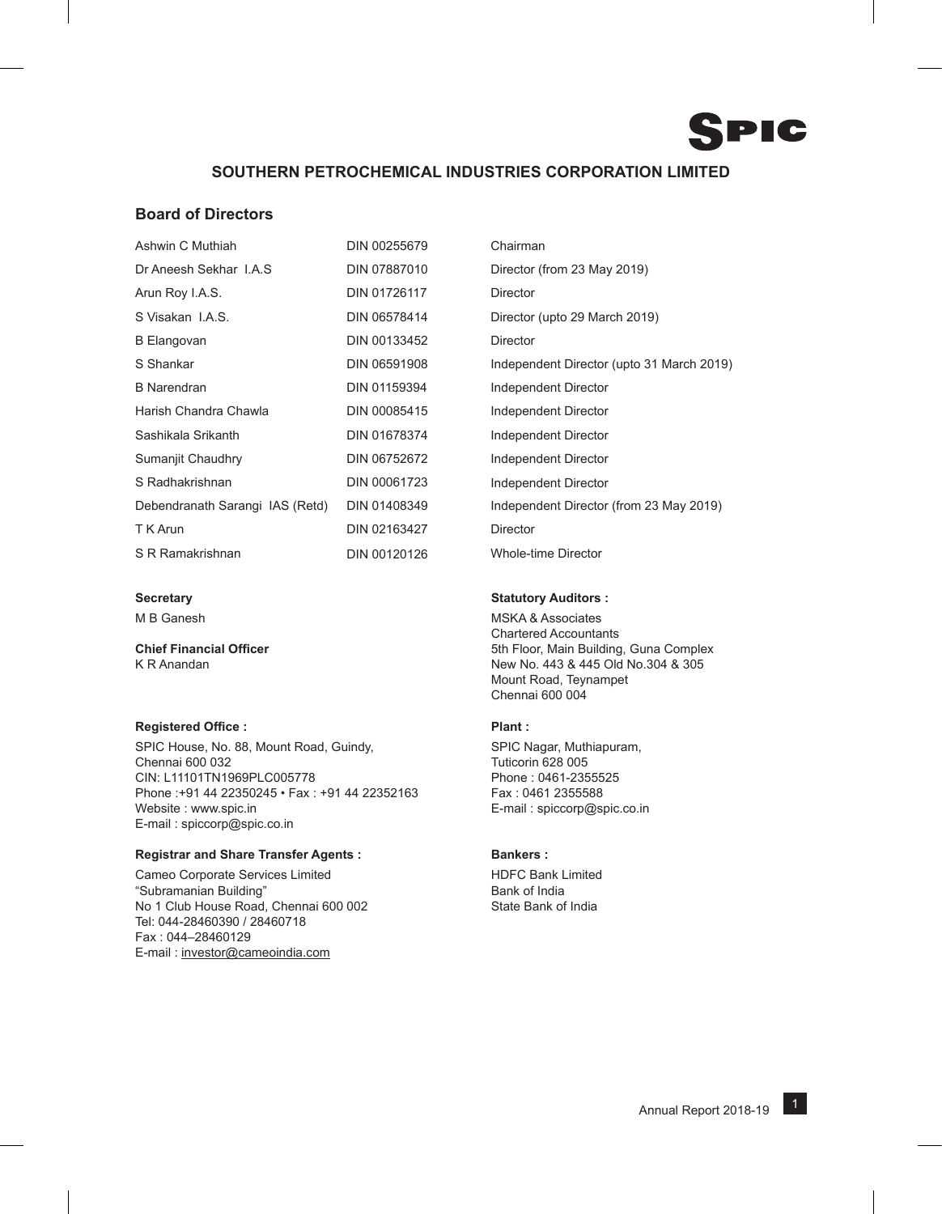# SOUTHERN PETROCHEMICAL INDUSTRIES CORPORATION LIMITED

## Board of Directors

| | | |
|---|---|---|
| Ashwin C Muthiah | DIN 00255679 | Chairman |
| Dr Aneesh Sekhar I.A.S | DIN 07887010 | Director (from 23 May 2019) |
| Arun Roy I.A.S. | DIN 01726117 | Director |
| S Visakan I.A.S. | DIN 06578414 | Director (upto 29 March 2019) |
| B Elangovan | DIN 00133452 | Director |
| S Shankar | DIN 06591908 | Independent Director (upto 31 March 2019) |
| B Narendran | DIN 01159394 | Independent Director |
| Harish Chandra Chawla | DIN 00085415 | Independent Director |
| Sashikala Srikanth | DIN 01678374 | Independent Director |
| Sumanjit Chaudhry | DIN 06752672 | Independent Director |
| S Radhakrishnan | DIN 00061723 | Independent Director |
| Debendranath Sarangi IAS (Retd) | DIN 01408349 | Independent Director (from 23 May 2019) |
| T K Arun | DIN 02163427 | Director |
| S R Ramakrishnan | DIN 00120126 | Whole-time Director |

**Secretary**
M B Ganesh

**Chief Financial Officer**
K R Anandan

**Statutory Auditors :**
MSKA & Associates
Chartered Accountants
5th Floor, Main Building, Guna Complex
New No. 443 & 445 Old No.304 & 305
Mount Road, Teynampet
Chennai 600 004

**Registered Office :**
SPIC House, No. 88, Mount Road, Guindy,
Chennai 600 032
CIN: L11101TN1969PLC005778
Phone :+91 44 22350245 • Fax : +91 44 22352163
Website : www.spic.in
E-mail : spiccorp@spic.co.in

**Plant :**
SPIC Nagar, Muthiapuram,
Tuticorin 628 005
Phone : 0461-2355525
Fax : 0461 2355588
E-mail : spiccorp@spic.co.in

**Registrar and Share Transfer Agents :**
Cameo Corporate Services Limited
"Subramanian Building"
No 1 Club House Road, Chennai 600 002
Tel: 044-28460390 / 28460718
Fax : 044–28460129
E-mail : investor@cameoindia.com

**Bankers :**
HDFC Bank Limited
Bank of India
State Bank of India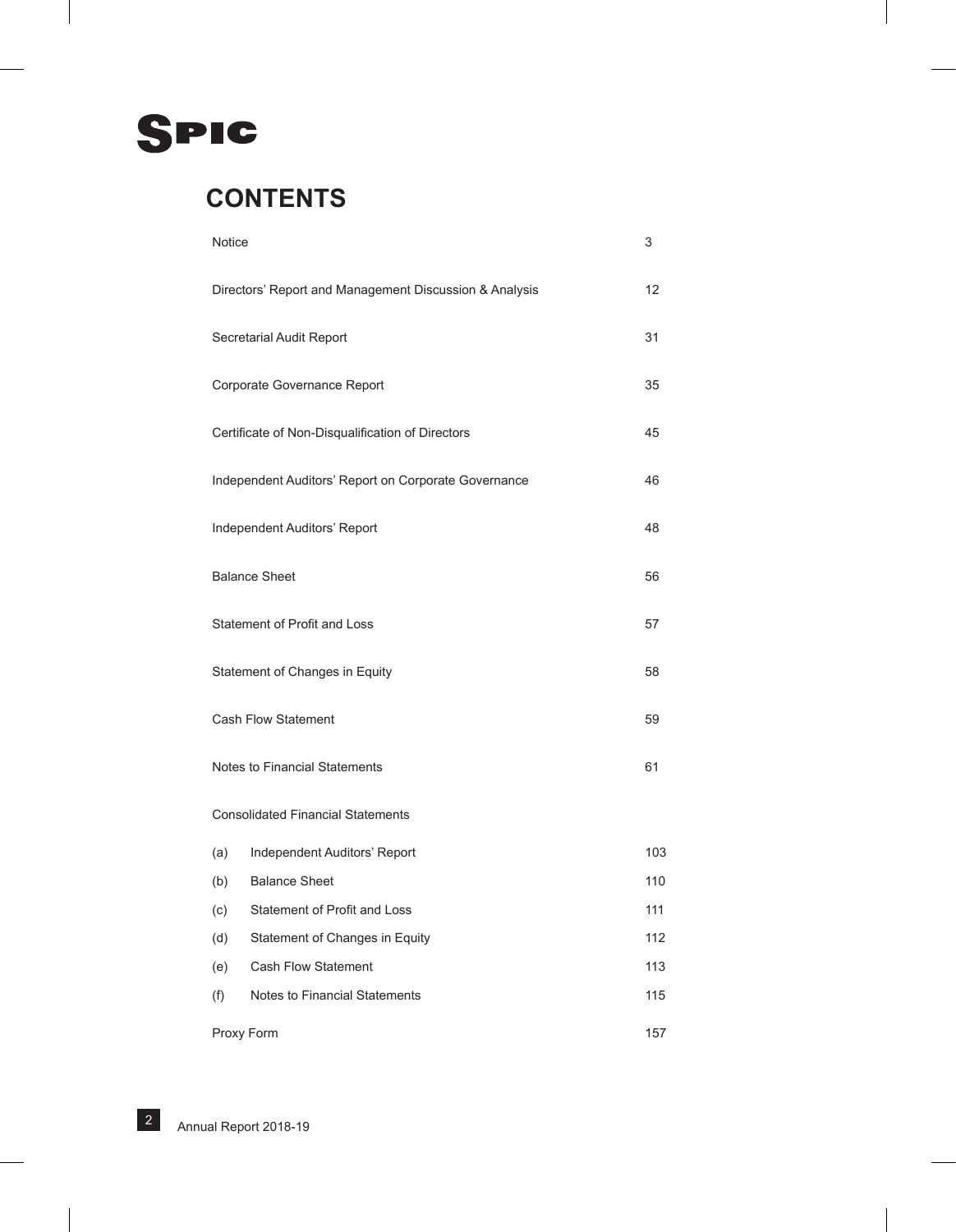**SPIC**

# CONTENTS

| | |
|---|---|
| Notice | 3 |
| Directors' Report and Management Discussion & Analysis | 12 |
| Secretarial Audit Report | 31 |
| Corporate Governance Report | 35 |
| Certificate of Non-Disqualification of Directors | 45 |
| Independent Auditors' Report on Corporate Governance | 46 |
| Independent Auditors' Report | 48 |
| Balance Sheet | 56 |
| Statement of Profit and Loss | 57 |
| Statement of Changes in Equity | 58 |
| Cash Flow Statement | 59 |
| Notes to Financial Statements | 61 |
| Consolidated Financial Statements | |
| (a) Independent Auditors' Report | 103 |
| (b) Balance Sheet | 110 |
| (c) Statement of Profit and Loss | 111 |
| (d) Statement of Changes in Equity | 112 |
| (e) Cash Flow Statement | 113 |
| (f) Notes to Financial Statements | 115 |
| Proxy Form | 157 |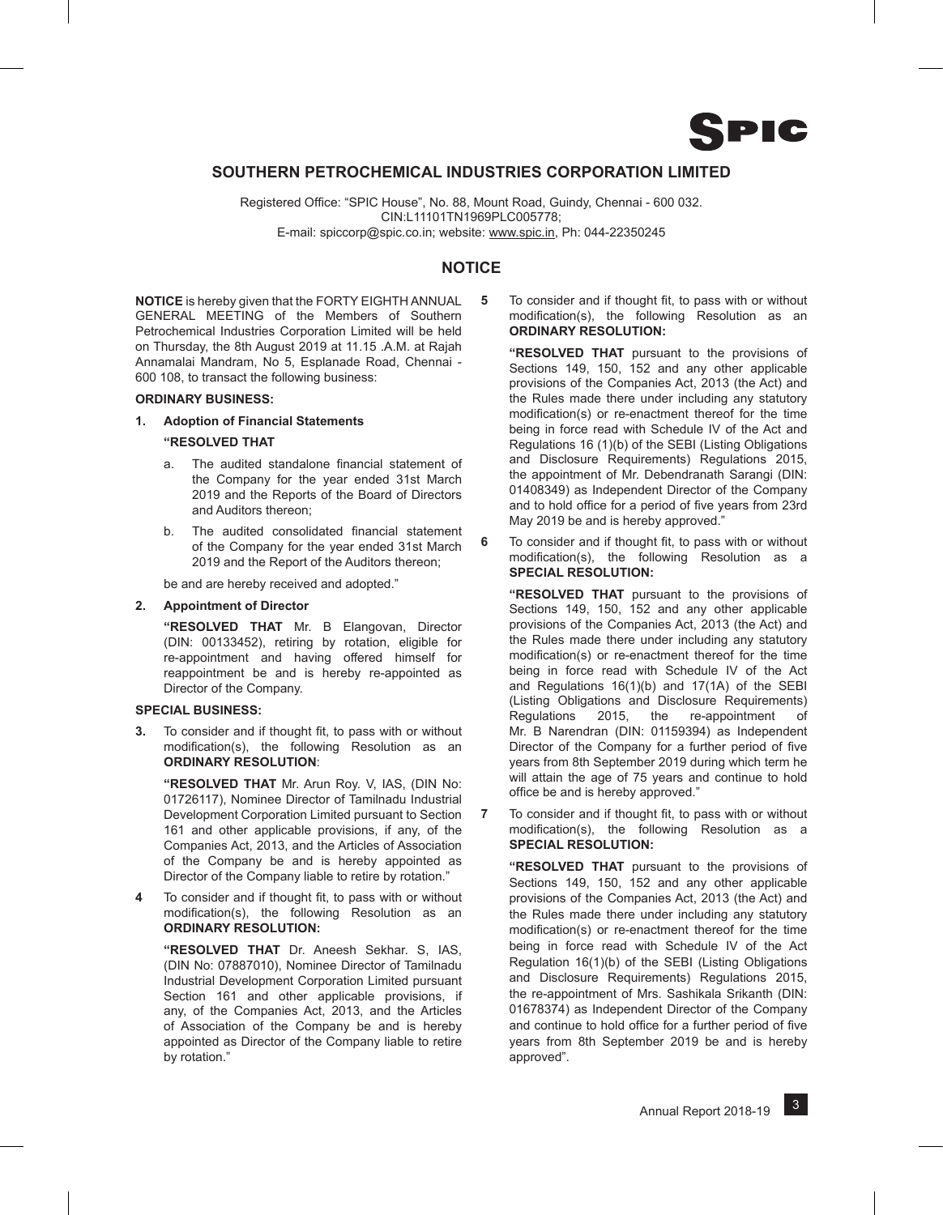SPIC

## SOUTHERN PETROCHEMICAL INDUSTRIES CORPORATION LIMITED

Registered Office: "SPIC House", No. 88, Mount Road, Guindy, Chennai - 600 032.
CIN:L11101TN1969PLC005778;
E-mail: spiccorp@spic.co.in; website: www.spic.in, Ph: 044-22350245

# NOTICE

**NOTICE** is hereby given that the FORTY EIGHTH ANNUAL GENERAL MEETING of the Members of Southern Petrochemical Industries Corporation Limited will be held on Thursday, the 8th August 2019 at 11.15 .A.M. at Rajah Annamalai Mandram, No 5, Esplanade Road, Chennai - 600 108, to transact the following business:

**ORDINARY BUSINESS:**

**1. Adoption of Financial Statements**

**"RESOLVED THAT**

a. The audited standalone financial statement of the Company for the year ended 31st March 2019 and the Reports of the Board of Directors and Auditors thereon;

b. The audited consolidated financial statement of the Company for the year ended 31st March 2019 and the Report of the Auditors thereon;

be and are hereby received and adopted."

**2. Appointment of Director**

**"RESOLVED THAT** Mr. B Elangovan, Director (DIN: 00133452), retiring by rotation, eligible for re-appointment and having offered himself for reappointment be and is hereby re-appointed as Director of the Company.

**SPECIAL BUSINESS:**

**3.** To consider and if thought fit, to pass with or without modification(s), the following Resolution as an **ORDINARY RESOLUTION**:

**"RESOLVED THAT** Mr. Arun Roy. V, IAS, (DIN No: 01726117), Nominee Director of Tamilnadu Industrial Development Corporation Limited pursuant to Section 161 and other applicable provisions, if any, of the Companies Act, 2013, and the Articles of Association of the Company be and is hereby appointed as Director of the Company liable to retire by rotation."

**4** To consider and if thought fit, to pass with or without modification(s), the following Resolution as an **ORDINARY RESOLUTION:**

**"RESOLVED THAT** Dr. Aneesh Sekhar. S, IAS, (DIN No: 07887010), Nominee Director of Tamilnadu Industrial Development Corporation Limited pursuant Section 161 and other applicable provisions, if any, of the Companies Act, 2013, and the Articles of Association of the Company be and is hereby appointed as Director of the Company liable to retire by rotation."

**5** To consider and if thought fit, to pass with or without modification(s), the following Resolution as an **ORDINARY RESOLUTION:**

**"RESOLVED THAT** pursuant to the provisions of Sections 149, 150, 152 and any other applicable provisions of the Companies Act, 2013 (the Act) and the Rules made there under including any statutory modification(s) or re-enactment thereof for the time being in force read with Schedule IV of the Act and Regulations 16 (1)(b) of the SEBI (Listing Obligations and Disclosure Requirements) Regulations 2015, the appointment of Mr. Debendranath Sarangi (DIN: 01408349) as Independent Director of the Company and to hold office for a period of five years from 23rd May 2019 be and is hereby approved."

**6** To consider and if thought fit, to pass with or without modification(s), the following Resolution as a **SPECIAL RESOLUTION:**

**"RESOLVED THAT** pursuant to the provisions of Sections 149, 150, 152 and any other applicable provisions of the Companies Act, 2013 (the Act) and the Rules made there under including any statutory modification(s) or re-enactment thereof for the time being in force read with Schedule IV of the Act and Regulations 16(1)(b) and 17(1A) of the SEBI (Listing Obligations and Disclosure Requirements) Regulations 2015, the re-appointment of Mr. B Narendran (DIN: 01159394) as Independent Director of the Company for a further period of five years from 8th September 2019 during which term he will attain the age of 75 years and continue to hold office be and is hereby approved."

**7** To consider and if thought fit, to pass with or without modification(s), the following Resolution as a **SPECIAL RESOLUTION:**

**"RESOLVED THAT** pursuant to the provisions of Sections 149, 150, 152 and any other applicable provisions of the Companies Act, 2013 (the Act) and the Rules made there under including any statutory modification(s) or re-enactment thereof for the time being in force read with Schedule IV of the Act Regulation 16(1)(b) of the SEBI (Listing Obligations and Disclosure Requirements) Regulations 2015, the re-appointment of Mrs. Sashikala Srikanth (DIN: 01678374) as Independent Director of the Company and continue to hold office for a further period of five years from 8th September 2019 be and is hereby approved".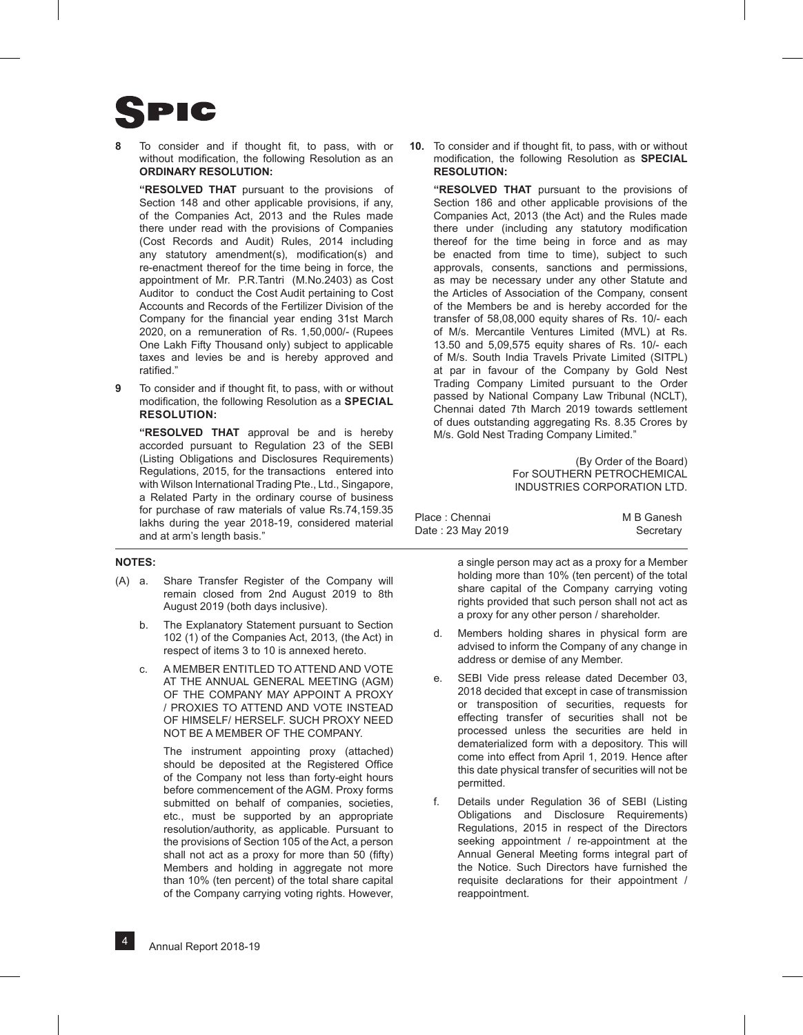8 To consider and if thought fit, to pass, with or without modification, the following Resolution as an **ORDINARY RESOLUTION:**

**"RESOLVED THAT** pursuant to the provisions of Section 148 and other applicable provisions, if any, of the Companies Act, 2013 and the Rules made there under read with the provisions of Companies (Cost Records and Audit) Rules, 2014 including any statutory amendment(s), modification(s) and re-enactment thereof for the time being in force, the appointment of Mr. P.R.Tantri (M.No.2403) as Cost Auditor to conduct the Cost Audit pertaining to Cost Accounts and Records of the Fertilizer Division of the Company for the financial year ending 31st March 2020, on a remuneration of Rs. 1,50,000/- (Rupees One Lakh Fifty Thousand only) subject to applicable taxes and levies be and is hereby approved and ratified."

9 To consider and if thought fit, to pass, with or without modification, the following Resolution as a **SPECIAL RESOLUTION:**

**"RESOLVED THAT** approval be and is hereby accorded pursuant to Regulation 23 of the SEBI (Listing Obligations and Disclosures Requirements) Regulations, 2015, for the transactions entered into with Wilson International Trading Pte., Ltd., Singapore, a Related Party in the ordinary course of business for purchase of raw materials of value Rs.74,159.35 lakhs during the year 2018-19, considered material and at arm's length basis."

**10.** To consider and if thought fit, to pass, with or without modification, the following Resolution as **SPECIAL RESOLUTION:**

**"RESOLVED THAT** pursuant to the provisions of Section 186 and other applicable provisions of the Companies Act, 2013 (the Act) and the Rules made there under (including any statutory modification thereof for the time being in force and as may be enacted from time to time), subject to such approvals, consents, sanctions and permissions, as may be necessary under any other Statute and the Articles of Association of the Company, consent of the Members be and is hereby accorded for the transfer of 58,08,000 equity shares of Rs. 10/- each of M/s. Mercantile Ventures Limited (MVL) at Rs. 13.50 and 5,09,575 equity shares of Rs. 10/- each of M/s. South India Travels Private Limited (SITPL) at par in favour of the Company by Gold Nest Trading Company Limited pursuant to the Order passed by National Company Law Tribunal (NCLT), Chennai dated 7th March 2019 towards settlement of dues outstanding aggregating Rs. 8.35 Crores by M/s. Gold Nest Trading Company Limited."

(By Order of the Board)
For SOUTHERN PETROCHEMICAL INDUSTRIES CORPORATION LTD.

Place : Chennai
Date : 23 May 2019

M B Ganesh
Secretary

**NOTES:**

(A) a. Share Transfer Register of the Company will remain closed from 2nd August 2019 to 8th August 2019 (both days inclusive).

b. The Explanatory Statement pursuant to Section 102 (1) of the Companies Act, 2013, (the Act) in respect of items 3 to 10 is annexed hereto.

c. A MEMBER ENTITLED TO ATTEND AND VOTE AT THE ANNUAL GENERAL MEETING (AGM) OF THE COMPANY MAY APPOINT A PROXY / PROXIES TO ATTEND AND VOTE INSTEAD OF HIMSELF/ HERSELF. SUCH PROXY NEED NOT BE A MEMBER OF THE COMPANY.

The instrument appointing proxy (attached) should be deposited at the Registered Office of the Company not less than forty-eight hours before commencement of the AGM. Proxy forms submitted on behalf of companies, societies, etc., must be supported by an appropriate resolution/authority, as applicable. Pursuant to the provisions of Section 105 of the Act, a person shall not act as a proxy for more than 50 (fifty) Members and holding in aggregate not more than 10% (ten percent) of the total share capital of the Company carrying voting rights. However, a single person may act as a proxy for a Member holding more than 10% (ten percent) of the total share capital of the Company carrying voting rights provided that such person shall not act as a proxy for any other person / shareholder.

d. Members holding shares in physical form are advised to inform the Company of any change in address or demise of any Member.

e. SEBI Vide press release dated December 03, 2018 decided that except in case of transmission or transposition of securities, requests for effecting transfer of securities shall not be processed unless the securities are held in dematerialized form with a depository. This will come into effect from April 1, 2019. Hence after this date physical transfer of securities will not be permitted.

f. Details under Regulation 36 of SEBI (Listing Obligations and Disclosure Requirements) Regulations, 2015 in respect of the Directors seeking appointment / re-appointment at the Annual General Meeting forms integral part of the Notice. Such Directors have furnished the requisite declarations for their appointment / reappointment.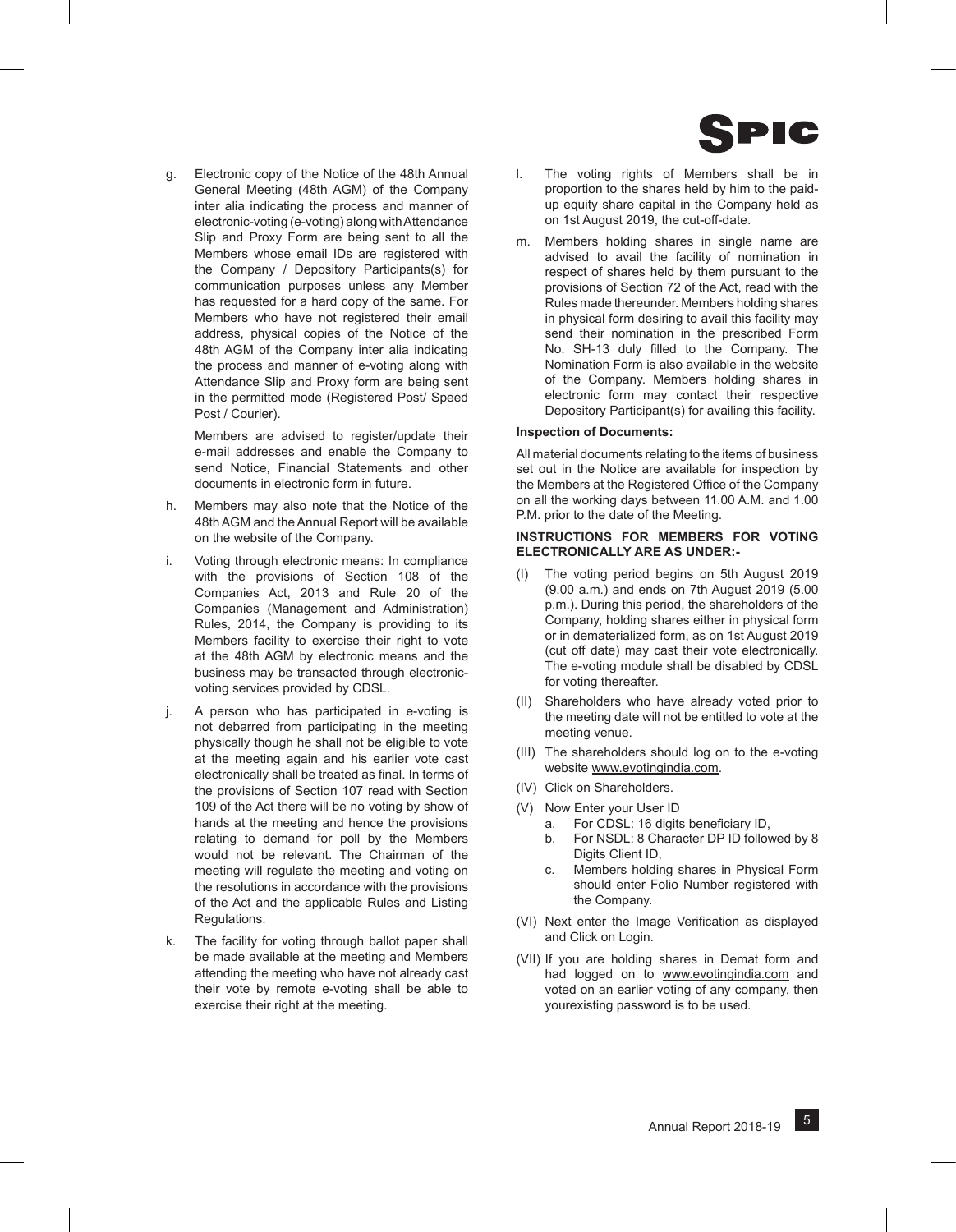g. Electronic copy of the Notice of the 48th Annual General Meeting (48th AGM) of the Company inter alia indicating the process and manner of electronic-voting (e-voting) along with Attendance Slip and Proxy Form are being sent to all the Members whose email IDs are registered with the Company / Depository Participants(s) for communication purposes unless any Member has requested for a hard copy of the same. For Members who have not registered their email address, physical copies of the Notice of the 48th AGM of the Company inter alia indicating the process and manner of e-voting along with Attendance Slip and Proxy form are being sent in the permitted mode (Registered Post/ Speed Post / Courier).

   Members are advised to register/update their e-mail addresses and enable the Company to send Notice, Financial Statements and other documents in electronic form in future.

h. Members may also note that the Notice of the 48th AGM and the Annual Report will be available on the website of the Company.

i. Voting through electronic means: In compliance with the provisions of Section 108 of the Companies Act, 2013 and Rule 20 of the Companies (Management and Administration) Rules, 2014, the Company is providing to its Members facility to exercise their right to vote at the 48th AGM by electronic means and the business may be transacted through electronic-voting services provided by CDSL.

j. A person who has participated in e-voting is not debarred from participating in the meeting physically though he shall not be eligible to vote at the meeting again and his earlier vote cast electronically shall be treated as final. In terms of the provisions of Section 107 read with Section 109 of the Act there will be no voting by show of hands at the meeting and hence the provisions relating to demand for poll by the Members would not be relevant. The Chairman of the meeting will regulate the meeting and voting on the resolutions in accordance with the provisions of the Act and the applicable Rules and Listing Regulations.

k. The facility for voting through ballot paper shall be made available at the meeting and Members attending the meeting who have not already cast their vote by remote e-voting shall be able to exercise their right at the meeting.

l. The voting rights of Members shall be in proportion to the shares held by him to the paid-up equity share capital in the Company held as on 1st August 2019, the cut-off-date.

m. Members holding shares in single name are advised to avail the facility of nomination in respect of shares held by them pursuant to the provisions of Section 72 of the Act, read with the Rules made thereunder. Members holding shares in physical form desiring to avail this facility may send their nomination in the prescribed Form No. SH-13 duly filled to the Company. The Nomination Form is also available in the website of the Company. Members holding shares in electronic form may contact their respective Depository Participant(s) for availing this facility.

**Inspection of Documents:**

All material documents relating to the items of business set out in the Notice are available for inspection by the Members at the Registered Office of the Company on all the working days between 11.00 A.M. and 1.00 P.M. prior to the date of the Meeting.

**INSTRUCTIONS FOR MEMBERS FOR VOTING ELECTRONICALLY ARE AS UNDER:-**

(I) The voting period begins on 5th August 2019 (9.00 a.m.) and ends on 7th August 2019 (5.00 p.m.). During this period, the shareholders of the Company, holding shares either in physical form or in dematerialized form, as on 1st August 2019 (cut off date) may cast their vote electronically. The e-voting module shall be disabled by CDSL for voting thereafter.

(II) Shareholders who have already voted prior to the meeting date will not be entitled to vote at the meeting venue.

(III) The shareholders should log on to the e-voting website www.evotingindia.com.

(IV) Click on Shareholders.

(V) Now Enter your User ID
   a. For CDSL: 16 digits beneficiary ID,
   b. For NSDL: 8 Character DP ID followed by 8 Digits Client ID,
   c. Members holding shares in Physical Form should enter Folio Number registered with the Company.

(VI) Next enter the Image Verification as displayed and Click on Login.

(VII) If you are holding shares in Demat form and had logged on to www.evotingindia.com and voted on an earlier voting of any company, then yourexisting password is to be used.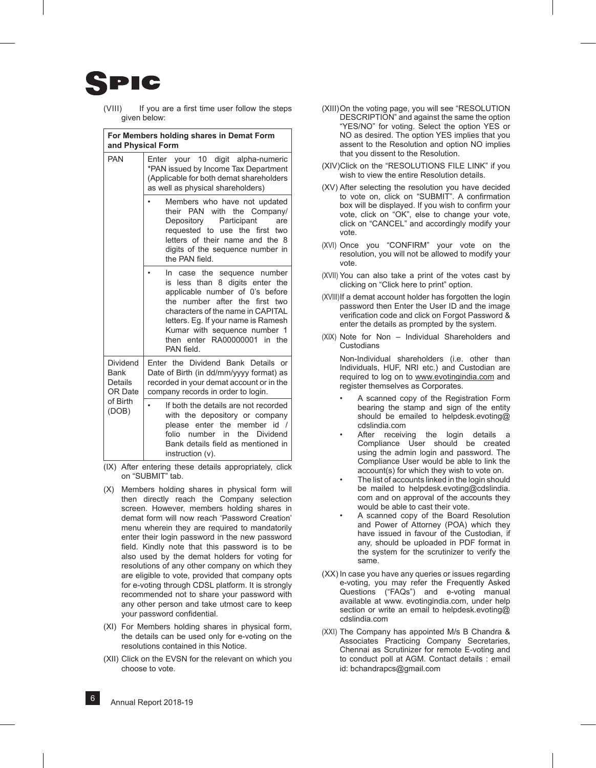(VIII) If you are a first time user follow the steps given below:

| For Members holding shares in Demat Form and Physical Form | |
|---|---|
| PAN | Enter your 10 digit alpha-numeric *PAN issued by Income Tax Department (Applicable for both demat shareholders as well as physical shareholders) |
| | • Members who have not updated their PAN with the Company/ Depository Participant are requested to use the first two letters of their name and the 8 digits of the sequence number in the PAN field. |
| | • In case the sequence number is less than 8 digits enter the applicable number of 0's before the number after the first two characters of the name in CAPITAL letters. Eg. If your name is Ramesh Kumar with sequence number 1 then enter RA00000001 in the PAN field. |
| Dividend Bank Details OR Date of Birth (DOB) | Enter the Dividend Bank Details or Date of Birth (in dd/mm/yyyy format) as recorded in your demat account or in the company records in order to login. |
| | • If both the details are not recorded with the depository or company please enter the member id / folio number in the Dividend Bank details field as mentioned in instruction (v). |

(IX) After entering these details appropriately, click on "SUBMIT" tab.

(X) Members holding shares in physical form will then directly reach the Company selection screen. However, members holding shares in demat form will now reach 'Password Creation' menu wherein they are required to mandatorily enter their login password in the new password field. Kindly note that this password is to be also used by the demat holders for voting for resolutions of any other company on which they are eligible to vote, provided that company opts for e-voting through CDSL platform. It is strongly recommended not to share your password with any other person and take utmost care to keep your password confidential.

(XI) For Members holding shares in physical form, the details can be used only for e-voting on the resolutions contained in this Notice.

(XII) Click on the EVSN for the relevant on which you choose to vote.

(XIII) On the voting page, you will see "RESOLUTION DESCRIPTION" and against the same the option "YES/NO" for voting. Select the option YES or NO as desired. The option YES implies that you assent to the Resolution and option NO implies that you dissent to the Resolution.

(XIV) Click on the "RESOLUTIONS FILE LINK" if you wish to view the entire Resolution details.

(XV) After selecting the resolution you have decided to vote on, click on "SUBMIT". A confirmation box will be displayed. If you wish to confirm your vote, click on "OK", else to change your vote, click on "CANCEL" and accordingly modify your vote.

(XVI) Once you "CONFIRM" your vote on the resolution, you will not be allowed to modify your vote.

(XVII) You can also take a print of the votes cast by clicking on "Click here to print" option.

(XVIII) If a demat account holder has forgotten the login password then Enter the User ID and the image verification code and click on Forgot Password & enter the details as prompted by the system.

(XIX) Note for Non – Individual Shareholders and Custodians

Non-Individual shareholders (i.e. other than Individuals, HUF, NRI etc.) and Custodian are required to log on to www.evotingindia.com and register themselves as Corporates.

- A scanned copy of the Registration Form bearing the stamp and sign of the entity should be emailed to helpdesk.evoting@cdslindia.com
- After receiving the login details a Compliance User should be created using the admin login and password. The Compliance User would be able to link the account(s) for which they wish to vote on.
- The list of accounts linked in the login should be mailed to helpdesk.evoting@cdslindia.com and on approval of the accounts they would be able to cast their vote.
- A scanned copy of the Board Resolution and Power of Attorney (POA) which they have issued in favour of the Custodian, if any, should be uploaded in PDF format in the system for the scrutinizer to verify the same.

(XX) In case you have any queries or issues regarding e-voting, you may refer the Frequently Asked Questions ("FAQs") and e-voting manual available at www. evotingindia.com, under help section or write an email to helpdesk.evoting@cdslindia.com

(XXI) The Company has appointed M/s B Chandra & Associates Practicing Company Secretaries, Chennai as Scrutinizer for remote E-voting and to conduct poll at AGM. Contact details : email id: bchandrapcs@gmail.com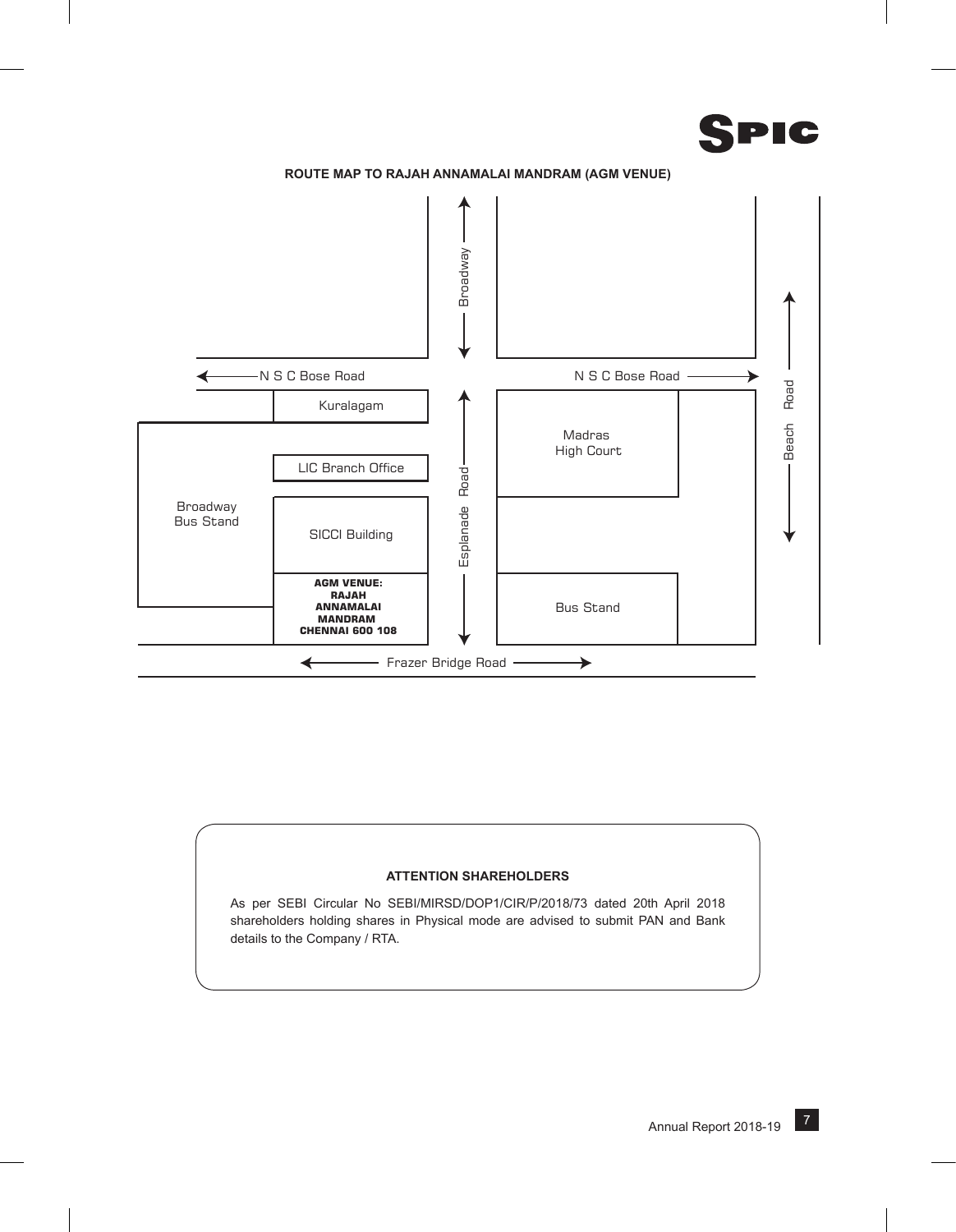**ROUTE MAP TO RAJAH ANNAMALAI MANDRAM (AGM VENUE)**

Broadway

N S C Bose Road

N S C Bose Road

Kuralagam

Madras High Court

Beach Road

LIC Branch Office

Esplanade Road

Broadway Bus Stand

SICCI Building

**AGM VENUE: RAJAH ANNAMALAI MANDRAM CHENNAI 600 108**

Bus Stand

Frazer Bridge Road

**ATTENTION SHAREHOLDERS**

As per SEBI Circular No SEBI/MIRSD/DOP1/CIR/P/2018/73 dated 20th April 2018 shareholders holding shares in Physical mode are advised to submit PAN and Bank details to the Company / RTA.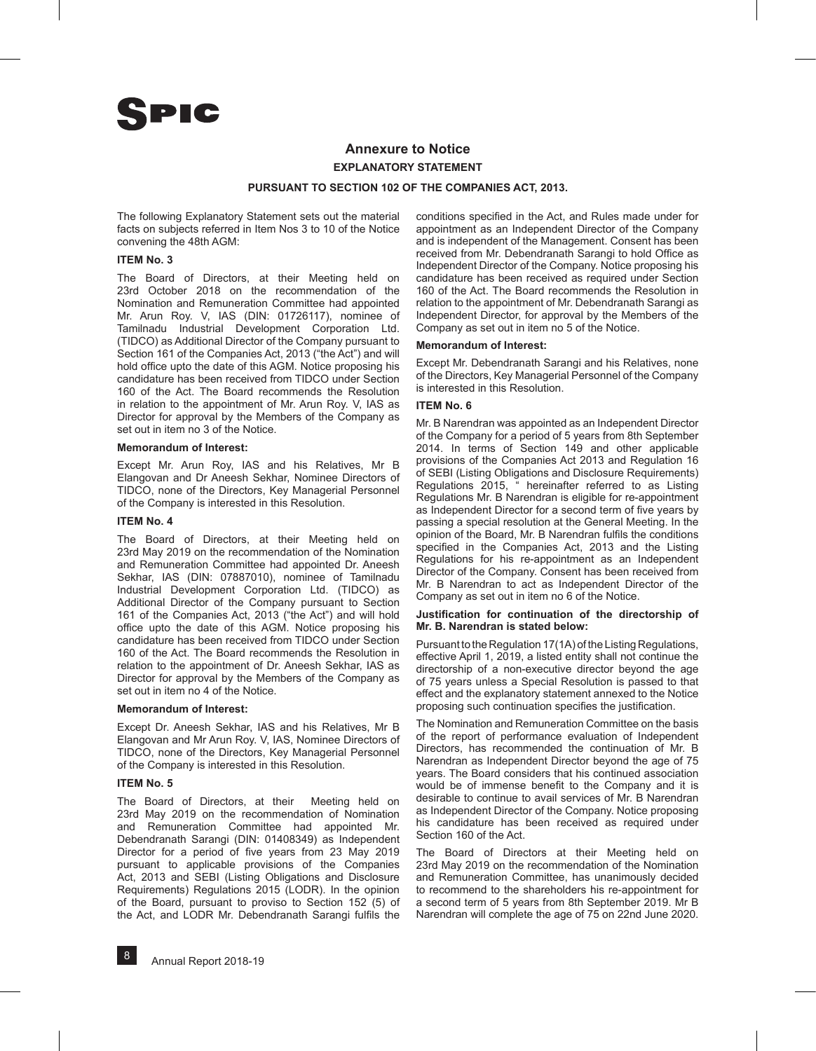# Annexure to Notice

## EXPLANATORY STATEMENT

### PURSUANT TO SECTION 102 OF THE COMPANIES ACT, 2013.

The following Explanatory Statement sets out the material facts on subjects referred in Item Nos 3 to 10 of the Notice convening the 48th AGM:

**ITEM No. 3**

The Board of Directors, at their Meeting held on 23rd October 2018 on the recommendation of the Nomination and Remuneration Committee had appointed Mr. Arun Roy. V, IAS (DIN: 01726117), nominee of Tamilnadu Industrial Development Corporation Ltd. (TIDCO) as Additional Director of the Company pursuant to Section 161 of the Companies Act, 2013 ("the Act") and will hold office upto the date of this AGM. Notice proposing his candidature has been received from TIDCO under Section 160 of the Act. The Board recommends the Resolution in relation to the appointment of Mr. Arun Roy. V, IAS as Director for approval by the Members of the Company as set out in item no 3 of the Notice.

**Memorandum of Interest:**

Except Mr. Arun Roy, IAS and his Relatives, Mr B Elangovan and Dr Aneesh Sekhar, Nominee Directors of TIDCO, none of the Directors, Key Managerial Personnel of the Company is interested in this Resolution.

**ITEM No. 4**

The Board of Directors, at their Meeting held on 23rd May 2019 on the recommendation of the Nomination and Remuneration Committee had appointed Dr. Aneesh Sekhar, IAS (DIN: 07887010), nominee of Tamilnadu Industrial Development Corporation Ltd. (TIDCO) as Additional Director of the Company pursuant to Section 161 of the Companies Act, 2013 ("the Act") and will hold office upto the date of this AGM. Notice proposing his candidature has been received from TIDCO under Section 160 of the Act. The Board recommends the Resolution in relation to the appointment of Dr. Aneesh Sekhar, IAS as Director for approval by the Members of the Company as set out in item no 4 of the Notice.

**Memorandum of Interest:**

Except Dr. Aneesh Sekhar, IAS and his Relatives, Mr B Elangovan and Mr Arun Roy. V, IAS, Nominee Directors of TIDCO, none of the Directors, Key Managerial Personnel of the Company is interested in this Resolution.

**ITEM No. 5**

The Board of Directors, at their Meeting held on 23rd May 2019 on the recommendation of Nomination and Remuneration Committee had appointed Mr. Debendranath Sarangi (DIN: 01408349) as Independent Director for a period of five years from 23 May 2019 pursuant to applicable provisions of the Companies Act, 2013 and SEBI (Listing Obligations and Disclosure Requirements) Regulations 2015 (LODR). In the opinion of the Board, pursuant to proviso to Section 152 (5) of the Act, and LODR Mr. Debendranath Sarangi fulfils the conditions specified in the Act, and Rules made under for appointment as an Independent Director of the Company and is independent of the Management. Consent has been received from Mr. Debendranath Sarangi to hold Office as Independent Director of the Company. Notice proposing his candidature has been received as required under Section 160 of the Act. The Board recommends the Resolution in relation to the appointment of Mr. Debendranath Sarangi as Independent Director, for approval by the Members of the Company as set out in item no 5 of the Notice.

**Memorandum of Interest:**

Except Mr. Debendranath Sarangi and his Relatives, none of the Directors, Key Managerial Personnel of the Company is interested in this Resolution.

**ITEM No. 6**

Mr. B Narendran was appointed as an Independent Director of the Company for a period of 5 years from 8th September 2014. In terms of Section 149 and other applicable provisions of the Companies Act 2013 and Regulation 16 of SEBI (Listing Obligations and Disclosure Requirements) Regulations 2015, " hereinafter referred to as Listing Regulations Mr. B Narendran is eligible for re-appointment as Independent Director for a second term of five years by passing a special resolution at the General Meeting. In the opinion of the Board, Mr. B Narendran fulfils the conditions specified in the Companies Act, 2013 and the Listing Regulations for his re-appointment as an Independent Director of the Company. Consent has been received from Mr. B Narendran to act as Independent Director of the Company as set out in item no 6 of the Notice.

**Justification for continuation of the directorship of Mr. B. Narendran is stated below:**

Pursuant to the Regulation 17(1A) of the Listing Regulations, effective April 1, 2019, a listed entity shall not continue the directorship of a non-executive director beyond the age of 75 years unless a Special Resolution is passed to that effect and the explanatory statement annexed to the Notice proposing such continuation specifies the justification.

The Nomination and Remuneration Committee on the basis of the report of performance evaluation of Independent Directors, has recommended the continuation of Mr. B Narendran as Independent Director beyond the age of 75 years. The Board considers that his continued association would be of immense benefit to the Company and it is desirable to continue to avail services of Mr. B Narendran as Independent Director of the Company. Notice proposing his candidature has been received as required under Section 160 of the Act.

The Board of Directors at their Meeting held on 23rd May 2019 on the recommendation of the Nomination and Remuneration Committee, has unanimously decided to recommend to the shareholders his re-appointment for a second term of 5 years from 8th September 2019. Mr B Narendran will complete the age of 75 on 22nd June 2020.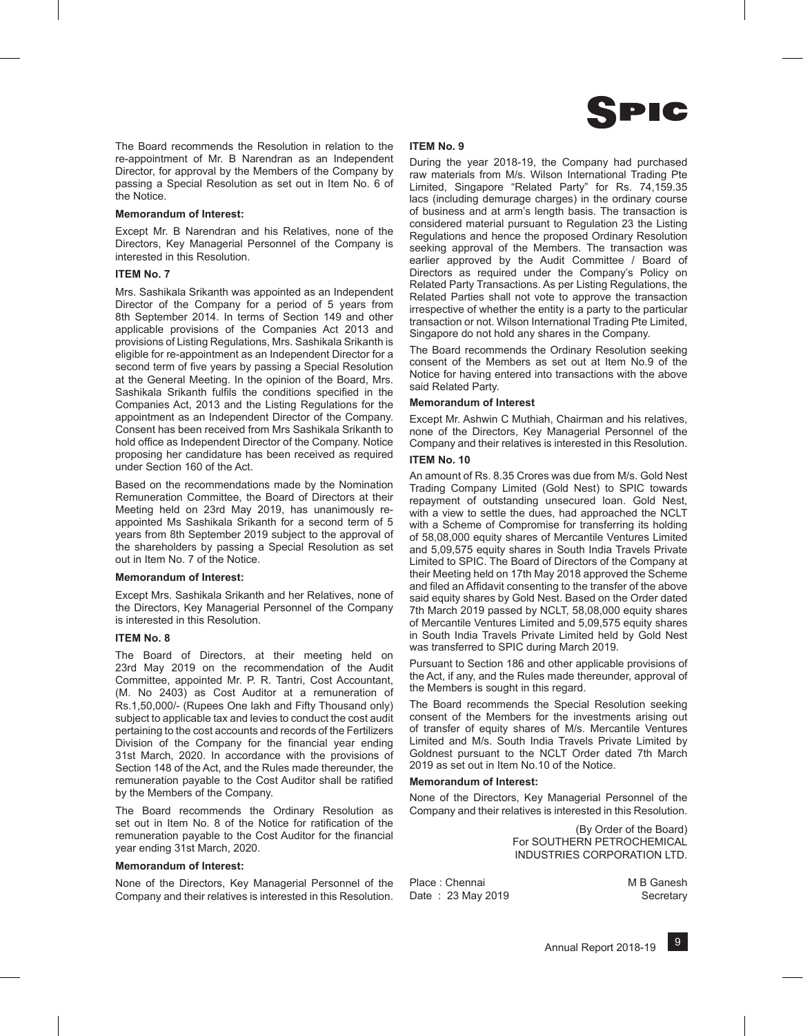The Board recommends the Resolution in relation to the re-appointment of Mr. B Narendran as an Independent Director, for approval by the Members of the Company by passing a Special Resolution as set out in Item No. 6 of the Notice.

**Memorandum of Interest:**

Except Mr. B Narendran and his Relatives, none of the Directors, Key Managerial Personnel of the Company is interested in this Resolution.

**ITEM No. 7**

Mrs. Sashikala Srikanth was appointed as an Independent Director of the Company for a period of 5 years from 8th September 2014. In terms of Section 149 and other applicable provisions of the Companies Act 2013 and provisions of Listing Regulations, Mrs. Sashikala Srikanth is eligible for re-appointment as an Independent Director for a second term of five years by passing a Special Resolution at the General Meeting. In the opinion of the Board, Mrs. Sashikala Srikanth fulfils the conditions specified in the Companies Act, 2013 and the Listing Regulations for the appointment as an Independent Director of the Company. Consent has been received from Mrs Sashikala Srikanth to hold office as Independent Director of the Company. Notice proposing her candidature has been received as required under Section 160 of the Act.

Based on the recommendations made by the Nomination Remuneration Committee, the Board of Directors at their Meeting held on 23rd May 2019, has unanimously re-appointed Ms Sashikala Srikanth for a second term of 5 years from 8th September 2019 subject to the approval of the shareholders by passing a Special Resolution as set out in Item No. 7 of the Notice.

**Memorandum of Interest:**

Except Mrs. Sashikala Srikanth and her Relatives, none of the Directors, Key Managerial Personnel of the Company is interested in this Resolution.

**ITEM No. 8**

The Board of Directors, at their meeting held on 23rd May 2019 on the recommendation of the Audit Committee, appointed Mr. P. R. Tantri, Cost Accountant, (M. No 2403) as Cost Auditor at a remuneration of Rs.1,50,000/- (Rupees One lakh and Fifty Thousand only) subject to applicable tax and levies to conduct the cost audit pertaining to the cost accounts and records of the Fertilizers Division of the Company for the financial year ending 31st March, 2020. In accordance with the provisions of Section 148 of the Act, and the Rules made thereunder, the remuneration payable to the Cost Auditor shall be ratified by the Members of the Company.

The Board recommends the Ordinary Resolution as set out in Item No. 8 of the Notice for ratification of the remuneration payable to the Cost Auditor for the financial year ending 31st March, 2020.

**Memorandum of Interest:**

None of the Directors, Key Managerial Personnel of the Company and their relatives is interested in this Resolution.

**ITEM No. 9**

During the year 2018-19, the Company had purchased raw materials from M/s. Wilson International Trading Pte Limited, Singapore "Related Party" for Rs. 74,159.35 lacs (including demurage charges) in the ordinary course of business and at arm's length basis. The transaction is considered material pursuant to Regulation 23 the Listing Regulations and hence the proposed Ordinary Resolution seeking approval of the Members. The transaction was earlier approved by the Audit Committee / Board of Directors as required under the Company's Policy on Related Party Transactions. As per Listing Regulations, the Related Parties shall not vote to approve the transaction irrespective of whether the entity is a party to the particular transaction or not. Wilson International Trading Pte Limited, Singapore do not hold any shares in the Company.

The Board recommends the Ordinary Resolution seeking consent of the Members as set out at Item No.9 of the Notice for having entered into transactions with the above said Related Party.

**Memorandum of Interest**

Except Mr. Ashwin C Muthiah, Chairman and his relatives, none of the Directors, Key Managerial Personnel of the Company and their relatives is interested in this Resolution.

**ITEM No. 10**

An amount of Rs. 8.35 Crores was due from M/s. Gold Nest Trading Company Limited (Gold Nest) to SPIC towards repayment of outstanding unsecured loan. Gold Nest, with a view to settle the dues, had approached the NCLT with a Scheme of Compromise for transferring its holding of 58,08,000 equity shares of Mercantile Ventures Limited and 5,09,575 equity shares in South India Travels Private Limited to SPIC. The Board of Directors of the Company at their Meeting held on 17th May 2018 approved the Scheme and filed an Affidavit consenting to the transfer of the above said equity shares by Gold Nest. Based on the Order dated 7th March 2019 passed by NCLT, 58,08,000 equity shares of Mercantile Ventures Limited and 5,09,575 equity shares in South India Travels Private Limited held by Gold Nest was transferred to SPIC during March 2019.

Pursuant to Section 186 and other applicable provisions of the Act, if any, and the Rules made thereunder, approval of the Members is sought in this regard.

The Board recommends the Special Resolution seeking consent of the Members for the investments arising out of transfer of equity shares of M/s. Mercantile Ventures Limited and M/s. South India Travels Private Limited by Goldnest pursuant to the NCLT Order dated 7th March 2019 as set out in Item No.10 of the Notice.

**Memorandum of Interest:**

None of the Directors, Key Managerial Personnel of the Company and their relatives is interested in this Resolution.

(By Order of the Board)
For SOUTHERN PETROCHEMICAL INDUSTRIES CORPORATION LTD.

Place : Chennai
Date : 23 May 2019

M B Ganesh
Secretary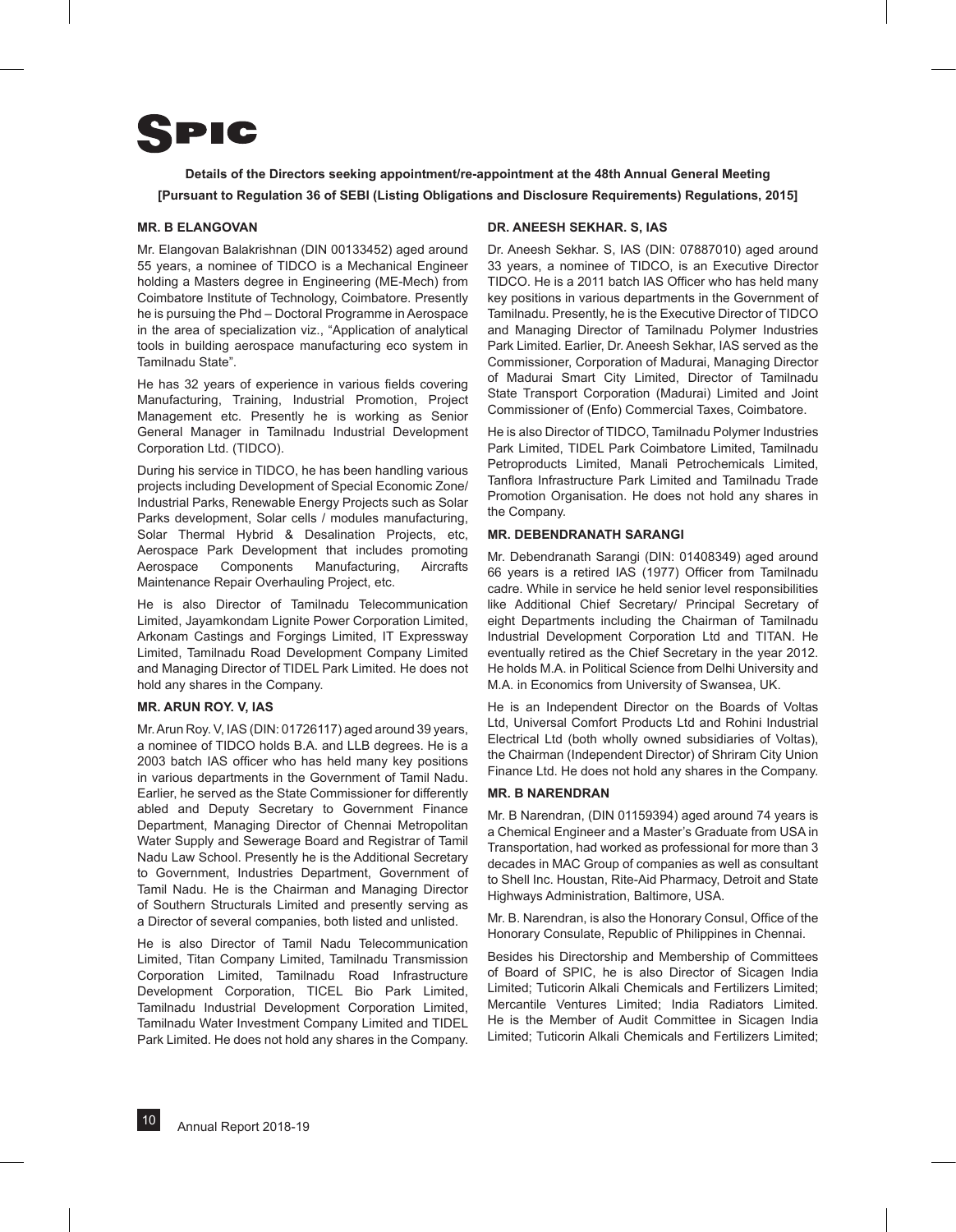**Details of the Directors seeking appointment/re-appointment at the 48th Annual General Meeting**

**[Pursuant to Regulation 36 of SEBI (Listing Obligations and Disclosure Requirements) Regulations, 2015]**

### MR. B ELANGOVAN

Mr. Elangovan Balakrishnan (DIN 00133452) aged around 55 years, a nominee of TIDCO is a Mechanical Engineer holding a Masters degree in Engineering (ME-Mech) from Coimbatore Institute of Technology, Coimbatore. Presently he is pursuing the Phd – Doctoral Programme in Aerospace in the area of specialization viz., "Application of analytical tools in building aerospace manufacturing eco system in Tamilnadu State".

He has 32 years of experience in various fields covering Manufacturing, Training, Industrial Promotion, Project Management etc. Presently he is working as Senior General Manager in Tamilnadu Industrial Development Corporation Ltd. (TIDCO).

During his service in TIDCO, he has been handling various projects including Development of Special Economic Zone/ Industrial Parks, Renewable Energy Projects such as Solar Parks development, Solar cells / modules manufacturing, Solar Thermal Hybrid & Desalination Projects, etc, Aerospace Park Development that includes promoting Aerospace Components Manufacturing, Aircrafts Maintenance Repair Overhauling Project, etc.

He is also Director of Tamilnadu Telecommunication Limited, Jayamkondam Lignite Power Corporation Limited, Arkonam Castings and Forgings Limited, IT Expressway Limited, Tamilnadu Road Development Company Limited and Managing Director of TIDEL Park Limited. He does not hold any shares in the Company.

### MR. ARUN ROY. V, IAS

Mr. Arun Roy. V, IAS (DIN: 01726117) aged around 39 years, a nominee of TIDCO holds B.A. and LLB degrees. He is a 2003 batch IAS officer who has held many key positions in various departments in the Government of Tamil Nadu. Earlier, he served as the State Commissioner for differently abled and Deputy Secretary to Government Finance Department, Managing Director of Chennai Metropolitan Water Supply and Sewerage Board and Registrar of Tamil Nadu Law School. Presently he is the Additional Secretary to Government, Industries Department, Government of Tamil Nadu. He is the Chairman and Managing Director of Southern Structurals Limited and presently serving as a Director of several companies, both listed and unlisted.

He is also Director of Tamil Nadu Telecommunication Limited, Titan Company Limited, Tamilnadu Transmission Corporation Limited, Tamilnadu Road Infrastructure Development Corporation, TICEL Bio Park Limited, Tamilnadu Industrial Development Corporation Limited, Tamilnadu Water Investment Company Limited and TIDEL Park Limited. He does not hold any shares in the Company.

### DR. ANEESH SEKHAR. S, IAS

Dr. Aneesh Sekhar. S, IAS (DIN: 07887010) aged around 33 years, a nominee of TIDCO, is an Executive Director TIDCO. He is a 2011 batch IAS Officer who has held many key positions in various departments in the Government of Tamilnadu. Presently, he is the Executive Director of TIDCO and Managing Director of Tamilnadu Polymer Industries Park Limited. Earlier, Dr. Aneesh Sekhar, IAS served as the Commissioner, Corporation of Madurai, Managing Director of Madurai Smart City Limited, Director of Tamilnadu State Transport Corporation (Madurai) Limited and Joint Commissioner of (Enfo) Commercial Taxes, Coimbatore.

He is also Director of TIDCO, Tamilnadu Polymer Industries Park Limited, TIDEL Park Coimbatore Limited, Tamilnadu Petroproducts Limited, Manali Petrochemicals Limited, Tanflora Infrastructure Park Limited and Tamilnadu Trade Promotion Organisation. He does not hold any shares in the Company.

### MR. DEBENDRANATH SARANGI

Mr. Debendranath Sarangi (DIN: 01408349) aged around 66 years is a retired IAS (1977) Officer from Tamilnadu cadre. While in service he held senior level responsibilities like Additional Chief Secretary/ Principal Secretary of eight Departments including the Chairman of Tamilnadu Industrial Development Corporation Ltd and TITAN. He eventually retired as the Chief Secretary in the year 2012. He holds M.A. in Political Science from Delhi University and M.A. in Economics from University of Swansea, UK.

He is an Independent Director on the Boards of Voltas Ltd, Universal Comfort Products Ltd and Rohini Industrial Electrical Ltd (both wholly owned subsidiaries of Voltas), the Chairman (Independent Director) of Shriram City Union Finance Ltd. He does not hold any shares in the Company.

### MR. B NARENDRAN

Mr. B Narendran, (DIN 01159394) aged around 74 years is a Chemical Engineer and a Master's Graduate from USA in Transportation, had worked as professional for more than 3 decades in MAC Group of companies as well as consultant to Shell Inc. Houstan, Rite-Aid Pharmacy, Detroit and State Highways Administration, Baltimore, USA.

Mr. B. Narendran, is also the Honorary Consul, Office of the Honorary Consulate, Republic of Philippines in Chennai.

Besides his Directorship and Membership of Committees of Board of SPIC, he is also Director of Sicagen India Limited; Tuticorin Alkali Chemicals and Fertilizers Limited; Mercantile Ventures Limited; India Radiators Limited. He is the Member of Audit Committee in Sicagen India Limited; Tuticorin Alkali Chemicals and Fertilizers Limited;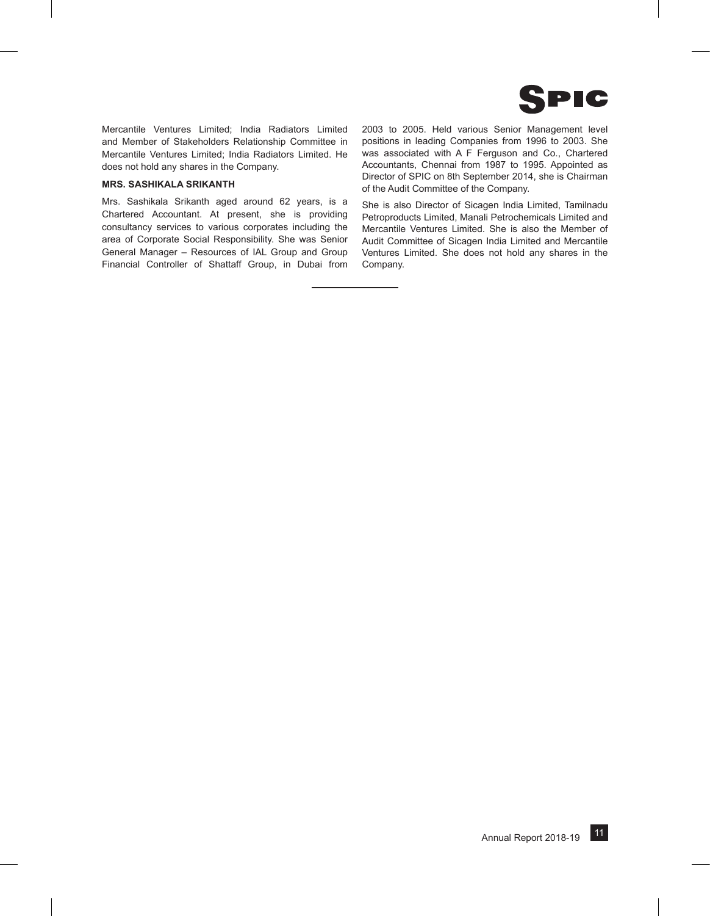Mercantile Ventures Limited; India Radiators Limited and Member of Stakeholders Relationship Committee in Mercantile Ventures Limited; India Radiators Limited. He does not hold any shares in the Company.

**MRS. SASHIKALA SRIKANTH**

Mrs. Sashikala Srikanth aged around 62 years, is a Chartered Accountant. At present, she is providing consultancy services to various corporates including the area of Corporate Social Responsibility. She was Senior General Manager – Resources of IAL Group and Group Financial Controller of Shattaff Group, in Dubai from 2003 to 2005. Held various Senior Management level positions in leading Companies from 1996 to 2003. She was associated with A F Ferguson and Co., Chartered Accountants, Chennai from 1987 to 1995. Appointed as Director of SPIC on 8th September 2014, she is Chairman of the Audit Committee of the Company.

She is also Director of Sicagen India Limited, Tamilnadu Petroproducts Limited, Manali Petrochemicals Limited and Mercantile Ventures Limited. She is also the Member of Audit Committee of Sicagen India Limited and Mercantile Ventures Limited. She does not hold any shares in the Company.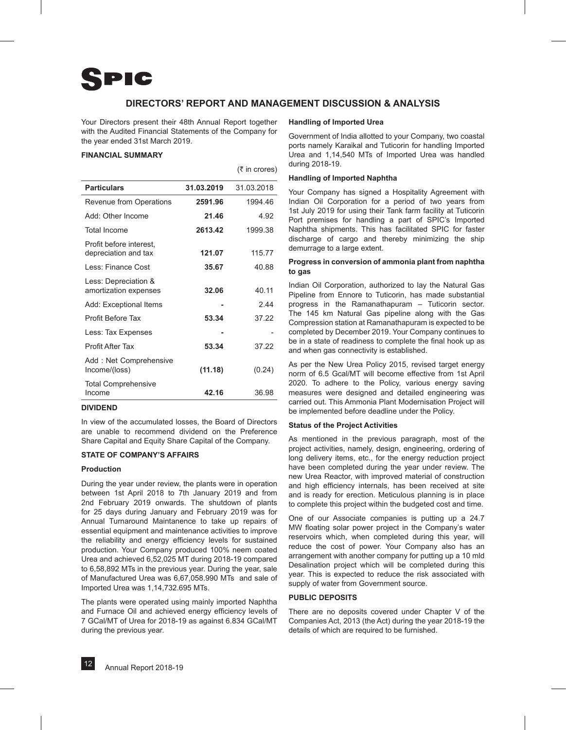# DIRECTORS' REPORT AND MANAGEMENT DISCUSSION & ANALYSIS

Your Directors present their 48th Annual Report together with the Audited Financial Statements of the Company for the year ended 31st March 2019.

## FINANCIAL SUMMARY

(₹ in crores)

| Particulars | 31.03.2019 | 31.03.2018 |
|---|---|---|
| Revenue from Operations | **2591.96** | 1994.46 |
| Add: Other Income | **21.46** | 4.92 |
| Total Income | **2613.42** | 1999.38 |
| Profit before interest, depreciation and tax | **121.07** | 115.77 |
| Less: Finance Cost | **35.67** | 40.88 |
| Less: Depreciation & amortization expenses | **32.06** | 40.11 |
| Add: Exceptional Items | **-** | 2.44 |
| Profit Before Tax | **53.34** | 37.22 |
| Less: Tax Expenses | **-** | - |
| Profit After Tax | **53.34** | 37.22 |
| Add : Net Comprehensive Income/(loss) | **(11.18)** | (0.24) |
| Total Comprehensive Income | **42.16** | 36.98 |

## DIVIDEND

In view of the accumulated losses, the Board of Directors are unable to recommend dividend on the Preference Share Capital and Equity Share Capital of the Company.

## STATE OF COMPANY'S AFFAIRS

### Production

During the year under review, the plants were in operation between 1st April 2018 to 7th January 2019 and from 2nd February 2019 onwards. The shutdown of plants for 25 days during January and February 2019 was for Annual Turnaround Maintanence to take up repairs of essential equipment and maintenance activities to improve the reliability and energy efficiency levels for sustained production. Your Company produced 100% neem coated Urea and achieved 6,52,025 MT during 2018-19 compared to 6,58,892 MTs in the previous year. During the year, sale of Manufactured Urea was 6,67,058.990 MTs and sale of Imported Urea was 1,14,732.695 MTs.

The plants were operated using mainly imported Naphtha and Furnace Oil and achieved energy efficiency levels of 7 GCal/MT of Urea for 2018-19 as against 6.834 GCal/MT during the previous year.

### Handling of Imported Urea

Government of India allotted to your Company, two coastal ports namely Karaikal and Tuticorin for handling Imported Urea and 1,14,540 MTs of Imported Urea was handled during 2018-19.

### Handling of Imported Naphtha

Your Company has signed a Hospitality Agreement with Indian Oil Corporation for a period of two years from 1st July 2019 for using their Tank farm facility at Tuticorin Port premises for handling a part of SPIC's Imported Naphtha shipments. This has facilitated SPIC for faster discharge of cargo and thereby minimizing the ship demurrage to a large extent.

### Progress in conversion of ammonia plant from naphtha to gas

Indian Oil Corporation, authorized to lay the Natural Gas Pipeline from Ennore to Tuticorin, has made substantial progress in the Ramanathapuram – Tuticorin sector. The 145 km Natural Gas pipeline along with the Gas Compression station at Ramanathapuram is expected to be completed by December 2019. Your Company continues to be in a state of readiness to complete the final hook up as and when gas connectivity is established.

As per the New Urea Policy 2015, revised target energy norm of 6.5 Gcal/MT will become effective from 1st April 2020. To adhere to the Policy, various energy saving measures were designed and detailed engineering was carried out. This Ammonia Plant Modernisation Project will be implemented before deadline under the Policy.

### Status of the Project Activities

As mentioned in the previous paragraph, most of the project activities, namely, design, engineering, ordering of long delivery items, etc., for the energy reduction project have been completed during the year under review. The new Urea Reactor, with improved material of construction and high efficiency internals, has been received at site and is ready for erection. Meticulous planning is in place to complete this project within the budgeted cost and time.

One of our Associate companies is putting up a 24.7 MW floating solar power project in the Company's water reservoirs which, when completed during this year, will reduce the cost of power. Your Company also has an arrangement with another company for putting up a 10 mld Desalination project which will be completed during this year. This is expected to reduce the risk associated with supply of water from Government source.

## PUBLIC DEPOSITS

There are no deposits covered under Chapter V of the Companies Act, 2013 (the Act) during the year 2018-19 the details of which are required to be furnished.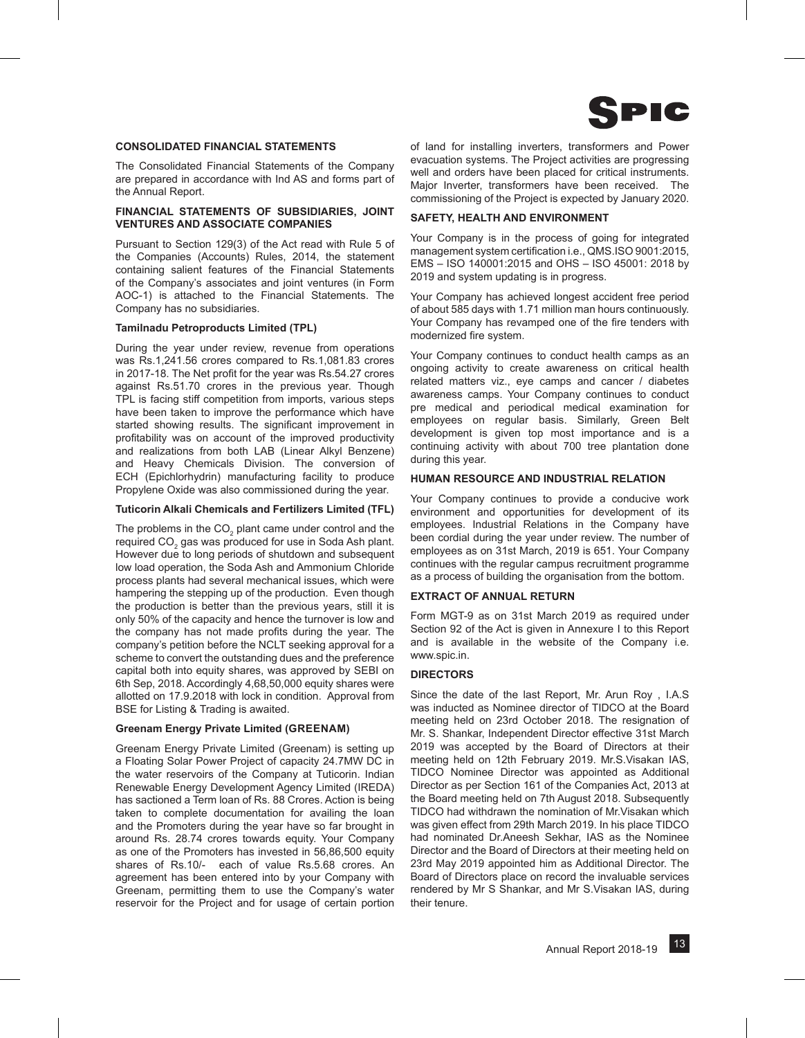## CONSOLIDATED FINANCIAL STATEMENTS

The Consolidated Financial Statements of the Company are prepared in accordance with Ind AS and forms part of the Annual Report.

## FINANCIAL STATEMENTS OF SUBSIDIARIES, JOINT VENTURES AND ASSOCIATE COMPANIES

Pursuant to Section 129(3) of the Act read with Rule 5 of the Companies (Accounts) Rules, 2014, the statement containing salient features of the Financial Statements of the Company's associates and joint ventures (in Form AOC-1) is attached to the Financial Statements. The Company has no subsidiaries.

### Tamilnadu Petroproducts Limited (TPL)

During the year under review, revenue from operations was Rs.1,241.56 crores compared to Rs.1,081.83 crores in 2017-18. The Net profit for the year was Rs.54.27 crores against Rs.51.70 crores in the previous year. Though TPL is facing stiff competition from imports, various steps have been taken to improve the performance which have started showing results. The significant improvement in profitability was on account of the improved productivity and realizations from both LAB (Linear Alkyl Benzene) and Heavy Chemicals Division. The conversion of ECH (Epichlorhydrin) manufacturing facility to produce Propylene Oxide was also commissioned during the year.

### Tuticorin Alkali Chemicals and Fertilizers Limited (TFL)

The problems in the $CO_2$ plant came under control and the required $CO_2$ gas was produced for use in Soda Ash plant. However due to long periods of shutdown and subsequent low load operation, the Soda Ash and Ammonium Chloride process plants had several mechanical issues, which were hampering the stepping up of the production. Even though the production is better than the previous years, still it is only 50% of the capacity and hence the turnover is low and the company has not made profits during the year. The company's petition before the NCLT seeking approval for a scheme to convert the outstanding dues and the preference capital both into equity shares, was approved by SEBI on 6th Sep, 2018. Accordingly 4,68,50,000 equity shares were allotted on 17.9.2018 with lock in condition. Approval from BSE for Listing & Trading is awaited.

### Greenam Energy Private Limited (GREENAM)

Greenam Energy Private Limited (Greenam) is setting up a Floating Solar Power Project of capacity 24.7MW DC in the water reservoirs of the Company at Tuticorin. Indian Renewable Energy Development Agency Limited (IREDA) has sactioned a Term loan of Rs. 88 Crores. Action is being taken to complete documentation for availing the loan and the Promoters during the year have so far brought in around Rs. 28.74 crores towards equity. Your Company as one of the Promoters has invested in 56,86,500 equity shares of Rs.10/- each of value Rs.5.68 crores. An agreement has been entered into by your Company with Greenam, permitting them to use the Company's water reservoir for the Project and for usage of certain portion of land for installing inverters, transformers and Power evacuation systems. The Project activities are progressing well and orders have been placed for critical instruments. Major Inverter, transformers have been received. The commissioning of the Project is expected by January 2020.

## SAFETY, HEALTH AND ENVIRONMENT

Your Company is in the process of going for integrated management system certification i.e., QMS.ISO 9001:2015, EMS – ISO 140001:2015 and OHS – ISO 45001: 2018 by 2019 and system updating is in progress.

Your Company has achieved longest accident free period of about 585 days with 1.71 million man hours continuously. Your Company has revamped one of the fire tenders with modernized fire system.

Your Company continues to conduct health camps as an ongoing activity to create awareness on critical health related matters viz., eye camps and cancer / diabetes awareness camps. Your Company continues to conduct pre medical and periodical medical examination for employees on regular basis. Similarly, Green Belt development is given top most importance and is a continuing activity with about 700 tree plantation done during this year.

## HUMAN RESOURCE AND INDUSTRIAL RELATION

Your Company continues to provide a conducive work environment and opportunities for development of its employees. Industrial Relations in the Company have been cordial during the year under review. The number of employees as on 31st March, 2019 is 651. Your Company continues with the regular campus recruitment programme as a process of building the organisation from the bottom.

## EXTRACT OF ANNUAL RETURN

Form MGT-9 as on 31st March 2019 as required under Section 92 of the Act is given in Annexure I to this Report and is available in the website of the Company i.e. www.spic.in.

## DIRECTORS

Since the date of the last Report, Mr. Arun Roy , I.A.S was inducted as Nominee director of TIDCO at the Board meeting held on 23rd October 2018. The resignation of Mr. S. Shankar, Independent Director effective 31st March 2019 was accepted by the Board of Directors at their meeting held on 12th February 2019. Mr.S.Visakan IAS, TIDCO Nominee Director was appointed as Additional Director as per Section 161 of the Companies Act, 2013 at the Board meeting held on 7th August 2018. Subsequently TIDCO had withdrawn the nomination of Mr.Visakan which was given effect from 29th March 2019. In his place TIDCO had nominated Dr.Aneesh Sekhar, IAS as the Nominee Director and the Board of Directors at their meeting held on 23rd May 2019 appointed him as Additional Director. The Board of Directors place on record the invaluable services rendered by Mr S Shankar, and Mr S.Visakan IAS, during their tenure.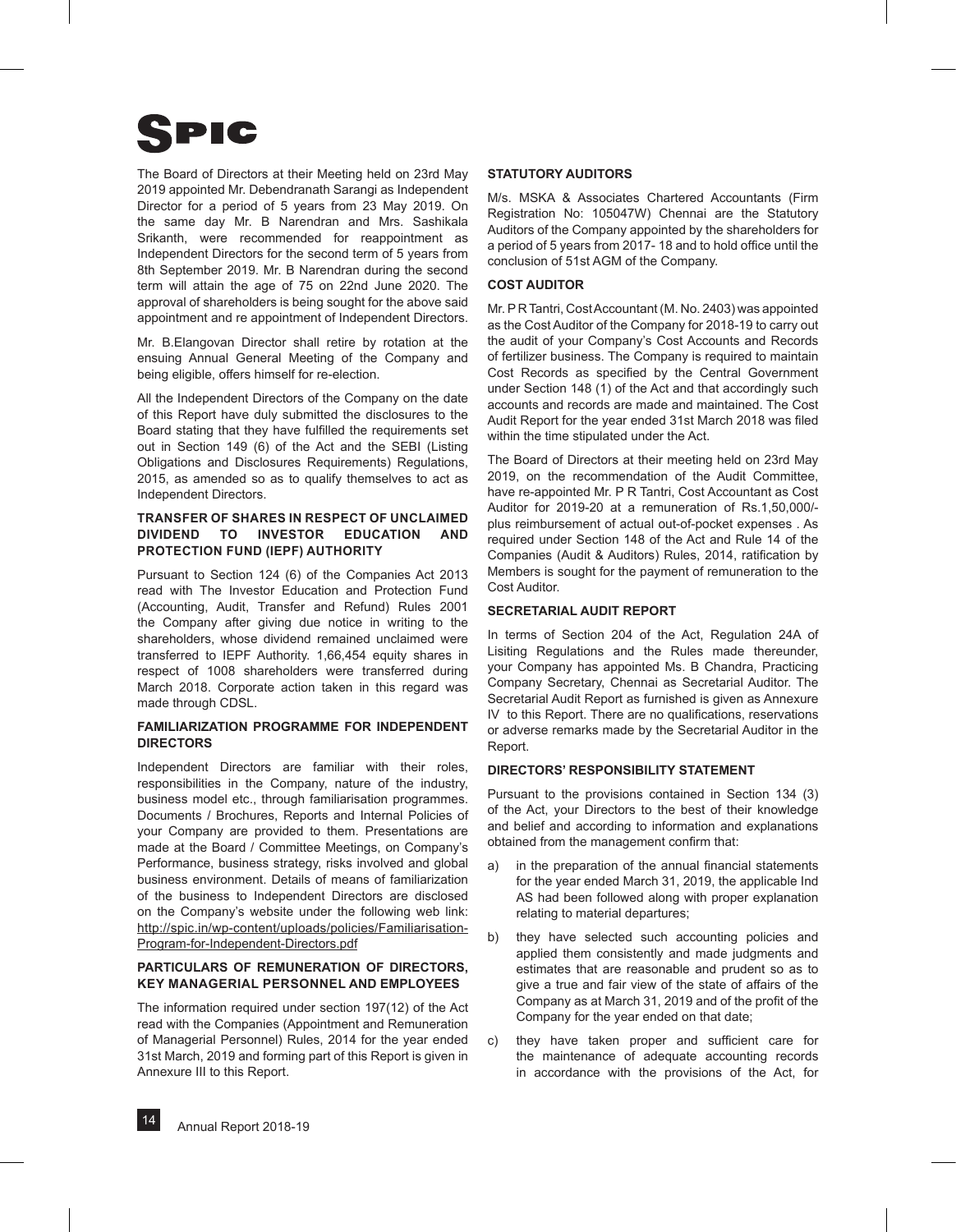The Board of Directors at their Meeting held on 23rd May 2019 appointed Mr. Debendranath Sarangi as Independent Director for a period of 5 years from 23 May 2019. On the same day Mr. B Narendran and Mrs. Sashikala Srikanth, were recommended for reappointment as Independent Directors for the second term of 5 years from 8th September 2019. Mr. B Narendran during the second term will attain the age of 75 on 22nd June 2020. The approval of shareholders is being sought for the above said appointment and re appointment of Independent Directors.

Mr. B.Elangovan Director shall retire by rotation at the ensuing Annual General Meeting of the Company and being eligible, offers himself for re-election.

All the Independent Directors of the Company on the date of this Report have duly submitted the disclosures to the Board stating that they have fulfilled the requirements set out in Section 149 (6) of the Act and the SEBI (Listing Obligations and Disclosures Requirements) Regulations, 2015, as amended so as to qualify themselves to act as Independent Directors.

## TRANSFER OF SHARES IN RESPECT OF UNCLAIMED DIVIDEND TO INVESTOR EDUCATION AND PROTECTION FUND (IEPF) AUTHORITY

Pursuant to Section 124 (6) of the Companies Act 2013 read with The Investor Education and Protection Fund (Accounting, Audit, Transfer and Refund) Rules 2001 the Company after giving due notice in writing to the shareholders, whose dividend remained unclaimed were transferred to IEPF Authority. 1,66,454 equity shares in respect of 1008 shareholders were transferred during March 2018. Corporate action taken in this regard was made through CDSL.

## FAMILIARIZATION PROGRAMME FOR INDEPENDENT DIRECTORS

Independent Directors are familiar with their roles, responsibilities in the Company, nature of the industry, business model etc., through familiarisation programmes. Documents / Brochures, Reports and Internal Policies of your Company are provided to them. Presentations are made at the Board / Committee Meetings, on Company's Performance, business strategy, risks involved and global business environment. Details of means of familiarization of the business to Independent Directors are disclosed on the Company's website under the following web link: http://spic.in/wp-content/uploads/policies/Familiarisation-Program-for-Independent-Directors.pdf

## PARTICULARS OF REMUNERATION OF DIRECTORS, KEY MANAGERIAL PERSONNEL AND EMPLOYEES

The information required under section 197(12) of the Act read with the Companies (Appointment and Remuneration of Managerial Personnel) Rules, 2014 for the year ended 31st March, 2019 and forming part of this Report is given in Annexure III to this Report.

## STATUTORY AUDITORS

M/s. MSKA & Associates Chartered Accountants (Firm Registration No: 105047W) Chennai are the Statutory Auditors of the Company appointed by the shareholders for a period of 5 years from 2017- 18 and to hold office until the conclusion of 51st AGM of the Company.

## COST AUDITOR

Mr. P R Tantri, Cost Accountant (M. No. 2403) was appointed as the Cost Auditor of the Company for 2018-19 to carry out the audit of your Company's Cost Accounts and Records of fertilizer business. The Company is required to maintain Cost Records as specified by the Central Government under Section 148 (1) of the Act and that accordingly such accounts and records are made and maintained. The Cost Audit Report for the year ended 31st March 2018 was filed within the time stipulated under the Act.

The Board of Directors at their meeting held on 23rd May 2019, on the recommendation of the Audit Committee, have re-appointed Mr. P R Tantri, Cost Accountant as Cost Auditor for 2019-20 at a remuneration of Rs.1,50,000/- plus reimbursement of actual out-of-pocket expenses . As required under Section 148 of the Act and Rule 14 of the Companies (Audit & Auditors) Rules, 2014, ratification by Members is sought for the payment of remuneration to the Cost Auditor.

## SECRETARIAL AUDIT REPORT

In terms of Section 204 of the Act, Regulation 24A of Lisiting Regulations and the Rules made thereunder, your Company has appointed Ms. B Chandra, Practicing Company Secretary, Chennai as Secretarial Auditor. The Secretarial Audit Report as furnished is given as Annexure IV to this Report. There are no qualifications, reservations or adverse remarks made by the Secretarial Auditor in the Report.

## DIRECTORS' RESPONSIBILITY STATEMENT

Pursuant to the provisions contained in Section 134 (3) of the Act, your Directors to the best of their knowledge and belief and according to information and explanations obtained from the management confirm that:

a) in the preparation of the annual financial statements for the year ended March 31, 2019, the applicable Ind AS had been followed along with proper explanation relating to material departures;

b) they have selected such accounting policies and applied them consistently and made judgments and estimates that are reasonable and prudent so as to give a true and fair view of the state of affairs of the Company as at March 31, 2019 and of the profit of the Company for the year ended on that date;

c) they have taken proper and sufficient care for the maintenance of adequate accounting records in accordance with the provisions of the Act, for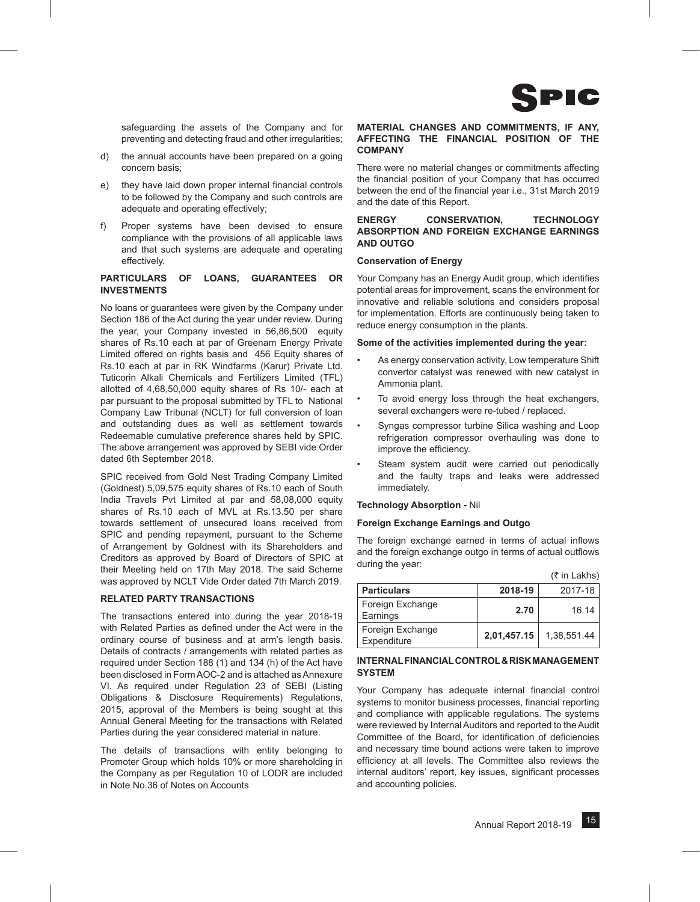safeguarding the assets of the Company and for preventing and detecting fraud and other irregularities;

d) the annual accounts have been prepared on a going concern basis;

e) they have laid down proper internal financial controls to be followed by the Company and such controls are adequate and operating effectively;

f) Proper systems have been devised to ensure compliance with the provisions of all applicable laws and that such systems are adequate and operating effectively.

### PARTICULARS OF LOANS, GUARANTEES OR INVESTMENTS

No loans or guarantees were given by the Company under Section 186 of the Act during the year under review. During the year, your Company invested in 56,86,500 equity shares of Rs.10 each at par of Greenam Energy Private Limited offered on rights basis and 456 Equity shares of Rs.10 each at par in RK Windfarms (Karur) Private Ltd. Tuticorin Alkali Chemicals and Fertilizers Limited (TFL) allotted of 4,68,50,000 equity shares of Rs 10/- each at par pursuant to the proposal submitted by TFL to National Company Law Tribunal (NCLT) for full conversion of loan and outstanding dues as well as settlement towards Redeemable cumulative preference shares held by SPIC. The above arrangement was approved by SEBI vide Order dated 6th September 2018.

SPIC received from Gold Nest Trading Company Limited (Goldnest) 5,09,575 equity shares of Rs.10 each of South India Travels Pvt Limited at par and 58,08,000 equity shares of Rs.10 each of MVL at Rs.13.50 per share towards settlement of unsecured loans received from SPIC and pending repayment, pursuant to the Scheme of Arrangement by Goldnest with its Shareholders and Creditors as approved by Board of Directors of SPIC at their Meeting held on 17th May 2018. The said Scheme was approved by NCLT Vide Order dated 7th March 2019.

### RELATED PARTY TRANSACTIONS

The transactions entered into during the year 2018-19 with Related Parties as defined under the Act were in the ordinary course of business and at arm's length basis. Details of contracts / arrangements with related parties as required under Section 188 (1) and 134 (h) of the Act have been disclosed in Form AOC-2 and is attached as Annexure VI. As required under Regulation 23 of SEBI (Listing Obligations & Disclosure Requirements) Regulations, 2015, approval of the Members is being sought at this Annual General Meeting for the transactions with Related Parties during the year considered material in nature.

The details of transactions with entity belonging to Promoter Group which holds 10% or more shareholding in the Company as per Regulation 10 of LODR are included in Note No.36 of Notes on Accounts

### MATERIAL CHANGES AND COMMITMENTS, IF ANY, AFFECTING THE FINANCIAL POSITION OF THE COMPANY

There were no material changes or commitments affecting the financial position of your Company that has occurred between the end of the financial year i.e., 31st March 2019 and the date of this Report.

### ENERGY CONSERVATION, TECHNOLOGY ABSORPTION AND FOREIGN EXCHANGE EARNINGS AND OUTGO

**Conservation of Energy**

Your Company has an Energy Audit group, which identifies potential areas for improvement, scans the environment for innovative and reliable solutions and considers proposal for implementation. Efforts are continuously being taken to reduce energy consumption in the plants.

**Some of the activities implemented during the year:**

- As energy conservation activity, Low temperature Shift convertor catalyst was renewed with new catalyst in Ammonia plant.
- To avoid energy loss through the heat exchangers, several exchangers were re-tubed / replaced.
- Syngas compressor turbine Silica washing and Loop refrigeration compressor overhauling was done to improve the efficiency.
- Steam system audit were carried out periodically and the faulty traps and leaks were addressed immediately.

**Technology Absorption -** Nil

**Foreign Exchange Earnings and Outgo**

The foreign exchange earned in terms of actual inflows and the foreign exchange outgo in terms of actual outflows during the year:

(₹ in Lakhs)

| Particulars | 2018-19 | 2017-18 |
|---|---|---|
| Foreign Exchange Earnings | **2.70** | 16.14 |
| Foreign Exchange Expenditure | **2,01,457.15** | 1,38,551.44 |

### INTERNAL FINANCIAL CONTROL & RISK MANAGEMENT SYSTEM

Your Company has adequate internal financial control systems to monitor business processes, financial reporting and compliance with applicable regulations. The systems were reviewed by Internal Auditors and reported to the Audit Committee of the Board, for identification of deficiencies and necessary time bound actions were taken to improve efficiency at all levels. The Committee also reviews the internal auditors' report, key issues, significant processes and accounting policies.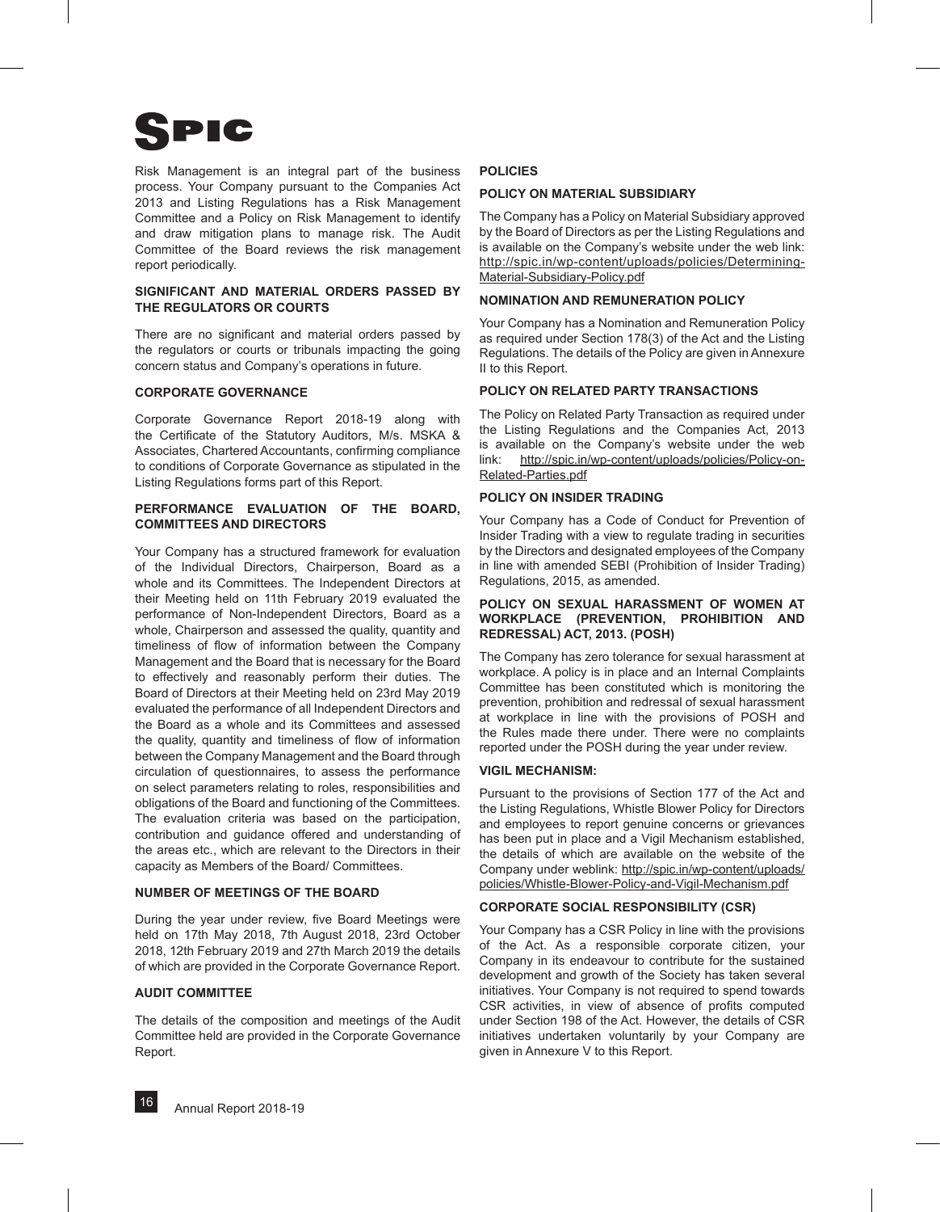Risk Management is an integral part of the business process. Your Company pursuant to the Companies Act 2013 and Listing Regulations has a Risk Management Committee and a Policy on Risk Management to identify and draw mitigation plans to manage risk. The Audit Committee of the Board reviews the risk management report periodically.

### SIGNIFICANT AND MATERIAL ORDERS PASSED BY THE REGULATORS OR COURTS

There are no significant and material orders passed by the regulators or courts or tribunals impacting the going concern status and Company's operations in future.

### CORPORATE GOVERNANCE

Corporate Governance Report 2018-19 along with the Certificate of the Statutory Auditors, M/s. MSKA & Associates, Chartered Accountants, confirming compliance to conditions of Corporate Governance as stipulated in the Listing Regulations forms part of this Report.

### PERFORMANCE EVALUATION OF THE BOARD, COMMITTEES AND DIRECTORS

Your Company has a structured framework for evaluation of the Individual Directors, Chairperson, Board as a whole and its Committees. The Independent Directors at their Meeting held on 11th February 2019 evaluated the performance of Non-Independent Directors, Board as a whole, Chairperson and assessed the quality, quantity and timeliness of flow of information between the Company Management and the Board that is necessary for the Board to effectively and reasonably perform their duties. The Board of Directors at their Meeting held on 23rd May 2019 evaluated the performance of all Independent Directors and the Board as a whole and its Committees and assessed the quality, quantity and timeliness of flow of information between the Company Management and the Board through circulation of questionnaires, to assess the performance on select parameters relating to roles, responsibilities and obligations of the Board and functioning of the Committees. The evaluation criteria was based on the participation, contribution and guidance offered and understanding of the areas etc., which are relevant to the Directors in their capacity as Members of the Board/ Committees.

### NUMBER OF MEETINGS OF THE BOARD

During the year under review, five Board Meetings were held on 17th May 2018, 7th August 2018, 23rd October 2018, 12th February 2019 and 27th March 2019 the details of which are provided in the Corporate Governance Report.

### AUDIT COMMITTEE

The details of the composition and meetings of the Audit Committee held are provided in the Corporate Governance Report.

### POLICIES

### POLICY ON MATERIAL SUBSIDIARY

The Company has a Policy on Material Subsidiary approved by the Board of Directors as per the Listing Regulations and is available on the Company's website under the web link: http://spic.in/wp-content/uploads/policies/Determining-Material-Subsidiary-Policy.pdf

### NOMINATION AND REMUNERATION POLICY

Your Company has a Nomination and Remuneration Policy as required under Section 178(3) of the Act and the Listing Regulations. The details of the Policy are given in Annexure II to this Report.

### POLICY ON RELATED PARTY TRANSACTIONS

The Policy on Related Party Transaction as required under the Listing Regulations and the Companies Act, 2013 is available on the Company's website under the web link: http://spic.in/wp-content/uploads/policies/Policy-on-Related-Parties.pdf

### POLICY ON INSIDER TRADING

Your Company has a Code of Conduct for Prevention of Insider Trading with a view to regulate trading in securities by the Directors and designated employees of the Company in line with amended SEBI (Prohibition of Insider Trading) Regulations, 2015, as amended.

### POLICY ON SEXUAL HARASSMENT OF WOMEN AT WORKPLACE (PREVENTION, PROHIBITION AND REDRESSAL) ACT, 2013. (POSH)

The Company has zero tolerance for sexual harassment at workplace. A policy is in place and an Internal Complaints Committee has been constituted which is monitoring the prevention, prohibition and redressal of sexual harassment at workplace in line with the provisions of POSH and the Rules made there under. There were no complaints reported under the POSH during the year under review.

### VIGIL MECHANISM:

Pursuant to the provisions of Section 177 of the Act and the Listing Regulations, Whistle Blower Policy for Directors and employees to report genuine concerns or grievances has been put in place and a Vigil Mechanism established, the details of which are available on the website of the Company under weblink: http://spic.in/wp-content/uploads/policies/Whistle-Blower-Policy-and-Vigil-Mechanism.pdf

### CORPORATE SOCIAL RESPONSIBILITY (CSR)

Your Company has a CSR Policy in line with the provisions of the Act. As a responsible corporate citizen, your Company in its endeavour to contribute for the sustained development and growth of the Society has taken several initiatives. Your Company is not required to spend towards CSR activities, in view of absence of profits computed under Section 198 of the Act. However, the details of CSR initiatives undertaken voluntarily by your Company are given in Annexure V to this Report.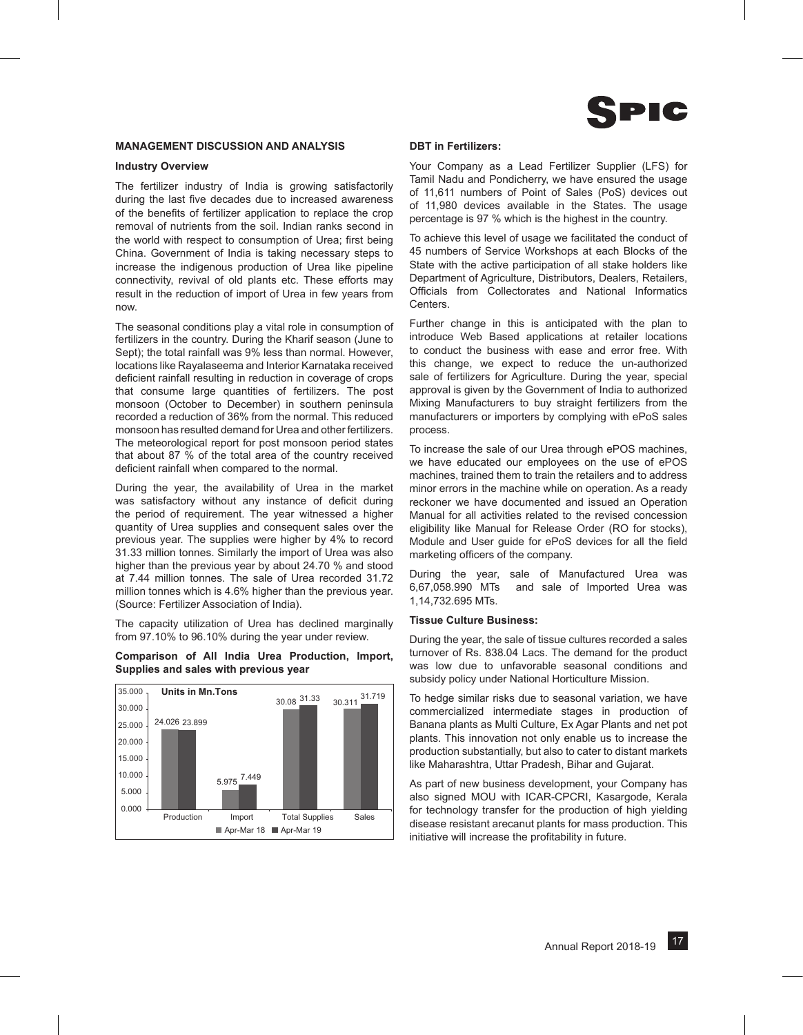## MANAGEMENT DISCUSSION AND ANALYSIS

### Industry Overview

The fertilizer industry of India is growing satisfactorily during the last five decades due to increased awareness of the benefits of fertilizer application to replace the crop removal of nutrients from the soil. Indian ranks second in the world with respect to consumption of Urea; first being China. Government of India is taking necessary steps to increase the indigenous production of Urea like pipeline connectivity, revival of old plants etc. These efforts may result in the reduction of import of Urea in few years from now.

The seasonal conditions play a vital role in consumption of fertilizers in the country. During the Kharif season (June to Sept); the total rainfall was 9% less than normal. However, locations like Rayalaseema and Interior Karnataka received deficient rainfall resulting in reduction in coverage of crops that consume large quantities of fertilizers. The post monsoon (October to December) in southern peninsula recorded a reduction of 36% from the normal. This reduced monsoon has resulted demand for Urea and other fertilizers. The meteorological report for post monsoon period states that about 87 % of the total area of the country received deficient rainfall when compared to the normal.

During the year, the availability of Urea in the market was satisfactory without any instance of deficit during the period of requirement. The year witnessed a higher quantity of Urea supplies and consequent sales over the previous year. The supplies were higher by 4% to record 31.33 million tonnes. Similarly the import of Urea was also higher than the previous year by about 24.70 % and stood at 7.44 million tonnes. The sale of Urea recorded 31.72 million tonnes which is 4.6% higher than the previous year. (Source: Fertilizer Association of India).

The capacity utilization of Urea has declined marginally from 97.10% to 96.10% during the year under review.

**Comparison of All India Urea Production, Import, Supplies and sales with previous year**

Units in Mn.Tons

| | Apr-Mar 18 | Apr-Mar 19 |
|---|---|---|
| Production | 24.026 | 23.899 |
| Import | 5.975 | 7.449 |
| Total Supplies | 30.08 | 31.33 |
| Sales | 30.311 | 31.719 |

### DBT in Fertilizers:

Your Company as a Lead Fertilizer Supplier (LFS) for Tamil Nadu and Pondicherry, we have ensured the usage of 11,611 numbers of Point of Sales (PoS) devices out of 11,980 devices available in the States. The usage percentage is 97 % which is the highest in the country.

To achieve this level of usage we facilitated the conduct of 45 numbers of Service Workshops at each Blocks of the State with the active participation of all stake holders like Department of Agriculture, Distributors, Dealers, Retailers, Officials from Collectorates and National Informatics Centers.

Further change in this is anticipated with the plan to introduce Web Based applications at retailer locations to conduct the business with ease and error free. With this change, we expect to reduce the un-authorized sale of fertilizers for Agriculture. During the year, special approval is given by the Government of India to authorized Mixing Manufacturers to buy straight fertilizers from the manufacturers or importers by complying with ePoS sales process.

To increase the sale of our Urea through ePOS machines, we have educated our employees on the use of ePOS machines, trained them to train the retailers and to address minor errors in the machine while on operation. As a ready reckoner we have documented and issued an Operation Manual for all activities related to the revised concession eligibility like Manual for Release Order (RO for stocks), Module and User guide for ePoS devices for all the field marketing officers of the company.

During the year, sale of Manufactured Urea was 6,67,058.990 MTs and sale of Imported Urea was 1,14,732.695 MTs.

### Tissue Culture Business:

During the year, the sale of tissue cultures recorded a sales turnover of Rs. 838.04 Lacs. The demand for the product was low due to unfavorable seasonal conditions and subsidy policy under National Horticulture Mission.

To hedge similar risks due to seasonal variation, we have commercialized intermediate stages in production of Banana plants as Multi Culture, Ex Agar Plants and net pot plants. This innovation not only enable us to increase the production substantially, but also to cater to distant markets like Maharashtra, Uttar Pradesh, Bihar and Gujarat.

As part of new business development, your Company has also signed MOU with ICAR-CPCRI, Kasargode, Kerala for technology transfer for the production of high yielding disease resistant arecanut plants for mass production. This initiative will increase the profitability in future.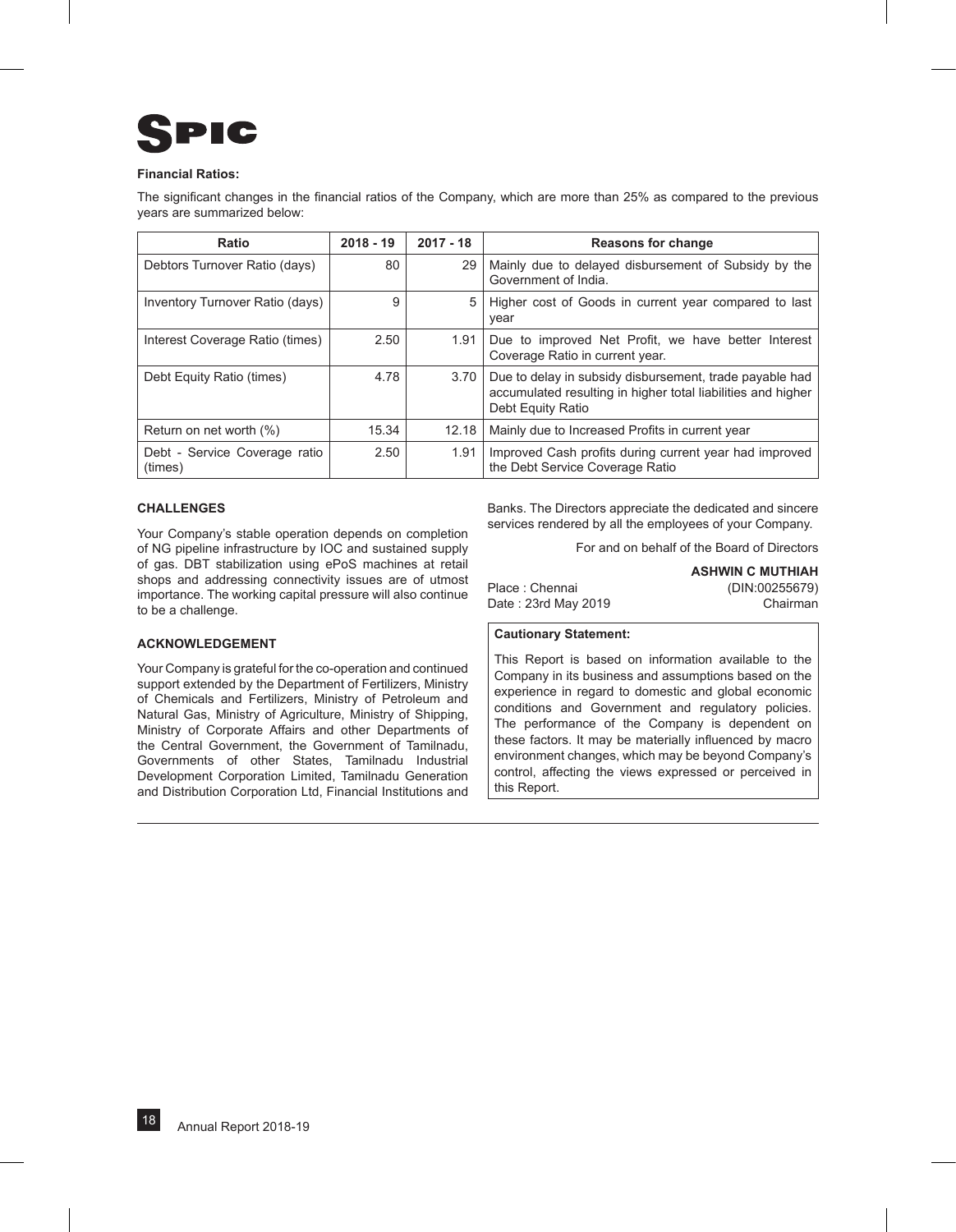**Financial Ratios:**

The significant changes in the financial ratios of the Company, which are more than 25% as compared to the previous years are summarized below:

| Ratio | 2018 - 19 | 2017 - 18 | Reasons for change |
|---|---|---|---|
| Debtors Turnover Ratio (days) | 80 | 29 | Mainly due to delayed disbursement of Subsidy by the Government of India. |
| Inventory Turnover Ratio (days) | 9 | 5 | Higher cost of Goods in current year compared to last year |
| Interest Coverage Ratio (times) | 2.50 | 1.91 | Due to improved Net Profit, we have better Interest Coverage Ratio in current year. |
| Debt Equity Ratio (times) | 4.78 | 3.70 | Due to delay in subsidy disbursement, trade payable had accumulated resulting in higher total liabilities and higher Debt Equity Ratio |
| Return on net worth (%) | 15.34 | 12.18 | Mainly due to Increased Profits in current year |
| Debt - Service Coverage ratio (times) | 2.50 | 1.91 | Improved Cash profits during current year had improved the Debt Service Coverage Ratio |

## CHALLENGES

Your Company's stable operation depends on completion of NG pipeline infrastructure by IOC and sustained supply of gas. DBT stabilization using ePoS machines at retail shops and addressing connectivity issues are of utmost importance. The working capital pressure will also continue to be a challenge.

## ACKNOWLEDGEMENT

Your Company is grateful for the co-operation and continued support extended by the Department of Fertilizers, Ministry of Chemicals and Fertilizers, Ministry of Petroleum and Natural Gas, Ministry of Agriculture, Ministry of Shipping, Ministry of Corporate Affairs and other Departments of the Central Government, the Government of Tamilnadu, Governments of other States, Tamilnadu Industrial Development Corporation Limited, Tamilnadu Generation and Distribution Corporation Ltd, Financial Institutions and Banks. The Directors appreciate the dedicated and sincere services rendered by all the employees of your Company.

For and on behalf of the Board of Directors

**ASHWIN C MUTHIAH**
(DIN:00255679)
Chairman

Place : Chennai
Date : 23rd May 2019

**Cautionary Statement:**

This Report is based on information available to the Company in its business and assumptions based on the experience in regard to domestic and global economic conditions and Government and regulatory policies. The performance of the Company is dependent on these factors. It may be materially influenced by macro environment changes, which may be beyond Company's control, affecting the views expressed or perceived in this Report.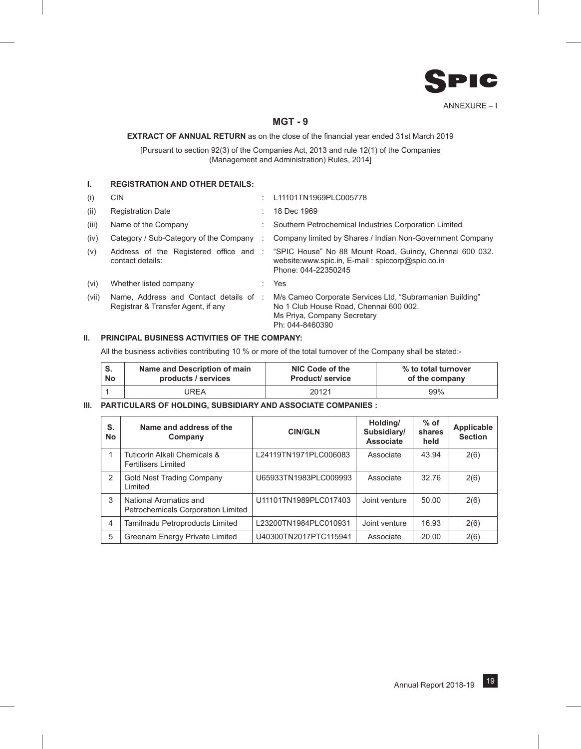ANNEXURE – I

# MGT - 9

**EXTRACT OF ANNUAL RETURN** as on the close of the financial year ended 31st March 2019

[Pursuant to section 92(3) of the Companies Act, 2013 and rule 12(1) of the Companies (Management and Administration) Rules, 2014]

## I. REGISTRATION AND OTHER DETAILS:

| | | | |
|---|---|---|---|
| (i) | CIN | : | L11101TN1969PLC005778 |
| (ii) | Registration Date | : | 18 Dec 1969 |
| (iii) | Name of the Company | : | Southern Petrochemical Industries Corporation Limited |
| (iv) | Category / Sub-Category of the Company | : | Company limited by Shares / Indian Non-Government Company |
| (v) | Address of the Registered office and contact details: | : | "SPIC House" No 88 Mount Road, Guindy, Chennai 600 032. website:www.spic.in, E-mail : spiccorp@spic.co.in Phone: 044-22350245 |
| (vi) | Whether listed company | : | Yes |
| (vii) | Name, Address and Contact details of Registrar & Transfer Agent, if any | : | M/s Cameo Corporate Services Ltd, "Subramanian Building" No 1 Club House Road, Chennai 600 002. Ms Priya, Company Secretary Ph: 044-8460390 |

## II. PRINCIPAL BUSINESS ACTIVITIES OF THE COMPANY:

All the business activities contributing 10 % or more of the total turnover of the Company shall be stated:-

| S. No | Name and Description of main products / services | NIC Code of the Product/ service | % to total turnover of the company |
|---|---|---|---|
| 1 | UREA | 20121 | 99% |

## III. PARTICULARS OF HOLDING, SUBSIDIARY AND ASSOCIATE COMPANIES :

| S. No | Name and address of the Company | CIN/GLN | Holding/ Subsidiary/ Associate | % of shares held | Applicable Section |
|---|---|---|---|---|---|
| 1 | Tuticorin Alkali Chemicals & Fertilisers Limited | L24119TN1971PLC006083 | Associate | 43.94 | 2(6) |
| 2 | Gold Nest Trading Company Limited | U65933TN1983PLC009993 | Associate | 32.76 | 2(6) |
| 3 | National Aromatics and Petrochemicals Corporation Limited | U11101TN1989PLC017403 | Joint venture | 50.00 | 2(6) |
| 4 | Tamilnadu Petroproducts Limited | L23200TN1984PLC010931 | Joint venture | 16.93 | 2(6) |
| 5 | Greenam Energy Private Limited | U40300TN2017PTC115941 | Associate | 20.00 | 2(6) |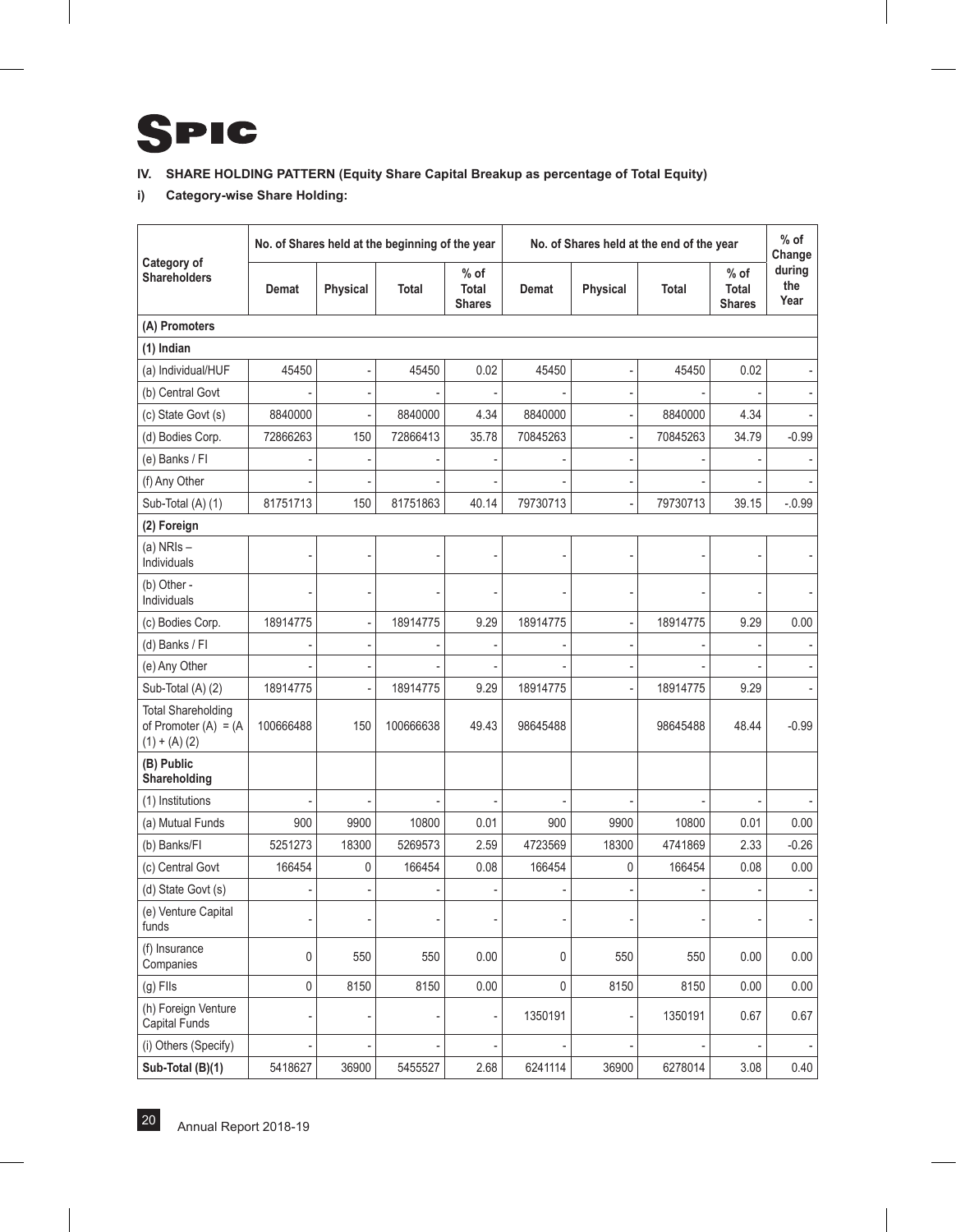# SPIC

**IV. SHARE HOLDING PATTERN (Equity Share Capital Breakup as percentage of Total Equity)**

**i) Category-wise Share Holding:**

| Category of Shareholders | No. of Shares held at the beginning of the year | | | | No. of Shares held at the end of the year | | | | % of Change during the Year |
|---|---|---|---|---|---|---|---|---|---|
| | Demat | Physical | Total | % of Total Shares | Demat | Physical | Total | % of Total Shares | |
| **(A) Promoters** | | | | | | | | | |
| **(1) Indian** | | | | | | | | | |
| (a) Individual/HUF | 45450 | - | 45450 | 0.02 | 45450 | - | 45450 | 0.02 | - |
| (b) Central Govt | - | - | - | - | - | - | - | - | - |
| (c) State Govt (s) | 8840000 | - | 8840000 | 4.34 | 8840000 | - | 8840000 | 4.34 | - |
| (d) Bodies Corp. | 72866263 | 150 | 72866413 | 35.78 | 70845263 | - | 70845263 | 34.79 | -0.99 |
| (e) Banks / FI | - | - | - | - | - | - | - | - | - |
| (f) Any Other | - | - | - | - | - | - | - | - | - |
| Sub-Total (A) (1) | 81751713 | 150 | 81751863 | 40.14 | 79730713 | - | 79730713 | 39.15 | -.0.99 |
| **(2) Foreign** | | | | | | | | | |
| (a) NRIs – Individuals | - | - | - | - | - | - | - | - | - |
| (b) Other - Individuals | - | - | - | - | - | - | - | - | - |
| (c) Bodies Corp. | 18914775 | - | 18914775 | 9.29 | 18914775 | - | 18914775 | 9.29 | 0.00 |
| (d) Banks / FI | - | - | - | - | - | - | - | - | - |
| (e) Any Other | - | - | - | - | - | - | - | - | - |
| Sub-Total (A) (2) | 18914775 | - | 18914775 | 9.29 | 18914775 | - | 18914775 | 9.29 | - |
| Total Shareholding of Promoter (A) = (A (1) + (A) (2) | 100666488 | 150 | 100666638 | 49.43 | 98645488 | | 98645488 | 48.44 | -0.99 |
| **(B) Public Shareholding** | | | | | | | | | |
| (1) Institutions | - | - | - | - | - | - | - | - | - |
| (a) Mutual Funds | 900 | 9900 | 10800 | 0.01 | 900 | 9900 | 10800 | 0.01 | 0.00 |
| (b) Banks/FI | 5251273 | 18300 | 5269573 | 2.59 | 4723569 | 18300 | 4741869 | 2.33 | -0.26 |
| (c) Central Govt | 166454 | 0 | 166454 | 0.08 | 166454 | 0 | 166454 | 0.08 | 0.00 |
| (d) State Govt (s) | - | - | - | - | - | - | - | - | - |
| (e) Venture Capital funds | - | - | - | - | - | - | - | - | - |
| (f) Insurance Companies | 0 | 550 | 550 | 0.00 | 0 | 550 | 550 | 0.00 | 0.00 |
| (g) FIIs | 0 | 8150 | 8150 | 0.00 | 0 | 8150 | 8150 | 0.00 | 0.00 |
| (h) Foreign Venture Capital Funds | - | - | - | - | 1350191 | - | 1350191 | 0.67 | 0.67 |
| (i) Others (Specify) | - | - | - | - | - | - | - | - | - |
| **Sub-Total (B)(1)** | 5418627 | 36900 | 5455527 | 2.68 | 6241114 | 36900 | 6278014 | 3.08 | 0.40 |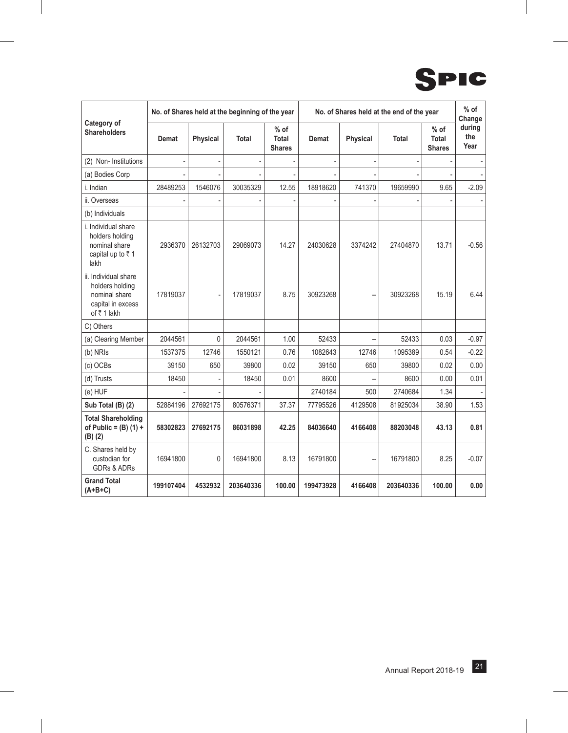| Category of Shareholders | No. of Shares held at the beginning of the year | | | | No. of Shares held at the end of the year | | | | % of Change during the Year |
|---|---|---|---|---|---|---|---|---|---|
| | Demat | Physical | Total | % of Total Shares | Demat | Physical | Total | % of Total Shares | |
| (2) Non- Institutions | - | - | - | - | - | - | - | - | - |
| (a) Bodies Corp | - | - | - | - | - | - | - | - | - |
| i. Indian | 28489253 | 1546076 | 30035329 | 12.55 | 18918620 | 741370 | 19659990 | 9.65 | -2.09 |
| ii. Overseas | - | - | - | - | - | - | - | - | - |
| (b) Individuals | | | | | | | | | |
| i. Individual share holders holding nominal share capital up to ₹ 1 lakh | 2936370 | 26132703 | 29069073 | 14.27 | 24030628 | 3374242 | 27404870 | 13.71 | -0.56 |
| ii. Individual share holders holding nominal share capital in excess of ₹ 1 lakh | 17819037 | - | 17819037 | 8.75 | 30923268 | -- | 30923268 | 15.19 | 6.44 |
| C) Others | | | | | | | | | |
| (a) Clearing Member | 2044561 | 0 | 2044561 | 1.00 | 52433 | -- | 52433 | 0.03 | -0.97 |
| (b) NRIs | 1537375 | 12746 | 1550121 | 0.76 | 1082643 | 12746 | 1095389 | 0.54 | -0.22 |
| (c) OCBs | 39150 | 650 | 39800 | 0.02 | 39150 | 650 | 39800 | 0.02 | 0.00 |
| (d) Trusts | 18450 | - | 18450 | 0.01 | 8600 | -- | 8600 | 0.00 | 0.01 |
| (e) HUF | - | - | - | | 2740184 | 500 | 2740684 | 1.34 | - |
| **Sub Total (B) (2)** | 52884196 | 27692175 | 80576371 | 37.37 | 77795526 | 4129508 | 81925034 | 38.90 | 1.53 |
| **Total Shareholding of Public = (B) (1) + (B) (2)** | **58302823** | **27692175** | **86031898** | **42.25** | **84036640** | **4166408** | **88203048** | **43.13** | **0.81** |
| C. Shares held by custodian for GDRs & ADRs | 16941800 | 0 | 16941800 | 8.13 | 16791800 | -- | 16791800 | 8.25 | -0.07 |
| **Grand Total (A+B+C)** | **199107404** | **4532932** | **203640336** | **100.00** | **199473928** | **4166408** | **203640336** | **100.00** | **0.00** |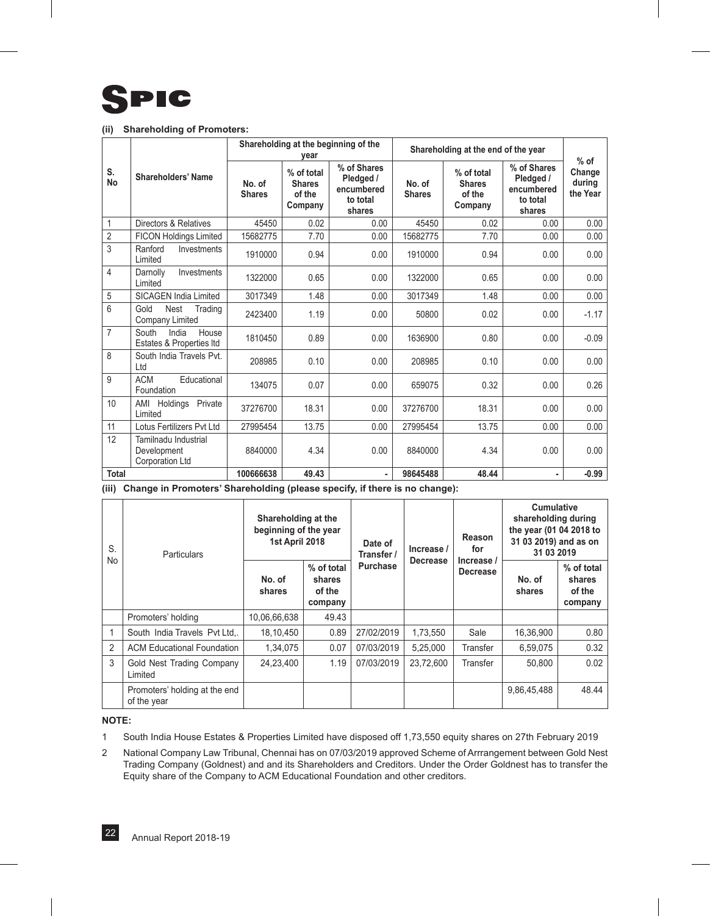### (ii) Shareholding of Promoters:

| S. No | Shareholders' Name | Shareholding at the beginning of the year | | | Shareholding at the end of the year | | | % of Change during the Year |
|---|---|---|---|---|---|---|---|---|
| | | No. of Shares | % of total Shares of the Company | % of Shares Pledged / encumbered to total shares | No. of Shares | % of total Shares of the Company | % of Shares Pledged / encumbered to total shares | |
| 1 | Directors & Relatives | 45450 | 0.02 | 0.00 | 45450 | 0.02 | 0.00 | 0.00 |
| 2 | FICON Holdings Limited | 15682775 | 7.70 | 0.00 | 15682775 | 7.70 | 0.00 | 0.00 |
| 3 | Ranford Investments Limited | 1910000 | 0.94 | 0.00 | 1910000 | 0.94 | 0.00 | 0.00 |
| 4 | Darnolly Investments Limited | 1322000 | 0.65 | 0.00 | 1322000 | 0.65 | 0.00 | 0.00 |
| 5 | SICAGEN India Limited | 3017349 | 1.48 | 0.00 | 3017349 | 1.48 | 0.00 | 0.00 |
| 6 | Gold Nest Trading Company Limited | 2423400 | 1.19 | 0.00 | 50800 | 0.02 | 0.00 | -1.17 |
| 7 | South India House Estates & Properties ltd | 1810450 | 0.89 | 0.00 | 1636900 | 0.80 | 0.00 | -0.09 |
| 8 | South India Travels Pvt. Ltd | 208985 | 0.10 | 0.00 | 208985 | 0.10 | 0.00 | 0.00 |
| 9 | ACM Educational Foundation | 134075 | 0.07 | 0.00 | 659075 | 0.32 | 0.00 | 0.26 |
| 10 | AMI Holdings Private Limited | 37276700 | 18.31 | 0.00 | 37276700 | 18.31 | 0.00 | 0.00 |
| 11 | Lotus Fertilizers Pvt Ltd | 27995454 | 13.75 | 0.00 | 27995454 | 13.75 | 0.00 | 0.00 |
| 12 | Tamilnadu Industrial Development Corporation Ltd | 8840000 | 4.34 | 0.00 | 8840000 | 4.34 | 0.00 | 0.00 |
| Total | | 100666638 | 49.43 | - | 98645488 | 48.44 | - | -0.99 |

### (iii) Change in Promoters' Shareholding (please specify, if there is no change):

| S. No | Particulars | Shareholding at the beginning of the year 1st April 2018 | | Date of Transfer / Purchase | Increase / Decrease | Reason for Increase / Decrease | Cumulative shareholding during the year (01 04 2018 to 31 03 2019) and as on 31 03 2019 | |
|---|---|---|---|---|---|---|---|---|
| | | No. of shares | % of total shares of the company | | | | No. of shares | % of total shares of the company |
| | Promoters' holding | 10,06,66,638 | 49.43 | | | | | |
| 1 | South India Travels Pvt Ltd,. | 18,10,450 | 0.89 | 27/02/2019 | 1,73,550 | Sale | 16,36,900 | 0.80 |
| 2 | ACM Educational Foundation | 1,34,075 | 0.07 | 07/03/2019 | 5,25,000 | Transfer | 6,59,075 | 0.32 |
| 3 | Gold Nest Trading Company Limited | 24,23,400 | 1.19 | 07/03/2019 | 23,72,600 | Transfer | 50,800 | 0.02 |
| | Promoters' holding at the end of the year | | | | | | 9,86,45,488 | 48.44 |

**NOTE:**

1 South India House Estates & Properties Limited have disposed off 1,73,550 equity shares on 27th February 2019

2 National Company Law Tribunal, Chennai has on 07/03/2019 approved Scheme of Arrrangement between Gold Nest Trading Company (Goldnest) and and its Shareholders and Creditors. Under the Order Goldnest has to transfer the Equity share of the Company to ACM Educational Foundation and other creditors.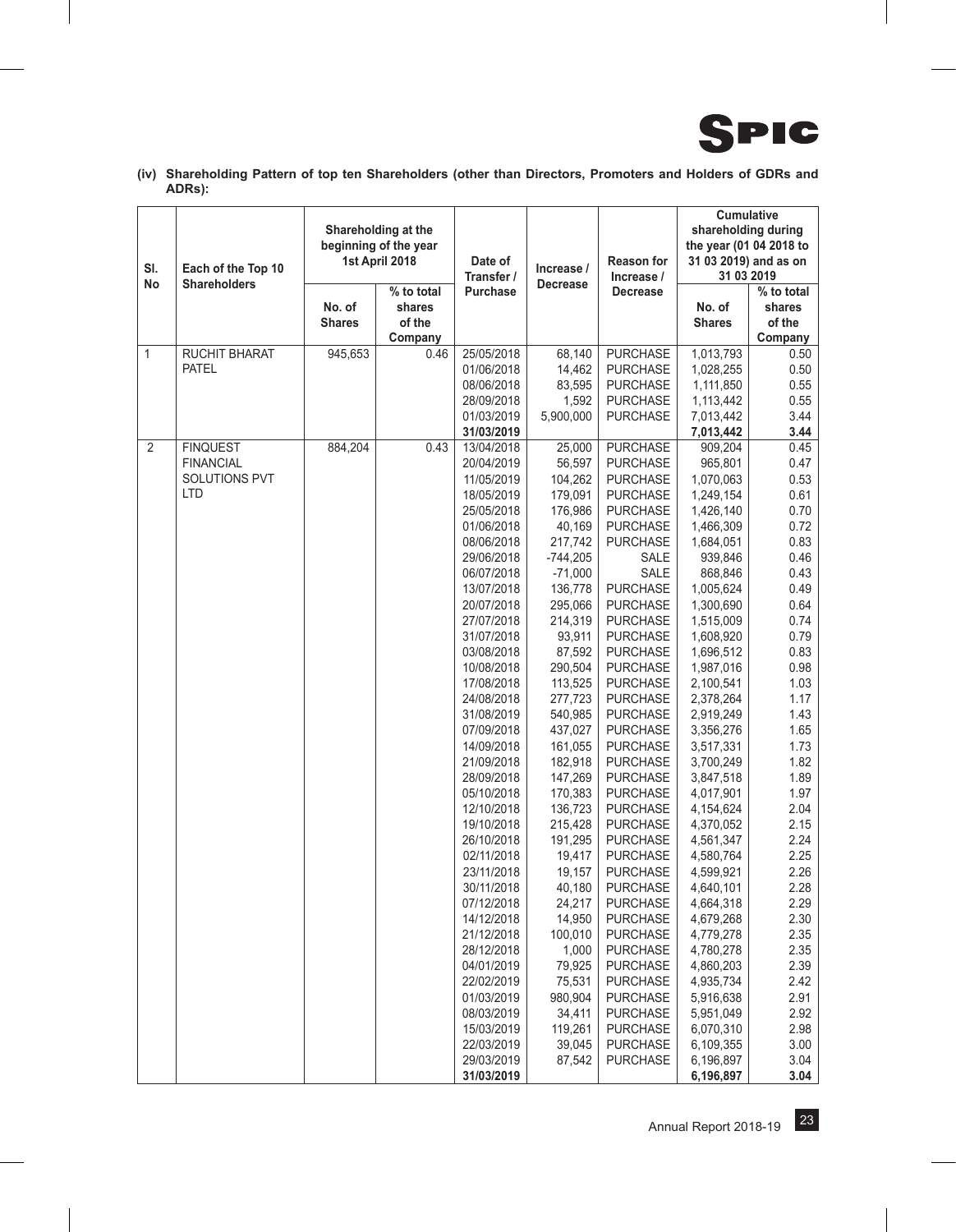**(iv) Shareholding Pattern of top ten Shareholders (other than Directors, Promoters and Holders of GDRs and ADRs):**

| Sl. No | Each of the Top 10 Shareholders | Shareholding at the beginning of the year 1st April 2018 | | Date of Transfer / Purchase | Increase / Decrease | Reason for Increase / Decrease | Cumulative shareholding during the year (01 04 2018 to 31 03 2019) and as on 31 03 2019 | |
|---|---|---|---|---|---|---|---|---|
| | | No. of Shares | % to total shares of the Company | | | | No. of Shares | % to total shares of the Company |
| 1 | RUCHIT BHARAT PATEL | 945,653 | 0.46 | 25/05/2018 | 68,140 | PURCHASE | 1,013,793 | 0.50 |
| | | | | 01/06/2018 | 14,462 | PURCHASE | 1,028,255 | 0.50 |
| | | | | 08/06/2018 | 83,595 | PURCHASE | 1,111,850 | 0.55 |
| | | | | 28/09/2018 | 1,592 | PURCHASE | 1,113,442 | 0.55 |
| | | | | 01/03/2019 | 5,900,000 | PURCHASE | 7,013,442 | 3.44 |
| | | | | **31/03/2019** | | | **7,013,442** | **3.44** |
| 2 | FINQUEST FINANCIAL SOLUTIONS PVT LTD | 884,204 | 0.43 | 13/04/2018 | 25,000 | PURCHASE | 909,204 | 0.45 |
| | | | | 20/04/2019 | 56,597 | PURCHASE | 965,801 | 0.47 |
| | | | | 11/05/2019 | 104,262 | PURCHASE | 1,070,063 | 0.53 |
| | | | | 18/05/2019 | 179,091 | PURCHASE | 1,249,154 | 0.61 |
| | | | | 25/05/2018 | 176,986 | PURCHASE | 1,426,140 | 0.70 |
| | | | | 01/06/2018 | 40,169 | PURCHASE | 1,466,309 | 0.72 |
| | | | | 08/06/2018 | 217,742 | PURCHASE | 1,684,051 | 0.83 |
| | | | | 29/06/2018 | -744,205 | SALE | 939,846 | 0.46 |
| | | | | 06/07/2018 | -71,000 | SALE | 868,846 | 0.43 |
| | | | | 13/07/2018 | 136,778 | PURCHASE | 1,005,624 | 0.49 |
| | | | | 20/07/2018 | 295,066 | PURCHASE | 1,300,690 | 0.64 |
| | | | | 27/07/2018 | 214,319 | PURCHASE | 1,515,009 | 0.74 |
| | | | | 31/07/2018 | 93,911 | PURCHASE | 1,608,920 | 0.79 |
| | | | | 03/08/2018 | 87,592 | PURCHASE | 1,696,512 | 0.83 |
| | | | | 10/08/2018 | 290,504 | PURCHASE | 1,987,016 | 0.98 |
| | | | | 17/08/2018 | 113,525 | PURCHASE | 2,100,541 | 1.03 |
| | | | | 24/08/2018 | 277,723 | PURCHASE | 2,378,264 | 1.17 |
| | | | | 31/08/2019 | 540,985 | PURCHASE | 2,919,249 | 1.43 |
| | | | | 07/09/2018 | 437,027 | PURCHASE | 3,356,276 | 1.65 |
| | | | | 14/09/2018 | 161,055 | PURCHASE | 3,517,331 | 1.73 |
| | | | | 21/09/2018 | 182,918 | PURCHASE | 3,700,249 | 1.82 |
| | | | | 28/09/2018 | 147,269 | PURCHASE | 3,847,518 | 1.89 |
| | | | | 05/10/2018 | 170,383 | PURCHASE | 4,017,901 | 1.97 |
| | | | | 12/10/2018 | 136,723 | PURCHASE | 4,154,624 | 2.04 |
| | | | | 19/10/2018 | 215,428 | PURCHASE | 4,370,052 | 2.15 |
| | | | | 26/10/2018 | 191,295 | PURCHASE | 4,561,347 | 2.24 |
| | | | | 02/11/2018 | 19,417 | PURCHASE | 4,580,764 | 2.25 |
| | | | | 23/11/2018 | 19,157 | PURCHASE | 4,599,921 | 2.26 |
| | | | | 30/11/2018 | 40,180 | PURCHASE | 4,640,101 | 2.28 |
| | | | | 07/12/2018 | 24,217 | PURCHASE | 4,664,318 | 2.29 |
| | | | | 14/12/2018 | 14,950 | PURCHASE | 4,679,268 | 2.30 |
| | | | | 21/12/2018 | 100,010 | PURCHASE | 4,779,278 | 2.35 |
| | | | | 28/12/2018 | 1,000 | PURCHASE | 4,780,278 | 2.35 |
| | | | | 04/01/2019 | 79,925 | PURCHASE | 4,860,203 | 2.39 |
| | | | | 22/02/2019 | 75,531 | PURCHASE | 4,935,734 | 2.42 |
| | | | | 01/03/2019 | 980,904 | PURCHASE | 5,916,638 | 2.91 |
| | | | | 08/03/2019 | 34,411 | PURCHASE | 5,951,049 | 2.92 |
| | | | | 15/03/2019 | 119,261 | PURCHASE | 6,070,310 | 2.98 |
| | | | | 22/03/2019 | 39,045 | PURCHASE | 6,109,355 | 3.00 |
| | | | | 29/03/2019 | 87,542 | PURCHASE | 6,196,897 | 3.04 |
| | | | | **31/03/2019** | | | **6,196,897** | **3.04** |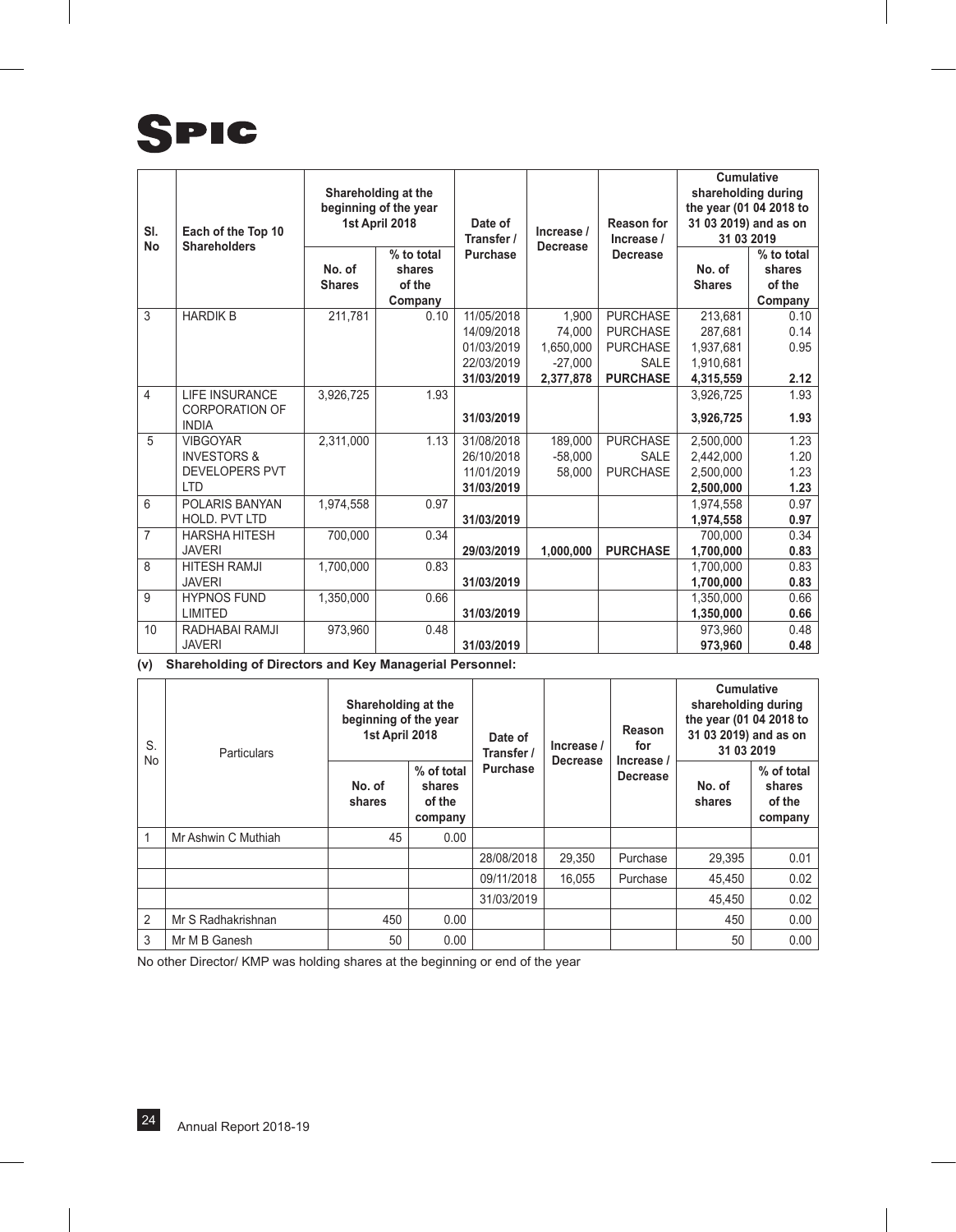| Sl. No | Each of the Top 10 Shareholders | Shareholding at the beginning of the year 1st April 2018 | | Date of Transfer / Purchase | Increase / Decrease | Reason for Increase / Decrease | Cumulative shareholding during the year (01 04 2018 to 31 03 2019) and as on 31 03 2019 | |
|---|---|---|---|---|---|---|---|---|
| | | No. of Shares | % to total shares of the Company | | | | No. of Shares | % to total shares of the Company |
| 3 | HARDIK B | 211,781 | 0.10 | 11/05/2018 | 1,900 | PURCHASE | 213,681 | 0.10 |
| | | | | 14/09/2018 | 74,000 | PURCHASE | 287,681 | 0.14 |
| | | | | 01/03/2019 | 1,650,000 | PURCHASE | 1,937,681 | 0.95 |
| | | | | 22/03/2019 | -27,000 | SALE | 1,910,681 | |
| | | | | **31/03/2019** | **2,377,878** | **PURCHASE** | **4,315,559** | **2.12** |
| 4 | LIFE INSURANCE CORPORATION OF INDIA | 3,926,725 | 1.93 | | | | 3,926,725 | 1.93 |
| | | | | **31/03/2019** | | | **3,926,725** | **1.93** |
| 5 | VIBGOYAR INVESTORS & DEVELOPERS PVT LTD | 2,311,000 | 1.13 | 31/08/2018 | 189,000 | PURCHASE | 2,500,000 | 1.23 |
| | | | | 26/10/2018 | -58,000 | SALE | 2,442,000 | 1.20 |
| | | | | 11/01/2019 | 58,000 | PURCHASE | 2,500,000 | 1.23 |
| | | | | **31/03/2019** | | | **2,500,000** | **1.23** |
| 6 | POLARIS BANYAN HOLD. PVT LTD | 1,974,558 | 0.97 | | | | 1,974,558 | 0.97 |
| | | | | **31/03/2019** | | | **1,974,558** | **0.97** |
| 7 | HARSHA HITESH JAVERI | 700,000 | 0.34 | | | | 700,000 | 0.34 |
| | | | | **29/03/2019** | **1,000,000** | **PURCHASE** | **1,700,000** | **0.83** |
| 8 | HITESH RAMJI JAVERI | 1,700,000 | 0.83 | | | | 1,700,000 | 0.83 |
| | | | | **31/03/2019** | | | **1,700,000** | **0.83** |
| 9 | HYPNOS FUND LIMITED | 1,350,000 | 0.66 | | | | 1,350,000 | 0.66 |
| | | | | **31/03/2019** | | | **1,350,000** | **0.66** |
| 10 | RADHABAI RAMJI JAVERI | 973,960 | 0.48 | | | | 973,960 | 0.48 |
| | | | | **31/03/2019** | | | **973,960** | **0.48** |

**(v) Shareholding of Directors and Key Managerial Personnel:**

| S. No | Particulars | Shareholding at the beginning of the year 1st April 2018 | | Date of Transfer / Purchase | Increase / Decrease | Reason for Increase / Decrease | Cumulative shareholding during the year (01 04 2018 to 31 03 2019) and as on 31 03 2019 | |
|---|---|---|---|---|---|---|---|---|
| | | No. of shares | % of total shares of the company | | | | No. of shares | % of total shares of the company |
| 1 | Mr Ashwin C Muthiah | 45 | 0.00 | | | | | |
| | | | | 28/08/2018 | 29,350 | Purchase | 29,395 | 0.01 |
| | | | | 09/11/2018 | 16,055 | Purchase | 45,450 | 0.02 |
| | | | | 31/03/2019 | | | 45,450 | 0.02 |
| 2 | Mr S Radhakrishnan | 450 | 0.00 | | | | 450 | 0.00 |
| 3 | Mr M B Ganesh | 50 | 0.00 | | | | 50 | 0.00 |

No other Director/ KMP was holding shares at the beginning or end of the year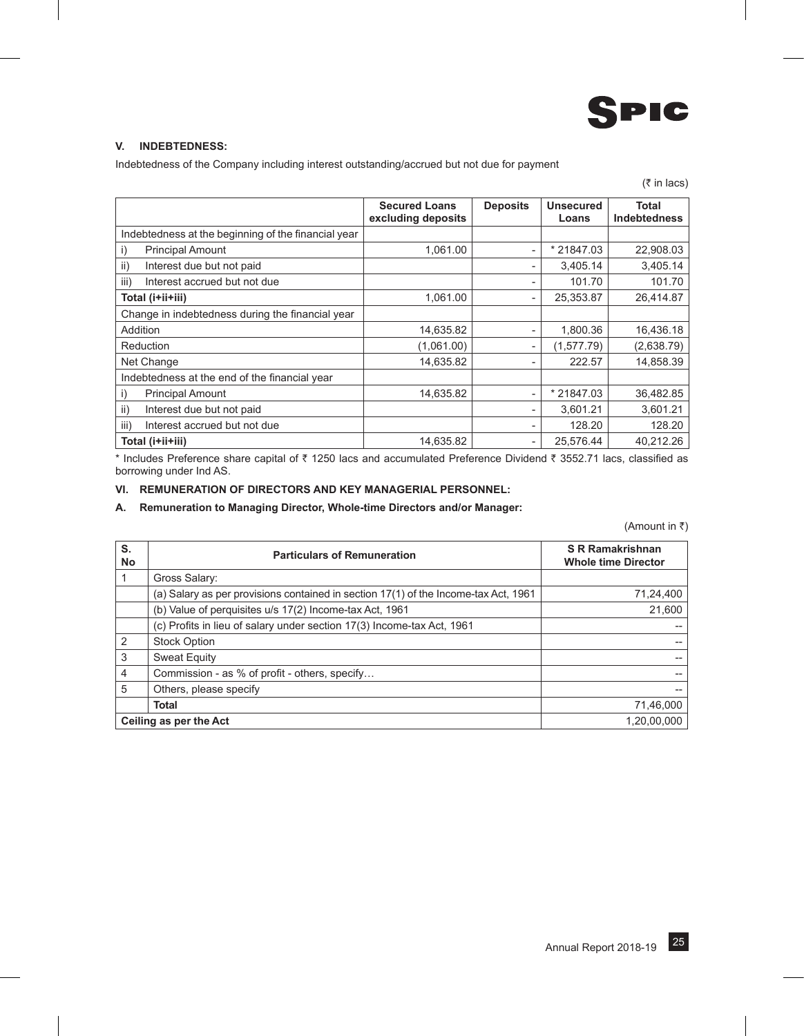## V. INDEBTEDNESS:

Indebtedness of the Company including interest outstanding/accrued but not due for payment

(₹ in lacs)

| | Secured Loans excluding deposits | Deposits | Unsecured Loans | Total Indebtedness |
|---|---|---|---|---|
| Indebtedness at the beginning of the financial year | | | | |
| i) Principal Amount | 1,061.00 | - | * 21847.03 | 22,908.03 |
| ii) Interest due but not paid | | - | 3,405.14 | 3,405.14 |
| iii) Interest accrued but not due | | - | 101.70 | 101.70 |
| **Total (i+ii+iii)** | 1,061.00 | - | 25,353.87 | 26,414.87 |
| Change in indebtedness during the financial year | | | | |
| Addition | 14,635.82 | - | 1,800.36 | 16,436.18 |
| Reduction | (1,061.00) | - | (1,577.79) | (2,638.79) |
| Net Change | 14,635.82 | - | 222.57 | 14,858.39 |
| Indebtedness at the end of the financial year | | | | |
| i) Principal Amount | 14,635.82 | - | * 21847.03 | 36,482.85 |
| ii) Interest due but not paid | | - | 3,601.21 | 3,601.21 |
| iii) Interest accrued but not due | | - | 128.20 | 128.20 |
| **Total (i+ii+iii)** | 14,635.82 | - | 25,576.44 | 40,212.26 |

* Includes Preference share capital of ₹ 1250 lacs and accumulated Preference Dividend ₹ 3552.71 lacs, classified as borrowing under Ind AS.

## VI. REMUNERATION OF DIRECTORS AND KEY MANAGERIAL PERSONNEL:

### A. Remuneration to Managing Director, Whole-time Directors and/or Manager:

(Amount in ₹)

| S. No | Particulars of Remuneration | S R Ramakrishnan Whole time Director |
|---|---|---|
| 1 | Gross Salary: | |
| | (a) Salary as per provisions contained in section 17(1) of the Income-tax Act, 1961 | 71,24,400 |
| | (b) Value of perquisites u/s 17(2) Income-tax Act, 1961 | 21,600 |
| | (c) Profits in lieu of salary under section 17(3) Income-tax Act, 1961 | -- |
| 2 | Stock Option | -- |
| 3 | Sweat Equity | -- |
| 4 | Commission - as % of profit - others, specify… | -- |
| 5 | Others, please specify | -- |
| | **Total** | 71,46,000 |
| **Ceiling as per the Act** | | 1,20,00,000 |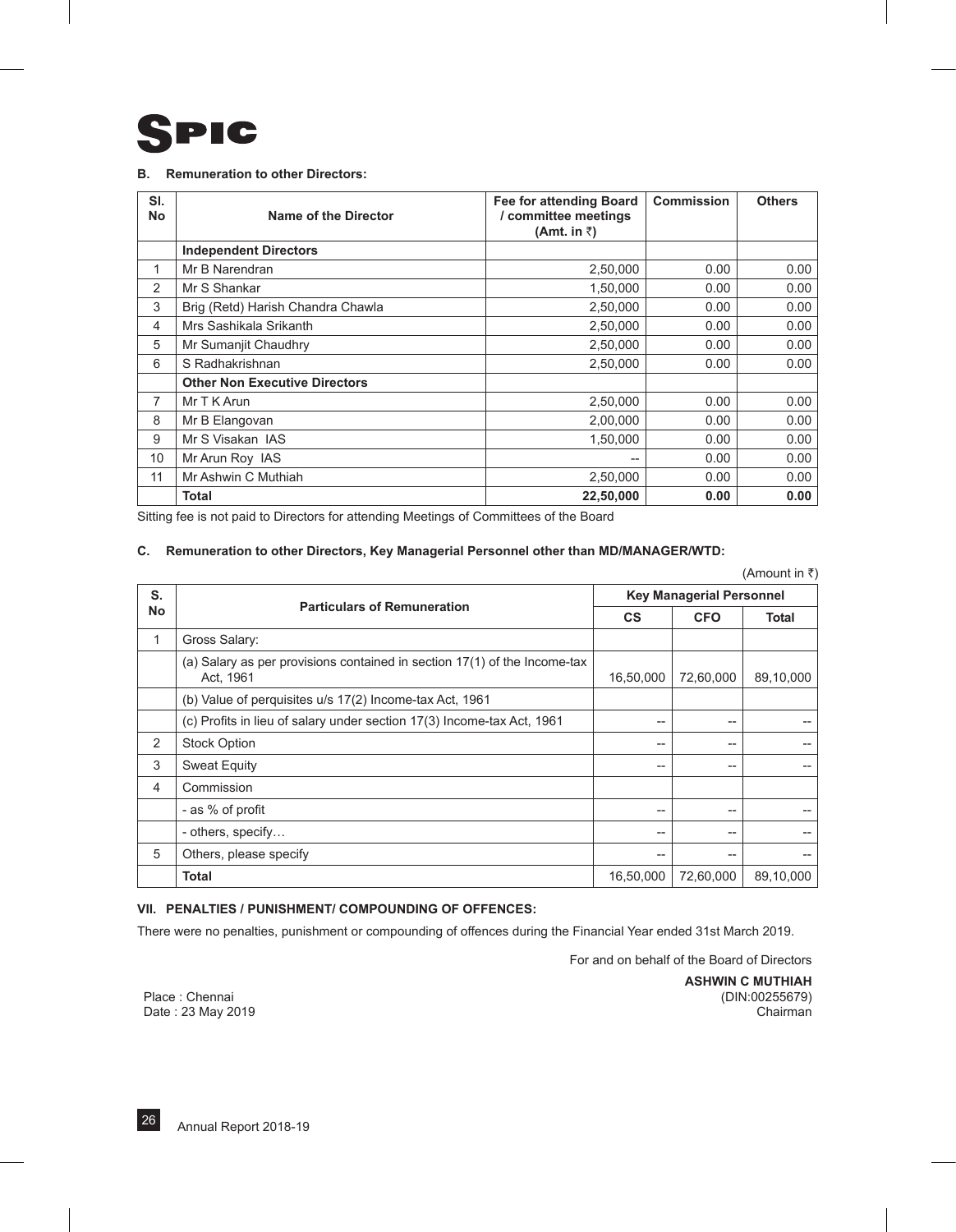SPIC

**B. Remuneration to other Directors:**

| Sl. No | Name of the Director | Fee for attending Board / committee meetings (Amt. in ₹) | Commission | Others |
|---|---|---|---|---|
| | **Independent Directors** | | | |
| 1 | Mr B Narendran | 2,50,000 | 0.00 | 0.00 |
| 2 | Mr S Shankar | 1,50,000 | 0.00 | 0.00 |
| 3 | Brig (Retd) Harish Chandra Chawla | 2,50,000 | 0.00 | 0.00 |
| 4 | Mrs Sashikala Srikanth | 2,50,000 | 0.00 | 0.00 |
| 5 | Mr Sumanjit Chaudhry | 2,50,000 | 0.00 | 0.00 |
| 6 | S Radhakrishnan | 2,50,000 | 0.00 | 0.00 |
| | **Other Non Executive Directors** | | | |
| 7 | Mr T K Arun | 2,50,000 | 0.00 | 0.00 |
| 8 | Mr B Elangovan | 2,00,000 | 0.00 | 0.00 |
| 9 | Mr S Visakan IAS | 1,50,000 | 0.00 | 0.00 |
| 10 | Mr Arun Roy IAS | -- | 0.00 | 0.00 |
| 11 | Mr Ashwin C Muthiah | 2,50,000 | 0.00 | 0.00 |
| | **Total** | **22,50,000** | **0.00** | **0.00** |

Sitting fee is not paid to Directors for attending Meetings of Committees of the Board

**C. Remuneration to other Directors, Key Managerial Personnel other than MD/MANAGER/WTD:**

(Amount in ₹)

| S. No | Particulars of Remuneration | Key Managerial Personnel | | |
|---|---|---|---|---|
| | | CS | CFO | Total |
| 1 | Gross Salary: | | | |
| | (a) Salary as per provisions contained in section 17(1) of the Income-tax Act, 1961 | 16,50,000 | 72,60,000 | 89,10,000 |
| | (b) Value of perquisites u/s 17(2) Income-tax Act, 1961 | | | |
| | (c) Profits in lieu of salary under section 17(3) Income-tax Act, 1961 | -- | -- | -- |
| 2 | Stock Option | -- | -- | -- |
| 3 | Sweat Equity | -- | -- | -- |
| 4 | Commission | | | |
| | - as % of profit | -- | -- | -- |
| | - others, specify… | -- | -- | -- |
| 5 | Others, please specify | -- | -- | -- |
| | **Total** | 16,50,000 | 72,60,000 | 89,10,000 |

**VII. PENALTIES / PUNISHMENT/ COMPOUNDING OF OFFENCES:**

There were no penalties, punishment or compounding of offences during the Financial Year ended 31st March 2019.

For and on behalf of the Board of Directors

**ASHWIN C MUTHIAH**
(DIN:00255679)
Chairman

Place : Chennai
Date : 23 May 2019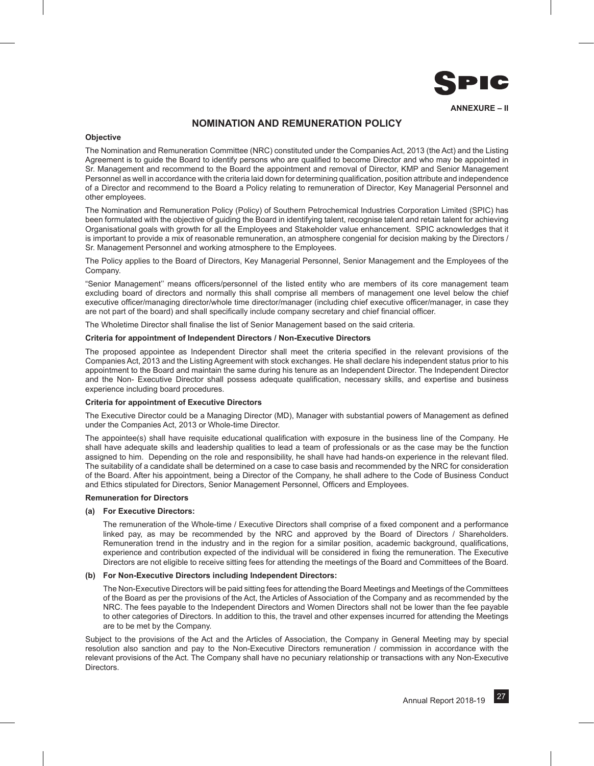ANNEXURE – II

## NOMINATION AND REMUNERATION POLICY

**Objective**

The Nomination and Remuneration Committee (NRC) constituted under the Companies Act, 2013 (the Act) and the Listing Agreement is to guide the Board to identify persons who are qualified to become Director and who may be appointed in Sr. Management and recommend to the Board the appointment and removal of Director, KMP and Senior Management Personnel as well in accordance with the criteria laid down for determining qualification, position attribute and independence of a Director and recommend to the Board a Policy relating to remuneration of Director, Key Managerial Personnel and other employees.

The Nomination and Remuneration Policy (Policy) of Southern Petrochemical Industries Corporation Limited (SPIC) has been formulated with the objective of guiding the Board in identifying talent, recognise talent and retain talent for achieving Organisational goals with growth for all the Employees and Stakeholder value enhancement. SPIC acknowledges that it is important to provide a mix of reasonable remuneration, an atmosphere congenial for decision making by the Directors / Sr. Management Personnel and working atmosphere to the Employees.

The Policy applies to the Board of Directors, Key Managerial Personnel, Senior Management and the Employees of the Company.

"Senior Management'' means officers/personnel of the listed entity who are members of its core management team excluding board of directors and normally this shall comprise all members of management one level below the chief executive officer/managing director/whole time director/manager (including chief executive officer/manager, in case they are not part of the board) and shall specifically include company secretary and chief financial officer.

The Wholetime Director shall finalise the list of Senior Management based on the said criteria.

**Criteria for appointment of Independent Directors / Non-Executive Directors**

The proposed appointee as Independent Director shall meet the criteria specified in the relevant provisions of the Companies Act, 2013 and the Listing Agreement with stock exchanges. He shall declare his independent status prior to his appointment to the Board and maintain the same during his tenure as an Independent Director. The Independent Director and the Non- Executive Director shall possess adequate qualification, necessary skills, and expertise and business experience including board procedures.

**Criteria for appointment of Executive Directors**

The Executive Director could be a Managing Director (MD), Manager with substantial powers of Management as defined under the Companies Act, 2013 or Whole-time Director.

The appointee(s) shall have requisite educational qualification with exposure in the business line of the Company. He shall have adequate skills and leadership qualities to lead a team of professionals or as the case may be the function assigned to him. Depending on the role and responsibility, he shall have had hands-on experience in the relevant filed. The suitability of a candidate shall be determined on a case to case basis and recommended by the NRC for consideration of the Board. After his appointment, being a Director of the Company, he shall adhere to the Code of Business Conduct and Ethics stipulated for Directors, Senior Management Personnel, Officers and Employees.

**Remuneration for Directors**

**(a) For Executive Directors:**

The remuneration of the Whole-time / Executive Directors shall comprise of a fixed component and a performance linked pay, as may be recommended by the NRC and approved by the Board of Directors / Shareholders. Remuneration trend in the industry and in the region for a similar position, academic background, qualifications, experience and contribution expected of the individual will be considered in fixing the remuneration. The Executive Directors are not eligible to receive sitting fees for attending the meetings of the Board and Committees of the Board.

**(b) For Non-Executive Directors including Independent Directors:**

The Non-Executive Directors will be paid sitting fees for attending the Board Meetings and Meetings of the Committees of the Board as per the provisions of the Act, the Articles of Association of the Company and as recommended by the NRC. The fees payable to the Independent Directors and Women Directors shall not be lower than the fee payable to other categories of Directors. In addition to this, the travel and other expenses incurred for attending the Meetings are to be met by the Company.

Subject to the provisions of the Act and the Articles of Association, the Company in General Meeting may by special resolution also sanction and pay to the Non-Executive Directors remuneration / commission in accordance with the relevant provisions of the Act. The Company shall have no pecuniary relationship or transactions with any Non-Executive Directors.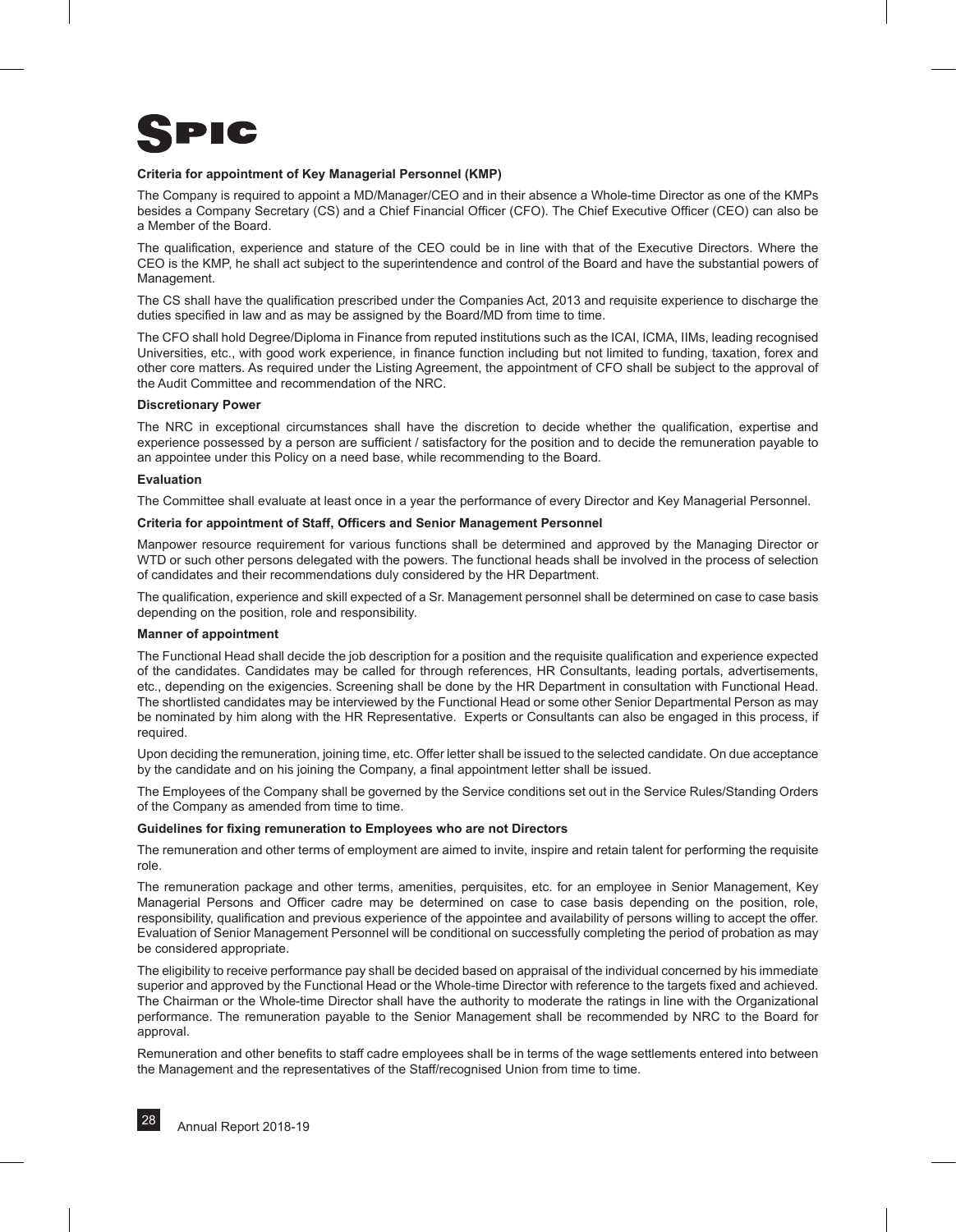**Criteria for appointment of Key Managerial Personnel (KMP)**

The Company is required to appoint a MD/Manager/CEO and in their absence a Whole-time Director as one of the KMPs besides a Company Secretary (CS) and a Chief Financial Officer (CFO). The Chief Executive Officer (CEO) can also be a Member of the Board.

The qualification, experience and stature of the CEO could be in line with that of the Executive Directors. Where the CEO is the KMP, he shall act subject to the superintendence and control of the Board and have the substantial powers of Management.

The CS shall have the qualification prescribed under the Companies Act, 2013 and requisite experience to discharge the duties specified in law and as may be assigned by the Board/MD from time to time.

The CFO shall hold Degree/Diploma in Finance from reputed institutions such as the ICAI, ICMA, IIMs, leading recognised Universities, etc., with good work experience, in finance function including but not limited to funding, taxation, forex and other core matters. As required under the Listing Agreement, the appointment of CFO shall be subject to the approval of the Audit Committee and recommendation of the NRC.

**Discretionary Power**

The NRC in exceptional circumstances shall have the discretion to decide whether the qualification, expertise and experience possessed by a person are sufficient / satisfactory for the position and to decide the remuneration payable to an appointee under this Policy on a need base, while recommending to the Board.

**Evaluation**

The Committee shall evaluate at least once in a year the performance of every Director and Key Managerial Personnel.

**Criteria for appointment of Staff, Officers and Senior Management Personnel**

Manpower resource requirement for various functions shall be determined and approved by the Managing Director or WTD or such other persons delegated with the powers. The functional heads shall be involved in the process of selection of candidates and their recommendations duly considered by the HR Department.

The qualification, experience and skill expected of a Sr. Management personnel shall be determined on case to case basis depending on the position, role and responsibility.

**Manner of appointment**

The Functional Head shall decide the job description for a position and the requisite qualification and experience expected of the candidates. Candidates may be called for through references, HR Consultants, leading portals, advertisements, etc., depending on the exigencies. Screening shall be done by the HR Department in consultation with Functional Head. The shortlisted candidates may be interviewed by the Functional Head or some other Senior Departmental Person as may be nominated by him along with the HR Representative. Experts or Consultants can also be engaged in this process, if required.

Upon deciding the remuneration, joining time, etc. Offer letter shall be issued to the selected candidate. On due acceptance by the candidate and on his joining the Company, a final appointment letter shall be issued.

The Employees of the Company shall be governed by the Service conditions set out in the Service Rules/Standing Orders of the Company as amended from time to time.

**Guidelines for fixing remuneration to Employees who are not Directors**

The remuneration and other terms of employment are aimed to invite, inspire and retain talent for performing the requisite role.

The remuneration package and other terms, amenities, perquisites, etc. for an employee in Senior Management, Key Managerial Persons and Officer cadre may be determined on case to case basis depending on the position, role, responsibility, qualification and previous experience of the appointee and availability of persons willing to accept the offer. Evaluation of Senior Management Personnel will be conditional on successfully completing the period of probation as may be considered appropriate.

The eligibility to receive performance pay shall be decided based on appraisal of the individual concerned by his immediate superior and approved by the Functional Head or the Whole-time Director with reference to the targets fixed and achieved. The Chairman or the Whole-time Director shall have the authority to moderate the ratings in line with the Organizational performance. The remuneration payable to the Senior Management shall be recommended by NRC to the Board for approval.

Remuneration and other benefits to staff cadre employees shall be in terms of the wage settlements entered into between the Management and the representatives of the Staff/recognised Union from time to time.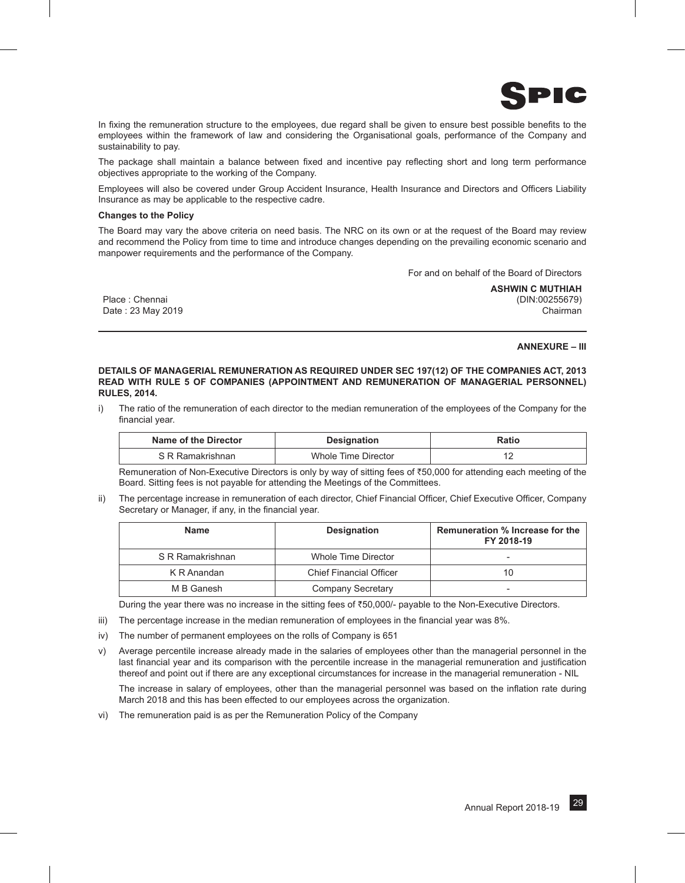In fixing the remuneration structure to the employees, due regard shall be given to ensure best possible benefits to the employees within the framework of law and considering the Organisational goals, performance of the Company and sustainability to pay.

The package shall maintain a balance between fixed and incentive pay reflecting short and long term performance objectives appropriate to the working of the Company.

Employees will also be covered under Group Accident Insurance, Health Insurance and Directors and Officers Liability Insurance as may be applicable to the respective cadre.

**Changes to the Policy**

The Board may vary the above criteria on need basis. The NRC on its own or at the request of the Board may review and recommend the Policy from time to time and introduce changes depending on the prevailing economic scenario and manpower requirements and the performance of the Company.

For and on behalf of the Board of Directors

**ASHWIN C MUTHIAH**
(DIN:00255679)
Chairman

Place : Chennai
Date : 23 May 2019

## ANNEXURE – III

**DETAILS OF MANAGERIAL REMUNERATION AS REQUIRED UNDER SEC 197(12) OF THE COMPANIES ACT, 2013 READ WITH RULE 5 OF COMPANIES (APPOINTMENT AND REMUNERATION OF MANAGERIAL PERSONNEL) RULES, 2014.**

i) The ratio of the remuneration of each director to the median remuneration of the employees of the Company for the financial year.

| Name of the Director | Designation | Ratio |
|---|---|---|
| S R Ramakrishnan | Whole Time Director | 12 |

Remuneration of Non-Executive Directors is only by way of sitting fees of ₹50,000 for attending each meeting of the Board. Sitting fees is not payable for attending the Meetings of the Committees.

ii) The percentage increase in remuneration of each director, Chief Financial Officer, Chief Executive Officer, Company Secretary or Manager, if any, in the financial year.

| Name | Designation | Remuneration % Increase for the FY 2018-19 |
|---|---|---|
| S R Ramakrishnan | Whole Time Director | - |
| K R Anandan | Chief Financial Officer | 10 |
| M B Ganesh | Company Secretary | - |

During the year there was no increase in the sitting fees of ₹50,000/- payable to the Non-Executive Directors.

iii) The percentage increase in the median remuneration of employees in the financial year was 8%.

iv) The number of permanent employees on the rolls of Company is 651

v) Average percentile increase already made in the salaries of employees other than the managerial personnel in the last financial year and its comparison with the percentile increase in the managerial remuneration and justification thereof and point out if there are any exceptional circumstances for increase in the managerial remuneration - NIL

The increase in salary of employees, other than the managerial personnel was based on the inflation rate during March 2018 and this has been effected to our employees across the organization.

vi) The remuneration paid is as per the Remuneration Policy of the Company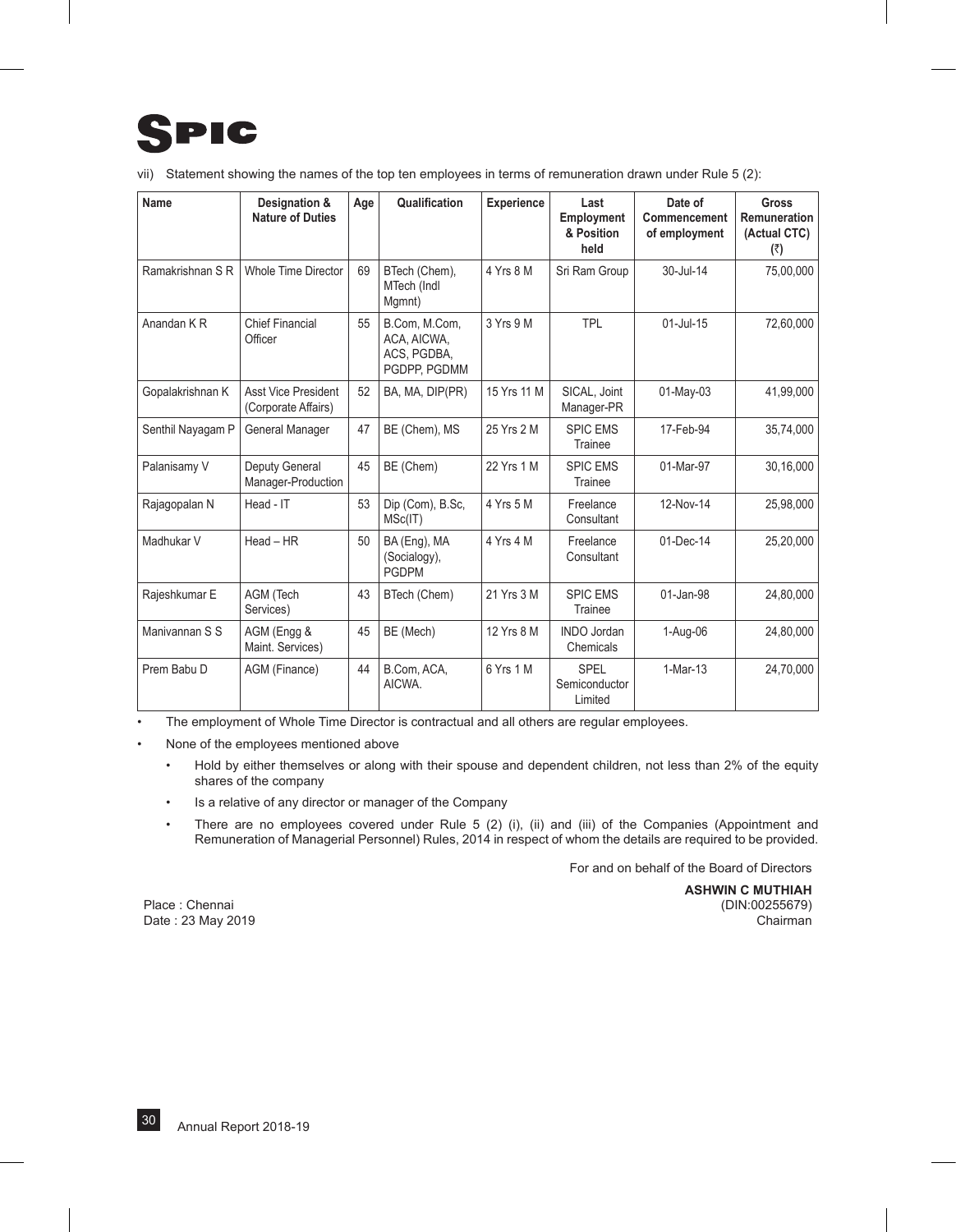vii) Statement showing the names of the top ten employees in terms of remuneration drawn under Rule 5 (2):

| Name | Designation & Nature of Duties | Age | Qualification | Experience | Last Employment & Position held | Date of Commencement of employment | Gross Remuneration (Actual CTC) (₹) |
|---|---|---|---|---|---|---|---|
| Ramakrishnan S R | Whole Time Director | 69 | BTech (Chem), MTech (Indl Mgmnt) | 4 Yrs 8 M | Sri Ram Group | 30-Jul-14 | 75,00,000 |
| Anandan K R | Chief Financial Officer | 55 | B.Com, M.Com, ACA, AICWA, ACS, PGDBA, PGDPP, PGDMM | 3 Yrs 9 M | TPL | 01-Jul-15 | 72,60,000 |
| Gopalakrishnan K | Asst Vice President (Corporate Affairs) | 52 | BA, MA, DIP(PR) | 15 Yrs 11 M | SICAL, Joint Manager-PR | 01-May-03 | 41,99,000 |
| Senthil Nayagam P | General Manager | 47 | BE (Chem), MS | 25 Yrs 2 M | SPIC EMS Trainee | 17-Feb-94 | 35,74,000 |
| Palanisamy V | Deputy General Manager-Production | 45 | BE (Chem) | 22 Yrs 1 M | SPIC EMS Trainee | 01-Mar-97 | 30,16,000 |
| Rajagopalan N | Head - IT | 53 | Dip (Com), B.Sc, MSc(IT) | 4 Yrs 5 M | Freelance Consultant | 12-Nov-14 | 25,98,000 |
| Madhukar V | Head – HR | 50 | BA (Eng), MA (Socialogy), PGDPM | 4 Yrs 4 M | Freelance Consultant | 01-Dec-14 | 25,20,000 |
| Rajeshkumar E | AGM (Tech Services) | 43 | BTech (Chem) | 21 Yrs 3 M | SPIC EMS Trainee | 01-Jan-98 | 24,80,000 |
| Manivannan S S | AGM (Engg & Maint. Services) | 45 | BE (Mech) | 12 Yrs 8 M | INDO Jordan Chemicals | 1-Aug-06 | 24,80,000 |
| Prem Babu D | AGM (Finance) | 44 | B.Com, ACA, AICWA. | 6 Yrs 1 M | SPEL Semiconductor Limited | 1-Mar-13 | 24,70,000 |

- The employment of Whole Time Director is contractual and all others are regular employees.
- None of the employees mentioned above
  - Hold by either themselves or along with their spouse and dependent children, not less than 2% of the equity shares of the company
  - Is a relative of any director or manager of the Company
  - There are no employees covered under Rule 5 (2) (i), (ii) and (iii) of the Companies (Appointment and Remuneration of Managerial Personnel) Rules, 2014 in respect of whom the details are required to be provided.

For and on behalf of the Board of Directors

Place : Chennai
Date : 23 May 2019

**ASHWIN C MUTHIAH**
(DIN:00255679)
Chairman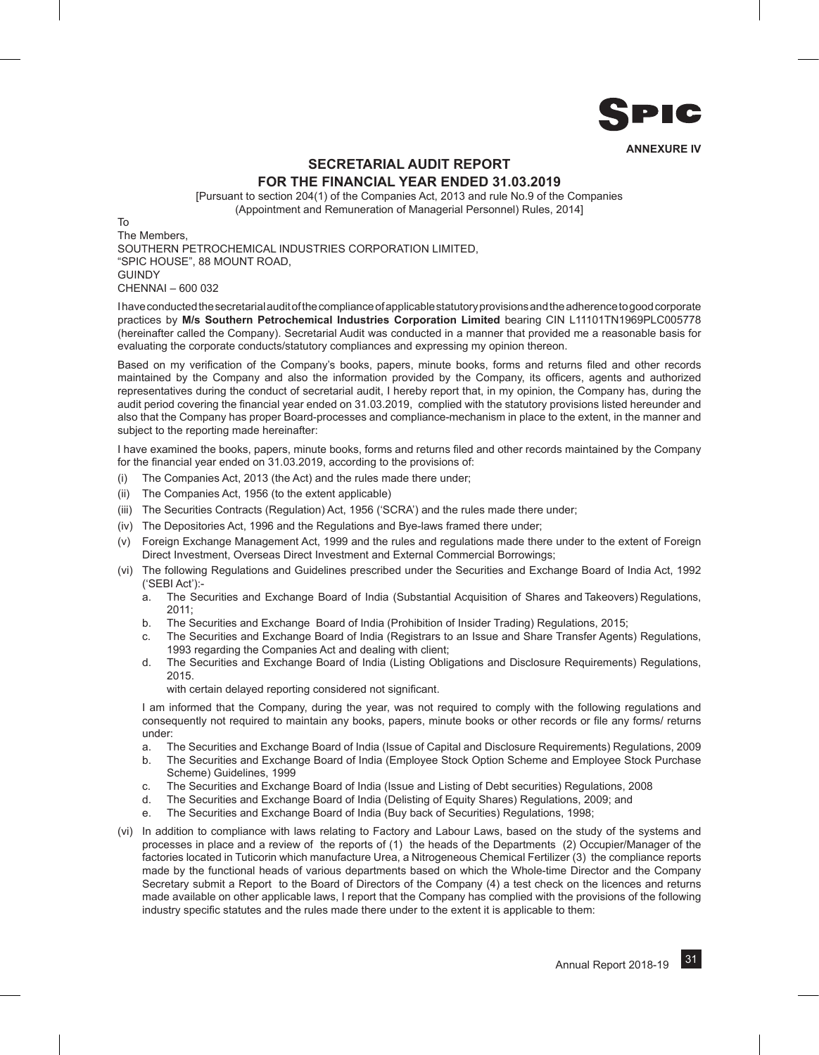**ANNEXURE IV**

## SECRETARIAL AUDIT REPORT
## FOR THE FINANCIAL YEAR ENDED 31.03.2019

[Pursuant to section 204(1) of the Companies Act, 2013 and rule No.9 of the Companies (Appointment and Remuneration of Managerial Personnel) Rules, 2014]

To
The Members,
SOUTHERN PETROCHEMICAL INDUSTRIES CORPORATION LIMITED,
"SPIC HOUSE", 88 MOUNT ROAD,
GUINDY
CHENNAI – 600 032

I have conducted the secretarial audit of the compliance of applicable statutory provisions and the adherence to good corporate practices by **M/s Southern Petrochemical Industries Corporation Limited** bearing CIN L11101TN1969PLC005778 (hereinafter called the Company). Secretarial Audit was conducted in a manner that provided me a reasonable basis for evaluating the corporate conducts/statutory compliances and expressing my opinion thereon.

Based on my verification of the Company's books, papers, minute books, forms and returns filed and other records maintained by the Company and also the information provided by the Company, its officers, agents and authorized representatives during the conduct of secretarial audit, I hereby report that, in my opinion, the Company has, during the audit period covering the financial year ended on 31.03.2019, complied with the statutory provisions listed hereunder and also that the Company has proper Board-processes and compliance-mechanism in place to the extent, in the manner and subject to the reporting made hereinafter:

I have examined the books, papers, minute books, forms and returns filed and other records maintained by the Company for the financial year ended on 31.03.2019, according to the provisions of:

(i) The Companies Act, 2013 (the Act) and the rules made there under;

(ii) The Companies Act, 1956 (to the extent applicable)

(iii) The Securities Contracts (Regulation) Act, 1956 ('SCRA') and the rules made there under;

(iv) The Depositories Act, 1996 and the Regulations and Bye-laws framed there under;

(v) Foreign Exchange Management Act, 1999 and the rules and regulations made there under to the extent of Foreign Direct Investment, Overseas Direct Investment and External Commercial Borrowings;

(vi) The following Regulations and Guidelines prescribed under the Securities and Exchange Board of India Act, 1992 ('SEBI Act'):-

   a. The Securities and Exchange Board of India (Substantial Acquisition of Shares and Takeovers) Regulations, 2011;
   b. The Securities and Exchange Board of India (Prohibition of Insider Trading) Regulations, 2015;
   c. The Securities and Exchange Board of India (Registrars to an Issue and Share Transfer Agents) Regulations, 1993 regarding the Companies Act and dealing with client;
   d. The Securities and Exchange Board of India (Listing Obligations and Disclosure Requirements) Regulations, 2015.

   with certain delayed reporting considered not significant.

   I am informed that the Company, during the year, was not required to comply with the following regulations and consequently not required to maintain any books, papers, minute books or other records or file any forms/ returns under:

   a. The Securities and Exchange Board of India (Issue of Capital and Disclosure Requirements) Regulations, 2009
   b. The Securities and Exchange Board of India (Employee Stock Option Scheme and Employee Stock Purchase Scheme) Guidelines, 1999
   c. The Securities and Exchange Board of India (Issue and Listing of Debt securities) Regulations, 2008
   d. The Securities and Exchange Board of India (Delisting of Equity Shares) Regulations, 2009; and
   e. The Securities and Exchange Board of India (Buy back of Securities) Regulations, 1998;

(vi) In addition to compliance with laws relating to Factory and Labour Laws, based on the study of the systems and processes in place and a review of the reports of (1) the heads of the Departments (2) Occupier/Manager of the factories located in Tuticorin which manufacture Urea, a Nitrogeneous Chemical Fertilizer (3) the compliance reports made by the functional heads of various departments based on which the Whole-time Director and the Company Secretary submit a Report to the Board of Directors of the Company (4) a test check on the licences and returns made available on other applicable laws, I report that the Company has complied with the provisions of the following industry specific statutes and the rules made there under to the extent it is applicable to them: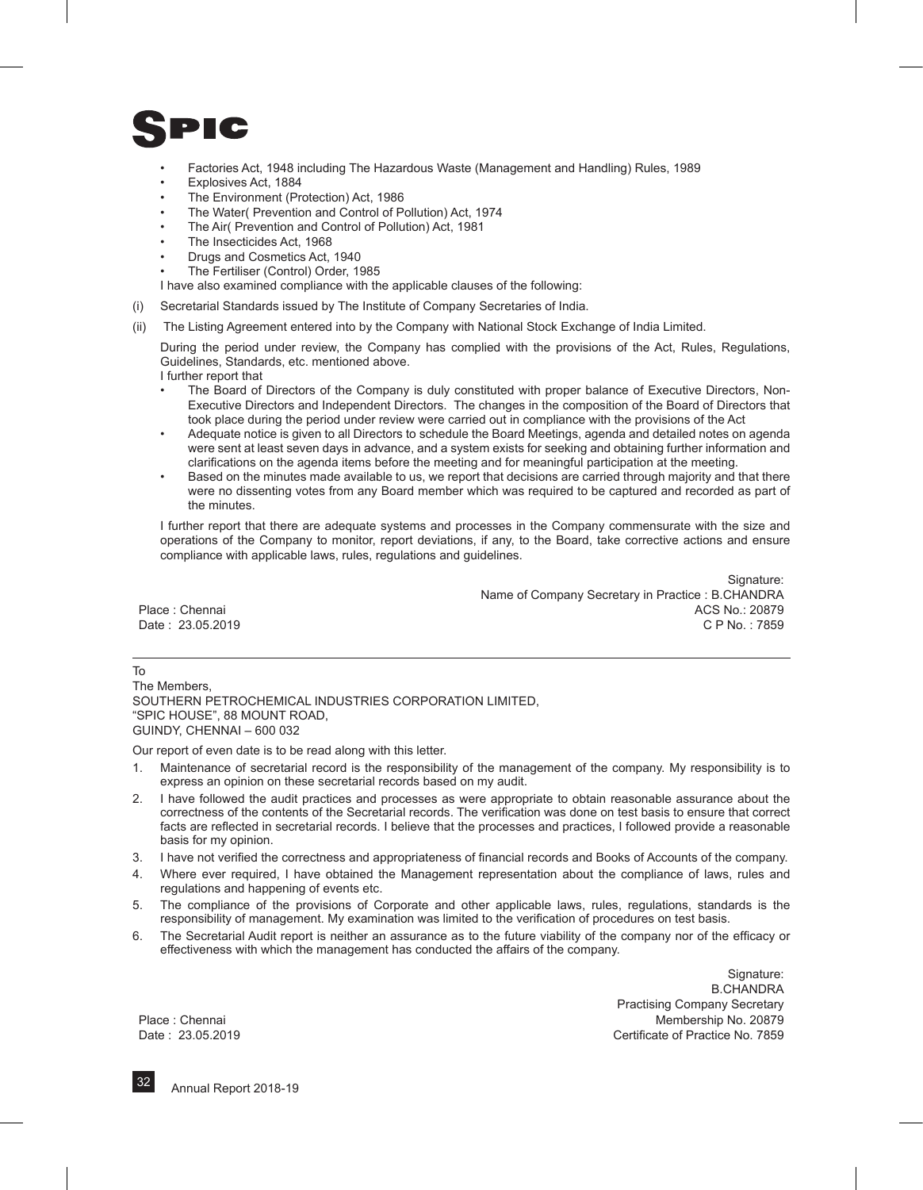- Factories Act, 1948 including The Hazardous Waste (Management and Handling) Rules, 1989
- Explosives Act, 1884
- The Environment (Protection) Act, 1986
- The Water( Prevention and Control of Pollution) Act, 1974
- The Air( Prevention and Control of Pollution) Act, 1981
- The Insecticides Act, 1968
- Drugs and Cosmetics Act, 1940
- The Fertiliser (Control) Order, 1985

I have also examined compliance with the applicable clauses of the following:

(i) Secretarial Standards issued by The Institute of Company Secretaries of India.

(ii) The Listing Agreement entered into by the Company with National Stock Exchange of India Limited.

During the period under review, the Company has complied with the provisions of the Act, Rules, Regulations, Guidelines, Standards, etc. mentioned above.

I further report that

- The Board of Directors of the Company is duly constituted with proper balance of Executive Directors, Non-Executive Directors and Independent Directors. The changes in the composition of the Board of Directors that took place during the period under review were carried out in compliance with the provisions of the Act
- Adequate notice is given to all Directors to schedule the Board Meetings, agenda and detailed notes on agenda were sent at least seven days in advance, and a system exists for seeking and obtaining further information and clarifications on the agenda items before the meeting and for meaningful participation at the meeting.
- Based on the minutes made available to us, we report that decisions are carried through majority and that there were no dissenting votes from any Board member which was required to be captured and recorded as part of the minutes.

I further report that there are adequate systems and processes in the Company commensurate with the size and operations of the Company to monitor, report deviations, if any, to the Board, take corrective actions and ensure compliance with applicable laws, rules, regulations and guidelines.

Signature:
Name of Company Secretary in Practice : B.CHANDRA
ACS No.: 20879
C P No. : 7859

Place : Chennai
Date : 23.05.2019

---

To
The Members,
SOUTHERN PETROCHEMICAL INDUSTRIES CORPORATION LIMITED,
"SPIC HOUSE", 88 MOUNT ROAD,
GUINDY, CHENNAI – 600 032

Our report of even date is to be read along with this letter.

1. Maintenance of secretarial record is the responsibility of the management of the company. My responsibility is to express an opinion on these secretarial records based on my audit.
2. I have followed the audit practices and processes as were appropriate to obtain reasonable assurance about the correctness of the contents of the Secretarial records. The verification was done on test basis to ensure that correct facts are reflected in secretarial records. I believe that the processes and practices, I followed provide a reasonable basis for my opinion.
3. I have not verified the correctness and appropriateness of financial records and Books of Accounts of the company.
4. Where ever required, I have obtained the Management representation about the compliance of laws, rules and regulations and happening of events etc.
5. The compliance of the provisions of Corporate and other applicable laws, rules, regulations, standards is the responsibility of management. My examination was limited to the verification of procedures on test basis.
6. The Secretarial Audit report is neither an assurance as to the future viability of the company nor of the efficacy or effectiveness with which the management has conducted the affairs of the company.

Signature:
B.CHANDRA
Practising Company Secretary
Membership No. 20879
Certificate of Practice No. 7859

Place : Chennai
Date : 23.05.2019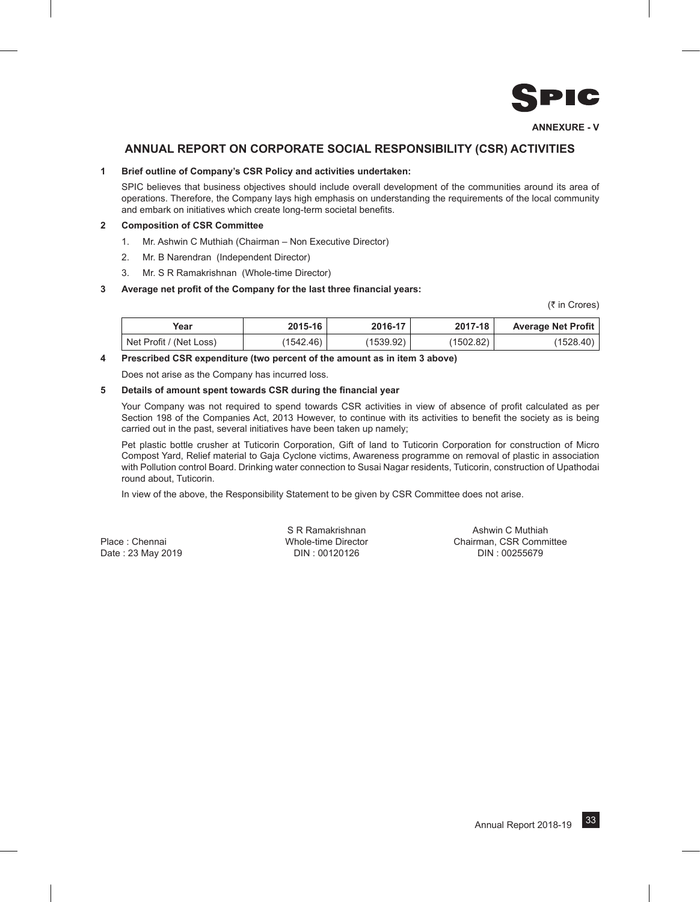**ANNEXURE - V**

# ANNUAL REPORT ON CORPORATE SOCIAL RESPONSIBILITY (CSR) ACTIVITIES

**1 Brief outline of Company's CSR Policy and activities undertaken:**

SPIC believes that business objectives should include overall development of the communities around its area of operations. Therefore, the Company lays high emphasis on understanding the requirements of the local community and embark on initiatives which create long-term societal benefits.

**2 Composition of CSR Committee**

1. Mr. Ashwin C Muthiah (Chairman – Non Executive Director)
2. Mr. B Narendran (Independent Director)
3. Mr. S R Ramakrishnan (Whole-time Director)

**3 Average net profit of the Company for the last three financial years:**

(₹ in Crores)

| Year | 2015-16 | 2016-17 | 2017-18 | Average Net Profit |
|---|---|---|---|---|
| Net Profit / (Net Loss) | (1542.46) | (1539.92) | (1502.82) | (1528.40) |

**4 Prescribed CSR expenditure (two percent of the amount as in item 3 above)**

Does not arise as the Company has incurred loss.

**5 Details of amount spent towards CSR during the financial year**

Your Company was not required to spend towards CSR activities in view of absence of profit calculated as per Section 198 of the Companies Act, 2013 However, to continue with its activities to benefit the society as is being carried out in the past, several initiatives have been taken up namely;

Pet plastic bottle crusher at Tuticorin Corporation, Gift of land to Tuticorin Corporation for construction of Micro Compost Yard, Relief material to Gaja Cyclone victims, Awareness programme on removal of plastic in association with Pollution control Board. Drinking water connection to Susai Nagar residents, Tuticorin, construction of Upathodai round about, Tuticorin.

In view of the above, the Responsibility Statement to be given by CSR Committee does not arise.

Place : Chennai
Date : 23 May 2019

S R Ramakrishnan
Whole-time Director
DIN : 00120126

Ashwin C Muthiah
Chairman, CSR Committee
DIN : 00255679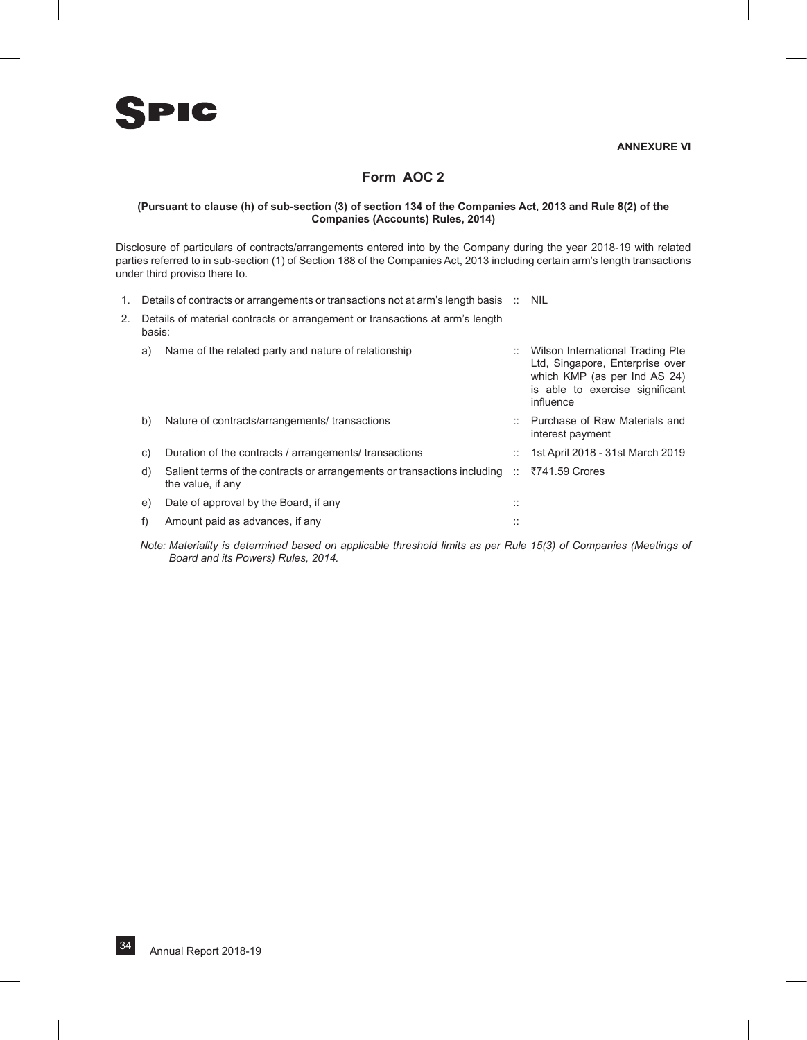**ANNEXURE VI**

## Form AOC 2

**(Pursuant to clause (h) of sub-section (3) of section 134 of the Companies Act, 2013 and Rule 8(2) of the Companies (Accounts) Rules, 2014)**

Disclosure of particulars of contracts/arrangements entered into by the Company during the year 2018-19 with related parties referred to in sub-section (1) of Section 188 of the Companies Act, 2013 including certain arm's length transactions under third proviso there to.

1. Details of contracts or arrangements or transactions not at arm's length basis :: NIL

2. Details of material contracts or arrangement or transactions at arm's length basis:

| | | | |
|---|---|---|---|
| a) | Name of the related party and nature of relationship | :: | Wilson International Trading Pte Ltd, Singapore, Enterprise over which KMP (as per Ind AS 24) is able to exercise significant influence |
| b) | Nature of contracts/arrangements/ transactions | :: | Purchase of Raw Materials and interest payment |
| c) | Duration of the contracts / arrangements/ transactions | :: | 1st April 2018 - 31st March 2019 |
| d) | Salient terms of the contracts or arrangements or transactions including the value, if any | :: | ₹741.59 Crores |
| e) | Date of approval by the Board, if any | :: | |
| f) | Amount paid as advances, if any | :: | |

*Note: Materiality is determined based on applicable threshold limits as per Rule 15(3) of Companies (Meetings of Board and its Powers) Rules, 2014.*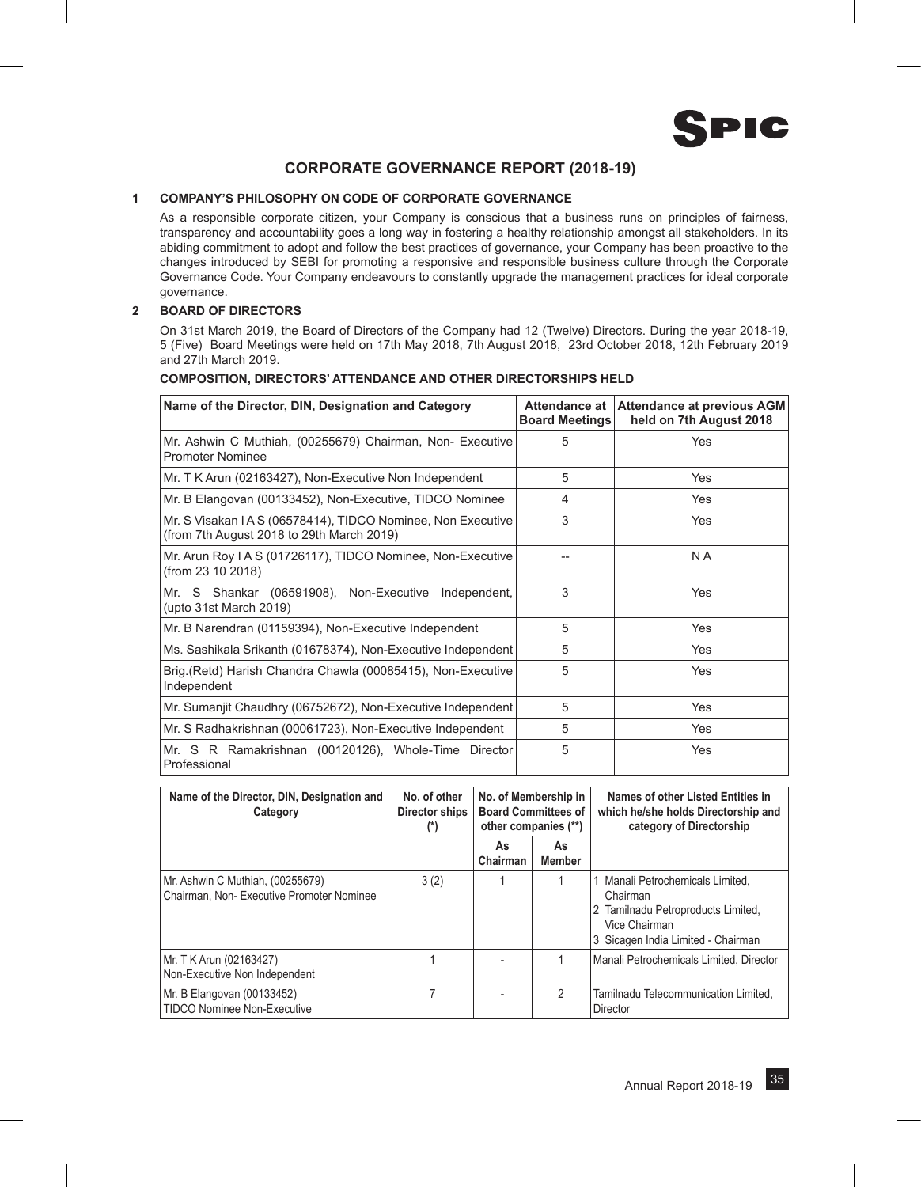# CORPORATE GOVERNANCE REPORT (2018-19)

## 1 COMPANY'S PHILOSOPHY ON CODE OF CORPORATE GOVERNANCE

As a responsible corporate citizen, your Company is conscious that a business runs on principles of fairness, transparency and accountability goes a long way in fostering a healthy relationship amongst all stakeholders. In its abiding commitment to adopt and follow the best practices of governance, your Company has been proactive to the changes introduced by SEBI for promoting a responsive and responsible business culture through the Corporate Governance Code. Your Company endeavours to constantly upgrade the management practices for ideal corporate governance.

## 2 BOARD OF DIRECTORS

On 31st March 2019, the Board of Directors of the Company had 12 (Twelve) Directors. During the year 2018-19, 5 (Five) Board Meetings were held on 17th May 2018, 7th August 2018, 23rd October 2018, 12th February 2019 and 27th March 2019.

**COMPOSITION, DIRECTORS' ATTENDANCE AND OTHER DIRECTORSHIPS HELD**

| Name of the Director, DIN, Designation and Category | Attendance at Board Meetings | Attendance at previous AGM held on 7th August 2018 |
|---|---|---|
| Mr. Ashwin C Muthiah, (00255679) Chairman, Non- Executive Promoter Nominee | 5 | Yes |
| Mr. T K Arun (02163427), Non-Executive Non Independent | 5 | Yes |
| Mr. B Elangovan (00133452), Non-Executive, TIDCO Nominee | 4 | Yes |
| Mr. S Visakan I A S (06578414), TIDCO Nominee, Non Executive (from 7th August 2018 to 29th March 2019) | 3 | Yes |
| Mr. Arun Roy I A S (01726117), TIDCO Nominee, Non-Executive (from 23 10 2018) | -- | N A |
| Mr. S Shankar (06591908), Non-Executive Independent, (upto 31st March 2019) | 3 | Yes |
| Mr. B Narendran (01159394), Non-Executive Independent | 5 | Yes |
| Ms. Sashikala Srikanth (01678374), Non-Executive Independent | 5 | Yes |
| Brig.(Retd) Harish Chandra Chawla (00085415), Non-Executive Independent | 5 | Yes |
| Mr. Sumanjit Chaudhry (06752672), Non-Executive Independent | 5 | Yes |
| Mr. S Radhakrishnan (00061723), Non-Executive Independent | 5 | Yes |
| Mr. S R Ramakrishnan (00120126), Whole-Time Director Professional | 5 | Yes |

| Name of the Director, DIN, Designation and Category | No. of other Director ships (*) | No. of Membership in Board Committees of other companies (**) | | Names of other Listed Entities in which he/she holds Directorship and category of Directorship |
|---|---|---|---|---|
| | | As Chairman | As Member | |
| Mr. Ashwin C Muthiah, (00255679) Chairman, Non- Executive Promoter Nominee | 3 (2) | 1 | 1 | 1 Manali Petrochemicals Limited, Chairman<br>2 Tamilnadu Petroproducts Limited, Vice Chairman<br>3 Sicagen India Limited - Chairman |
| Mr. T K Arun (02163427) Non-Executive Non Independent | 1 | - | 1 | Manali Petrochemicals Limited, Director |
| Mr. B Elangovan (00133452) TIDCO Nominee Non-Executive | 7 | - | 2 | Tamilnadu Telecommunication Limited, Director |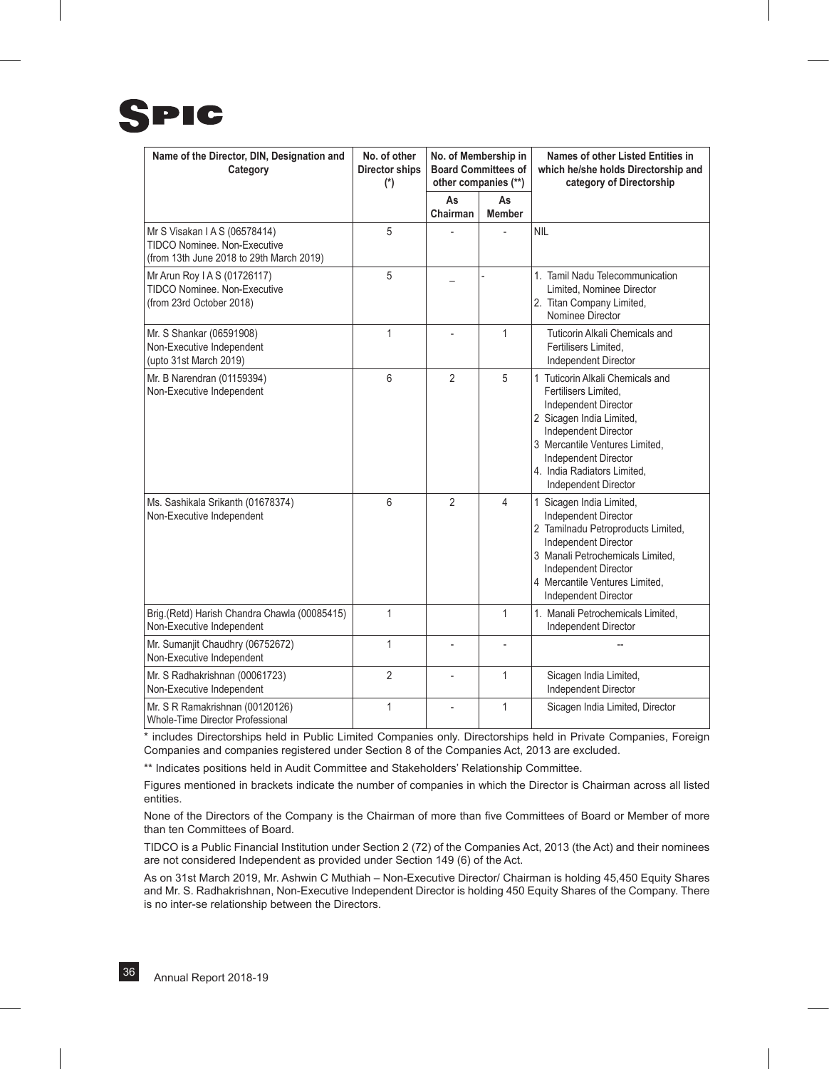| Name of the Director, DIN, Designation and Category | No. of other Director ships (*) | No. of Membership in Board Committees of other companies (**) | | Names of other Listed Entities in which he/she holds Directorship and category of Directorship |
|---|---|---|---|---|
| | | As Chairman | As Member | |
| Mr S Visakan I A S (06578414) TIDCO Nominee. Non-Executive (from 13th June 2018 to 29th March 2019) | 5 | - | - | NIL |
| Mr Arun Roy I A S (01726117) TIDCO Nominee. Non-Executive (from 23rd October 2018) | 5 | _ | - | 1. Tamil Nadu Telecommunication Limited, Nominee Director 2. Titan Company Limited, Nominee Director |
| Mr. S Shankar (06591908) Non-Executive Independent (upto 31st March 2019) | 1 | - | 1 | Tuticorin Alkali Chemicals and Fertilisers Limited, Independent Director |
| Mr. B Narendran (01159394) Non-Executive Independent | 6 | 2 | 5 | 1 Tuticorin Alkali Chemicals and Fertilisers Limited, Independent Director 2 Sicagen India Limited, Independent Director 3 Mercantile Ventures Limited, Independent Director 4. India Radiators Limited, Independent Director |
| Ms. Sashikala Srikanth (01678374) Non-Executive Independent | 6 | 2 | 4 | 1 Sicagen India Limited, Independent Director 2 Tamilnadu Petroproducts Limited, Independent Director 3 Manali Petrochemicals Limited, Independent Director 4 Mercantile Ventures Limited, Independent Director |
| Brig.(Retd) Harish Chandra Chawla (00085415) Non-Executive Independent | 1 | | 1 | 1. Manali Petrochemicals Limited, Independent Director |
| Mr. Sumanjit Chaudhry (06752672) Non-Executive Independent | 1 | - | - | -- |
| Mr. S Radhakrishnan (00061723) Non-Executive Independent | 2 | - | 1 | Sicagen India Limited, Independent Director |
| Mr. S R Ramakrishnan (00120126) Whole-Time Director Professional | 1 | - | 1 | Sicagen India Limited, Director |

* includes Directorships held in Public Limited Companies only. Directorships held in Private Companies, Foreign Companies and companies registered under Section 8 of the Companies Act, 2013 are excluded.

** Indicates positions held in Audit Committee and Stakeholders' Relationship Committee.

Figures mentioned in brackets indicate the number of companies in which the Director is Chairman across all listed entities.

None of the Directors of the Company is the Chairman of more than five Committees of Board or Member of more than ten Committees of Board.

TIDCO is a Public Financial Institution under Section 2 (72) of the Companies Act, 2013 (the Act) and their nominees are not considered Independent as provided under Section 149 (6) of the Act.

As on 31st March 2019, Mr. Ashwin C Muthiah – Non-Executive Director/ Chairman is holding 45,450 Equity Shares and Mr. S. Radhakrishnan, Non-Executive Independent Director is holding 450 Equity Shares of the Company. There is no inter-se relationship between the Directors.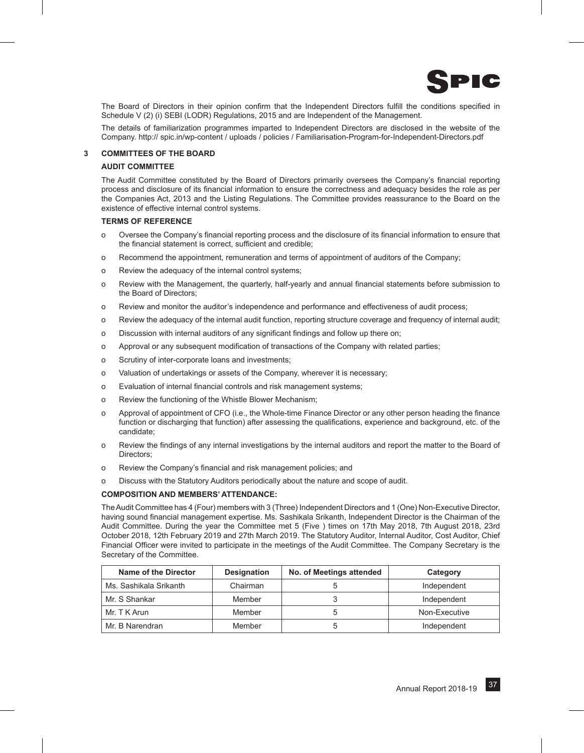The Board of Directors in their opinion confirm that the Independent Directors fulfill the conditions specified in Schedule V (2) (i) SEBI (LODR) Regulations, 2015 and are Independent of the Management.

The details of familiarization programmes imparted to Independent Directors are disclosed in the website of the Company. http:// spic.in/wp-content / uploads / policies / Familiarisation-Program-for-Independent-Directors.pdf

## 3 COMMITTEES OF THE BOARD

### AUDIT COMMITTEE

The Audit Committee constituted by the Board of Directors primarily oversees the Company's financial reporting process and disclosure of its financial information to ensure the correctness and adequacy besides the role as per the Companies Act, 2013 and the Listing Regulations. The Committee provides reassurance to the Board on the existence of effective internal control systems.

### TERMS OF REFERENCE

- Oversee the Company's financial reporting process and the disclosure of its financial information to ensure that the financial statement is correct, sufficient and credible;
- Recommend the appointment, remuneration and terms of appointment of auditors of the Company;
- Review the adequacy of the internal control systems;
- Review with the Management, the quarterly, half-yearly and annual financial statements before submission to the Board of Directors;
- Review and monitor the auditor's independence and performance and effectiveness of audit process;
- Review the adequacy of the internal audit function, reporting structure coverage and frequency of internal audit;
- Discussion with internal auditors of any significant findings and follow up there on;
- Approval or any subsequent modification of transactions of the Company with related parties;
- Scrutiny of inter-corporate loans and investments;
- Valuation of undertakings or assets of the Company, wherever it is necessary;
- Evaluation of internal financial controls and risk management systems;
- Review the functioning of the Whistle Blower Mechanism;
- Approval of appointment of CFO (i.e., the Whole-time Finance Director or any other person heading the finance function or discharging that function) after assessing the qualifications, experience and background, etc. of the candidate;
- Review the findings of any internal investigations by the internal auditors and report the matter to the Board of Directors;
- Review the Company's financial and risk management policies; and
- Discuss with the Statutory Auditors periodically about the nature and scope of audit.

### COMPOSITION AND MEMBERS' ATTENDANCE:

The Audit Committee has 4 (Four) members with 3 (Three) Independent Directors and 1 (One) Non-Executive Director, having sound financial management expertise. Ms. Sashikala Srikanth, Independent Director is the Chairman of the Audit Committee. During the year the Committee met 5 (Five ) times on 17th May 2018, 7th August 2018, 23rd October 2018, 12th February 2019 and 27th March 2019. The Statutory Auditor, Internal Auditor, Cost Auditor, Chief Financial Officer were invited to participate in the meetings of the Audit Committee. The Company Secretary is the Secretary of the Committee.

| Name of the Director | Designation | No. of Meetings attended | Category |
|---|---|---|---|
| Ms. Sashikala Srikanth | Chairman | 5 | Independent |
| Mr. S Shankar | Member | 3 | Independent |
| Mr. T K Arun | Member | 5 | Non-Executive |
| Mr. B Narendran | Member | 5 | Independent |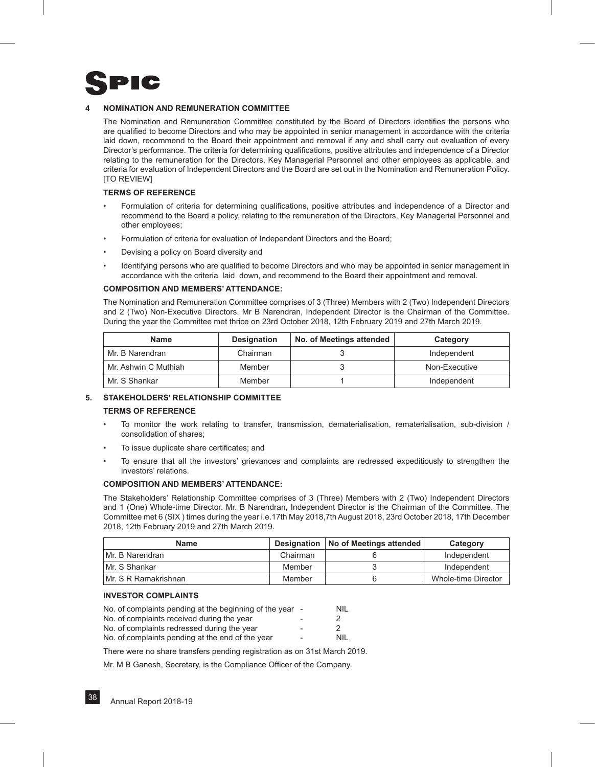## 4 NOMINATION AND REMUNERATION COMMITTEE

The Nomination and Remuneration Committee constituted by the Board of Directors identifies the persons who are qualified to become Directors and who may be appointed in senior management in accordance with the criteria laid down, recommend to the Board their appointment and removal if any and shall carry out evaluation of every Director's performance. The criteria for determining qualifications, positive attributes and independence of a Director relating to the remuneration for the Directors, Key Managerial Personnel and other employees as applicable, and criteria for evaluation of Independent Directors and the Board are set out in the Nomination and Remuneration Policy. [TO REVIEW]

### TERMS OF REFERENCE

- Formulation of criteria for determining qualifications, positive attributes and independence of a Director and recommend to the Board a policy, relating to the remuneration of the Directors, Key Managerial Personnel and other employees;
- Formulation of criteria for evaluation of Independent Directors and the Board;
- Devising a policy on Board diversity and
- Identifying persons who are qualified to become Directors and who may be appointed in senior management in accordance with the criteria laid down, and recommend to the Board their appointment and removal.

### COMPOSITION AND MEMBERS' ATTENDANCE:

The Nomination and Remuneration Committee comprises of 3 (Three) Members with 2 (Two) Independent Directors and 2 (Two) Non-Executive Directors. Mr B Narendran, Independent Director is the Chairman of the Committee. During the year the Committee met thrice on 23rd October 2018, 12th February 2019 and 27th March 2019.

| Name | Designation | No. of Meetings attended | Category |
|---|---|---|---|
| Mr. B Narendran | Chairman | 3 | Independent |
| Mr. Ashwin C Muthiah | Member | 3 | Non-Executive |
| Mr. S Shankar | Member | 1 | Independent |

## 5. STAKEHOLDERS' RELATIONSHIP COMMITTEE

### TERMS OF REFERENCE

- To monitor the work relating to transfer, transmission, dematerialisation, rematerialisation, sub-division / consolidation of shares;
- To issue duplicate share certificates; and
- To ensure that all the investors' grievances and complaints are redressed expeditiously to strengthen the investors' relations.

### COMPOSITION AND MEMBERS' ATTENDANCE:

The Stakeholders' Relationship Committee comprises of 3 (Three) Members with 2 (Two) Independent Directors and 1 (One) Whole-time Director. Mr. B Narendran, Independent Director is the Chairman of the Committee. The Committee met 6 (SIX ) times during the year i.e.17th May 2018,7th August 2018, 23rd October 2018, 17th December 2018, 12th February 2019 and 27th March 2019.

| Name | Designation | No of Meetings attended | Category |
|---|---|---|---|
| Mr. B Narendran | Chairman | 6 | Independent |
| Mr. S Shankar | Member | 3 | Independent |
| Mr. S R Ramakrishnan | Member | 6 | Whole-time Director |

### INVESTOR COMPLAINTS

| | | |
|---|---|---|
| No. of complaints pending at the beginning of the year | - | NIL |
| No. of complaints received during the year | - | 2 |
| No. of complaints redressed during the year | - | 2 |
| No. of complaints pending at the end of the year | - | NIL |

There were no share transfers pending registration as on 31st March 2019.

Mr. M B Ganesh, Secretary, is the Compliance Officer of the Company.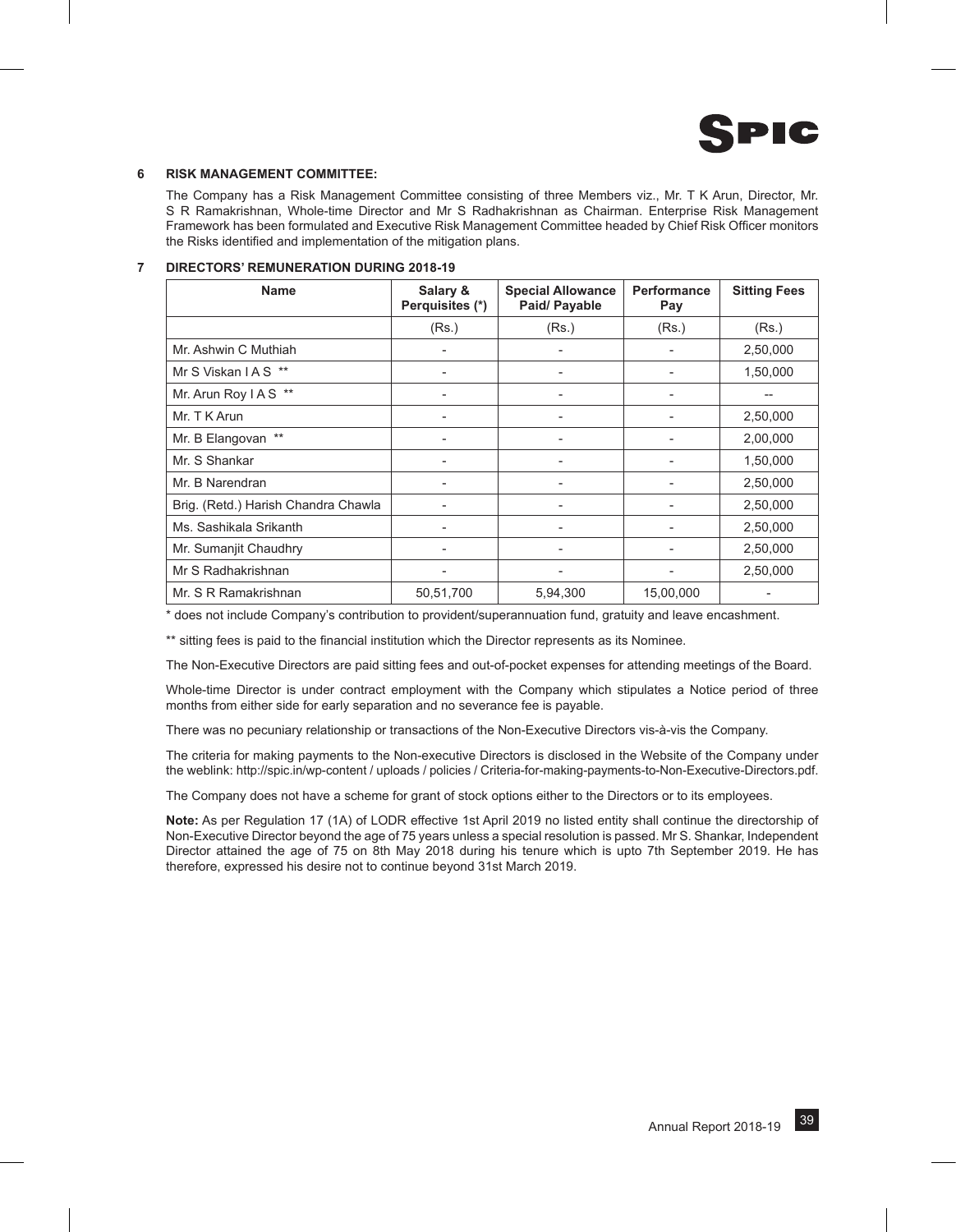## 6 RISK MANAGEMENT COMMITTEE:

The Company has a Risk Management Committee consisting of three Members viz., Mr. T K Arun, Director, Mr. S R Ramakrishnan, Whole-time Director and Mr S Radhakrishnan as Chairman. Enterprise Risk Management Framework has been formulated and Executive Risk Management Committee headed by Chief Risk Officer monitors the Risks identified and implementation of the mitigation plans.

## 7 DIRECTORS' REMUNERATION DURING 2018-19

| Name | Salary & Perquisites (*) | Special Allowance Paid/ Payable | Performance Pay | Sitting Fees |
|---|---|---|---|---|
| | (Rs.) | (Rs.) | (Rs.) | (Rs.) |
| Mr. Ashwin C Muthiah | - | - | - | 2,50,000 |
| Mr S Viskan I A S ** | - | - | - | 1,50,000 |
| Mr. Arun Roy I A S ** | - | - | - | -- |
| Mr. T K Arun | - | - | - | 2,50,000 |
| Mr. B Elangovan ** | - | - | - | 2,00,000 |
| Mr. S Shankar | - | - | - | 1,50,000 |
| Mr. B Narendran | - | - | - | 2,50,000 |
| Brig. (Retd.) Harish Chandra Chawla | - | - | - | 2,50,000 |
| Ms. Sashikala Srikanth | - | - | - | 2,50,000 |
| Mr. Sumanjit Chaudhry | - | - | - | 2,50,000 |
| Mr S Radhakrishnan | - | - | - | 2,50,000 |
| Mr. S R Ramakrishnan | 50,51,700 | 5,94,300 | 15,00,000 | - |

* does not include Company's contribution to provident/superannuation fund, gratuity and leave encashment.

** sitting fees is paid to the financial institution which the Director represents as its Nominee.

The Non-Executive Directors are paid sitting fees and out-of-pocket expenses for attending meetings of the Board.

Whole-time Director is under contract employment with the Company which stipulates a Notice period of three months from either side for early separation and no severance fee is payable.

There was no pecuniary relationship or transactions of the Non-Executive Directors vis-à-vis the Company.

The criteria for making payments to the Non-executive Directors is disclosed in the Website of the Company under the weblink: http://spic.in/wp-content / uploads / policies / Criteria-for-making-payments-to-Non-Executive-Directors.pdf.

The Company does not have a scheme for grant of stock options either to the Directors or to its employees.

**Note:** As per Regulation 17 (1A) of LODR effective 1st April 2019 no listed entity shall continue the directorship of Non-Executive Director beyond the age of 75 years unless a special resolution is passed. Mr S. Shankar, Independent Director attained the age of 75 on 8th May 2018 during his tenure which is upto 7th September 2019. He has therefore, expressed his desire not to continue beyond 31st March 2019.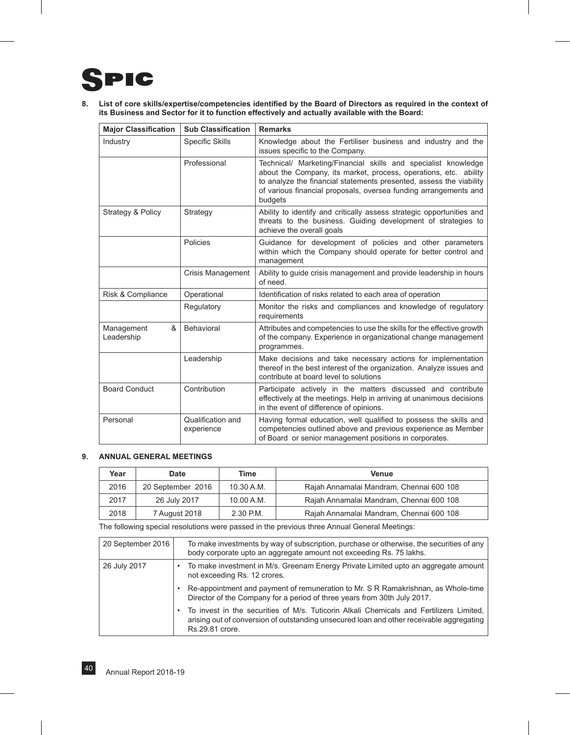**8. List of core skills/expertise/competencies identified by the Board of Directors as required in the context of its Business and Sector for it to function effectively and actually available with the Board:**

| Major Classification | Sub Classification | Remarks |
|---|---|---|
| Industry | Specific Skills | Knowledge about the Fertiliser business and industry and the issues specific to the Company. |
| | Professional | Technical/ Marketing/Financial skills and specialist knowledge about the Company, its market, process, operations, etc. ability to analyze the financial statements presented, assess the viability of various financial proposals, oversea funding arrangements and budgets |
| Strategy & Policy | Strategy | Ability to identify and critically assess strategic opportunities and threats to the business. Guiding development of strategies to achieve the overall goals |
| | Policies | Guidance for development of policies and other parameters within which the Company should operate for better control and management |
| | Crisis Management | Ability to guide crisis management and provide leadership in hours of need. |
| Risk & Compliance | Operational | Identification of risks related to each area of operation |
| | Regulatory | Monitor the risks and compliances and knowledge of regulatory requirements |
| Management & Leadership | Behavioral | Attributes and competencies to use the skills for the effective growth of the company. Experience in organizational change management programmes. |
| | Leadership | Make decisions and take necessary actions for implementation thereof in the best interest of the organization. Analyze issues and contribute at board level to solutions |
| Board Conduct | Contribution | Participate actively in the matters discussed and contribute effectively at the meetings. Help in arriving at unanimous decisions in the event of difference of opinions. |
| Personal | Qualification and experience | Having formal education, well qualified to possess the skills and competencies outlined above and previous experience as Member of Board or senior management positions in corporates. |

**9. ANNUAL GENERAL MEETINGS**

| Year | Date | Time | Venue |
|---|---|---|---|
| 2016 | 20 September 2016 | 10.30 A.M. | Rajah Annamalai Mandram, Chennai 600 108 |
| 2017 | 26 July 2017 | 10.00 A.M. | Rajah Annamalai Mandram, Chennai 600 108 |
| 2018 | 7 August 2018 | 2.30 P.M. | Rajah Annamalai Mandram, Chennai 600 108 |

The following special resolutions were passed in the previous three Annual General Meetings:

| | |
|---|---|
| 20 September 2016 | To make investments by way of subscription, purchase or otherwise, the securities of any body corporate upto an aggregate amount not exceeding Rs. 75 lakhs. |
| 26 July 2017 | • To make investment in M/s. Greenam Energy Private Limited upto an aggregate amount not exceeding Rs. 12 crores.<br>• Re-appointment and payment of remuneration to Mr. S R Ramakrishnan, as Whole-time Director of the Company for a period of three years from 30th July 2017.<br>• To invest in the securities of M/s. Tuticorin Alkali Chemicals and Fertilizers Limited, arising out of conversion of outstanding unsecured loan and other receivable aggregating Rs.29.81 crore. |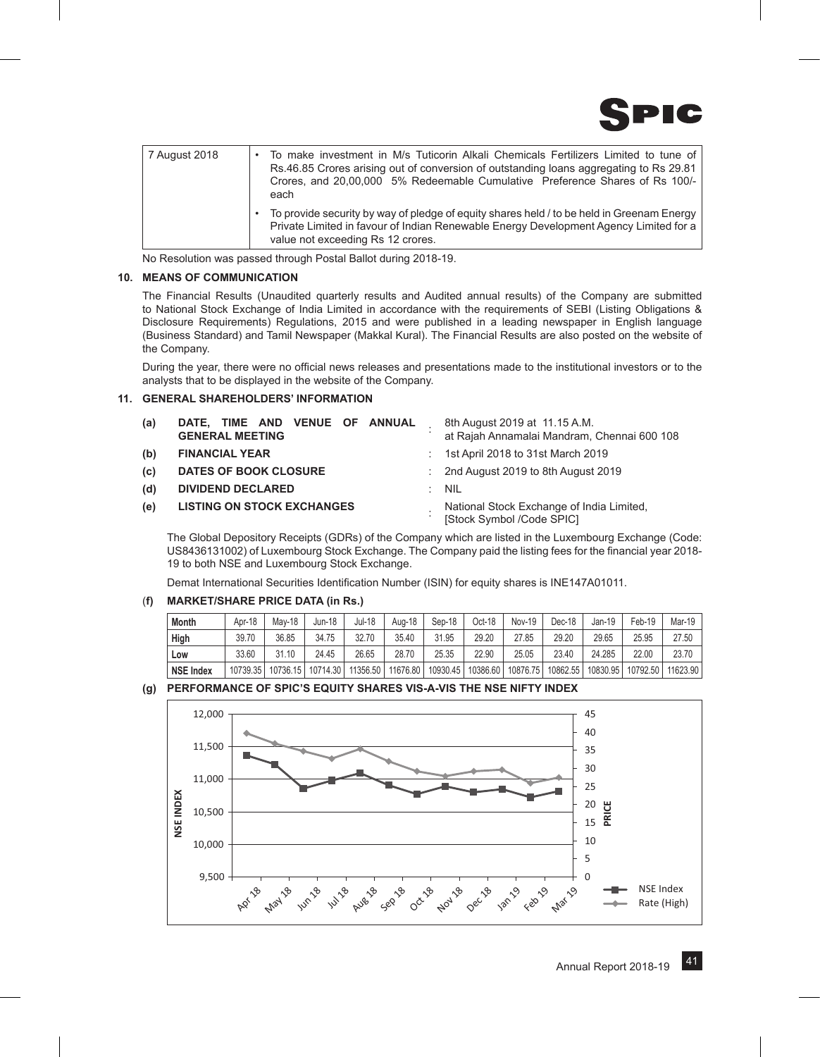| 7 August 2018 | • To make investment in M/s Tuticorin Alkali Chemicals Fertilizers Limited to tune of Rs.46.85 Crores arising out of conversion of outstanding loans aggregating to Rs 29.81 Crores, and 20,00,000 5% Redeemable Cumulative Preference Shares of Rs 100/- each<br>• To provide security by way of pledge of equity shares held / to be held in Greenam Energy Private Limited in favour of Indian Renewable Energy Development Agency Limited for a value not exceeding Rs 12 crores. |
|---|---|

No Resolution was passed through Postal Ballot during 2018-19.

## 10. MEANS OF COMMUNICATION

The Financial Results (Unaudited quarterly results and Audited annual results) of the Company are submitted to National Stock Exchange of India Limited in accordance with the requirements of SEBI (Listing Obligations & Disclosure Requirements) Regulations, 2015 and were published in a leading newspaper in English language (Business Standard) and Tamil Newspaper (Makkal Kural). The Financial Results are also posted on the website of the Company.

During the year, there were no official news releases and presentations made to the institutional investors or to the analysts that to be displayed in the website of the Company.

## 11. GENERAL SHAREHOLDERS' INFORMATION

**(a) DATE, TIME AND VENUE OF ANNUAL GENERAL MEETING** : 8th August 2019 at 11.15 A.M. at Rajah Annamalai Mandram, Chennai 600 108

**(b) FINANCIAL YEAR** : 1st April 2018 to 31st March 2019

**(c) DATES OF BOOK CLOSURE** : 2nd August 2019 to 8th August 2019

**(d) DIVIDEND DECLARED** : NIL

**(e) LISTING ON STOCK EXCHANGES** : National Stock Exchange of India Limited, [Stock Symbol /Code SPIC]

The Global Depository Receipts (GDRs) of the Company which are listed in the Luxembourg Exchange (Code: US8436131002) of Luxembourg Stock Exchange. The Company paid the listing fees for the financial year 2018-19 to both NSE and Luxembourg Stock Exchange.

Demat International Securities Identification Number (ISIN) for equity shares is INE147A01011.

**(f) MARKET/SHARE PRICE DATA (in Rs.)**

| Month | Apr-18 | May-18 | Jun-18 | Jul-18 | Aug-18 | Sep-18 | Oct-18 | Nov-19 | Dec-18 | Jan-19 | Feb-19 | Mar-19 |
|---|---|---|---|---|---|---|---|---|---|---|---|---|
| High | 39.70 | 36.85 | 34.75 | 32.70 | 35.40 | 31.95 | 29.20 | 27.85 | 29.20 | 29.65 | 25.95 | 27.50 |
| Low | 33.60 | 31.10 | 24.45 | 26.65 | 28.70 | 25.35 | 22.90 | 25.05 | 23.40 | 24.285 | 22.00 | 23.70 |
| NSE Index | 10739.35 | 10736.15 | 10714.30 | 11356.50 | 11676.80 | 10930.45 | 10386.60 | 10876.75 | 10862.55 | 10830.95 | 10792.50 | 11623.90 |

**(g) PERFORMANCE OF SPIC'S EQUITY SHARES VIS-A-VIS THE NSE NIFTY INDEX**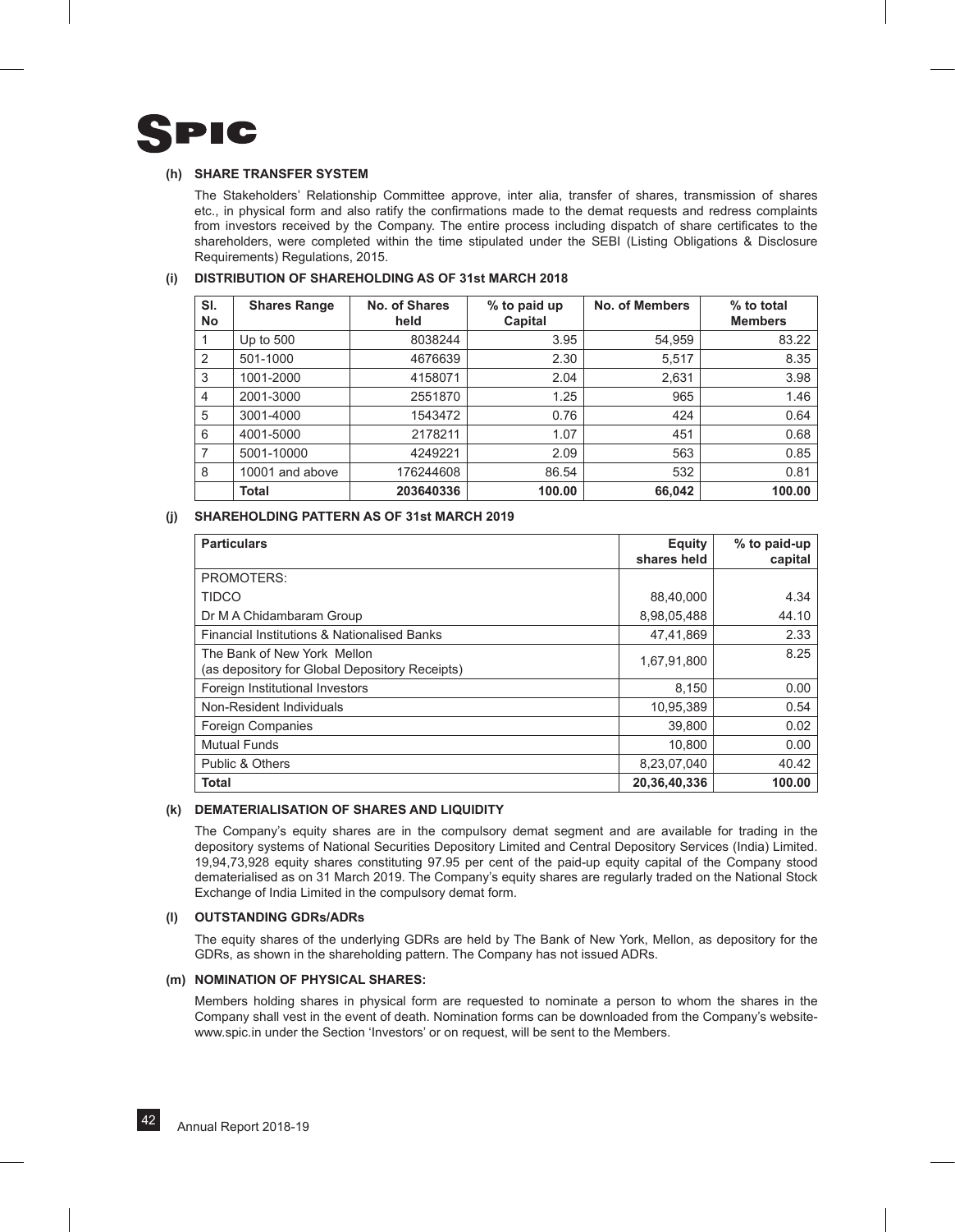**(h) SHARE TRANSFER SYSTEM**

The Stakeholders' Relationship Committee approve, inter alia, transfer of shares, transmission of shares etc., in physical form and also ratify the confirmations made to the demat requests and redress complaints from investors received by the Company. The entire process including dispatch of share certificates to the shareholders, were completed within the time stipulated under the SEBI (Listing Obligations & Disclosure Requirements) Regulations, 2015.

**(i) DISTRIBUTION OF SHAREHOLDING AS OF 31st MARCH 2018**

| Sl. No | Shares Range | No. of Shares held | % to paid up Capital | No. of Members | % to total Members |
|---|---|---|---|---|---|
| 1 | Up to 500 | 8038244 | 3.95 | 54,959 | 83.22 |
| 2 | 501-1000 | 4676639 | 2.30 | 5,517 | 8.35 |
| 3 | 1001-2000 | 4158071 | 2.04 | 2,631 | 3.98 |
| 4 | 2001-3000 | 2551870 | 1.25 | 965 | 1.46 |
| 5 | 3001-4000 | 1543472 | 0.76 | 424 | 0.64 |
| 6 | 4001-5000 | 2178211 | 1.07 | 451 | 0.68 |
| 7 | 5001-10000 | 4249221 | 2.09 | 563 | 0.85 |
| 8 | 10001 and above | 176244608 | 86.54 | 532 | 0.81 |
| | **Total** | **203640336** | **100.00** | **66,042** | **100.00** |

**(j) SHAREHOLDING PATTERN AS OF 31st MARCH 2019**

| Particulars | Equity shares held | % to paid-up capital |
|---|---|---|
| PROMOTERS: | | |
| TIDCO | 88,40,000 | 4.34 |
| Dr M A Chidambaram Group | 8,98,05,488 | 44.10 |
| Financial Institutions & Nationalised Banks | 47,41,869 | 2.33 |
| The Bank of New York Mellon (as depository for Global Depository Receipts) | 1,67,91,800 | 8.25 |
| Foreign Institutional Investors | 8,150 | 0.00 |
| Non-Resident Individuals | 10,95,389 | 0.54 |
| Foreign Companies | 39,800 | 0.02 |
| Mutual Funds | 10,800 | 0.00 |
| Public & Others | 8,23,07,040 | 40.42 |
| **Total** | **20,36,40,336** | **100.00** |

**(k) DEMATERIALISATION OF SHARES AND LIQUIDITY**

The Company's equity shares are in the compulsory demat segment and are available for trading in the depository systems of National Securities Depository Limited and Central Depository Services (India) Limited. 19,94,73,928 equity shares constituting 97.95 per cent of the paid-up equity capital of the Company stood dematerialised as on 31 March 2019. The Company's equity shares are regularly traded on the National Stock Exchange of India Limited in the compulsory demat form.

**(l) OUTSTANDING GDRs/ADRs**

The equity shares of the underlying GDRs are held by The Bank of New York, Mellon, as depository for the GDRs, as shown in the shareholding pattern. The Company has not issued ADRs.

**(m) NOMINATION OF PHYSICAL SHARES:**

Members holding shares in physical form are requested to nominate a person to whom the shares in the Company shall vest in the event of death. Nomination forms can be downloaded from the Company's website-www.spic.in under the Section 'Investors' or on request, will be sent to the Members.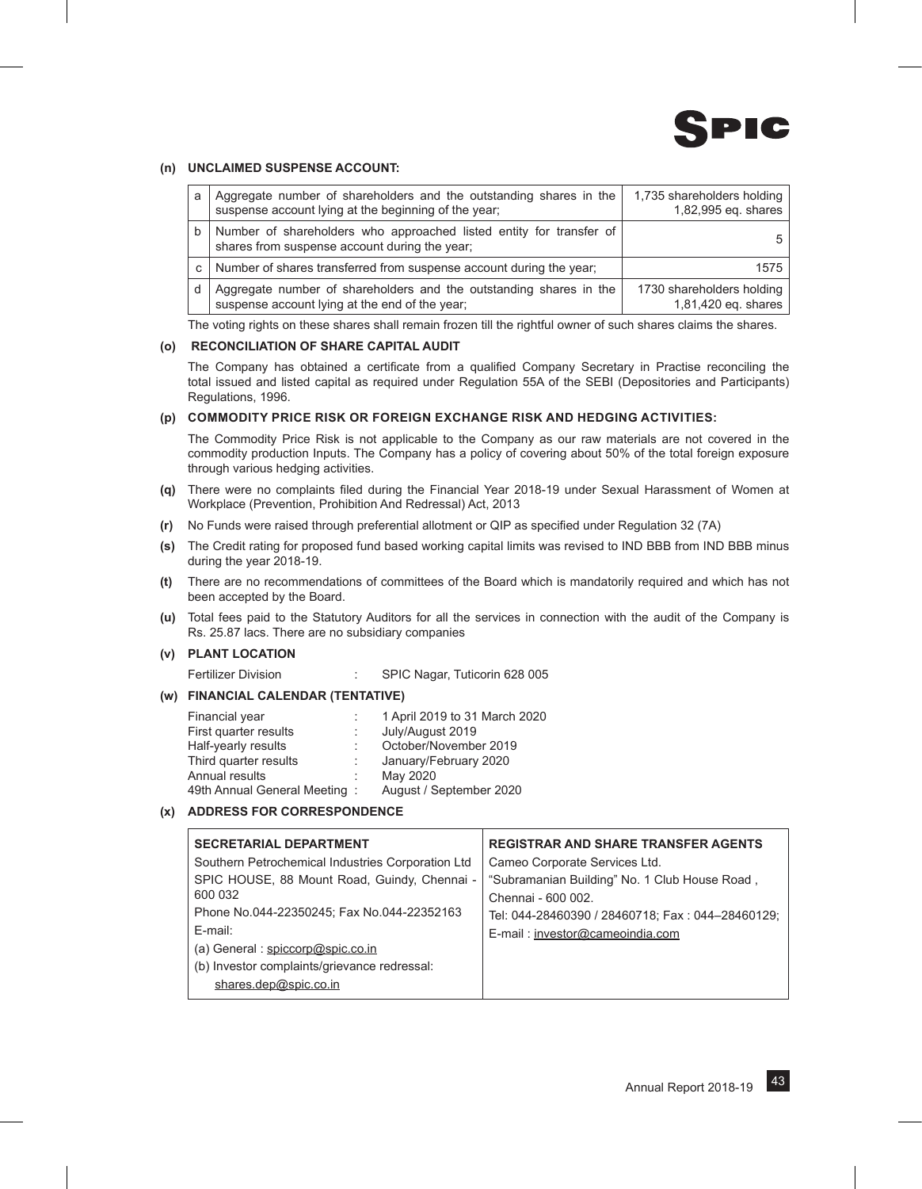**(n) UNCLAIMED SUSPENSE ACCOUNT:**

| | | |
|---|---|---|
| a | Aggregate number of shareholders and the outstanding shares in the suspense account lying at the beginning of the year; | 1,735 shareholders holding 1,82,995 eq. shares |
| b | Number of shareholders who approached listed entity for transfer of shares from suspense account during the year; | 5 |
| c | Number of shares transferred from suspense account during the year; | 1575 |
| d | Aggregate number of shareholders and the outstanding shares in the suspense account lying at the end of the year; | 1730 shareholders holding 1,81,420 eq. shares |

The voting rights on these shares shall remain frozen till the rightful owner of such shares claims the shares.

**(o) RECONCILIATION OF SHARE CAPITAL AUDIT**

The Company has obtained a certificate from a qualified Company Secretary in Practise reconciling the total issued and listed capital as required under Regulation 55A of the SEBI (Depositories and Participants) Regulations, 1996.

**(p) COMMODITY PRICE RISK OR FOREIGN EXCHANGE RISK AND HEDGING ACTIVITIES:**

The Commodity Price Risk is not applicable to the Company as our raw materials are not covered in the commodity production Inputs. The Company has a policy of covering about 50% of the total foreign exposure through various hedging activities.

**(q)** There were no complaints filed during the Financial Year 2018-19 under Sexual Harassment of Women at Workplace (Prevention, Prohibition And Redressal) Act, 2013

**(r)** No Funds were raised through preferential allotment or QIP as specified under Regulation 32 (7A)

**(s)** The Credit rating for proposed fund based working capital limits was revised to IND BBB from IND BBB minus during the year 2018-19.

**(t)** There are no recommendations of committees of the Board which is mandatorily required and which has not been accepted by the Board.

**(u)** Total fees paid to the Statutory Auditors for all the services in connection with the audit of the Company is Rs. 25.87 lacs. There are no subsidiary companies

**(v) PLANT LOCATION**

Fertilizer Division : SPIC Nagar, Tuticorin 628 005

**(w) FINANCIAL CALENDAR (TENTATIVE)**

| | | |
|---|---|---|
| Financial year | : | 1 April 2019 to 31 March 2020 |
| First quarter results | : | July/August 2019 |
| Half-yearly results | : | October/November 2019 |
| Third quarter results | : | January/February 2020 |
| Annual results | : | May 2020 |
| 49th Annual General Meeting | : | August / September 2020 |

**(x) ADDRESS FOR CORRESPONDENCE**

| SECRETARIAL DEPARTMENT | REGISTRAR AND SHARE TRANSFER AGENTS |
|---|---|
| Southern Petrochemical Industries Corporation Ltd<br>SPIC HOUSE, 88 Mount Road, Guindy, Chennai - 600 032<br>Phone No.044-22350245; Fax No.044-22352163<br>E-mail:<br>(a) General : spiccorp@spic.co.in<br>(b) Investor complaints/grievance redressal: shares.dep@spic.co.in | Cameo Corporate Services Ltd.<br>"Subramanian Building" No. 1 Club House Road ,<br>Chennai - 600 002.<br>Tel: 044-28460390 / 28460718; Fax : 044–28460129;<br>E-mail : investor@cameoindia.com |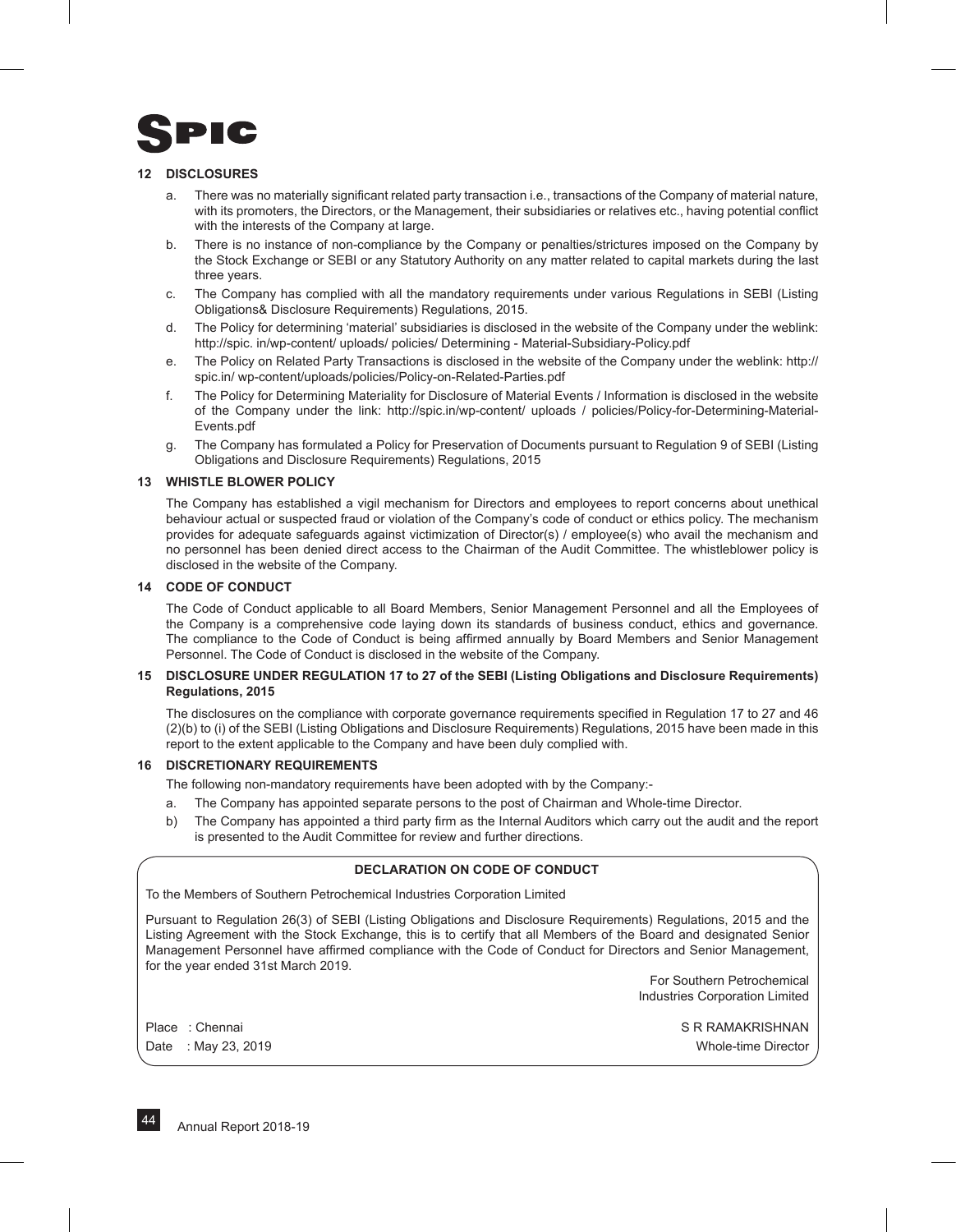## 12 DISCLOSURES

a. There was no materially significant related party transaction i.e., transactions of the Company of material nature, with its promoters, the Directors, or the Management, their subsidiaries or relatives etc., having potential conflict with the interests of the Company at large.

b. There is no instance of non-compliance by the Company or penalties/strictures imposed on the Company by the Stock Exchange or SEBI or any Statutory Authority on any matter related to capital markets during the last three years.

c. The Company has complied with all the mandatory requirements under various Regulations in SEBI (Listing Obligations& Disclosure Requirements) Regulations, 2015.

d. The Policy for determining 'material' subsidiaries is disclosed in the website of the Company under the weblink: http://spic. in/wp-content/ uploads/ policies/ Determining - Material-Subsidiary-Policy.pdf

e. The Policy on Related Party Transactions is disclosed in the website of the Company under the weblink: http:// spic.in/ wp-content/uploads/policies/Policy-on-Related-Parties.pdf

f. The Policy for Determining Materiality for Disclosure of Material Events / Information is disclosed in the website of the Company under the link: http://spic.in/wp-content/ uploads / policies/Policy-for-Determining-Material-Events.pdf

g. The Company has formulated a Policy for Preservation of Documents pursuant to Regulation 9 of SEBI (Listing Obligations and Disclosure Requirements) Regulations, 2015

## 13 WHISTLE BLOWER POLICY

The Company has established a vigil mechanism for Directors and employees to report concerns about unethical behaviour actual or suspected fraud or violation of the Company's code of conduct or ethics policy. The mechanism provides for adequate safeguards against victimization of Director(s) / employee(s) who avail the mechanism and no personnel has been denied direct access to the Chairman of the Audit Committee. The whistleblower policy is disclosed in the website of the Company.

## 14 CODE OF CONDUCT

The Code of Conduct applicable to all Board Members, Senior Management Personnel and all the Employees of the Company is a comprehensive code laying down its standards of business conduct, ethics and governance. The compliance to the Code of Conduct is being affirmed annually by Board Members and Senior Management Personnel. The Code of Conduct is disclosed in the website of the Company.

## 15 DISCLOSURE UNDER REGULATION 17 to 27 of the SEBI (Listing Obligations and Disclosure Requirements) Regulations, 2015

The disclosures on the compliance with corporate governance requirements specified in Regulation 17 to 27 and 46 (2)(b) to (i) of the SEBI (Listing Obligations and Disclosure Requirements) Regulations, 2015 have been made in this report to the extent applicable to the Company and have been duly complied with.

## 16 DISCRETIONARY REQUIREMENTS

The following non-mandatory requirements have been adopted with by the Company:-

a. The Company has appointed separate persons to the post of Chairman and Whole-time Director.

b) The Company has appointed a third party firm as the Internal Auditors which carry out the audit and the report is presented to the Audit Committee for review and further directions.

### DECLARATION ON CODE OF CONDUCT

To the Members of Southern Petrochemical Industries Corporation Limited

Pursuant to Regulation 26(3) of SEBI (Listing Obligations and Disclosure Requirements) Regulations, 2015 and the Listing Agreement with the Stock Exchange, this is to certify that all Members of the Board and designated Senior Management Personnel have affirmed compliance with the Code of Conduct for Directors and Senior Management, for the year ended 31st March 2019.

For Southern Petrochemical Industries Corporation Limited

Place : Chennai
Date : May 23, 2019

S R RAMAKRISHNAN
Whole-time Director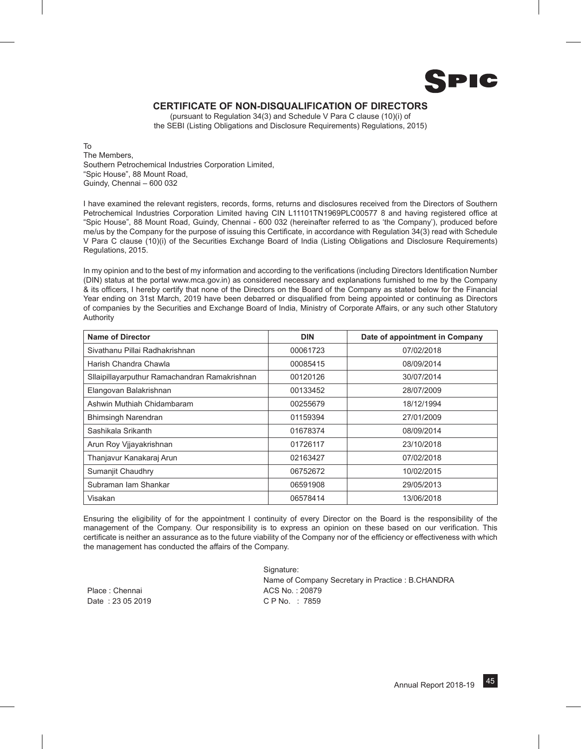## CERTIFICATE OF NON-DISQUALIFICATION OF DIRECTORS

(pursuant to Regulation 34(3) and Schedule V Para C clause (10)(i) of the SEBI (Listing Obligations and Disclosure Requirements) Regulations, 2015)

To
The Members,
Southern Petrochemical Industries Corporation Limited,
"Spic House", 88 Mount Road,
Guindy, Chennai – 600 032

I have examined the relevant registers, records, forms, returns and disclosures received from the Directors of Southern Petrochemical Industries Corporation Limited having CIN L11101TN1969PLC00577 8 and having registered office at "Spic House", 88 Mount Road, Guindy, Chennai - 600 032 (hereinafter referred to as 'the Company'), produced before me/us by the Company for the purpose of issuing this Certificate, in accordance with Regulation 34(3) read with Schedule V Para C clause (10)(i) of the Securities Exchange Board of India (Listing Obligations and Disclosure Requirements) Regulations, 2015.

In my opinion and to the best of my information and according to the verifications (including Directors Identification Number (DIN) status at the portal www.mca.gov.in) as considered necessary and explanations furnished to me by the Company & its officers, I hereby certify that none of the Directors on the Board of the Company as stated below for the Financial Year ending on 31st March, 2019 have been debarred or disqualified from being appointed or continuing as Directors of companies by the Securities and Exchange Board of India, Ministry of Corporate Affairs, or any such other Statutory Authority

| Name of Director | DIN | Date of appointment in Company |
|---|---|---|
| Sivathanu Pillai Radhakrishnan | 00061723 | 07/02/2018 |
| Harish Chandra Chawla | 00085415 | 08/09/2014 |
| Sllaipillayarputhur Ramachandran Ramakrishnan | 00120126 | 30/07/2014 |
| Elangovan Balakrishnan | 00133452 | 28/07/2009 |
| Ashwin Muthiah Chidambaram | 00255679 | 18/12/1994 |
| Bhimsingh Narendran | 01159394 | 27/01/2009 |
| Sashikala Srikanth | 01678374 | 08/09/2014 |
| Arun Roy Vjjayakrishnan | 01726117 | 23/10/2018 |
| Thanjavur Kanakaraj Arun | 02163427 | 07/02/2018 |
| Sumanjit Chaudhry | 06752672 | 10/02/2015 |
| Subraman Iam Shankar | 06591908 | 29/05/2013 |
| Visakan | 06578414 | 13/06/2018 |

Ensuring the eligibility of for the appointment I continuity of every Director on the Board is the responsibility of the management of the Company. Our responsibility is to express an opinion on these based on our verification. This certificate is neither an assurance as to the future viability of the Company nor of the efficiency or effectiveness with which the management has conducted the affairs of the Company.

Signature:
Name of Company Secretary in Practice : B.CHANDRA
ACS No. : 20879
C P No. : 7859

Place : Chennai
Date : 23 05 2019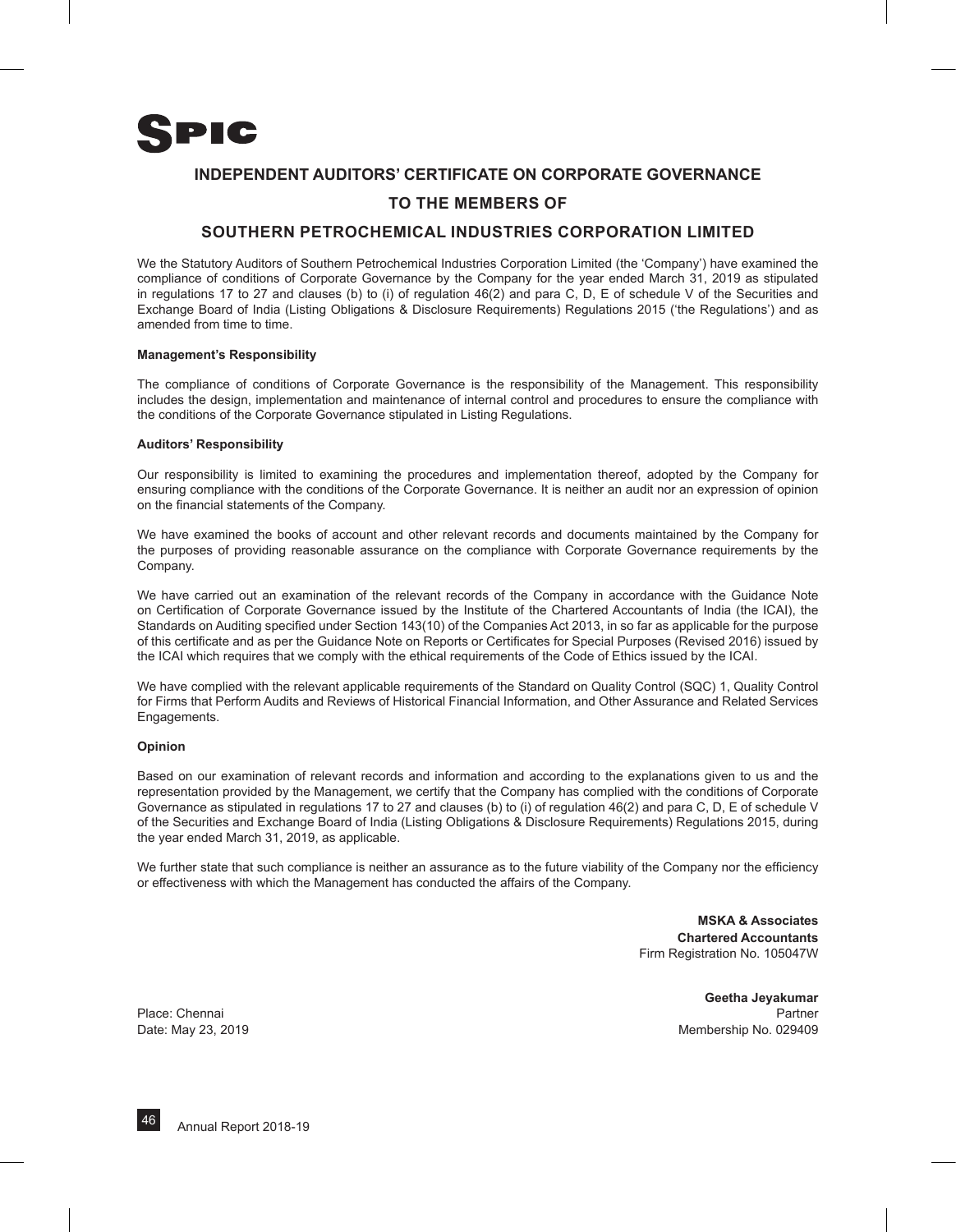# INDEPENDENT AUDITORS' CERTIFICATE ON CORPORATE GOVERNANCE

## TO THE MEMBERS OF

## SOUTHERN PETROCHEMICAL INDUSTRIES CORPORATION LIMITED

We the Statutory Auditors of Southern Petrochemical Industries Corporation Limited (the 'Company') have examined the compliance of conditions of Corporate Governance by the Company for the year ended March 31, 2019 as stipulated in regulations 17 to 27 and clauses (b) to (i) of regulation 46(2) and para C, D, E of schedule V of the Securities and Exchange Board of India (Listing Obligations & Disclosure Requirements) Regulations 2015 ('the Regulations') and as amended from time to time.

**Management's Responsibility**

The compliance of conditions of Corporate Governance is the responsibility of the Management. This responsibility includes the design, implementation and maintenance of internal control and procedures to ensure the compliance with the conditions of the Corporate Governance stipulated in Listing Regulations.

**Auditors' Responsibility**

Our responsibility is limited to examining the procedures and implementation thereof, adopted by the Company for ensuring compliance with the conditions of the Corporate Governance. It is neither an audit nor an expression of opinion on the financial statements of the Company.

We have examined the books of account and other relevant records and documents maintained by the Company for the purposes of providing reasonable assurance on the compliance with Corporate Governance requirements by the Company.

We have carried out an examination of the relevant records of the Company in accordance with the Guidance Note on Certification of Corporate Governance issued by the Institute of the Chartered Accountants of India (the ICAI), the Standards on Auditing specified under Section 143(10) of the Companies Act 2013, in so far as applicable for the purpose of this certificate and as per the Guidance Note on Reports or Certificates for Special Purposes (Revised 2016) issued by the ICAI which requires that we comply with the ethical requirements of the Code of Ethics issued by the ICAI.

We have complied with the relevant applicable requirements of the Standard on Quality Control (SQC) 1, Quality Control for Firms that Perform Audits and Reviews of Historical Financial Information, and Other Assurance and Related Services Engagements.

**Opinion**

Based on our examination of relevant records and information and according to the explanations given to us and the representation provided by the Management, we certify that the Company has complied with the conditions of Corporate Governance as stipulated in regulations 17 to 27 and clauses (b) to (i) of regulation 46(2) and para C, D, E of schedule V of the Securities and Exchange Board of India (Listing Obligations & Disclosure Requirements) Regulations 2015, during the year ended March 31, 2019, as applicable.

We further state that such compliance is neither an assurance as to the future viability of the Company nor the efficiency or effectiveness with which the Management has conducted the affairs of the Company.

**MSKA & Associates**
**Chartered Accountants**
Firm Registration No. 105047W

**Geetha Jeyakumar**
Partner
Membership No. 029409

Place: Chennai
Date: May 23, 2019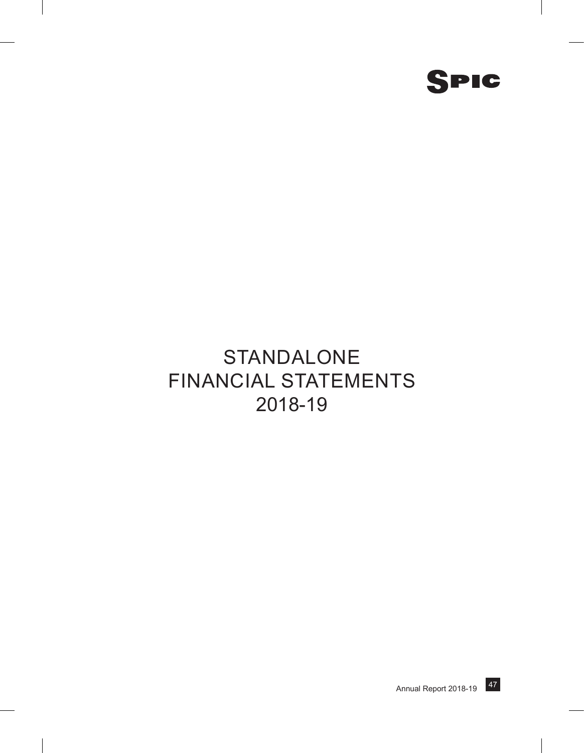# STANDALONE FINANCIAL STATEMENTS 2018-19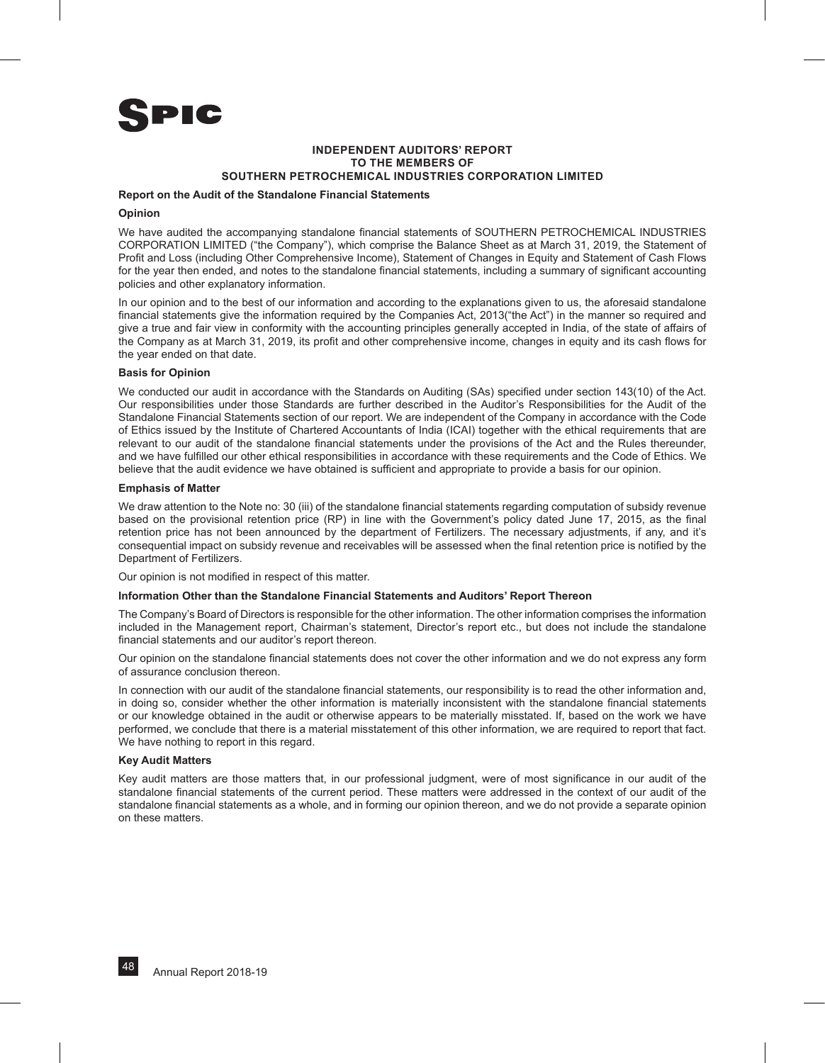# INDEPENDENT AUDITORS' REPORT
## TO THE MEMBERS OF
## SOUTHERN PETROCHEMICAL INDUSTRIES CORPORATION LIMITED

**Report on the Audit of the Standalone Financial Statements**

**Opinion**

We have audited the accompanying standalone financial statements of SOUTHERN PETROCHEMICAL INDUSTRIES CORPORATION LIMITED ("the Company"), which comprise the Balance Sheet as at March 31, 2019, the Statement of Profit and Loss (including Other Comprehensive Income), Statement of Changes in Equity and Statement of Cash Flows for the year then ended, and notes to the standalone financial statements, including a summary of significant accounting policies and other explanatory information.

In our opinion and to the best of our information and according to the explanations given to us, the aforesaid standalone financial statements give the information required by the Companies Act, 2013("the Act") in the manner so required and give a true and fair view in conformity with the accounting principles generally accepted in India, of the state of affairs of the Company as at March 31, 2019, its profit and other comprehensive income, changes in equity and its cash flows for the year ended on that date.

**Basis for Opinion**

We conducted our audit in accordance with the Standards on Auditing (SAs) specified under section 143(10) of the Act. Our responsibilities under those Standards are further described in the Auditor's Responsibilities for the Audit of the Standalone Financial Statements section of our report. We are independent of the Company in accordance with the Code of Ethics issued by the Institute of Chartered Accountants of India (ICAI) together with the ethical requirements that are relevant to our audit of the standalone financial statements under the provisions of the Act and the Rules thereunder, and we have fulfilled our other ethical responsibilities in accordance with these requirements and the Code of Ethics. We believe that the audit evidence we have obtained is sufficient and appropriate to provide a basis for our opinion.

**Emphasis of Matter**

We draw attention to the Note no: 30 (iii) of the standalone financial statements regarding computation of subsidy revenue based on the provisional retention price (RP) in line with the Government's policy dated June 17, 2015, as the final retention price has not been announced by the department of Fertilizers. The necessary adjustments, if any, and it's consequential impact on subsidy revenue and receivables will be assessed when the final retention price is notified by the Department of Fertilizers.

Our opinion is not modified in respect of this matter.

**Information Other than the Standalone Financial Statements and Auditors' Report Thereon**

The Company's Board of Directors is responsible for the other information. The other information comprises the information included in the Management report, Chairman's statement, Director's report etc., but does not include the standalone financial statements and our auditor's report thereon.

Our opinion on the standalone financial statements does not cover the other information and we do not express any form of assurance conclusion thereon.

In connection with our audit of the standalone financial statements, our responsibility is to read the other information and, in doing so, consider whether the other information is materially inconsistent with the standalone financial statements or our knowledge obtained in the audit or otherwise appears to be materially misstated. If, based on the work we have performed, we conclude that there is a material misstatement of this other information, we are required to report that fact. We have nothing to report in this regard.

**Key Audit Matters**

Key audit matters are those matters that, in our professional judgment, were of most significance in our audit of the standalone financial statements of the current period. These matters were addressed in the context of our audit of the standalone financial statements as a whole, and in forming our opinion thereon, and we do not provide a separate opinion on these matters.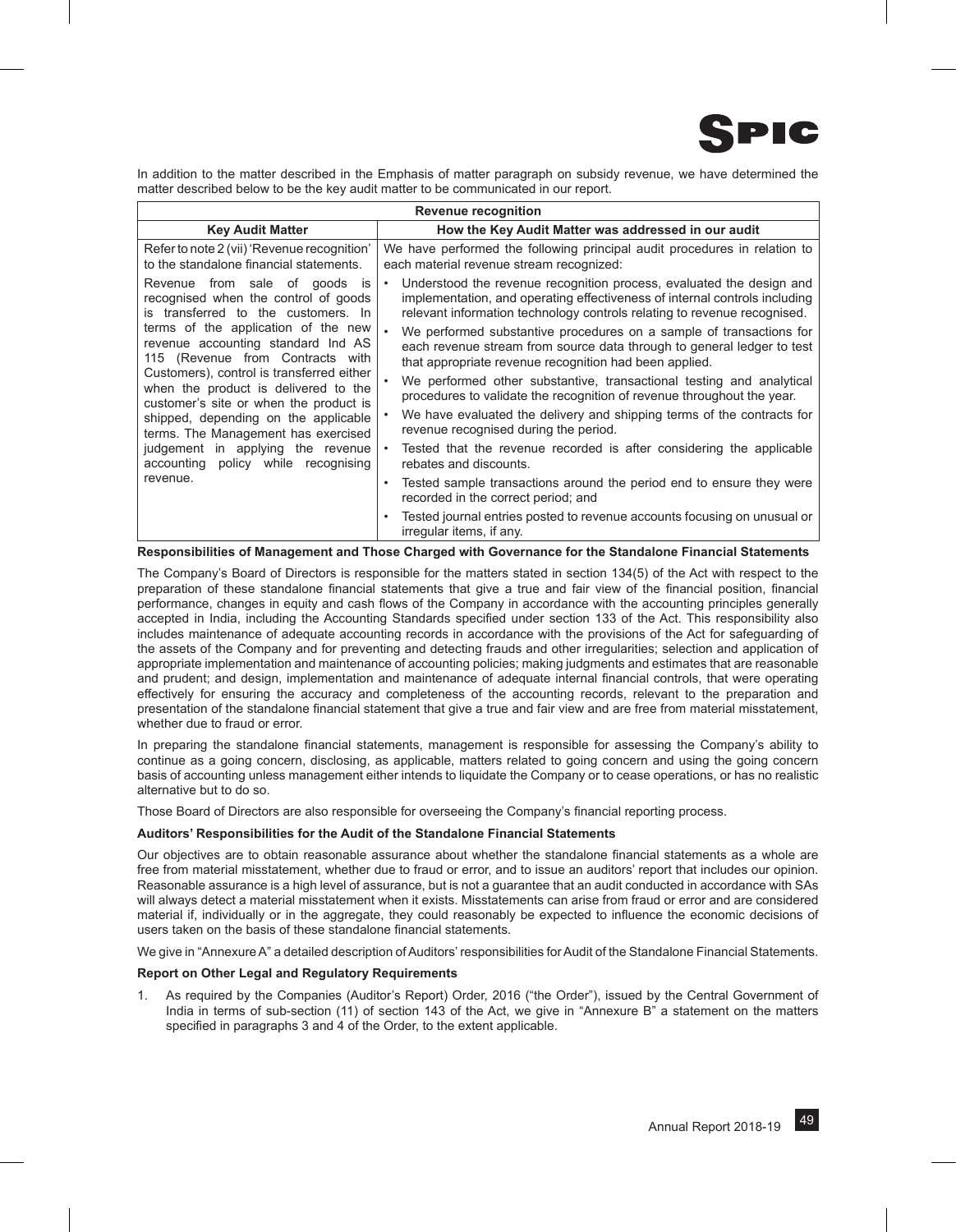In addition to the matter described in the Emphasis of matter paragraph on subsidy revenue, we have determined the matter described below to be the key audit matter to be communicated in our report.

| Revenue recognition | |
|---|---|
| **Key Audit Matter** | **How the Key Audit Matter was addressed in our audit** |
| Refer to note 2 (vii) 'Revenue recognition' to the standalone financial statements.<br><br>Revenue from sale of goods is recognised when the control of goods is transferred to the customers. In terms of the application of the new revenue accounting standard Ind AS 115 (Revenue from Contracts with Customers), control is transferred either when the product is delivered to the customer's site or when the product is shipped, depending on the applicable terms. The Management has exercised judgement in applying the revenue accounting policy while recognising revenue. | We have performed the following principal audit procedures in relation to each material revenue stream recognized:<br>• Understood the revenue recognition process, evaluated the design and implementation, and operating effectiveness of internal controls including relevant information technology controls relating to revenue recognised.<br>• We performed substantive procedures on a sample of transactions for each revenue stream from source data through to general ledger to test that appropriate revenue recognition had been applied.<br>• We performed other substantive, transactional testing and analytical procedures to validate the recognition of revenue throughout the year.<br>• We have evaluated the delivery and shipping terms of the contracts for revenue recognised during the period.<br>• Tested that the revenue recorded is after considering the applicable rebates and discounts.<br>• Tested sample transactions around the period end to ensure they were recorded in the correct period; and<br>• Tested journal entries posted to revenue accounts focusing on unusual or irregular items, if any. |

**Responsibilities of Management and Those Charged with Governance for the Standalone Financial Statements**

The Company's Board of Directors is responsible for the matters stated in section 134(5) of the Act with respect to the preparation of these standalone financial statements that give a true and fair view of the financial position, financial performance, changes in equity and cash flows of the Company in accordance with the accounting principles generally accepted in India, including the Accounting Standards specified under section 133 of the Act. This responsibility also includes maintenance of adequate accounting records in accordance with the provisions of the Act for safeguarding of the assets of the Company and for preventing and detecting frauds and other irregularities; selection and application of appropriate implementation and maintenance of accounting policies; making judgments and estimates that are reasonable and prudent; and design, implementation and maintenance of adequate internal financial controls, that were operating effectively for ensuring the accuracy and completeness of the accounting records, relevant to the preparation and presentation of the standalone financial statement that give a true and fair view and are free from material misstatement, whether due to fraud or error.

In preparing the standalone financial statements, management is responsible for assessing the Company's ability to continue as a going concern, disclosing, as applicable, matters related to going concern and using the going concern basis of accounting unless management either intends to liquidate the Company or to cease operations, or has no realistic alternative but to do so.

Those Board of Directors are also responsible for overseeing the Company's financial reporting process.

**Auditors' Responsibilities for the Audit of the Standalone Financial Statements**

Our objectives are to obtain reasonable assurance about whether the standalone financial statements as a whole are free from material misstatement, whether due to fraud or error, and to issue an auditors' report that includes our opinion. Reasonable assurance is a high level of assurance, but is not a guarantee that an audit conducted in accordance with SAs will always detect a material misstatement when it exists. Misstatements can arise from fraud or error and are considered material if, individually or in the aggregate, they could reasonably be expected to influence the economic decisions of users taken on the basis of these standalone financial statements.

We give in "Annexure A" a detailed description of Auditors' responsibilities for Audit of the Standalone Financial Statements.

**Report on Other Legal and Regulatory Requirements**

1. As required by the Companies (Auditor's Report) Order, 2016 ("the Order"), issued by the Central Government of India in terms of sub-section (11) of section 143 of the Act, we give in "Annexure B" a statement on the matters specified in paragraphs 3 and 4 of the Order, to the extent applicable.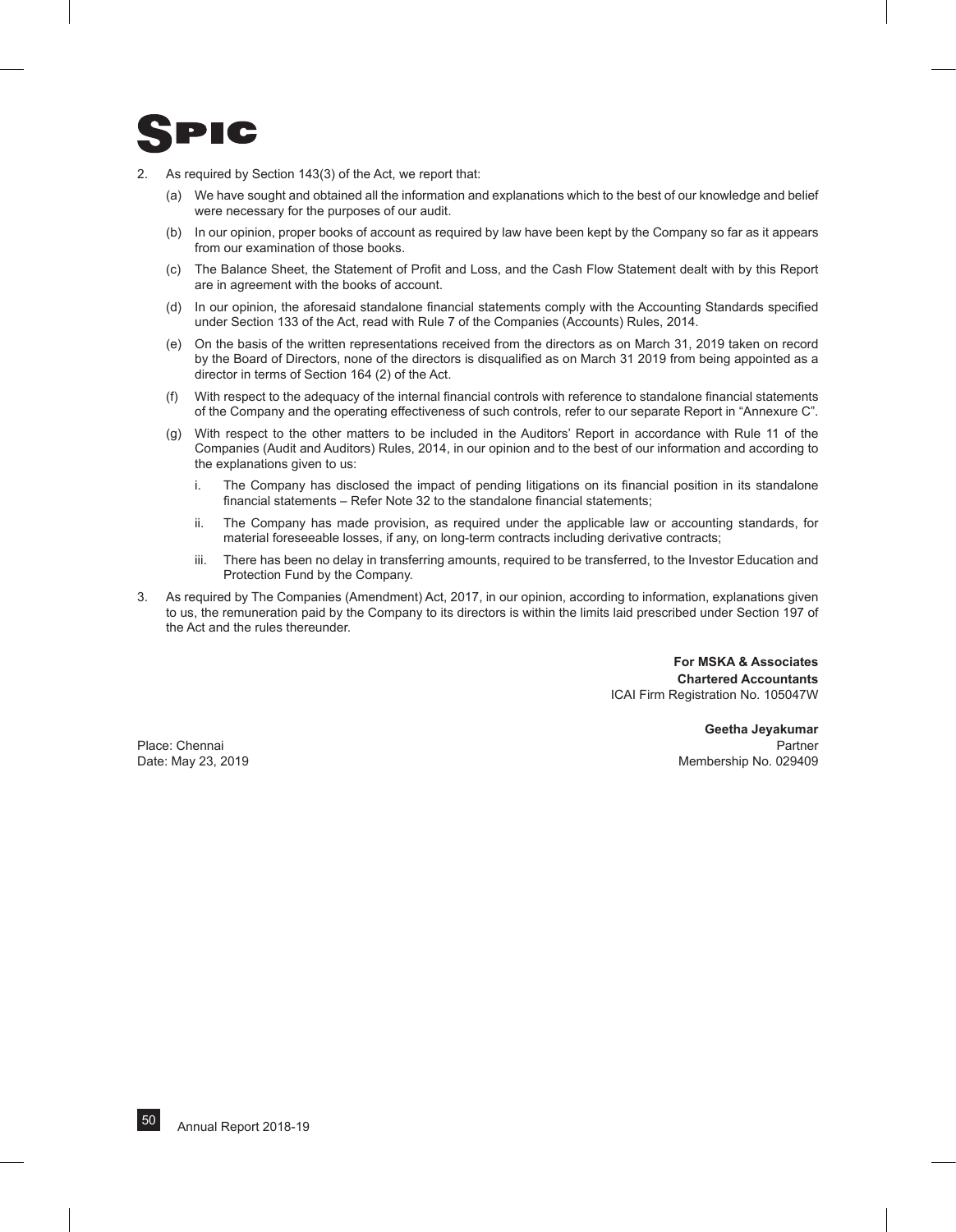2. As required by Section 143(3) of the Act, we report that:

   (a) We have sought and obtained all the information and explanations which to the best of our knowledge and belief were necessary for the purposes of our audit.

   (b) In our opinion, proper books of account as required by law have been kept by the Company so far as it appears from our examination of those books.

   (c) The Balance Sheet, the Statement of Profit and Loss, and the Cash Flow Statement dealt with by this Report are in agreement with the books of account.

   (d) In our opinion, the aforesaid standalone financial statements comply with the Accounting Standards specified under Section 133 of the Act, read with Rule 7 of the Companies (Accounts) Rules, 2014.

   (e) On the basis of the written representations received from the directors as on March 31, 2019 taken on record by the Board of Directors, none of the directors is disqualified as on March 31 2019 from being appointed as a director in terms of Section 164 (2) of the Act.

   (f) With respect to the adequacy of the internal financial controls with reference to standalone financial statements of the Company and the operating effectiveness of such controls, refer to our separate Report in "Annexure C".

   (g) With respect to the other matters to be included in the Auditors' Report in accordance with Rule 11 of the Companies (Audit and Auditors) Rules, 2014, in our opinion and to the best of our information and according to the explanations given to us:

      i. The Company has disclosed the impact of pending litigations on its financial position in its standalone financial statements – Refer Note 32 to the standalone financial statements;

      ii. The Company has made provision, as required under the applicable law or accounting standards, for material foreseeable losses, if any, on long-term contracts including derivative contracts;

      iii. There has been no delay in transferring amounts, required to be transferred, to the Investor Education and Protection Fund by the Company.

3. As required by The Companies (Amendment) Act, 2017, in our opinion, according to information, explanations given to us, the remuneration paid by the Company to its directors is within the limits laid prescribed under Section 197 of the Act and the rules thereunder.

**For MSKA & Associates**
**Chartered Accountants**
ICAI Firm Registration No. 105047W

**Geetha Jeyakumar**
Partner
Membership No. 029409

Place: Chennai
Date: May 23, 2019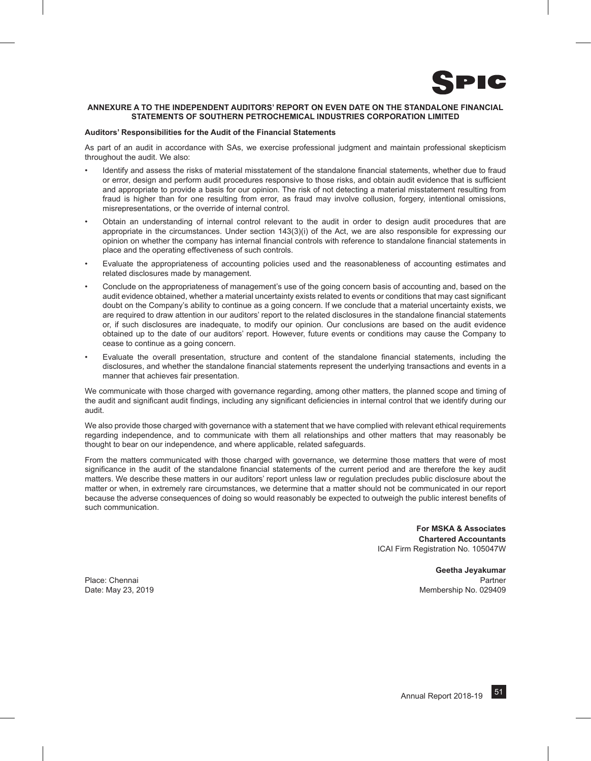**ANNEXURE A TO THE INDEPENDENT AUDITORS' REPORT ON EVEN DATE ON THE STANDALONE FINANCIAL STATEMENTS OF SOUTHERN PETROCHEMICAL INDUSTRIES CORPORATION LIMITED**

**Auditors' Responsibilities for the Audit of the Financial Statements**

As part of an audit in accordance with SAs, we exercise professional judgment and maintain professional skepticism throughout the audit. We also:

- Identify and assess the risks of material misstatement of the standalone financial statements, whether due to fraud or error, design and perform audit procedures responsive to those risks, and obtain audit evidence that is sufficient and appropriate to provide a basis for our opinion. The risk of not detecting a material misstatement resulting from fraud is higher than for one resulting from error, as fraud may involve collusion, forgery, intentional omissions, misrepresentations, or the override of internal control.
- Obtain an understanding of internal control relevant to the audit in order to design audit procedures that are appropriate in the circumstances. Under section 143(3)(i) of the Act, we are also responsible for expressing our opinion on whether the company has internal financial controls with reference to standalone financial statements in place and the operating effectiveness of such controls.
- Evaluate the appropriateness of accounting policies used and the reasonableness of accounting estimates and related disclosures made by management.
- Conclude on the appropriateness of management's use of the going concern basis of accounting and, based on the audit evidence obtained, whether a material uncertainty exists related to events or conditions that may cast significant doubt on the Company's ability to continue as a going concern. If we conclude that a material uncertainty exists, we are required to draw attention in our auditors' report to the related disclosures in the standalone financial statements or, if such disclosures are inadequate, to modify our opinion. Our conclusions are based on the audit evidence obtained up to the date of our auditors' report. However, future events or conditions may cause the Company to cease to continue as a going concern.
- Evaluate the overall presentation, structure and content of the standalone financial statements, including the disclosures, and whether the standalone financial statements represent the underlying transactions and events in a manner that achieves fair presentation.

We communicate with those charged with governance regarding, among other matters, the planned scope and timing of the audit and significant audit findings, including any significant deficiencies in internal control that we identify during our audit.

We also provide those charged with governance with a statement that we have complied with relevant ethical requirements regarding independence, and to communicate with them all relationships and other matters that may reasonably be thought to bear on our independence, and where applicable, related safeguards.

From the matters communicated with those charged with governance, we determine those matters that were of most significance in the audit of the standalone financial statements of the current period and are therefore the key audit matters. We describe these matters in our auditors' report unless law or regulation precludes public disclosure about the matter or when, in extremely rare circumstances, we determine that a matter should not be communicated in our report because the adverse consequences of doing so would reasonably be expected to outweigh the public interest benefits of such communication.

**For MSKA & Associates**
**Chartered Accountants**
ICAI Firm Registration No. 105047W

**Geetha Jeyakumar**
Partner
Membership No. 029409

Place: Chennai
Date: May 23, 2019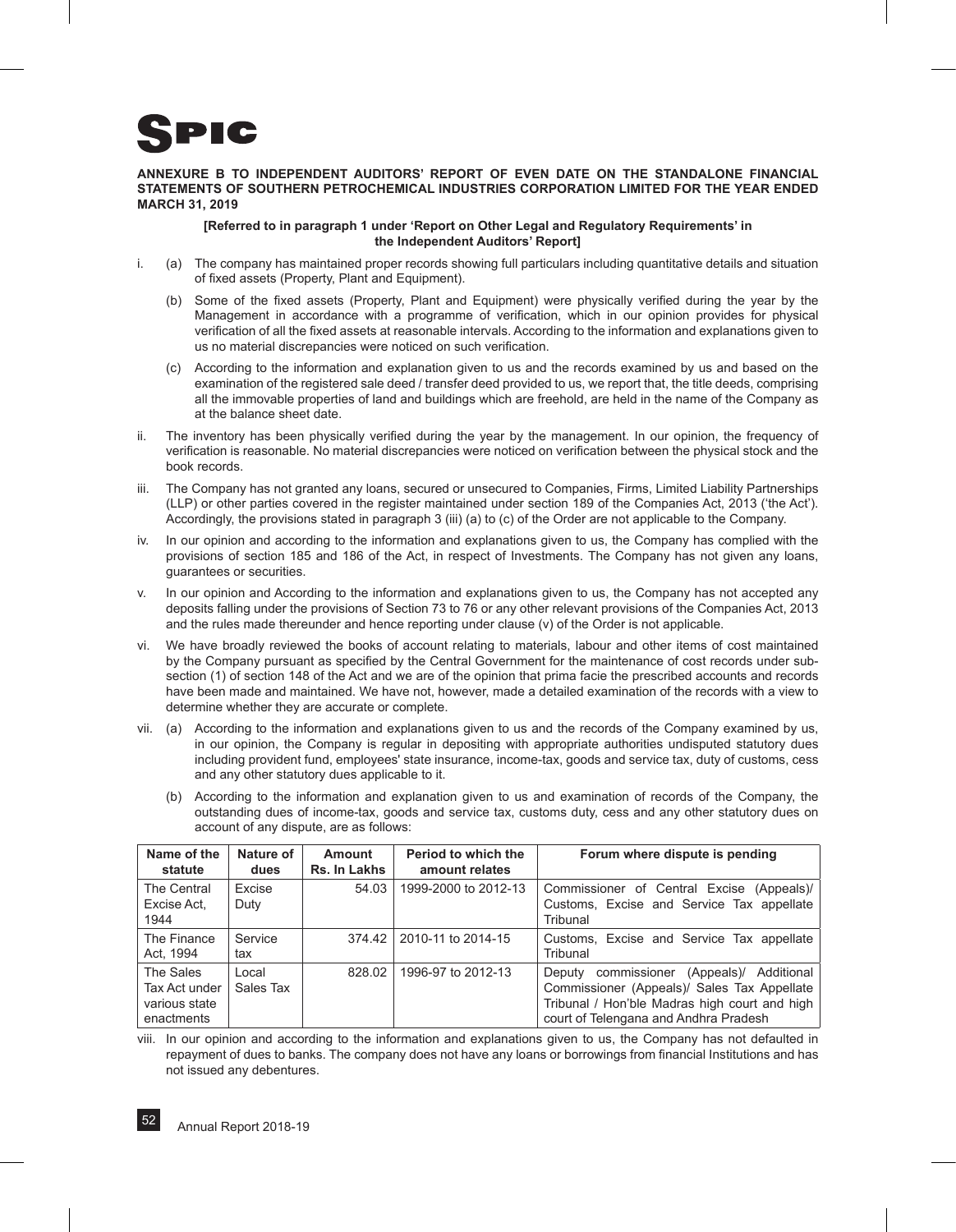**ANNEXURE B TO INDEPENDENT AUDITORS' REPORT OF EVEN DATE ON THE STANDALONE FINANCIAL STATEMENTS OF SOUTHERN PETROCHEMICAL INDUSTRIES CORPORATION LIMITED FOR THE YEAR ENDED MARCH 31, 2019**

**[Referred to in paragraph 1 under 'Report on Other Legal and Regulatory Requirements' in the Independent Auditors' Report]**

i. (a) The company has maintained proper records showing full particulars including quantitative details and situation of fixed assets (Property, Plant and Equipment).

(b) Some of the fixed assets (Property, Plant and Equipment) were physically verified during the year by the Management in accordance with a programme of verification, which in our opinion provides for physical verification of all the fixed assets at reasonable intervals. According to the information and explanations given to us no material discrepancies were noticed on such verification.

(c) According to the information and explanation given to us and the records examined by us and based on the examination of the registered sale deed / transfer deed provided to us, we report that, the title deeds, comprising all the immovable properties of land and buildings which are freehold, are held in the name of the Company as at the balance sheet date.

ii. The inventory has been physically verified during the year by the management. In our opinion, the frequency of verification is reasonable. No material discrepancies were noticed on verification between the physical stock and the book records.

iii. The Company has not granted any loans, secured or unsecured to Companies, Firms, Limited Liability Partnerships (LLP) or other parties covered in the register maintained under section 189 of the Companies Act, 2013 ('the Act'). Accordingly, the provisions stated in paragraph 3 (iii) (a) to (c) of the Order are not applicable to the Company.

iv. In our opinion and according to the information and explanations given to us, the Company has complied with the provisions of section 185 and 186 of the Act, in respect of Investments. The Company has not given any loans, guarantees or securities.

v. In our opinion and According to the information and explanations given to us, the Company has not accepted any deposits falling under the provisions of Section 73 to 76 or any other relevant provisions of the Companies Act, 2013 and the rules made thereunder and hence reporting under clause (v) of the Order is not applicable.

vi. We have broadly reviewed the books of account relating to materials, labour and other items of cost maintained by the Company pursuant as specified by the Central Government for the maintenance of cost records under sub-section (1) of section 148 of the Act and we are of the opinion that prima facie the prescribed accounts and records have been made and maintained. We have not, however, made a detailed examination of the records with a view to determine whether they are accurate or complete.

vii. (a) According to the information and explanations given to us and the records of the Company examined by us, in our opinion, the Company is regular in depositing with appropriate authorities undisputed statutory dues including provident fund, employees' state insurance, income-tax, goods and service tax, duty of customs, cess and any other statutory dues applicable to it.

(b) According to the information and explanation given to us and examination of records of the Company, the outstanding dues of income-tax, goods and service tax, customs duty, cess and any other statutory dues on account of any dispute, are as follows:

| Name of the statute | Nature of dues | Amount Rs. In Lakhs | Period to which the amount relates | Forum where dispute is pending |
|---|---|---|---|---|
| The Central Excise Act, 1944 | Excise Duty | 54.03 | 1999-2000 to 2012-13 | Commissioner of Central Excise (Appeals)/ Customs, Excise and Service Tax appellate Tribunal |
| The Finance Act, 1994 | Service tax | 374.42 | 2010-11 to 2014-15 | Customs, Excise and Service Tax appellate Tribunal |
| The Sales Tax Act under various state enactments | Local Sales Tax | 828.02 | 1996-97 to 2012-13 | Deputy commissioner (Appeals)/ Additional Commissioner (Appeals)/ Sales Tax Appellate Tribunal / Hon'ble Madras high court and high court of Telengana and Andhra Pradesh |

viii. In our opinion and according to the information and explanations given to us, the Company has not defaulted in repayment of dues to banks. The company does not have any loans or borrowings from financial Institutions and has not issued any debentures.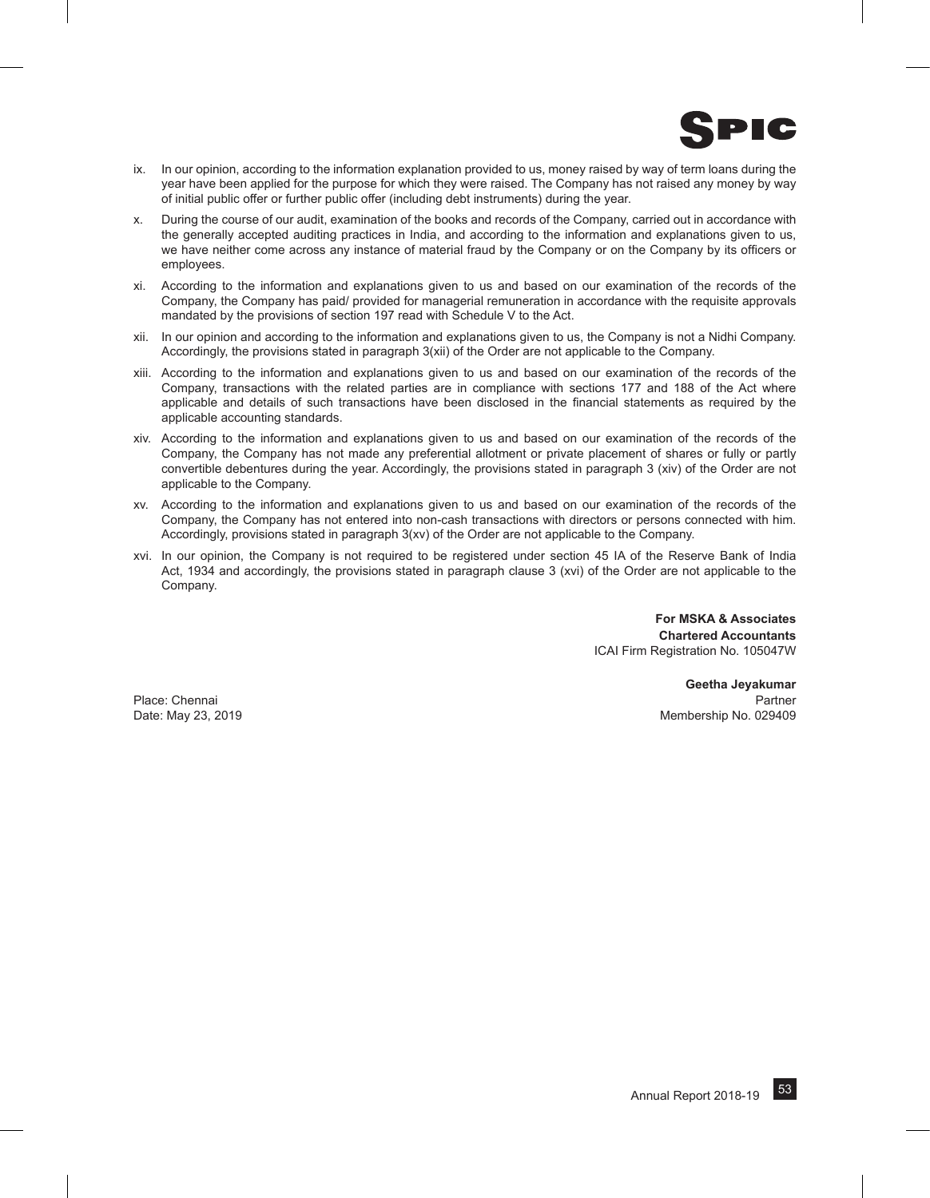ix. In our opinion, according to the information explanation provided to us, money raised by way of term loans during the year have been applied for the purpose for which they were raised. The Company has not raised any money by way of initial public offer or further public offer (including debt instruments) during the year.

x. During the course of our audit, examination of the books and records of the Company, carried out in accordance with the generally accepted auditing practices in India, and according to the information and explanations given to us, we have neither come across any instance of material fraud by the Company or on the Company by its officers or employees.

xi. According to the information and explanations given to us and based on our examination of the records of the Company, the Company has paid/ provided for managerial remuneration in accordance with the requisite approvals mandated by the provisions of section 197 read with Schedule V to the Act.

xii. In our opinion and according to the information and explanations given to us, the Company is not a Nidhi Company. Accordingly, the provisions stated in paragraph 3(xii) of the Order are not applicable to the Company.

xiii. According to the information and explanations given to us and based on our examination of the records of the Company, transactions with the related parties are in compliance with sections 177 and 188 of the Act where applicable and details of such transactions have been disclosed in the financial statements as required by the applicable accounting standards.

xiv. According to the information and explanations given to us and based on our examination of the records of the Company, the Company has not made any preferential allotment or private placement of shares or fully or partly convertible debentures during the year. Accordingly, the provisions stated in paragraph 3 (xiv) of the Order are not applicable to the Company.

xv. According to the information and explanations given to us and based on our examination of the records of the Company, the Company has not entered into non-cash transactions with directors or persons connected with him. Accordingly, provisions stated in paragraph 3(xv) of the Order are not applicable to the Company.

xvi. In our opinion, the Company is not required to be registered under section 45 IA of the Reserve Bank of India Act, 1934 and accordingly, the provisions stated in paragraph clause 3 (xvi) of the Order are not applicable to the Company.

**For MSKA & Associates**
**Chartered Accountants**
ICAI Firm Registration No. 105047W

**Geetha Jeyakumar**
Partner
Membership No. 029409

Place: Chennai
Date: May 23, 2019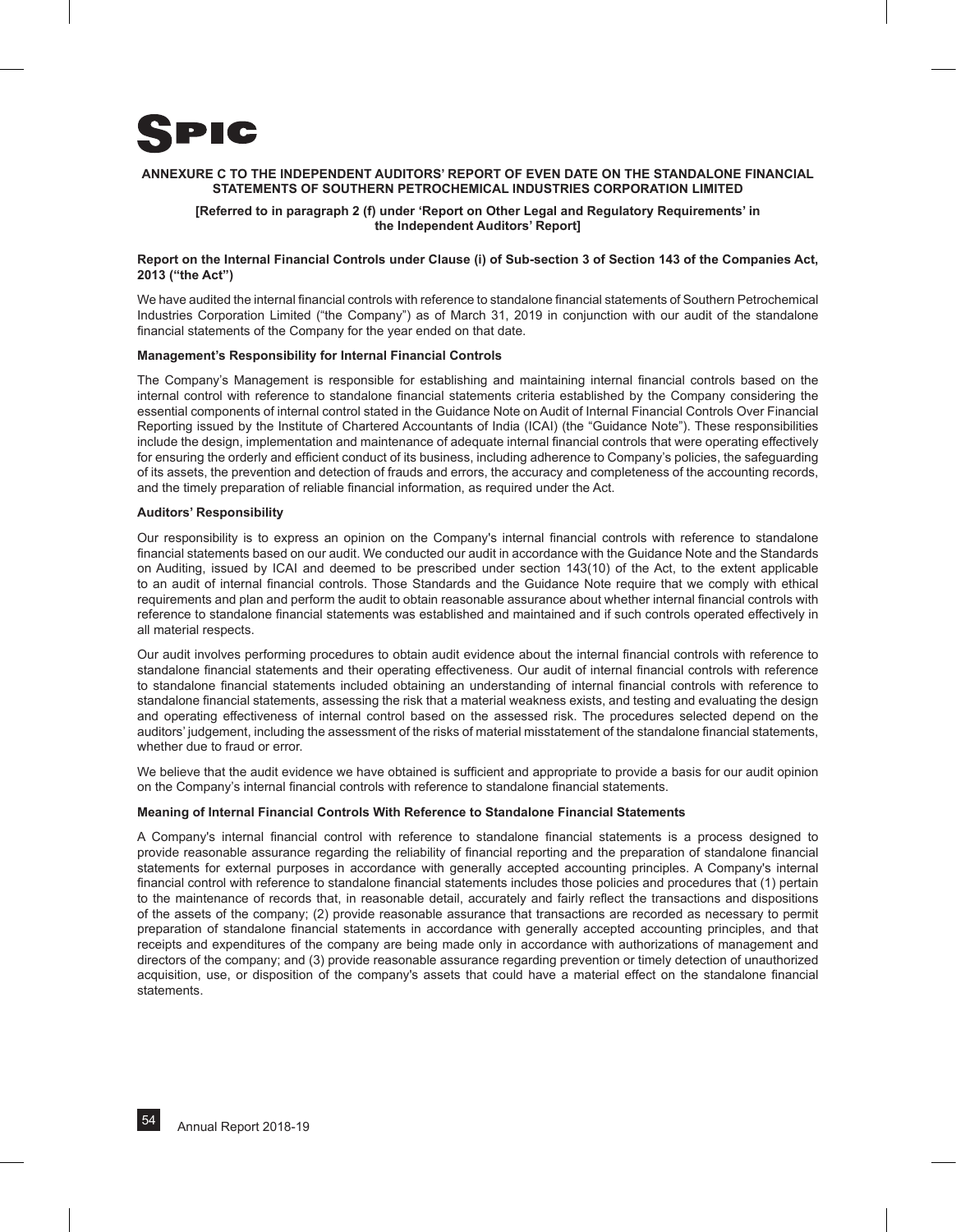**ANNEXURE C TO THE INDEPENDENT AUDITORS' REPORT OF EVEN DATE ON THE STANDALONE FINANCIAL STATEMENTS OF SOUTHERN PETROCHEMICAL INDUSTRIES CORPORATION LIMITED**

**[Referred to in paragraph 2 (f) under 'Report on Other Legal and Regulatory Requirements' in the Independent Auditors' Report]**

**Report on the Internal Financial Controls under Clause (i) of Sub-section 3 of Section 143 of the Companies Act, 2013 ("the Act")**

We have audited the internal financial controls with reference to standalone financial statements of Southern Petrochemical Industries Corporation Limited ("the Company") as of March 31, 2019 in conjunction with our audit of the standalone financial statements of the Company for the year ended on that date.

**Management's Responsibility for Internal Financial Controls**

The Company's Management is responsible for establishing and maintaining internal financial controls based on the internal control with reference to standalone financial statements criteria established by the Company considering the essential components of internal control stated in the Guidance Note on Audit of Internal Financial Controls Over Financial Reporting issued by the Institute of Chartered Accountants of India (ICAI) (the "Guidance Note"). These responsibilities include the design, implementation and maintenance of adequate internal financial controls that were operating effectively for ensuring the orderly and efficient conduct of its business, including adherence to Company's policies, the safeguarding of its assets, the prevention and detection of frauds and errors, the accuracy and completeness of the accounting records, and the timely preparation of reliable financial information, as required under the Act.

**Auditors' Responsibility**

Our responsibility is to express an opinion on the Company's internal financial controls with reference to standalone financial statements based on our audit. We conducted our audit in accordance with the Guidance Note and the Standards on Auditing, issued by ICAI and deemed to be prescribed under section 143(10) of the Act, to the extent applicable to an audit of internal financial controls. Those Standards and the Guidance Note require that we comply with ethical requirements and plan and perform the audit to obtain reasonable assurance about whether internal financial controls with reference to standalone financial statements was established and maintained and if such controls operated effectively in all material respects.

Our audit involves performing procedures to obtain audit evidence about the internal financial controls with reference to standalone financial statements and their operating effectiveness. Our audit of internal financial controls with reference to standalone financial statements included obtaining an understanding of internal financial controls with reference to standalone financial statements, assessing the risk that a material weakness exists, and testing and evaluating the design and operating effectiveness of internal control based on the assessed risk. The procedures selected depend on the auditors' judgement, including the assessment of the risks of material misstatement of the standalone financial statements, whether due to fraud or error.

We believe that the audit evidence we have obtained is sufficient and appropriate to provide a basis for our audit opinion on the Company's internal financial controls with reference to standalone financial statements.

**Meaning of Internal Financial Controls With Reference to Standalone Financial Statements**

A Company's internal financial control with reference to standalone financial statements is a process designed to provide reasonable assurance regarding the reliability of financial reporting and the preparation of standalone financial statements for external purposes in accordance with generally accepted accounting principles. A Company's internal financial control with reference to standalone financial statements includes those policies and procedures that (1) pertain to the maintenance of records that, in reasonable detail, accurately and fairly reflect the transactions and dispositions of the assets of the company; (2) provide reasonable assurance that transactions are recorded as necessary to permit preparation of standalone financial statements in accordance with generally accepted accounting principles, and that receipts and expenditures of the company are being made only in accordance with authorizations of management and directors of the company; and (3) provide reasonable assurance regarding prevention or timely detection of unauthorized acquisition, use, or disposition of the company's assets that could have a material effect on the standalone financial statements.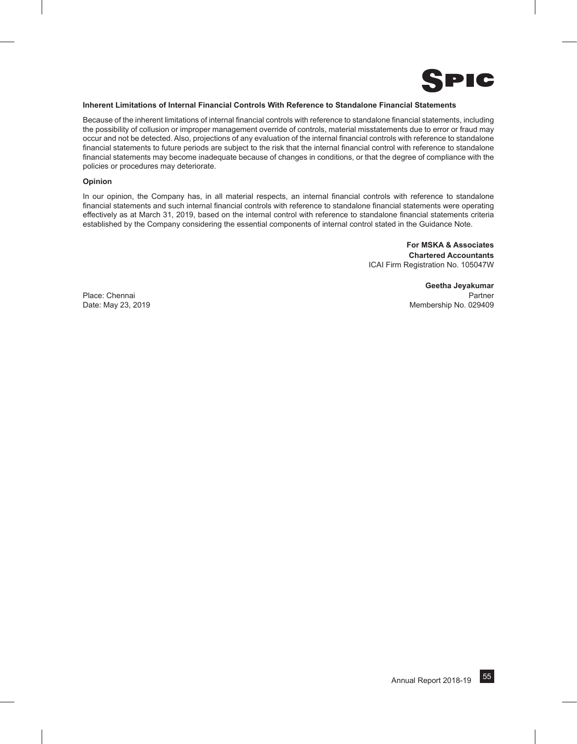**Inherent Limitations of Internal Financial Controls With Reference to Standalone Financial Statements**

Because of the inherent limitations of internal financial controls with reference to standalone financial statements, including the possibility of collusion or improper management override of controls, material misstatements due to error or fraud may occur and not be detected. Also, projections of any evaluation of the internal financial controls with reference to standalone financial statements to future periods are subject to the risk that the internal financial control with reference to standalone financial statements may become inadequate because of changes in conditions, or that the degree of compliance with the policies or procedures may deteriorate.

**Opinion**

In our opinion, the Company has, in all material respects, an internal financial controls with reference to standalone financial statements and such internal financial controls with reference to standalone financial statements were operating effectively as at March 31, 2019, based on the internal control with reference to standalone financial statements criteria established by the Company considering the essential components of internal control stated in the Guidance Note.

**For MSKA & Associates**
**Chartered Accountants**
ICAI Firm Registration No. 105047W

**Geetha Jeyakumar**
Partner
Membership No. 029409

Place: Chennai
Date: May 23, 2019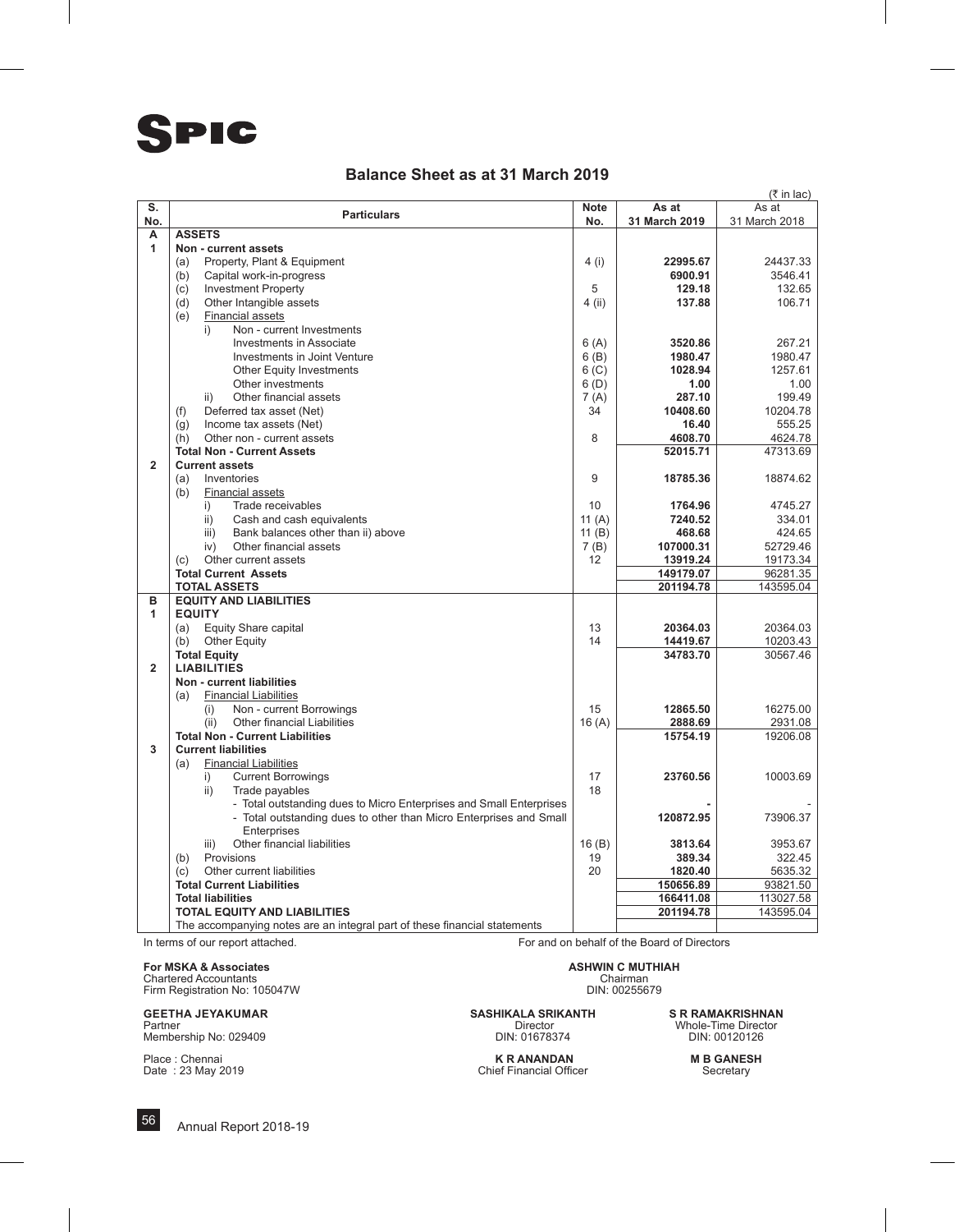# SPIC

## Balance Sheet as at 31 March 2019

(₹ in lac)

| S. No. | Particulars | Note No. | As at 31 March 2019 | As at 31 March 2018 |
|---|---|---|---|---|
| A | **ASSETS** | | | |
| 1 | **Non - current assets** | | | |
| | (a) Property, Plant & Equipment | 4 (i) | **22995.67** | 24437.33 |
| | (b) Capital work-in-progress | | **6900.91** | 3546.41 |
| | (c) Investment Property | 5 | **129.18** | 132.65 |
| | (d) Other Intangible assets | 4 (ii) | **137.88** | 106.71 |
| | (e) Financial assets | | | |
| | i) Non - current Investments | | | |
| | Investments in Associate | 6 (A) | **3520.86** | 267.21 |
| | Investments in Joint Venture | 6 (B) | **1980.47** | 1980.47 |
| | Other Equity Investments | 6 (C) | **1028.94** | 1257.61 |
| | Other investments | 6 (D) | **1.00** | 1.00 |
| | ii) Other financial assets | 7 (A) | **287.10** | 199.49 |
| | (f) Deferred tax asset (Net) | 34 | **10408.60** | 10204.78 |
| | (g) Income tax assets (Net) | | **16.40** | 555.25 |
| | (h) Other non - current assets | 8 | **4608.70** | 4624.78 |
| | **Total Non - Current Assets** | | **52015.71** | 47313.69 |
| 2 | **Current assets** | | | |
| | (a) Inventories | 9 | **18785.36** | 18874.62 |
| | (b) Financial assets | | | |
| | i) Trade receivables | 10 | **1764.96** | 4745.27 |
| | ii) Cash and cash equivalents | 11 (A) | **7240.52** | 334.01 |
| | iii) Bank balances other than ii) above | 11 (B) | **468.68** | 424.65 |
| | iv) Other financial assets | 7 (B) | **107000.31** | 52729.46 |
| | (c) Other current assets | 12 | **13919.24** | 19173.34 |
| | **Total Current Assets** | | **149179.07** | 96281.35 |
| | **TOTAL ASSETS** | | **201194.78** | 143595.04 |
| B | **EQUITY AND LIABILITIES** | | | |
| 1 | **EQUITY** | | | |
| | (a) Equity Share capital | 13 | **20364.03** | 20364.03 |
| | (b) Other Equity | 14 | **14419.67** | 10203.43 |
| | **Total Equity** | | **34783.70** | 30567.46 |
| 2 | **LIABILITIES** | | | |
| | **Non - current liabilities** | | | |
| | (a) Financial Liabilities | | | |
| | (i) Non - current Borrowings | 15 | **12865.50** | 16275.00 |
| | (ii) Other financial Liabilities | 16 (A) | **2888.69** | 2931.08 |
| | **Total Non - Current Liabilities** | | **15754.19** | 19206.08 |
| 3 | **Current liabilities** | | | |
| | (a) Financial Liabilities | | | |
| | i) Current Borrowings | 17 | **23760.56** | 10003.69 |
| | ii) Trade payables | 18 | | |
| | - Total outstanding dues to Micro Enterprises and Small Enterprises | | **-** | - |
| | - Total outstanding dues to other than Micro Enterprises and Small Enterprises | | **120872.95** | 73906.37 |
| | iii) Other financial liabilities | 16 (B) | **3813.64** | 3953.67 |
| | (b) Provisions | 19 | **389.34** | 322.45 |
| | (c) Other current liabilities | 20 | **1820.40** | 5635.32 |
| | **Total Current Liabilities** | | **150656.89** | 93821.50 |
| | **Total liabilities** | | **166411.08** | 113027.58 |
| | **TOTAL EQUITY AND LIABILITIES** | | **201194.78** | 143595.04 |
| | The accompanying notes are an integral part of these financial statements | | | |

In terms of our report attached.

For and on behalf of the Board of Directors

**For MSKA & Associates**
Chartered Accountants
Firm Registration No: 105047W

**ASHWIN C MUTHIAH**
Chairman
DIN: 00255679

**GEETHA JEYAKUMAR**
Partner
Membership No: 029409

**SASHIKALA SRIKANTH**
Director
DIN: 01678374

**S R RAMAKRISHNAN**
Whole-Time Director
DIN: 00120126

Place : Chennai
Date : 23 May 2019

**K R ANANDAN**
Chief Financial Officer

**M B GANESH**
Secretary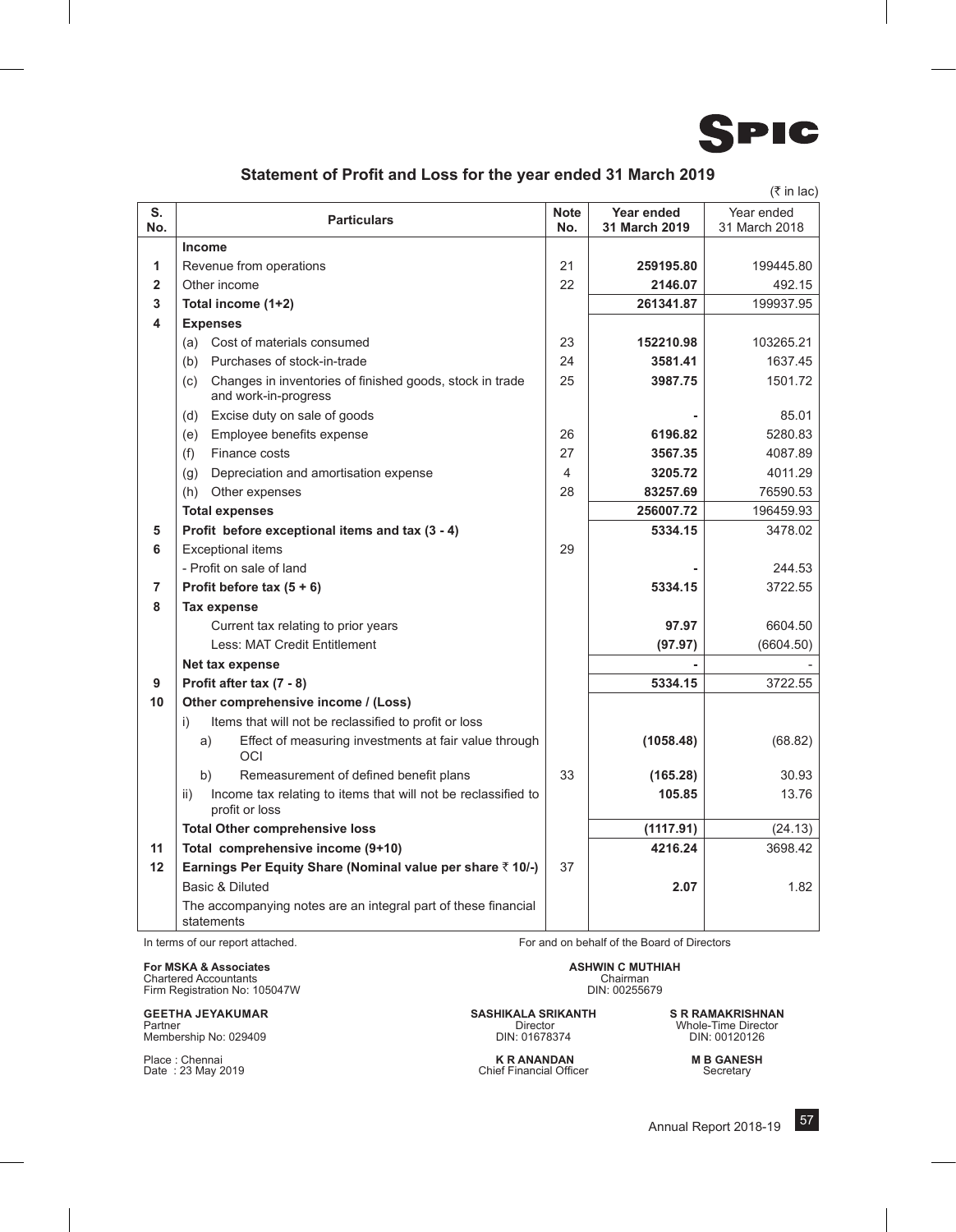SPIC

## Statement of Profit and Loss for the year ended 31 March 2019

(₹ in lac)

| S. No. | Particulars | Note No. | Year ended 31 March 2019 | Year ended 31 March 2018 |
|---|---|---|---|---|
| | **Income** | | | |
| 1 | Revenue from operations | 21 | **259195.80** | 199445.80 |
| 2 | Other income | 22 | **2146.07** | 492.15 |
| 3 | **Total income (1+2)** | | **261341.87** | 199937.95 |
| 4 | **Expenses** | | | |
| | (a) Cost of materials consumed | 23 | **152210.98** | 103265.21 |
| | (b) Purchases of stock-in-trade | 24 | **3581.41** | 1637.45 |
| | (c) Changes in inventories of finished goods, stock in trade and work-in-progress | 25 | **3987.75** | 1501.72 |
| | (d) Excise duty on sale of goods | | **-** | 85.01 |
| | (e) Employee benefits expense | 26 | **6196.82** | 5280.83 |
| | (f) Finance costs | 27 | **3567.35** | 4087.89 |
| | (g) Depreciation and amortisation expense | 4 | **3205.72** | 4011.29 |
| | (h) Other expenses | 28 | **83257.69** | 76590.53 |
| | **Total expenses** | | **256007.72** | 196459.93 |
| 5 | **Profit before exceptional items and tax (3 - 4)** | | **5334.15** | 3478.02 |
| 6 | Exceptional items | 29 | | |
| | - Profit on sale of land | | **-** | 244.53 |
| 7 | **Profit before tax (5 + 6)** | | **5334.15** | 3722.55 |
| 8 | **Tax expense** | | | |
| | Current tax relating to prior years | | **97.97** | 6604.50 |
| | Less: MAT Credit Entitlement | | **(97.97)** | (6604.50) |
| | **Net tax expense** | | **-** | - |
| 9 | **Profit after tax (7 - 8)** | | **5334.15** | 3722.55 |
| 10 | **Other comprehensive income / (Loss)** | | | |
| | i) Items that will not be reclassified to profit or loss | | | |
| | a) Effect of measuring investments at fair value through OCI | | **(1058.48)** | (68.82) |
| | b) Remeasurement of defined benefit plans | 33 | **(165.28)** | 30.93 |
| | ii) Income tax relating to items that will not be reclassified to profit or loss | | **105.85** | 13.76 |
| | **Total Other comprehensive loss** | | **(1117.91)** | (24.13) |
| 11 | **Total comprehensive income (9+10)** | | **4216.24** | 3698.42 |
| 12 | **Earnings Per Equity Share (Nominal value per share ₹ 10/-)** | 37 | | |
| | Basic & Diluted | | **2.07** | 1.82 |
| | The accompanying notes are an integral part of these financial statements | | | |

In terms of our report attached.

For and on behalf of the Board of Directors

**For MSKA & Associates**
Chartered Accountants
Firm Registration No: 105047W

**ASHWIN C MUTHIAH**
Chairman
DIN: 00255679

**GEETHA JEYAKUMAR**
Partner
Membership No: 029409

**SASHIKALA SRIKANTH**
Director
DIN: 01678374

**S R RAMAKRISHNAN**
Whole-Time Director
DIN: 00120126

Place : Chennai
Date : 23 May 2019

**K R ANANDAN**
Chief Financial Officer

**M B GANESH**
Secretary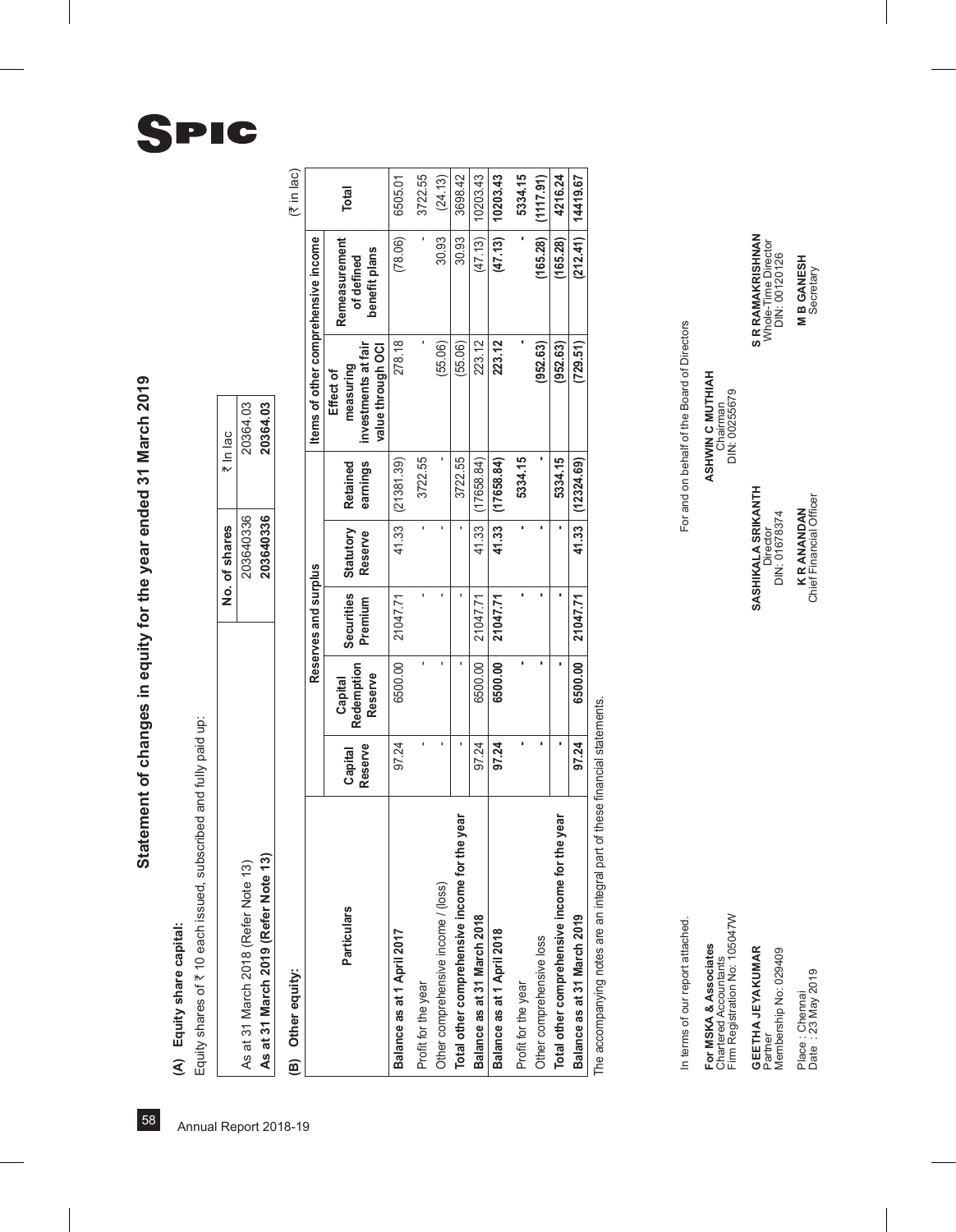# Statement of changes in equity for the year ended 31 March 2019

**(A) Equity share capital:**

Equity shares of ₹ 10 each issued, subscribed and fully paid up:

| | No. of shares | ₹ In lac |
|---|---|---|
| As at 31 March 2018 (Refer Note 13) | 203640336 | 20364.03 |
| **As at 31 March 2019 (Refer Note 13)** | **203640336** | **20364.03** |

**(B) Other equity:**

(₹ in lac)

| Particulars | Reserves and surplus | | | | | Items of other comprehensive income | | Total |
|---|---|---|---|---|---|---|---|---|
| | Capital Reserve | Capital Redemption Reserve | Securities Premium | Statutory Reserve | Retained earnings | Effect of measuring investments at fair value through OCI | Remeasurement of defined benefit plans | |
| **Balance as at 1 April 2017** | 97.24 | 6500.00 | 21047.71 | 41.33 | (21381.39) | 278.18 | (78.06) | 6505.01 |
| Profit for the year | - | - | - | - | 3722.55 | - | - | 3722.55 |
| Other comprehensive income / (loss) | - | - | - | - | - | (55.06) | 30.93 | (24.13) |
| **Total other comprehensive income for the year** | - | - | - | - | 3722.55 | (55.06) | 30.93 | 3698.42 |
| **Balance as at 31 March 2018** | 97.24 | 6500.00 | 21047.71 | 41.33 | (17658.84) | 223.12 | (47.13) | 10203.43 |
| **Balance as at 1 April 2018** | **97.24** | **6500.00** | **21047.71** | **41.33** | **(17658.84)** | **223.12** | **(47.13)** | **10203.43** |
| Profit for the year | - | - | - | - | 5334.15 | - | - | 5334.15 |
| Other comprehensive loss | - | - | - | - | - | (952.63) | (165.28) | (1117.91) |
| **Total other comprehensive income for the year** | - | - | - | - | 5334.15 | (952.63) | (165.28) | 4216.24 |
| **Balance as at 31 March 2019** | **97.24** | **6500.00** | **21047.71** | **41.33** | **(12324.69)** | **(729.51)** | **(212.41)** | **14419.67** |

The accompanying notes are an integral part of these financial statements.

In terms of our report attached.

**For MSKA & Associates**
Chartered Accountants
Firm Registration No: 105047W

**GEETHA JEYAKUMAR**
Partner
Membership No: 029409

Place : Chennai
Date : 23 May 2019

For and on behalf of the Board of Directors

**ASHWIN C MUTHIAH**
Chairman
DIN: 00255679

**SASHIKALA SRIKANTH**
Director
DIN: 01678374

**S R RAMAKRISHNAN**
Whole-Time Director
DIN: 00120126

**K R ANANDAN**
Chief Financial Officer

**M B GANESH**
Secretary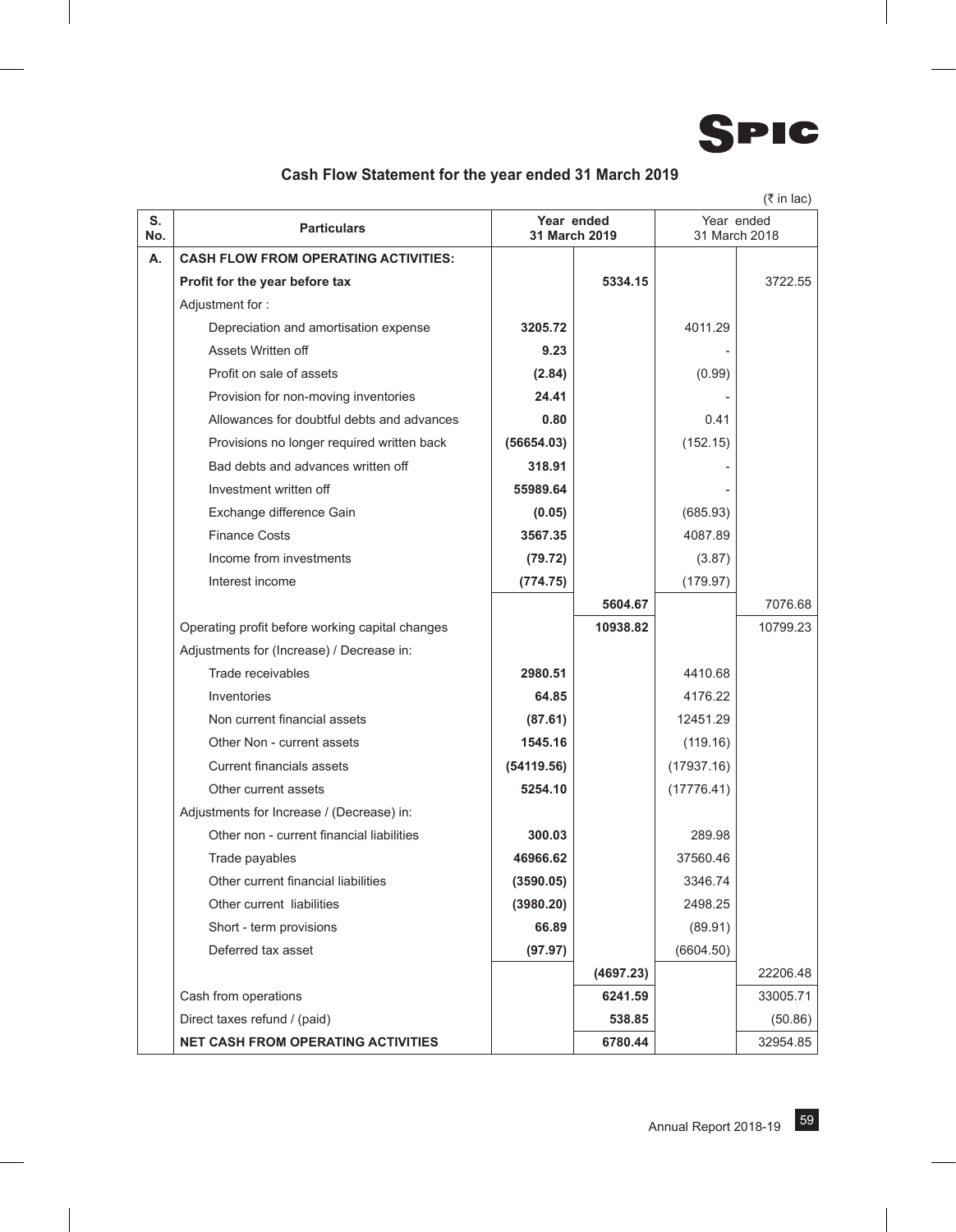## Cash Flow Statement for the year ended 31 March 2019

(₹ in lac)

| S. No. | Particulars | Year ended 31 March 2019 | | Year ended 31 March 2018 | |
|---|---|---|---|---|---|
| **A.** | **CASH FLOW FROM OPERATING ACTIVITIES:** | | | | |
| | **Profit for the year before tax** | | **5334.15** | | 3722.55 |
| | Adjustment for : | | | | |
| | Depreciation and amortisation expense | **3205.72** | | 4011.29 | |
| | Assets Written off | **9.23** | | - | |
| | Profit on sale of assets | **(2.84)** | | (0.99) | |
| | Provision for non-moving inventories | **24.41** | | - | |
| | Allowances for doubtful debts and advances | **0.80** | | 0.41 | |
| | Provisions no longer required written back | **(56654.03)** | | (152.15) | |
| | Bad debts and advances written off | **318.91** | | - | |
| | Investment written off | **55989.64** | | - | |
| | Exchange difference Gain | **(0.05)** | | (685.93) | |
| | Finance Costs | **3567.35** | | 4087.89 | |
| | Income from investments | **(79.72)** | | (3.87) | |
| | Interest income | **(774.75)** | | (179.97) | |
| | | | **5604.67** | | 7076.68 |
| | Operating profit before working capital changes | | **10938.82** | | 10799.23 |
| | Adjustments for (Increase) / Decrease in: | | | | |
| | Trade receivables | **2980.51** | | 4410.68 | |
| | Inventories | **64.85** | | 4176.22 | |
| | Non current financial assets | **(87.61)** | | 12451.29 | |
| | Other Non - current assets | **1545.16** | | (119.16) | |
| | Current financials assets | **(54119.56)** | | (17937.16) | |
| | Other current assets | **5254.10** | | (17776.41) | |
| | Adjustments for Increase / (Decrease) in: | | | | |
| | Other non - current financial liabilities | **300.03** | | 289.98 | |
| | Trade payables | **46966.62** | | 37560.46 | |
| | Other current financial liabilities | **(3590.05)** | | 3346.74 | |
| | Other current liabilities | **(3980.20)** | | 2498.25 | |
| | Short - term provisions | **66.89** | | (89.91) | |
| | Deferred tax asset | **(97.97)** | | (6604.50) | |
| | | | **(4697.23)** | | 22206.48 |
| | Cash from operations | | **6241.59** | | 33005.71 |
| | Direct taxes refund / (paid) | | **538.85** | | (50.86) |
| | **NET CASH FROM OPERATING ACTIVITIES** | | **6780.44** | | 32954.85 |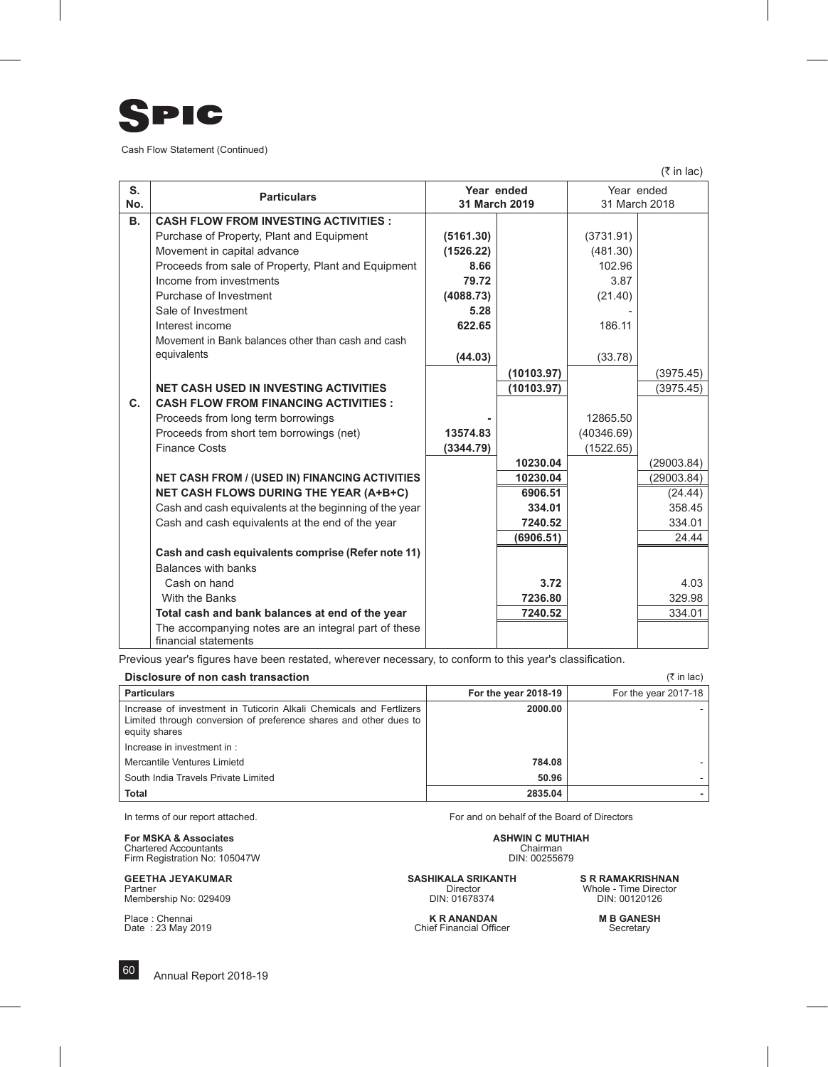# SPIC

Cash Flow Statement (Continued)

(₹ in lac)

| S. No. | Particulars | Year ended 31 March 2019 | | Year ended 31 March 2018 | |
|---|---|---|---|---|---|
| **B.** | **CASH FLOW FROM INVESTING ACTIVITIES :** | | | | |
| | Purchase of Property, Plant and Equipment | **(5161.30)** | | (3731.91) | |
| | Movement in capital advance | **(1526.22)** | | (481.30) | |
| | Proceeds from sale of Property, Plant and Equipment | **8.66** | | 102.96 | |
| | Income from investments | **79.72** | | 3.87 | |
| | Purchase of Investment | **(4088.73)** | | (21.40) | |
| | Sale of Investment | **5.28** | | - | |
| | Interest income | **622.65** | | 186.11 | |
| | Movement in Bank balances other than cash and cash equivalents | **(44.03)** | | (33.78) | |
| | | | **(10103.97)** | | (3975.45) |
| | **NET CASH USED IN INVESTING ACTIVITIES** | | **(10103.97)** | | (3975.45) |
| **C.** | **CASH FLOW FROM FINANCING ACTIVITIES :** | | | | |
| | Proceeds from long term borrowings | **-** | | 12865.50 | |
| | Proceeds from short tem borrowings (net) | **13574.83** | | (40346.69) | |
| | Finance Costs | **(3344.79)** | | (1522.65) | |
| | | | **10230.04** | | (29003.84) |
| | **NET CASH FROM / (USED IN) FINANCING ACTIVITIES** | | **10230.04** | | (29003.84) |
| | **NET CASH FLOWS DURING THE YEAR (A+B+C)** | | **6906.51** | | (24.44) |
| | Cash and cash equivalents at the beginning of the year | | **334.01** | | 358.45 |
| | Cash and cash equivalents at the end of the year | | **7240.52** | | 334.01 |
| | | | **(6906.51)** | | 24.44 |
| | **Cash and cash equivalents comprise (Refer note 11)** | | | | |
| | Balances with banks | | | | |
| | Cash on hand | | **3.72** | | 4.03 |
| | With the Banks | | **7236.80** | | 329.98 |
| | **Total cash and bank balances at end of the year** | | **7240.52** | | 334.01 |
| | The accompanying notes are an integral part of these financial statements | | | | |

Previous year's figures have been restated, wherever necessary, to conform to this year's classification.

**Disclosure of non cash transaction** (₹ in lac)

| Particulars | For the year 2018-19 | For the year 2017-18 |
|---|---|---|
| Increase of investment in Tuticorin Alkali Chemicals and Fertlizers Limited through conversion of preference shares and other dues to equity shares | **2000.00** | - |
| Increase in investment in : | | |
| Mercantile Ventures Limietd | **784.08** | - |
| South India Travels Private Limited | **50.96** | - |
| **Total** | **2835.04** | **-** |

In terms of our report attached.

For and on behalf of the Board of Directors

**For MSKA & Associates**
Chartered Accountants
Firm Registration No: 105047W

**ASHWIN C MUTHIAH**
Chairman
DIN: 00255679

**GEETHA JEYAKUMAR**
Partner
Membership No: 029409

**SASHIKALA SRIKANTH**
Director
DIN: 01678374

**S R RAMAKRISHNAN**
Whole - Time Director
DIN: 00120126

Place : Chennai
Date : 23 May 2019

**K R ANANDAN**
Chief Financial Officer

**M B GANESH**
Secretary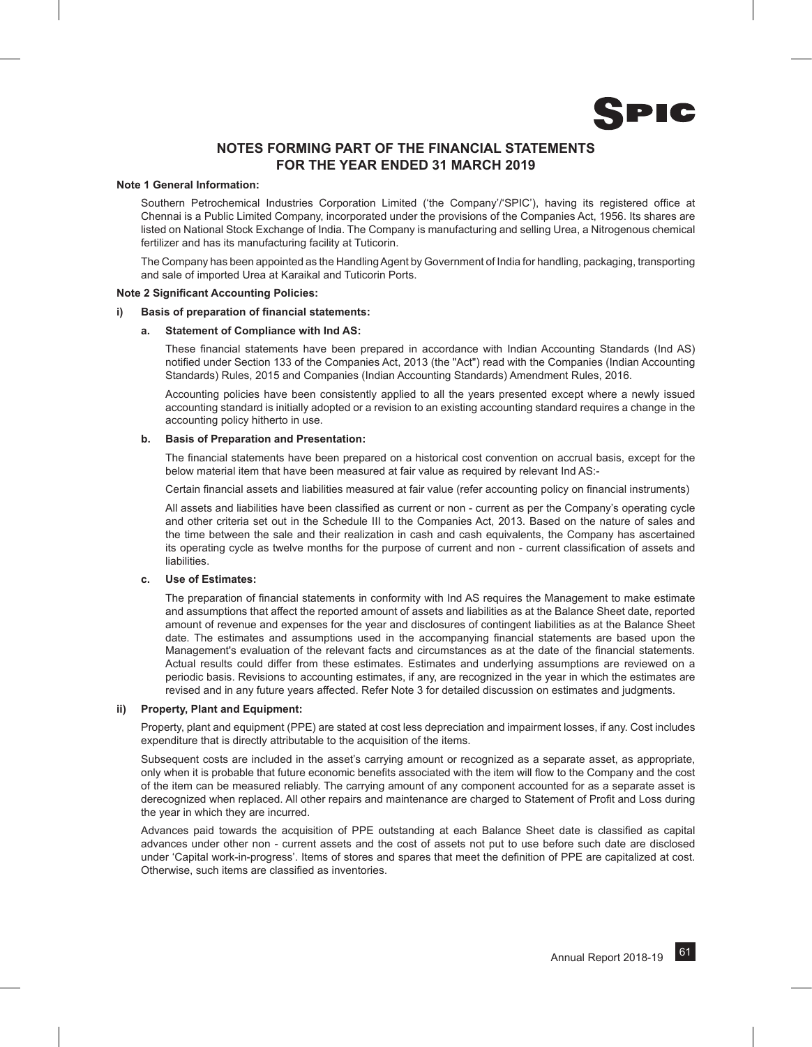# NOTES FORMING PART OF THE FINANCIAL STATEMENTS FOR THE YEAR ENDED 31 MARCH 2019

**Note 1 General Information:**

Southern Petrochemical Industries Corporation Limited ('the Company'/'SPIC'), having its registered office at Chennai is a Public Limited Company, incorporated under the provisions of the Companies Act, 1956. Its shares are listed on National Stock Exchange of India. The Company is manufacturing and selling Urea, a Nitrogenous chemical fertilizer and has its manufacturing facility at Tuticorin.

The Company has been appointed as the Handling Agent by Government of India for handling, packaging, transporting and sale of imported Urea at Karaikal and Tuticorin Ports.

**Note 2 Significant Accounting Policies:**

**i) Basis of preparation of financial statements:**

**a. Statement of Compliance with Ind AS:**

These financial statements have been prepared in accordance with Indian Accounting Standards (Ind AS) notified under Section 133 of the Companies Act, 2013 (the "Act") read with the Companies (Indian Accounting Standards) Rules, 2015 and Companies (Indian Accounting Standards) Amendment Rules, 2016.

Accounting policies have been consistently applied to all the years presented except where a newly issued accounting standard is initially adopted or a revision to an existing accounting standard requires a change in the accounting policy hitherto in use.

**b. Basis of Preparation and Presentation:**

The financial statements have been prepared on a historical cost convention on accrual basis, except for the below material item that have been measured at fair value as required by relevant Ind AS:-

Certain financial assets and liabilities measured at fair value (refer accounting policy on financial instruments)

All assets and liabilities have been classified as current or non - current as per the Company's operating cycle and other criteria set out in the Schedule III to the Companies Act, 2013. Based on the nature of sales and the time between the sale and their realization in cash and cash equivalents, the Company has ascertained its operating cycle as twelve months for the purpose of current and non - current classification of assets and liabilities.

**c. Use of Estimates:**

The preparation of financial statements in conformity with Ind AS requires the Management to make estimate and assumptions that affect the reported amount of assets and liabilities as at the Balance Sheet date, reported amount of revenue and expenses for the year and disclosures of contingent liabilities as at the Balance Sheet date. The estimates and assumptions used in the accompanying financial statements are based upon the Management's evaluation of the relevant facts and circumstances as at the date of the financial statements. Actual results could differ from these estimates. Estimates and underlying assumptions are reviewed on a periodic basis. Revisions to accounting estimates, if any, are recognized in the year in which the estimates are revised and in any future years affected. Refer Note 3 for detailed discussion on estimates and judgments.

**ii) Property, Plant and Equipment:**

Property, plant and equipment (PPE) are stated at cost less depreciation and impairment losses, if any. Cost includes expenditure that is directly attributable to the acquisition of the items.

Subsequent costs are included in the asset's carrying amount or recognized as a separate asset, as appropriate, only when it is probable that future economic benefits associated with the item will flow to the Company and the cost of the item can be measured reliably. The carrying amount of any component accounted for as a separate asset is derecognized when replaced. All other repairs and maintenance are charged to Statement of Profit and Loss during the year in which they are incurred.

Advances paid towards the acquisition of PPE outstanding at each Balance Sheet date is classified as capital advances under other non - current assets and the cost of assets not put to use before such date are disclosed under 'Capital work-in-progress'. Items of stores and spares that meet the definition of PPE are capitalized at cost. Otherwise, such items are classified as inventories.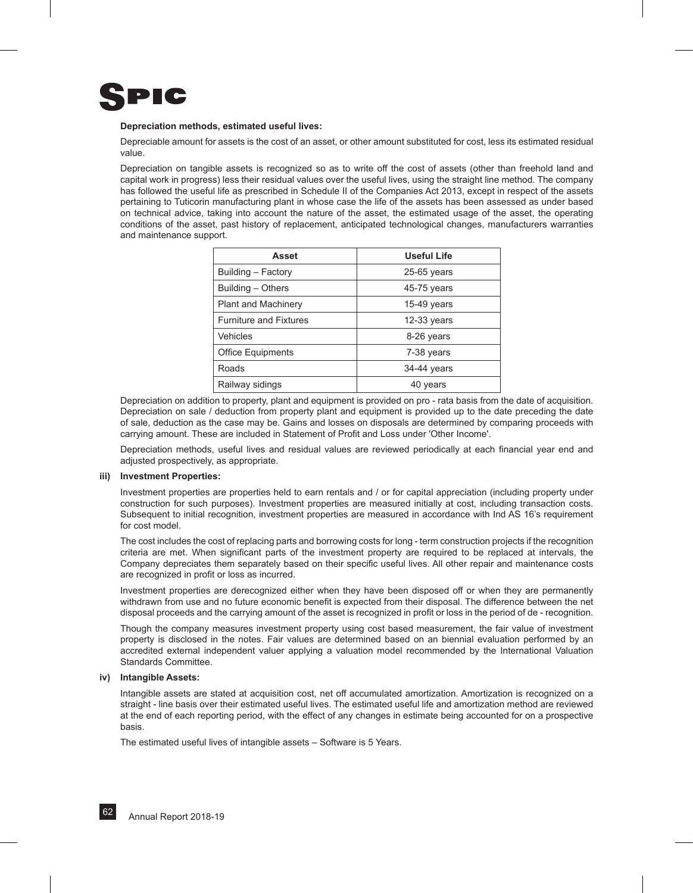**Depreciation methods, estimated useful lives:**

Depreciable amount for assets is the cost of an asset, or other amount substituted for cost, less its estimated residual value.

Depreciation on tangible assets is recognized so as to write off the cost of assets (other than freehold land and capital work in progress) less their residual values over the useful lives, using the straight line method. The company has followed the useful life as prescribed in Schedule II of the Companies Act 2013, except in respect of the assets pertaining to Tuticorin manufacturing plant in whose case the life of the assets has been assessed as under based on technical advice, taking into account the nature of the asset, the estimated usage of the asset, the operating conditions of the asset, past history of replacement, anticipated technological changes, manufacturers warranties and maintenance support.

| Asset | Useful Life |
|---|---|
| Building – Factory | 25-65 years |
| Building – Others | 45-75 years |
| Plant and Machinery | 15-49 years |
| Furniture and Fixtures | 12-33 years |
| Vehicles | 8-26 years |
| Office Equipments | 7-38 years |
| Roads | 34-44 years |
| Railway sidings | 40 years |

Depreciation on addition to property, plant and equipment is provided on pro - rata basis from the date of acquisition. Depreciation on sale / deduction from property plant and equipment is provided up to the date preceding the date of sale, deduction as the case may be. Gains and losses on disposals are determined by comparing proceeds with carrying amount. These are included in Statement of Profit and Loss under 'Other Income'.

Depreciation methods, useful lives and residual values are reviewed periodically at each financial year end and adjusted prospectively, as appropriate.

**iii) Investment Properties:**

Investment properties are properties held to earn rentals and / or for capital appreciation (including property under construction for such purposes). Investment properties are measured initially at cost, including transaction costs. Subsequent to initial recognition, investment properties are measured in accordance with Ind AS 16's requirement for cost model.

The cost includes the cost of replacing parts and borrowing costs for long - term construction projects if the recognition criteria are met. When significant parts of the investment property are required to be replaced at intervals, the Company depreciates them separately based on their specific useful lives. All other repair and maintenance costs are recognized in profit or loss as incurred.

Investment properties are derecognized either when they have been disposed off or when they are permanently withdrawn from use and no future economic benefit is expected from their disposal. The difference between the net disposal proceeds and the carrying amount of the asset is recognized in profit or loss in the period of de - recognition.

Though the company measures investment property using cost based measurement, the fair value of investment property is disclosed in the notes. Fair values are determined based on an biennial evaluation performed by an accredited external independent valuer applying a valuation model recommended by the International Valuation Standards Committee.

**iv) Intangible Assets:**

Intangible assets are stated at acquisition cost, net off accumulated amortization. Amortization is recognized on a straight - line basis over their estimated useful lives. The estimated useful life and amortization method are reviewed at the end of each reporting period, with the effect of any changes in estimate being accounted for on a prospective basis.

The estimated useful lives of intangible assets – Software is 5 Years.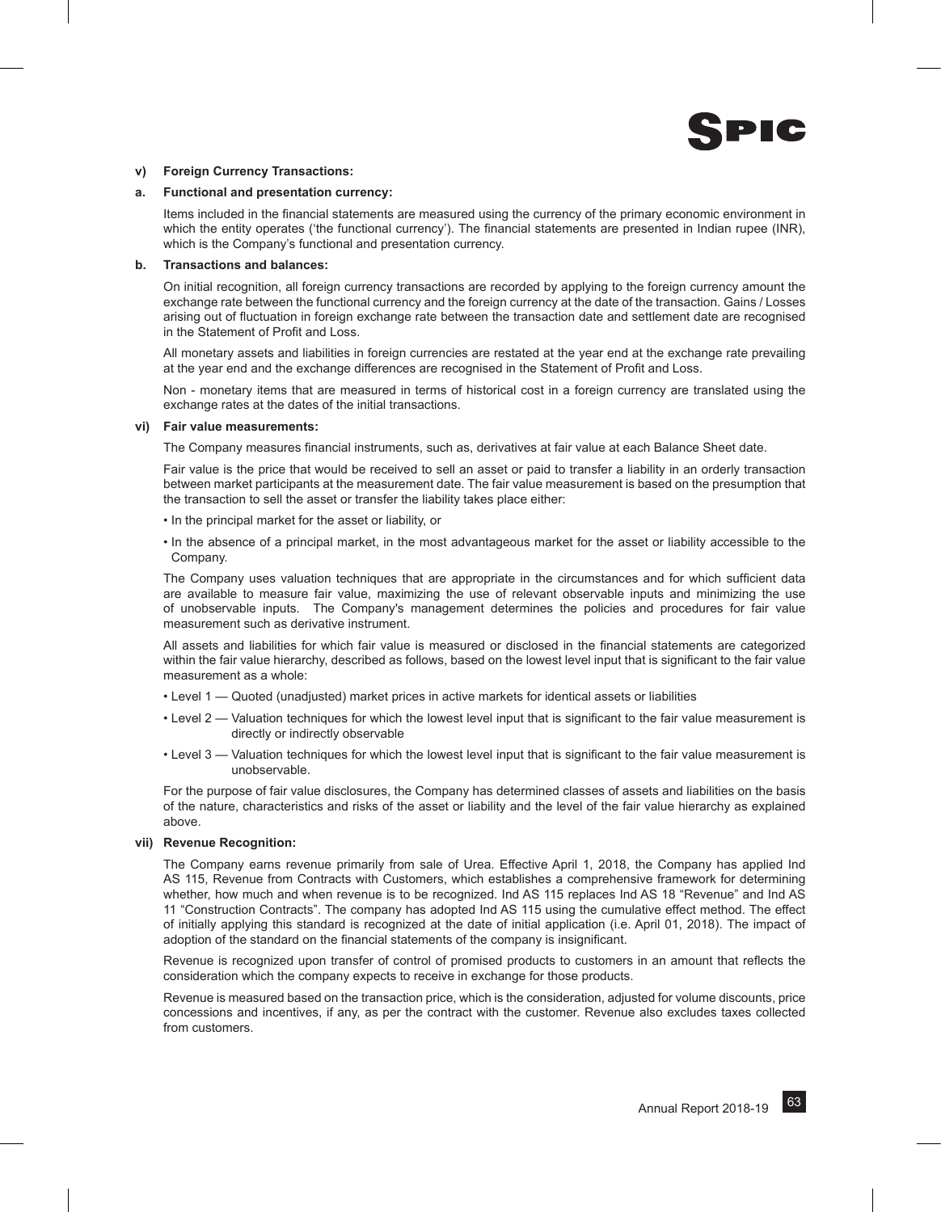**v) Foreign Currency Transactions:**

**a. Functional and presentation currency:**

Items included in the financial statements are measured using the currency of the primary economic environment in which the entity operates ('the functional currency'). The financial statements are presented in Indian rupee (INR), which is the Company's functional and presentation currency.

**b. Transactions and balances:**

On initial recognition, all foreign currency transactions are recorded by applying to the foreign currency amount the exchange rate between the functional currency and the foreign currency at the date of the transaction. Gains / Losses arising out of fluctuation in foreign exchange rate between the transaction date and settlement date are recognised in the Statement of Profit and Loss.

All monetary assets and liabilities in foreign currencies are restated at the year end at the exchange rate prevailing at the year end and the exchange differences are recognised in the Statement of Profit and Loss.

Non - monetary items that are measured in terms of historical cost in a foreign currency are translated using the exchange rates at the dates of the initial transactions.

**vi) Fair value measurements:**

The Company measures financial instruments, such as, derivatives at fair value at each Balance Sheet date.

Fair value is the price that would be received to sell an asset or paid to transfer a liability in an orderly transaction between market participants at the measurement date. The fair value measurement is based on the presumption that the transaction to sell the asset or transfer the liability takes place either:

- In the principal market for the asset or liability, or
- In the absence of a principal market, in the most advantageous market for the asset or liability accessible to the Company.

The Company uses valuation techniques that are appropriate in the circumstances and for which sufficient data are available to measure fair value, maximizing the use of relevant observable inputs and minimizing the use of unobservable inputs. The Company's management determines the policies and procedures for fair value measurement such as derivative instrument.

All assets and liabilities for which fair value is measured or disclosed in the financial statements are categorized within the fair value hierarchy, described as follows, based on the lowest level input that is significant to the fair value measurement as a whole:

- Level 1 — Quoted (unadjusted) market prices in active markets for identical assets or liabilities
- Level 2 — Valuation techniques for which the lowest level input that is significant to the fair value measurement is directly or indirectly observable
- Level 3 — Valuation techniques for which the lowest level input that is significant to the fair value measurement is unobservable.

For the purpose of fair value disclosures, the Company has determined classes of assets and liabilities on the basis of the nature, characteristics and risks of the asset or liability and the level of the fair value hierarchy as explained above.

**vii) Revenue Recognition:**

The Company earns revenue primarily from sale of Urea. Effective April 1, 2018, the Company has applied Ind AS 115, Revenue from Contracts with Customers, which establishes a comprehensive framework for determining whether, how much and when revenue is to be recognized. Ind AS 115 replaces Ind AS 18 "Revenue" and Ind AS 11 "Construction Contracts". The company has adopted Ind AS 115 using the cumulative effect method. The effect of initially applying this standard is recognized at the date of initial application (i.e. April 01, 2018). The impact of adoption of the standard on the financial statements of the company is insignificant.

Revenue is recognized upon transfer of control of promised products to customers in an amount that reflects the consideration which the company expects to receive in exchange for those products.

Revenue is measured based on the transaction price, which is the consideration, adjusted for volume discounts, price concessions and incentives, if any, as per the contract with the customer. Revenue also excludes taxes collected from customers.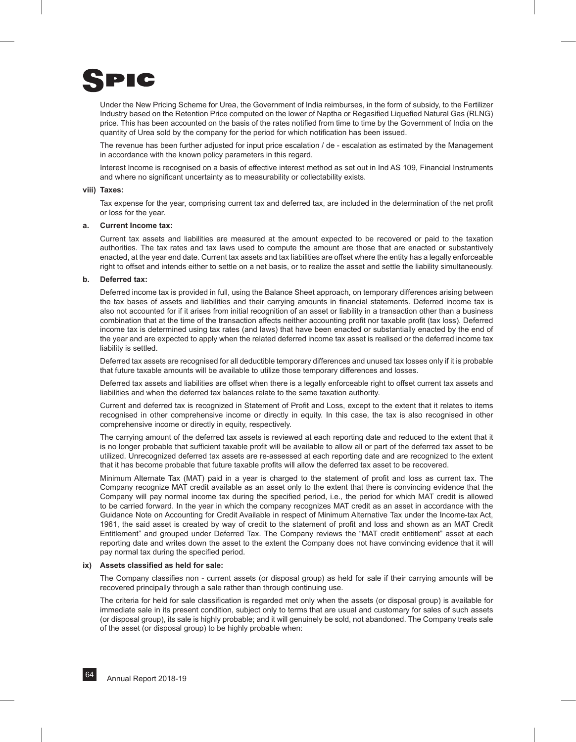Under the New Pricing Scheme for Urea, the Government of India reimburses, in the form of subsidy, to the Fertilizer Industry based on the Retention Price computed on the lower of Naptha or Regasified Liquefied Natural Gas (RLNG) price. This has been accounted on the basis of the rates notified from time to time by the Government of India on the quantity of Urea sold by the company for the period for which notification has been issued.

The revenue has been further adjusted for input price escalation / de - escalation as estimated by the Management in accordance with the known policy parameters in this regard.

Interest Income is recognised on a basis of effective interest method as set out in Ind AS 109, Financial Instruments and where no significant uncertainty as to measurability or collectability exists.

**viii) Taxes:**

Tax expense for the year, comprising current tax and deferred tax, are included in the determination of the net profit or loss for the year.

**a. Current Income tax:**

Current tax assets and liabilities are measured at the amount expected to be recovered or paid to the taxation authorities. The tax rates and tax laws used to compute the amount are those that are enacted or substantively enacted, at the year end date. Current tax assets and tax liabilities are offset where the entity has a legally enforceable right to offset and intends either to settle on a net basis, or to realize the asset and settle the liability simultaneously.

**b. Deferred tax:**

Deferred income tax is provided in full, using the Balance Sheet approach, on temporary differences arising between the tax bases of assets and liabilities and their carrying amounts in financial statements. Deferred income tax is also not accounted for if it arises from initial recognition of an asset or liability in a transaction other than a business combination that at the time of the transaction affects neither accounting profit nor taxable profit (tax loss). Deferred income tax is determined using tax rates (and laws) that have been enacted or substantially enacted by the end of the year and are expected to apply when the related deferred income tax asset is realised or the deferred income tax liability is settled.

Deferred tax assets are recognised for all deductible temporary differences and unused tax losses only if it is probable that future taxable amounts will be available to utilize those temporary differences and losses.

Deferred tax assets and liabilities are offset when there is a legally enforceable right to offset current tax assets and liabilities and when the deferred tax balances relate to the same taxation authority.

Current and deferred tax is recognized in Statement of Profit and Loss, except to the extent that it relates to items recognised in other comprehensive income or directly in equity. In this case, the tax is also recognised in other comprehensive income or directly in equity, respectively.

The carrying amount of the deferred tax assets is reviewed at each reporting date and reduced to the extent that it is no longer probable that sufficient taxable profit will be available to allow all or part of the deferred tax asset to be utilized. Unrecognized deferred tax assets are re-assessed at each reporting date and are recognized to the extent that it has become probable that future taxable profits will allow the deferred tax asset to be recovered.

Minimum Alternate Tax (MAT) paid in a year is charged to the statement of profit and loss as current tax. The Company recognize MAT credit available as an asset only to the extent that there is convincing evidence that the Company will pay normal income tax during the specified period, i.e., the period for which MAT credit is allowed to be carried forward. In the year in which the company recognizes MAT credit as an asset in accordance with the Guidance Note on Accounting for Credit Available in respect of Minimum Alternative Tax under the Income-tax Act, 1961, the said asset is created by way of credit to the statement of profit and loss and shown as an MAT Credit Entitlement" and grouped under Deferred Tax. The Company reviews the "MAT credit entitlement" asset at each reporting date and writes down the asset to the extent the Company does not have convincing evidence that it will pay normal tax during the specified period.

**ix) Assets classified as held for sale:**

The Company classifies non - current assets (or disposal group) as held for sale if their carrying amounts will be recovered principally through a sale rather than through continuing use.

The criteria for held for sale classification is regarded met only when the assets (or disposal group) is available for immediate sale in its present condition, subject only to terms that are usual and customary for sales of such assets (or disposal group), its sale is highly probable; and it will genuinely be sold, not abandoned. The Company treats sale of the asset (or disposal group) to be highly probable when: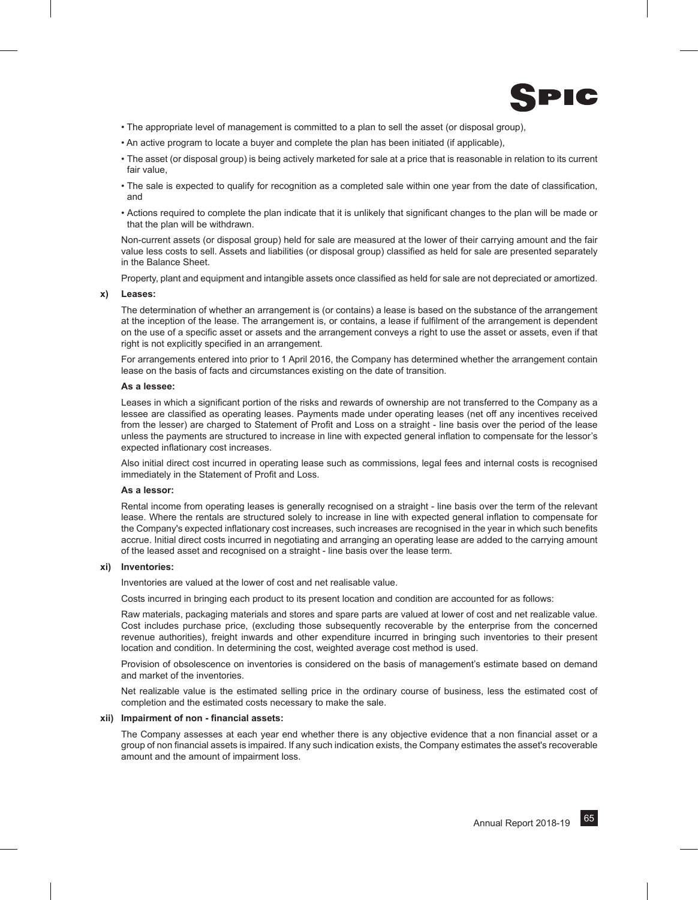- The appropriate level of management is committed to a plan to sell the asset (or disposal group),
- An active program to locate a buyer and complete the plan has been initiated (if applicable),
- The asset (or disposal group) is being actively marketed for sale at a price that is reasonable in relation to its current fair value,
- The sale is expected to qualify for recognition as a completed sale within one year from the date of classification, and
- Actions required to complete the plan indicate that it is unlikely that significant changes to the plan will be made or that the plan will be withdrawn.

Non-current assets (or disposal group) held for sale are measured at the lower of their carrying amount and the fair value less costs to sell. Assets and liabilities (or disposal group) classified as held for sale are presented separately in the Balance Sheet.

Property, plant and equipment and intangible assets once classified as held for sale are not depreciated or amortized.

**x) Leases:**

The determination of whether an arrangement is (or contains) a lease is based on the substance of the arrangement at the inception of the lease. The arrangement is, or contains, a lease if fulfilment of the arrangement is dependent on the use of a specific asset or assets and the arrangement conveys a right to use the asset or assets, even if that right is not explicitly specified in an arrangement.

For arrangements entered into prior to 1 April 2016, the Company has determined whether the arrangement contain lease on the basis of facts and circumstances existing on the date of transition.

**As a lessee:**

Leases in which a significant portion of the risks and rewards of ownership are not transferred to the Company as a lessee are classified as operating leases. Payments made under operating leases (net off any incentives received from the lesser) are charged to Statement of Profit and Loss on a straight - line basis over the period of the lease unless the payments are structured to increase in line with expected general inflation to compensate for the lessor's expected inflationary cost increases.

Also initial direct cost incurred in operating lease such as commissions, legal fees and internal costs is recognised immediately in the Statement of Profit and Loss.

**As a lessor:**

Rental income from operating leases is generally recognised on a straight - line basis over the term of the relevant lease. Where the rentals are structured solely to increase in line with expected general inflation to compensate for the Company's expected inflationary cost increases, such increases are recognised in the year in which such benefits accrue. Initial direct costs incurred in negotiating and arranging an operating lease are added to the carrying amount of the leased asset and recognised on a straight - line basis over the lease term.

**xi) Inventories:**

Inventories are valued at the lower of cost and net realisable value.

Costs incurred in bringing each product to its present location and condition are accounted for as follows:

Raw materials, packaging materials and stores and spare parts are valued at lower of cost and net realizable value. Cost includes purchase price, (excluding those subsequently recoverable by the enterprise from the concerned revenue authorities), freight inwards and other expenditure incurred in bringing such inventories to their present location and condition. In determining the cost, weighted average cost method is used.

Provision of obsolescence on inventories is considered on the basis of management's estimate based on demand and market of the inventories.

Net realizable value is the estimated selling price in the ordinary course of business, less the estimated cost of completion and the estimated costs necessary to make the sale.

**xii) Impairment of non - financial assets:**

The Company assesses at each year end whether there is any objective evidence that a non financial asset or a group of non financial assets is impaired. If any such indication exists, the Company estimates the asset's recoverable amount and the amount of impairment loss.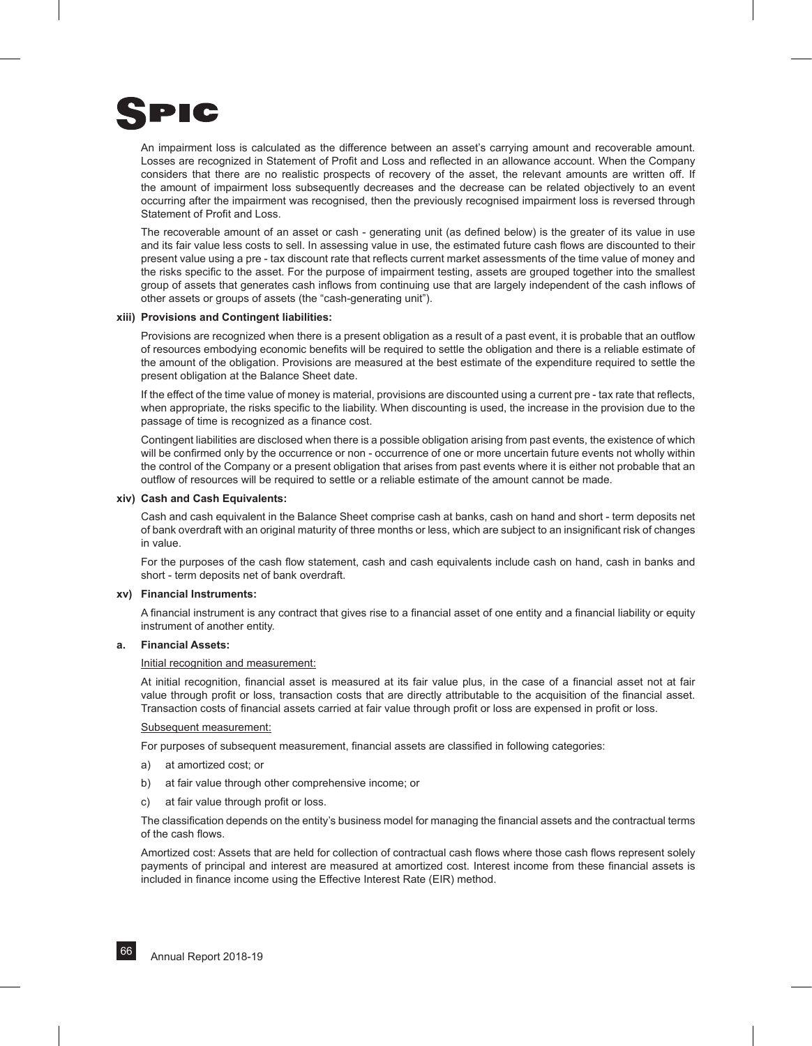An impairment loss is calculated as the difference between an asset's carrying amount and recoverable amount. Losses are recognized in Statement of Profit and Loss and reflected in an allowance account. When the Company considers that there are no realistic prospects of recovery of the asset, the relevant amounts are written off. If the amount of impairment loss subsequently decreases and the decrease can be related objectively to an event occurring after the impairment was recognised, then the previously recognised impairment loss is reversed through Statement of Profit and Loss.

The recoverable amount of an asset or cash - generating unit (as defined below) is the greater of its value in use and its fair value less costs to sell. In assessing value in use, the estimated future cash flows are discounted to their present value using a pre - tax discount rate that reflects current market assessments of the time value of money and the risks specific to the asset. For the purpose of impairment testing, assets are grouped together into the smallest group of assets that generates cash inflows from continuing use that are largely independent of the cash inflows of other assets or groups of assets (the "cash-generating unit").

#### xiii) Provisions and Contingent liabilities:

Provisions are recognized when there is a present obligation as a result of a past event, it is probable that an outflow of resources embodying economic benefits will be required to settle the obligation and there is a reliable estimate of the amount of the obligation. Provisions are measured at the best estimate of the expenditure required to settle the present obligation at the Balance Sheet date.

If the effect of the time value of money is material, provisions are discounted using a current pre - tax rate that reflects, when appropriate, the risks specific to the liability. When discounting is used, the increase in the provision due to the passage of time is recognized as a finance cost.

Contingent liabilities are disclosed when there is a possible obligation arising from past events, the existence of which will be confirmed only by the occurrence or non - occurrence of one or more uncertain future events not wholly within the control of the Company or a present obligation that arises from past events where it is either not probable that an outflow of resources will be required to settle or a reliable estimate of the amount cannot be made.

#### xiv) Cash and Cash Equivalents:

Cash and cash equivalent in the Balance Sheet comprise cash at banks, cash on hand and short - term deposits net of bank overdraft with an original maturity of three months or less, which are subject to an insignificant risk of changes in value.

For the purposes of the cash flow statement, cash and cash equivalents include cash on hand, cash in banks and short - term deposits net of bank overdraft.

#### xv) Financial Instruments:

A financial instrument is any contract that gives rise to a financial asset of one entity and a financial liability or equity instrument of another entity.

#### a. Financial Assets:

Initial recognition and measurement:

At initial recognition, financial asset is measured at its fair value plus, in the case of a financial asset not at fair value through profit or loss, transaction costs that are directly attributable to the acquisition of the financial asset. Transaction costs of financial assets carried at fair value through profit or loss are expensed in profit or loss.

Subsequent measurement:

For purposes of subsequent measurement, financial assets are classified in following categories:

a) at amortized cost; or

b) at fair value through other comprehensive income; or

c) at fair value through profit or loss.

The classification depends on the entity's business model for managing the financial assets and the contractual terms of the cash flows.

Amortized cost: Assets that are held for collection of contractual cash flows where those cash flows represent solely payments of principal and interest are measured at amortized cost. Interest income from these financial assets is included in finance income using the Effective Interest Rate (EIR) method.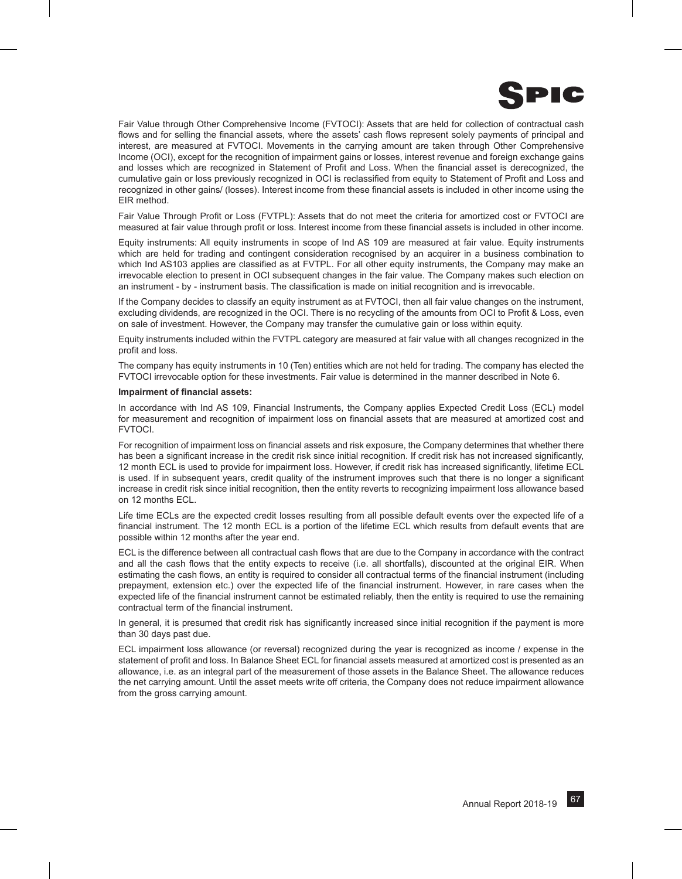Fair Value through Other Comprehensive Income (FVTOCI): Assets that are held for collection of contractual cash flows and for selling the financial assets, where the assets' cash flows represent solely payments of principal and interest, are measured at FVTOCI. Movements in the carrying amount are taken through Other Comprehensive Income (OCI), except for the recognition of impairment gains or losses, interest revenue and foreign exchange gains and losses which are recognized in Statement of Profit and Loss. When the financial asset is derecognized, the cumulative gain or loss previously recognized in OCI is reclassified from equity to Statement of Profit and Loss and recognized in other gains/ (losses). Interest income from these financial assets is included in other income using the EIR method.

Fair Value Through Profit or Loss (FVTPL): Assets that do not meet the criteria for amortized cost or FVTOCI are measured at fair value through profit or loss. Interest income from these financial assets is included in other income.

Equity instruments: All equity instruments in scope of Ind AS 109 are measured at fair value. Equity instruments which are held for trading and contingent consideration recognised by an acquirer in a business combination to which Ind AS103 applies are classified as at FVTPL. For all other equity instruments, the Company may make an irrevocable election to present in OCI subsequent changes in the fair value. The Company makes such election on an instrument - by - instrument basis. The classification is made on initial recognition and is irrevocable.

If the Company decides to classify an equity instrument as at FVTOCI, then all fair value changes on the instrument, excluding dividends, are recognized in the OCI. There is no recycling of the amounts from OCI to Profit & Loss, even on sale of investment. However, the Company may transfer the cumulative gain or loss within equity.

Equity instruments included within the FVTPL category are measured at fair value with all changes recognized in the profit and loss.

The company has equity instruments in 10 (Ten) entities which are not held for trading. The company has elected the FVTOCI irrevocable option for these investments. Fair value is determined in the manner described in Note 6.

**Impairment of financial assets:**

In accordance with Ind AS 109, Financial Instruments, the Company applies Expected Credit Loss (ECL) model for measurement and recognition of impairment loss on financial assets that are measured at amortized cost and FVTOCI.

For recognition of impairment loss on financial assets and risk exposure, the Company determines that whether there has been a significant increase in the credit risk since initial recognition. If credit risk has not increased significantly, 12 month ECL is used to provide for impairment loss. However, if credit risk has increased significantly, lifetime ECL is used. If in subsequent years, credit quality of the instrument improves such that there is no longer a significant increase in credit risk since initial recognition, then the entity reverts to recognizing impairment loss allowance based on 12 months ECL.

Life time ECLs are the expected credit losses resulting from all possible default events over the expected life of a financial instrument. The 12 month ECL is a portion of the lifetime ECL which results from default events that are possible within 12 months after the year end.

ECL is the difference between all contractual cash flows that are due to the Company in accordance with the contract and all the cash flows that the entity expects to receive (i.e. all shortfalls), discounted at the original EIR. When estimating the cash flows, an entity is required to consider all contractual terms of the financial instrument (including prepayment, extension etc.) over the expected life of the financial instrument. However, in rare cases when the expected life of the financial instrument cannot be estimated reliably, then the entity is required to use the remaining contractual term of the financial instrument.

In general, it is presumed that credit risk has significantly increased since initial recognition if the payment is more than 30 days past due.

ECL impairment loss allowance (or reversal) recognized during the year is recognized as income / expense in the statement of profit and loss. In Balance Sheet ECL for financial assets measured at amortized cost is presented as an allowance, i.e. as an integral part of the measurement of those assets in the Balance Sheet. The allowance reduces the net carrying amount. Until the asset meets write off criteria, the Company does not reduce impairment allowance from the gross carrying amount.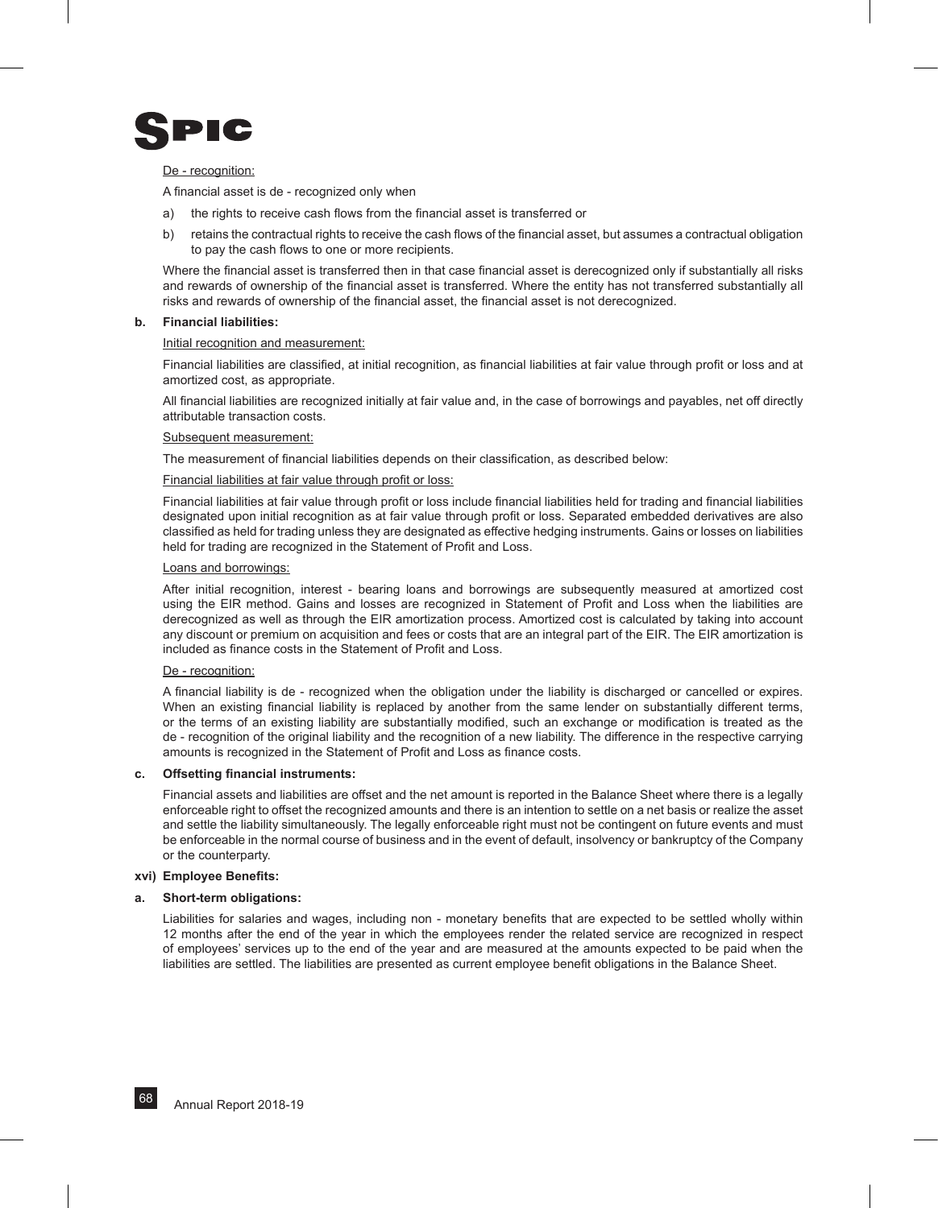De - recognition:

A financial asset is de - recognized only when

a) the rights to receive cash flows from the financial asset is transferred or
b) retains the contractual rights to receive the cash flows of the financial asset, but assumes a contractual obligation to pay the cash flows to one or more recipients.

Where the financial asset is transferred then in that case financial asset is derecognized only if substantially all risks and rewards of ownership of the financial asset is transferred. Where the entity has not transferred substantially all risks and rewards of ownership of the financial asset, the financial asset is not derecognized.

**b. Financial liabilities:**

Initial recognition and measurement:

Financial liabilities are classified, at initial recognition, as financial liabilities at fair value through profit or loss and at amortized cost, as appropriate.

All financial liabilities are recognized initially at fair value and, in the case of borrowings and payables, net off directly attributable transaction costs.

Subsequent measurement:

The measurement of financial liabilities depends on their classification, as described below:

Financial liabilities at fair value through profit or loss:

Financial liabilities at fair value through profit or loss include financial liabilities held for trading and financial liabilities designated upon initial recognition as at fair value through profit or loss. Separated embedded derivatives are also classified as held for trading unless they are designated as effective hedging instruments. Gains or losses on liabilities held for trading are recognized in the Statement of Profit and Loss.

Loans and borrowings:

After initial recognition, interest - bearing loans and borrowings are subsequently measured at amortized cost using the EIR method. Gains and losses are recognized in Statement of Profit and Loss when the liabilities are derecognized as well as through the EIR amortization process. Amortized cost is calculated by taking into account any discount or premium on acquisition and fees or costs that are an integral part of the EIR. The EIR amortization is included as finance costs in the Statement of Profit and Loss.

De - recognition:

A financial liability is de - recognized when the obligation under the liability is discharged or cancelled or expires. When an existing financial liability is replaced by another from the same lender on substantially different terms, or the terms of an existing liability are substantially modified, such an exchange or modification is treated as the de - recognition of the original liability and the recognition of a new liability. The difference in the respective carrying amounts is recognized in the Statement of Profit and Loss as finance costs.

**c. Offsetting financial instruments:**

Financial assets and liabilities are offset and the net amount is reported in the Balance Sheet where there is a legally enforceable right to offset the recognized amounts and there is an intention to settle on a net basis or realize the asset and settle the liability simultaneously. The legally enforceable right must not be contingent on future events and must be enforceable in the normal course of business and in the event of default, insolvency or bankruptcy of the Company or the counterparty.

**xvi) Employee Benefits:**

**a. Short-term obligations:**

Liabilities for salaries and wages, including non - monetary benefits that are expected to be settled wholly within 12 months after the end of the year in which the employees render the related service are recognized in respect of employees' services up to the end of the year and are measured at the amounts expected to be paid when the liabilities are settled. The liabilities are presented as current employee benefit obligations in the Balance Sheet.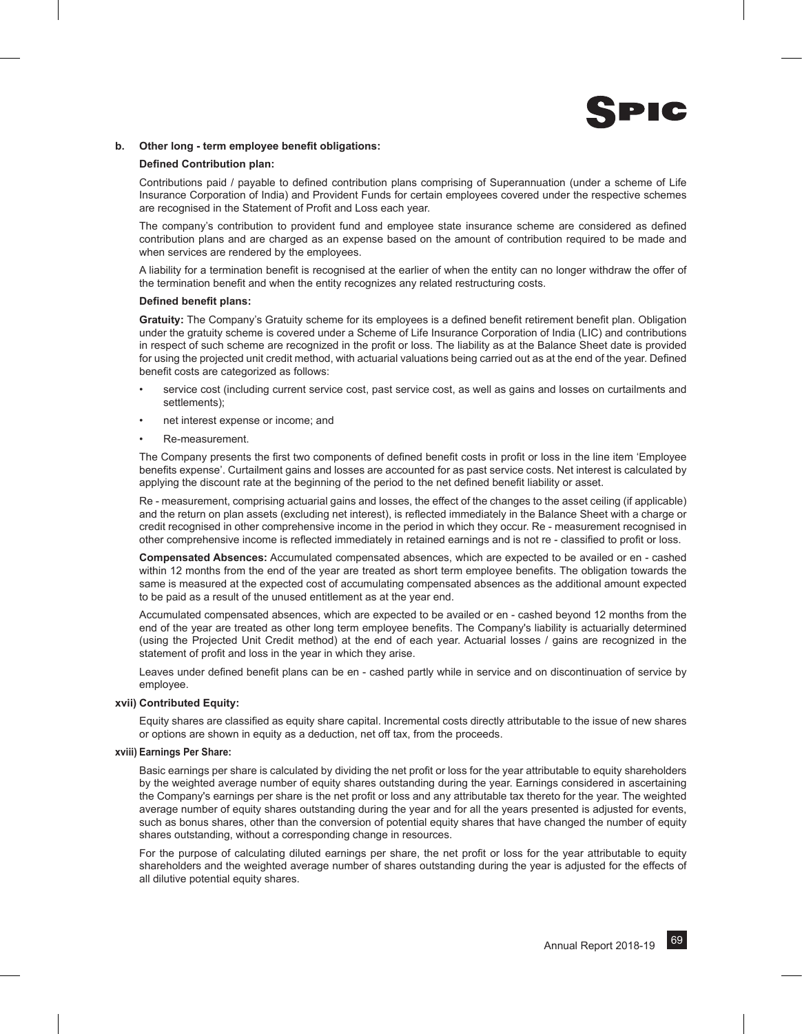**b. Other long - term employee benefit obligations:**

**Defined Contribution plan:**

Contributions paid / payable to defined contribution plans comprising of Superannuation (under a scheme of Life Insurance Corporation of India) and Provident Funds for certain employees covered under the respective schemes are recognised in the Statement of Profit and Loss each year.

The company's contribution to provident fund and employee state insurance scheme are considered as defined contribution plans and are charged as an expense based on the amount of contribution required to be made and when services are rendered by the employees.

A liability for a termination benefit is recognised at the earlier of when the entity can no longer withdraw the offer of the termination benefit and when the entity recognizes any related restructuring costs.

**Defined benefit plans:**

**Gratuity:** The Company's Gratuity scheme for its employees is a defined benefit retirement benefit plan. Obligation under the gratuity scheme is covered under a Scheme of Life Insurance Corporation of India (LIC) and contributions in respect of such scheme are recognized in the profit or loss. The liability as at the Balance Sheet date is provided for using the projected unit credit method, with actuarial valuations being carried out as at the end of the year. Defined benefit costs are categorized as follows:

- service cost (including current service cost, past service cost, as well as gains and losses on curtailments and settlements);
- net interest expense or income; and
- Re-measurement.

The Company presents the first two components of defined benefit costs in profit or loss in the line item 'Employee benefits expense'. Curtailment gains and losses are accounted for as past service costs. Net interest is calculated by applying the discount rate at the beginning of the period to the net defined benefit liability or asset.

Re - measurement, comprising actuarial gains and losses, the effect of the changes to the asset ceiling (if applicable) and the return on plan assets (excluding net interest), is reflected immediately in the Balance Sheet with a charge or credit recognised in other comprehensive income in the period in which they occur. Re - measurement recognised in other comprehensive income is reflected immediately in retained earnings and is not re - classified to profit or loss.

**Compensated Absences:** Accumulated compensated absences, which are expected to be availed or en - cashed within 12 months from the end of the year are treated as short term employee benefits. The obligation towards the same is measured at the expected cost of accumulating compensated absences as the additional amount expected to be paid as a result of the unused entitlement as at the year end.

Accumulated compensated absences, which are expected to be availed or en - cashed beyond 12 months from the end of the year are treated as other long term employee benefits. The Company's liability is actuarially determined (using the Projected Unit Credit method) at the end of each year. Actuarial losses / gains are recognized in the statement of profit and loss in the year in which they arise.

Leaves under defined benefit plans can be en - cashed partly while in service and on discontinuation of service by employee.

**xvii) Contributed Equity:**

Equity shares are classified as equity share capital. Incremental costs directly attributable to the issue of new shares or options are shown in equity as a deduction, net off tax, from the proceeds.

**xviii) Earnings Per Share:**

Basic earnings per share is calculated by dividing the net profit or loss for the year attributable to equity shareholders by the weighted average number of equity shares outstanding during the year. Earnings considered in ascertaining the Company's earnings per share is the net profit or loss and any attributable tax thereto for the year. The weighted average number of equity shares outstanding during the year and for all the years presented is adjusted for events, such as bonus shares, other than the conversion of potential equity shares that have changed the number of equity shares outstanding, without a corresponding change in resources.

For the purpose of calculating diluted earnings per share, the net profit or loss for the year attributable to equity shareholders and the weighted average number of shares outstanding during the year is adjusted for the effects of all dilutive potential equity shares.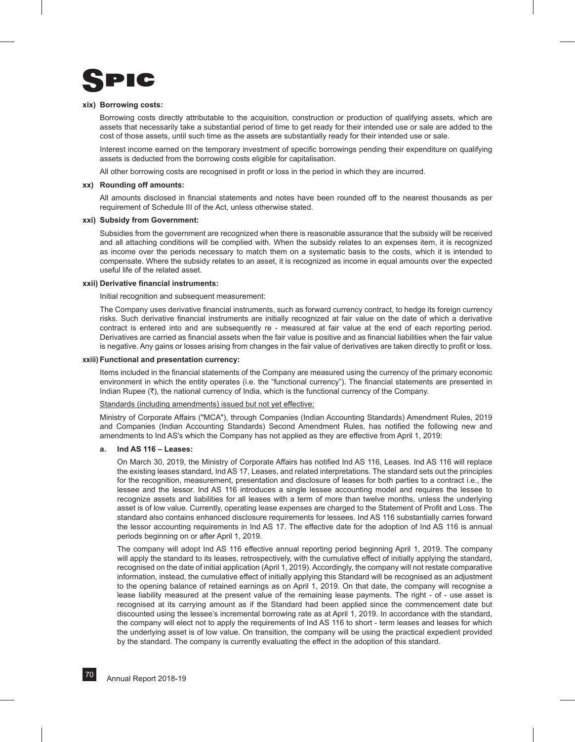**xix) Borrowing costs:**

Borrowing costs directly attributable to the acquisition, construction or production of qualifying assets, which are assets that necessarily take a substantial period of time to get ready for their intended use or sale are added to the cost of those assets, until such time as the assets are substantially ready for their intended use or sale.

Interest income earned on the temporary investment of specific borrowings pending their expenditure on qualifying assets is deducted from the borrowing costs eligible for capitalisation.

All other borrowing costs are recognised in profit or loss in the period in which they are incurred.

**xx) Rounding off amounts:**

All amounts disclosed in financial statements and notes have been rounded off to the nearest thousands as per requirement of Schedule III of the Act, unless otherwise stated.

**xxi) Subsidy from Government:**

Subsidies from the government are recognized when there is reasonable assurance that the subsidy will be received and all attaching conditions will be complied with. When the subsidy relates to an expenses item, it is recognized as income over the periods necessary to match them on a systematic basis to the costs, which it is intended to compensate. Where the subsidy relates to an asset, it is recognized as income in equal amounts over the expected useful life of the related asset.

**xxii) Derivative financial instruments:**

Initial recognition and subsequent measurement:

The Company uses derivative financial instruments, such as forward currency contract, to hedge its foreign currency risks. Such derivative financial instruments are initially recognized at fair value on the date of which a derivative contract is entered into and are subsequently re - measured at fair value at the end of each reporting period. Derivatives are carried as financial assets when the fair value is positive and as financial liabilities when the fair value is negative. Any gains or losses arising from changes in the fair value of derivatives are taken directly to profit or loss.

**xxiii) Functional and presentation currency:**

Items included in the financial statements of the Company are measured using the currency of the primary economic environment in which the entity operates (i.e. the "functional currency"). The financial statements are presented in Indian Rupee (₹), the national currency of India, which is the functional currency of the Company.

Standards (including amendments) issued but not yet effective:

Ministry of Corporate Affairs ("MCA"), through Companies (Indian Accounting Standards) Amendment Rules, 2019 and Companies (Indian Accounting Standards) Second Amendment Rules, has notified the following new and amendments to Ind AS's which the Company has not applied as they are effective from April 1, 2019:

**a. Ind AS 116 – Leases:**

On March 30, 2019, the Ministry of Corporate Affairs has notified Ind AS 116, Leases. Ind AS 116 will replace the existing leases standard, Ind AS 17, Leases, and related interpretations. The standard sets out the principles for the recognition, measurement, presentation and disclosure of leases for both parties to a contract i.e., the lessee and the lessor. Ind AS 116 introduces a single lessee accounting model and requires the lessee to recognize assets and liabilities for all leases with a term of more than twelve months, unless the underlying asset is of low value. Currently, operating lease expenses are charged to the Statement of Profit and Loss. The standard also contains enhanced disclosure requirements for lessees. Ind AS 116 substantially carries forward the lessor accounting requirements in Ind AS 17. The effective date for the adoption of Ind AS 116 is annual periods beginning on or after April 1, 2019.

The company will adopt Ind AS 116 effective annual reporting period beginning April 1, 2019. The company will apply the standard to its leases, retrospectively, with the cumulative effect of initially applying the standard, recognised on the date of initial application (April 1, 2019). Accordingly, the company will not restate comparative information, instead, the cumulative effect of initially applying this Standard will be recognised as an adjustment to the opening balance of retained earnings as on April 1, 2019. On that date, the company will recognise a lease liability measured at the present value of the remaining lease payments. The right - of - use asset is recognised at its carrying amount as if the Standard had been applied since the commencement date but discounted using the lessee's incremental borrowing rate as at April 1, 2019. In accordance with the standard, the company will elect not to apply the requirements of Ind AS 116 to short - term leases and leases for which the underlying asset is of low value. On transition, the company will be using the practical expedient provided by the standard. The company is currently evaluating the effect in the adoption of this standard.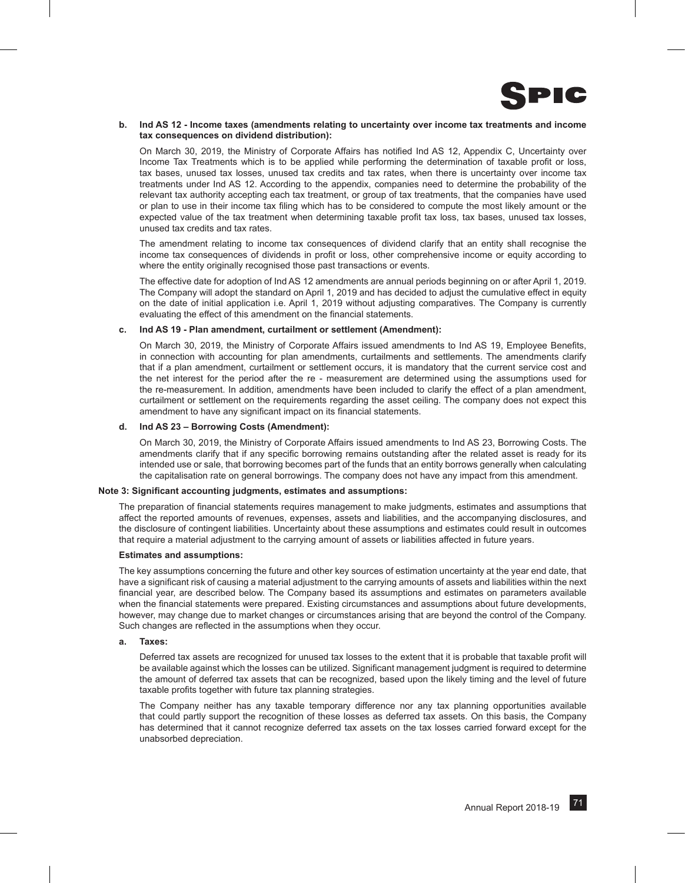**b. Ind AS 12 - Income taxes (amendments relating to uncertainty over income tax treatments and income tax consequences on dividend distribution):**

On March 30, 2019, the Ministry of Corporate Affairs has notified Ind AS 12, Appendix C, Uncertainty over Income Tax Treatments which is to be applied while performing the determination of taxable profit or loss, tax bases, unused tax losses, unused tax credits and tax rates, when there is uncertainty over income tax treatments under Ind AS 12. According to the appendix, companies need to determine the probability of the relevant tax authority accepting each tax treatment, or group of tax treatments, that the companies have used or plan to use in their income tax filing which has to be considered to compute the most likely amount or the expected value of the tax treatment when determining taxable profit tax loss, tax bases, unused tax losses, unused tax credits and tax rates.

The amendment relating to income tax consequences of dividend clarify that an entity shall recognise the income tax consequences of dividends in profit or loss, other comprehensive income or equity according to where the entity originally recognised those past transactions or events.

The effective date for adoption of Ind AS 12 amendments are annual periods beginning on or after April 1, 2019. The Company will adopt the standard on April 1, 2019 and has decided to adjust the cumulative effect in equity on the date of initial application i.e. April 1, 2019 without adjusting comparatives. The Company is currently evaluating the effect of this amendment on the financial statements.

**c. Ind AS 19 - Plan amendment, curtailment or settlement (Amendment):**

On March 30, 2019, the Ministry of Corporate Affairs issued amendments to Ind AS 19, Employee Benefits, in connection with accounting for plan amendments, curtailments and settlements. The amendments clarify that if a plan amendment, curtailment or settlement occurs, it is mandatory that the current service cost and the net interest for the period after the re - measurement are determined using the assumptions used for the re-measurement. In addition, amendments have been included to clarify the effect of a plan amendment, curtailment or settlement on the requirements regarding the asset ceiling. The company does not expect this amendment to have any significant impact on its financial statements.

**d. Ind AS 23 – Borrowing Costs (Amendment):**

On March 30, 2019, the Ministry of Corporate Affairs issued amendments to Ind AS 23, Borrowing Costs. The amendments clarify that if any specific borrowing remains outstanding after the related asset is ready for its intended use or sale, that borrowing becomes part of the funds that an entity borrows generally when calculating the capitalisation rate on general borrowings. The company does not have any impact from this amendment.

## Note 3: Significant accounting judgments, estimates and assumptions:

The preparation of financial statements requires management to make judgments, estimates and assumptions that affect the reported amounts of revenues, expenses, assets and liabilities, and the accompanying disclosures, and the disclosure of contingent liabilities. Uncertainty about these assumptions and estimates could result in outcomes that require a material adjustment to the carrying amount of assets or liabilities affected in future years.

**Estimates and assumptions:**

The key assumptions concerning the future and other key sources of estimation uncertainty at the year end date, that have a significant risk of causing a material adjustment to the carrying amounts of assets and liabilities within the next financial year, are described below. The Company based its assumptions and estimates on parameters available when the financial statements were prepared. Existing circumstances and assumptions about future developments, however, may change due to market changes or circumstances arising that are beyond the control of the Company. Such changes are reflected in the assumptions when they occur.

**a. Taxes:**

Deferred tax assets are recognized for unused tax losses to the extent that it is probable that taxable profit will be available against which the losses can be utilized. Significant management judgment is required to determine the amount of deferred tax assets that can be recognized, based upon the likely timing and the level of future taxable profits together with future tax planning strategies.

The Company neither has any taxable temporary difference nor any tax planning opportunities available that could partly support the recognition of these losses as deferred tax assets. On this basis, the Company has determined that it cannot recognize deferred tax assets on the tax losses carried forward except for the unabsorbed depreciation.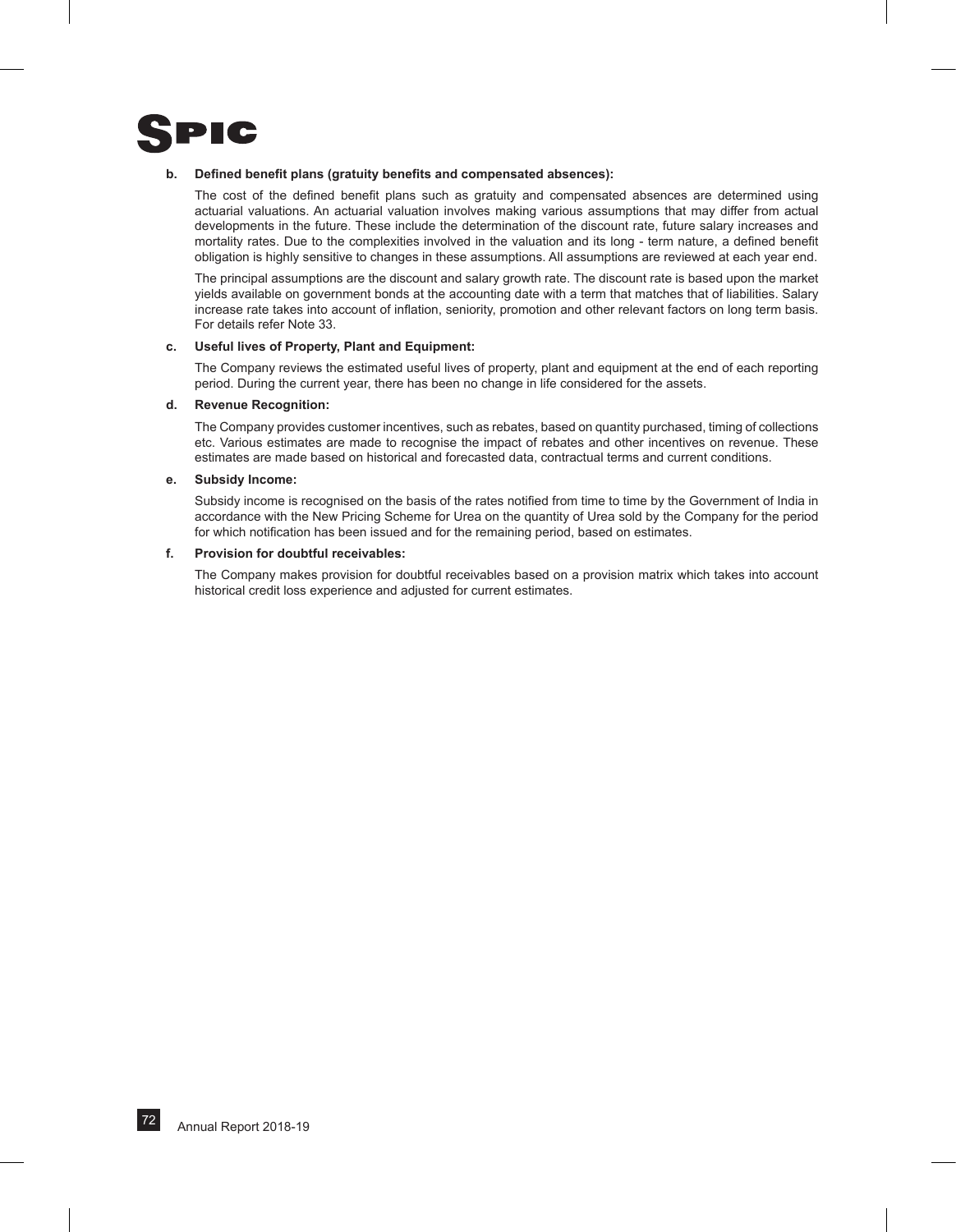**b. Defined benefit plans (gratuity benefits and compensated absences):**

The cost of the defined benefit plans such as gratuity and compensated absences are determined using actuarial valuations. An actuarial valuation involves making various assumptions that may differ from actual developments in the future. These include the determination of the discount rate, future salary increases and mortality rates. Due to the complexities involved in the valuation and its long - term nature, a defined benefit obligation is highly sensitive to changes in these assumptions. All assumptions are reviewed at each year end.

The principal assumptions are the discount and salary growth rate. The discount rate is based upon the market yields available on government bonds at the accounting date with a term that matches that of liabilities. Salary increase rate takes into account of inflation, seniority, promotion and other relevant factors on long term basis. For details refer Note 33.

**c. Useful lives of Property, Plant and Equipment:**

The Company reviews the estimated useful lives of property, plant and equipment at the end of each reporting period. During the current year, there has been no change in life considered for the assets.

**d. Revenue Recognition:**

The Company provides customer incentives, such as rebates, based on quantity purchased, timing of collections etc. Various estimates are made to recognise the impact of rebates and other incentives on revenue. These estimates are made based on historical and forecasted data, contractual terms and current conditions.

**e. Subsidy Income:**

Subsidy income is recognised on the basis of the rates notified from time to time by the Government of India in accordance with the New Pricing Scheme for Urea on the quantity of Urea sold by the Company for the period for which notification has been issued and for the remaining period, based on estimates.

**f. Provision for doubtful receivables:**

The Company makes provision for doubtful receivables based on a provision matrix which takes into account historical credit loss experience and adjusted for current estimates.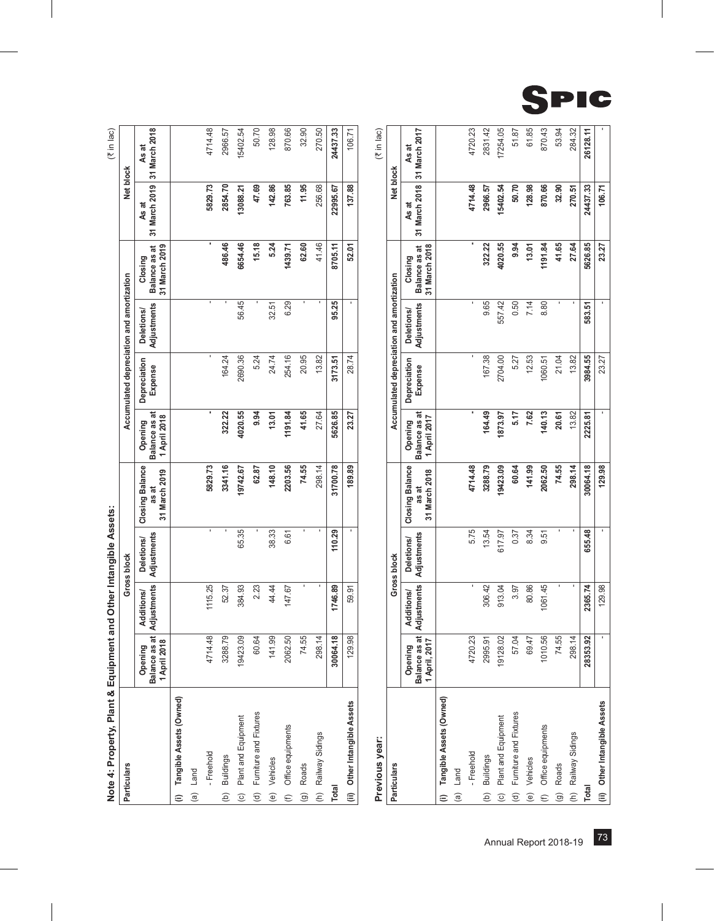## Note 4: Property, Plant & Equipment and Other Intangible Assets:

(₹ in lac)

| Particulars | Gross block | | | | Accumulated depreciation and amortization | | | | Net block | |
|---|---|---|---|---|---|---|---|---|---|---|
| | Opening Balance as at 1 April 2018 | Additions/ Adjustments | Deletions/ Adjustments | Closing Balance as at 31 March 2019 | Opening Balance as at 1 April 2018 | Depreciation Expense | Deletions/ Adjustments | Closing Balance as at 31 March 2019 | As at 31 March 2019 | As at 31 March 2018 |
| **(i) Tangible Assets (Owned)** | | | | | | | | | | |
| (a) Land | | | | | | | | | | |
| - Freehold | 4714.48 | 1115.25 | - | **5829.73** | **-** | - | - | **-** | **5829.73** | 4714.48 |
| (b) Buildings | 3288.79 | 52.37 | - | **3341.16** | **322.22** | 164.24 | - | **486.46** | **2854.70** | 2966.57 |
| (c) Plant and Equipment | 19423.09 | 384.93 | 65.35 | **19742.67** | **4020.55** | 2690.36 | 56.45 | **6654.46** | **13088.21** | 15402.54 |
| (d) Furniture and Fixtures | 60.64 | 2.23 | - | **62.87** | **9.94** | 5.24 | - | **15.18** | **47.69** | 50.70 |
| (e) Vehicles | 141.99 | 44.44 | 38.33 | **148.10** | **13.01** | 24.74 | 32.51 | **5.24** | **142.86** | 128.98 |
| (f) Office equipments | 2062.50 | 147.67 | 6.61 | **2203.56** | **1191.84** | 254.16 | 6.29 | **1439.71** | **763.85** | 870.66 |
| (g) Roads | 74.55 | - | - | **74.55** | **41.65** | 20.95 | - | **62.60** | **11.95** | 32.90 |
| (h) Railway Sidings | 298.14 | - | - | **298.14** | 27.64 | 13.82 | - | 41.46 | 256.68 | 270.50 |
| **Total** | **30064.18** | **1746.89** | **110.29** | **31700.78** | **5626.85** | **3173.51** | **95.25** | **8705.11** | **22995.67** | **24437.33** |
| **(ii) Other Intangible Assets** | 129.98 | 59.91 | - | **189.89** | **23.27** | 28.74 | - | **52.01** | **137.88** | 106.71 |

## Previous year:

(₹ in lac)

| Particulars | Gross block | | | | Accumulated depreciation and amortization | | | | Net block | |
|---|---|---|---|---|---|---|---|---|---|---|
| | Opening Balance as at 1 April, 2017 | Additions/ Adjustments | Deletions/ Adjustments | Closing Balance as at 31 March 2018 | Opening Balance as at 1 April 2017 | Depreciation Expense | Deletions/ Adjustments | Closing Balance as at 31 March 2018 | As at 31 March 2018 | As at 31 March 2017 |
| **(i) Tangible Assets (Owned)** | | | | | | | | | | |
| (a) Land | | | | | | | | | | |
| - Freehold | 4720.23 | - | 5.75 | **4714.48** | **-** | - | - | **-** | **4714.48** | 4720.23 |
| (b) Buildings | 2995.91 | 306.42 | 13.54 | **3288.79** | **164.49** | 167.38 | 9.65 | **322.22** | **2966.57** | 2831.42 |
| (c) Plant and Equipment | 19128.02 | 913.04 | 617.97 | **19423.09** | **1873.97** | 2704.00 | 557.42 | **4020.55** | **15402.54** | 17254.05 |
| (d) Furniture and Fixtures | 57.04 | 3.97 | 0.37 | **60.64** | **5.17** | 5.27 | 0.50 | **9.94** | **50.70** | 51.87 |
| (e) Vehicles | 69.47 | 80.86 | 8.34 | **141.99** | **7.62** | 12.53 | 7.14 | **13.01** | **128.98** | 61.85 |
| (f) Office equipments | 1010.56 | 1061.45 | 9.51 | **2062.50** | **140.13** | 1060.51 | 8.80 | **1191.84** | **870.66** | 870.43 |
| (g) Roads | 74.55 | - | - | **74.55** | **20.61** | 21.04 | - | **41.65** | **32.90** | 53.94 |
| (h) Railway Sidings | 298.14 | - | - | **298.14** | 13.82 | 13.82 | - | **27.64** | **270.51** | 284.32 |
| **Total** | **28353.92** | **2365.74** | **655.48** | **30064.18** | **2225.81** | **3984.55** | **583.51** | **5626.85** | **24437.33** | **26128.11** |
| **(ii) Other Intangible Assets** | - | 129.98 | - | **129.98** | - | 23.27 | - | **23.27** | **106.71** | - |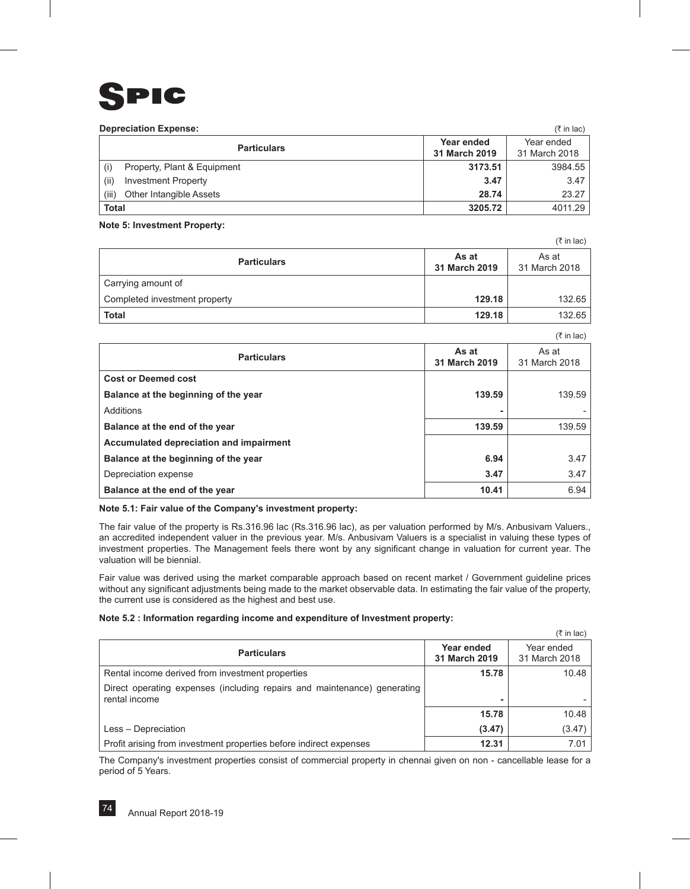**Depreciation Expense:**

(₹ in lac)

| Particulars | Year ended 31 March 2019 | Year ended 31 March 2018 |
|---|---|---|
| (i) Property, Plant & Equipment | **3173.51** | 3984.55 |
| (ii) Investment Property | **3.47** | 3.47 |
| (iii) Other Intangible Assets | **28.74** | 23.27 |
| **Total** | **3205.72** | 4011.29 |

**Note 5: Investment Property:**

(₹ in lac)

| Particulars | As at 31 March 2019 | As at 31 March 2018 |
|---|---|---|
| Carrying amount of | | |
| Completed investment property | **129.18** | 132.65 |
| **Total** | **129.18** | 132.65 |

(₹ in lac)

| Particulars | As at 31 March 2019 | As at 31 March 2018 |
|---|---|---|
| **Cost or Deemed cost** | | |
| **Balance at the beginning of the year** | **139.59** | 139.59 |
| Additions | **-** | - |
| **Balance at the end of the year** | **139.59** | 139.59 |
| **Accumulated depreciation and impairment** | | |
| **Balance at the beginning of the year** | **6.94** | 3.47 |
| Depreciation expense | **3.47** | 3.47 |
| **Balance at the end of the year** | **10.41** | 6.94 |

**Note 5.1: Fair value of the Company's investment property:**

The fair value of the property is Rs.316.96 lac (Rs.316.96 lac), as per valuation performed by M/s. Anbusivam Valuers., an accredited independent valuer in the previous year. M/s. Anbusivam Valuers is a specialist in valuing these types of investment properties. The Management feels there wont by any significant change in valuation for current year. The valuation will be biennial.

Fair value was derived using the market comparable approach based on recent market / Government guideline prices without any significant adjustments being made to the market observable data. In estimating the fair value of the property, the current use is considered as the highest and best use.

**Note 5.2 : Information regarding income and expenditure of Investment property:**

(₹ in lac)

| Particulars | Year ended 31 March 2019 | Year ended 31 March 2018 |
|---|---|---|
| Rental income derived from investment properties | **15.78** | 10.48 |
| Direct operating expenses (including repairs and maintenance) generating rental income | **-** | - |
| | **15.78** | 10.48 |
| Less – Depreciation | **(3.47)** | (3.47) |
| Profit arising from investment properties before indirect expenses | **12.31** | 7.01 |

The Company's investment properties consist of commercial property in chennai given on non - cancellable lease for a period of 5 Years.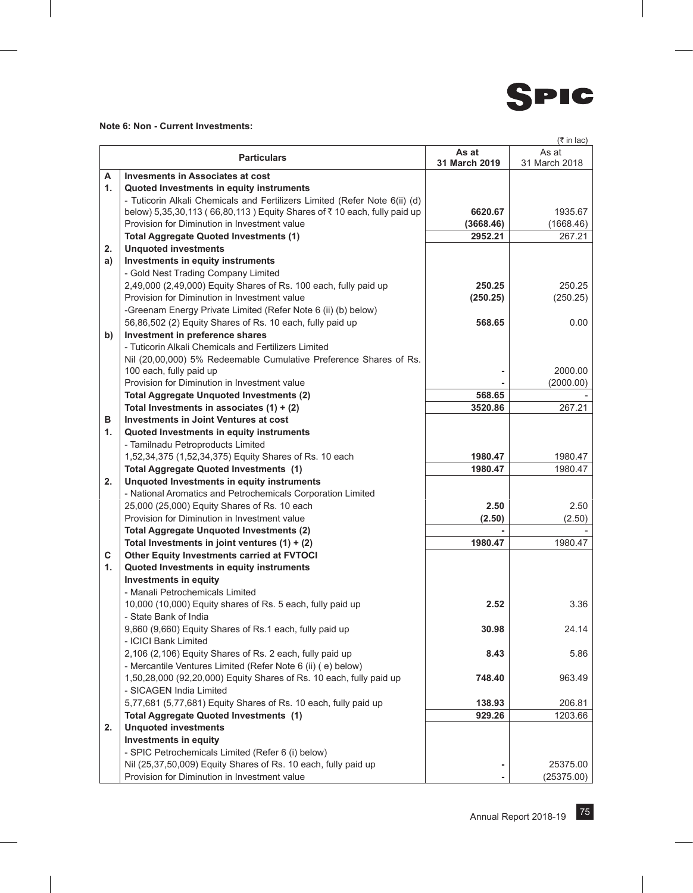**Note 6: Non - Current Investments:**

(₹ in lac)

| | Particulars | As at 31 March 2019 | As at 31 March 2018 |
|---|---|---|---|
| **A** | **Invesments in Associates at cost** | | |
| **1.** | **Quoted Investments in equity instruments** | | |
| | - Tuticorin Alkali Chemicals and Fertilizers Limited (Refer Note 6(ii) (d) below) 5,35,30,113 ( 66,80,113 ) Equity Shares of ₹ 10 each, fully paid up | **6620.67** | 1935.67 |
| | Provision for Diminution in Investment value | **(3668.46)** | (1668.46) |
| | **Total Aggregate Quoted Investments (1)** | **2952.21** | 267.21 |
| **2.** | **Unquoted investments** | | |
| **a)** | **Investments in equity instruments** | | |
| | - Gold Nest Trading Company Limited | | |
| | 2,49,000 (2,49,000) Equity Shares of Rs. 100 each, fully paid up | **250.25** | 250.25 |
| | Provision for Diminution in Investment value | **(250.25)** | (250.25) |
| | -Greenam Energy Private Limited (Refer Note 6 (ii) (b) below) | | |
| | 56,86,502 (2) Equity Shares of Rs. 10 each, fully paid up | **568.65** | 0.00 |
| **b)** | **Investment in preference shares** | | |
| | - Tuticorin Alkali Chemicals and Fertilizers Limited | | |
| | Nil (20,00,000) 5% Redeemable Cumulative Preference Shares of Rs. 100 each, fully paid up | **-** | 2000.00 |
| | Provision for Diminution in Investment value | **-** | (2000.00) |
| | **Total Aggregate Unquoted Investments (2)** | **568.65** | - |
| | **Total Investments in associates (1) + (2)** | **3520.86** | 267.21 |
| **B** | **Investments in Joint Ventures at cost** | | |
| **1.** | **Quoted Investments in equity instruments** | | |
| | - Tamilnadu Petroproducts Limited | | |
| | 1,52,34,375 (1,52,34,375) Equity Shares of Rs. 10 each | **1980.47** | 1980.47 |
| | **Total Aggregate Quoted Investments (1)** | **1980.47** | 1980.47 |
| **2.** | **Unquoted Investments in equity instruments** | | |
| | - National Aromatics and Petrochemicals Corporation Limited | | |
| | 25,000 (25,000) Equity Shares of Rs. 10 each | **2.50** | 2.50 |
| | Provision for Diminution in Investment value | **(2.50)** | (2.50) |
| | **Total Aggregate Unquoted Investments (2)** | **-** | - |
| | **Total Investments in joint ventures (1) + (2)** | **1980.47** | 1980.47 |
| **C** | **Other Equity Investments carried at FVTOCI** | | |
| **1.** | **Quoted Investments in equity instruments** | | |
| | **Investments in equity** | | |
| | - Manali Petrochemicals Limited | | |
| | 10,000 (10,000) Equity shares of Rs. 5 each, fully paid up | **2.52** | 3.36 |
| | - State Bank of India | | |
| | 9,660 (9,660) Equity Shares of Rs.1 each, fully paid up | **30.98** | 24.14 |
| | - ICICI Bank Limited | | |
| | 2,106 (2,106) Equity Shares of Rs. 2 each, fully paid up | **8.43** | 5.86 |
| | - Mercantile Ventures Limited (Refer Note 6 (ii) ( e) below) | | |
| | 1,50,28,000 (92,20,000) Equity Shares of Rs. 10 each, fully paid up | **748.40** | 963.49 |
| | - SICAGEN India Limited | | |
| | 5,77,681 (5,77,681) Equity Shares of Rs. 10 each, fully paid up | **138.93** | 206.81 |
| | **Total Aggregate Quoted Investments (1)** | **929.26** | 1203.66 |
| **2.** | **Unquoted investments** | | |
| | **Investments in equity** | | |
| | - SPIC Petrochemicals Limited (Refer 6 (i) below) | | |
| | Nil (25,37,50,009) Equity Shares of Rs. 10 each, fully paid up | **-** | 25375.00 |
| | Provision for Diminution in Investment value | **-** | (25375.00) |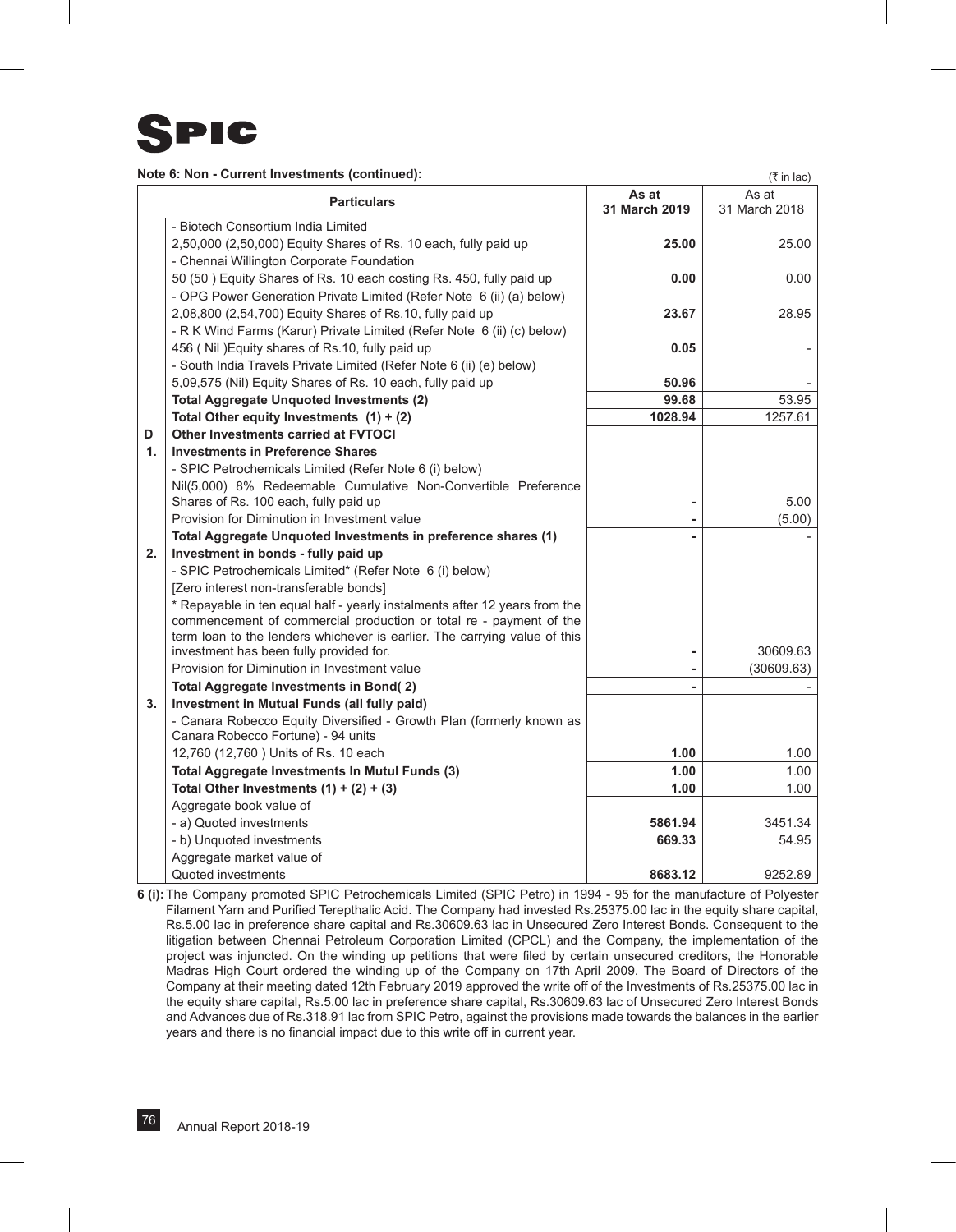**Note 6: Non - Current Investments (continued):**

(₹ in lac)

| | Particulars | As at 31 March 2019 | As at 31 March 2018 |
|---|---|---|---|
| | - Biotech Consortium India Limited | | |
| | 2,50,000 (2,50,000) Equity Shares of Rs. 10 each, fully paid up | **25.00** | 25.00 |
| | - Chennai Willington Corporate Foundation | | |
| | 50 (50 ) Equity Shares of Rs. 10 each costing Rs. 450, fully paid up | **0.00** | 0.00 |
| | - OPG Power Generation Private Limited (Refer Note 6 (ii) (a) below) | | |
| | 2,08,800 (2,54,700) Equity Shares of Rs.10, fully paid up | **23.67** | 28.95 |
| | - R K Wind Farms (Karur) Private Limited (Refer Note 6 (ii) (c) below) | | |
| | 456 ( Nil )Equity shares of Rs.10, fully paid up | **0.05** | - |
| | - South India Travels Private Limited (Refer Note 6 (ii) (e) below) | | |
| | 5,09,575 (Nil) Equity Shares of Rs. 10 each, fully paid up | **50.96** | - |
| | **Total Aggregate Unquoted Investments (2)** | **99.68** | 53.95 |
| | **Total Other equity Investments (1) + (2)** | **1028.94** | 1257.61 |
| **D** | **Other Investments carried at FVTOCI** | | |
| **1.** | **Investments in Preference Shares** | | |
| | - SPIC Petrochemicals Limited (Refer Note 6 (i) below) | | |
| | Nil(5,000) 8% Redeemable Cumulative Non-Convertible Preference Shares of Rs. 100 each, fully paid up | **-** | 5.00 |
| | Provision for Diminution in Investment value | **-** | (5.00) |
| | **Total Aggregate Unquoted Investments in preference shares (1)** | **-** | - |
| **2.** | **Investment in bonds - fully paid up** | | |
| | - SPIC Petrochemicals Limited* (Refer Note 6 (i) below) | | |
| | [Zero interest non-transferable bonds] | | |
| | * Repayable in ten equal half - yearly instalments after 12 years from the commencement of commercial production or total re - payment of the term loan to the lenders whichever is earlier. The carrying value of this investment has been fully provided for. | **-** | 30609.63 |
| | Provision for Diminution in Investment value | **-** | (30609.63) |
| | **Total Aggregate Investments in Bond( 2)** | **-** | - |
| **3.** | **Investment in Mutual Funds (all fully paid)** | | |
| | - Canara Robecco Equity Diversified - Growth Plan (formerly known as Canara Robecco Fortune) - 94 units | | |
| | 12,760 (12,760 ) Units of Rs. 10 each | **1.00** | 1.00 |
| | **Total Aggregate Investments In Mutul Funds (3)** | **1.00** | 1.00 |
| | **Total Other Investments (1) + (2) + (3)** | **1.00** | 1.00 |
| | Aggregate book value of | | |
| | - a) Quoted investments | **5861.94** | 3451.34 |
| | - b) Unquoted investments | **669.33** | 54.95 |
| | Aggregate market value of | | |
| | Quoted investments | **8683.12** | 9252.89 |

**6 (i):** The Company promoted SPIC Petrochemicals Limited (SPIC Petro) in 1994 - 95 for the manufacture of Polyester Filament Yarn and Purified Terepthalic Acid. The Company had invested Rs.25375.00 lac in the equity share capital, Rs.5.00 lac in preference share capital and Rs.30609.63 lac in Unsecured Zero Interest Bonds. Consequent to the litigation between Chennai Petroleum Corporation Limited (CPCL) and the Company, the implementation of the project was injuncted. On the winding up petitions that were filed by certain unsecured creditors, the Honorable Madras High Court ordered the winding up of the Company on 17th April 2009. The Board of Directors of the Company at their meeting dated 12th February 2019 approved the write off of the Investments of Rs.25375.00 lac in the equity share capital, Rs.5.00 lac in preference share capital, Rs.30609.63 lac of Unsecured Zero Interest Bonds and Advances due of Rs.318.91 lac from SPIC Petro, against the provisions made towards the balances in the earlier years and there is no financial impact due to this write off in current year.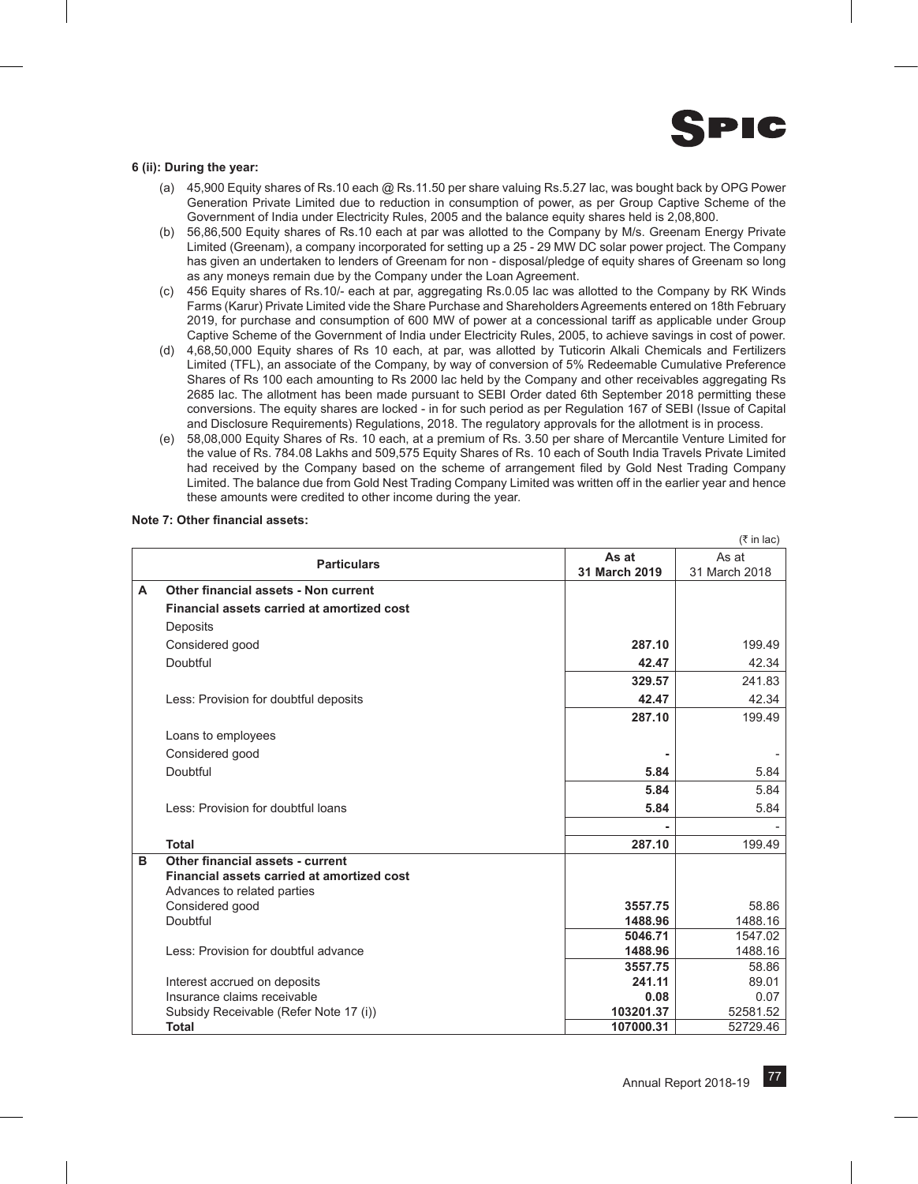**6 (ii): During the year:**

(a) 45,900 Equity shares of Rs.10 each @ Rs.11.50 per share valuing Rs.5.27 lac, was bought back by OPG Power Generation Private Limited due to reduction in consumption of power, as per Group Captive Scheme of the Government of India under Electricity Rules, 2005 and the balance equity shares held is 2,08,800.

(b) 56,86,500 Equity shares of Rs.10 each at par was allotted to the Company by M/s. Greenam Energy Private Limited (Greenam), a company incorporated for setting up a 25 - 29 MW DC solar power project. The Company has given an undertaken to lenders of Greenam for non - disposal/pledge of equity shares of Greenam so long as any moneys remain due by the Company under the Loan Agreement.

(c) 456 Equity shares of Rs.10/- each at par, aggregating Rs.0.05 lac was allotted to the Company by RK Winds Farms (Karur) Private Limited vide the Share Purchase and Shareholders Agreements entered on 18th February 2019, for purchase and consumption of 600 MW of power at a concessional tariff as applicable under Group Captive Scheme of the Government of India under Electricity Rules, 2005, to achieve savings in cost of power.

(d) 4,68,50,000 Equity shares of Rs 10 each, at par, was allotted by Tuticorin Alkali Chemicals and Fertilizers Limited (TFL), an associate of the Company, by way of conversion of 5% Redeemable Cumulative Preference Shares of Rs 100 each amounting to Rs 2000 lac held by the Company and other receivables aggregating Rs 2685 lac. The allotment has been made pursuant to SEBI Order dated 6th September 2018 permitting these conversions. The equity shares are locked - in for such period as per Regulation 167 of SEBI (Issue of Capital and Disclosure Requirements) Regulations, 2018. The regulatory approvals for the allotment is in process.

(e) 58,08,000 Equity Shares of Rs. 10 each, at a premium of Rs. 3.50 per share of Mercantile Venture Limited for the value of Rs. 784.08 Lakhs and 509,575 Equity Shares of Rs. 10 each of South India Travels Private Limited had received by the Company based on the scheme of arrangement filed by Gold Nest Trading Company Limited. The balance due from Gold Nest Trading Company Limited was written off in the earlier year and hence these amounts were credited to other income during the year.

**Note 7: Other financial assets:**

(₹ in lac)

| | Particulars | As at 31 March 2019 | As at 31 March 2018 |
|---|---|---|---|
| **A** | **Other financial assets - Non current** | | |
| | **Financial assets carried at amortized cost** | | |
| | Deposits | | |
| | Considered good | **287.10** | 199.49 |
| | Doubtful | **42.47** | 42.34 |
| | | **329.57** | 241.83 |
| | Less: Provision for doubtful deposits | **42.47** | 42.34 |
| | | **287.10** | 199.49 |
| | Loans to employees | | |
| | Considered good | **-** | - |
| | Doubtful | **5.84** | 5.84 |
| | | **5.84** | 5.84 |
| | Less: Provision for doubtful loans | **5.84** | 5.84 |
| | | **-** | - |
| | **Total** | **287.10** | 199.49 |
| **B** | **Other financial assets - current** | | |
| | **Financial assets carried at amortized cost** | | |
| | Advances to related parties | | |
| | Considered good | **3557.75** | 58.86 |
| | Doubtful | **1488.96** | 1488.16 |
| | | **5046.71** | 1547.02 |
| | Less: Provision for doubtful advance | **1488.96** | 1488.16 |
| | | **3557.75** | 58.86 |
| | Interest accrued on deposits | **241.11** | 89.01 |
| | Insurance claims receivable | **0.08** | 0.07 |
| | Subsidy Receivable (Refer Note 17 (i)) | **103201.37** | 52581.52 |
| | **Total** | **107000.31** | 52729.46 |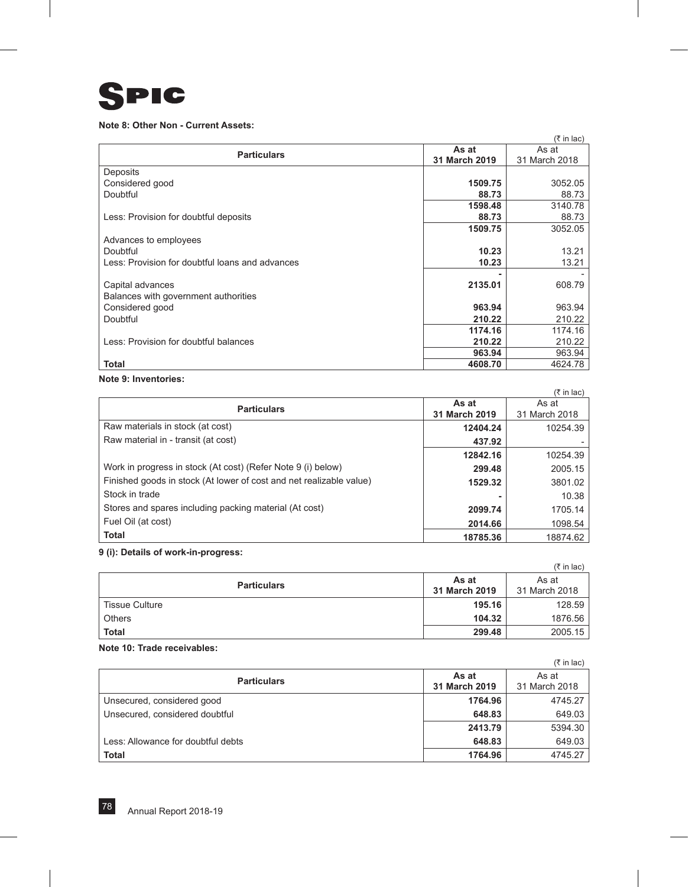SPIC

**Note 8: Other Non - Current Assets:**

(₹ in lac)

| Particulars | As at 31 March 2019 | As at 31 March 2018 |
|---|---|---|
| Deposits | | |
| Considered good | **1509.75** | 3052.05 |
| Doubtful | **88.73** | 88.73 |
| | **1598.48** | 3140.78 |
| Less: Provision for doubtful deposits | **88.73** | 88.73 |
| | **1509.75** | 3052.05 |
| Advances to employees | | |
| Doubtful | **10.23** | 13.21 |
| Less: Provision for doubtful loans and advances | **10.23** | 13.21 |
| | **-** | - |
| Capital advances | **2135.01** | 608.79 |
| Balances with government authorities | | |
| Considered good | **963.94** | 963.94 |
| Doubtful | **210.22** | 210.22 |
| | **1174.16** | 1174.16 |
| Less: Provision for doubtful balances | **210.22** | 210.22 |
| | **963.94** | 963.94 |
| **Total** | **4608.70** | 4624.78 |

**Note 9: Inventories:**

(₹ in lac)

| Particulars | As at 31 March 2019 | As at 31 March 2018 |
|---|---|---|
| Raw materials in stock (at cost) | **12404.24** | 10254.39 |
| Raw material in - transit (at cost) | **437.92** | - |
| | **12842.16** | 10254.39 |
| Work in progress in stock (At cost) (Refer Note 9 (i) below) | **299.48** | 2005.15 |
| Finished goods in stock (At lower of cost and net realizable value) | **1529.32** | 3801.02 |
| Stock in trade | **-** | 10.38 |
| Stores and spares including packing material (At cost) | **2099.74** | 1705.14 |
| Fuel Oil (at cost) | **2014.66** | 1098.54 |
| **Total** | **18785.36** | 18874.62 |

**9 (i): Details of work-in-progress:**

(₹ in lac)

| Particulars | As at 31 March 2019 | As at 31 March 2018 |
|---|---|---|
| Tissue Culture | **195.16** | 128.59 |
| Others | **104.32** | 1876.56 |
| **Total** | **299.48** | 2005.15 |

**Note 10: Trade receivables:**

(₹ in lac)

| Particulars | As at 31 March 2019 | As at 31 March 2018 |
|---|---|---|
| Unsecured, considered good | **1764.96** | 4745.27 |
| Unsecured, considered doubtful | **648.83** | 649.03 |
| | **2413.79** | 5394.30 |
| Less: Allowance for doubtful debts | **648.83** | 649.03 |
| **Total** | **1764.96** | 4745.27 |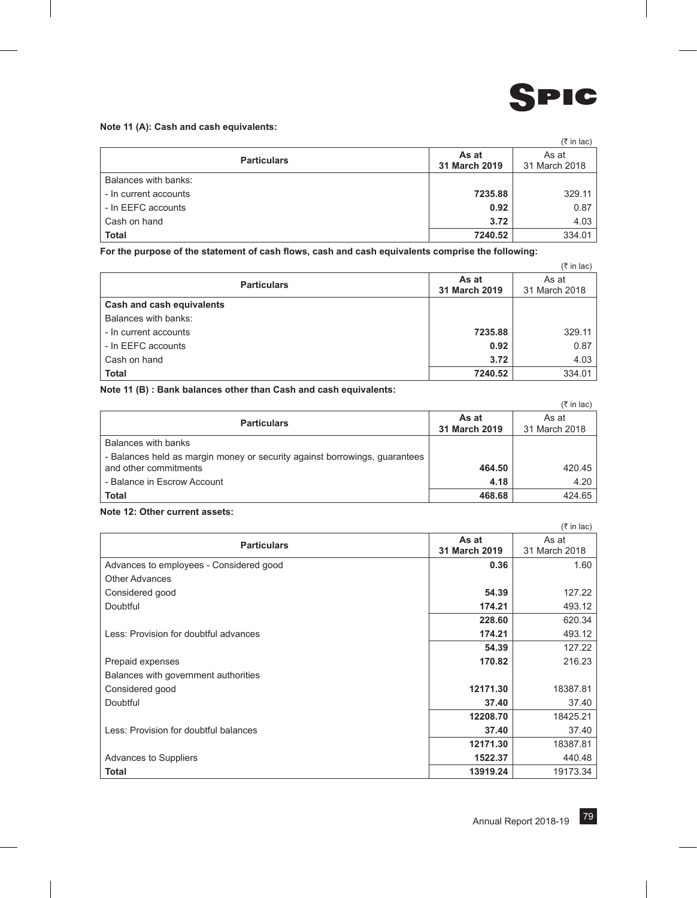**Note 11 (A): Cash and cash equivalents:**

(₹ in lac)

| Particulars | As at 31 March 2019 | As at 31 March 2018 |
|---|---|---|
| Balances with banks: | | |
| - In current accounts | **7235.88** | 329.11 |
| - In EEFC accounts | **0.92** | 0.87 |
| Cash on hand | **3.72** | 4.03 |
| **Total** | **7240.52** | 334.01 |

**For the purpose of the statement of cash flows, cash and cash equivalents comprise the following:**

(₹ in lac)

| Particulars | As at 31 March 2019 | As at 31 March 2018 |
|---|---|---|
| **Cash and cash equivalents** | | |
| Balances with banks: | | |
| - In current accounts | **7235.88** | 329.11 |
| - In EEFC accounts | **0.92** | 0.87 |
| Cash on hand | **3.72** | 4.03 |
| **Total** | **7240.52** | 334.01 |

**Note 11 (B) : Bank balances other than Cash and cash equivalents:**

(₹ in lac)

| Particulars | As at 31 March 2019 | As at 31 March 2018 |
|---|---|---|
| Balances with banks | | |
| - Balances held as margin money or security against borrowings, guarantees and other commitments | **464.50** | 420.45 |
| - Balance in Escrow Account | **4.18** | 4.20 |
| **Total** | **468.68** | 424.65 |

**Note 12: Other current assets:**

(₹ in lac)

| Particulars | As at 31 March 2019 | As at 31 March 2018 |
|---|---|---|
| Advances to employees - Considered good | **0.36** | 1.60 |
| Other Advances | | |
| Considered good | **54.39** | 127.22 |
| Doubtful | **174.21** | 493.12 |
| | **228.60** | 620.34 |
| Less: Provision for doubtful advances | **174.21** | 493.12 |
| | **54.39** | 127.22 |
| Prepaid expenses | **170.82** | 216.23 |
| Balances with government authorities | | |
| Considered good | **12171.30** | 18387.81 |
| Doubtful | **37.40** | 37.40 |
| | **12208.70** | 18425.21 |
| Less: Provision for doubtful balances | **37.40** | 37.40 |
| | **12171.30** | 18387.81 |
| Advances to Suppliers | **1522.37** | 440.48 |
| **Total** | **13919.24** | 19173.34 |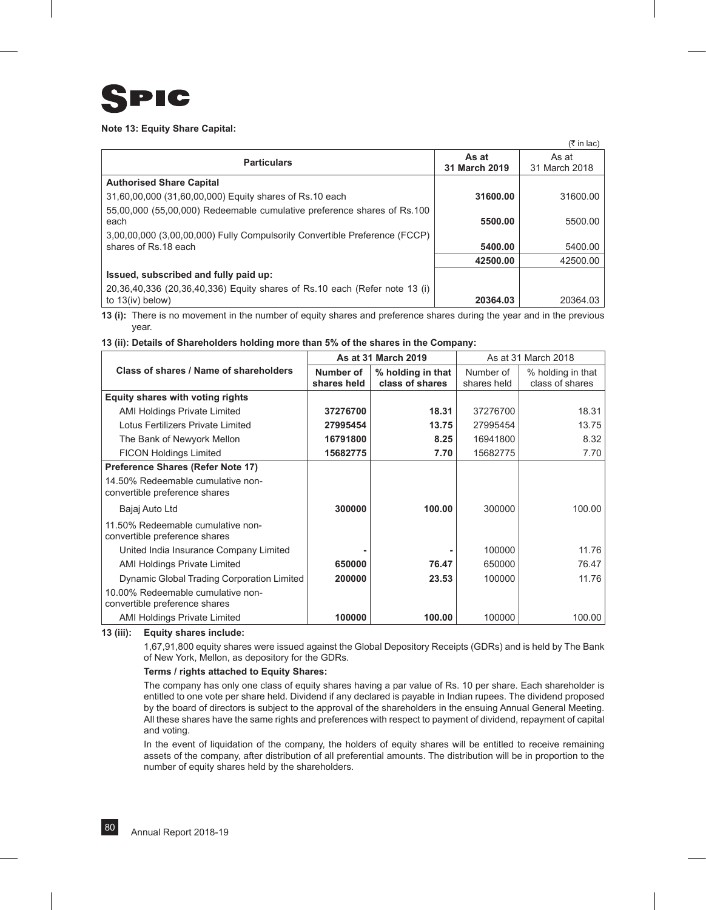**Note 13: Equity Share Capital:**

(₹ in lac)

| Particulars | As at 31 March 2019 | As at 31 March 2018 |
|---|---|---|
| **Authorised Share Capital** | | |
| 31,60,00,000 (31,60,00,000) Equity shares of Rs.10 each | **31600.00** | 31600.00 |
| 55,00,000 (55,00,000) Redeemable cumulative preference shares of Rs.100 each | **5500.00** | 5500.00 |
| 3,00,00,000 (3,00,00,000) Fully Compulsorily Convertible Preference (FCCP) shares of Rs.18 each | **5400.00** | 5400.00 |
| | **42500.00** | 42500.00 |
| **Issued, subscribed and fully paid up:** | | |
| 20,36,40,336 (20,36,40,336) Equity shares of Rs.10 each (Refer note 13 (i) to 13(iv) below) | **20364.03** | 20364.03 |

**13 (i):** There is no movement in the number of equity shares and preference shares during the year and in the previous year.

**13 (ii): Details of Shareholders holding more than 5% of the shares in the Company:**

| Class of shares / Name of shareholders | As at 31 March 2019 | | As at 31 March 2018 | |
|---|---|---|---|---|
| | Number of shares held | % holding in that class of shares | Number of shares held | % holding in that class of shares |
| **Equity shares with voting rights** | | | | |
| AMI Holdings Private Limited | **37276700** | **18.31** | 37276700 | 18.31 |
| Lotus Fertilizers Private Limited | **27995454** | **13.75** | 27995454 | 13.75 |
| The Bank of Newyork Mellon | **16791800** | **8.25** | 16941800 | 8.32 |
| FICON Holdings Limited | **15682775** | **7.70** | 15682775 | 7.70 |
| **Preference Shares (Refer Note 17)** | | | | |
| 14.50% Redeemable cumulative non-convertible preference shares | | | | |
| Bajaj Auto Ltd | **300000** | **100.00** | 300000 | 100.00 |
| 11.50% Redeemable cumulative non-convertible preference shares | | | | |
| United India Insurance Company Limited | **-** | **-** | 100000 | 11.76 |
| AMI Holdings Private Limited | **650000** | **76.47** | 650000 | 76.47 |
| Dynamic Global Trading Corporation Limited | **200000** | **23.53** | 100000 | 11.76 |
| 10.00% Redeemable cumulative non-convertible preference shares | | | | |
| AMI Holdings Private Limited | **100000** | **100.00** | 100000 | 100.00 |

**13 (iii): Equity shares include:**

1,67,91,800 equity shares were issued against the Global Depository Receipts (GDRs) and is held by The Bank of New York, Mellon, as depository for the GDRs.

**Terms / rights attached to Equity Shares:**

The company has only one class of equity shares having a par value of Rs. 10 per share. Each shareholder is entitled to one vote per share held. Dividend if any declared is payable in Indian rupees. The dividend proposed by the board of directors is subject to the approval of the shareholders in the ensuing Annual General Meeting. All these shares have the same rights and preferences with respect to payment of dividend, repayment of capital and voting.

In the event of liquidation of the company, the holders of equity shares will be entitled to receive remaining assets of the company, after distribution of all preferential amounts. The distribution will be in proportion to the number of equity shares held by the shareholders.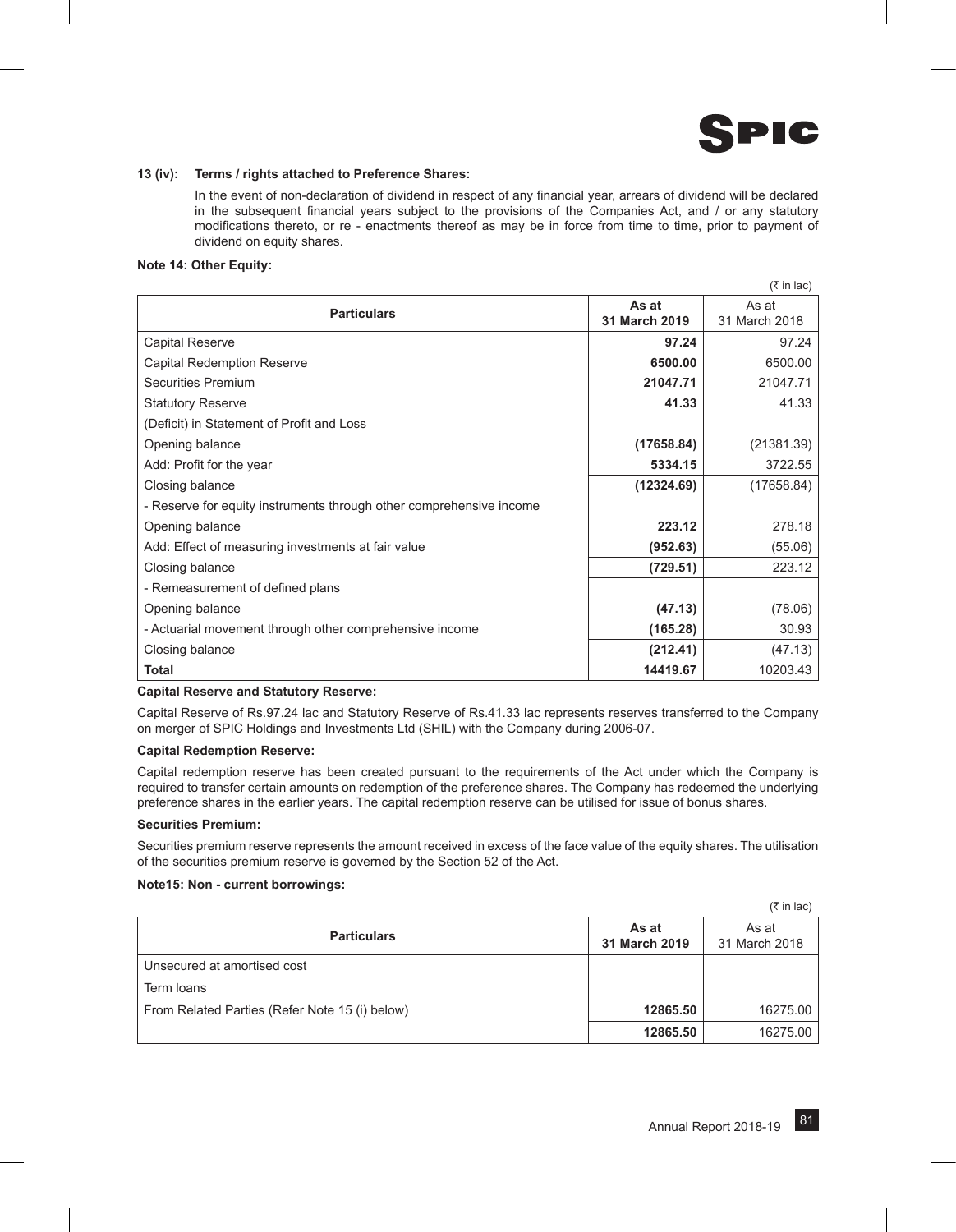**13 (iv): Terms / rights attached to Preference Shares:**

In the event of non-declaration of dividend in respect of any financial year, arrears of dividend will be declared in the subsequent financial years subject to the provisions of the Companies Act, and / or any statutory modifications thereto, or re - enactments thereof as may be in force from time to time, prior to payment of dividend on equity shares.

**Note 14: Other Equity:**

(₹ in lac)

| Particulars | As at 31 March 2019 | As at 31 March 2018 |
|---|---|---|
| Capital Reserve | **97.24** | 97.24 |
| Capital Redemption Reserve | **6500.00** | 6500.00 |
| Securities Premium | **21047.71** | 21047.71 |
| Statutory Reserve | **41.33** | 41.33 |
| (Deficit) in Statement of Profit and Loss | | |
| Opening balance | **(17658.84)** | (21381.39) |
| Add: Profit for the year | **5334.15** | 3722.55 |
| Closing balance | **(12324.69)** | (17658.84) |
| - Reserve for equity instruments through other comprehensive income | | |
| Opening balance | **223.12** | 278.18 |
| Add: Effect of measuring investments at fair value | **(952.63)** | (55.06) |
| Closing balance | **(729.51)** | 223.12 |
| - Remeasurement of defined plans | | |
| Opening balance | **(47.13)** | (78.06) |
| - Actuarial movement through other comprehensive income | **(165.28)** | 30.93 |
| Closing balance | **(212.41)** | (47.13) |
| **Total** | **14419.67** | 10203.43 |

**Capital Reserve and Statutory Reserve:**

Capital Reserve of Rs.97.24 lac and Statutory Reserve of Rs.41.33 lac represents reserves transferred to the Company on merger of SPIC Holdings and Investments Ltd (SHIL) with the Company during 2006-07.

**Capital Redemption Reserve:**

Capital redemption reserve has been created pursuant to the requirements of the Act under which the Company is required to transfer certain amounts on redemption of the preference shares. The Company has redeemed the underlying preference shares in the earlier years. The capital redemption reserve can be utilised for issue of bonus shares.

**Securities Premium:**

Securities premium reserve represents the amount received in excess of the face value of the equity shares. The utilisation of the securities premium reserve is governed by the Section 52 of the Act.

**Note15: Non - current borrowings:**

(₹ in lac)

| Particulars | As at 31 March 2019 | As at 31 March 2018 |
|---|---|---|
| Unsecured at amortised cost | | |
| Term loans | | |
| From Related Parties (Refer Note 15 (i) below) | **12865.50** | 16275.00 |
| | **12865.50** | 16275.00 |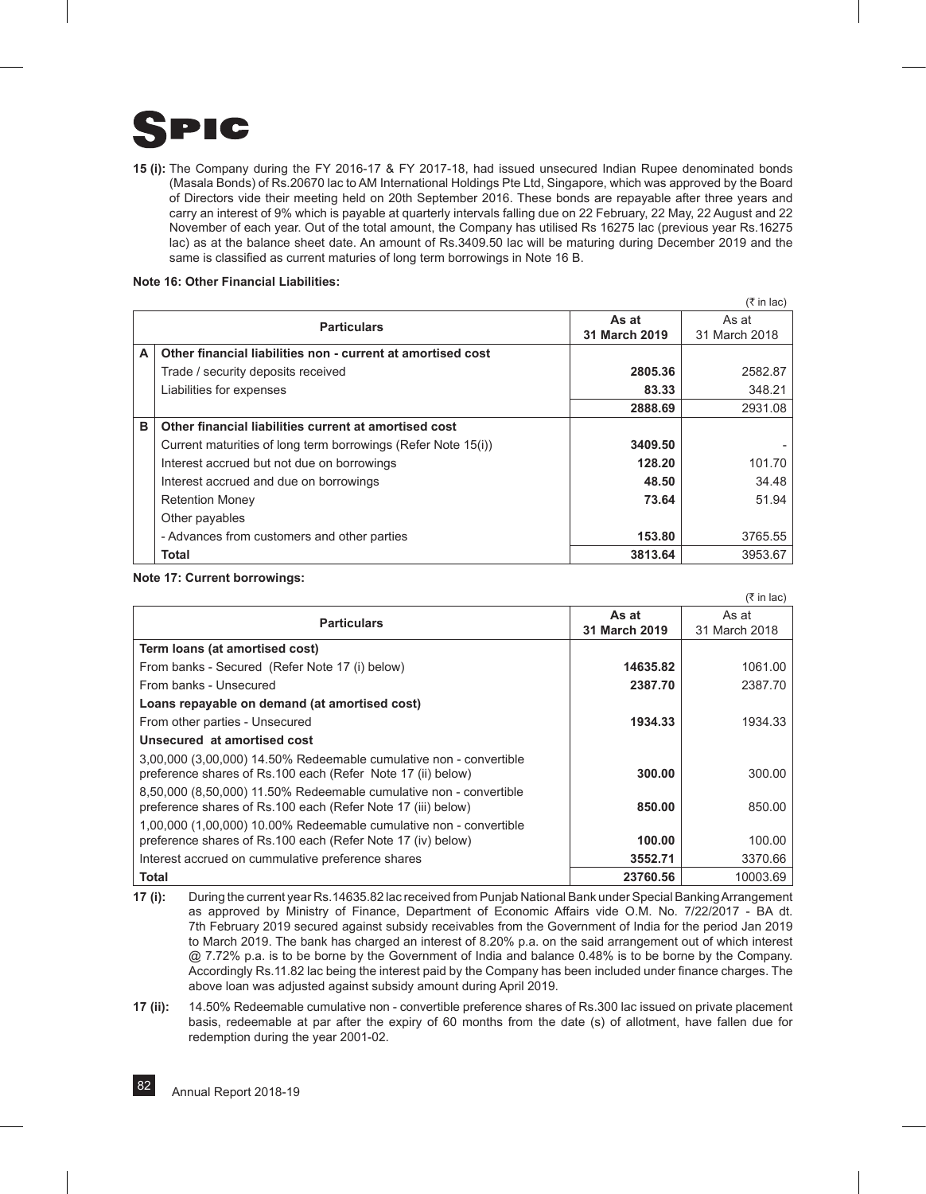**15 (i):** The Company during the FY 2016-17 & FY 2017-18, had issued unsecured Indian Rupee denominated bonds (Masala Bonds) of Rs.20670 lac to AM International Holdings Pte Ltd, Singapore, which was approved by the Board of Directors vide their meeting held on 20th September 2016. These bonds are repayable after three years and carry an interest of 9% which is payable at quarterly intervals falling due on 22 February, 22 May, 22 August and 22 November of each year. Out of the total amount, the Company has utilised Rs 16275 lac (previous year Rs.16275 lac) as at the balance sheet date. An amount of Rs.3409.50 lac will be maturing during December 2019 and the same is classified as current maturities of long term borrowings in Note 16 B.

**Note 16: Other Financial Liabilities:**

(₹ in lac)

| | Particulars | As at 31 March 2019 | As at 31 March 2018 |
|---|---|---|---|
| **A** | **Other financial liabilities non - current at amortised cost** | | |
| | Trade / security deposits received | **2805.36** | 2582.87 |
| | Liabilities for expenses | **83.33** | 348.21 |
| | | **2888.69** | 2931.08 |
| **B** | **Other financial liabilities current at amortised cost** | | |
| | Current maturities of long term borrowings (Refer Note 15(i)) | **3409.50** | - |
| | Interest accrued but not due on borrowings | **128.20** | 101.70 |
| | Interest accrued and due on borrowings | **48.50** | 34.48 |
| | Retention Money | **73.64** | 51.94 |
| | Other payables | | |
| | - Advances from customers and other parties | **153.80** | 3765.55 |
| | **Total** | **3813.64** | 3953.67 |

**Note 17: Current borrowings:**

(₹ in lac)

| Particulars | As at 31 March 2019 | As at 31 March 2018 |
|---|---|---|
| **Term loans (at amortised cost)** | | |
| From banks - Secured (Refer Note 17 (i) below) | **14635.82** | 1061.00 |
| From banks - Unsecured | **2387.70** | 2387.70 |
| **Loans repayable on demand (at amortised cost)** | | |
| From other parties - Unsecured | **1934.33** | 1934.33 |
| **Unsecured at amortised cost** | | |
| 3,00,000 (3,00,000) 14.50% Redeemable cumulative non - convertible preference shares of Rs.100 each (Refer Note 17 (ii) below) | **300.00** | 300.00 |
| 8,50,000 (8,50,000) 11.50% Redeemable cumulative non - convertible preference shares of Rs.100 each (Refer Note 17 (iii) below) | **850.00** | 850.00 |
| 1,00,000 (1,00,000) 10.00% Redeemable cumulative non - convertible preference shares of Rs.100 each (Refer Note 17 (iv) below) | **100.00** | 100.00 |
| Interest accrued on cummulative preference shares | **3552.71** | 3370.66 |
| **Total** | **23760.56** | 10003.69 |

**17 (i):** During the current year Rs.14635.82 lac received from Punjab National Bank under Special Banking Arrangement as approved by Ministry of Finance, Department of Economic Affairs vide O.M. No. 7/22/2017 - BA dt. 7th February 2019 secured against subsidy receivables from the Government of India for the period Jan 2019 to March 2019. The bank has charged an interest of 8.20% p.a. on the said arrangement out of which interest @ 7.72% p.a. is to be borne by the Government of India and balance 0.48% is to be borne by the Company. Accordingly Rs.11.82 lac being the interest paid by the Company has been included under finance charges. The above loan was adjusted against subsidy amount during April 2019.

**17 (ii):** 14.50% Redeemable cumulative non - convertible preference shares of Rs.300 lac issued on private placement basis, redeemable at par after the expiry of 60 months from the date (s) of allotment, have fallen due for redemption during the year 2001-02.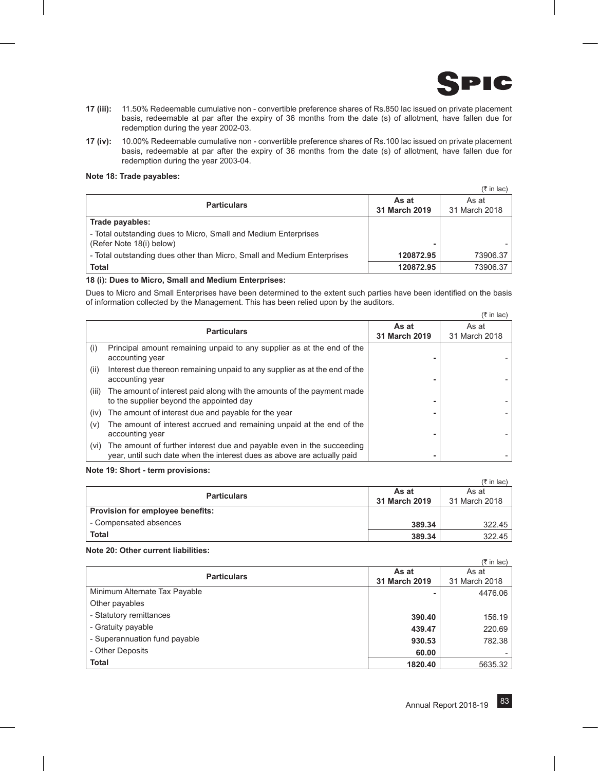**17 (iii):** 11.50% Redeemable cumulative non - convertible preference shares of Rs.850 lac issued on private placement basis, redeemable at par after the expiry of 36 months from the date (s) of allotment, have fallen due for redemption during the year 2002-03.

**17 (iv):** 10.00% Redeemable cumulative non - convertible preference shares of Rs.100 lac issued on private placement basis, redeemable at par after the expiry of 36 months from the date (s) of allotment, have fallen due for redemption during the year 2003-04.

**Note 18: Trade payables:**

(₹ in lac)

| Particulars | As at 31 March 2019 | As at 31 March 2018 |
|---|---|---|
| **Trade payables:** | | |
| - Total outstanding dues to Micro, Small and Medium Enterprises (Refer Note 18(i) below) | - | - |
| - Total outstanding dues other than Micro, Small and Medium Enterprises | 120872.95 | 73906.37 |
| **Total** | **120872.95** | 73906.37 |

**18 (i): Dues to Micro, Small and Medium Enterprises:**

Dues to Micro and Small Enterprises have been determined to the extent such parties have been identified on the basis of information collected by the Management. This has been relied upon by the auditors.

(₹ in lac)

| | Particulars | As at 31 March 2019 | As at 31 March 2018 |
|---|---|---|---|
| (i) | Principal amount remaining unpaid to any supplier as at the end of the accounting year | - | - |
| (ii) | Interest due thereon remaining unpaid to any supplier as at the end of the accounting year | - | - |
| (iii) | The amount of interest paid along with the amounts of the payment made to the supplier beyond the appointed day | - | - |
| (iv) | The amount of interest due and payable for the year | - | - |
| (v) | The amount of interest accrued and remaining unpaid at the end of the accounting year | - | - |
| (vi) | The amount of further interest due and payable even in the succeeding year, until such date when the interest dues as above are actually paid | - | - |

**Note 19: Short - term provisions:**

(₹ in lac)

| Particulars | As at 31 March 2019 | As at 31 March 2018 |
|---|---|---|
| **Provision for employee benefits:** | | |
| - Compensated absences | 389.34 | 322.45 |
| **Total** | **389.34** | 322.45 |

**Note 20: Other current liabilities:**

(₹ in lac)

| Particulars | As at 31 March 2019 | As at 31 March 2018 |
|---|---|---|
| Minimum Alternate Tax Payable | - | 4476.06 |
| Other payables | | |
| - Statutory remittances | 390.40 | 156.19 |
| - Gratuity payable | 439.47 | 220.69 |
| - Superannuation fund payable | 930.53 | 782.38 |
| - Other Deposits | 60.00 | - |
| **Total** | **1820.40** | 5635.32 |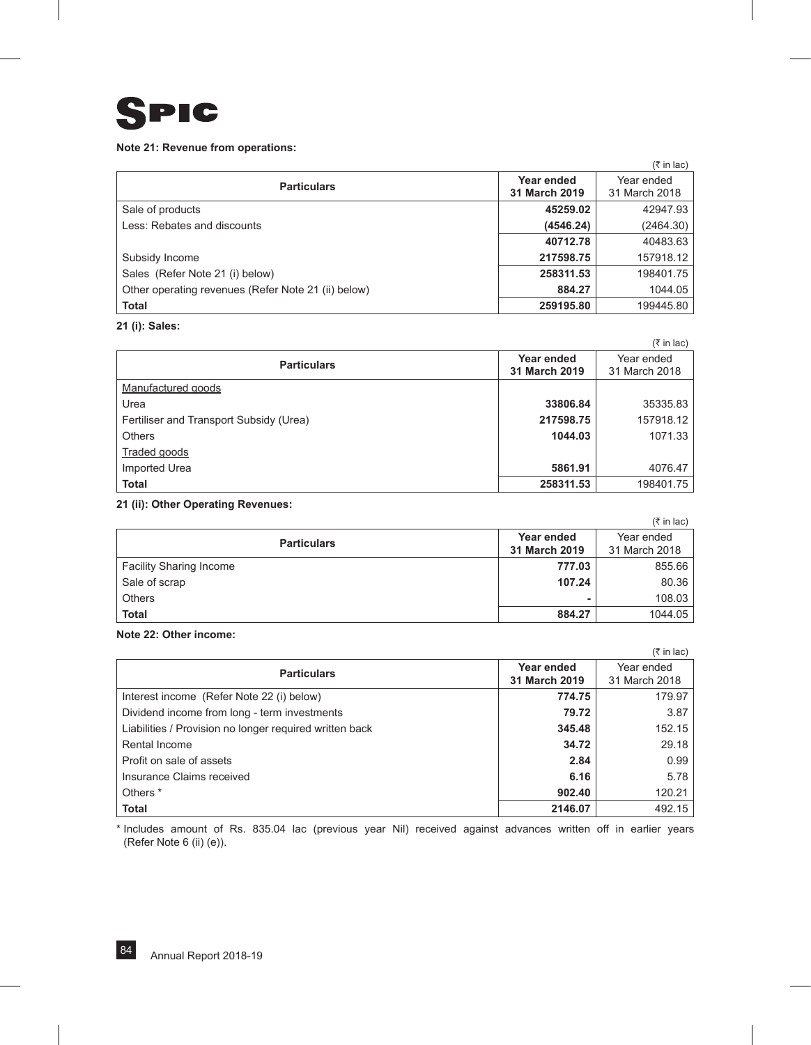**Note 21: Revenue from operations:**

(₹ in lac)

| Particulars | Year ended 31 March 2019 | Year ended 31 March 2018 |
|---|---|---|
| Sale of products | **45259.02** | 42947.93 |
| Less: Rebates and discounts | **(4546.24)** | (2464.30) |
| | **40712.78** | 40483.63 |
| Subsidy Income | **217598.75** | 157918.12 |
| Sales (Refer Note 21 (i) below) | **258311.53** | 198401.75 |
| Other operating revenues (Refer Note 21 (ii) below) | **884.27** | 1044.05 |
| **Total** | **259195.80** | 199445.80 |

**21 (i): Sales:**

(₹ in lac)

| Particulars | Year ended 31 March 2019 | Year ended 31 March 2018 |
|---|---|---|
| Manufactured goods | | |
| Urea | **33806.84** | 35335.83 |
| Fertiliser and Transport Subsidy (Urea) | **217598.75** | 157918.12 |
| Others | **1044.03** | 1071.33 |
| Traded goods | | |
| Imported Urea | **5861.91** | 4076.47 |
| **Total** | **258311.53** | 198401.75 |

**21 (ii): Other Operating Revenues:**

(₹ in lac)

| Particulars | Year ended 31 March 2019 | Year ended 31 March 2018 |
|---|---|---|
| Facility Sharing Income | **777.03** | 855.66 |
| Sale of scrap | **107.24** | 80.36 |
| Others | **-** | 108.03 |
| **Total** | **884.27** | 1044.05 |

**Note 22: Other income:**

(₹ in lac)

| Particulars | Year ended 31 March 2019 | Year ended 31 March 2018 |
|---|---|---|
| Interest income (Refer Note 22 (i) below) | **774.75** | 179.97 |
| Dividend income from long - term investments | **79.72** | 3.87 |
| Liabilities / Provision no longer required written back | **345.48** | 152.15 |
| Rental Income | **34.72** | 29.18 |
| Profit on sale of assets | **2.84** | 0.99 |
| Insurance Claims received | **6.16** | 5.78 |
| Others * | **902.40** | 120.21 |
| **Total** | **2146.07** | 492.15 |

* Includes amount of Rs. 835.04 lac (previous year Nil) received against advances written off in earlier years (Refer Note 6 (ii) (e)).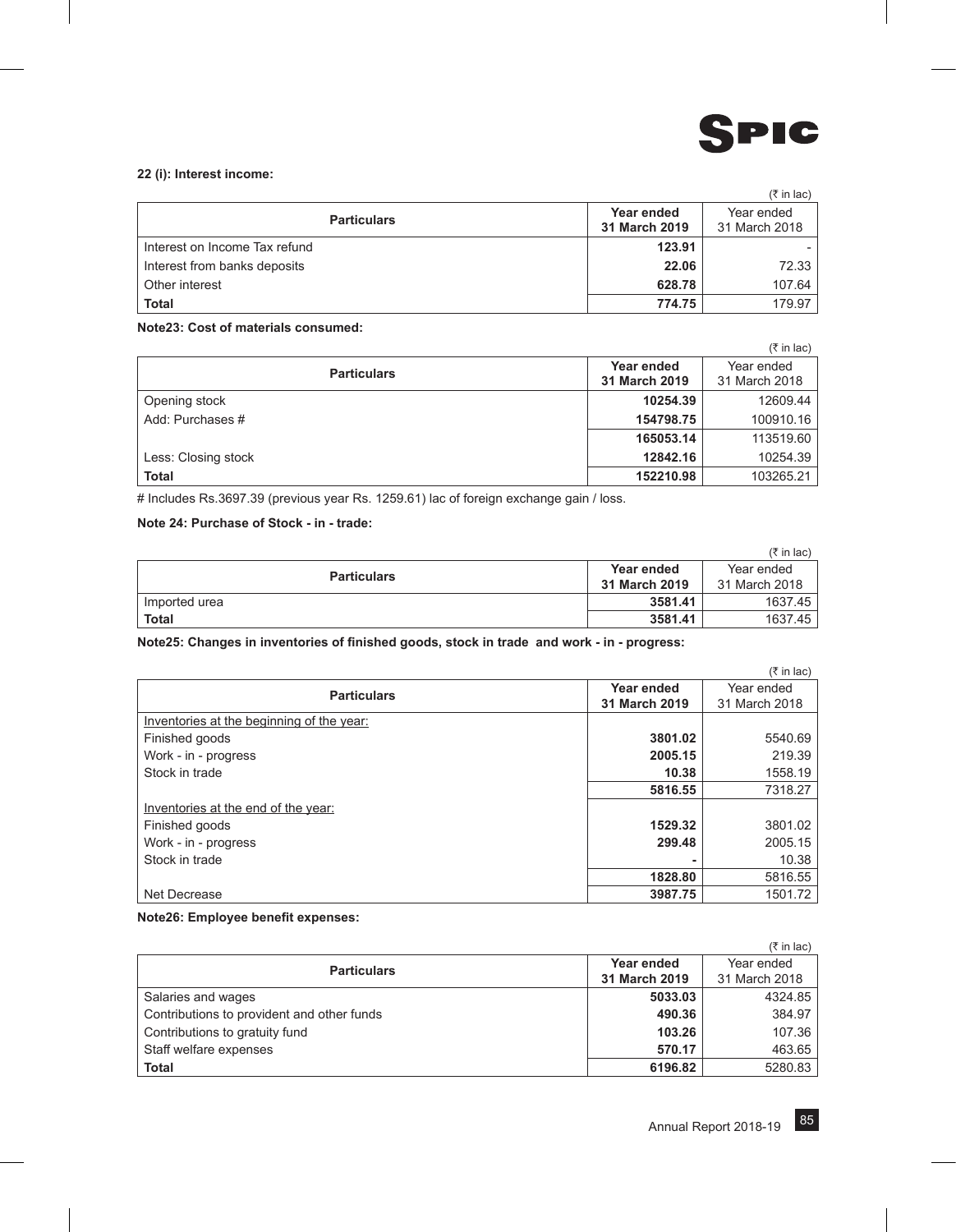### 22 (i): Interest income:

(₹ in lac)

| Particulars | Year ended 31 March 2019 | Year ended 31 March 2018 |
|---|---|---|
| Interest on Income Tax refund | **123.91** | - |
| Interest from banks deposits | **22.06** | 72.33 |
| Other interest | **628.78** | 107.64 |
| **Total** | **774.75** | 179.97 |

### Note23: Cost of materials consumed:

(₹ in lac)

| Particulars | Year ended 31 March 2019 | Year ended 31 March 2018 |
|---|---|---|
| Opening stock | **10254.39** | 12609.44 |
| Add: Purchases # | **154798.75** | 100910.16 |
| | **165053.14** | 113519.60 |
| Less: Closing stock | **12842.16** | 10254.39 |
| **Total** | **152210.98** | 103265.21 |

# Includes Rs.3697.39 (previous year Rs. 1259.61) lac of foreign exchange gain / loss.

### Note 24: Purchase of Stock - in - trade:

(₹ in lac)

| Particulars | Year ended 31 March 2019 | Year ended 31 March 2018 |
|---|---|---|
| Imported urea | **3581.41** | 1637.45 |
| **Total** | **3581.41** | 1637.45 |

### Note25: Changes in inventories of finished goods, stock in trade and work - in - progress:

(₹ in lac)

| Particulars | Year ended 31 March 2019 | Year ended 31 March 2018 |
|---|---|---|
| Inventories at the beginning of the year: | | |
| Finished goods | **3801.02** | 5540.69 |
| Work - in - progress | **2005.15** | 219.39 |
| Stock in trade | **10.38** | 1558.19 |
| | **5816.55** | 7318.27 |
| Inventories at the end of the year: | | |
| Finished goods | **1529.32** | 3801.02 |
| Work - in - progress | **299.48** | 2005.15 |
| Stock in trade | **-** | 10.38 |
| | **1828.80** | 5816.55 |
| Net Decrease | **3987.75** | 1501.72 |

### Note26: Employee benefit expenses:

(₹ in lac)

| Particulars | Year ended 31 March 2019 | Year ended 31 March 2018 |
|---|---|---|
| Salaries and wages | **5033.03** | 4324.85 |
| Contributions to provident and other funds | **490.36** | 384.97 |
| Contributions to gratuity fund | **103.26** | 107.36 |
| Staff welfare expenses | **570.17** | 463.65 |
| **Total** | **6196.82** | 5280.83 |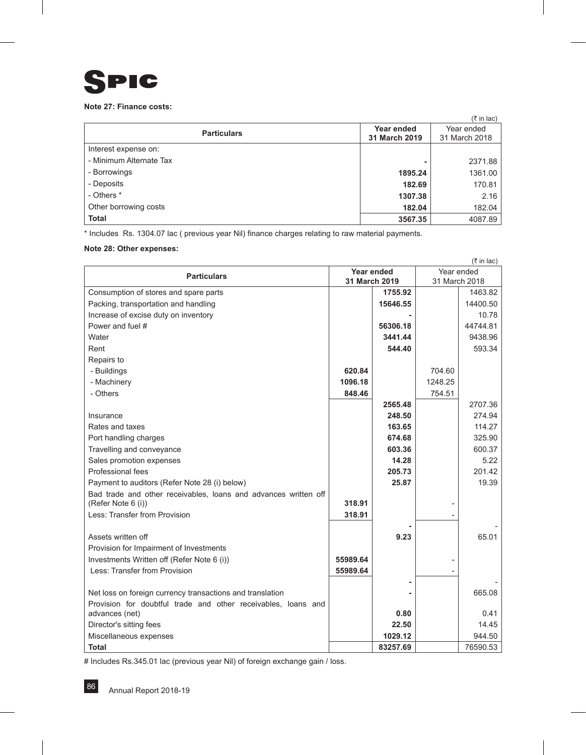**Note 27: Finance costs:**

(₹ in lac)

| Particulars | Year ended 31 March 2019 | Year ended 31 March 2018 |
|---|---|---|
| Interest expense on: | | |
| - Minimum Alternate Tax | - | 2371.88 |
| - Borrowings | **1895.24** | 1361.00 |
| - Deposits | **182.69** | 170.81 |
| - Others * | **1307.38** | 2.16 |
| Other borrowing costs | **182.04** | 182.04 |
| **Total** | **3567.35** | 4087.89 |

* Includes Rs. 1304.07 lac ( previous year Nil) finance charges relating to raw material payments.

**Note 28: Other expenses:**

(₹ in lac)

| Particulars | Year ended 31 March 2019 | | Year ended 31 March 2018 | |
|---|---|---|---|---|
| Consumption of stores and spare parts | | **1755.92** | | 1463.82 |
| Packing, transportation and handling | | **15646.55** | | 14400.50 |
| Increase of excise duty on inventory | | - | | 10.78 |
| Power and fuel # | | **56306.18** | | 44744.81 |
| Water | | **3441.44** | | 9438.96 |
| Rent | | **544.40** | | 593.34 |
| Repairs to | | | | |
| - Buildings | **620.84** | | 704.60 | |
| - Machinery | **1096.18** | | 1248.25 | |
| - Others | **848.46** | | 754.51 | |
| | | **2565.48** | | 2707.36 |
| Insurance | | **248.50** | | 274.94 |
| Rates and taxes | | **163.65** | | 114.27 |
| Port handling charges | | **674.68** | | 325.90 |
| Travelling and conveyance | | **603.36** | | 600.37 |
| Sales promotion expenses | | **14.28** | | 5.22 |
| Professional fees | | **205.73** | | 201.42 |
| Payment to auditors (Refer Note 28 (i) below) | | **25.87** | | 19.39 |
| Bad trade and other receivables, loans and advances written off (Refer Note 6 (i)) | **318.91** | | - | |
| Less: Transfer from Provision | **318.91** | | - | |
| | | - | | - |
| Assets written off | | **9.23** | | 65.01 |
| Provision for Impairment of Investments | | | | |
| Investments Written off (Refer Note 6 (i)) | **55989.64** | | - | |
| Less: Transfer from Provision | **55989.64** | | - | |
| | | - | | - |
| Net loss on foreign currency transactions and translation | | - | | 665.08 |
| Provision for doubtful trade and other receivables, loans and advances (net) | | **0.80** | | 0.41 |
| Director's sitting fees | | **22.50** | | 14.45 |
| Miscellaneous expenses | | **1029.12** | | 944.50 |
| **Total** | | **83257.69** | | 76590.53 |

# Includes Rs.345.01 lac (previous year Nil) of foreign exchange gain / loss.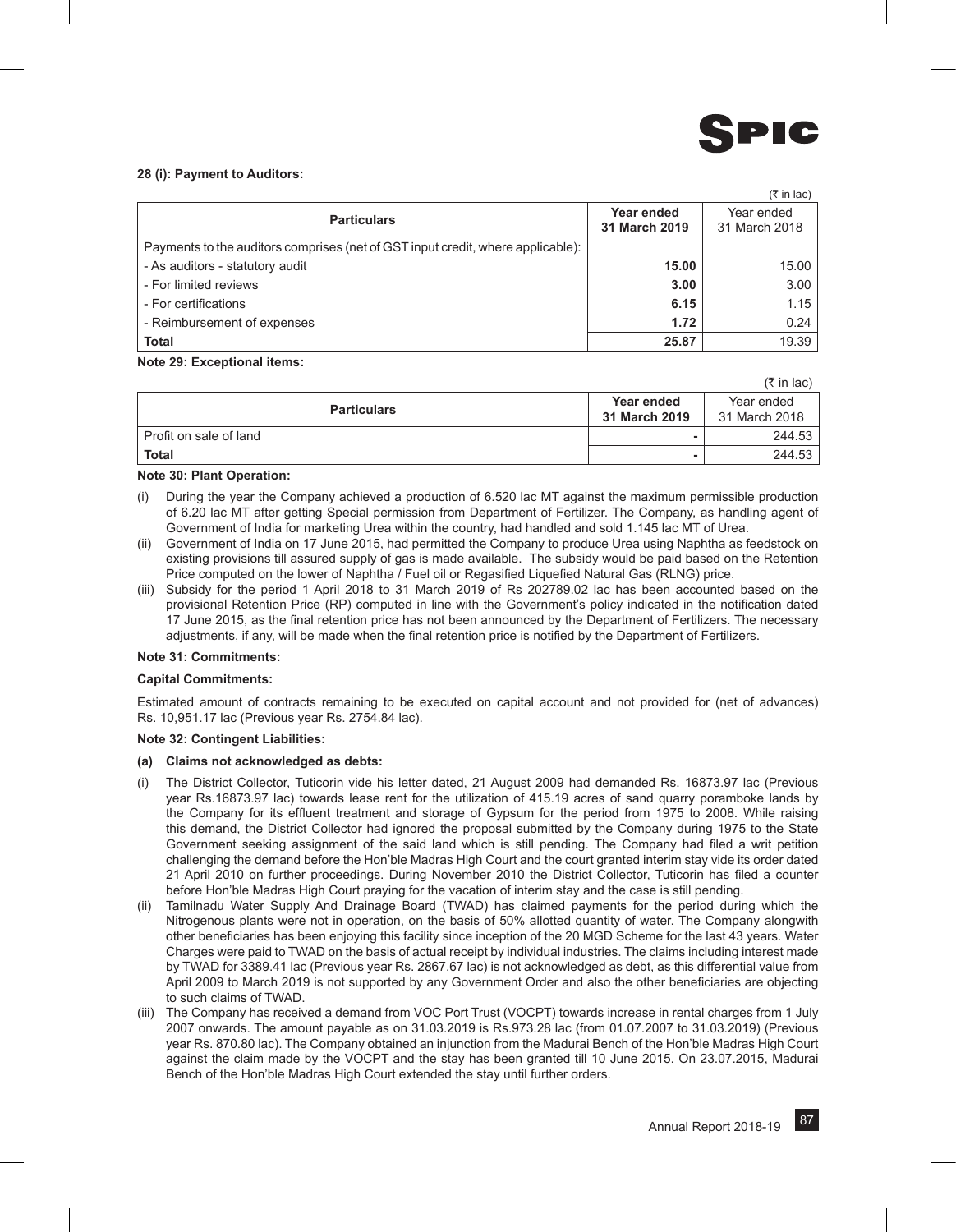**28 (i): Payment to Auditors:**

(₹ in lac)

| Particulars | Year ended 31 March 2019 | Year ended 31 March 2018 |
|---|---|---|
| Payments to the auditors comprises (net of GST input credit, where applicable): | | |
| - As auditors - statutory audit | **15.00** | 15.00 |
| - For limited reviews | **3.00** | 3.00 |
| - For certifications | **6.15** | 1.15 |
| - Reimbursement of expenses | **1.72** | 0.24 |
| **Total** | **25.87** | 19.39 |

**Note 29: Exceptional items:**

(₹ in lac)

| Particulars | Year ended 31 March 2019 | Year ended 31 March 2018 |
|---|---|---|
| Profit on sale of land | - | 244.53 |
| **Total** | - | 244.53 |

**Note 30: Plant Operation:**

(i) During the year the Company achieved a production of 6.520 lac MT against the maximum permissible production of 6.20 lac MT after getting Special permission from Department of Fertilizer. The Company, as handling agent of Government of India for marketing Urea within the country, had handled and sold 1.145 lac MT of Urea.

(ii) Government of India on 17 June 2015, had permitted the Company to produce Urea using Naphtha as feedstock on existing provisions till assured supply of gas is made available. The subsidy would be paid based on the Retention Price computed on the lower of Naphtha / Fuel oil or Regasified Liquefied Natural Gas (RLNG) price.

(iii) Subsidy for the period 1 April 2018 to 31 March 2019 of Rs 202789.02 lac has been accounted based on the provisional Retention Price (RP) computed in line with the Government's policy indicated in the notification dated 17 June 2015, as the final retention price has not been announced by the Department of Fertilizers. The necessary adjustments, if any, will be made when the final retention price is notified by the Department of Fertilizers.

**Note 31: Commitments:**

**Capital Commitments:**

Estimated amount of contracts remaining to be executed on capital account and not provided for (net of advances) Rs. 10,951.17 lac (Previous year Rs. 2754.84 lac).

**Note 32: Contingent Liabilities:**

**(a) Claims not acknowledged as debts:**

(i) The District Collector, Tuticorin vide his letter dated, 21 August 2009 had demanded Rs. 16873.97 lac (Previous year Rs.16873.97 lac) towards lease rent for the utilization of 415.19 acres of sand quarry poramboke lands by the Company for its effluent treatment and storage of Gypsum for the period from 1975 to 2008. While raising this demand, the District Collector had ignored the proposal submitted by the Company during 1975 to the State Government seeking assignment of the said land which is still pending. The Company had filed a writ petition challenging the demand before the Hon'ble Madras High Court and the court granted interim stay vide its order dated 21 April 2010 on further proceedings. During November 2010 the District Collector, Tuticorin has filed a counter before Hon'ble Madras High Court praying for the vacation of interim stay and the case is still pending.

(ii) Tamilnadu Water Supply And Drainage Board (TWAD) has claimed payments for the period during which the Nitrogenous plants were not in operation, on the basis of 50% allotted quantity of water. The Company alongwith other beneficiaries has been enjoying this facility since inception of the 20 MGD Scheme for the last 43 years. Water Charges were paid to TWAD on the basis of actual receipt by individual industries. The claims including interest made by TWAD for 3389.41 lac (Previous year Rs. 2867.67 lac) is not acknowledged as debt, as this differential value from April 2009 to March 2019 is not supported by any Government Order and also the other beneficiaries are objecting to such claims of TWAD.

(iii) The Company has received a demand from VOC Port Trust (VOCPT) towards increase in rental charges from 1 July 2007 onwards. The amount payable as on 31.03.2019 is Rs.973.28 lac (from 01.07.2007 to 31.03.2019) (Previous year Rs. 870.80 lac). The Company obtained an injunction from the Madurai Bench of the Hon'ble Madras High Court against the claim made by the VOCPT and the stay has been granted till 10 June 2015. On 23.07.2015, Madurai Bench of the Hon'ble Madras High Court extended the stay until further orders.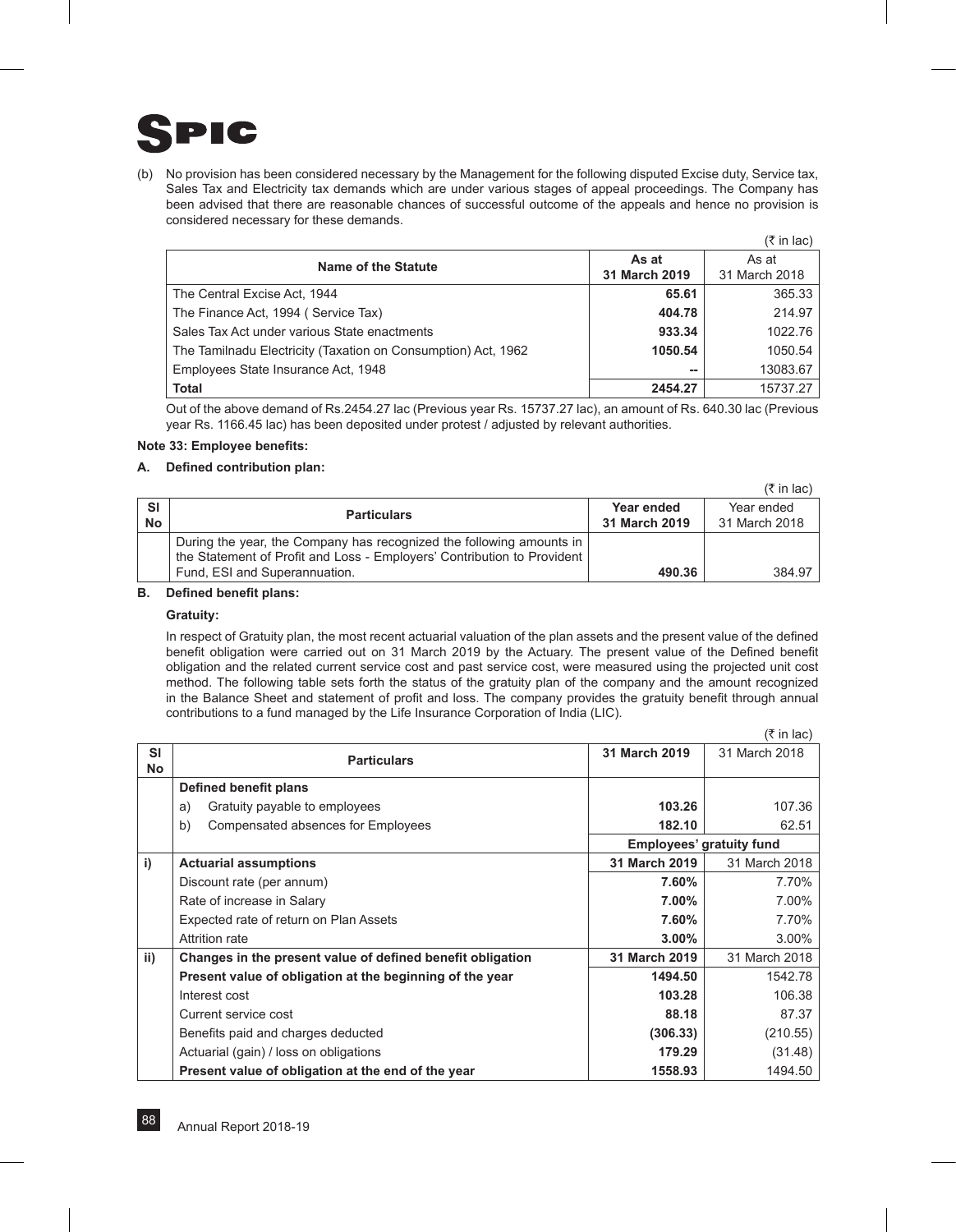(b) No provision has been considered necessary by the Management for the following disputed Excise duty, Service tax, Sales Tax and Electricity tax demands which are under various stages of appeal proceedings. The Company has been advised that there are reasonable chances of successful outcome of the appeals and hence no provision is considered necessary for these demands.

(₹ in lac)

| Name of the Statute | As at 31 March 2019 | As at 31 March 2018 |
|---|---|---|
| The Central Excise Act, 1944 | **65.61** | 365.33 |
| The Finance Act, 1994 ( Service Tax) | **404.78** | 214.97 |
| Sales Tax Act under various State enactments | **933.34** | 1022.76 |
| The Tamilnadu Electricity (Taxation on Consumption) Act, 1962 | **1050.54** | 1050.54 |
| Employees State Insurance Act, 1948 | **--** | 13083.67 |
| **Total** | **2454.27** | 15737.27 |

Out of the above demand of Rs.2454.27 lac (Previous year Rs. 15737.27 lac), an amount of Rs. 640.30 lac (Previous year Rs. 1166.45 lac) has been deposited under protest / adjusted by relevant authorities.

**Note 33: Employee benefits:**

**A. Defined contribution plan:**

(₹ in lac)

| Sl No | Particulars | Year ended 31 March 2019 | Year ended 31 March 2018 |
|---|---|---|---|
| | During the year, the Company has recognized the following amounts in the Statement of Profit and Loss - Employers' Contribution to Provident Fund, ESI and Superannuation. | **490.36** | 384.97 |

**B. Defined benefit plans:**

**Gratuity:**

In respect of Gratuity plan, the most recent actuarial valuation of the plan assets and the present value of the defined benefit obligation were carried out on 31 March 2019 by the Actuary. The present value of the Defined benefit obligation and the related current service cost and past service cost, were measured using the projected unit cost method. The following table sets forth the status of the gratuity plan of the company and the amount recognized in the Balance Sheet and statement of profit and loss. The company provides the gratuity benefit through annual contributions to a fund managed by the Life Insurance Corporation of India (LIC).

(₹ in lac)

| Sl No | Particulars | 31 March 2019 | 31 March 2018 |
|---|---|---|---|
| | **Defined benefit plans** | | |
| | a) Gratuity payable to employees | **103.26** | 107.36 |
| | b) Compensated absences for Employees | **182.10** | 62.51 |
| | | **Employees' gratuity fund** | |
| i) | **Actuarial assumptions** | **31 March 2019** | 31 March 2018 |
| | Discount rate (per annum) | **7.60%** | 7.70% |
| | Rate of increase in Salary | **7.00%** | 7.00% |
| | Expected rate of return on Plan Assets | **7.60%** | 7.70% |
| | Attrition rate | **3.00%** | 3.00% |
| ii) | **Changes in the present value of defined benefit obligation** | **31 March 2019** | 31 March 2018 |
| | **Present value of obligation at the beginning of the year** | **1494.50** | 1542.78 |
| | Interest cost | **103.28** | 106.38 |
| | Current service cost | **88.18** | 87.37 |
| | Benefits paid and charges deducted | **(306.33)** | (210.55) |
| | Actuarial (gain) / loss on obligations | **179.29** | (31.48) |
| | **Present value of obligation at the end of the year** | **1558.93** | 1494.50 |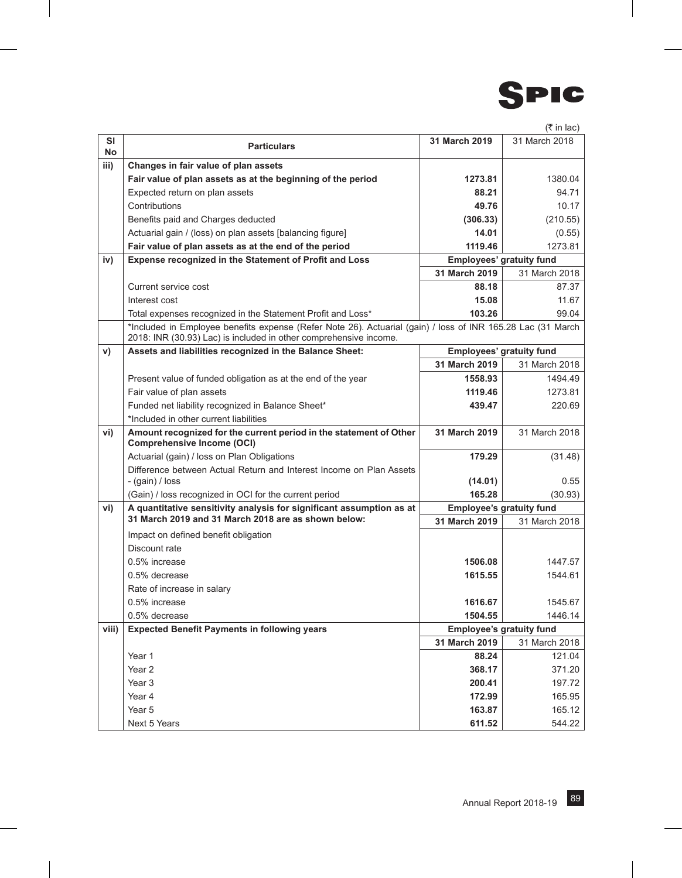(₹ in lac)

| Sl No | Particulars | 31 March 2019 | 31 March 2018 |
|---|---|---|---|
| iii) | **Changes in fair value of plan assets** | | |
| | **Fair value of plan assets as at the beginning of the period** | **1273.81** | 1380.04 |
| | Expected return on plan assets | **88.21** | 94.71 |
| | Contributions | **49.76** | 10.17 |
| | Benefits paid and Charges deducted | **(306.33)** | (210.55) |
| | Actuarial gain / (loss) on plan assets [balancing figure] | **14.01** | (0.55) |
| | **Fair value of plan assets as at the end of the period** | **1119.46** | 1273.81 |
| iv) | **Expense recognized in the Statement of Profit and Loss** | **Employees' gratuity fund** | |
| | | **31 March 2019** | 31 March 2018 |
| | Current service cost | **88.18** | 87.37 |
| | Interest cost | **15.08** | 11.67 |
| | Total expenses recognized in the Statement Profit and Loss* | **103.26** | 99.04 |
| | *Included in Employee benefits expense (Refer Note 26). Actuarial (gain) / loss of INR 165.28 Lac (31 March 2018: INR (30.93) Lac) is included in other comprehensive income. | | |
| v) | **Assets and liabilities recognized in the Balance Sheet:** | **Employees' gratuity fund** | |
| | | **31 March 2019** | 31 March 2018 |
| | Present value of funded obligation as at the end of the year | **1558.93** | 1494.49 |
| | Fair value of plan assets | **1119.46** | 1273.81 |
| | Funded net liability recognized in Balance Sheet* | **439.47** | 220.69 |
| | *Included in other current liabilities | | |
| vi) | **Amount recognized for the current period in the statement of Other Comprehensive Income (OCI)** | **31 March 2019** | 31 March 2018 |
| | Actuarial (gain) / loss on Plan Obligations | **179.29** | (31.48) |
| | Difference between Actual Return and Interest Income on Plan Assets - (gain) / loss | **(14.01)** | 0.55 |
| | (Gain) / loss recognized in OCI for the current period | **165.28** | (30.93) |
| vi) | **A quantitative sensitivity analysis for significant assumption as at 31 March 2019 and 31 March 2018 are as shown below:** | **Employee's gratuity fund** | |
| | | **31 March 2019** | 31 March 2018 |
| | Impact on defined benefit obligation | | |
| | Discount rate | | |
| | 0.5% increase | **1506.08** | 1447.57 |
| | 0.5% decrease | **1615.55** | 1544.61 |
| | Rate of increase in salary | | |
| | 0.5% increase | **1616.67** | 1545.67 |
| | 0.5% decrease | **1504.55** | 1446.14 |
| viii) | **Expected Benefit Payments in following years** | **Employee's gratuity fund** | |
| | | **31 March 2019** | 31 March 2018 |
| | Year 1 | **88.24** | 121.04 |
| | Year 2 | **368.17** | 371.20 |
| | Year 3 | **200.41** | 197.72 |
| | Year 4 | **172.99** | 165.95 |
| | Year 5 | **163.87** | 165.12 |
| | Next 5 Years | **611.52** | 544.22 |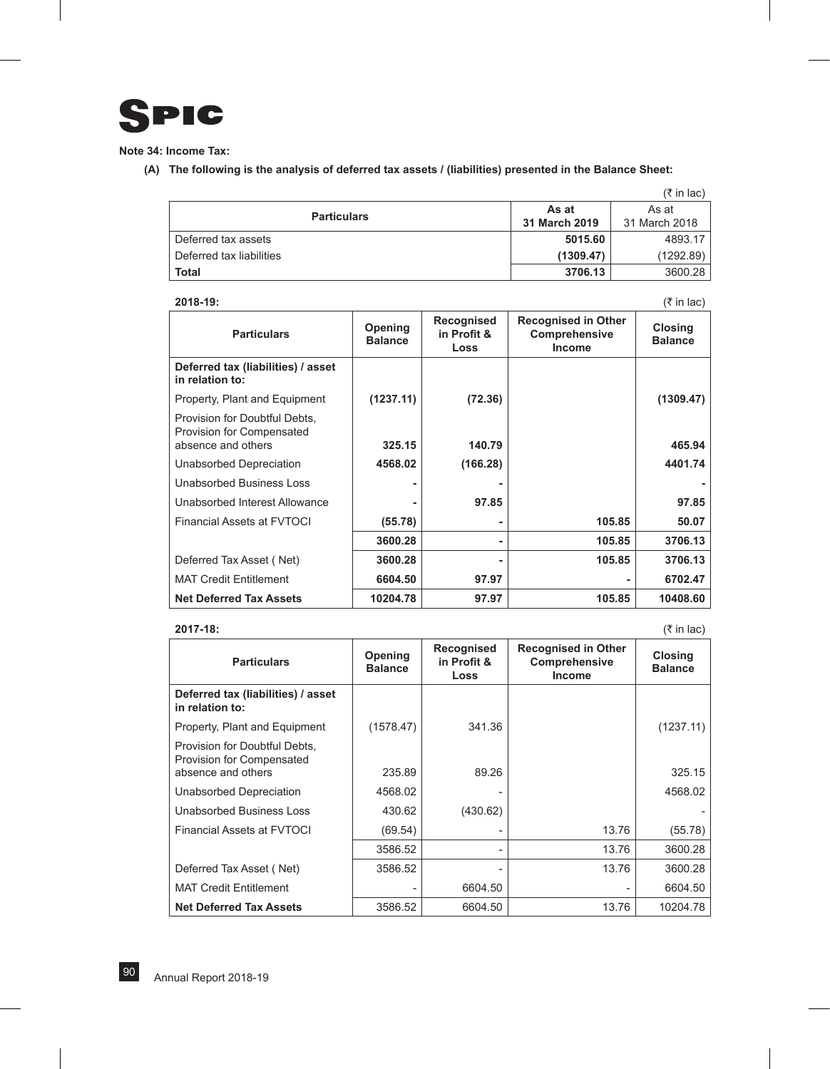**Note 34: Income Tax:**

**(A) The following is the analysis of deferred tax assets / (liabilities) presented in the Balance Sheet:**

(₹ in lac)

| Particulars | As at 31 March 2019 | As at 31 March 2018 |
|---|---|---|
| Deferred tax assets | **5015.60** | 4893.17 |
| Deferred tax liabilities | **(1309.47)** | (1292.89) |
| **Total** | **3706.13** | 3600.28 |

**2018-19:** (₹ in lac)

| Particulars | Opening Balance | Recognised in Profit & Loss | Recognised in Other Comprehensive Income | Closing Balance |
|---|---|---|---|---|
| **Deferred tax (liabilities) / asset in relation to:** | | | | |
| Property, Plant and Equipment | **(1237.11)** | **(72.36)** | | **(1309.47)** |
| Provision for Doubtful Debts, Provision for Compensated absence and others | **325.15** | **140.79** | | **465.94** |
| Unabsorbed Depreciation | **4568.02** | **(166.28)** | | **4401.74** |
| Unabsorbed Business Loss | **-** | **-** | | **-** |
| Unabsorbed Interest Allowance | **-** | **97.85** | | **97.85** |
| Financial Assets at FVTOCI | **(55.78)** | **-** | **105.85** | **50.07** |
| | **3600.28** | **-** | **105.85** | **3706.13** |
| Deferred Tax Asset ( Net) | **3600.28** | **-** | **105.85** | **3706.13** |
| MAT Credit Entitlement | **6604.50** | **97.97** | **-** | **6702.47** |
| **Net Deferred Tax Assets** | **10204.78** | **97.97** | **105.85** | **10408.60** |

**2017-18:** (₹ in lac)

| Particulars | Opening Balance | Recognised in Profit & Loss | Recognised in Other Comprehensive Income | Closing Balance |
|---|---|---|---|---|
| **Deferred tax (liabilities) / asset in relation to:** | | | | |
| Property, Plant and Equipment | (1578.47) | 341.36 | | (1237.11) |
| Provision for Doubtful Debts, Provision for Compensated absence and others | 235.89 | 89.26 | | 325.15 |
| Unabsorbed Depreciation | 4568.02 | - | | 4568.02 |
| Unabsorbed Business Loss | 430.62 | (430.62) | | - |
| Financial Assets at FVTOCI | (69.54) | - | 13.76 | (55.78) |
| | 3586.52 | - | 13.76 | 3600.28 |
| Deferred Tax Asset ( Net) | 3586.52 | - | 13.76 | 3600.28 |
| MAT Credit Entitlement | - | 6604.50 | - | 6604.50 |
| **Net Deferred Tax Assets** | 3586.52 | 6604.50 | 13.76 | 10204.78 |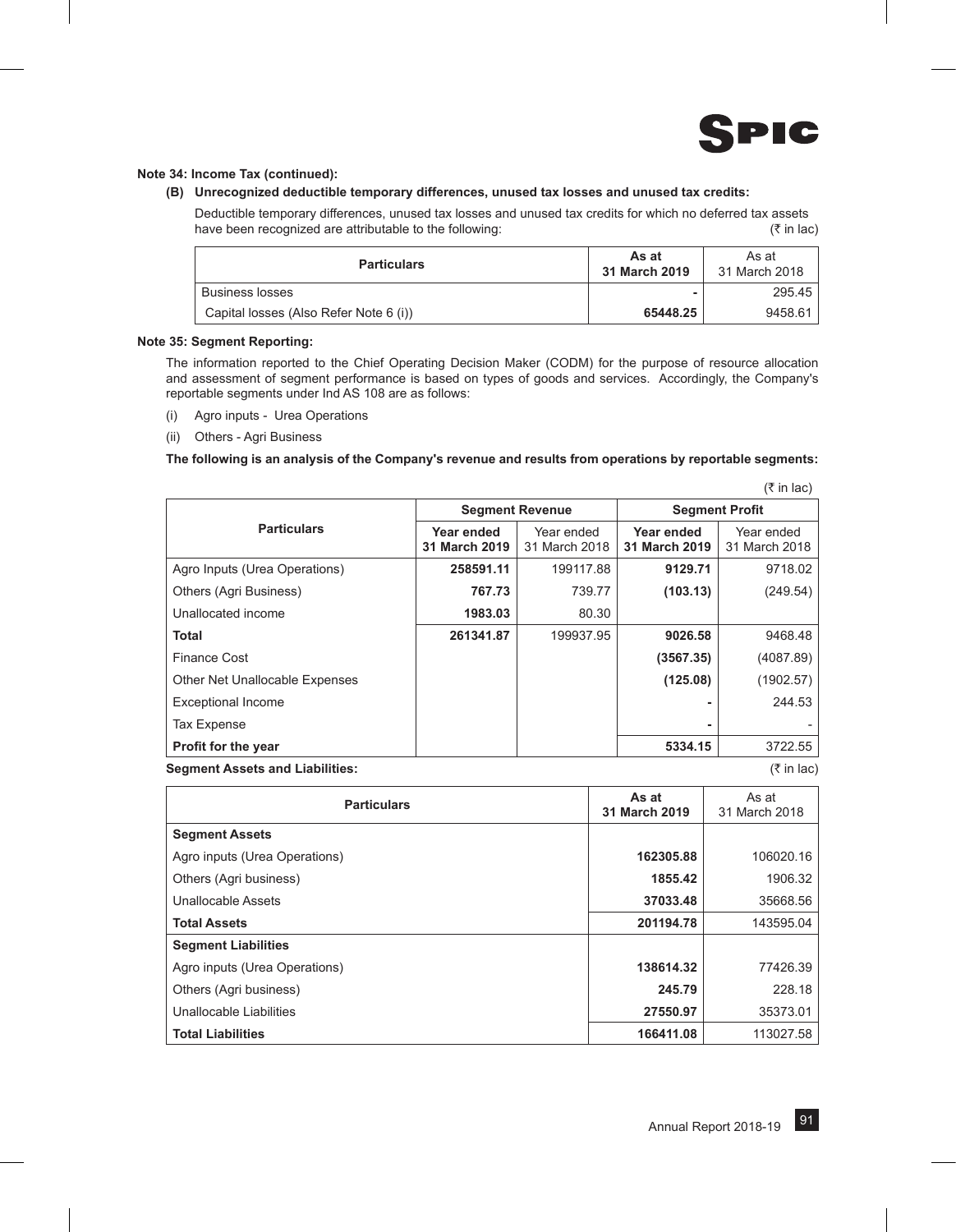**Note 34: Income Tax (continued):**

**(B) Unrecognized deductible temporary differences, unused tax losses and unused tax credits:**

Deductible temporary differences, unused tax losses and unused tax credits for which no deferred tax assets have been recognized are attributable to the following: (₹ in lac)

| Particulars | As at 31 March 2019 | As at 31 March 2018 |
|---|---|---|
| Business losses | - | 295.45 |
| Capital losses (Also Refer Note 6 (i)) | 65448.25 | 9458.61 |

**Note 35: Segment Reporting:**

The information reported to the Chief Operating Decision Maker (CODM) for the purpose of resource allocation and assessment of segment performance is based on types of goods and services. Accordingly, the Company's reportable segments under Ind AS 108 are as follows:

(i) Agro inputs - Urea Operations

(ii) Others - Agri Business

**The following is an analysis of the Company's revenue and results from operations by reportable segments:**

(₹ in lac)

| Particulars | Segment Revenue | | Segment Profit | |
|---|---|---|---|---|
| | Year ended 31 March 2019 | Year ended 31 March 2018 | Year ended 31 March 2019 | Year ended 31 March 2018 |
| Agro Inputs (Urea Operations) | 258591.11 | 199117.88 | 9129.71 | 9718.02 |
| Others (Agri Business) | 767.73 | 739.77 | (103.13) | (249.54) |
| Unallocated income | 1983.03 | 80.30 | | |
| **Total** | 261341.87 | 199937.95 | 9026.58 | 9468.48 |
| Finance Cost | | | (3567.35) | (4087.89) |
| Other Net Unallocable Expenses | | | (125.08) | (1902.57) |
| Exceptional Income | | | - | 244.53 |
| Tax Expense | | | - | - |
| **Profit for the year** | | | 5334.15 | 3722.55 |

**Segment Assets and Liabilities:** (₹ in lac)

| Particulars | As at 31 March 2019 | As at 31 March 2018 |
|---|---|---|
| **Segment Assets** | | |
| Agro inputs (Urea Operations) | 162305.88 | 106020.16 |
| Others (Agri business) | 1855.42 | 1906.32 |
| Unallocable Assets | 37033.48 | 35668.56 |
| **Total Assets** | 201194.78 | 143595.04 |
| **Segment Liabilities** | | |
| Agro inputs (Urea Operations) | 138614.32 | 77426.39 |
| Others (Agri business) | 245.79 | 228.18 |
| Unallocable Liabilities | 27550.97 | 35373.01 |
| **Total Liabilities** | 166411.08 | 113027.58 |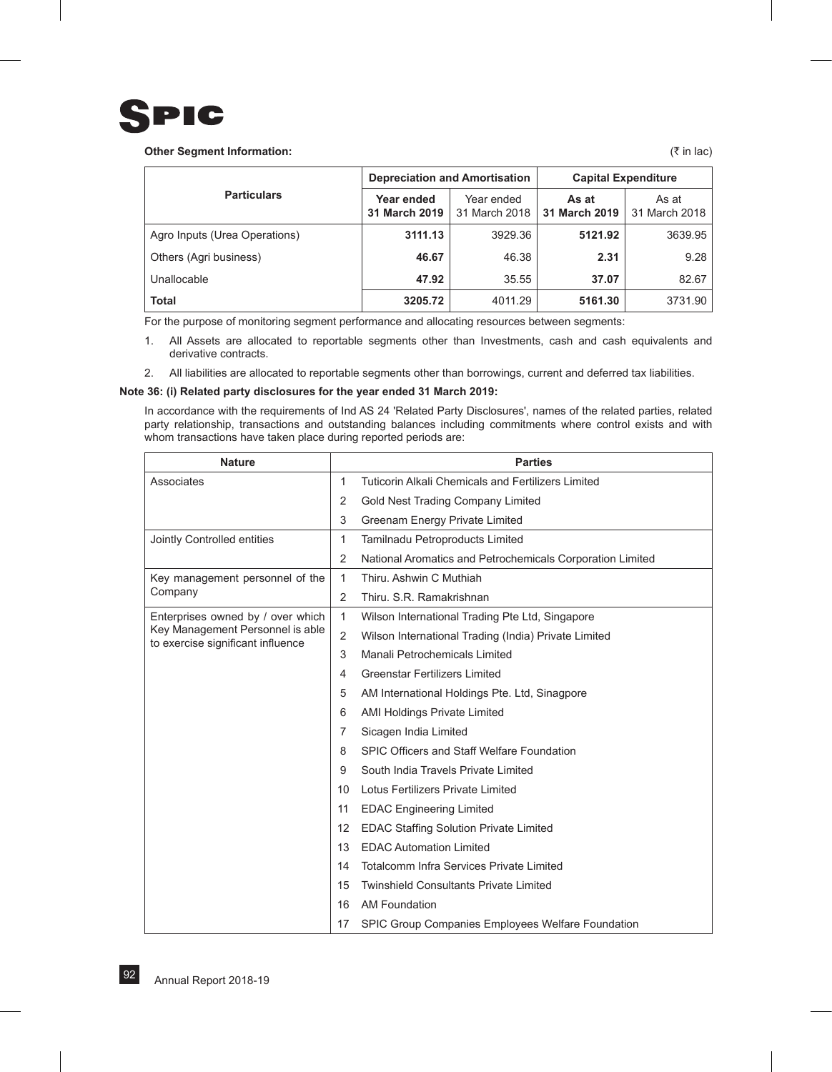**Other Segment Information:**

(₹ in lac)

| Particulars | Depreciation and Amortisation | | Capital Expenditure | |
|---|---|---|---|---|
| | **Year ended 31 March 2019** | Year ended 31 March 2018 | **As at 31 March 2019** | As at 31 March 2018 |
| Agro Inputs (Urea Operations) | **3111.13** | 3929.36 | **5121.92** | 3639.95 |
| Others (Agri business) | **46.67** | 46.38 | **2.31** | 9.28 |
| Unallocable | **47.92** | 35.55 | **37.07** | 82.67 |
| **Total** | **3205.72** | 4011.29 | **5161.30** | 3731.90 |

For the purpose of monitoring segment performance and allocating resources between segments:

1. All Assets are allocated to reportable segments other than Investments, cash and cash equivalents and derivative contracts.
2. All liabilities are allocated to reportable segments other than borrowings, current and deferred tax liabilities.

**Note 36: (i) Related party disclosures for the year ended 31 March 2019:**

In accordance with the requirements of Ind AS 24 'Related Party Disclosures', names of the related parties, related party relationship, transactions and outstanding balances including commitments where control exists and with whom transactions have taken place during reported periods are:

| Nature | | Parties |
|---|---|---|
| Associates | 1 | Tuticorin Alkali Chemicals and Fertilizers Limited |
| | 2 | Gold Nest Trading Company Limited |
| | 3 | Greenam Energy Private Limited |
| Jointly Controlled entities | 1 | Tamilnadu Petroproducts Limited |
| | 2 | National Aromatics and Petrochemicals Corporation Limited |
| Key management personnel of the Company | 1 | Thiru. Ashwin C Muthiah |
| | 2 | Thiru. S.R. Ramakrishnan |
| Enterprises owned by / over which Key Management Personnel is able to exercise significant influence | 1 | Wilson International Trading Pte Ltd, Singapore |
| | 2 | Wilson International Trading (India) Private Limited |
| | 3 | Manali Petrochemicals Limited |
| | 4 | Greenstar Fertilizers Limited |
| | 5 | AM International Holdings Pte. Ltd, Sinagpore |
| | 6 | AMI Holdings Private Limited |
| | 7 | Sicagen India Limited |
| | 8 | SPIC Officers and Staff Welfare Foundation |
| | 9 | South India Travels Private Limited |
| | 10 | Lotus Fertilizers Private Limited |
| | 11 | EDAC Engineering Limited |
| | 12 | EDAC Staffing Solution Private Limited |
| | 13 | EDAC Automation Limited |
| | 14 | Totalcomm Infra Services Private Limited |
| | 15 | Twinshield Consultants Private Limited |
| | 16 | AM Foundation |
| | 17 | SPIC Group Companies Employees Welfare Foundation |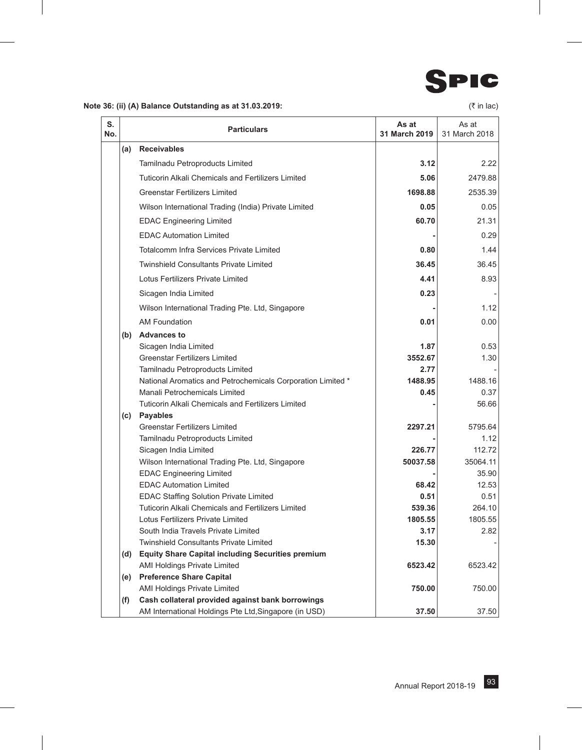**Note 36: (ii) (A) Balance Outstanding as at 31.03.2019:**

(₹ in lac)

| S. No. | | Particulars | As at 31 March 2019 | As at 31 March 2018 |
|---|---|---|---|---|
| | (a) | **Receivables** | | |
| | | Tamilnadu Petroproducts Limited | **3.12** | 2.22 |
| | | Tuticorin Alkali Chemicals and Fertilizers Limited | **5.06** | 2479.88 |
| | | Greenstar Fertilizers Limited | **1698.88** | 2535.39 |
| | | Wilson International Trading (India) Private Limited | **0.05** | 0.05 |
| | | EDAC Engineering Limited | **60.70** | 21.31 |
| | | EDAC Automation Limited | **-** | 0.29 |
| | | Totalcomm Infra Services Private Limited | **0.80** | 1.44 |
| | | Twinshield Consultants Private Limited | **36.45** | 36.45 |
| | | Lotus Fertilizers Private Limited | **4.41** | 8.93 |
| | | Sicagen India Limited | **0.23** | - |
| | | Wilson International Trading Pte. Ltd, Singapore | **-** | 1.12 |
| | | AM Foundation | **0.01** | 0.00 |
| | (b) | **Advances to** | | |
| | | Sicagen India Limited | **1.87** | 0.53 |
| | | Greenstar Fertilizers Limited | **3552.67** | 1.30 |
| | | Tamilnadu Petroproducts Limited | **2.77** | - |
| | | National Aromatics and Petrochemicals Corporation Limited * | **1488.95** | 1488.16 |
| | | Manali Petrochemicals Limited | **0.45** | 0.37 |
| | | Tuticorin Alkali Chemicals and Fertilizers Limited | **-** | 56.66 |
| | (c) | **Payables** | | |
| | | Greenstar Fertilizers Limited | **2297.21** | 5795.64 |
| | | Tamilnadu Petroproducts Limited | **-** | 1.12 |
| | | Sicagen India Limited | **226.77** | 112.72 |
| | | Wilson International Trading Pte. Ltd, Singapore | **50037.58** | 35064.11 |
| | | EDAC Engineering Limited | **-** | 35.90 |
| | | EDAC Automation Limited | **68.42** | 12.53 |
| | | EDAC Staffing Solution Private Limited | **0.51** | 0.51 |
| | | Tuticorin Alkali Chemicals and Fertilizers Limited | **539.36** | 264.10 |
| | | Lotus Fertilizers Private Limited | **1805.55** | 1805.55 |
| | | South India Travels Private Limited | **3.17** | 2.82 |
| | | Twinshield Consultants Private Limited | **15.30** | - |
| | (d) | **Equity Share Capital including Securities premium** | | |
| | | AMI Holdings Private Limited | **6523.42** | 6523.42 |
| | (e) | **Preference Share Capital** | | |
| | | AMI Holdings Private Limited | **750.00** | 750.00 |
| | (f) | **Cash collateral provided against bank borrowings** | | |
| | | AM International Holdings Pte Ltd,Singapore (in USD) | **37.50** | 37.50 |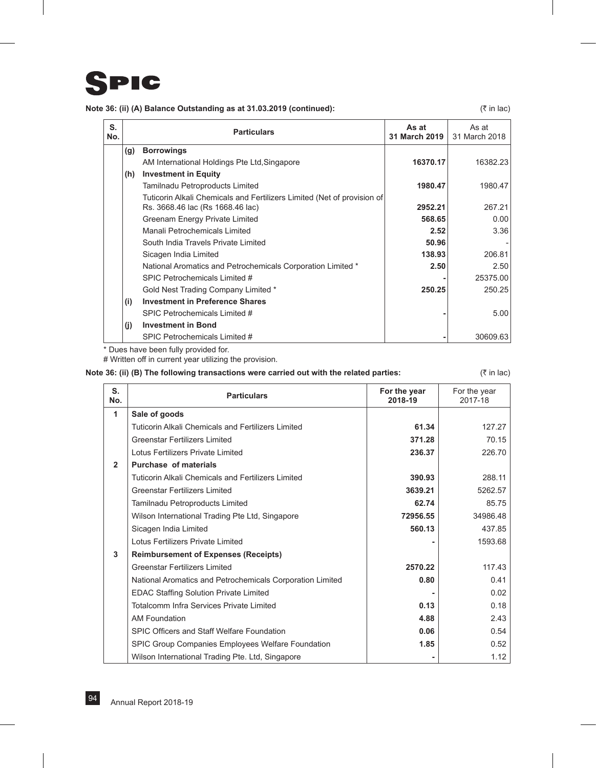**Note 36: (ii) (A) Balance Outstanding as at 31.03.2019 (continued):**

(₹ in lac)

| S. No. | | Particulars | As at 31 March 2019 | As at 31 March 2018 |
|---|---|---|---|---|
| | (g) | **Borrowings** | | |
| | | AM International Holdings Pte Ltd,Singapore | **16370.17** | 16382.23 |
| | (h) | **Investment in Equity** | | |
| | | Tamilnadu Petroproducts Limited | **1980.47** | 1980.47 |
| | | Tuticorin Alkali Chemicals and Fertilizers Limited (Net of provision of Rs. 3668.46 lac (Rs 1668.46 lac) | **2952.21** | 267.21 |
| | | Greenam Energy Private Limited | **568.65** | 0.00 |
| | | Manali Petrochemicals Limited | **2.52** | 3.36 |
| | | South India Travels Private Limited | **50.96** | - |
| | | Sicagen India Limited | **138.93** | 206.81 |
| | | National Aromatics and Petrochemicals Corporation Limited * | **2.50** | 2.50 |
| | | SPIC Petrochemicals Limited # | **-** | 25375.00 |
| | | Gold Nest Trading Company Limited * | **250.25** | 250.25 |
| | (i) | **Investment in Preference Shares** | | |
| | | SPIC Petrochemicals Limited # | **-** | 5.00 |
| | (j) | **Investment in Bond** | | |
| | | SPIC Petrochemicals Limited # | **-** | 30609.63 |

* Dues have been fully provided for.

# Written off in current year utilizing the provision.

**Note 36: (ii) (B) The following transactions were carried out with the related parties:**

(₹ in lac)

| S. No. | Particulars | For the year 2018-19 | For the year 2017-18 |
|---|---|---|---|
| **1** | **Sale of goods** | | |
| | Tuticorin Alkali Chemicals and Fertilizers Limited | **61.34** | 127.27 |
| | Greenstar Fertilizers Limited | **371.28** | 70.15 |
| | Lotus Fertilizers Private Limited | **236.37** | 226.70 |
| **2** | **Purchase of materials** | | |
| | Tuticorin Alkali Chemicals and Fertilizers Limited | **390.93** | 288.11 |
| | Greenstar Fertilizers Limited | **3639.21** | 5262.57 |
| | Tamilnadu Petroproducts Limited | **62.74** | 85.75 |
| | Wilson International Trading Pte Ltd, Singapore | **72956.55** | 34986.48 |
| | Sicagen India Limited | **560.13** | 437.85 |
| | Lotus Fertilizers Private Limited | **-** | 1593.68 |
| **3** | **Reimbursement of Expenses (Receipts)** | | |
| | Greenstar Fertilizers Limited | **2570.22** | 117.43 |
| | National Aromatics and Petrochemicals Corporation Limited | **0.80** | 0.41 |
| | EDAC Staffing Solution Private Limited | **-** | 0.02 |
| | Totalcomm Infra Services Private Limited | **0.13** | 0.18 |
| | AM Foundation | **4.88** | 2.43 |
| | SPIC Officers and Staff Welfare Foundation | **0.06** | 0.54 |
| | SPIC Group Companies Employees Welfare Foundation | **1.85** | 0.52 |
| | Wilson International Trading Pte. Ltd, Singapore | **-** | 1.12 |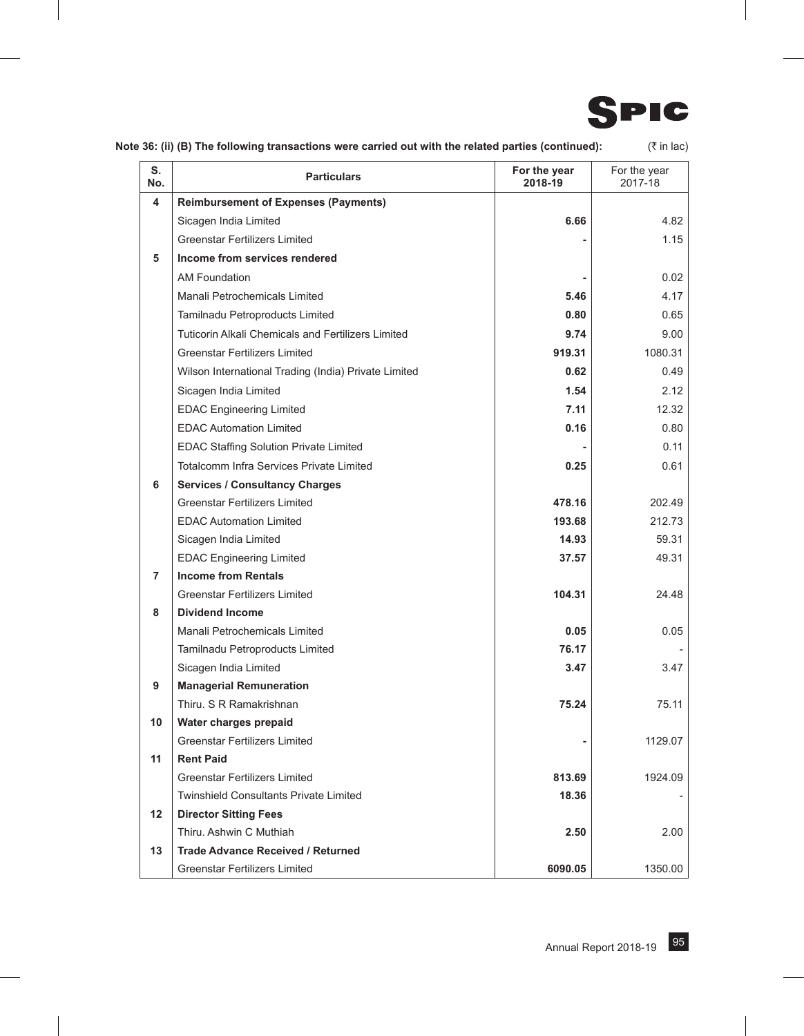**Note 36: (ii) (B) The following transactions were carried out with the related parties (continued):** (₹ in lac)

| S. No. | Particulars | For the year 2018-19 | For the year 2017-18 |
|---|---|---|---|
| 4 | **Reimbursement of Expenses (Payments)** | | |
| | Sicagen India Limited | **6.66** | 4.82 |
| | Greenstar Fertilizers Limited | **-** | 1.15 |
| 5 | **Income from services rendered** | | |
| | AM Foundation | **-** | 0.02 |
| | Manali Petrochemicals Limited | **5.46** | 4.17 |
| | Tamilnadu Petroproducts Limited | **0.80** | 0.65 |
| | Tuticorin Alkali Chemicals and Fertilizers Limited | **9.74** | 9.00 |
| | Greenstar Fertilizers Limited | **919.31** | 1080.31 |
| | Wilson International Trading (India) Private Limited | **0.62** | 0.49 |
| | Sicagen India Limited | **1.54** | 2.12 |
| | EDAC Engineering Limited | **7.11** | 12.32 |
| | EDAC Automation Limited | **0.16** | 0.80 |
| | EDAC Staffing Solution Private Limited | **-** | 0.11 |
| | Totalcomm Infra Services Private Limited | **0.25** | 0.61 |
| 6 | **Services / Consultancy Charges** | | |
| | Greenstar Fertilizers Limited | **478.16** | 202.49 |
| | EDAC Automation Limited | **193.68** | 212.73 |
| | Sicagen India Limited | **14.93** | 59.31 |
| | EDAC Engineering Limited | **37.57** | 49.31 |
| 7 | **Income from Rentals** | | |
| | Greenstar Fertilizers Limited | **104.31** | 24.48 |
| 8 | **Dividend Income** | | |
| | Manali Petrochemicals Limited | **0.05** | 0.05 |
| | Tamilnadu Petroproducts Limited | **76.17** | - |
| | Sicagen India Limited | **3.47** | 3.47 |
| 9 | **Managerial Remuneration** | | |
| | Thiru. S R Ramakrishnan | **75.24** | 75.11 |
| 10 | **Water charges prepaid** | | |
| | Greenstar Fertilizers Limited | **-** | 1129.07 |
| 11 | **Rent Paid** | | |
| | Greenstar Fertilizers Limited | **813.69** | 1924.09 |
| | Twinshield Consultants Private Limited | **18.36** | - |
| 12 | **Director Sitting Fees** | | |
| | Thiru. Ashwin C Muthiah | **2.50** | 2.00 |
| 13 | **Trade Advance Received / Returned** | | |
| | Greenstar Fertilizers Limited | **6090.05** | 1350.00 |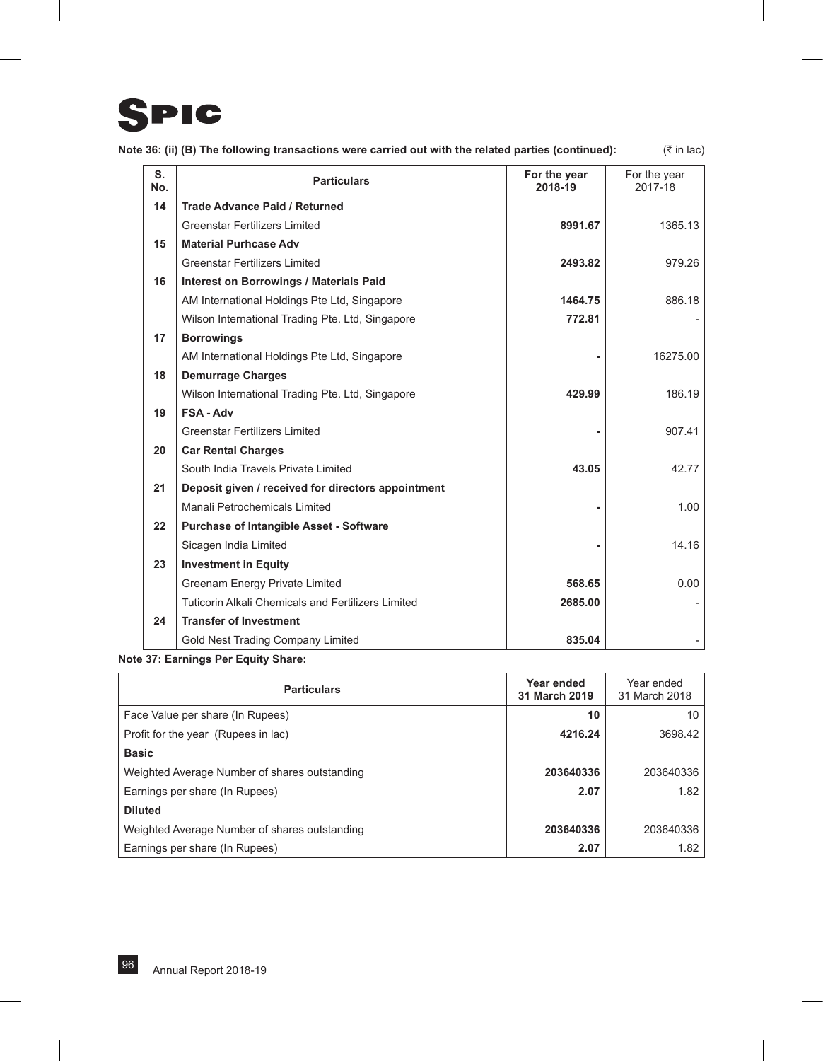**Note 36: (ii) (B) The following transactions were carried out with the related parties (continued):** (₹ in lac)

| S. No. | Particulars | For the year 2018-19 | For the year 2017-18 |
|---|---|---|---|
| 14 | **Trade Advance Paid / Returned** | | |
| | Greenstar Fertilizers Limited | **8991.67** | 1365.13 |
| 15 | **Material Purhcase Adv** | | |
| | Greenstar Fertilizers Limited | **2493.82** | 979.26 |
| 16 | **Interest on Borrowings / Materials Paid** | | |
| | AM International Holdings Pte Ltd, Singapore | **1464.75** | 886.18 |
| | Wilson International Trading Pte. Ltd, Singapore | **772.81** | - |
| 17 | **Borrowings** | | |
| | AM International Holdings Pte Ltd, Singapore | **-** | 16275.00 |
| 18 | **Demurrage Charges** | | |
| | Wilson International Trading Pte. Ltd, Singapore | **429.99** | 186.19 |
| 19 | **FSA - Adv** | | |
| | Greenstar Fertilizers Limited | **-** | 907.41 |
| 20 | **Car Rental Charges** | | |
| | South India Travels Private Limited | **43.05** | 42.77 |
| 21 | **Deposit given / received for directors appointment** | | |
| | Manali Petrochemicals Limited | **-** | 1.00 |
| 22 | **Purchase of Intangible Asset - Software** | | |
| | Sicagen India Limited | **-** | 14.16 |
| 23 | **Investment in Equity** | | |
| | Greenam Energy Private Limited | **568.65** | 0.00 |
| | Tuticorin Alkali Chemicals and Fertilizers Limited | **2685.00** | - |
| 24 | **Transfer of Investment** | | |
| | Gold Nest Trading Company Limited | **835.04** | - |

**Note 37: Earnings Per Equity Share:**

| Particulars | Year ended 31 March 2019 | Year ended 31 March 2018 |
|---|---|---|
| Face Value per share (In Rupees) | **10** | 10 |
| Profit for the year (Rupees in lac) | **4216.24** | 3698.42 |
| **Basic** | | |
| Weighted Average Number of shares outstanding | **203640336** | 203640336 |
| Earnings per share (In Rupees) | **2.07** | 1.82 |
| **Diluted** | | |
| Weighted Average Number of shares outstanding | **203640336** | 203640336 |
| Earnings per share (In Rupees) | **2.07** | 1.82 |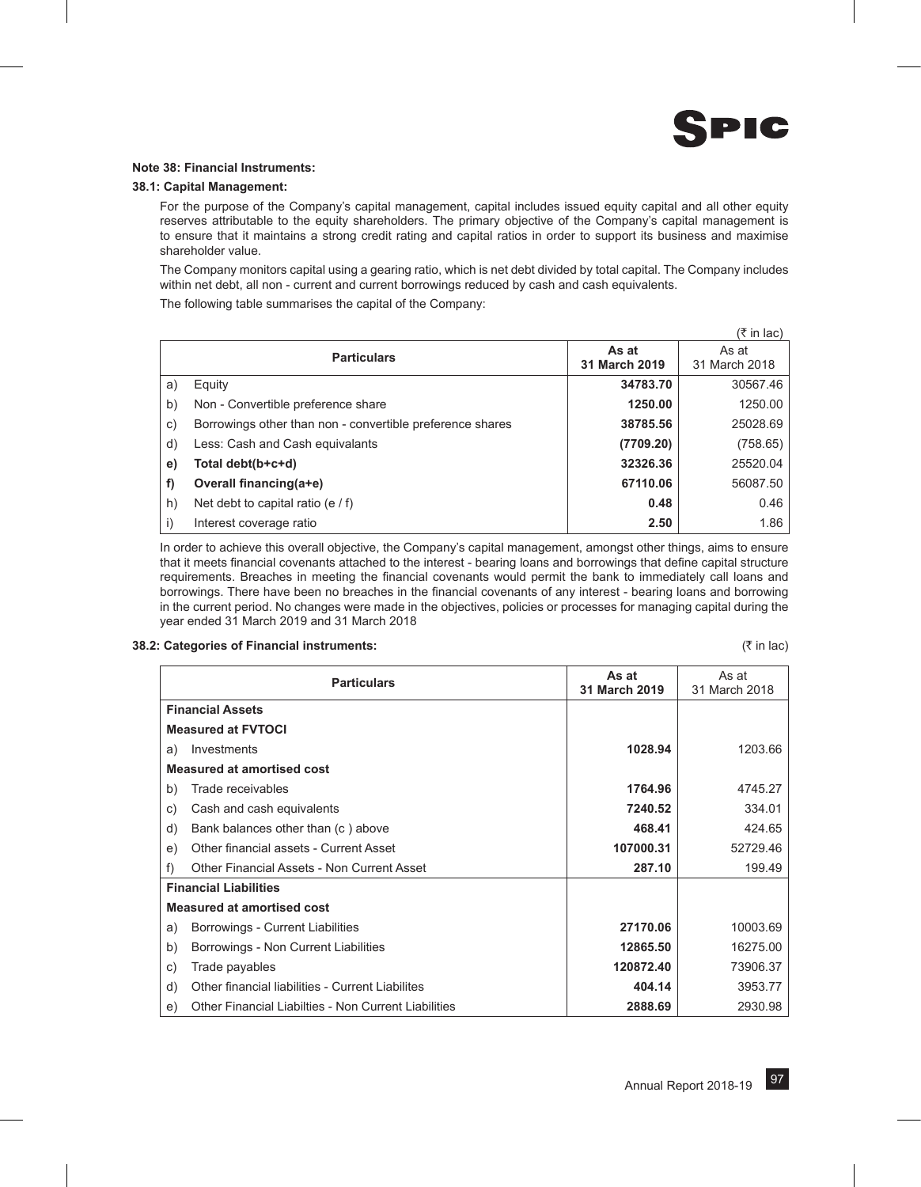### Note 38: Financial Instruments:

#### 38.1: Capital Management:

For the purpose of the Company's capital management, capital includes issued equity capital and all other equity reserves attributable to the equity shareholders. The primary objective of the Company's capital management is to ensure that it maintains a strong credit rating and capital ratios in order to support its business and maximise shareholder value.

The Company monitors capital using a gearing ratio, which is net debt divided by total capital. The Company includes within net debt, all non - current and current borrowings reduced by cash and cash equivalents.

The following table summarises the capital of the Company:

(₹ in lac)

| | Particulars | As at 31 March 2019 | As at 31 March 2018 |
|---|---|---|---|
| a) | Equity | **34783.70** | 30567.46 |
| b) | Non - Convertible preference share | **1250.00** | 1250.00 |
| c) | Borrowings other than non - convertible preference shares | **38785.56** | 25028.69 |
| d) | Less: Cash and Cash equivalants | **(7709.20)** | (758.65) |
| **e)** | **Total debt(b+c+d)** | **32326.36** | 25520.04 |
| **f)** | **Overall financing(a+e)** | **67110.06** | 56087.50 |
| h) | Net debt to capital ratio (e / f) | **0.48** | 0.46 |
| i) | Interest coverage ratio | **2.50** | 1.86 |

In order to achieve this overall objective, the Company's capital management, amongst other things, aims to ensure that it meets financial covenants attached to the interest - bearing loans and borrowings that define capital structure requirements. Breaches in meeting the financial covenants would permit the bank to immediately call loans and borrowings. There have been no breaches in the financial covenants of any interest - bearing loans and borrowing in the current period. No changes were made in the objectives, policies or processes for managing capital during the year ended 31 March 2019 and 31 March 2018

#### 38.2: Categories of Financial instruments:

(₹ in lac)

| | Particulars | As at 31 March 2019 | As at 31 March 2018 |
|---|---|---|---|
| | **Financial Assets** | | |
| | **Measured at FVTOCI** | | |
| a) | Investments | **1028.94** | 1203.66 |
| | **Measured at amortised cost** | | |
| b) | Trade receivables | **1764.96** | 4745.27 |
| c) | Cash and cash equivalents | **7240.52** | 334.01 |
| d) | Bank balances other than (c ) above | **468.41** | 424.65 |
| e) | Other financial assets - Current Asset | **107000.31** | 52729.46 |
| f) | Other Financial Assets - Non Current Asset | **287.10** | 199.49 |
| | **Financial Liabilities** | | |
| | **Measured at amortised cost** | | |
| a) | Borrowings - Current Liabilities | **27170.06** | 10003.69 |
| b) | Borrowings - Non Current Liabilities | **12865.50** | 16275.00 |
| c) | Trade payables | **120872.40** | 73906.37 |
| d) | Other financial liabilities - Current Liabilites | **404.14** | 3953.77 |
| e) | Other Financial Liabilties - Non Current Liabilities | **2888.69** | 2930.98 |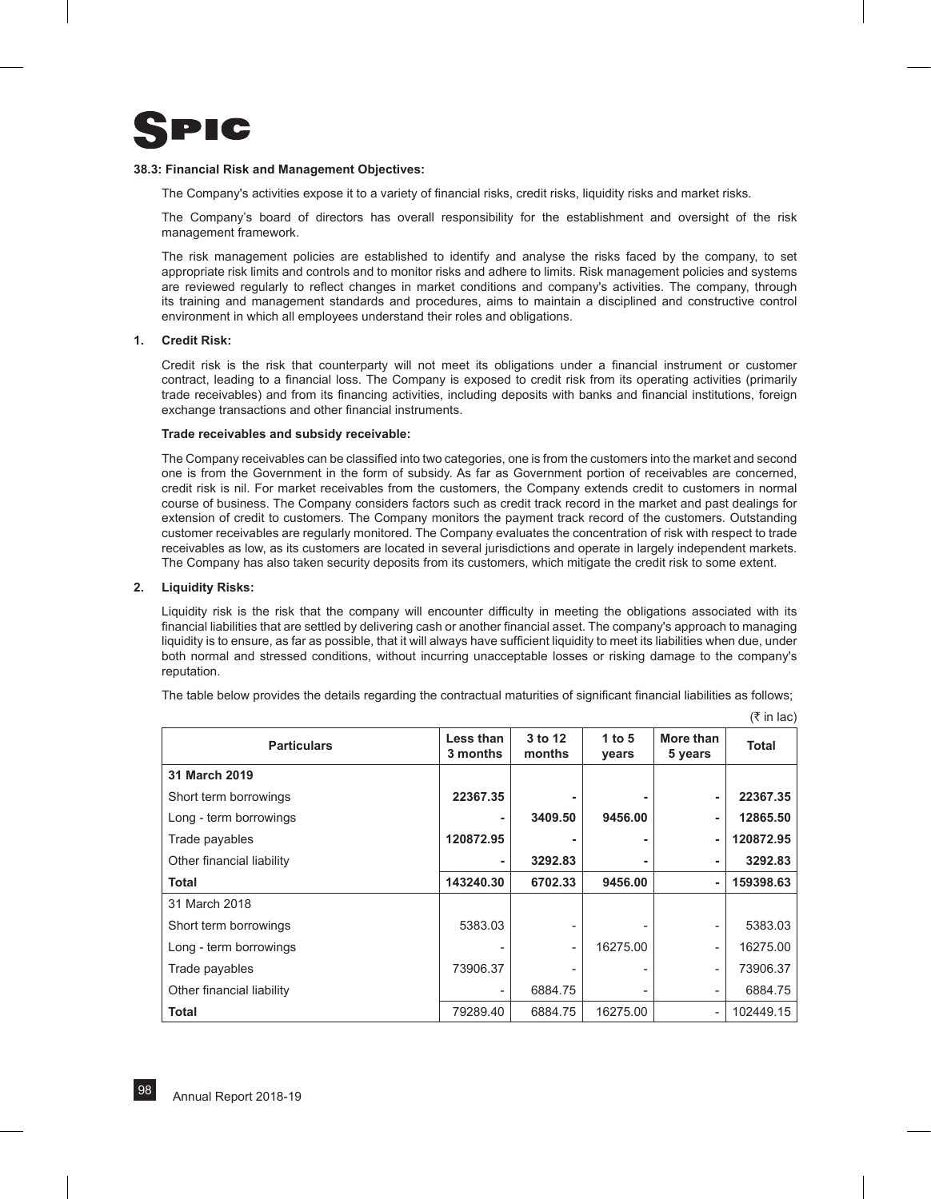### 38.3: Financial Risk and Management Objectives:

The Company's activities expose it to a variety of financial risks, credit risks, liquidity risks and market risks.

The Company's board of directors has overall responsibility for the establishment and oversight of the risk management framework.

The risk management policies are established to identify and analyse the risks faced by the company, to set appropriate risk limits and controls and to monitor risks and adhere to limits. Risk management policies and systems are reviewed regularly to reflect changes in market conditions and company's activities. The company, through its training and management standards and procedures, aims to maintain a disciplined and constructive control environment in which all employees understand their roles and obligations.

**1. Credit Risk:**

Credit risk is the risk that counterparty will not meet its obligations under a financial instrument or customer contract, leading to a financial loss. The Company is exposed to credit risk from its operating activities (primarily trade receivables) and from its financing activities, including deposits with banks and financial institutions, foreign exchange transactions and other financial instruments.

**Trade receivables and subsidy receivable:**

The Company receivables can be classified into two categories, one is from the customers into the market and second one is from the Government in the form of subsidy. As far as Government portion of receivables are concerned, credit risk is nil. For market receivables from the customers, the Company extends credit to customers in normal course of business. The Company considers factors such as credit track record in the market and past dealings for extension of credit to customers. The Company monitors the payment track record of the customers. Outstanding customer receivables are regularly monitored. The Company evaluates the concentration of risk with respect to trade receivables as low, as its customers are located in several jurisdictions and operate in largely independent markets. The Company has also taken security deposits from its customers, which mitigate the credit risk to some extent.

**2. Liquidity Risks:**

Liquidity risk is the risk that the company will encounter difficulty in meeting the obligations associated with its financial liabilities that are settled by delivering cash or another financial asset. The company's approach to managing liquidity is to ensure, as far as possible, that it will always have sufficient liquidity to meet its liabilities when due, under both normal and stressed conditions, without incurring unacceptable losses or risking damage to the company's reputation.

The table below provides the details regarding the contractual maturities of significant financial liabilities as follows;

(₹ in lac)

| Particulars | Less than 3 months | 3 to 12 months | 1 to 5 years | More than 5 years | Total |
|---|---|---|---|---|---|
| **31 March 2019** | | | | | |
| Short term borrowings | **22367.35** | **-** | **-** | **-** | **22367.35** |
| Long - term borrowings | **-** | **3409.50** | **9456.00** | **-** | **12865.50** |
| Trade payables | **120872.95** | **-** | **-** | **-** | **120872.95** |
| Other financial liability | **-** | **3292.83** | **-** | **-** | **3292.83** |
| **Total** | **143240.30** | **6702.33** | **9456.00** | **-** | **159398.63** |
| 31 March 2018 | | | | | |
| Short term borrowings | 5383.03 | - | - | - | 5383.03 |
| Long - term borrowings | - | - | 16275.00 | - | 16275.00 |
| Trade payables | 73906.37 | - | - | - | 73906.37 |
| Other financial liability | - | 6884.75 | - | - | 6884.75 |
| **Total** | 79289.40 | 6884.75 | 16275.00 | - | 102449.15 |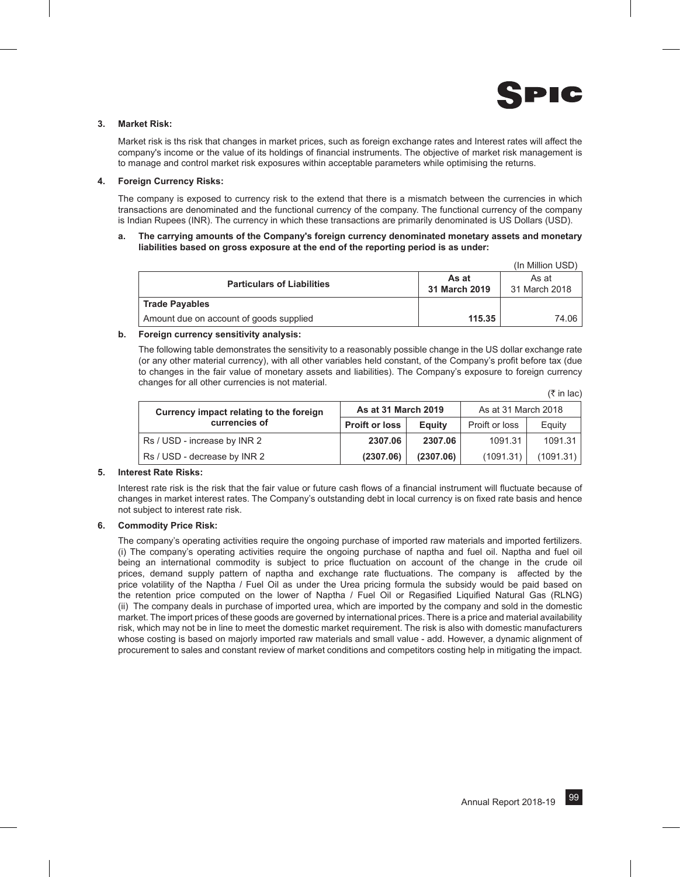### 3. Market Risk:

Market risk is ths risk that changes in market prices, such as foreign exchange rates and Interest rates will affect the company's income or the value of its holdings of financial instruments. The objective of market risk management is to manage and control market risk exposures within acceptable parameters while optimising the returns.

### 4. Foreign Currency Risks:

The company is exposed to currency risk to the extend that there is a mismatch between the currencies in which transactions are denominated and the functional currency of the company. The functional currency of the company is Indian Rupees (INR). The currency in which these transactions are primarily denominated is US Dollars (USD).

**a. The carrying amounts of the Company's foreign currency denominated monetary assets and monetary liabilities based on gross exposure at the end of the reporting period is as under:**

(In Million USD)

| Particulars of Liabilities | As at 31 March 2019 | As at 31 March 2018 |
|---|---|---|
| **Trade Payables** | | |
| Amount due on account of goods supplied | **115.35** | 74.06 |

**b. Foreign currency sensitivity analysis:**

The following table demonstrates the sensitivity to a reasonably possible change in the US dollar exchange rate (or any other material currency), with all other variables held constant, of the Company's profit before tax (due to changes in the fair value of monetary assets and liabilities). The Company's exposure to foreign currency changes for all other currencies is not material.

(₹ in lac)

| Currency impact relating to the foreign currencies of | As at 31 March 2019 | | As at 31 March 2018 | |
|---|---|---|---|---|
| | Proift or loss | Equity | Proift or loss | Equity |
| Rs / USD - increase by INR 2 | **2307.06** | **2307.06** | 1091.31 | 1091.31 |
| Rs / USD - decrease by INR 2 | **(2307.06)** | **(2307.06)** | (1091.31) | (1091.31) |

### 5. Interest Rate Risks:

Interest rate risk is the risk that the fair value or future cash flows of a financial instrument will fluctuate because of changes in market interest rates. The Company's outstanding debt in local currency is on fixed rate basis and hence not subject to interest rate risk.

### 6. Commodity Price Risk:

The company's operating activities require the ongoing purchase of imported raw materials and imported fertilizers. (i) The company's operating activities require the ongoing purchase of naptha and fuel oil. Naptha and fuel oil being an international commodity is subject to price fluctuation on account of the change in the crude oil prices, demand supply pattern of naptha and exchange rate fluctuations. The company is affected by the price volatility of the Naptha / Fuel Oil as under the Urea pricing formula the subsidy would be paid based on the retention price computed on the lower of Naptha / Fuel Oil or Regasified Liquified Natural Gas (RLNG) (ii) The company deals in purchase of imported urea, which are imported by the company and sold in the domestic market. The import prices of these goods are governed by international prices. There is a price and material availability risk, which may not be in line to meet the domestic market requirement. The risk is also with domestic manufacturers whose costing is based on majorly imported raw materials and small value - add. However, a dynamic alignment of procurement to sales and constant review of market conditions and competitors costing help in mitigating the impact.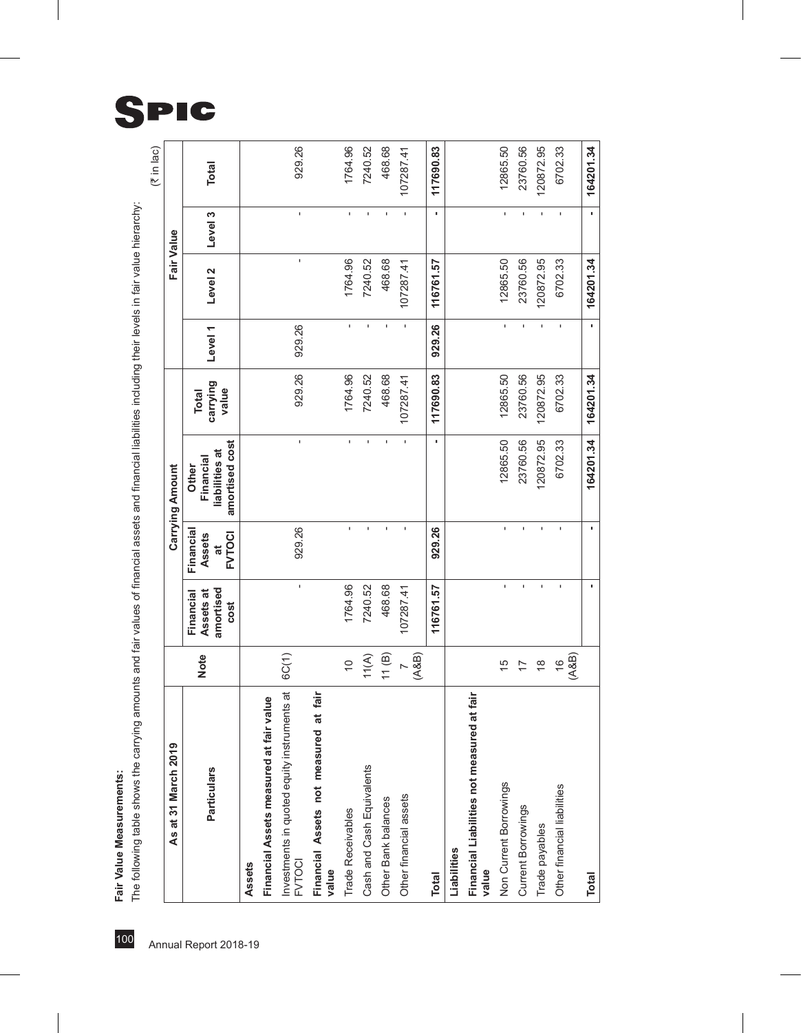**Fair Value Measurements:**

The following table shows the carrying amounts and fair values of financial assets and financial liabilities including their levels in fair value hierarchy:

(₹ in lac)

| As at 31 March 2019 | | Carrying Amount | | | | Fair Value | | | |
|---|---|---|---|---|---|---|---|---|---|
| Particulars | Note | Financial Assets at amortised cost | Financial Assets at FVTOCI | Other Financial liabilities at amortised cost | Total carrying value | Level 1 | Level 2 | Level 3 | Total |
| **Assets** | | | | | | | | | |
| **Financial Assets measured at fair value** | | | | | | | | | |
| Investments in quoted equity instruments at FVTOCI | 6C(1) | - | 929.26 | - | 929.26 | 929.26 | - | - | 929.26 |
| **Financial Assets not measured at fair value** | | | | | | | | | |
| Trade Receivables | 10 | 1764.96 | - | - | 1764.96 | - | 1764.96 | - | 1764.96 |
| Cash and Cash Equivalents | 11(A) | 7240.52 | - | - | 7240.52 | - | 7240.52 | - | 7240.52 |
| Other Bank balances | 11 (B) | 468.68 | - | - | 468.68 | - | 468.68 | - | 468.68 |
| Other financial assets | 7 (A&B) | 107287.41 | - | - | 107287.41 | - | 107287.41 | - | 107287.41 |
| **Total** | | **116761.57** | **929.26** | **-** | **117690.83** | **929.26** | **116761.57** | **-** | **117690.83** |
| **Liabilities** | | | | | | | | | |
| **Financial Liabilities not measured at fair value** | | | | | | | | | |
| Non Current Borrowings | 15 | - | - | 12865.50 | 12865.50 | - | 12865.50 | - | 12865.50 |
| Current Borrowings | 17 | - | - | 23760.56 | 23760.56 | - | 23760.56 | - | 23760.56 |
| Trade payables | 18 | - | - | 120872.95 | 120872.95 | - | 120872.95 | - | 120872.95 |
| Other financial liabilities | 16 (A&B) | - | - | 6702.33 | 6702.33 | - | 6702.33 | - | 6702.33 |
| **Total** | | **-** | **-** | **164201.34** | **164201.34** | **-** | **164201.34** | **-** | **164201.34** |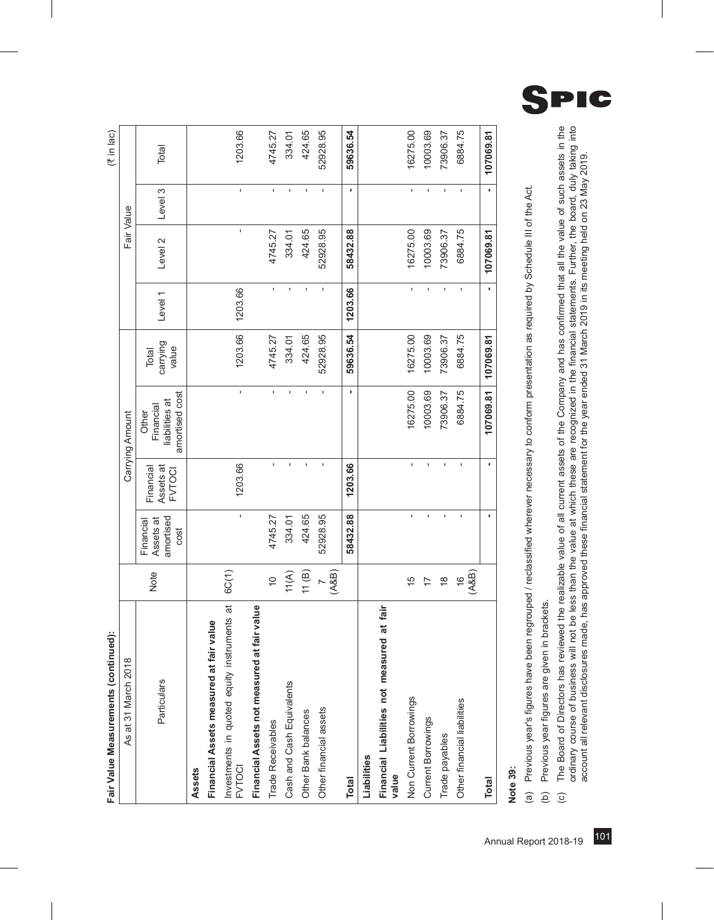**Fair Value Measurements (continued):**

(₹ in lac)

| As at 31 March 2018 | | Carrying Amount | | | | Fair Value | | | |
|---|---|---|---|---|---|---|---|---|---|
| Particulars | Note | Financial Assets at amortised cost | Financial Assets at FVTOCI | Other Financial liabilities at amortised cost | Total carrying value | Level 1 | Level 2 | Level 3 | Total |
| **Assets** | | | | | | | | | |
| **Financial Assets measured at fair value** | | | | | | | | | |
| Investments in quoted equity instruments at FVTOCI | 6C(1) | - | 1203.66 | - | 1203.66 | 1203.66 | - | - | 1203.66 |
| **Financial Assets not measured at fair value** | | | | | | | | | |
| Trade Receivables | 10 | 4745.27 | - | - | 4745.27 | - | 4745.27 | - | 4745.27 |
| Cash and Cash Equivalents | 11(A) | 334.01 | - | - | 334.01 | - | 334.01 | - | 334.01 |
| Other Bank balances | 11 (B) | 424.65 | - | - | 424.65 | - | 424.65 | - | 424.65 |
| Other financial assets | 7 (A&B) | 52928.95 | - | - | 52928.95 | - | 52928.95 | - | 52928.95 |
| **Total** | | **58432.88** | **1203.66** | **-** | **59636.54** | **1203.66** | **58432.88** | **-** | **59636.54** |
| **Liabilities** | | | | | | | | | |
| **Financial Liabilities not measured at fair value** | | | | | | | | | |
| Non Current Borrowings | 15 | - | - | 16275.00 | 16275.00 | - | 16275.00 | - | 16275.00 |
| Current Borrowings | 17 | - | - | 10003.69 | 10003.69 | - | 10003.69 | - | 10003.69 |
| Trade payables | 18 | - | - | 73906.37 | 73906.37 | - | 73906.37 | - | 73906.37 |
| Other financial liabilities | 16 (A&B) | - | - | 6884.75 | 6884.75 | - | 6884.75 | - | 6884.75 |
| **Total** | | **-** | **-** | **107069.81** | **107069.81** | **-** | **107069.81** | **-** | **107069.81** |

**Note 39:**

(a) Previous year's figures have been regrouped / reclassified wherever necessary to conform presentation as required by Schedule III of the Act.

(b) Previous year figures are given in brackets.

(c) The Board of Directors has reviewed the realizable value of all current assets of the Company and has confirmed that all the value of such assets in the ordinary course of business will not be less than the value at which these are recognized in the financial statements. Further, the board, duly taking into account all relevant disclosures made, has approved these financial statement for the year ended 31 March 2019 in its meeting held on 23 May 2019.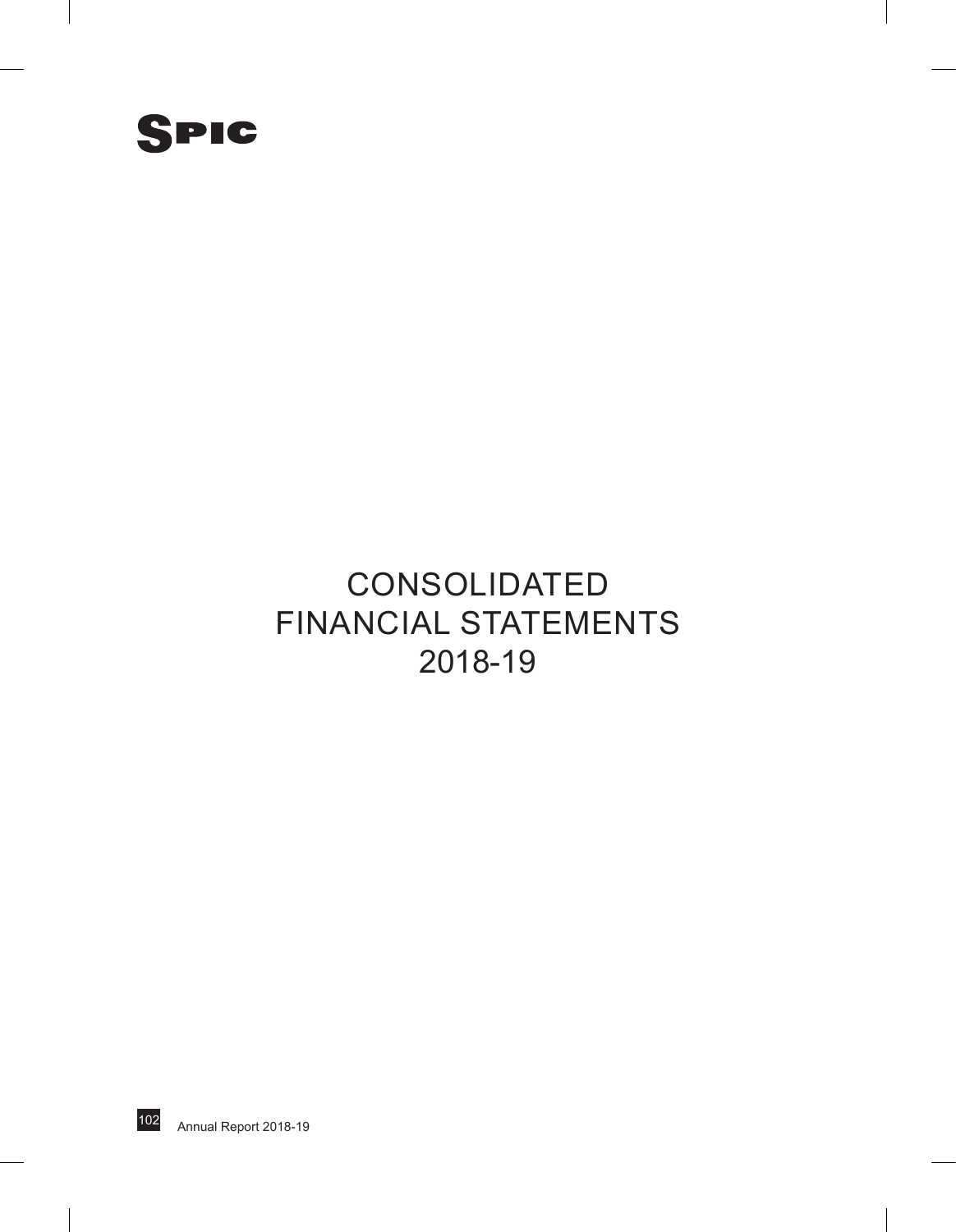# SPIC

# CONSOLIDATED FINANCIAL STATEMENTS 2018-19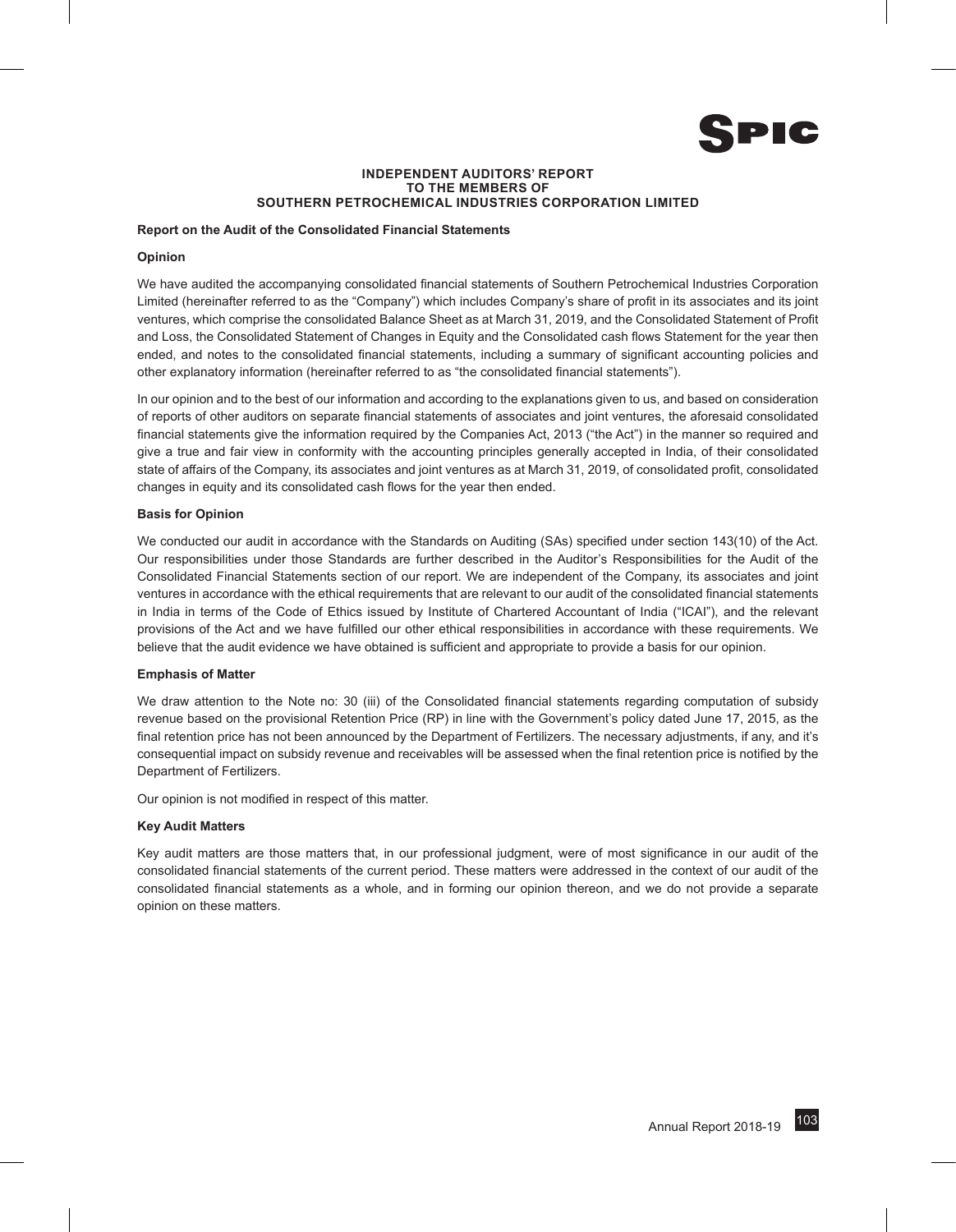# INDEPENDENT AUDITORS' REPORT
# TO THE MEMBERS OF
# SOUTHERN PETROCHEMICAL INDUSTRIES CORPORATION LIMITED

**Report on the Audit of the Consolidated Financial Statements**

**Opinion**

We have audited the accompanying consolidated financial statements of Southern Petrochemical Industries Corporation Limited (hereinafter referred to as the "Company") which includes Company's share of profit in its associates and its joint ventures, which comprise the consolidated Balance Sheet as at March 31, 2019, and the Consolidated Statement of Profit and Loss, the Consolidated Statement of Changes in Equity and the Consolidated cash flows Statement for the year then ended, and notes to the consolidated financial statements, including a summary of significant accounting policies and other explanatory information (hereinafter referred to as "the consolidated financial statements").

In our opinion and to the best of our information and according to the explanations given to us, and based on consideration of reports of other auditors on separate financial statements of associates and joint ventures, the aforesaid consolidated financial statements give the information required by the Companies Act, 2013 ("the Act") in the manner so required and give a true and fair view in conformity with the accounting principles generally accepted in India, of their consolidated state of affairs of the Company, its associates and joint ventures as at March 31, 2019, of consolidated profit, consolidated changes in equity and its consolidated cash flows for the year then ended.

**Basis for Opinion**

We conducted our audit in accordance with the Standards on Auditing (SAs) specified under section 143(10) of the Act. Our responsibilities under those Standards are further described in the Auditor's Responsibilities for the Audit of the Consolidated Financial Statements section of our report. We are independent of the Company, its associates and joint ventures in accordance with the ethical requirements that are relevant to our audit of the consolidated financial statements in India in terms of the Code of Ethics issued by Institute of Chartered Accountant of India ("ICAI"), and the relevant provisions of the Act and we have fulfilled our other ethical responsibilities in accordance with these requirements. We believe that the audit evidence we have obtained is sufficient and appropriate to provide a basis for our opinion.

**Emphasis of Matter**

We draw attention to the Note no: 30 (iii) of the Consolidated financial statements regarding computation of subsidy revenue based on the provisional Retention Price (RP) in line with the Government's policy dated June 17, 2015, as the final retention price has not been announced by the Department of Fertilizers. The necessary adjustments, if any, and it's consequential impact on subsidy revenue and receivables will be assessed when the final retention price is notified by the Department of Fertilizers.

Our opinion is not modified in respect of this matter.

**Key Audit Matters**

Key audit matters are those matters that, in our professional judgment, were of most significance in our audit of the consolidated financial statements of the current period. These matters were addressed in the context of our audit of the consolidated financial statements as a whole, and in forming our opinion thereon, and we do not provide a separate opinion on these matters.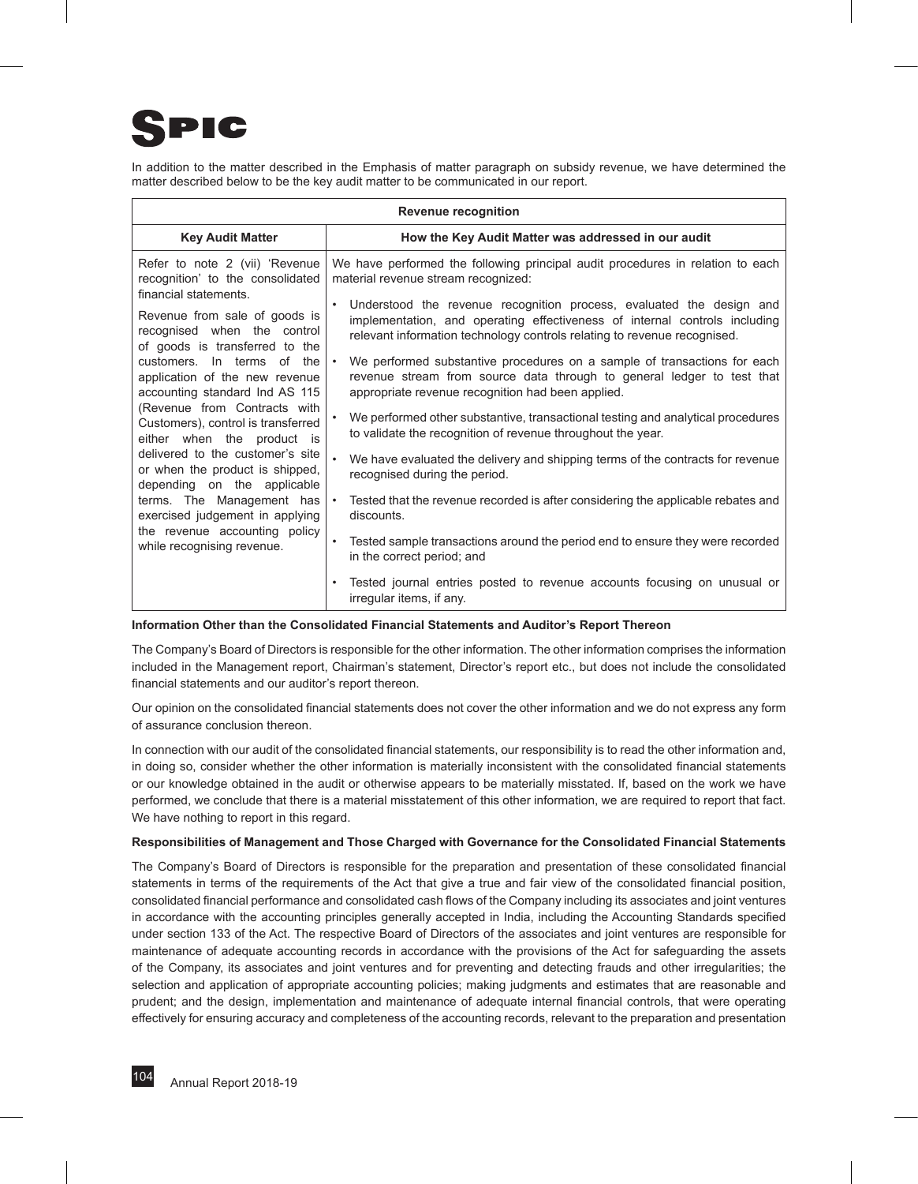In addition to the matter described in the Emphasis of matter paragraph on subsidy revenue, we have determined the matter described below to be the key audit matter to be communicated in our report.

| Revenue recognition | |
|---|---|
| **Key Audit Matter** | **How the Key Audit Matter was addressed in our audit** |
| Refer to note 2 (vii) 'Revenue recognition' to the consolidated financial statements.<br><br>Revenue from sale of goods is recognised when the control of goods is transferred to the customers. In terms of the application of the new revenue accounting standard Ind AS 115 (Revenue from Contracts with Customers), control is transferred either when the product is delivered to the customer's site or when the product is shipped, depending on the applicable terms. The Management has exercised judgement in applying the revenue accounting policy while recognising revenue. | We have performed the following principal audit procedures in relation to each material revenue stream recognized:<br><br>• Understood the revenue recognition process, evaluated the design and implementation, and operating effectiveness of internal controls including relevant information technology controls relating to revenue recognised.<br><br>• We performed substantive procedures on a sample of transactions for each revenue stream from source data through to general ledger to test that appropriate revenue recognition had been applied.<br><br>• We performed other substantive, transactional testing and analytical procedures to validate the recognition of revenue throughout the year.<br><br>• We have evaluated the delivery and shipping terms of the contracts for revenue recognised during the period.<br><br>• Tested that the revenue recorded is after considering the applicable rebates and discounts.<br><br>• Tested sample transactions around the period end to ensure they were recorded in the correct period; and<br><br>• Tested journal entries posted to revenue accounts focusing on unusual or irregular items, if any. |

**Information Other than the Consolidated Financial Statements and Auditor's Report Thereon**

The Company's Board of Directors is responsible for the other information. The other information comprises the information included in the Management report, Chairman's statement, Director's report etc., but does not include the consolidated financial statements and our auditor's report thereon.

Our opinion on the consolidated financial statements does not cover the other information and we do not express any form of assurance conclusion thereon.

In connection with our audit of the consolidated financial statements, our responsibility is to read the other information and, in doing so, consider whether the other information is materially inconsistent with the consolidated financial statements or our knowledge obtained in the audit or otherwise appears to be materially misstated. If, based on the work we have performed, we conclude that there is a material misstatement of this other information, we are required to report that fact. We have nothing to report in this regard.

**Responsibilities of Management and Those Charged with Governance for the Consolidated Financial Statements**

The Company's Board of Directors is responsible for the preparation and presentation of these consolidated financial statements in terms of the requirements of the Act that give a true and fair view of the consolidated financial position, consolidated financial performance and consolidated cash flows of the Company including its associates and joint ventures in accordance with the accounting principles generally accepted in India, including the Accounting Standards specified under section 133 of the Act. The respective Board of Directors of the associates and joint ventures are responsible for maintenance of adequate accounting records in accordance with the provisions of the Act for safeguarding the assets of the Company, its associates and joint ventures and for preventing and detecting frauds and other irregularities; the selection and application of appropriate accounting policies; making judgments and estimates that are reasonable and prudent; and the design, implementation and maintenance of adequate internal financial controls, that were operating effectively for ensuring accuracy and completeness of the accounting records, relevant to the preparation and presentation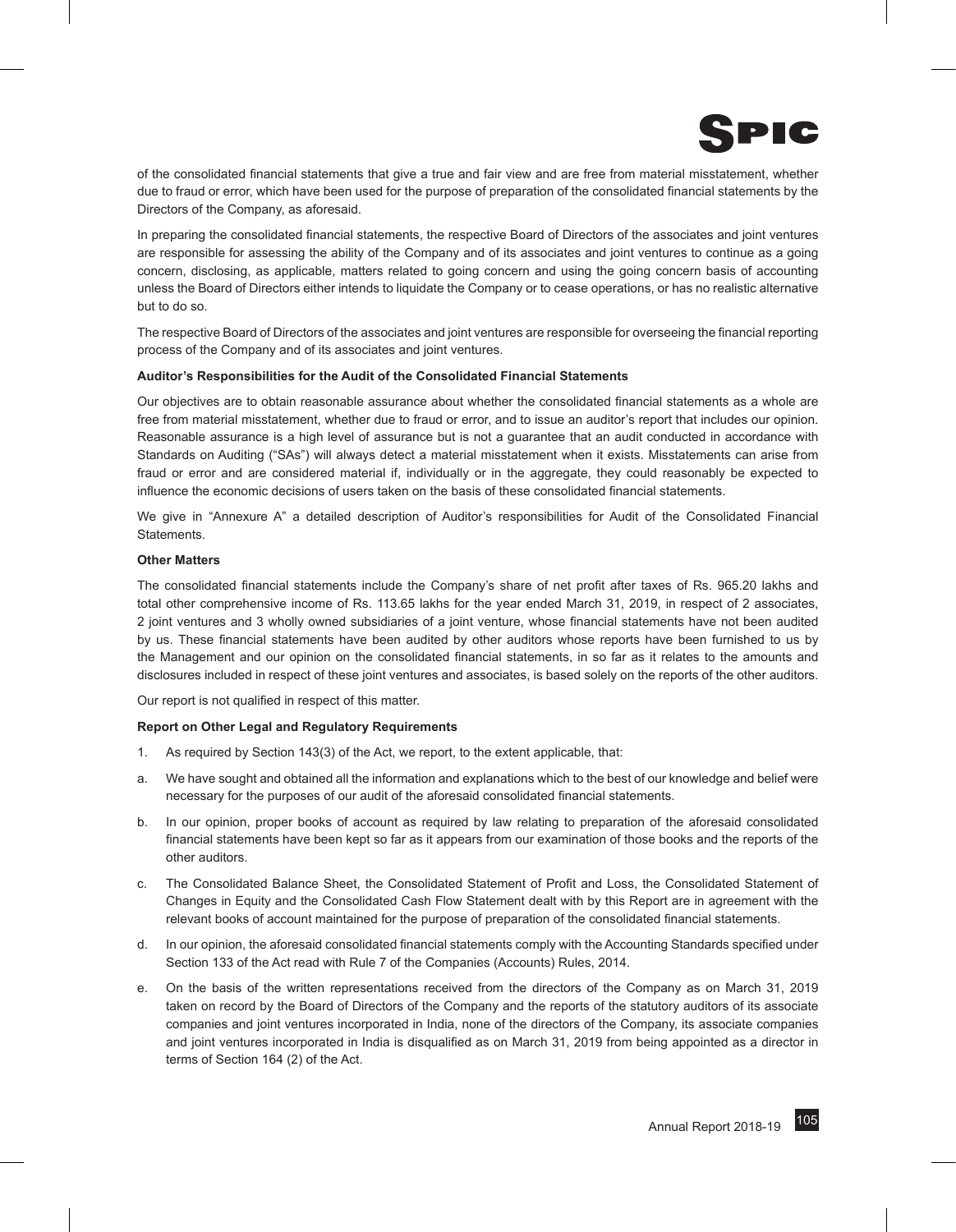of the consolidated financial statements that give a true and fair view and are free from material misstatement, whether due to fraud or error, which have been used for the purpose of preparation of the consolidated financial statements by the Directors of the Company, as aforesaid.

In preparing the consolidated financial statements, the respective Board of Directors of the associates and joint ventures are responsible for assessing the ability of the Company and of its associates and joint ventures to continue as a going concern, disclosing, as applicable, matters related to going concern and using the going concern basis of accounting unless the Board of Directors either intends to liquidate the Company or to cease operations, or has no realistic alternative but to do so.

The respective Board of Directors of the associates and joint ventures are responsible for overseeing the financial reporting process of the Company and of its associates and joint ventures.

**Auditor's Responsibilities for the Audit of the Consolidated Financial Statements**

Our objectives are to obtain reasonable assurance about whether the consolidated financial statements as a whole are free from material misstatement, whether due to fraud or error, and to issue an auditor's report that includes our opinion. Reasonable assurance is a high level of assurance but is not a guarantee that an audit conducted in accordance with Standards on Auditing ("SAs") will always detect a material misstatement when it exists. Misstatements can arise from fraud or error and are considered material if, individually or in the aggregate, they could reasonably be expected to influence the economic decisions of users taken on the basis of these consolidated financial statements.

We give in "Annexure A" a detailed description of Auditor's responsibilities for Audit of the Consolidated Financial Statements.

**Other Matters**

The consolidated financial statements include the Company's share of net profit after taxes of Rs. 965.20 lakhs and total other comprehensive income of Rs. 113.65 lakhs for the year ended March 31, 2019, in respect of 2 associates, 2 joint ventures and 3 wholly owned subsidiaries of a joint venture, whose financial statements have not been audited by us. These financial statements have been audited by other auditors whose reports have been furnished to us by the Management and our opinion on the consolidated financial statements, in so far as it relates to the amounts and disclosures included in respect of these joint ventures and associates, is based solely on the reports of the other auditors.

Our report is not qualified in respect of this matter.

**Report on Other Legal and Regulatory Requirements**

1. As required by Section 143(3) of the Act, we report, to the extent applicable, that:

a. We have sought and obtained all the information and explanations which to the best of our knowledge and belief were necessary for the purposes of our audit of the aforesaid consolidated financial statements.

b. In our opinion, proper books of account as required by law relating to preparation of the aforesaid consolidated financial statements have been kept so far as it appears from our examination of those books and the reports of the other auditors.

c. The Consolidated Balance Sheet, the Consolidated Statement of Profit and Loss, the Consolidated Statement of Changes in Equity and the Consolidated Cash Flow Statement dealt with by this Report are in agreement with the relevant books of account maintained for the purpose of preparation of the consolidated financial statements.

d. In our opinion, the aforesaid consolidated financial statements comply with the Accounting Standards specified under Section 133 of the Act read with Rule 7 of the Companies (Accounts) Rules, 2014.

e. On the basis of the written representations received from the directors of the Company as on March 31, 2019 taken on record by the Board of Directors of the Company and the reports of the statutory auditors of its associate companies and joint ventures incorporated in India, none of the directors of the Company, its associate companies and joint ventures incorporated in India is disqualified as on March 31, 2019 from being appointed as a director in terms of Section 164 (2) of the Act.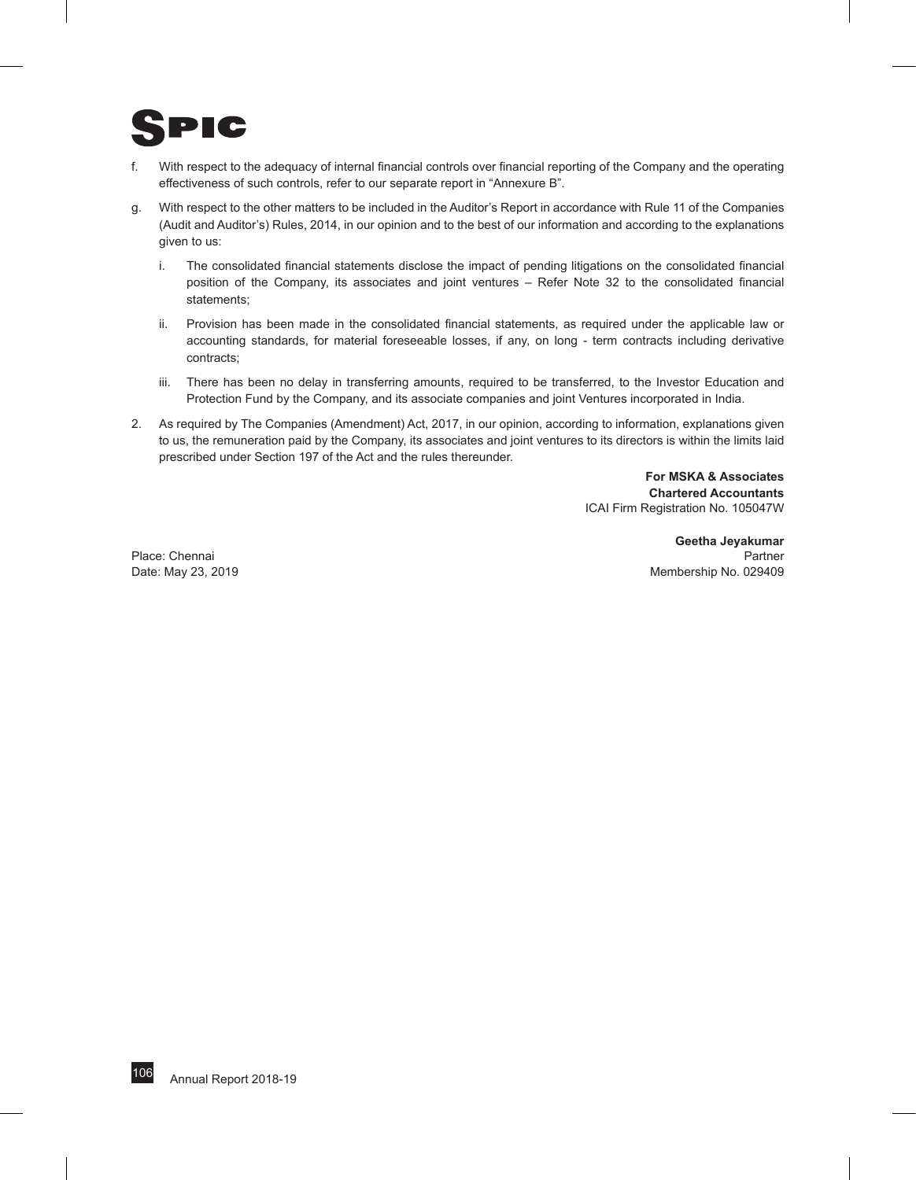f. With respect to the adequacy of internal financial controls over financial reporting of the Company and the operating effectiveness of such controls, refer to our separate report in "Annexure B".

g. With respect to the other matters to be included in the Auditor's Report in accordance with Rule 11 of the Companies (Audit and Auditor's) Rules, 2014, in our opinion and to the best of our information and according to the explanations given to us:

   i. The consolidated financial statements disclose the impact of pending litigations on the consolidated financial position of the Company, its associates and joint ventures – Refer Note 32 to the consolidated financial statements;

   ii. Provision has been made in the consolidated financial statements, as required under the applicable law or accounting standards, for material foreseeable losses, if any, on long - term contracts including derivative contracts;

   iii. There has been no delay in transferring amounts, required to be transferred, to the Investor Education and Protection Fund by the Company, and its associate companies and joint Ventures incorporated in India.

2. As required by The Companies (Amendment) Act, 2017, in our opinion, according to information, explanations given to us, the remuneration paid by the Company, its associates and joint ventures to its directors is within the limits laid prescribed under Section 197 of the Act and the rules thereunder.

**For MSKA & Associates**
**Chartered Accountants**
ICAI Firm Registration No. 105047W

**Geetha Jeyakumar**
Partner
Membership No. 029409

Place: Chennai
Date: May 23, 2019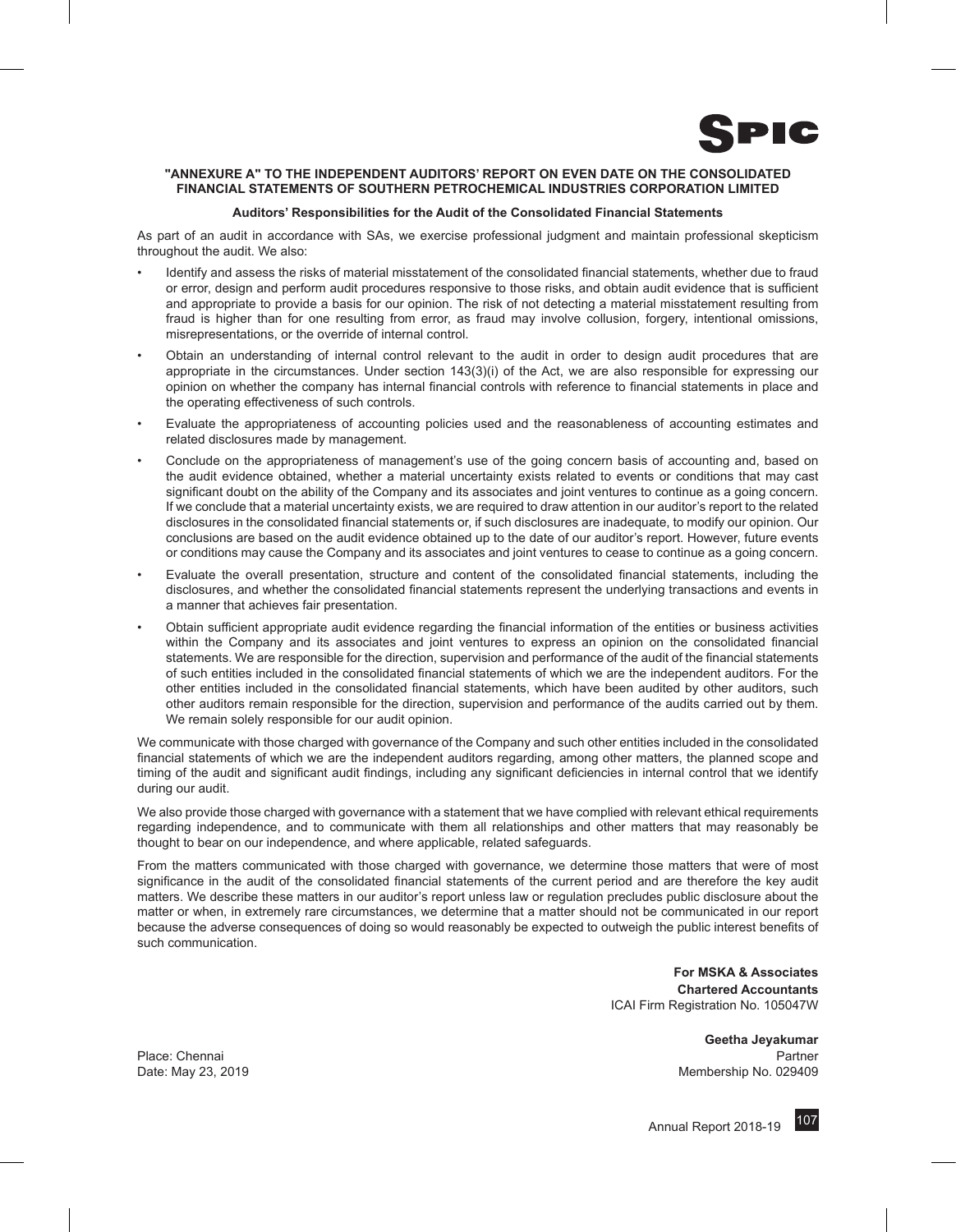## "ANNEXURE A" TO THE INDEPENDENT AUDITORS' REPORT ON EVEN DATE ON THE CONSOLIDATED FINANCIAL STATEMENTS OF SOUTHERN PETROCHEMICAL INDUSTRIES CORPORATION LIMITED

### Auditors' Responsibilities for the Audit of the Consolidated Financial Statements

As part of an audit in accordance with SAs, we exercise professional judgment and maintain professional skepticism throughout the audit. We also:

- Identify and assess the risks of material misstatement of the consolidated financial statements, whether due to fraud or error, design and perform audit procedures responsive to those risks, and obtain audit evidence that is sufficient and appropriate to provide a basis for our opinion. The risk of not detecting a material misstatement resulting from fraud is higher than for one resulting from error, as fraud may involve collusion, forgery, intentional omissions, misrepresentations, or the override of internal control.
- Obtain an understanding of internal control relevant to the audit in order to design audit procedures that are appropriate in the circumstances. Under section 143(3)(i) of the Act, we are also responsible for expressing our opinion on whether the company has internal financial controls with reference to financial statements in place and the operating effectiveness of such controls.
- Evaluate the appropriateness of accounting policies used and the reasonableness of accounting estimates and related disclosures made by management.
- Conclude on the appropriateness of management's use of the going concern basis of accounting and, based on the audit evidence obtained, whether a material uncertainty exists related to events or conditions that may cast significant doubt on the ability of the Company and its associates and joint ventures to continue as a going concern. If we conclude that a material uncertainty exists, we are required to draw attention in our auditor's report to the related disclosures in the consolidated financial statements or, if such disclosures are inadequate, to modify our opinion. Our conclusions are based on the audit evidence obtained up to the date of our auditor's report. However, future events or conditions may cause the Company and its associates and joint ventures to cease to continue as a going concern.
- Evaluate the overall presentation, structure and content of the consolidated financial statements, including the disclosures, and whether the consolidated financial statements represent the underlying transactions and events in a manner that achieves fair presentation.
- Obtain sufficient appropriate audit evidence regarding the financial information of the entities or business activities within the Company and its associates and joint ventures to express an opinion on the consolidated financial statements. We are responsible for the direction, supervision and performance of the audit of the financial statements of such entities included in the consolidated financial statements of which we are the independent auditors. For the other entities included in the consolidated financial statements, which have been audited by other auditors, such other auditors remain responsible for the direction, supervision and performance of the audits carried out by them. We remain solely responsible for our audit opinion.

We communicate with those charged with governance of the Company and such other entities included in the consolidated financial statements of which we are the independent auditors regarding, among other matters, the planned scope and timing of the audit and significant audit findings, including any significant deficiencies in internal control that we identify during our audit.

We also provide those charged with governance with a statement that we have complied with relevant ethical requirements regarding independence, and to communicate with them all relationships and other matters that may reasonably be thought to bear on our independence, and where applicable, related safeguards.

From the matters communicated with those charged with governance, we determine those matters that were of most significance in the audit of the consolidated financial statements of the current period and are therefore the key audit matters. We describe these matters in our auditor's report unless law or regulation precludes public disclosure about the matter or when, in extremely rare circumstances, we determine that a matter should not be communicated in our report because the adverse consequences of doing so would reasonably be expected to outweigh the public interest benefits of such communication.

**For MSKA & Associates**
**Chartered Accountants**
ICAI Firm Registration No. 105047W

**Geetha Jeyakumar**
Partner
Membership No. 029409

Place: Chennai
Date: May 23, 2019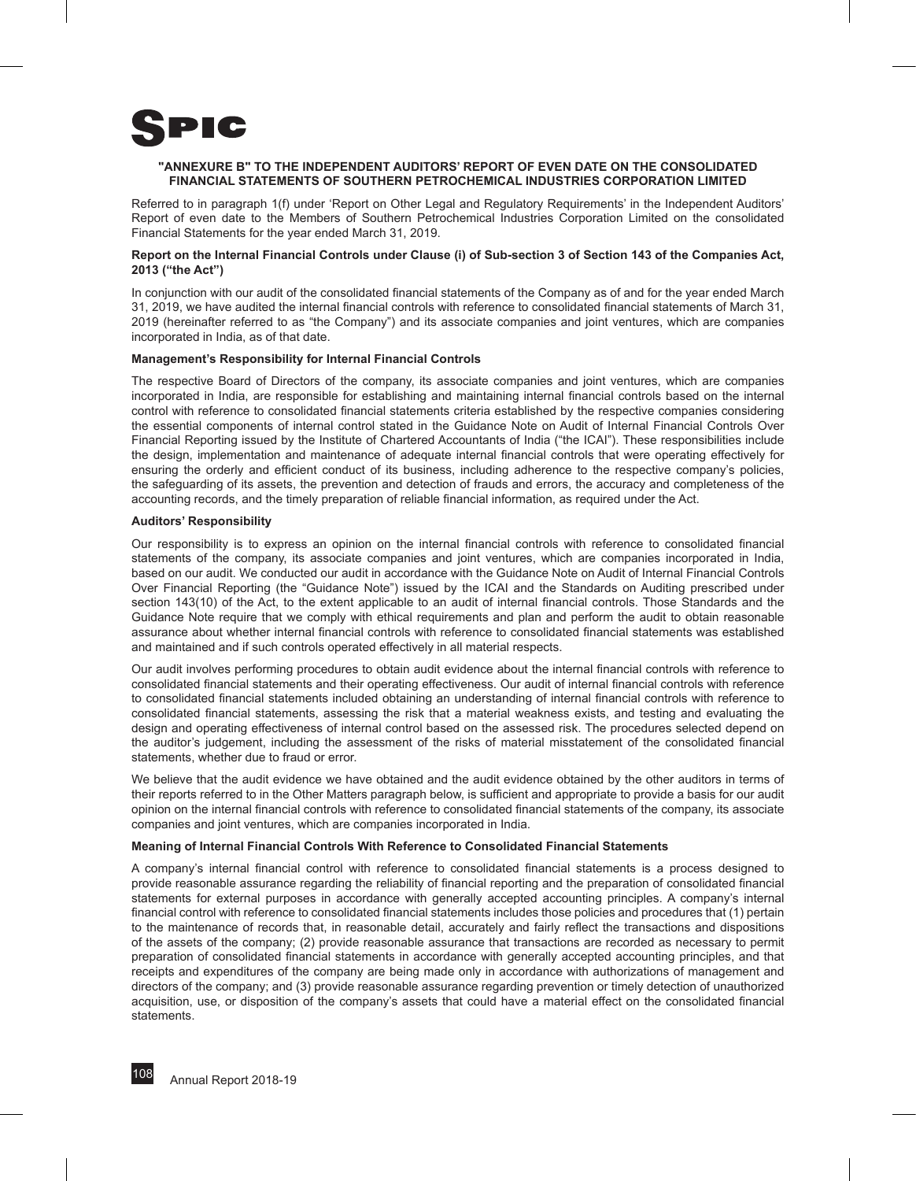# "ANNEXURE B" TO THE INDEPENDENT AUDITORS' REPORT OF EVEN DATE ON THE CONSOLIDATED FINANCIAL STATEMENTS OF SOUTHERN PETROCHEMICAL INDUSTRIES CORPORATION LIMITED

Referred to in paragraph 1(f) under 'Report on Other Legal and Regulatory Requirements' in the Independent Auditors' Report of even date to the Members of Southern Petrochemical Industries Corporation Limited on the consolidated Financial Statements for the year ended March 31, 2019.

**Report on the Internal Financial Controls under Clause (i) of Sub-section 3 of Section 143 of the Companies Act, 2013 ("the Act")**

In conjunction with our audit of the consolidated financial statements of the Company as of and for the year ended March 31, 2019, we have audited the internal financial controls with reference to consolidated financial statements of March 31, 2019 (hereinafter referred to as "the Company") and its associate companies and joint ventures, which are companies incorporated in India, as of that date.

**Management's Responsibility for Internal Financial Controls**

The respective Board of Directors of the company, its associate companies and joint ventures, which are companies incorporated in India, are responsible for establishing and maintaining internal financial controls based on the internal control with reference to consolidated financial statements criteria established by the respective companies considering the essential components of internal control stated in the Guidance Note on Audit of Internal Financial Controls Over Financial Reporting issued by the Institute of Chartered Accountants of India ("the ICAI"). These responsibilities include the design, implementation and maintenance of adequate internal financial controls that were operating effectively for ensuring the orderly and efficient conduct of its business, including adherence to the respective company's policies, the safeguarding of its assets, the prevention and detection of frauds and errors, the accuracy and completeness of the accounting records, and the timely preparation of reliable financial information, as required under the Act.

**Auditors' Responsibility**

Our responsibility is to express an opinion on the internal financial controls with reference to consolidated financial statements of the company, its associate companies and joint ventures, which are companies incorporated in India, based on our audit. We conducted our audit in accordance with the Guidance Note on Audit of Internal Financial Controls Over Financial Reporting (the "Guidance Note") issued by the ICAI and the Standards on Auditing prescribed under section 143(10) of the Act, to the extent applicable to an audit of internal financial controls. Those Standards and the Guidance Note require that we comply with ethical requirements and plan and perform the audit to obtain reasonable assurance about whether internal financial controls with reference to consolidated financial statements was established and maintained and if such controls operated effectively in all material respects.

Our audit involves performing procedures to obtain audit evidence about the internal financial controls with reference to consolidated financial statements and their operating effectiveness. Our audit of internal financial controls with reference to consolidated financial statements included obtaining an understanding of internal financial controls with reference to consolidated financial statements, assessing the risk that a material weakness exists, and testing and evaluating the design and operating effectiveness of internal control based on the assessed risk. The procedures selected depend on the auditor's judgement, including the assessment of the risks of material misstatement of the consolidated financial statements, whether due to fraud or error.

We believe that the audit evidence we have obtained and the audit evidence obtained by the other auditors in terms of their reports referred to in the Other Matters paragraph below, is sufficient and appropriate to provide a basis for our audit opinion on the internal financial controls with reference to consolidated financial statements of the company, its associate companies and joint ventures, which are companies incorporated in India.

**Meaning of Internal Financial Controls With Reference to Consolidated Financial Statements**

A company's internal financial control with reference to consolidated financial statements is a process designed to provide reasonable assurance regarding the reliability of financial reporting and the preparation of consolidated financial statements for external purposes in accordance with generally accepted accounting principles. A company's internal financial control with reference to consolidated financial statements includes those policies and procedures that (1) pertain to the maintenance of records that, in reasonable detail, accurately and fairly reflect the transactions and dispositions of the assets of the company; (2) provide reasonable assurance that transactions are recorded as necessary to permit preparation of consolidated financial statements in accordance with generally accepted accounting principles, and that receipts and expenditures of the company are being made only in accordance with authorizations of management and directors of the company; and (3) provide reasonable assurance regarding prevention or timely detection of unauthorized acquisition, use, or disposition of the company's assets that could have a material effect on the consolidated financial statements.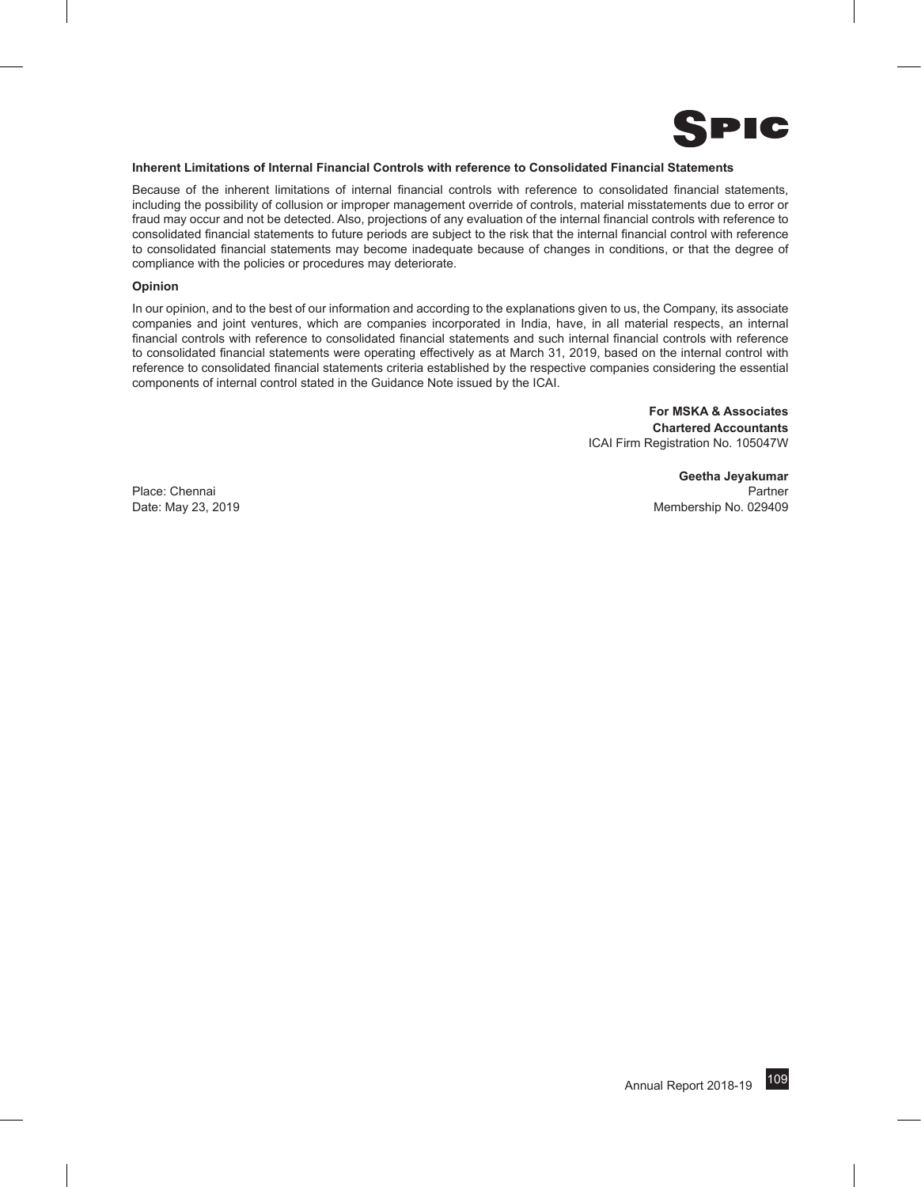**Inherent Limitations of Internal Financial Controls with reference to Consolidated Financial Statements**

Because of the inherent limitations of internal financial controls with reference to consolidated financial statements, including the possibility of collusion or improper management override of controls, material misstatements due to error or fraud may occur and not be detected. Also, projections of any evaluation of the internal financial controls with reference to consolidated financial statements to future periods are subject to the risk that the internal financial control with reference to consolidated financial statements may become inadequate because of changes in conditions, or that the degree of compliance with the policies or procedures may deteriorate.

**Opinion**

In our opinion, and to the best of our information and according to the explanations given to us, the Company, its associate companies and joint ventures, which are companies incorporated in India, have, in all material respects, an internal financial controls with reference to consolidated financial statements and such internal financial controls with reference to consolidated financial statements were operating effectively as at March 31, 2019, based on the internal control with reference to consolidated financial statements criteria established by the respective companies considering the essential components of internal control stated in the Guidance Note issued by the ICAI.

**For MSKA & Associates**
**Chartered Accountants**
ICAI Firm Registration No. 105047W

**Geetha Jeyakumar**
Partner
Membership No. 029409

Place: Chennai
Date: May 23, 2019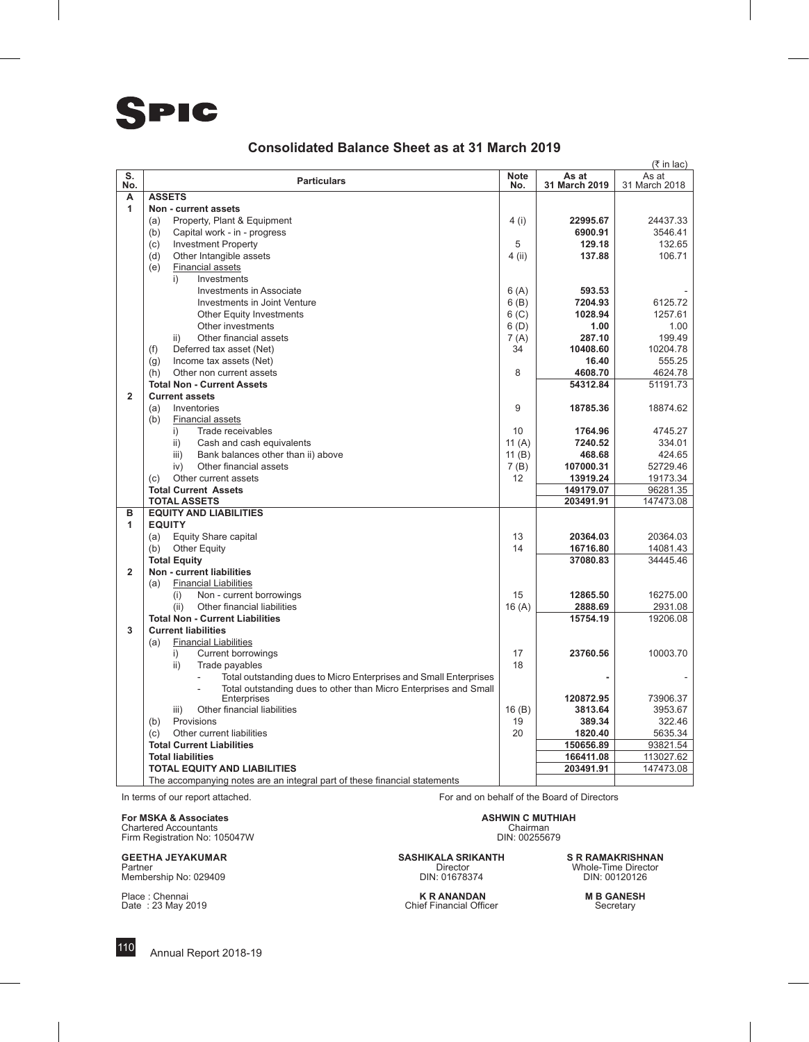# SPIC

## Consolidated Balance Sheet as at 31 March 2019

(₹ in lac)

| S. No. | Particulars | Note No. | As at 31 March 2019 | As at 31 March 2018 |
|---|---|---|---|---|
| **A** | **ASSETS** | | | |
| **1** | **Non - current assets** | | | |
| | (a) Property, Plant & Equipment | 4 (i) | **22995.67** | 24437.33 |
| | (b) Capital work - in - progress | | **6900.91** | 3546.41 |
| | (c) Investment Property | 5 | **129.18** | 132.65 |
| | (d) Other Intangible assets | 4 (ii) | **137.88** | 106.71 |
| | (e) Financial assets | | | |
| | i) Investments | | | |
| | Investments in Associate | 6 (A) | **593.53** | - |
| | Investments in Joint Venture | 6 (B) | **7204.93** | 6125.72 |
| | Other Equity Investments | 6 (C) | **1028.94** | 1257.61 |
| | Other investments | 6 (D) | **1.00** | 1.00 |
| | ii) Other financial assets | 7 (A) | **287.10** | 199.49 |
| | (f) Deferred tax asset (Net) | 34 | **10408.60** | 10204.78 |
| | (g) Income tax assets (Net) | | **16.40** | 555.25 |
| | (h) Other non current assets | 8 | **4608.70** | 4624.78 |
| | **Total Non - Current Assets** | | **54312.84** | 51191.73 |
| **2** | **Current assets** | | | |
| | (a) Inventories | 9 | **18785.36** | 18874.62 |
| | (b) Financial assets | | | |
| | i) Trade receivables | 10 | **1764.96** | 4745.27 |
| | ii) Cash and cash equivalents | 11 (A) | **7240.52** | 334.01 |
| | iii) Bank balances other than ii) above | 11 (B) | **468.68** | 424.65 |
| | iv) Other financial assets | 7 (B) | **107000.31** | 52729.46 |
| | (c) Other current assets | 12 | **13919.24** | 19173.34 |
| | **Total Current Assets** | | **149179.07** | 96281.35 |
| | **TOTAL ASSETS** | | **203491.91** | 147473.08 |
| **B** | **EQUITY AND LIABILITIES** | | | |
| **1** | **EQUITY** | | | |
| | (a) Equity Share capital | 13 | **20364.03** | 20364.03 |
| | (b) Other Equity | 14 | **16716.80** | 14081.43 |
| | **Total Equity** | | **37080.83** | 34445.46 |
| **2** | **Non - current liabilities** | | | |
| | (a) Financial Liabilities | | | |
| | (i) Non - current borrowings | 15 | **12865.50** | 16275.00 |
| | (ii) Other financial liabilities | 16 (A) | **2888.69** | 2931.08 |
| | **Total Non - Current Liabilities** | | **15754.19** | 19206.08 |
| **3** | **Current liabilities** | | | |
| | (a) Financial Liabilities | | | |
| | i) Current borrowings | 17 | **23760.56** | 10003.70 |
| | ii) Trade payables | 18 | | |
| | - Total outstanding dues to Micro Enterprises and Small Enterprises | | **-** | - |
| | - Total outstanding dues to other than Micro Enterprises and Small Enterprises | | **120872.95** | 73906.37 |
| | iii) Other financial liabilities | 16 (B) | **3813.64** | 3953.67 |
| | (b) Provisions | 19 | **389.34** | 322.46 |
| | (c) Other current liabilities | 20 | **1820.40** | 5635.34 |
| | **Total Current Liabilities** | | **150656.89** | 93821.54 |
| | **Total liabilities** | | **166411.08** | 113027.62 |
| | **TOTAL EQUITY AND LIABILITIES** | | **203491.91** | 147473.08 |
| | The accompanying notes are an integral part of these financial statements | | | |

In terms of our report attached.

**For MSKA & Associates**
Chartered Accountants
Firm Registration No: 105047W

**GEETHA JEYAKUMAR**
Partner
Membership No: 029409

Place : Chennai
Date : 23 May 2019

For and on behalf of the Board of Directors

**ASHWIN C MUTHIAH**
Chairman
DIN: 00255679

**SASHIKALA SRIKANTH**
Director
DIN: 01678374

**S R RAMAKRISHNAN**
Whole-Time Director
DIN: 00120126

**K R ANANDAN**
Chief Financial Officer

**M B GANESH**
Secretary

Annual Report 2018-19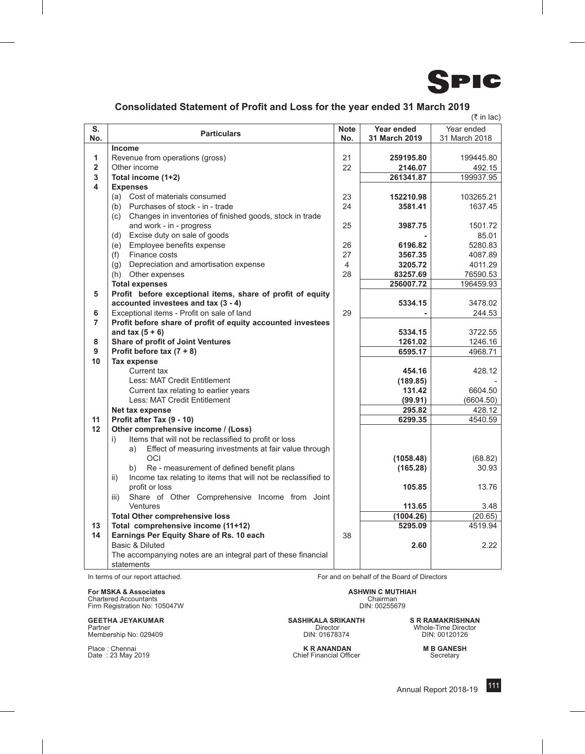SPIC

## Consolidated Statement of Profit and Loss for the year ended 31 March 2019

(₹ in lac)

| S. No. | Particulars | Note No. | Year ended 31 March 2019 | Year ended 31 March 2018 |
|---|---|---|---|---|
| | **Income** | | | |
| 1 | Revenue from operations (gross) | 21 | **259195.80** | 199445.80 |
| 2 | Other income | 22 | **2146.07** | 492.15 |
| 3 | **Total income (1+2)** | | **261341.87** | 199937.95 |
| 4 | **Expenses** | | | |
| | (a) Cost of materials consumed | 23 | **152210.98** | 103265.21 |
| | (b) Purchases of stock - in - trade | 24 | **3581.41** | 1637.45 |
| | (c) Changes in inventories of finished goods, stock in trade and work - in - progress | 25 | **3987.75** | 1501.72 |
| | (d) Excise duty on sale of goods | | **-** | 85.01 |
| | (e) Employee benefits expense | 26 | **6196.82** | 5280.83 |
| | (f) Finance costs | 27 | **3567.35** | 4087.89 |
| | (g) Depreciation and amortisation expense | 4 | **3205.72** | 4011.29 |
| | (h) Other expenses | 28 | **83257.69** | 76590.53 |
| | **Total expenses** | | **256007.72** | 196459.93 |
| 5 | **Profit before exceptional items, share of profit of equity accounted investees and tax (3 - 4)** | | **5334.15** | 3478.02 |
| 6 | Exceptional items - Profit on sale of land | 29 | **-** | 244.53 |
| 7 | **Profit before share of profit of equity accounted investees and tax (5 + 6)** | | **5334.15** | 3722.55 |
| 8 | **Share of profit of Joint Ventures** | | **1261.02** | 1246.16 |
| 9 | **Profit before tax (7 + 8)** | | **6595.17** | 4968.71 |
| 10 | **Tax expense** | | | |
| | Current tax | | **454.16** | 428.12 |
| | Less: MAT Credit Entitlement | | **(189.85)** | - |
| | Current tax relating to earlier years | | **131.42** | 6604.50 |
| | Less: MAT Credit Entitlement | | **(99.91)** | (6604.50) |
| | **Net tax expense** | | **295.82** | 428.12 |
| 11 | **Profit after Tax (9 - 10)** | | **6299.35** | 4540.59 |
| 12 | **Other comprehensive income / (Loss)** | | | |
| | i) Items that will not be reclassified to profit or loss | | | |
| | a) Effect of measuring investments at fair value through OCI | | **(1058.48)** | (68.82) |
| | b) Re - measurement of defined benefit plans | | **(165.28)** | 30.93 |
| | ii) Income tax relating to items that will not be reclassified to profit or loss | | **105.85** | 13.76 |
| | iii) Share of Other Comprehensive Income from Joint Ventures | | **113.65** | 3.48 |
| | **Total Other comprehensive loss** | | **(1004.26)** | (20.65) |
| 13 | **Total comprehensive income (11+12)** | | **5295.09** | 4519.94 |
| 14 | **Earnings Per Equity Share of Rs. 10 each** | 38 | | |
| | Basic & Diluted | | **2.60** | 2.22 |
| | The accompanying notes are an integral part of these financial statements | | | |

In terms of our report attached.

For and on behalf of the Board of Directors

**For MSKA & Associates**
Chartered Accountants
Firm Registration No: 105047W

**ASHWIN C MUTHIAH**
Chairman
DIN: 00255679

**GEETHA JEYAKUMAR**
Partner
Membership No: 029409

**SASHIKALA SRIKANTH**
Director
DIN: 01678374

**S R RAMAKRISHNAN**
Whole-Time Director
DIN: 00120126

Place : Chennai
Date : 23 May 2019

**K R ANANDAN**
Chief Financial Officer

**M B GANESH**
Secretary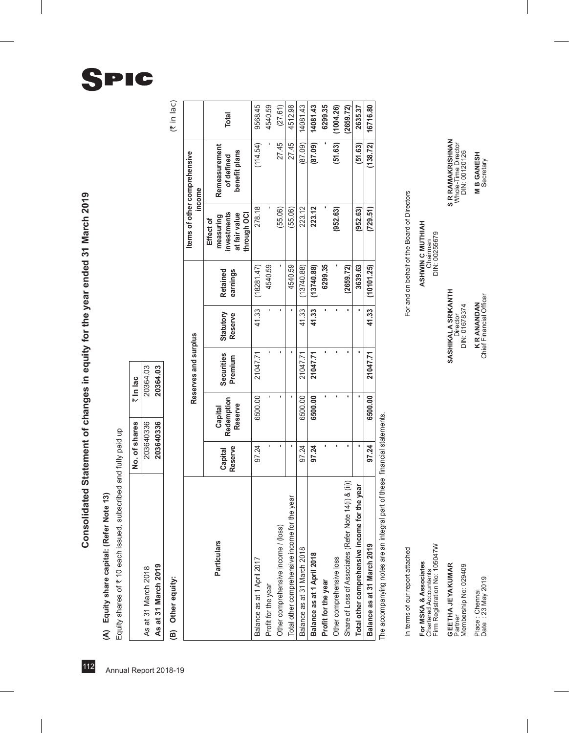# Consolidated Statement of changes in equity for the year ended 31 March 2019

**(A) Equity share capital: (Refer Note 13)**

Equity shares of ₹ 10 each issued, subscribed and fully paid up

| | No. of shares | ₹ In lac |
|---|---|---|
| As at 31 March 2018 | 203640336 | 20364.03 |
| **As at 31 March 2019** | **203640336** | **20364.03** |

**(B) Other equity:**

(₹ in lac)

| Particulars | Reserves and surplus | | | | | Items of other comprehensive income | | Total |
|---|---|---|---|---|---|---|---|---|
| | Capital Reserve | Capital Redemption Reserve | Securities Premium | Statutory Reserve | Retained earnings | Effect of measuring investments at fair value through OCI | Remeasurement of defined benefit plans | |
| Balance as at 1 April 2017 | 97.24 | 6500.00 | 21047.71 | 41.33 | (18281.47) | 278.18 | (114.54) | 9568.45 |
| Profit for the year | - | - | - | - | 4540.59 | - | - | 4540.59 |
| Other comprehensive income / (loss) | - | - | - | - | - | (55.06) | 27.45 | (27.61) |
| Total other comprehensive income for the year | - | - | - | - | 4540.59 | (55.06) | 27.45 | 4512.98 |
| Balance as at 31 March 2018 | 97.24 | 6500.00 | 21047.71 | 41.33 | (13740.88) | 223.12 | (87.09) | 14081.43 |
| **Balance as at 1 April 2018** | **97.24** | **6500.00** | **21047.71** | **41.33** | **(13740.88)** | **223.12** | **(87.09)** | **14081.43** |
| **Profit for the year** | - | - | - | - | **6299.35** | - | - | **6299.35** |
| Other comprehensive loss | - | - | - | - | - | (952.63) | (51.63) | (1004.26) |
| Share of Loss of Associates (Refer Note 14(i) & (ii)) | - | - | - | - | (2659.72) | | | (2659.72) |
| **Total other comprehensive income for the year** | - | - | - | - | **3639.63** | **(952.63)** | **(51.63)** | **2635.37** |
| **Balance as at 31 March 2019** | **97.24** | **6500.00** | **21047.71** | **41.33** | **(10101.25)** | **(729.51)** | **(138.72)** | **16716.80** |

The accompanying notes are an integral part of these financial statements.

In terms of our report attached

For and on behalf of the Board of Directors

**For MSKA & Associates**
Chartered Accountants
Firm Registration No: 105047W

**ASHWIN C MUTHIAH**
Chairman
DIN: 00255679

**GEETHA JEYAKUMAR**
Partner
Membership No: 029409

**SASHIKALA SRIKANTH**
Director
DIN: 01678374

**S R RAMAKRISHNAN**
Whole-Time Director
DIN: 00120126

Place : Chennai
Date : 23 May 2019

**K R ANANDAN**
Chief Financial Officer

**M B GANESH**
Secretary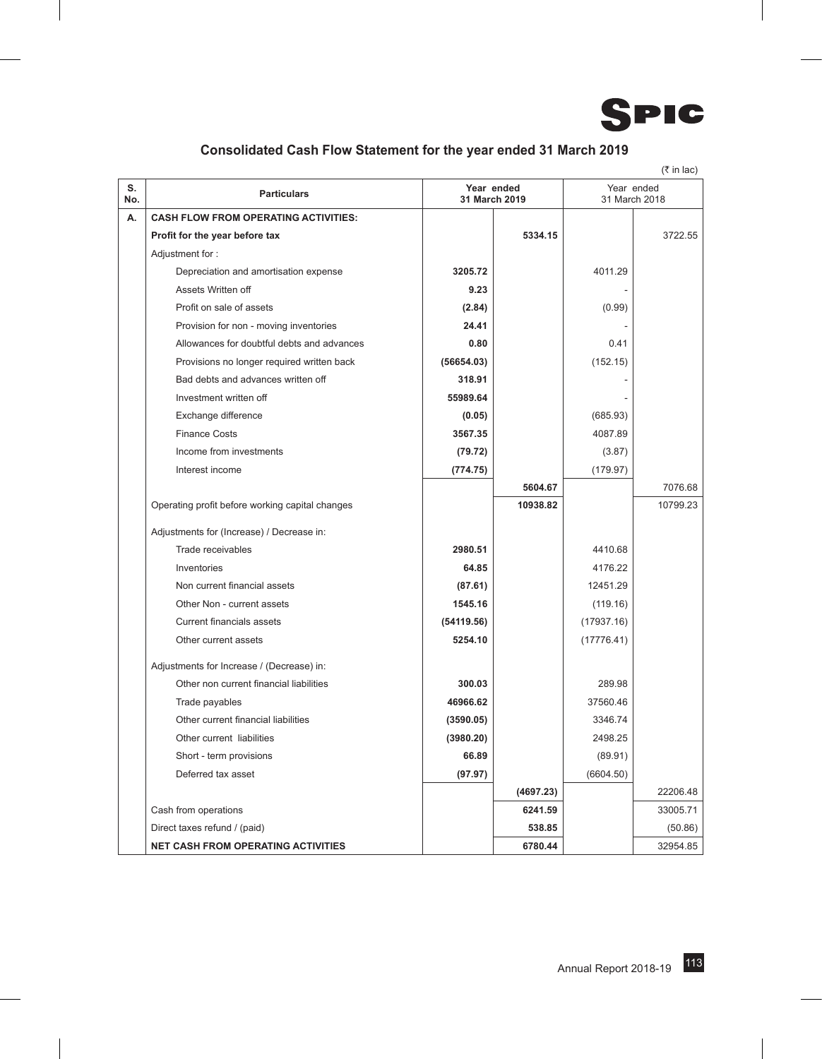# Consolidated Cash Flow Statement for the year ended 31 March 2019

(₹ in lac)

| S. No. | Particulars | Year ended 31 March 2019 | | Year ended 31 March 2018 | |
|---|---|---|---|---|---|
| A. | **CASH FLOW FROM OPERATING ACTIVITIES:** | | | | |
| | **Profit for the year before tax** | | **5334.15** | | 3722.55 |
| | Adjustment for : | | | | |
| | Depreciation and amortisation expense | **3205.72** | | 4011.29 | |
| | Assets Written off | **9.23** | | - | |
| | Profit on sale of assets | **(2.84)** | | (0.99) | |
| | Provision for non - moving inventories | **24.41** | | - | |
| | Allowances for doubtful debts and advances | **0.80** | | 0.41 | |
| | Provisions no longer required written back | **(56654.03)** | | (152.15) | |
| | Bad debts and advances written off | **318.91** | | - | |
| | Investment written off | **55989.64** | | - | |
| | Exchange difference | **(0.05)** | | (685.93) | |
| | Finance Costs | **3567.35** | | 4087.89 | |
| | Income from investments | **(79.72)** | | (3.87) | |
| | Interest income | **(774.75)** | | (179.97) | |
| | | | **5604.67** | | 7076.68 |
| | Operating profit before working capital changes | | **10938.82** | | 10799.23 |
| | Adjustments for (Increase) / Decrease in: | | | | |
| | Trade receivables | **2980.51** | | 4410.68 | |
| | Inventories | **64.85** | | 4176.22 | |
| | Non current financial assets | **(87.61)** | | 12451.29 | |
| | Other Non - current assets | **1545.16** | | (119.16) | |
| | Current financials assets | **(54119.56)** | | (17937.16) | |
| | Other current assets | **5254.10** | | (17776.41) | |
| | Adjustments for Increase / (Decrease) in: | | | | |
| | Other non current financial liabilities | **300.03** | | 289.98 | |
| | Trade payables | **46966.62** | | 37560.46 | |
| | Other current financial liabilities | **(3590.05)** | | 3346.74 | |
| | Other current liabilities | **(3980.20)** | | 2498.25 | |
| | Short - term provisions | **66.89** | | (89.91) | |
| | Deferred tax asset | **(97.97)** | | (6604.50) | |
| | | | **(4697.23)** | | 22206.48 |
| | Cash from operations | | **6241.59** | | 33005.71 |
| | Direct taxes refund / (paid) | | **538.85** | | (50.86) |
| | **NET CASH FROM OPERATING ACTIVITIES** | | **6780.44** | | 32954.85 |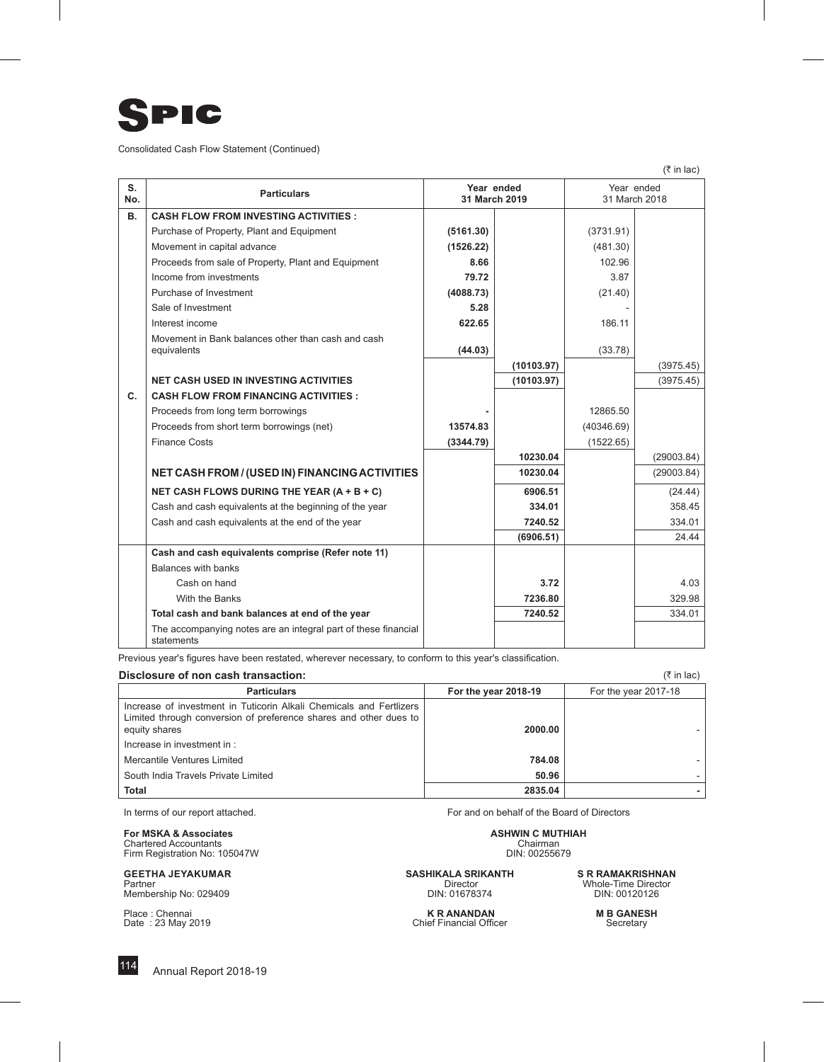# SPIC

Consolidated Cash Flow Statement (Continued)

(₹ in lac)

| S. No. | Particulars | Year ended 31 March 2019 | | Year ended 31 March 2018 | |
|---|---|---|---|---|---|
| **B.** | **CASH FLOW FROM INVESTING ACTIVITIES :** | | | | |
| | Purchase of Property, Plant and Equipment | **(5161.30)** | | (3731.91) | |
| | Movement in capital advance | **(1526.22)** | | (481.30) | |
| | Proceeds from sale of Property, Plant and Equipment | **8.66** | | 102.96 | |
| | Income from investments | **79.72** | | 3.87 | |
| | Purchase of Investment | **(4088.73)** | | (21.40) | |
| | Sale of Investment | **5.28** | | - | |
| | Interest income | **622.65** | | 186.11 | |
| | Movement in Bank balances other than cash and cash equivalents | **(44.03)** | | (33.78) | |
| | | | **(10103.97)** | | (3975.45) |
| | **NET CASH USED IN INVESTING ACTIVITIES** | | **(10103.97)** | | (3975.45) |
| **C.** | **CASH FLOW FROM FINANCING ACTIVITIES :** | | | | |
| | Proceeds from long term borrowings | **-** | | 12865.50 | |
| | Proceeds from short term borrowings (net) | **13574.83** | | (40346.69) | |
| | Finance Costs | **(3344.79)** | | (1522.65) | |
| | | | **10230.04** | | (29003.84) |
| | **NET CASH FROM / (USED IN) FINANCING ACTIVITIES** | | **10230.04** | | (29003.84) |
| | **NET CASH FLOWS DURING THE YEAR (A + B + C)** | | **6906.51** | | (24.44) |
| | Cash and cash equivalents at the beginning of the year | | **334.01** | | 358.45 |
| | Cash and cash equivalents at the end of the year | | **7240.52** | | 334.01 |
| | | | **(6906.51)** | | 24.44 |
| | **Cash and cash equivalents comprise (Refer note 11)** | | | | |
| | Balances with banks | | | | |
| | Cash on hand | | **3.72** | | 4.03 |
| | With the Banks | | **7236.80** | | 329.98 |
| | **Total cash and bank balances at end of the year** | | **7240.52** | | 334.01 |
| | The accompanying notes are an integral part of these financial statements | | | | |

Previous year's figures have been restated, wherever necessary, to conform to this year's classification.

**Disclosure of non cash transaction:** (₹ in lac)

| Particulars | For the year 2018-19 | For the year 2017-18 |
|---|---|---|
| Increase of investment in Tuticorin Alkali Chemicals and Fertlizers Limited through conversion of preference shares and other dues to equity shares | **2000.00** | - |
| Increase in investment in : | | |
| Mercantile Ventures Limited | **784.08** | - |
| South India Travels Private Limited | **50.96** | - |
| **Total** | **2835.04** | **-** |

In terms of our report attached.

**For MSKA & Associates**
Chartered Accountants
Firm Registration No: 105047W

**GEETHA JEYAKUMAR**
Partner
Membership No: 029409

Place : Chennai
Date : 23 May 2019

For and on behalf of the Board of Directors

**ASHWIN C MUTHIAH**
Chairman
DIN: 00255679

**SASHIKALA SRIKANTH**
Director
DIN: 01678374

**S R RAMAKRISHNAN**
Whole-Time Director
DIN: 00120126

**K R ANANDAN**
Chief Financial Officer

**M B GANESH**
Secretary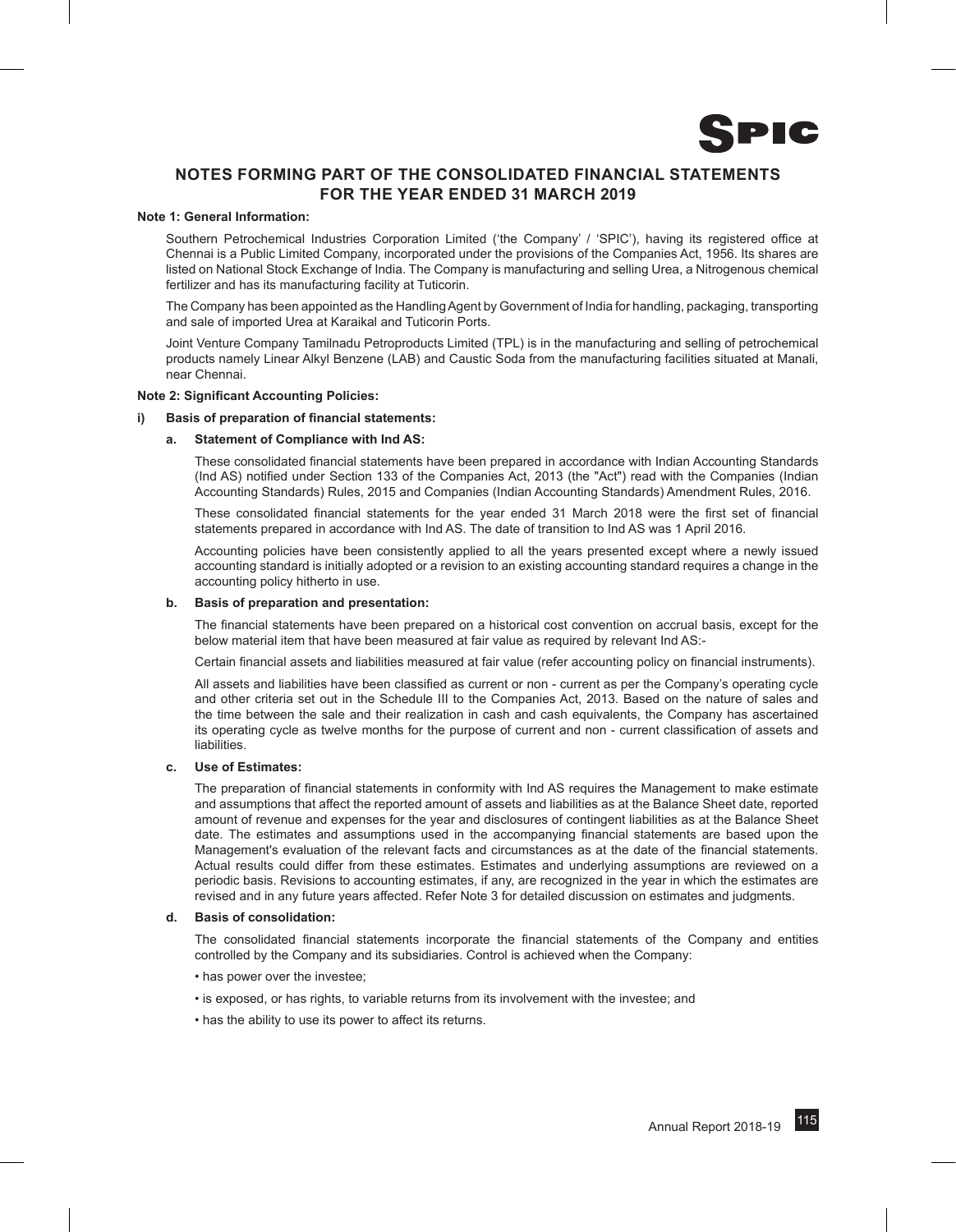## NOTES FORMING PART OF THE CONSOLIDATED FINANCIAL STATEMENTS FOR THE YEAR ENDED 31 MARCH 2019

**Note 1: General Information:**

Southern Petrochemical Industries Corporation Limited ('the Company' / 'SPIC'), having its registered office at Chennai is a Public Limited Company, incorporated under the provisions of the Companies Act, 1956. Its shares are listed on National Stock Exchange of India. The Company is manufacturing and selling Urea, a Nitrogenous chemical fertilizer and has its manufacturing facility at Tuticorin.

The Company has been appointed as the Handling Agent by Government of India for handling, packaging, transporting and sale of imported Urea at Karaikal and Tuticorin Ports.

Joint Venture Company Tamilnadu Petroproducts Limited (TPL) is in the manufacturing and selling of petrochemical products namely Linear Alkyl Benzene (LAB) and Caustic Soda from the manufacturing facilities situated at Manali, near Chennai.

**Note 2: Significant Accounting Policies:**

**i) Basis of preparation of financial statements:**

**a. Statement of Compliance with Ind AS:**

These consolidated financial statements have been prepared in accordance with Indian Accounting Standards (Ind AS) notified under Section 133 of the Companies Act, 2013 (the "Act") read with the Companies (Indian Accounting Standards) Rules, 2015 and Companies (Indian Accounting Standards) Amendment Rules, 2016.

These consolidated financial statements for the year ended 31 March 2018 were the first set of financial statements prepared in accordance with Ind AS. The date of transition to Ind AS was 1 April 2016.

Accounting policies have been consistently applied to all the years presented except where a newly issued accounting standard is initially adopted or a revision to an existing accounting standard requires a change in the accounting policy hitherto in use.

**b. Basis of preparation and presentation:**

The financial statements have been prepared on a historical cost convention on accrual basis, except for the below material item that have been measured at fair value as required by relevant Ind AS:-

Certain financial assets and liabilities measured at fair value (refer accounting policy on financial instruments).

All assets and liabilities have been classified as current or non - current as per the Company's operating cycle and other criteria set out in the Schedule III to the Companies Act, 2013. Based on the nature of sales and the time between the sale and their realization in cash and cash equivalents, the Company has ascertained its operating cycle as twelve months for the purpose of current and non - current classification of assets and liabilities.

**c. Use of Estimates:**

The preparation of financial statements in conformity with Ind AS requires the Management to make estimate and assumptions that affect the reported amount of assets and liabilities as at the Balance Sheet date, reported amount of revenue and expenses for the year and disclosures of contingent liabilities as at the Balance Sheet date. The estimates and assumptions used in the accompanying financial statements are based upon the Management's evaluation of the relevant facts and circumstances as at the date of the financial statements. Actual results could differ from these estimates. Estimates and underlying assumptions are reviewed on a periodic basis. Revisions to accounting estimates, if any, are recognized in the year in which the estimates are revised and in any future years affected. Refer Note 3 for detailed discussion on estimates and judgments.

**d. Basis of consolidation:**

The consolidated financial statements incorporate the financial statements of the Company and entities controlled by the Company and its subsidiaries. Control is achieved when the Company:

- has power over the investee;
- is exposed, or has rights, to variable returns from its involvement with the investee; and
- has the ability to use its power to affect its returns.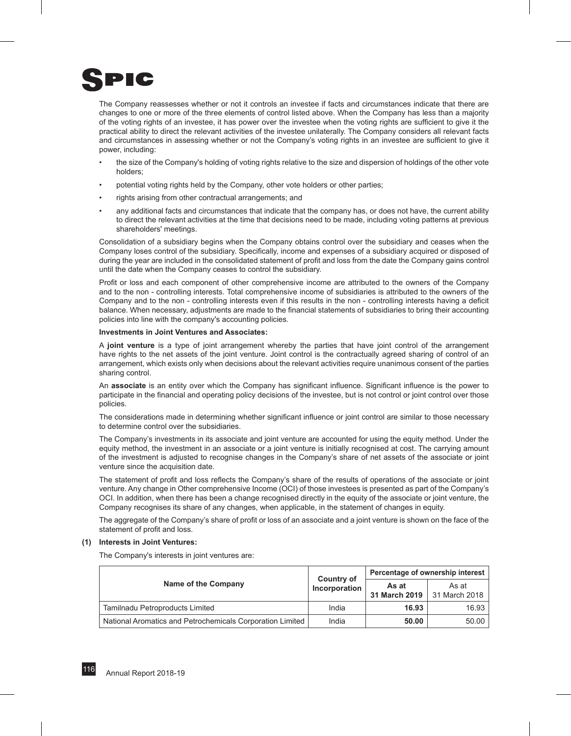The Company reassesses whether or not it controls an investee if facts and circumstances indicate that there are changes to one or more of the three elements of control listed above. When the Company has less than a majority of the voting rights of an investee, it has power over the investee when the voting rights are sufficient to give it the practical ability to direct the relevant activities of the investee unilaterally. The Company considers all relevant facts and circumstances in assessing whether or not the Company's voting rights in an investee are sufficient to give it power, including:

- the size of the Company's holding of voting rights relative to the size and dispersion of holdings of the other vote holders;
- potential voting rights held by the Company, other vote holders or other parties;
- rights arising from other contractual arrangements; and
- any additional facts and circumstances that indicate that the company has, or does not have, the current ability to direct the relevant activities at the time that decisions need to be made, including voting patterns at previous shareholders' meetings.

Consolidation of a subsidiary begins when the Company obtains control over the subsidiary and ceases when the Company loses control of the subsidiary. Specifically, income and expenses of a subsidiary acquired or disposed of during the year are included in the consolidated statement of profit and loss from the date the Company gains control until the date when the Company ceases to control the subsidiary.

Profit or loss and each component of other comprehensive income are attributed to the owners of the Company and to the non - controlling interests. Total comprehensive income of subsidiaries is attributed to the owners of the Company and to the non - controlling interests even if this results in the non - controlling interests having a deficit balance. When necessary, adjustments are made to the financial statements of subsidiaries to bring their accounting policies into line with the company's accounting policies.

**Investments in Joint Ventures and Associates:**

A **joint venture** is a type of joint arrangement whereby the parties that have joint control of the arrangement have rights to the net assets of the joint venture. Joint control is the contractually agreed sharing of control of an arrangement, which exists only when decisions about the relevant activities require unanimous consent of the parties sharing control.

An **associate** is an entity over which the Company has significant influence. Significant influence is the power to participate in the financial and operating policy decisions of the investee, but is not control or joint control over those policies.

The considerations made in determining whether significant influence or joint control are similar to those necessary to determine control over the subsidiaries.

The Company's investments in its associate and joint venture are accounted for using the equity method. Under the equity method, the investment in an associate or a joint venture is initially recognised at cost. The carrying amount of the investment is adjusted to recognise changes in the Company's share of net assets of the associate or joint venture since the acquisition date.

The statement of profit and loss reflects the Company's share of the results of operations of the associate or joint venture. Any change in Other comprehensive Income (OCI) of those investees is presented as part of the Company's OCI. In addition, when there has been a change recognised directly in the equity of the associate or joint venture, the Company recognises its share of any changes, when applicable, in the statement of changes in equity.

The aggregate of the Company's share of profit or loss of an associate and a joint venture is shown on the face of the statement of profit and loss.

**(1) Interests in Joint Ventures:**

The Company's interests in joint ventures are:

| Name of the Company | Country of Incorporation | Percentage of ownership interest | |
|---|---|---|---|
| | | **As at 31 March 2019** | As at 31 March 2018 |
| Tamilnadu Petroproducts Limited | India | **16.93** | 16.93 |
| National Aromatics and Petrochemicals Corporation Limited | India | **50.00** | 50.00 |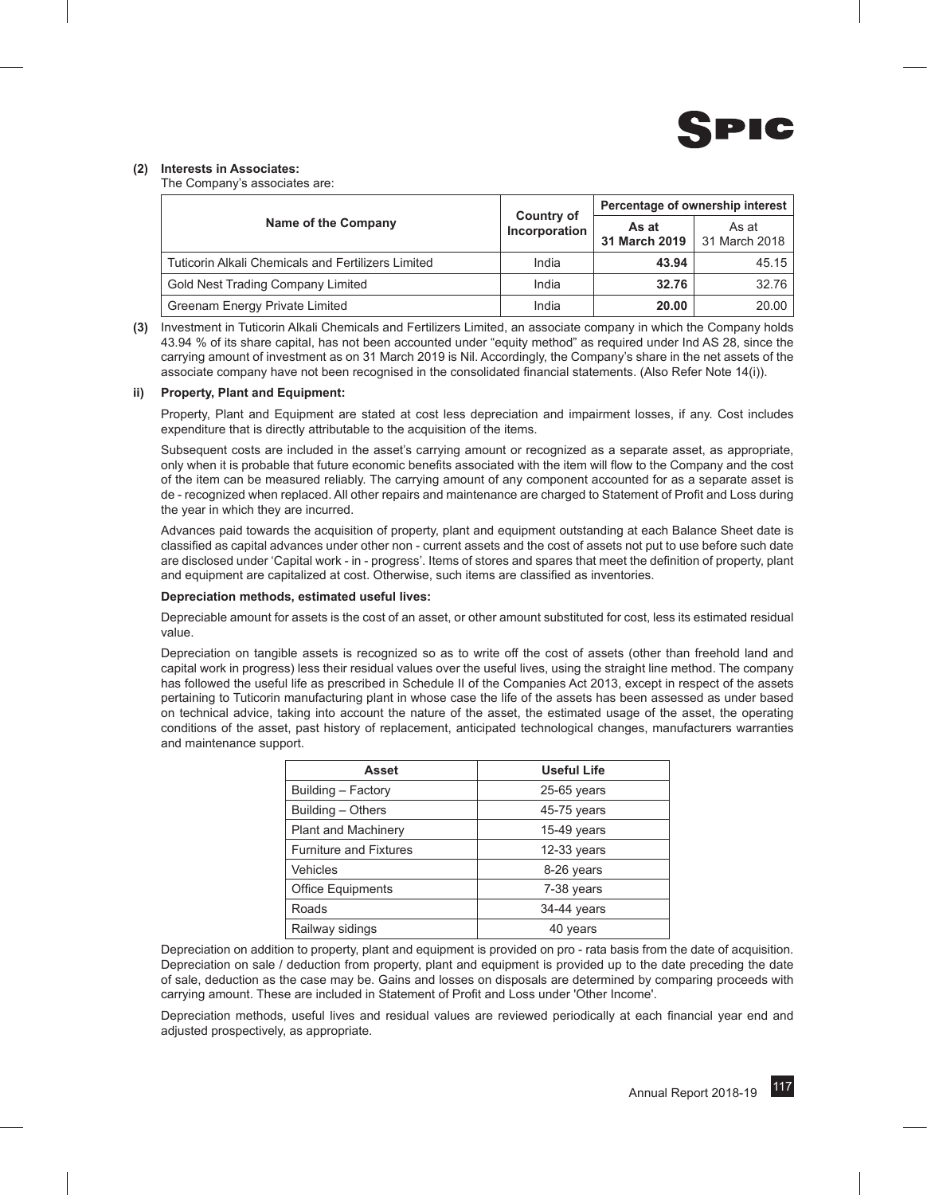**(2) Interests in Associates:**

The Company's associates are:

| Name of the Company | Country of Incorporation | Percentage of ownership interest | |
|---|---|---|---|
| | | **As at 31 March 2019** | As at 31 March 2018 |
| Tuticorin Alkali Chemicals and Fertilizers Limited | India | **43.94** | 45.15 |
| Gold Nest Trading Company Limited | India | **32.76** | 32.76 |
| Greenam Energy Private Limited | India | **20.00** | 20.00 |

**(3)** Investment in Tuticorin Alkali Chemicals and Fertilizers Limited, an associate company in which the Company holds 43.94 % of its share capital, has not been accounted under "equity method" as required under Ind AS 28, since the carrying amount of investment as on 31 March 2019 is Nil. Accordingly, the Company's share in the net assets of the associate company have not been recognised in the consolidated financial statements. (Also Refer Note 14(i)).

**ii) Property, Plant and Equipment:**

Property, Plant and Equipment are stated at cost less depreciation and impairment losses, if any. Cost includes expenditure that is directly attributable to the acquisition of the items.

Subsequent costs are included in the asset's carrying amount or recognized as a separate asset, as appropriate, only when it is probable that future economic benefits associated with the item will flow to the Company and the cost of the item can be measured reliably. The carrying amount of any component accounted for as a separate asset is de - recognized when replaced. All other repairs and maintenance are charged to Statement of Profit and Loss during the year in which they are incurred.

Advances paid towards the acquisition of property, plant and equipment outstanding at each Balance Sheet date is classified as capital advances under other non - current assets and the cost of assets not put to use before such date are disclosed under 'Capital work - in - progress'. Items of stores and spares that meet the definition of property, plant and equipment are capitalized at cost. Otherwise, such items are classified as inventories.

**Depreciation methods, estimated useful lives:**

Depreciable amount for assets is the cost of an asset, or other amount substituted for cost, less its estimated residual value.

Depreciation on tangible assets is recognized so as to write off the cost of assets (other than freehold land and capital work in progress) less their residual values over the useful lives, using the straight line method. The company has followed the useful life as prescribed in Schedule II of the Companies Act 2013, except in respect of the assets pertaining to Tuticorin manufacturing plant in whose case the life of the assets has been assessed as under based on technical advice, taking into account the nature of the asset, the estimated usage of the asset, the operating conditions of the asset, past history of replacement, anticipated technological changes, manufacturers warranties and maintenance support.

| Asset | Useful Life |
|---|---|
| Building – Factory | 25-65 years |
| Building – Others | 45-75 years |
| Plant and Machinery | 15-49 years |
| Furniture and Fixtures | 12-33 years |
| Vehicles | 8-26 years |
| Office Equipments | 7-38 years |
| Roads | 34-44 years |
| Railway sidings | 40 years |

Depreciation on addition to property, plant and equipment is provided on pro - rata basis from the date of acquisition. Depreciation on sale / deduction from property, plant and equipment is provided up to the date preceding the date of sale, deduction as the case may be. Gains and losses on disposals are determined by comparing proceeds with carrying amount. These are included in Statement of Profit and Loss under 'Other Income'.

Depreciation methods, useful lives and residual values are reviewed periodically at each financial year end and adjusted prospectively, as appropriate.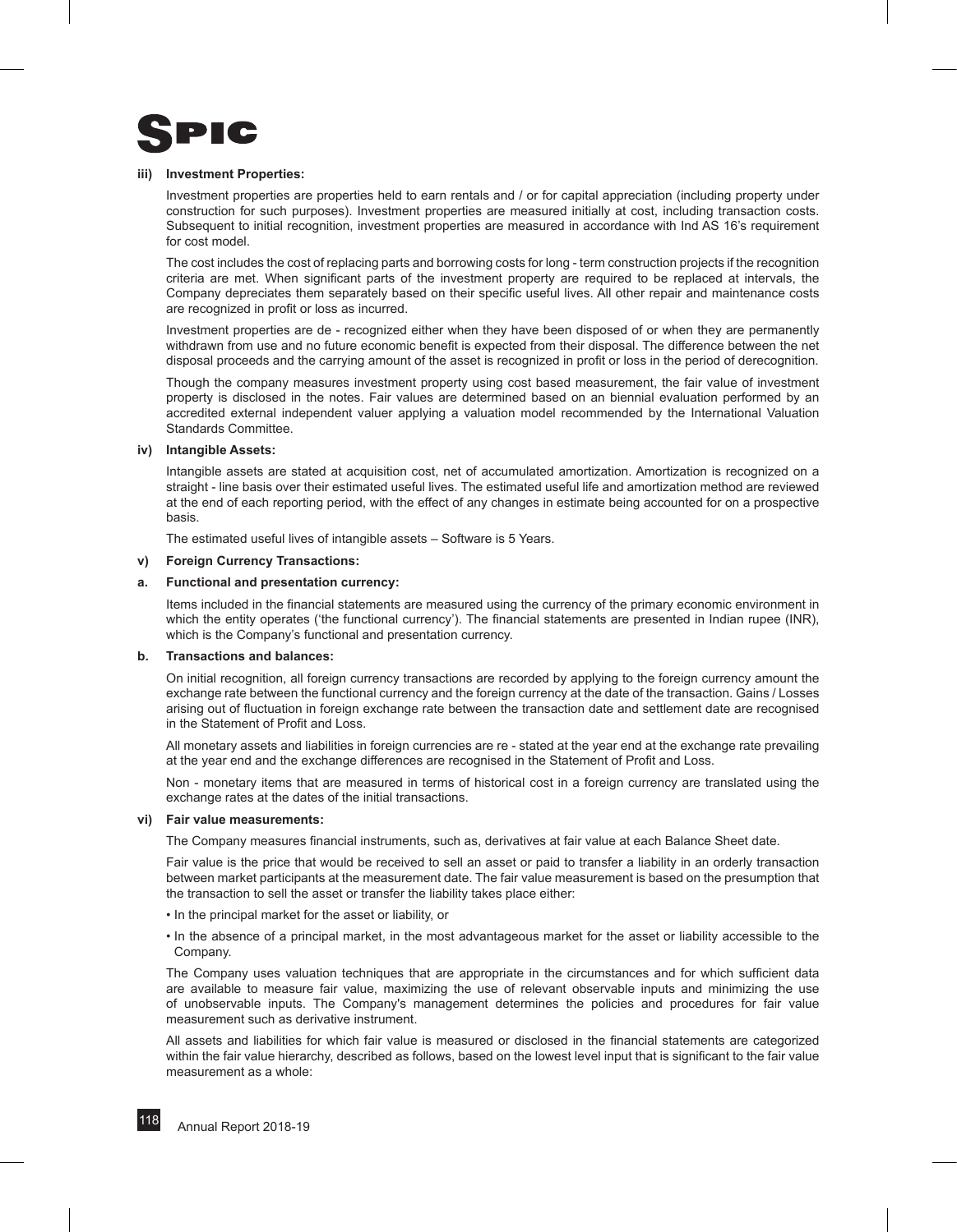#### iii) Investment Properties:

Investment properties are properties held to earn rentals and / or for capital appreciation (including property under construction for such purposes). Investment properties are measured initially at cost, including transaction costs. Subsequent to initial recognition, investment properties are measured in accordance with Ind AS 16's requirement for cost model.

The cost includes the cost of replacing parts and borrowing costs for long - term construction projects if the recognition criteria are met. When significant parts of the investment property are required to be replaced at intervals, the Company depreciates them separately based on their specific useful lives. All other repair and maintenance costs are recognized in profit or loss as incurred.

Investment properties are de - recognized either when they have been disposed of or when they are permanently withdrawn from use and no future economic benefit is expected from their disposal. The difference between the net disposal proceeds and the carrying amount of the asset is recognized in profit or loss in the period of derecognition.

Though the company measures investment property using cost based measurement, the fair value of investment property is disclosed in the notes. Fair values are determined based on an biennial evaluation performed by an accredited external independent valuer applying a valuation model recommended by the International Valuation Standards Committee.

#### iv) Intangible Assets:

Intangible assets are stated at acquisition cost, net of accumulated amortization. Amortization is recognized on a straight - line basis over their estimated useful lives. The estimated useful life and amortization method are reviewed at the end of each reporting period, with the effect of any changes in estimate being accounted for on a prospective basis.

The estimated useful lives of intangible assets – Software is 5 Years.

#### v) Foreign Currency Transactions:

**a. Functional and presentation currency:**

Items included in the financial statements are measured using the currency of the primary economic environment in which the entity operates ('the functional currency'). The financial statements are presented in Indian rupee (INR), which is the Company's functional and presentation currency.

**b. Transactions and balances:**

On initial recognition, all foreign currency transactions are recorded by applying to the foreign currency amount the exchange rate between the functional currency and the foreign currency at the date of the transaction. Gains / Losses arising out of fluctuation in foreign exchange rate between the transaction date and settlement date are recognised in the Statement of Profit and Loss.

All monetary assets and liabilities in foreign currencies are re - stated at the year end at the exchange rate prevailing at the year end and the exchange differences are recognised in the Statement of Profit and Loss.

Non - monetary items that are measured in terms of historical cost in a foreign currency are translated using the exchange rates at the dates of the initial transactions.

#### vi) Fair value measurements:

The Company measures financial instruments, such as, derivatives at fair value at each Balance Sheet date.

Fair value is the price that would be received to sell an asset or paid to transfer a liability in an orderly transaction between market participants at the measurement date. The fair value measurement is based on the presumption that the transaction to sell the asset or transfer the liability takes place either:

- In the principal market for the asset or liability, or
- In the absence of a principal market, in the most advantageous market for the asset or liability accessible to the Company.

The Company uses valuation techniques that are appropriate in the circumstances and for which sufficient data are available to measure fair value, maximizing the use of relevant observable inputs and minimizing the use of unobservable inputs. The Company's management determines the policies and procedures for fair value measurement such as derivative instrument.

All assets and liabilities for which fair value is measured or disclosed in the financial statements are categorized within the fair value hierarchy, described as follows, based on the lowest level input that is significant to the fair value measurement as a whole: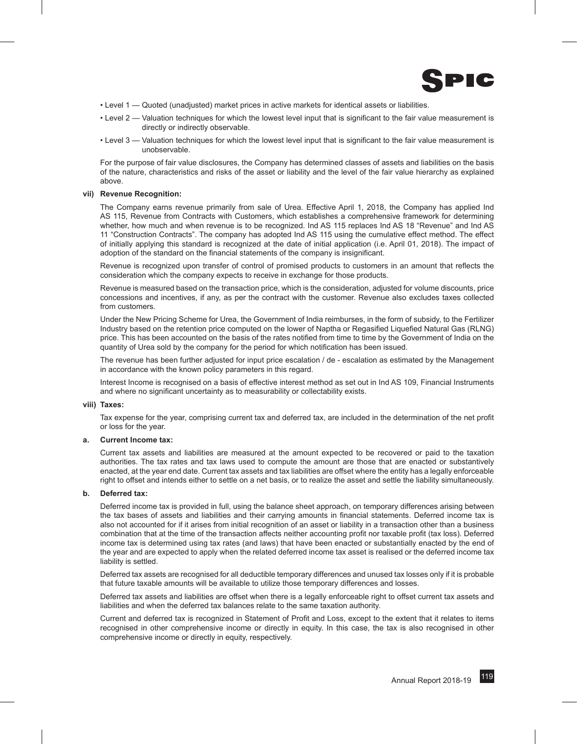- Level 1 — Quoted (unadjusted) market prices in active markets for identical assets or liabilities.
- Level 2 — Valuation techniques for which the lowest level input that is significant to the fair value measurement is directly or indirectly observable.
- Level 3 — Valuation techniques for which the lowest level input that is significant to the fair value measurement is unobservable.

For the purpose of fair value disclosures, the Company has determined classes of assets and liabilities on the basis of the nature, characteristics and risks of the asset or liability and the level of the fair value hierarchy as explained above.

**vii) Revenue Recognition:**

The Company earns revenue primarily from sale of Urea. Effective April 1, 2018, the Company has applied Ind AS 115, Revenue from Contracts with Customers, which establishes a comprehensive framework for determining whether, how much and when revenue is to be recognized. Ind AS 115 replaces Ind AS 18 "Revenue" and Ind AS 11 "Construction Contracts". The company has adopted Ind AS 115 using the cumulative effect method. The effect of initially applying this standard is recognized at the date of initial application (i.e. April 01, 2018). The impact of adoption of the standard on the financial statements of the company is insignificant.

Revenue is recognized upon transfer of control of promised products to customers in an amount that reflects the consideration which the company expects to receive in exchange for those products.

Revenue is measured based on the transaction price, which is the consideration, adjusted for volume discounts, price concessions and incentives, if any, as per the contract with the customer. Revenue also excludes taxes collected from customers.

Under the New Pricing Scheme for Urea, the Government of India reimburses, in the form of subsidy, to the Fertilizer Industry based on the retention price computed on the lower of Naptha or Regasified Liquefied Natural Gas (RLNG) price. This has been accounted on the basis of the rates notified from time to time by the Government of India on the quantity of Urea sold by the company for the period for which notification has been issued.

The revenue has been further adjusted for input price escalation / de - escalation as estimated by the Management in accordance with the known policy parameters in this regard.

Interest Income is recognised on a basis of effective interest method as set out in Ind AS 109, Financial Instruments and where no significant uncertainty as to measurability or collectability exists.

**viii) Taxes:**

Tax expense for the year, comprising current tax and deferred tax, are included in the determination of the net profit or loss for the year.

**a. Current Income tax:**

Current tax assets and liabilities are measured at the amount expected to be recovered or paid to the taxation authorities. The tax rates and tax laws used to compute the amount are those that are enacted or substantively enacted, at the year end date. Current tax assets and tax liabilities are offset where the entity has a legally enforceable right to offset and intends either to settle on a net basis, or to realize the asset and settle the liability simultaneously.

**b. Deferred tax:**

Deferred income tax is provided in full, using the balance sheet approach, on temporary differences arising between the tax bases of assets and liabilities and their carrying amounts in financial statements. Deferred income tax is also not accounted for if it arises from initial recognition of an asset or liability in a transaction other than a business combination that at the time of the transaction affects neither accounting profit nor taxable profit (tax loss). Deferred income tax is determined using tax rates (and laws) that have been enacted or substantially enacted by the end of the year and are expected to apply when the related deferred income tax asset is realised or the deferred income tax liability is settled.

Deferred tax assets are recognised for all deductible temporary differences and unused tax losses only if it is probable that future taxable amounts will be available to utilize those temporary differences and losses.

Deferred tax assets and liabilities are offset when there is a legally enforceable right to offset current tax assets and liabilities and when the deferred tax balances relate to the same taxation authority.

Current and deferred tax is recognized in Statement of Profit and Loss, except to the extent that it relates to items recognised in other comprehensive income or directly in equity. In this case, the tax is also recognised in other comprehensive income or directly in equity, respectively.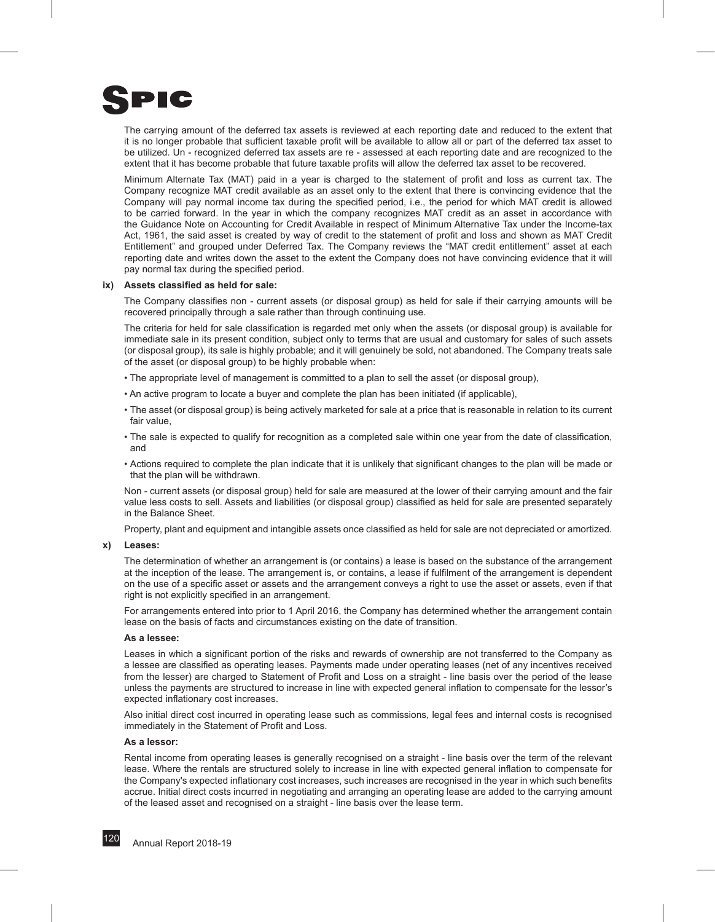The carrying amount of the deferred tax assets is reviewed at each reporting date and reduced to the extent that it is no longer probable that sufficient taxable profit will be available to allow all or part of the deferred tax asset to be utilized. Un - recognized deferred tax assets are re - assessed at each reporting date and are recognized to the extent that it has become probable that future taxable profits will allow the deferred tax asset to be recovered.

Minimum Alternate Tax (MAT) paid in a year is charged to the statement of profit and loss as current tax. The Company recognize MAT credit available as an asset only to the extent that there is convincing evidence that the Company will pay normal income tax during the specified period, i.e., the period for which MAT credit is allowed to be carried forward. In the year in which the company recognizes MAT credit as an asset in accordance with the Guidance Note on Accounting for Credit Available in respect of Minimum Alternative Tax under the Income-tax Act, 1961, the said asset is created by way of credit to the statement of profit and loss and shown as MAT Credit Entitlement" and grouped under Deferred Tax. The Company reviews the "MAT credit entitlement" asset at each reporting date and writes down the asset to the extent the Company does not have convincing evidence that it will pay normal tax during the specified period.

**ix) Assets classified as held for sale:**

The Company classifies non - current assets (or disposal group) as held for sale if their carrying amounts will be recovered principally through a sale rather than through continuing use.

The criteria for held for sale classification is regarded met only when the assets (or disposal group) is available for immediate sale in its present condition, subject only to terms that are usual and customary for sales of such assets (or disposal group), its sale is highly probable; and it will genuinely be sold, not abandoned. The Company treats sale of the asset (or disposal group) to be highly probable when:

- The appropriate level of management is committed to a plan to sell the asset (or disposal group),
- An active program to locate a buyer and complete the plan has been initiated (if applicable),
- The asset (or disposal group) is being actively marketed for sale at a price that is reasonable in relation to its current fair value,
- The sale is expected to qualify for recognition as a completed sale within one year from the date of classification, and
- Actions required to complete the plan indicate that it is unlikely that significant changes to the plan will be made or that the plan will be withdrawn.

Non - current assets (or disposal group) held for sale are measured at the lower of their carrying amount and the fair value less costs to sell. Assets and liabilities (or disposal group) classified as held for sale are presented separately in the Balance Sheet.

Property, plant and equipment and intangible assets once classified as held for sale are not depreciated or amortized.

**x) Leases:**

The determination of whether an arrangement is (or contains) a lease is based on the substance of the arrangement at the inception of the lease. The arrangement is, or contains, a lease if fulfilment of the arrangement is dependent on the use of a specific asset or assets and the arrangement conveys a right to use the asset or assets, even if that right is not explicitly specified in an arrangement.

For arrangements entered into prior to 1 April 2016, the Company has determined whether the arrangement contain lease on the basis of facts and circumstances existing on the date of transition.

**As a lessee:**

Leases in which a significant portion of the risks and rewards of ownership are not transferred to the Company as a lessee are classified as operating leases. Payments made under operating leases (net of any incentives received from the lesser) are charged to Statement of Profit and Loss on a straight - line basis over the period of the lease unless the payments are structured to increase in line with expected general inflation to compensate for the lessor's expected inflationary cost increases.

Also initial direct cost incurred in operating lease such as commissions, legal fees and internal costs is recognised immediately in the Statement of Profit and Loss.

**As a lessor:**

Rental income from operating leases is generally recognised on a straight - line basis over the term of the relevant lease. Where the rentals are structured solely to increase in line with expected general inflation to compensate for the Company's expected inflationary cost increases, such increases are recognised in the year in which such benefits accrue. Initial direct costs incurred in negotiating and arranging an operating lease are added to the carrying amount of the leased asset and recognised on a straight - line basis over the lease term.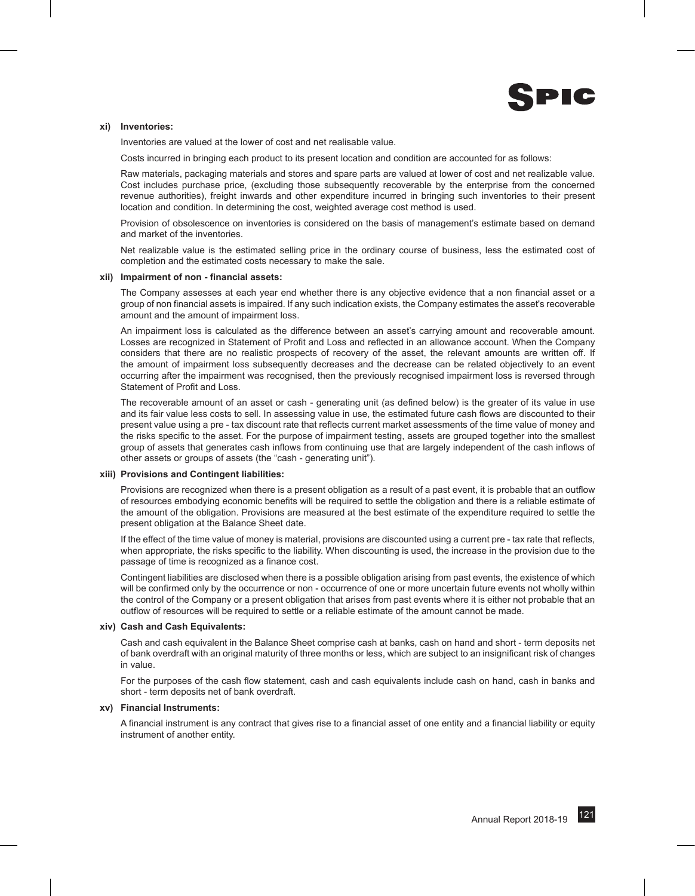**xi) Inventories:**

Inventories are valued at the lower of cost and net realisable value.

Costs incurred in bringing each product to its present location and condition are accounted for as follows:

Raw materials, packaging materials and stores and spare parts are valued at lower of cost and net realizable value. Cost includes purchase price, (excluding those subsequently recoverable by the enterprise from the concerned revenue authorities), freight inwards and other expenditure incurred in bringing such inventories to their present location and condition. In determining the cost, weighted average cost method is used.

Provision of obsolescence on inventories is considered on the basis of management's estimate based on demand and market of the inventories.

Net realizable value is the estimated selling price in the ordinary course of business, less the estimated cost of completion and the estimated costs necessary to make the sale.

**xii) Impairment of non - financial assets:**

The Company assesses at each year end whether there is any objective evidence that a non financial asset or a group of non financial assets is impaired. If any such indication exists, the Company estimates the asset's recoverable amount and the amount of impairment loss.

An impairment loss is calculated as the difference between an asset's carrying amount and recoverable amount. Losses are recognized in Statement of Profit and Loss and reflected in an allowance account. When the Company considers that there are no realistic prospects of recovery of the asset, the relevant amounts are written off. If the amount of impairment loss subsequently decreases and the decrease can be related objectively to an event occurring after the impairment was recognised, then the previously recognised impairment loss is reversed through Statement of Profit and Loss.

The recoverable amount of an asset or cash - generating unit (as defined below) is the greater of its value in use and its fair value less costs to sell. In assessing value in use, the estimated future cash flows are discounted to their present value using a pre - tax discount rate that reflects current market assessments of the time value of money and the risks specific to the asset. For the purpose of impairment testing, assets are grouped together into the smallest group of assets that generates cash inflows from continuing use that are largely independent of the cash inflows of other assets or groups of assets (the "cash - generating unit").

**xiii) Provisions and Contingent liabilities:**

Provisions are recognized when there is a present obligation as a result of a past event, it is probable that an outflow of resources embodying economic benefits will be required to settle the obligation and there is a reliable estimate of the amount of the obligation. Provisions are measured at the best estimate of the expenditure required to settle the present obligation at the Balance Sheet date.

If the effect of the time value of money is material, provisions are discounted using a current pre - tax rate that reflects, when appropriate, the risks specific to the liability. When discounting is used, the increase in the provision due to the passage of time is recognized as a finance cost.

Contingent liabilities are disclosed when there is a possible obligation arising from past events, the existence of which will be confirmed only by the occurrence or non - occurrence of one or more uncertain future events not wholly within the control of the Company or a present obligation that arises from past events where it is either not probable that an outflow of resources will be required to settle or a reliable estimate of the amount cannot be made.

**xiv) Cash and Cash Equivalents:**

Cash and cash equivalent in the Balance Sheet comprise cash at banks, cash on hand and short - term deposits net of bank overdraft with an original maturity of three months or less, which are subject to an insignificant risk of changes in value.

For the purposes of the cash flow statement, cash and cash equivalents include cash on hand, cash in banks and short - term deposits net of bank overdraft.

**xv) Financial Instruments:**

A financial instrument is any contract that gives rise to a financial asset of one entity and a financial liability or equity instrument of another entity.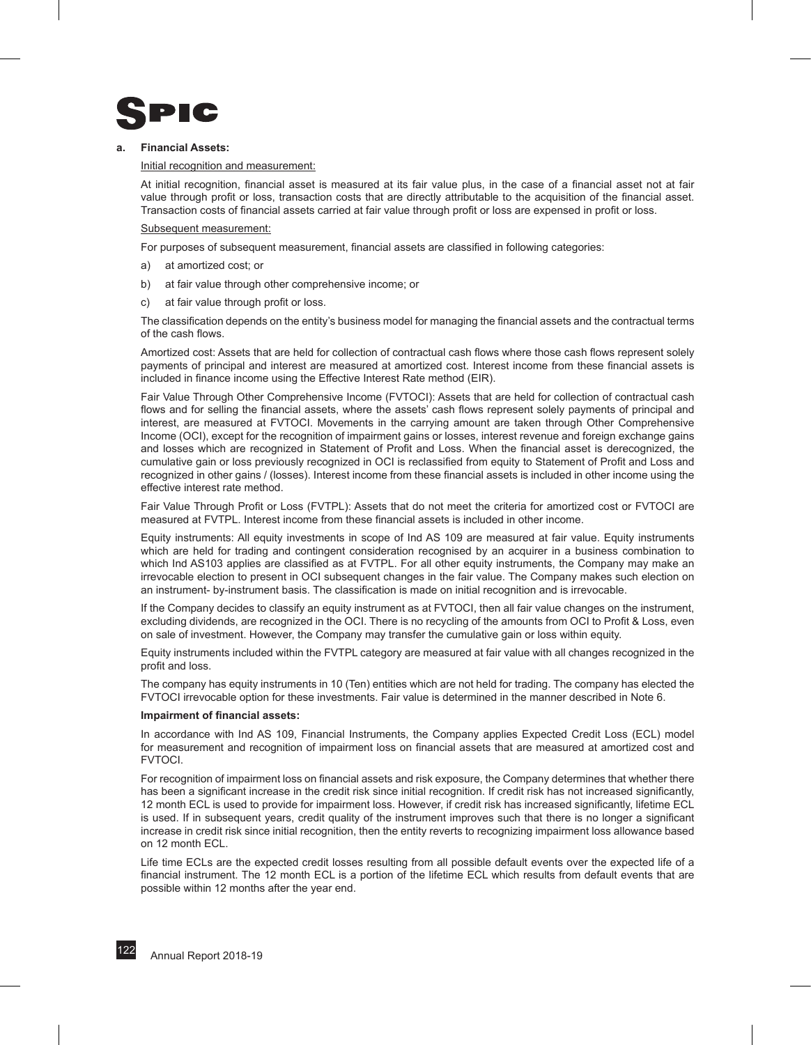## a. Financial Assets:

Initial recognition and measurement:

At initial recognition, financial asset is measured at its fair value plus, in the case of a financial asset not at fair value through profit or loss, transaction costs that are directly attributable to the acquisition of the financial asset. Transaction costs of financial assets carried at fair value through profit or loss are expensed in profit or loss.

Subsequent measurement:

For purposes of subsequent measurement, financial assets are classified in following categories:

a) at amortized cost; or

b) at fair value through other comprehensive income; or

c) at fair value through profit or loss.

The classification depends on the entity's business model for managing the financial assets and the contractual terms of the cash flows.

Amortized cost: Assets that are held for collection of contractual cash flows where those cash flows represent solely payments of principal and interest are measured at amortized cost. Interest income from these financial assets is included in finance income using the Effective Interest Rate method (EIR).

Fair Value Through Other Comprehensive Income (FVTOCI): Assets that are held for collection of contractual cash flows and for selling the financial assets, where the assets' cash flows represent solely payments of principal and interest, are measured at FVTOCI. Movements in the carrying amount are taken through Other Comprehensive Income (OCI), except for the recognition of impairment gains or losses, interest revenue and foreign exchange gains and losses which are recognized in Statement of Profit and Loss. When the financial asset is derecognized, the cumulative gain or loss previously recognized in OCI is reclassified from equity to Statement of Profit and Loss and recognized in other gains / (losses). Interest income from these financial assets is included in other income using the effective interest rate method.

Fair Value Through Profit or Loss (FVTPL): Assets that do not meet the criteria for amortized cost or FVTOCI are measured at FVTPL. Interest income from these financial assets is included in other income.

Equity instruments: All equity investments in scope of Ind AS 109 are measured at fair value. Equity instruments which are held for trading and contingent consideration recognised by an acquirer in a business combination to which Ind AS103 applies are classified as at FVTPL. For all other equity instruments, the Company may make an irrevocable election to present in OCI subsequent changes in the fair value. The Company makes such election on an instrument- by-instrument basis. The classification is made on initial recognition and is irrevocable.

If the Company decides to classify an equity instrument as at FVTOCI, then all fair value changes on the instrument, excluding dividends, are recognized in the OCI. There is no recycling of the amounts from OCI to Profit & Loss, even on sale of investment. However, the Company may transfer the cumulative gain or loss within equity.

Equity instruments included within the FVTPL category are measured at fair value with all changes recognized in the profit and loss.

The company has equity instruments in 10 (Ten) entities which are not held for trading. The company has elected the FVTOCI irrevocable option for these investments. Fair value is determined in the manner described in Note 6.

**Impairment of financial assets:**

In accordance with Ind AS 109, Financial Instruments, the Company applies Expected Credit Loss (ECL) model for measurement and recognition of impairment loss on financial assets that are measured at amortized cost and FVTOCI.

For recognition of impairment loss on financial assets and risk exposure, the Company determines that whether there has been a significant increase in the credit risk since initial recognition. If credit risk has not increased significantly, 12 month ECL is used to provide for impairment loss. However, if credit risk has increased significantly, lifetime ECL is used. If in subsequent years, credit quality of the instrument improves such that there is no longer a significant increase in credit risk since initial recognition, then the entity reverts to recognizing impairment loss allowance based on 12 month ECL.

Life time ECLs are the expected credit losses resulting from all possible default events over the expected life of a financial instrument. The 12 month ECL is a portion of the lifetime ECL which results from default events that are possible within 12 months after the year end.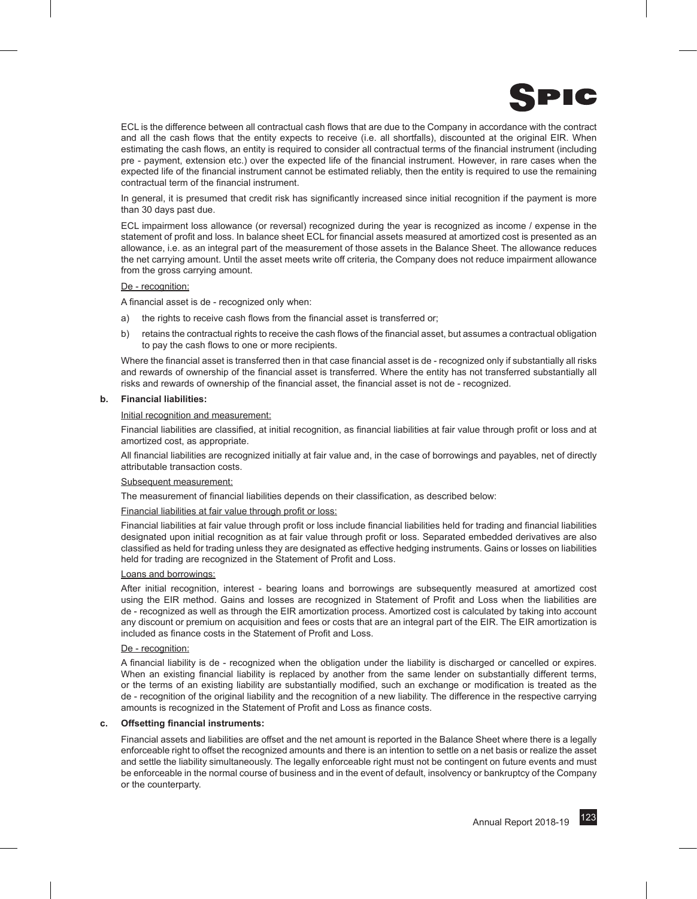ECL is the difference between all contractual cash flows that are due to the Company in accordance with the contract and all the cash flows that the entity expects to receive (i.e. all shortfalls), discounted at the original EIR. When estimating the cash flows, an entity is required to consider all contractual terms of the financial instrument (including pre - payment, extension etc.) over the expected life of the financial instrument. However, in rare cases when the expected life of the financial instrument cannot be estimated reliably, then the entity is required to use the remaining contractual term of the financial instrument.

In general, it is presumed that credit risk has significantly increased since initial recognition if the payment is more than 30 days past due.

ECL impairment loss allowance (or reversal) recognized during the year is recognized as income / expense in the statement of profit and loss. In balance sheet ECL for financial assets measured at amortized cost is presented as an allowance, i.e. as an integral part of the measurement of those assets in the Balance Sheet. The allowance reduces the net carrying amount. Until the asset meets write off criteria, the Company does not reduce impairment allowance from the gross carrying amount.

De - recognition:

A financial asset is de - recognized only when:

a) the rights to receive cash flows from the financial asset is transferred or;

b) retains the contractual rights to receive the cash flows of the financial asset, but assumes a contractual obligation to pay the cash flows to one or more recipients.

Where the financial asset is transferred then in that case financial asset is de - recognized only if substantially all risks and rewards of ownership of the financial asset is transferred. Where the entity has not transferred substantially all risks and rewards of ownership of the financial asset, the financial asset is not de - recognized.

**b. Financial liabilities:**

Initial recognition and measurement:

Financial liabilities are classified, at initial recognition, as financial liabilities at fair value through profit or loss and at amortized cost, as appropriate.

All financial liabilities are recognized initially at fair value and, in the case of borrowings and payables, net of directly attributable transaction costs.

Subsequent measurement:

The measurement of financial liabilities depends on their classification, as described below:

Financial liabilities at fair value through profit or loss:

Financial liabilities at fair value through profit or loss include financial liabilities held for trading and financial liabilities designated upon initial recognition as at fair value through profit or loss. Separated embedded derivatives are also classified as held for trading unless they are designated as effective hedging instruments. Gains or losses on liabilities held for trading are recognized in the Statement of Profit and Loss.

Loans and borrowings:

After initial recognition, interest - bearing loans and borrowings are subsequently measured at amortized cost using the EIR method. Gains and losses are recognized in Statement of Profit and Loss when the liabilities are de - recognized as well as through the EIR amortization process. Amortized cost is calculated by taking into account any discount or premium on acquisition and fees or costs that are an integral part of the EIR. The EIR amortization is included as finance costs in the Statement of Profit and Loss.

De - recognition:

A financial liability is de - recognized when the obligation under the liability is discharged or cancelled or expires. When an existing financial liability is replaced by another from the same lender on substantially different terms, or the terms of an existing liability are substantially modified, such an exchange or modification is treated as the de - recognition of the original liability and the recognition of a new liability. The difference in the respective carrying amounts is recognized in the Statement of Profit and Loss as finance costs.

**c. Offsetting financial instruments:**

Financial assets and liabilities are offset and the net amount is reported in the Balance Sheet where there is a legally enforceable right to offset the recognized amounts and there is an intention to settle on a net basis or realize the asset and settle the liability simultaneously. The legally enforceable right must not be contingent on future events and must be enforceable in the normal course of business and in the event of default, insolvency or bankruptcy of the Company or the counterparty.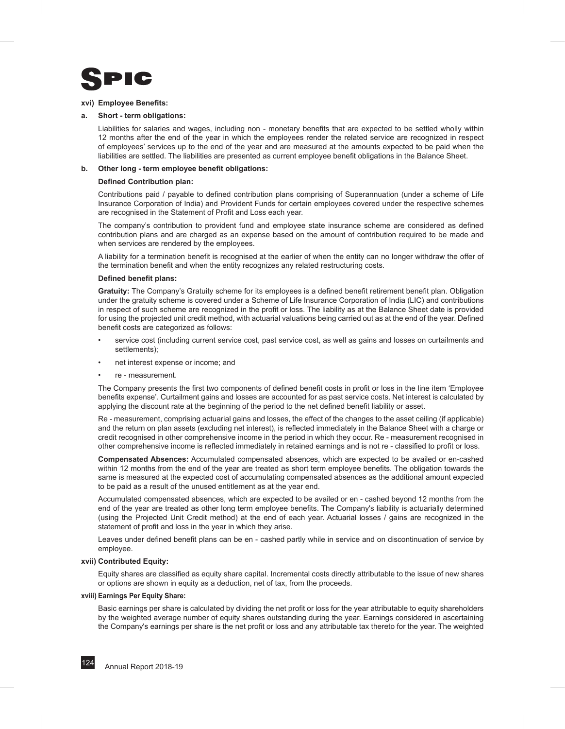**xvi) Employee Benefits:**

**a. Short - term obligations:**

Liabilities for salaries and wages, including non - monetary benefits that are expected to be settled wholly within 12 months after the end of the year in which the employees render the related service are recognized in respect of employees' services up to the end of the year and are measured at the amounts expected to be paid when the liabilities are settled. The liabilities are presented as current employee benefit obligations in the Balance Sheet.

**b. Other long - term employee benefit obligations:**

**Defined Contribution plan:**

Contributions paid / payable to defined contribution plans comprising of Superannuation (under a scheme of Life Insurance Corporation of India) and Provident Funds for certain employees covered under the respective schemes are recognised in the Statement of Profit and Loss each year.

The company's contribution to provident fund and employee state insurance scheme are considered as defined contribution plans and are charged as an expense based on the amount of contribution required to be made and when services are rendered by the employees.

A liability for a termination benefit is recognised at the earlier of when the entity can no longer withdraw the offer of the termination benefit and when the entity recognizes any related restructuring costs.

**Defined benefit plans:**

**Gratuity:** The Company's Gratuity scheme for its employees is a defined benefit retirement benefit plan. Obligation under the gratuity scheme is covered under a Scheme of Life Insurance Corporation of India (LIC) and contributions in respect of such scheme are recognized in the profit or loss. The liability as at the Balance Sheet date is provided for using the projected unit credit method, with actuarial valuations being carried out as at the end of the year. Defined benefit costs are categorized as follows:

- service cost (including current service cost, past service cost, as well as gains and losses on curtailments and settlements);
- net interest expense or income; and
- re - measurement.

The Company presents the first two components of defined benefit costs in profit or loss in the line item 'Employee benefits expense'. Curtailment gains and losses are accounted for as past service costs. Net interest is calculated by applying the discount rate at the beginning of the period to the net defined benefit liability or asset.

Re - measurement, comprising actuarial gains and losses, the effect of the changes to the asset ceiling (if applicable) and the return on plan assets (excluding net interest), is reflected immediately in the Balance Sheet with a charge or credit recognised in other comprehensive income in the period in which they occur. Re - measurement recognised in other comprehensive income is reflected immediately in retained earnings and is not re - classified to profit or loss.

**Compensated Absences:** Accumulated compensated absences, which are expected to be availed or en-cashed within 12 months from the end of the year are treated as short term employee benefits. The obligation towards the same is measured at the expected cost of accumulating compensated absences as the additional amount expected to be paid as a result of the unused entitlement as at the year end.

Accumulated compensated absences, which are expected to be availed or en - cashed beyond 12 months from the end of the year are treated as other long term employee benefits. The Company's liability is actuarially determined (using the Projected Unit Credit method) at the end of each year. Actuarial losses / gains are recognized in the statement of profit and loss in the year in which they arise.

Leaves under defined benefit plans can be en - cashed partly while in service and on discontinuation of service by employee.

**xvii) Contributed Equity:**

Equity shares are classified as equity share capital. Incremental costs directly attributable to the issue of new shares or options are shown in equity as a deduction, net of tax, from the proceeds.

**xviii) Earnings Per Equity Share:**

Basic earnings per share is calculated by dividing the net profit or loss for the year attributable to equity shareholders by the weighted average number of equity shares outstanding during the year. Earnings considered in ascertaining the Company's earnings per share is the net profit or loss and any attributable tax thereto for the year. The weighted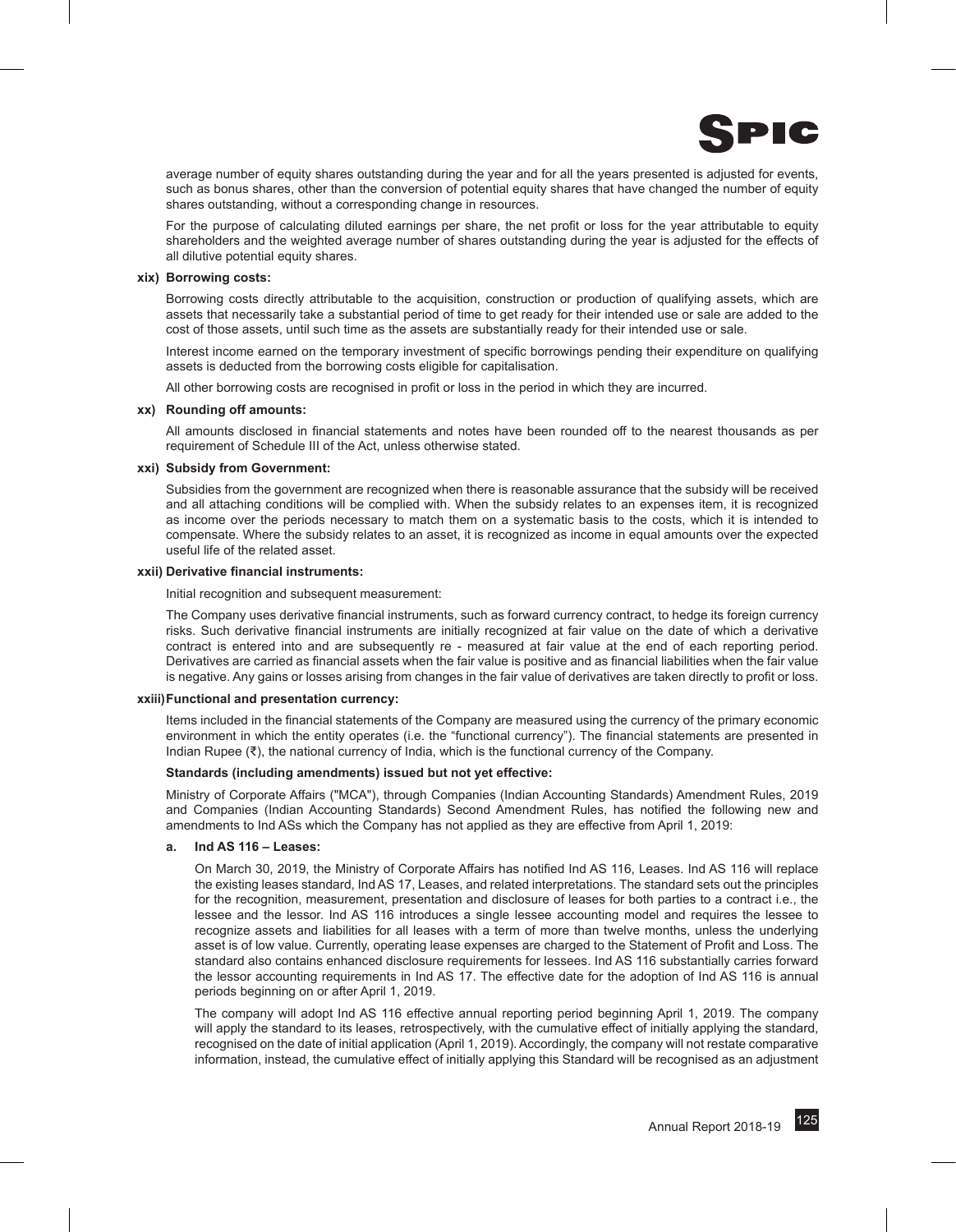average number of equity shares outstanding during the year and for all the years presented is adjusted for events, such as bonus shares, other than the conversion of potential equity shares that have changed the number of equity shares outstanding, without a corresponding change in resources.

For the purpose of calculating diluted earnings per share, the net profit or loss for the year attributable to equity shareholders and the weighted average number of shares outstanding during the year is adjusted for the effects of all dilutive potential equity shares.

**xix) Borrowing costs:**

Borrowing costs directly attributable to the acquisition, construction or production of qualifying assets, which are assets that necessarily take a substantial period of time to get ready for their intended use or sale are added to the cost of those assets, until such time as the assets are substantially ready for their intended use or sale.

Interest income earned on the temporary investment of specific borrowings pending their expenditure on qualifying assets is deducted from the borrowing costs eligible for capitalisation.

All other borrowing costs are recognised in profit or loss in the period in which they are incurred.

**xx) Rounding off amounts:**

All amounts disclosed in financial statements and notes have been rounded off to the nearest thousands as per requirement of Schedule III of the Act, unless otherwise stated.

**xxi) Subsidy from Government:**

Subsidies from the government are recognized when there is reasonable assurance that the subsidy will be received and all attaching conditions will be complied with. When the subsidy relates to an expenses item, it is recognized as income over the periods necessary to match them on a systematic basis to the costs, which it is intended to compensate. Where the subsidy relates to an asset, it is recognized as income in equal amounts over the expected useful life of the related asset.

**xxii) Derivative financial instruments:**

Initial recognition and subsequent measurement:

The Company uses derivative financial instruments, such as forward currency contract, to hedge its foreign currency risks. Such derivative financial instruments are initially recognized at fair value on the date of which a derivative contract is entered into and are subsequently re - measured at fair value at the end of each reporting period. Derivatives are carried as financial assets when the fair value is positive and as financial liabilities when the fair value is negative. Any gains or losses arising from changes in the fair value of derivatives are taken directly to profit or loss.

**xxiii) Functional and presentation currency:**

Items included in the financial statements of the Company are measured using the currency of the primary economic environment in which the entity operates (i.e. the "functional currency"). The financial statements are presented in Indian Rupee (₹), the national currency of India, which is the functional currency of the Company.

**Standards (including amendments) issued but not yet effective:**

Ministry of Corporate Affairs ("MCA"), through Companies (Indian Accounting Standards) Amendment Rules, 2019 and Companies (Indian Accounting Standards) Second Amendment Rules, has notified the following new and amendments to Ind ASs which the Company has not applied as they are effective from April 1, 2019:

**a. Ind AS 116 – Leases:**

On March 30, 2019, the Ministry of Corporate Affairs has notified Ind AS 116, Leases. Ind AS 116 will replace the existing leases standard, Ind AS 17, Leases, and related interpretations. The standard sets out the principles for the recognition, measurement, presentation and disclosure of leases for both parties to a contract i.e., the lessee and the lessor. Ind AS 116 introduces a single lessee accounting model and requires the lessee to recognize assets and liabilities for all leases with a term of more than twelve months, unless the underlying asset is of low value. Currently, operating lease expenses are charged to the Statement of Profit and Loss. The standard also contains enhanced disclosure requirements for lessees. Ind AS 116 substantially carries forward the lessor accounting requirements in Ind AS 17. The effective date for the adoption of Ind AS 116 is annual periods beginning on or after April 1, 2019.

The company will adopt Ind AS 116 effective annual reporting period beginning April 1, 2019. The company will apply the standard to its leases, retrospectively, with the cumulative effect of initially applying the standard, recognised on the date of initial application (April 1, 2019). Accordingly, the company will not restate comparative information, instead, the cumulative effect of initially applying this Standard will be recognised as an adjustment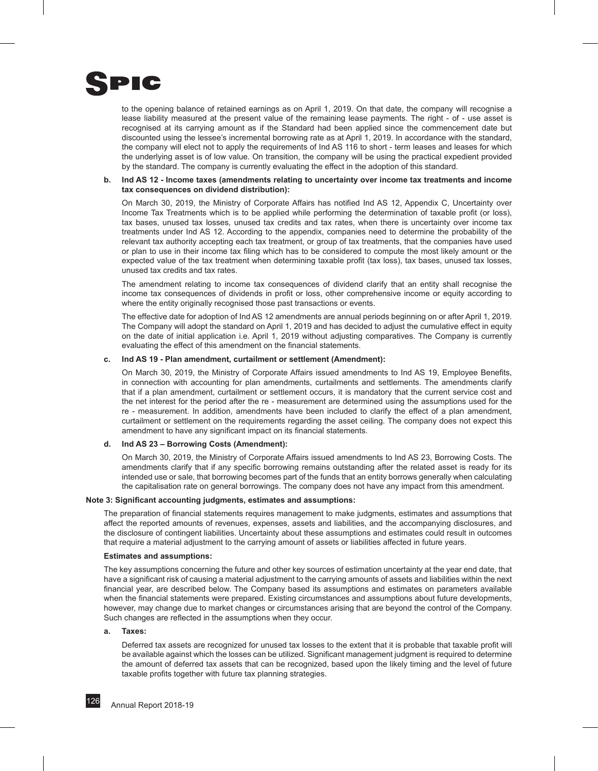to the opening balance of retained earnings as on April 1, 2019. On that date, the company will recognise a lease liability measured at the present value of the remaining lease payments. The right - of - use asset is recognised at its carrying amount as if the Standard had been applied since the commencement date but discounted using the lessee's incremental borrowing rate as at April 1, 2019. In accordance with the standard, the company will elect not to apply the requirements of Ind AS 116 to short - term leases and leases for which the underlying asset is of low value. On transition, the company will be using the practical expedient provided by the standard. The company is currently evaluating the effect in the adoption of this standard.

**b. Ind AS 12 - Income taxes (amendments relating to uncertainty over income tax treatments and income tax consequences on dividend distribution):**

On March 30, 2019, the Ministry of Corporate Affairs has notified Ind AS 12, Appendix C, Uncertainty over Income Tax Treatments which is to be applied while performing the determination of taxable profit (or loss), tax bases, unused tax losses, unused tax credits and tax rates, when there is uncertainty over income tax treatments under Ind AS 12. According to the appendix, companies need to determine the probability of the relevant tax authority accepting each tax treatment, or group of tax treatments, that the companies have used or plan to use in their income tax filing which has to be considered to compute the most likely amount or the expected value of the tax treatment when determining taxable profit (tax loss), tax bases, unused tax losses, unused tax credits and tax rates.

The amendment relating to income tax consequences of dividend clarify that an entity shall recognise the income tax consequences of dividends in profit or loss, other comprehensive income or equity according to where the entity originally recognised those past transactions or events.

The effective date for adoption of Ind AS 12 amendments are annual periods beginning on or after April 1, 2019. The Company will adopt the standard on April 1, 2019 and has decided to adjust the cumulative effect in equity on the date of initial application i.e. April 1, 2019 without adjusting comparatives. The Company is currently evaluating the effect of this amendment on the financial statements.

**c. Ind AS 19 - Plan amendment, curtailment or settlement (Amendment):**

On March 30, 2019, the Ministry of Corporate Affairs issued amendments to Ind AS 19, Employee Benefits, in connection with accounting for plan amendments, curtailments and settlements. The amendments clarify that if a plan amendment, curtailment or settlement occurs, it is mandatory that the current service cost and the net interest for the period after the re - measurement are determined using the assumptions used for the re - measurement. In addition, amendments have been included to clarify the effect of a plan amendment, curtailment or settlement on the requirements regarding the asset ceiling. The company does not expect this amendment to have any significant impact on its financial statements.

**d. Ind AS 23 – Borrowing Costs (Amendment):**

On March 30, 2019, the Ministry of Corporate Affairs issued amendments to Ind AS 23, Borrowing Costs. The amendments clarify that if any specific borrowing remains outstanding after the related asset is ready for its intended use or sale, that borrowing becomes part of the funds that an entity borrows generally when calculating the capitalisation rate on general borrowings. The company does not have any impact from this amendment.

## Note 3: Significant accounting judgments, estimates and assumptions:

The preparation of financial statements requires management to make judgments, estimates and assumptions that affect the reported amounts of revenues, expenses, assets and liabilities, and the accompanying disclosures, and the disclosure of contingent liabilities. Uncertainty about these assumptions and estimates could result in outcomes that require a material adjustment to the carrying amount of assets or liabilities affected in future years.

**Estimates and assumptions:**

The key assumptions concerning the future and other key sources of estimation uncertainty at the year end date, that have a significant risk of causing a material adjustment to the carrying amounts of assets and liabilities within the next financial year, are described below. The Company based its assumptions and estimates on parameters available when the financial statements were prepared. Existing circumstances and assumptions about future developments, however, may change due to market changes or circumstances arising that are beyond the control of the Company. Such changes are reflected in the assumptions when they occur.

**a. Taxes:**

Deferred tax assets are recognized for unused tax losses to the extent that it is probable that taxable profit will be available against which the losses can be utilized. Significant management judgment is required to determine the amount of deferred tax assets that can be recognized, based upon the likely timing and the level of future taxable profits together with future tax planning strategies.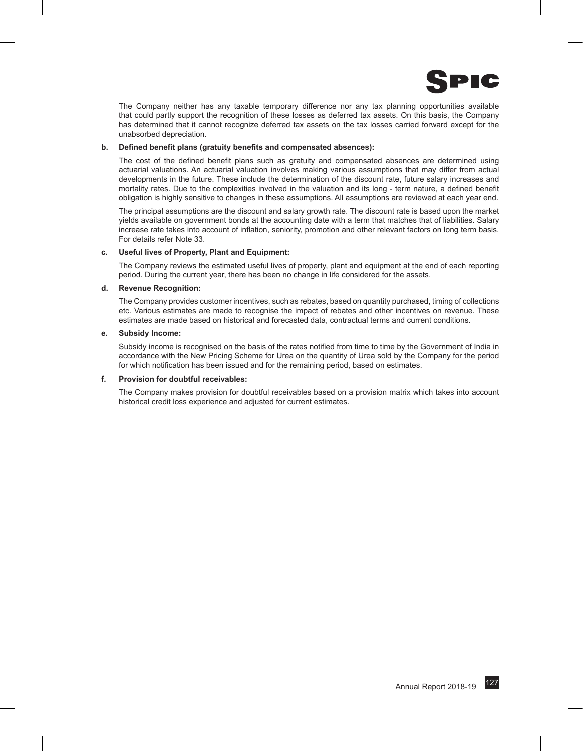The Company neither has any taxable temporary difference nor any tax planning opportunities available that could partly support the recognition of these losses as deferred tax assets. On this basis, the Company has determined that it cannot recognize deferred tax assets on the tax losses carried forward except for the unabsorbed depreciation.

**b. Defined benefit plans (gratuity benefits and compensated absences):**

The cost of the defined benefit plans such as gratuity and compensated absences are determined using actuarial valuations. An actuarial valuation involves making various assumptions that may differ from actual developments in the future. These include the determination of the discount rate, future salary increases and mortality rates. Due to the complexities involved in the valuation and its long - term nature, a defined benefit obligation is highly sensitive to changes in these assumptions. All assumptions are reviewed at each year end.

The principal assumptions are the discount and salary growth rate. The discount rate is based upon the market yields available on government bonds at the accounting date with a term that matches that of liabilities. Salary increase rate takes into account of inflation, seniority, promotion and other relevant factors on long term basis. For details refer Note 33.

**c. Useful lives of Property, Plant and Equipment:**

The Company reviews the estimated useful lives of property, plant and equipment at the end of each reporting period. During the current year, there has been no change in life considered for the assets.

**d. Revenue Recognition:**

The Company provides customer incentives, such as rebates, based on quantity purchased, timing of collections etc. Various estimates are made to recognise the impact of rebates and other incentives on revenue. These estimates are made based on historical and forecasted data, contractual terms and current conditions.

**e. Subsidy Income:**

Subsidy income is recognised on the basis of the rates notified from time to time by the Government of India in accordance with the New Pricing Scheme for Urea on the quantity of Urea sold by the Company for the period for which notification has been issued and for the remaining period, based on estimates.

**f. Provision for doubtful receivables:**

The Company makes provision for doubtful receivables based on a provision matrix which takes into account historical credit loss experience and adjusted for current estimates.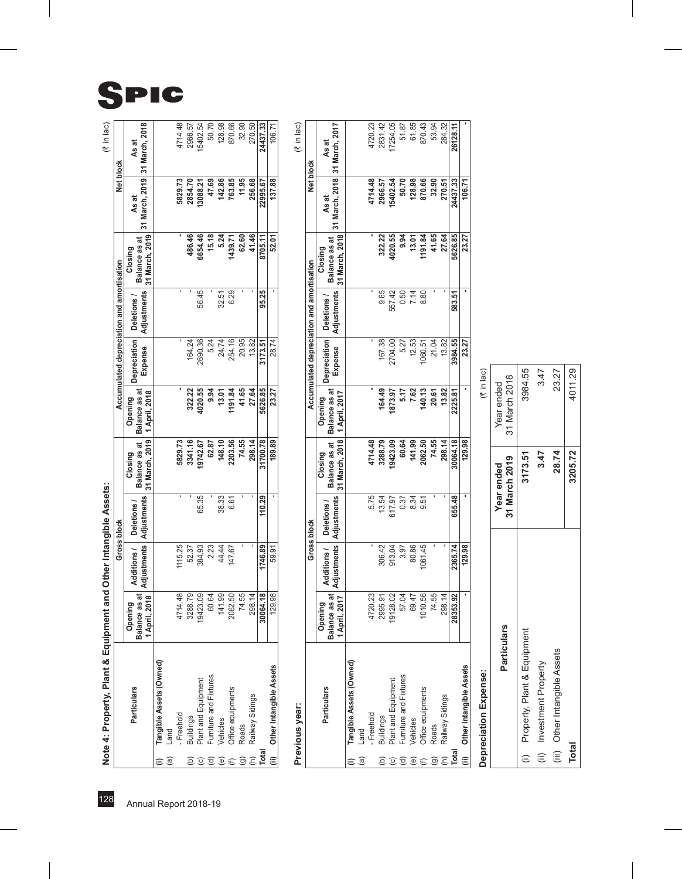## Note 4: Property, Plant & Equipment and Other Intangible Assets:

(₹ in lac)

| | Particulars | Gross block | | | | Accumulated depreciation and amortisation | | | | Net block | |
|---|---|---|---|---|---|---|---|---|---|---|---|
| | | Opening Balance as at 1 April, 2018 | Additions / Adjustments | Deletions / Adjustments | Closing Balance as at 31 March, 2019 | Opening Balance as at 1 April, 2018 | Depreciation Expense | Deletions / Adjustments | Closing Balance as at 31 March, 2019 | As at 31 March, 2019 | As at 31 March, 2018 |
| (i) | **Tangible Assets (Owned)** | | | | | | | | | | |
| (a) | Land | | | | | | | | | | |
| | - Freehold | 4714.48 | 1115.25 | - | 5829.73 | - | - | - | - | 5829.73 | 4714.48 |
| (b) | Buildings | 3288.79 | 52.37 | - | 3341.16 | 322.22 | 164.24 | - | 486.46 | 2854.70 | 2966.57 |
| (c) | Plant and Equipment | 19423.09 | 384.93 | 65.35 | 19742.67 | 4020.55 | 2690.36 | 56.45 | 6654.46 | 13088.21 | 15402.54 |
| (d) | Furniture and Fixtures | 60.64 | 2.23 | - | 62.87 | 9.94 | 5.24 | - | 15.18 | 47.69 | 50.70 |
| (e) | Vehicles | 141.99 | 44.44 | 38.33 | 148.10 | 13.01 | 24.74 | 32.51 | 5.24 | 142.86 | 128.98 |
| (f) | Office equipments | 2062.50 | 147.67 | 6.61 | 2203.56 | 1191.84 | 254.16 | 6.29 | 1439.71 | 763.85 | 870.66 |
| (g) | Roads | 74.55 | - | - | 74.55 | 41.65 | 20.95 | - | 62.60 | 11.95 | 32.90 |
| (h) | Railway Sidings | 298.14 | - | - | 298.14 | 27.64 | 13.82 | - | 41.46 | 256.68 | 270.50 |
| **Total** | | **30064.18** | **1746.89** | **110.29** | **31700.78** | **5626.85** | **3173.51** | **95.25** | **8705.11** | **22995.67** | **24437.33** |
| (ii) | **Other Intangible Assets** | 129.98 | 59.91 | - | 189.89 | 23.27 | 28.74 | - | 52.01 | 137.88 | 106.71 |

### Previous year:

(₹ in lac)

| | Particulars | Gross block | | | | Accumulated depreciation and amortisation | | | | Net block | |
|---|---|---|---|---|---|---|---|---|---|---|---|
| | | Opening Balance as at 1 April, 2017 | Additions / Adjustments | Deletions / Adjustments | Closing Balance as at 31 March, 2018 | Opening Balance as at 1 April, 2017 | Depreciation Expense | Deletions / Adjustments | Closing Balance as at 31 March, 2018 | As at 31 March, 2018 | As at 31 March, 2017 |
| (i) | **Tangible Assets (Owned)** | | | | | | | | | | |
| (a) | Land | | | | | | | | | | |
| | - Freehold | 4720.23 | - | 5.75 | 4714.48 | - | - | - | - | 4714.48 | 4720.23 |
| (b) | Buildings | 2995.91 | 306.42 | 13.54 | 3288.79 | 164.49 | 167.38 | 9.65 | 322.22 | 2966.57 | 2831.42 |
| (c) | Plant and Equipment | 19128.02 | 913.04 | 617.97 | 19423.09 | 1873.97 | 2704.00 | 557.42 | 4020.55 | 15402.54 | 17254.05 |
| (d) | Furniture and Fixtures | 57.04 | 3.97 | 0.37 | 60.64 | 5.17 | 5.27 | 0.50 | 9.94 | 50.70 | 51.87 |
| (e) | Vehicles | 69.47 | 80.86 | 8.34 | 141.99 | 7.62 | 12.53 | 7.14 | 13.01 | 128.98 | 61.85 |
| (f) | Office equipments | 1010.56 | 1061.45 | 9.51 | 2062.50 | 140.13 | 1060.51 | 8.80 | 1191.84 | 870.66 | 870.43 |
| (g) | Roads | 74.55 | - | - | 74.55 | 20.61 | 21.04 | - | 41.65 | 32.90 | 53.94 |
| (h) | Railway Sidings | 298.14 | - | - | 298.14 | 13.82 | 13.82 | - | 27.64 | 270.51 | 284.32 |
| **Total** | | **28353.92** | **2365.74** | **655.48** | **30064.18** | **2225.81** | **3984.55** | **583.51** | **5626.85** | **24437.33** | **26128.11** |
| (ii) | **Other Intangible Assets** | - | **129.98** | - | **129.98** | - | **23.27** | - | **23.27** | **106.71** | - |

### Depreciation Expense:

(₹ in lac)

| | Particulars | Year ended 31 March 2019 | Year ended 31 March 2018 |
|---|---|---|---|
| (i) | Property, Plant & Equipment | **3173.51** | 3984.55 |
| (ii) | Investment Property | **3.47** | 3.47 |
| (iii) | Other Intangible Assets | **28.74** | 23.27 |
| **Total** | | **3205.72** | 4011.29 |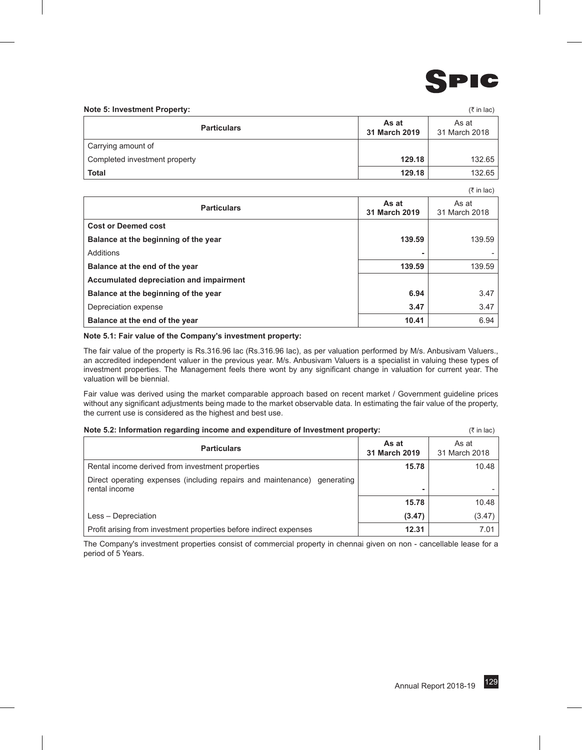**Note 5: Investment Property:**

(₹ in lac)

| Particulars | As at 31 March 2019 | As at 31 March 2018 |
|---|---|---|
| Carrying amount of | | |
| Completed investment property | **129.18** | 132.65 |
| **Total** | **129.18** | 132.65 |

(₹ in lac)

| Particulars | As at 31 March 2019 | As at 31 March 2018 |
|---|---|---|
| **Cost or Deemed cost** | | |
| **Balance at the beginning of the year** | **139.59** | 139.59 |
| Additions | **-** | - |
| **Balance at the end of the year** | **139.59** | 139.59 |
| **Accumulated depreciation and impairment** | | |
| **Balance at the beginning of the year** | **6.94** | 3.47 |
| Depreciation expense | **3.47** | 3.47 |
| **Balance at the end of the year** | **10.41** | 6.94 |

**Note 5.1: Fair value of the Company's investment property:**

The fair value of the property is Rs.316.96 lac (Rs.316.96 lac), as per valuation performed by M/s. Anbusivam Valuers., an accredited independent valuer in the previous year. M/s. Anbusivam Valuers is a specialist in valuing these types of investment properties. The Management feels there wont by any significant change in valuation for current year. The valuation will be biennial.

Fair value was derived using the market comparable approach based on recent market / Government guideline prices without any significant adjustments being made to the market observable data. In estimating the fair value of the property, the current use is considered as the highest and best use.

**Note 5.2: Information regarding income and expenditure of Investment property:**

(₹ in lac)

| Particulars | As at 31 March 2019 | As at 31 March 2018 |
|---|---|---|
| Rental income derived from investment properties | **15.78** | 10.48 |
| Direct operating expenses (including repairs and maintenance) generating rental income | **-** | - |
| | **15.78** | 10.48 |
| Less – Depreciation | **(3.47)** | (3.47) |
| Profit arising from investment properties before indirect expenses | **12.31** | 7.01 |

The Company's investment properties consist of commercial property in chennai given on non - cancellable lease for a period of 5 Years.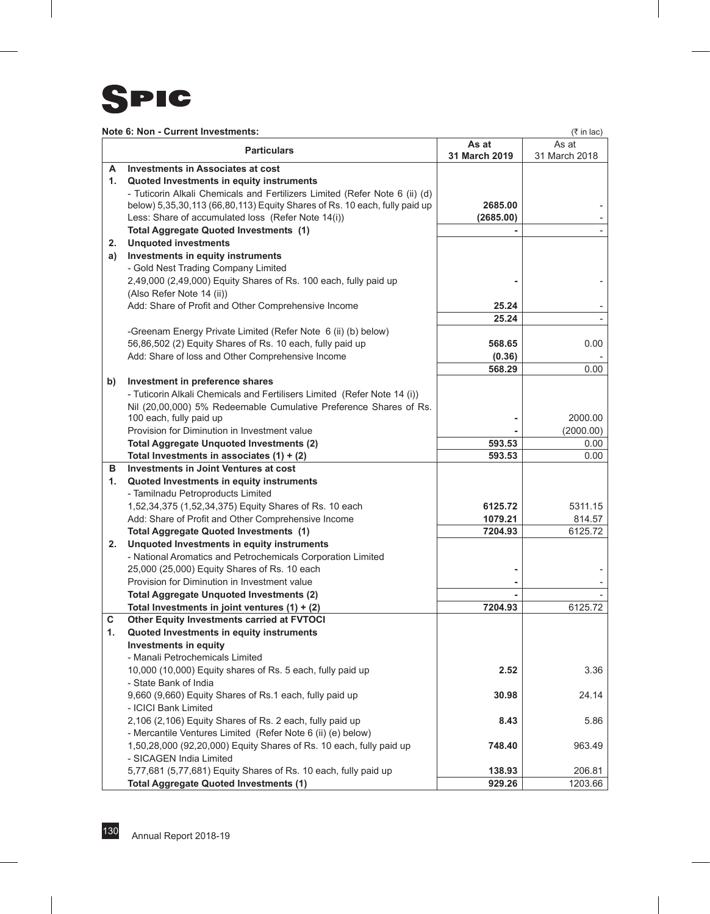**Note 6: Non - Current Investments:**

(₹ in lac)

| | Particulars | As at 31 March 2019 | As at 31 March 2018 |
|---|---|---|---|
| **A** | **Investments in Associates at cost** | | |
| **1.** | **Quoted Investments in equity instruments** | | |
| | - Tuticorin Alkali Chemicals and Fertilizers Limited (Refer Note 6 (ii) (d) below) 5,35,30,113 (66,80,113) Equity Shares of Rs. 10 each, fully paid up | **2685.00** | - |
| | Less: Share of accumulated loss (Refer Note 14(i)) | **(2685.00)** | - |
| | **Total Aggregate Quoted Investments (1)** | **-** | - |
| **2.** | **Unquoted investments** | | |
| **a)** | **Investments in equity instruments** | | |
| | - Gold Nest Trading Company Limited | | |
| | 2,49,000 (2,49,000) Equity Shares of Rs. 100 each, fully paid up (Also Refer Note 14 (ii)) | **-** | - |
| | Add: Share of Profit and Other Comprehensive Income | **25.24** | - |
| | | **25.24** | - |
| | -Greenam Energy Private Limited (Refer Note 6 (ii) (b) below) | | |
| | 56,86,502 (2) Equity Shares of Rs. 10 each, fully paid up | **568.65** | 0.00 |
| | Add: Share of loss and Other Comprehensive Income | **(0.36)** | - |
| | | **568.29** | 0.00 |
| **b)** | **Investment in preference shares** | | |
| | - Tuticorin Alkali Chemicals and Fertilisers Limited (Refer Note 14 (i)) | | |
| | Nil (20,00,000) 5% Redeemable Cumulative Preference Shares of Rs. 100 each, fully paid up | **-** | 2000.00 |
| | Provision for Diminution in Investment value | **-** | (2000.00) |
| | **Total Aggregate Unquoted Investments (2)** | **593.53** | 0.00 |
| | **Total Investments in associates (1) + (2)** | **593.53** | 0.00 |
| **B** | **Investments in Joint Ventures at cost** | | |
| **1.** | **Quoted Investments in equity instruments** | | |
| | - Tamilnadu Petroproducts Limited | | |
| | 1,52,34,375 (1,52,34,375) Equity Shares of Rs. 10 each | **6125.72** | 5311.15 |
| | Add: Share of Profit and Other Comprehensive Income | **1079.21** | 814.57 |
| | **Total Aggregate Quoted Investments (1)** | **7204.93** | 6125.72 |
| **2.** | **Unquoted Investments in equity instruments** | | |
| | - National Aromatics and Petrochemicals Corporation Limited | | |
| | 25,000 (25,000) Equity Shares of Rs. 10 each | **-** | - |
| | Provision for Diminution in Investment value | **-** | - |
| | **Total Aggregate Unquoted Investments (2)** | **-** | - |
| | **Total Investments in joint ventures (1) + (2)** | **7204.93** | 6125.72 |
| **C** | **Other Equity Investments carried at FVTOCI** | | |
| **1.** | **Quoted Investments in equity instruments** | | |
| | **Investments in equity** | | |
| | - Manali Petrochemicals Limited | | |
| | 10,000 (10,000) Equity shares of Rs. 5 each, fully paid up | **2.52** | 3.36 |
| | - State Bank of India | | |
| | 9,660 (9,660) Equity Shares of Rs.1 each, fully paid up | **30.98** | 24.14 |
| | - ICICI Bank Limited | | |
| | 2,106 (2,106) Equity Shares of Rs. 2 each, fully paid up | **8.43** | 5.86 |
| | - Mercantile Ventures Limited (Refer Note 6 (ii) (e) below) | | |
| | 1,50,28,000 (92,20,000) Equity Shares of Rs. 10 each, fully paid up | **748.40** | 963.49 |
| | - SICAGEN India Limited | | |
| | 5,77,681 (5,77,681) Equity Shares of Rs. 10 each, fully paid up | **138.93** | 206.81 |
| | **Total Aggregate Quoted Investments (1)** | **929.26** | 1203.66 |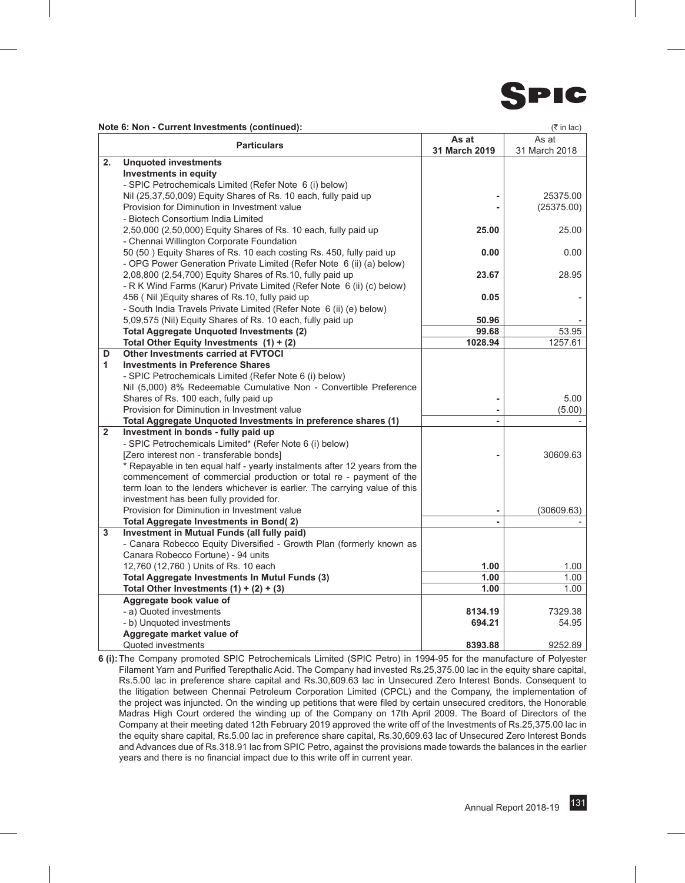**Note 6: Non - Current Investments (continued):**

(₹ in lac)

| | Particulars | As at 31 March 2019 | As at 31 March 2018 |
|---|---|---|---|
| **2.** | **Unquoted investments** | | |
| | **Investments in equity** | | |
| | - SPIC Petrochemicals Limited (Refer Note 6 (i) below) | | |
| | Nil (25,37,50,009) Equity Shares of Rs. 10 each, fully paid up | **-** | 25375.00 |
| | Provision for Diminution in Investment value | **-** | (25375.00) |
| | - Biotech Consortium India Limited | | |
| | 2,50,000 (2,50,000) Equity Shares of Rs. 10 each, fully paid up | **25.00** | 25.00 |
| | - Chennai Willington Corporate Foundation | | |
| | 50 (50 ) Equity Shares of Rs. 10 each costing Rs. 450, fully paid up | **0.00** | 0.00 |
| | - OPG Power Generation Private Limited (Refer Note 6 (ii) (a) below) | | |
| | 2,08,800 (2,54,700) Equity Shares of Rs.10, fully paid up | **23.67** | 28.95 |
| | - R K Wind Farms (Karur) Private Limited (Refer Note 6 (ii) (c) below) | | |
| | 456 ( Nil )Equity shares of Rs.10, fully paid up | **0.05** | - |
| | - South India Travels Private Limited (Refer Note 6 (ii) (e) below) | | |
| | 5,09,575 (Nil) Equity Shares of Rs. 10 each, fully paid up | **50.96** | - |
| | **Total Aggregate Unquoted Investments (2)** | **99.68** | 53.95 |
| | **Total Other Equity Investments (1) + (2)** | **1028.94** | 1257.61 |
| **D** | **Other Investments carried at FVTOCI** | | |
| **1** | **Investments in Preference Shares** | | |
| | - SPIC Petrochemicals Limited (Refer Note 6 (i) below) | | |
| | Nil (5,000) 8% Redeemable Cumulative Non - Convertible Preference Shares of Rs. 100 each, fully paid up | **-** | 5.00 |
| | Provision for Diminution in Investment value | **-** | (5.00) |
| | **Total Aggregate Unquoted Investments in preference shares (1)** | **-** | - |
| **2** | **Investment in bonds - fully paid up** | | |
| | - SPIC Petrochemicals Limited* (Refer Note 6 (i) below) | | |
| | [Zero interest non - transferable bonds] | **-** | 30609.63 |
| | * Repayable in ten equal half - yearly instalments after 12 years from the commencement of commercial production or total re - payment of the term loan to the lenders whichever is earlier. The carrying value of this investment has been fully provided for. | | |
| | Provision for Diminution in Investment value | **-** | (30609.63) |
| | **Total Aggregate Investments in Bond( 2)** | **-** | - |
| **3** | **Investment in Mutual Funds (all fully paid)** | | |
| | - Canara Robecco Equity Diversified - Growth Plan (formerly known as Canara Robecco Fortune) - 94 units | | |
| | 12,760 (12,760 ) Units of Rs. 10 each | **1.00** | 1.00 |
| | **Total Aggregate Investments In Mutul Funds (3)** | **1.00** | 1.00 |
| | **Total Other Investments (1) + (2) + (3)** | **1.00** | 1.00 |
| | **Aggregate book value of** | | |
| | - a) Quoted investments | **8134.19** | 7329.38 |
| | - b) Unquoted investments | **694.21** | 54.95 |
| | **Aggregate market value of** | | |
| | Quoted investments | **8393.88** | 9252.89 |

**6 (i):** The Company promoted SPIC Petrochemicals Limited (SPIC Petro) in 1994-95 for the manufacture of Polyester Filament Yarn and Purified Terepthalic Acid. The Company had invested Rs.25,375.00 lac in the equity share capital, Rs.5.00 lac in preference share capital and Rs.30,609.63 lac in Unsecured Zero Interest Bonds. Consequent to the litigation between Chennai Petroleum Corporation Limited (CPCL) and the Company, the implementation of the project was injuncted. On the winding up petitions that were filed by certain unsecured creditors, the Honorable Madras High Court ordered the winding up of the Company on 17th April 2009. The Board of Directors of the Company at their meeting dated 12th February 2019 approved the write off of the Investments of Rs.25,375.00 lac in the equity share capital, Rs.5.00 lac in preference share capital, Rs.30,609.63 lac of Unsecured Zero Interest Bonds and Advances due of Rs.318.91 lac from SPIC Petro, against the provisions made towards the balances in the earlier years and there is no financial impact due to this write off in current year.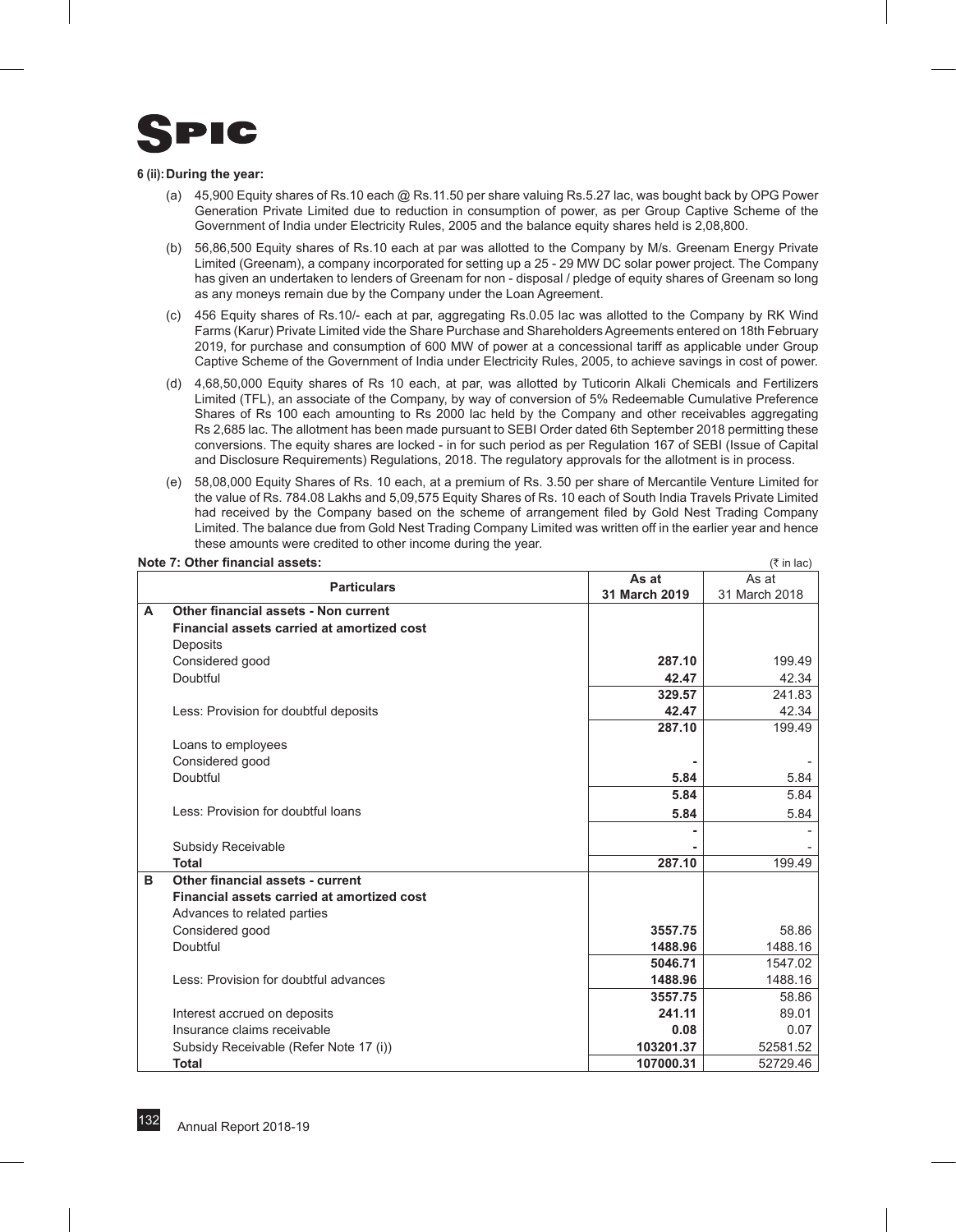**6 (ii): During the year:**

(a) 45,900 Equity shares of Rs.10 each @ Rs.11.50 per share valuing Rs.5.27 lac, was bought back by OPG Power Generation Private Limited due to reduction in consumption of power, as per Group Captive Scheme of the Government of India under Electricity Rules, 2005 and the balance equity shares held is 2,08,800.

(b) 56,86,500 Equity shares of Rs.10 each at par was allotted to the Company by M/s. Greenam Energy Private Limited (Greenam), a company incorporated for setting up a 25 - 29 MW DC solar power project. The Company has given an undertaken to lenders of Greenam for non - disposal / pledge of equity shares of Greenam so long as any moneys remain due by the Company under the Loan Agreement.

(c) 456 Equity shares of Rs.10/- each at par, aggregating Rs.0.05 lac was allotted to the Company by RK Wind Farms (Karur) Private Limited vide the Share Purchase and Shareholders Agreements entered on 18th February 2019, for purchase and consumption of 600 MW of power at a concessional tariff as applicable under Group Captive Scheme of the Government of India under Electricity Rules, 2005, to achieve savings in cost of power.

(d) 4,68,50,000 Equity shares of Rs 10 each, at par, was allotted by Tuticorin Alkali Chemicals and Fertilizers Limited (TFL), an associate of the Company, by way of conversion of 5% Redeemable Cumulative Preference Shares of Rs 100 each amounting to Rs 2000 lac held by the Company and other receivables aggregating Rs 2,685 lac. The allotment has been made pursuant to SEBI Order dated 6th September 2018 permitting these conversions. The equity shares are locked - in for such period as per Regulation 167 of SEBI (Issue of Capital and Disclosure Requirements) Regulations, 2018. The regulatory approvals for the allotment is in process.

(e) 58,08,000 Equity Shares of Rs. 10 each, at a premium of Rs. 3.50 per share of Mercantile Venture Limited for the value of Rs. 784.08 Lakhs and 5,09,575 Equity Shares of Rs. 10 each of South India Travels Private Limited had received by the Company based on the scheme of arrangement filed by Gold Nest Trading Company Limited. The balance due from Gold Nest Trading Company Limited was written off in the earlier year and hence these amounts were credited to other income during the year.

**Note 7: Other financial assets:** (₹ in lac)

| | Particulars | As at 31 March 2019 | As at 31 March 2018 |
|---|---|---|---|
| **A** | **Other financial assets - Non current** | | |
| | **Financial assets carried at amortized cost** | | |
| | Deposits | | |
| | Considered good | **287.10** | 199.49 |
| | Doubtful | **42.47** | 42.34 |
| | | **329.57** | 241.83 |
| | Less: Provision for doubtful deposits | **42.47** | 42.34 |
| | | **287.10** | 199.49 |
| | Loans to employees | | |
| | Considered good | **-** | - |
| | Doubtful | **5.84** | 5.84 |
| | | **5.84** | 5.84 |
| | Less: Provision for doubtful loans | **5.84** | 5.84 |
| | | **-** | - |
| | Subsidy Receivable | **-** | - |
| | **Total** | **287.10** | 199.49 |
| **B** | **Other financial assets - current** | | |
| | **Financial assets carried at amortized cost** | | |
| | Advances to related parties | | |
| | Considered good | **3557.75** | 58.86 |
| | Doubtful | **1488.96** | 1488.16 |
| | | **5046.71** | 1547.02 |
| | Less: Provision for doubtful advances | **1488.96** | 1488.16 |
| | | **3557.75** | 58.86 |
| | Interest accrued on deposits | **241.11** | 89.01 |
| | Insurance claims receivable | **0.08** | 0.07 |
| | Subsidy Receivable (Refer Note 17 (i)) | **103201.37** | 52581.52 |
| | **Total** | **107000.31** | 52729.46 |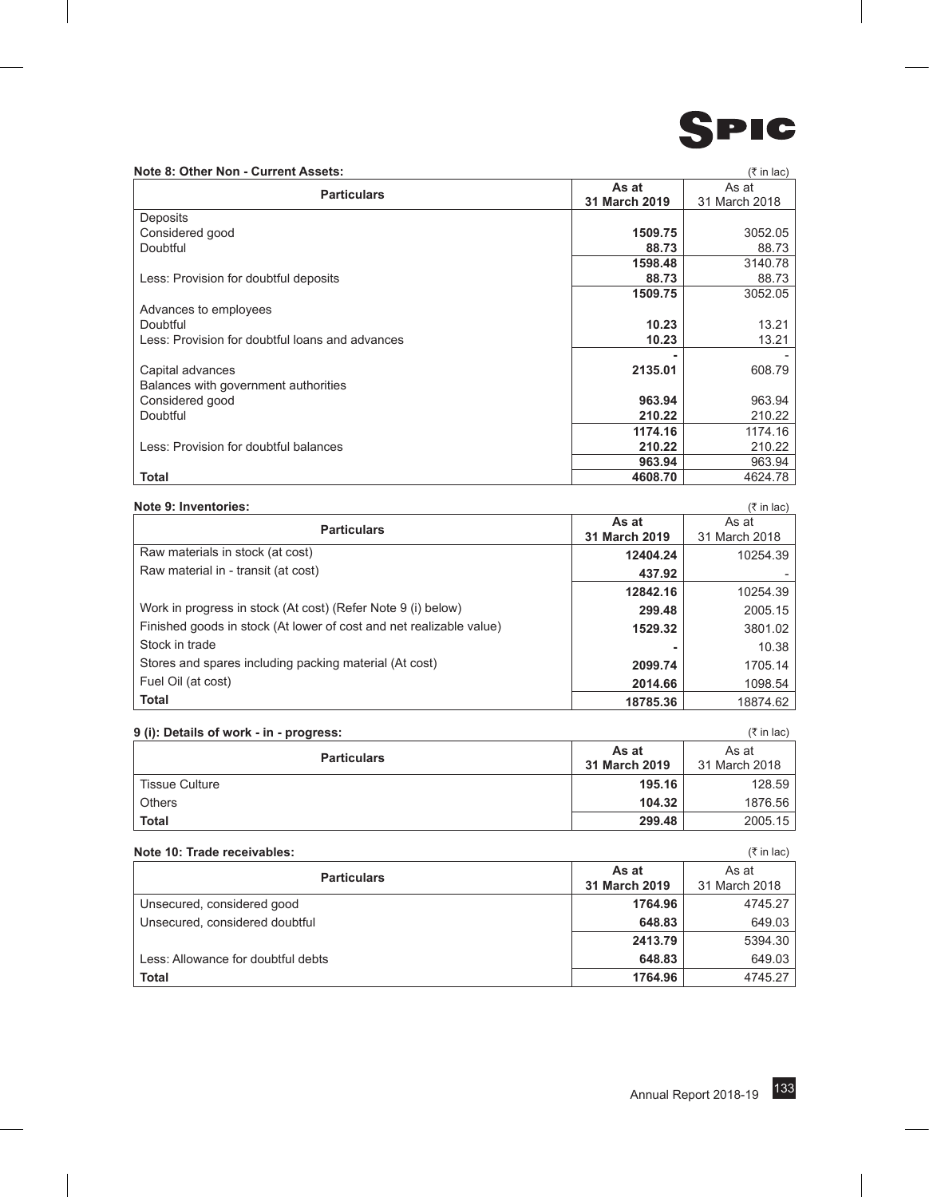#### Note 8: Other Non - Current Assets:

(₹ in lac)

| Particulars | As at 31 March 2019 | As at 31 March 2018 |
|---|---|---|
| Deposits | | |
| Considered good | **1509.75** | 3052.05 |
| Doubtful | **88.73** | 88.73 |
| | **1598.48** | 3140.78 |
| Less: Provision for doubtful deposits | **88.73** | 88.73 |
| | **1509.75** | 3052.05 |
| Advances to employees | | |
| Doubtful | **10.23** | 13.21 |
| Less: Provision for doubtful loans and advances | **10.23** | 13.21 |
| | **-** | - |
| Capital advances | **2135.01** | 608.79 |
| Balances with government authorities | | |
| Considered good | **963.94** | 963.94 |
| Doubtful | **210.22** | 210.22 |
| | **1174.16** | 1174.16 |
| Less: Provision for doubtful balances | **210.22** | 210.22 |
| | **963.94** | 963.94 |
| **Total** | **4608.70** | 4624.78 |

#### Note 9: Inventories:

(₹ in lac)

| Particulars | As at 31 March 2019 | As at 31 March 2018 |
|---|---|---|
| Raw materials in stock (at cost) | **12404.24** | 10254.39 |
| Raw material in - transit (at cost) | **437.92** | - |
| | **12842.16** | 10254.39 |
| Work in progress in stock (At cost) (Refer Note 9 (i) below) | **299.48** | 2005.15 |
| Finished goods in stock (At lower of cost and net realizable value) | **1529.32** | 3801.02 |
| Stock in trade | **-** | 10.38 |
| Stores and spares including packing material (At cost) | **2099.74** | 1705.14 |
| Fuel Oil (at cost) | **2014.66** | 1098.54 |
| **Total** | **18785.36** | 18874.62 |

#### 9 (i): Details of work - in - progress:

(₹ in lac)

| Particulars | As at 31 March 2019 | As at 31 March 2018 |
|---|---|---|
| Tissue Culture | **195.16** | 128.59 |
| Others | **104.32** | 1876.56 |
| **Total** | **299.48** | 2005.15 |

#### Note 10: Trade receivables:

(₹ in lac)

| Particulars | As at 31 March 2019 | As at 31 March 2018 |
|---|---|---|
| Unsecured, considered good | **1764.96** | 4745.27 |
| Unsecured, considered doubtful | **648.83** | 649.03 |
| | **2413.79** | 5394.30 |
| Less: Allowance for doubtful debts | **648.83** | 649.03 |
| **Total** | **1764.96** | 4745.27 |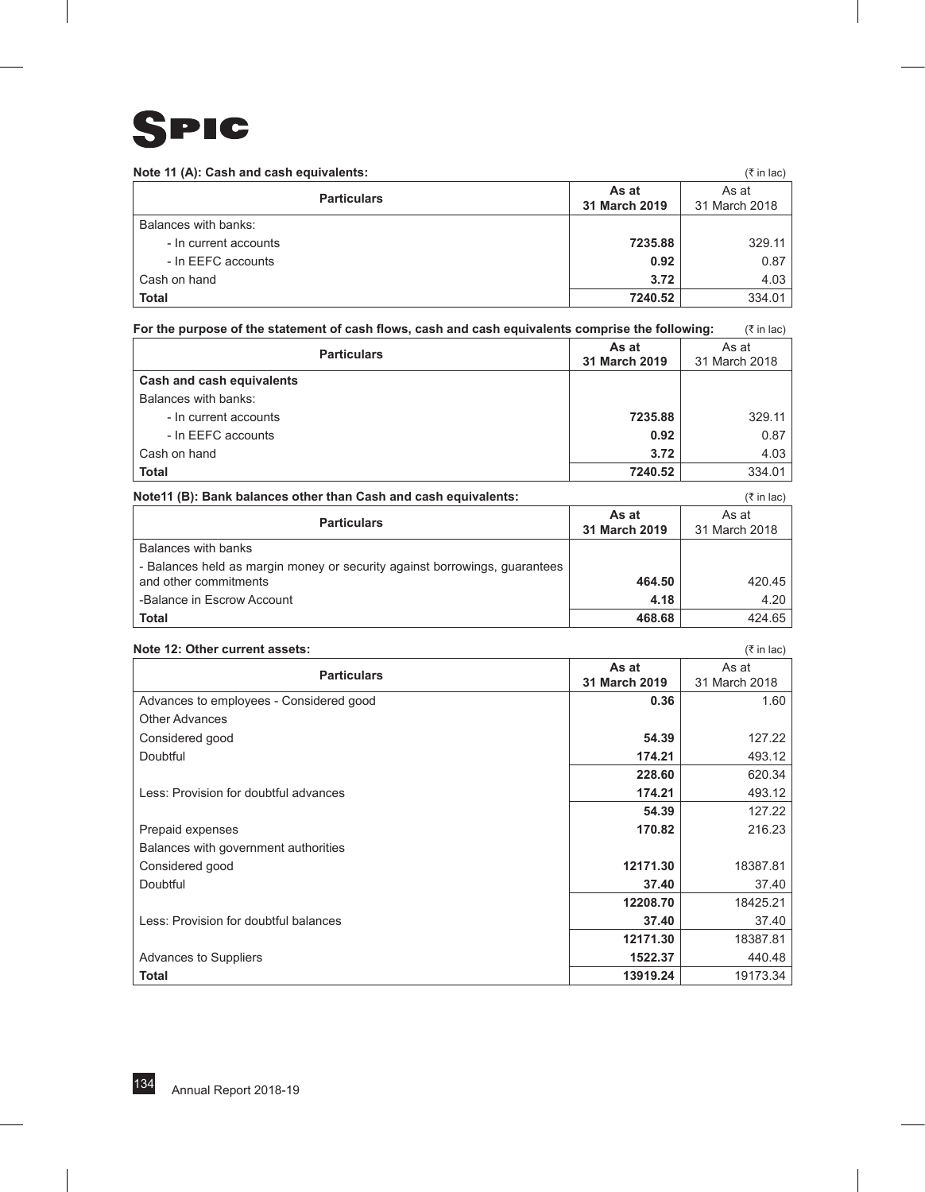SPIC

**Note 11 (A): Cash and cash equivalents:** (₹ in lac)

| Particulars | As at 31 March 2019 | As at 31 March 2018 |
|---|---|---|
| Balances with banks: | | |
| - In current accounts | **7235.88** | 329.11 |
| - In EEFC accounts | **0.92** | 0.87 |
| Cash on hand | **3.72** | 4.03 |
| **Total** | **7240.52** | 334.01 |

**For the purpose of the statement of cash flows, cash and cash equivalents comprise the following:** (₹ in lac)

| Particulars | As at 31 March 2019 | As at 31 March 2018 |
|---|---|---|
| **Cash and cash equivalents** | | |
| Balances with banks: | | |
| - In current accounts | **7235.88** | 329.11 |
| - In EEFC accounts | **0.92** | 0.87 |
| Cash on hand | **3.72** | 4.03 |
| **Total** | **7240.52** | 334.01 |

**Note11 (B): Bank balances other than Cash and cash equivalents:** (₹ in lac)

| Particulars | As at 31 March 2019 | As at 31 March 2018 |
|---|---|---|
| Balances with banks | | |
| - Balances held as margin money or security against borrowings, guarantees and other commitments | **464.50** | 420.45 |
| -Balance in Escrow Account | **4.18** | 4.20 |
| **Total** | **468.68** | 424.65 |

**Note 12: Other current assets:** (₹ in lac)

| Particulars | As at 31 March 2019 | As at 31 March 2018 |
|---|---|---|
| Advances to employees - Considered good | **0.36** | 1.60 |
| Other Advances | | |
| Considered good | **54.39** | 127.22 |
| Doubtful | **174.21** | 493.12 |
| | **228.60** | 620.34 |
| Less: Provision for doubtful advances | **174.21** | 493.12 |
| | **54.39** | 127.22 |
| Prepaid expenses | **170.82** | 216.23 |
| Balances with government authorities | | |
| Considered good | **12171.30** | 18387.81 |
| Doubtful | **37.40** | 37.40 |
| | **12208.70** | 18425.21 |
| Less: Provision for doubtful balances | **37.40** | 37.40 |
| | **12171.30** | 18387.81 |
| Advances to Suppliers | **1522.37** | 440.48 |
| **Total** | **13919.24** | 19173.34 |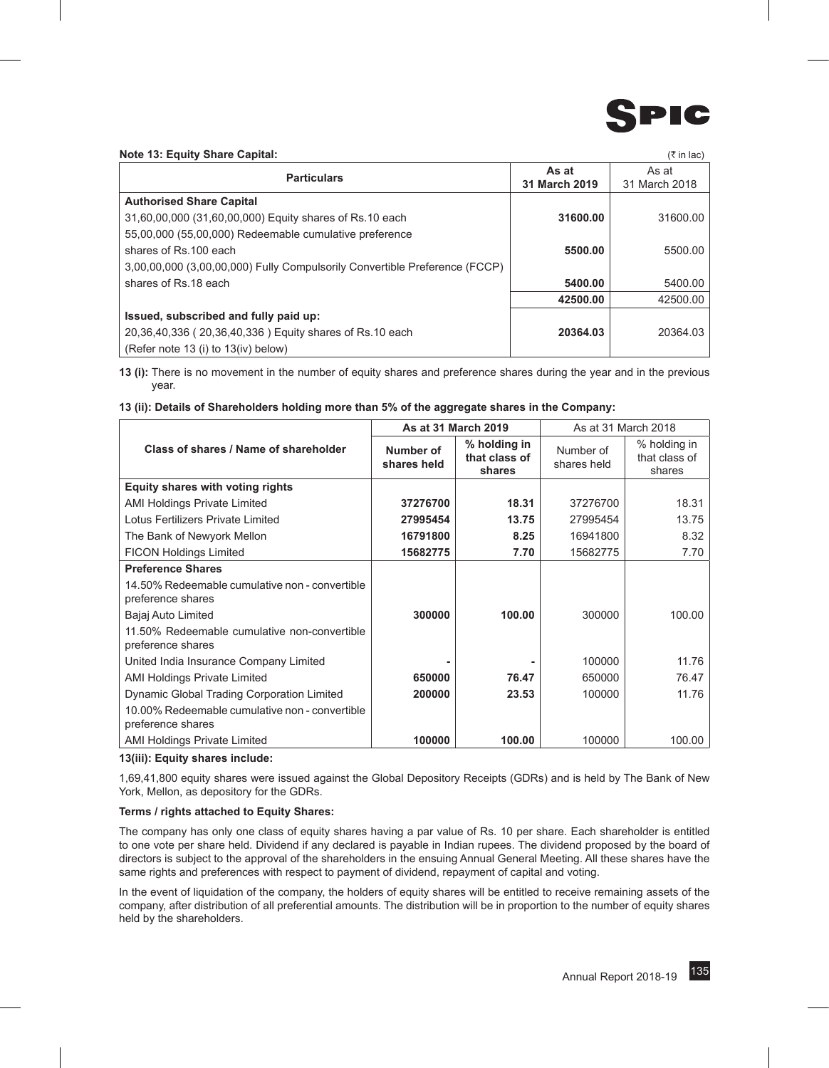**Note 13: Equity Share Capital:** (₹ in lac)

| Particulars | As at 31 March 2019 | As at 31 March 2018 |
|---|---|---|
| **Authorised Share Capital** | | |
| 31,60,00,000 (31,60,00,000) Equity shares of Rs.10 each | **31600.00** | 31600.00 |
| 55,00,000 (55,00,000) Redeemable cumulative preference shares of Rs.100 each | **5500.00** | 5500.00 |
| 3,00,00,000 (3,00,00,000) Fully Compulsorily Convertible Preference (FCCP) shares of Rs.18 each | **5400.00** | 5400.00 |
| | **42500.00** | 42500.00 |
| **Issued, subscribed and fully paid up:** | | |
| 20,36,40,336 ( 20,36,40,336 ) Equity shares of Rs.10 each | **20364.03** | 20364.03 |
| (Refer note 13 (i) to 13(iv) below) | | |

**13 (i):** There is no movement in the number of equity shares and preference shares during the year and in the previous year.

**13 (ii): Details of Shareholders holding more than 5% of the aggregate shares in the Company:**

| Class of shares / Name of shareholder | As at 31 March 2019 | | As at 31 March 2018 | |
|---|---|---|---|---|
| | Number of shares held | % holding in that class of shares | Number of shares held | % holding in that class of shares |
| **Equity shares with voting rights** | | | | |
| AMI Holdings Private Limited | **37276700** | **18.31** | 37276700 | 18.31 |
| Lotus Fertilizers Private Limited | **27995454** | **13.75** | 27995454 | 13.75 |
| The Bank of Newyork Mellon | **16791800** | **8.25** | 16941800 | 8.32 |
| FICON Holdings Limited | **15682775** | **7.70** | 15682775 | 7.70 |
| **Preference Shares** | | | | |
| 14.50% Redeemable cumulative non - convertible preference shares | | | | |
| Bajaj Auto Limited | **300000** | **100.00** | 300000 | 100.00 |
| 11.50% Redeemable cumulative non-convertible preference shares | | | | |
| United India Insurance Company Limited | **-** | **-** | 100000 | 11.76 |
| AMI Holdings Private Limited | **650000** | **76.47** | 650000 | 76.47 |
| Dynamic Global Trading Corporation Limited | **200000** | **23.53** | 100000 | 11.76 |
| 10.00% Redeemable cumulative non - convertible preference shares | | | | |
| AMI Holdings Private Limited | **100000** | **100.00** | 100000 | 100.00 |

**13(iii): Equity shares include:**

1,69,41,800 equity shares were issued against the Global Depository Receipts (GDRs) and is held by The Bank of New York, Mellon, as depository for the GDRs.

**Terms / rights attached to Equity Shares:**

The company has only one class of equity shares having a par value of Rs. 10 per share. Each shareholder is entitled to one vote per share held. Dividend if any declared is payable in Indian rupees. The dividend proposed by the board of directors is subject to the approval of the shareholders in the ensuing Annual General Meeting. All these shares have the same rights and preferences with respect to payment of dividend, repayment of capital and voting.

In the event of liquidation of the company, the holders of equity shares will be entitled to receive remaining assets of the company, after distribution of all preferential amounts. The distribution will be in proportion to the number of equity shares held by the shareholders.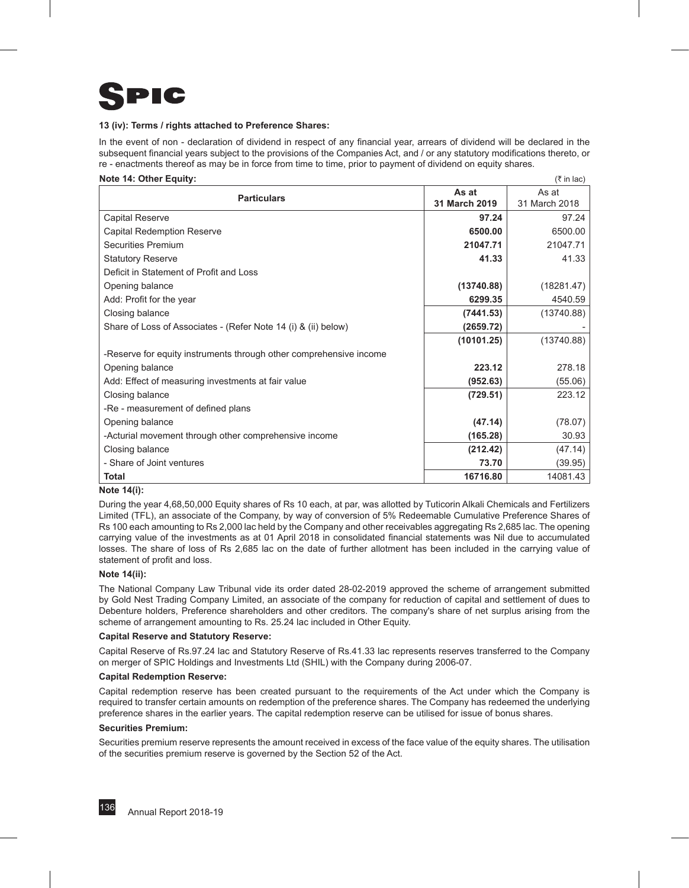#### 13 (iv): Terms / rights attached to Preference Shares:

In the event of non - declaration of dividend in respect of any financial year, arrears of dividend will be declared in the subsequent financial years subject to the provisions of the Companies Act, and / or any statutory modifications thereto, or re - enactments thereof as may be in force from time to time, prior to payment of dividend on equity shares.

**Note 14: Other Equity:**

(₹ in lac)

| Particulars | As at **31 March 2019** | As at 31 March 2018 |
|---|---|---|
| Capital Reserve | **97.24** | 97.24 |
| Capital Redemption Reserve | **6500.00** | 6500.00 |
| Securities Premium | **21047.71** | 21047.71 |
| Statutory Reserve | **41.33** | 41.33 |
| Deficit in Statement of Profit and Loss | | |
| Opening balance | **(13740.88)** | (18281.47) |
| Add: Profit for the year | **6299.35** | 4540.59 |
| Closing balance | **(7441.53)** | (13740.88) |
| Share of Loss of Associates - (Refer Note 14 (i) & (ii) below) | **(2659.72)** | - |
| | **(10101.25)** | (13740.88) |
| -Reserve for equity instruments through other comprehensive income | | |
| Opening balance | **223.12** | 278.18 |
| Add: Effect of measuring investments at fair value | **(952.63)** | (55.06) |
| Closing balance | **(729.51)** | 223.12 |
| -Re - measurement of defined plans | | |
| Opening balance | **(47.14)** | (78.07) |
| -Acturial movement through other comprehensive income | **(165.28)** | 30.93 |
| Closing balance | **(212.42)** | (47.14) |
| - Share of Joint ventures | **73.70** | (39.95) |
| **Total** | **16716.80** | 14081.43 |

**Note 14(i):**

During the year 4,68,50,000 Equity shares of Rs 10 each, at par, was allotted by Tuticorin Alkali Chemicals and Fertilizers Limited (TFL), an associate of the Company, by way of conversion of 5% Redeemable Cumulative Preference Shares of Rs 100 each amounting to Rs 2,000 lac held by the Company and other receivables aggregating Rs 2,685 lac. The opening carrying value of the investments as at 01 April 2018 in consolidated financial statements was Nil due to accumulated losses. The share of loss of Rs 2,685 lac on the date of further allotment has been included in the carrying value of statement of profit and loss.

**Note 14(ii):**

The National Company Law Tribunal vide its order dated 28-02-2019 approved the scheme of arrangement submitted by Gold Nest Trading Company Limited, an associate of the company for reduction of capital and settlement of dues to Debenture holders, Preference shareholders and other creditors. The company's share of net surplus arising from the scheme of arrangement amounting to Rs. 25.24 lac included in Other Equity.

**Capital Reserve and Statutory Reserve:**

Capital Reserve of Rs.97.24 lac and Statutory Reserve of Rs.41.33 lac represents reserves transferred to the Company on merger of SPIC Holdings and Investments Ltd (SHIL) with the Company during 2006-07.

**Capital Redemption Reserve:**

Capital redemption reserve has been created pursuant to the requirements of the Act under which the Company is required to transfer certain amounts on redemption of the preference shares. The Company has redeemed the underlying preference shares in the earlier years. The capital redemption reserve can be utilised for issue of bonus shares.

**Securities Premium:**

Securities premium reserve represents the amount received in excess of the face value of the equity shares. The utilisation of the securities premium reserve is governed by the Section 52 of the Act.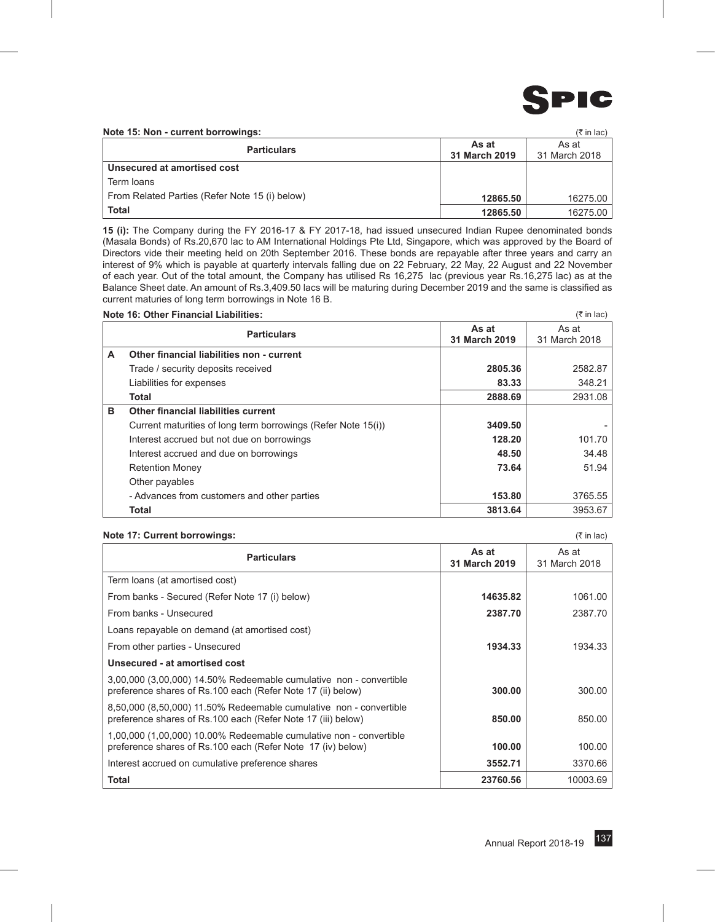### Note 15: Non - current borrowings:

(₹ in lac)

| Particulars | As at 31 March 2019 | As at 31 March 2018 |
|---|---|---|
| **Unsecured at amortised cost** | | |
| Term loans | | |
| From Related Parties (Refer Note 15 (i) below) | **12865.50** | 16275.00 |
| **Total** | **12865.50** | 16275.00 |

**15 (i):** The Company during the FY 2016-17 & FY 2017-18, had issued unsecured Indian Rupee denominated bonds (Masala Bonds) of Rs.20,670 lac to AM International Holdings Pte Ltd, Singapore, which was approved by the Board of Directors vide their meeting held on 20th September 2016. These bonds are repayable after three years and carry an interest of 9% which is payable at quarterly intervals falling due on 22 February, 22 May, 22 August and 22 November of each year. Out of the total amount, the Company has utilised Rs 16,275 lac (previous year Rs.16,275 lac) as at the Balance Sheet date. An amount of Rs.3,409.50 lacs will be maturing during December 2019 and the same is classified as current maturities of long term borrowings in Note 16 B.

### Note 16: Other Financial Liabilities:

(₹ in lac)

| | Particulars | As at 31 March 2019 | As at 31 March 2018 |
|---|---|---|---|
| **A** | **Other financial liabilities non - current** | | |
| | Trade / security deposits received | **2805.36** | 2582.87 |
| | Liabilities for expenses | **83.33** | 348.21 |
| | **Total** | **2888.69** | 2931.08 |
| **B** | **Other financial liabilities current** | | |
| | Current maturities of long term borrowings (Refer Note 15(i)) | **3409.50** | - |
| | Interest accrued but not due on borrowings | **128.20** | 101.70 |
| | Interest accrued and due on borrowings | **48.50** | 34.48 |
| | Retention Money | **73.64** | 51.94 |
| | Other payables | | |
| | - Advances from customers and other parties | **153.80** | 3765.55 |
| | **Total** | **3813.64** | 3953.67 |

### Note 17: Current borrowings:

(₹ in lac)

| Particulars | As at 31 March 2019 | As at 31 March 2018 |
|---|---|---|
| Term loans (at amortised cost) | | |
| From banks - Secured (Refer Note 17 (i) below) | **14635.82** | 1061.00 |
| From banks - Unsecured | **2387.70** | 2387.70 |
| Loans repayable on demand (at amortised cost) | | |
| From other parties - Unsecured | **1934.33** | 1934.33 |
| **Unsecured - at amortised cost** | | |
| 3,00,000 (3,00,000) 14.50% Redeemable cumulative non - convertible preference shares of Rs.100 each (Refer Note 17 (ii) below) | **300.00** | 300.00 |
| 8,50,000 (8,50,000) 11.50% Redeemable cumulative non - convertible preference shares of Rs.100 each (Refer Note 17 (iii) below) | **850.00** | 850.00 |
| 1,00,000 (1,00,000) 10.00% Redeemable cumulative non - convertible preference shares of Rs.100 each (Refer Note 17 (iv) below) | **100.00** | 100.00 |
| Interest accrued on cumulative preference shares | **3552.71** | 3370.66 |
| **Total** | **23760.56** | 10003.69 |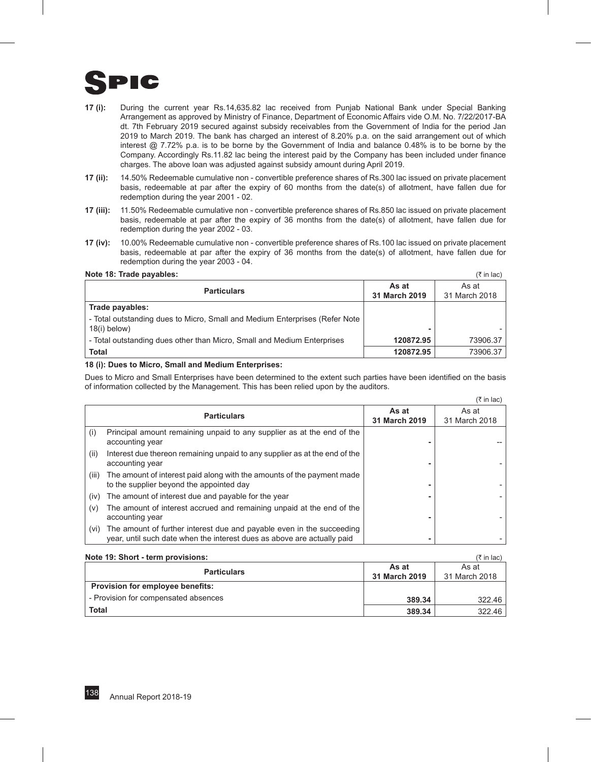**17 (i):** During the current year Rs.14,635.82 lac received from Punjab National Bank under Special Banking Arrangement as approved by Ministry of Finance, Department of Economic Affairs vide O.M. No. 7/22/2017-BA dt. 7th February 2019 secured against subsidy receivables from the Government of India for the period Jan 2019 to March 2019. The bank has charged an interest of 8.20% p.a. on the said arrangement out of which interest @ 7.72% p.a. is to be borne by the Government of India and balance 0.48% is to be borne by the Company. Accordingly Rs.11.82 lac being the interest paid by the Company has been included under finance charges. The above loan was adjusted against subsidy amount during April 2019.

**17 (ii):** 14.50% Redeemable cumulative non - convertible preference shares of Rs.300 lac issued on private placement basis, redeemable at par after the expiry of 60 months from the date(s) of allotment, have fallen due for redemption during the year 2001 - 02.

**17 (iii):** 11.50% Redeemable cumulative non - convertible preference shares of Rs.850 lac issued on private placement basis, redeemable at par after the expiry of 36 months from the date(s) of allotment, have fallen due for redemption during the year 2002 - 03.

**17 (iv):** 10.00% Redeemable cumulative non - convertible preference shares of Rs.100 lac issued on private placement basis, redeemable at par after the expiry of 36 months from the date(s) of allotment, have fallen due for redemption during the year 2003 - 04.

**Note 18: Trade payables:** (₹ in lac)

| Particulars | As at 31 March 2019 | As at 31 March 2018 |
|---|---|---|
| **Trade payables:** | | |
| - Total outstanding dues to Micro, Small and Medium Enterprises (Refer Note 18(i) below) | **-** | - |
| - Total outstanding dues other than Micro, Small and Medium Enterprises | **120872.95** | 73906.37 |
| **Total** | **120872.95** | 73906.37 |

**18 (i): Dues to Micro, Small and Medium Enterprises:**

Dues to Micro and Small Enterprises have been determined to the extent such parties have been identified on the basis of information collected by the Management. This has been relied upon by the auditors.

(₹ in lac)

| | Particulars | As at 31 March 2019 | As at 31 March 2018 |
|---|---|---|---|
| (i) | Principal amount remaining unpaid to any supplier as at the end of the accounting year | **-** | -- |
| (ii) | Interest due thereon remaining unpaid to any supplier as at the end of the accounting year | **-** | - |
| (iii) | The amount of interest paid along with the amounts of the payment made to the supplier beyond the appointed day | **-** | - |
| (iv) | The amount of interest due and payable for the year | **-** | - |
| (v) | The amount of interest accrued and remaining unpaid at the end of the accounting year | **-** | - |
| (vi) | The amount of further interest due and payable even in the succeeding year, until such date when the interest dues as above are actually paid | **-** | - |

**Note 19: Short - term provisions:** (₹ in lac)

| Particulars | As at 31 March 2019 | As at 31 March 2018 |
|---|---|---|
| **Provision for employee benefits:** | | |
| - Provision for compensated absences | **389.34** | 322.46 |
| **Total** | **389.34** | 322.46 |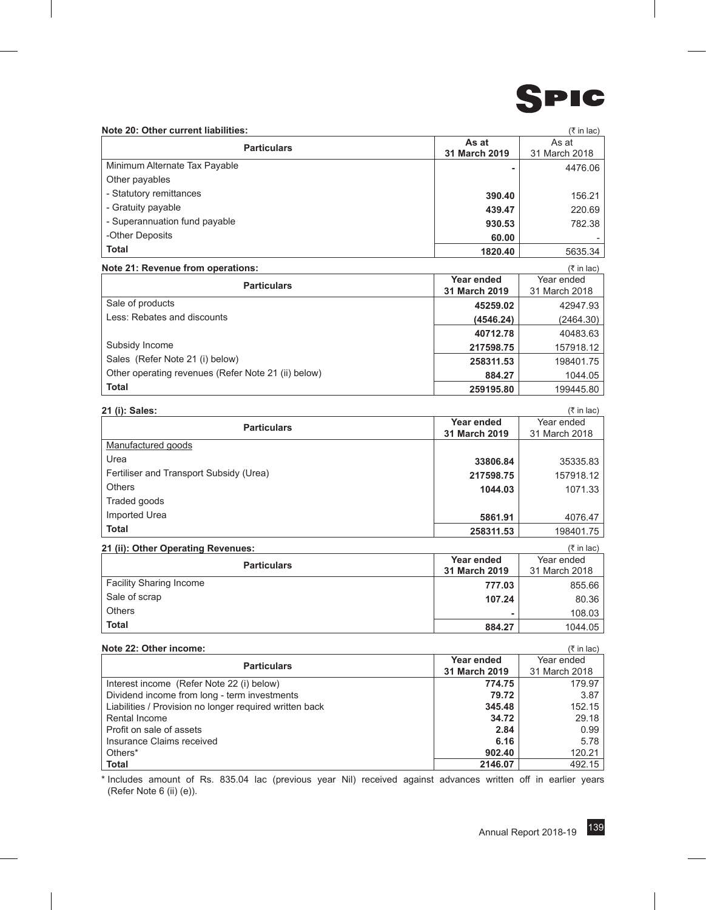### Note 20: Other current liabilities:

(₹ in lac)

| Particulars | As at 31 March 2019 | As at 31 March 2018 |
|---|---|---|
| Minimum Alternate Tax Payable | - | 4476.06 |
| Other payables | | |
| - Statutory remittances | **390.40** | 156.21 |
| - Gratuity payable | **439.47** | 220.69 |
| - Superannuation fund payable | **930.53** | 782.38 |
| -Other Deposits | **60.00** | - |
| **Total** | **1820.40** | 5635.34 |

### Note 21: Revenue from operations:

(₹ in lac)

| Particulars | Year ended 31 March 2019 | Year ended 31 March 2018 |
|---|---|---|
| Sale of products | **45259.02** | 42947.93 |
| Less: Rebates and discounts | **(4546.24)** | (2464.30) |
| | **40712.78** | 40483.63 |
| Subsidy Income | **217598.75** | 157918.12 |
| Sales (Refer Note 21 (i) below) | **258311.53** | 198401.75 |
| Other operating revenues (Refer Note 21 (ii) below) | **884.27** | 1044.05 |
| **Total** | **259195.80** | 199445.80 |

### 21 (i): Sales:

(₹ in lac)

| Particulars | Year ended 31 March 2019 | Year ended 31 March 2018 |
|---|---|---|
| Manufactured goods | | |
| Urea | **33806.84** | 35335.83 |
| Fertiliser and Transport Subsidy (Urea) | **217598.75** | 157918.12 |
| Others | **1044.03** | 1071.33 |
| Traded goods | | |
| Imported Urea | **5861.91** | 4076.47 |
| **Total** | **258311.53** | 198401.75 |

### 21 (ii): Other Operating Revenues:

(₹ in lac)

| Particulars | Year ended 31 March 2019 | Year ended 31 March 2018 |
|---|---|---|
| Facility Sharing Income | **777.03** | 855.66 |
| Sale of scrap | **107.24** | 80.36 |
| Others | - | 108.03 |
| **Total** | **884.27** | 1044.05 |

### Note 22: Other income:

(₹ in lac)

| Particulars | Year ended 31 March 2019 | Year ended 31 March 2018 |
|---|---|---|
| Interest income (Refer Note 22 (i) below) | **774.75** | 179.97 |
| Dividend income from long - term investments | **79.72** | 3.87 |
| Liabilities / Provision no longer required written back | **345.48** | 152.15 |
| Rental Income | **34.72** | 29.18 |
| Profit on sale of assets | **2.84** | 0.99 |
| Insurance Claims received | **6.16** | 5.78 |
| Others* | **902.40** | 120.21 |
| **Total** | **2146.07** | 492.15 |

* Includes amount of Rs. 835.04 lac (previous year Nil) received against advances written off in earlier years (Refer Note 6 (ii) (e)).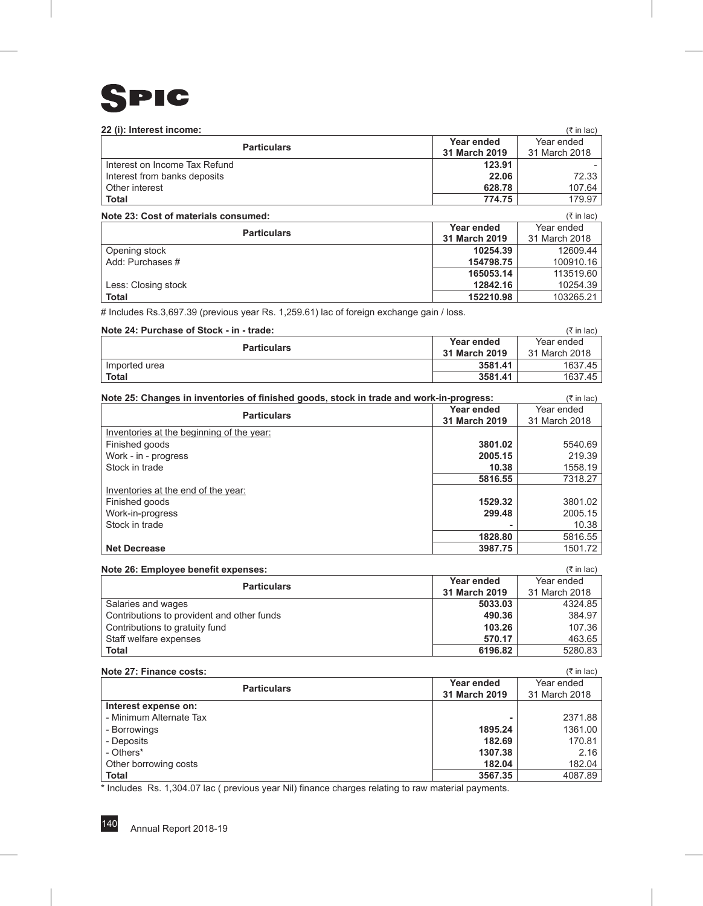**22 (i): Interest income:**

(₹ in lac)

| Particulars | Year ended 31 March 2019 | Year ended 31 March 2018 |
|---|---|---|
| Interest on Income Tax Refund | **123.91** | - |
| Interest from banks deposits | **22.06** | 72.33 |
| Other interest | **628.78** | 107.64 |
| **Total** | **774.75** | 179.97 |

**Note 23: Cost of materials consumed:**

(₹ in lac)

| Particulars | Year ended 31 March 2019 | Year ended 31 March 2018 |
|---|---|---|
| Opening stock | **10254.39** | 12609.44 |
| Add: Purchases # | **154798.75** | 100910.16 |
| | **165053.14** | 113519.60 |
| Less: Closing stock | **12842.16** | 10254.39 |
| **Total** | **152210.98** | 103265.21 |

# Includes Rs.3,697.39 (previous year Rs. 1,259.61) lac of foreign exchange gain / loss.

**Note 24: Purchase of Stock - in - trade:**

(₹ in lac)

| Particulars | Year ended 31 March 2019 | Year ended 31 March 2018 |
|---|---|---|
| Imported urea | **3581.41** | 1637.45 |
| **Total** | **3581.41** | 1637.45 |

**Note 25: Changes in inventories of finished goods, stock in trade and work-in-progress:**

(₹ in lac)

| Particulars | Year ended 31 March 2019 | Year ended 31 March 2018 |
|---|---|---|
| Inventories at the beginning of the year: | | |
| Finished goods | **3801.02** | 5540.69 |
| Work - in - progress | **2005.15** | 219.39 |
| Stock in trade | **10.38** | 1558.19 |
| | **5816.55** | 7318.27 |
| Inventories at the end of the year: | | |
| Finished goods | **1529.32** | 3801.02 |
| Work-in-progress | **299.48** | 2005.15 |
| Stock in trade | **-** | 10.38 |
| | **1828.80** | 5816.55 |
| **Net Decrease** | **3987.75** | 1501.72 |

**Note 26: Employee benefit expenses:**

(₹ in lac)

| Particulars | Year ended 31 March 2019 | Year ended 31 March 2018 |
|---|---|---|
| Salaries and wages | **5033.03** | 4324.85 |
| Contributions to provident and other funds | **490.36** | 384.97 |
| Contributions to gratuity fund | **103.26** | 107.36 |
| Staff welfare expenses | **570.17** | 463.65 |
| **Total** | **6196.82** | 5280.83 |

**Note 27: Finance costs:**

(₹ in lac)

| Particulars | Year ended 31 March 2019 | Year ended 31 March 2018 |
|---|---|---|
| **Interest expense on:** | | |
| - Minimum Alternate Tax | **-** | 2371.88 |
| - Borrowings | **1895.24** | 1361.00 |
| - Deposits | **182.69** | 170.81 |
| - Others* | **1307.38** | 2.16 |
| Other borrowing costs | **182.04** | 182.04 |
| **Total** | **3567.35** | 4087.89 |

\* Includes Rs. 1,304.07 lac ( previous year Nil) finance charges relating to raw material payments.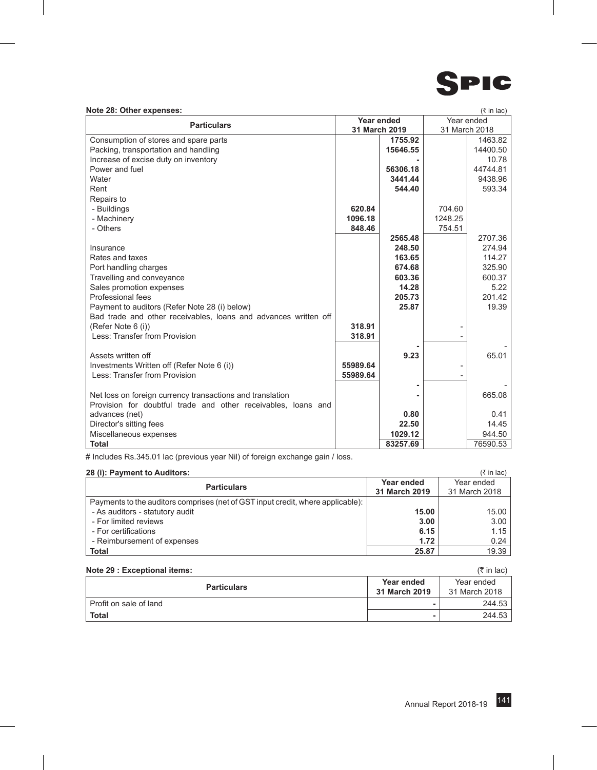**Note 28: Other expenses:**

(₹ in lac)

| Particulars | Year ended 31 March 2019 | | Year ended 31 March 2018 | |
|---|---|---|---|---|
| Consumption of stores and spare parts | | **1755.92** | | 1463.82 |
| Packing, transportation and handling | | **15646.55** | | 14400.50 |
| Increase of excise duty on inventory | | **-** | | 10.78 |
| Power and fuel | | **56306.18** | | 44744.81 |
| Water | | **3441.44** | | 9438.96 |
| Rent | | **544.40** | | 593.34 |
| Repairs to | | | | |
| - Buildings | **620.84** | | 704.60 | |
| - Machinery | **1096.18** | | 1248.25 | |
| - Others | **848.46** | | 754.51 | |
| | | **2565.48** | | 2707.36 |
| Insurance | | **248.50** | | 274.94 |
| Rates and taxes | | **163.65** | | 114.27 |
| Port handling charges | | **674.68** | | 325.90 |
| Travelling and conveyance | | **603.36** | | 600.37 |
| Sales promotion expenses | | **14.28** | | 5.22 |
| Professional fees | | **205.73** | | 201.42 |
| Payment to auditors (Refer Note 28 (i) below) | | **25.87** | | 19.39 |
| Bad trade and other receivables, loans and advances written off (Refer Note 6 (i)) | **318.91** | | - | |
| Less: Transfer from Provision | **318.91** | | - | |
| | | **-** | | - |
| Assets written off | | **9.23** | | 65.01 |
| Investments Written off (Refer Note 6 (i)) | **55989.64** | | - | |
| Less: Transfer from Provision | **55989.64** | | - | |
| | | **-** | | - |
| Net loss on foreign currency transactions and translation | | **-** | | 665.08 |
| Provision for doubtful trade and other receivables, loans and advances (net) | | **0.80** | | 0.41 |
| Director's sitting fees | | **22.50** | | 14.45 |
| Miscellaneous expenses | | **1029.12** | | 944.50 |
| **Total** | | **83257.69** | | 76590.53 |

# Includes Rs.345.01 lac (previous year Nil) of foreign exchange gain / loss.

**28 (i): Payment to Auditors:**

(₹ in lac)

| Particulars | Year ended 31 March 2019 | Year ended 31 March 2018 |
|---|---|---|
| Payments to the auditors comprises (net of GST input credit, where applicable): | | |
| - As auditors - statutory audit | **15.00** | 15.00 |
| - For limited reviews | **3.00** | 3.00 |
| - For certifications | **6.15** | 1.15 |
| - Reimbursement of expenses | **1.72** | 0.24 |
| **Total** | **25.87** | 19.39 |

**Note 29 : Exceptional items:**

(₹ in lac)

| Particulars | Year ended 31 March 2019 | Year ended 31 March 2018 |
|---|---|---|
| Profit on sale of land | **-** | 244.53 |
| **Total** | **-** | 244.53 |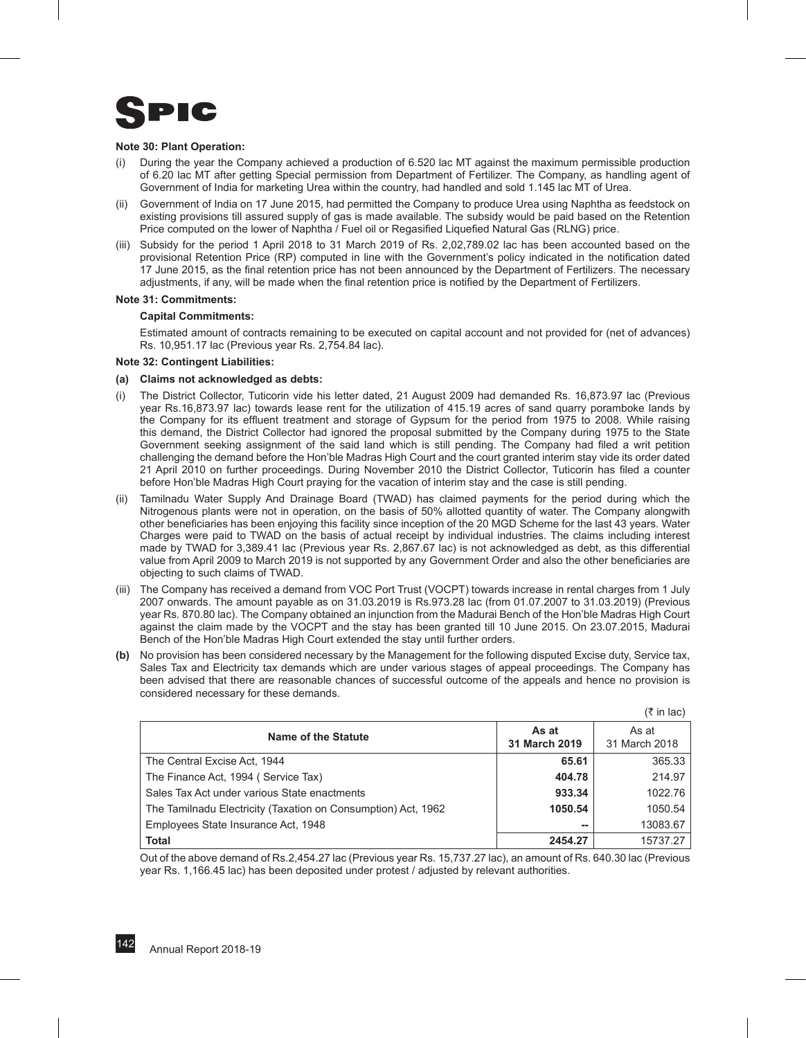**Note 30: Plant Operation:**

(i) During the year the Company achieved a production of 6.520 lac MT against the maximum permissible production of 6.20 lac MT after getting Special permission from Department of Fertilizer. The Company, as handling agent of Government of India for marketing Urea within the country, had handled and sold 1.145 lac MT of Urea.

(ii) Government of India on 17 June 2015, had permitted the Company to produce Urea using Naphtha as feedstock on existing provisions till assured supply of gas is made available. The subsidy would be paid based on the Retention Price computed on the lower of Naphtha / Fuel oil or Regasified Liquefied Natural Gas (RLNG) price.

(iii) Subsidy for the period 1 April 2018 to 31 March 2019 of Rs. 2,02,789.02 lac has been accounted based on the provisional Retention Price (RP) computed in line with the Government's policy indicated in the notification dated 17 June 2015, as the final retention price has not been announced by the Department of Fertilizers. The necessary adjustments, if any, will be made when the final retention price is notified by the Department of Fertilizers.

**Note 31: Commitments:**

**Capital Commitments:**

Estimated amount of contracts remaining to be executed on capital account and not provided for (net of advances) Rs. 10,951.17 lac (Previous year Rs. 2,754.84 lac).

**Note 32: Contingent Liabilities:**

**(a) Claims not acknowledged as debts:**

(i) The District Collector, Tuticorin vide his letter dated, 21 August 2009 had demanded Rs. 16,873.97 lac (Previous year Rs.16,873.97 lac) towards lease rent for the utilization of 415.19 acres of sand quarry poramboke lands by the Company for its effluent treatment and storage of Gypsum for the period from 1975 to 2008. While raising this demand, the District Collector had ignored the proposal submitted by the Company during 1975 to the State Government seeking assignment of the said land which is still pending. The Company had filed a writ petition challenging the demand before the Hon'ble Madras High Court and the court granted interim stay vide its order dated 21 April 2010 on further proceedings. During November 2010 the District Collector, Tuticorin has filed a counter before Hon'ble Madras High Court praying for the vacation of interim stay and the case is still pending.

(ii) Tamilnadu Water Supply And Drainage Board (TWAD) has claimed payments for the period during which the Nitrogenous plants were not in operation, on the basis of 50% allotted quantity of water. The Company alongwith other beneficiaries has been enjoying this facility since inception of the 20 MGD Scheme for the last 43 years. Water Charges were paid to TWAD on the basis of actual receipt by individual industries. The claims including interest made by TWAD for 3,389.41 lac (Previous year Rs. 2,867.67 lac) is not acknowledged as debt, as this differential value from April 2009 to March 2019 is not supported by any Government Order and also the other beneficiaries are objecting to such claims of TWAD.

(iii) The Company has received a demand from VOC Port Trust (VOCPT) towards increase in rental charges from 1 July 2007 onwards. The amount payable as on 31.03.2019 is Rs.973.28 lac (from 01.07.2007 to 31.03.2019) (Previous year Rs. 870.80 lac). The Company obtained an injunction from the Madurai Bench of the Hon'ble Madras High Court against the claim made by the VOCPT and the stay has been granted till 10 June 2015. On 23.07.2015, Madurai Bench of the Hon'ble Madras High Court extended the stay until further orders.

**(b)** No provision has been considered necessary by the Management for the following disputed Excise duty, Service tax, Sales Tax and Electricity tax demands which are under various stages of appeal proceedings. The Company has been advised that there are reasonable chances of successful outcome of the appeals and hence no provision is considered necessary for these demands.

(₹ in lac)

| Name of the Statute | As at 31 March 2019 | As at 31 March 2018 |
|---|---|---|
| The Central Excise Act, 1944 | **65.61** | 365.33 |
| The Finance Act, 1994 ( Service Tax) | **404.78** | 214.97 |
| Sales Tax Act under various State enactments | **933.34** | 1022.76 |
| The Tamilnadu Electricity (Taxation on Consumption) Act, 1962 | **1050.54** | 1050.54 |
| Employees State Insurance Act, 1948 | **--** | 13083.67 |
| **Total** | **2454.27** | 15737.27 |

Out of the above demand of Rs.2,454.27 lac (Previous year Rs. 15,737.27 lac), an amount of Rs. 640.30 lac (Previous year Rs. 1,166.45 lac) has been deposited under protest / adjusted by relevant authorities.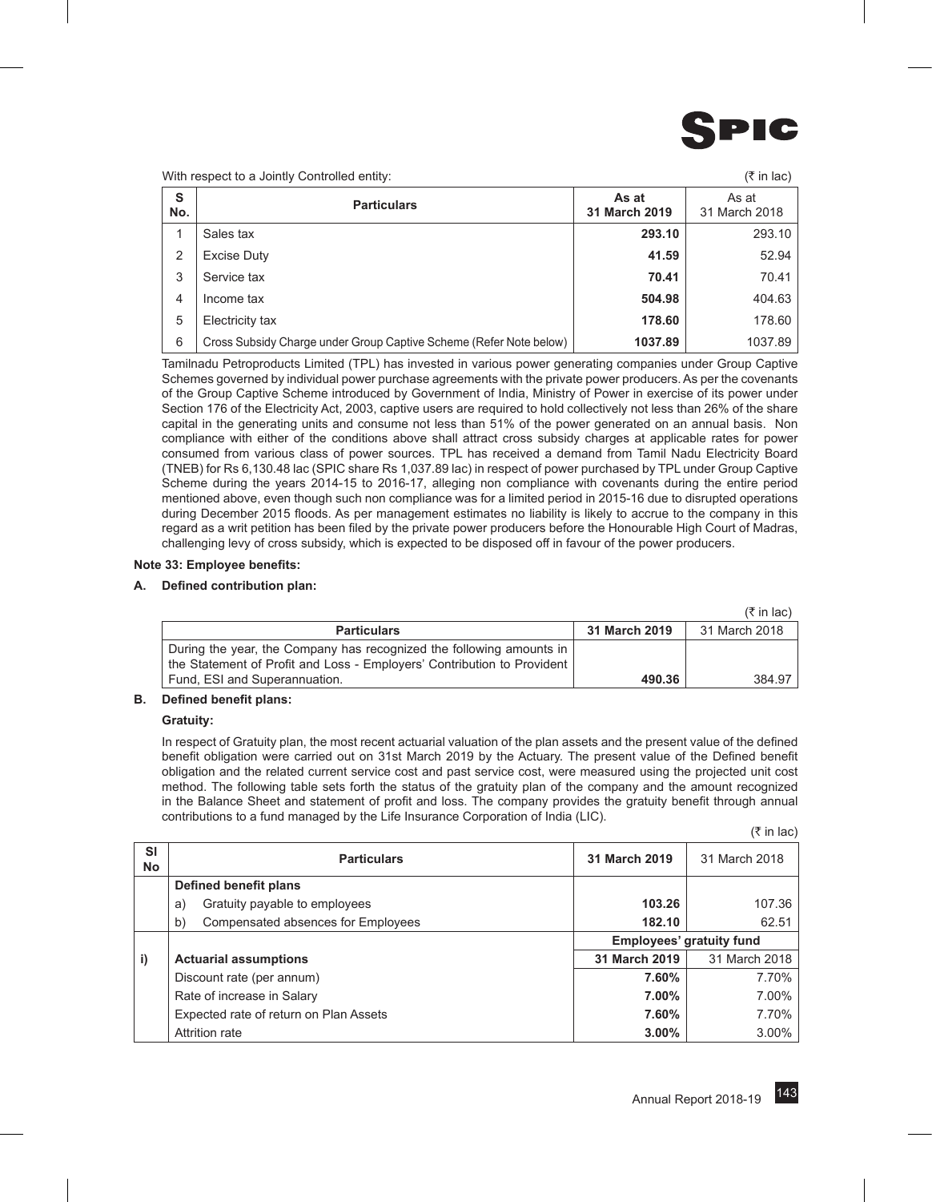With respect to a Jointly Controlled entity: (₹ in lac)

| S No. | Particulars | As at 31 March 2019 | As at 31 March 2018 |
|---|---|---|---|
| 1 | Sales tax | **293.10** | 293.10 |
| 2 | Excise Duty | **41.59** | 52.94 |
| 3 | Service tax | **70.41** | 70.41 |
| 4 | Income tax | **504.98** | 404.63 |
| 5 | Electricity tax | **178.60** | 178.60 |
| 6 | Cross Subsidy Charge under Group Captive Scheme (Refer Note below) | **1037.89** | 1037.89 |

Tamilnadu Petroproducts Limited (TPL) has invested in various power generating companies under Group Captive Schemes governed by individual power purchase agreements with the private power producers. As per the covenants of the Group Captive Scheme introduced by Government of India, Ministry of Power in exercise of its power under Section 176 of the Electricity Act, 2003, captive users are required to hold collectively not less than 26% of the share capital in the generating units and consume not less than 51% of the power generated on an annual basis. Non compliance with either of the conditions above shall attract cross subsidy charges at applicable rates for power consumed from various class of power sources. TPL has received a demand from Tamil Nadu Electricity Board (TNEB) for Rs 6,130.48 lac (SPIC share Rs 1,037.89 lac) in respect of power purchased by TPL under Group Captive Scheme during the years 2014-15 to 2016-17, alleging non compliance with covenants during the entire period mentioned above, even though such non compliance was for a limited period in 2015-16 due to disrupted operations during December 2015 floods. As per management estimates no liability is likely to accrue to the company in this regard as a writ petition has been filed by the private power producers before the Honourable High Court of Madras, challenging levy of cross subsidy, which is expected to be disposed off in favour of the power producers.

**Note 33: Employee benefits:**

**A. Defined contribution plan:**

(₹ in lac)

| Particulars | 31 March 2019 | 31 March 2018 |
|---|---|---|
| During the year, the Company has recognized the following amounts in the Statement of Profit and Loss - Employers' Contribution to Provident Fund, ESI and Superannuation. | **490.36** | 384.97 |

**B. Defined benefit plans:**

**Gratuity:**

In respect of Gratuity plan, the most recent actuarial valuation of the plan assets and the present value of the defined benefit obligation were carried out on 31st March 2019 by the Actuary. The present value of the Defined benefit obligation and the related current service cost and past service cost, were measured using the projected unit cost method. The following table sets forth the status of the gratuity plan of the company and the amount recognized in the Balance Sheet and statement of profit and loss. The company provides the gratuity benefit through annual contributions to a fund managed by the Life Insurance Corporation of India (LIC).

(₹ in lac)

| Sl No | Particulars | 31 March 2019 | 31 March 2018 |
|---|---|---|---|
| | **Defined benefit plans** | | |
| | a) Gratuity payable to employees | **103.26** | 107.36 |
| | b) Compensated absences for Employees | **182.10** | 62.51 |
| | | **Employees' gratuity fund** | |
| i) | **Actuarial assumptions** | **31 March 2019** | 31 March 2018 |
| | Discount rate (per annum) | **7.60%** | 7.70% |
| | Rate of increase in Salary | **7.00%** | 7.00% |
| | Expected rate of return on Plan Assets | **7.60%** | 7.70% |
| | Attrition rate | **3.00%** | 3.00% |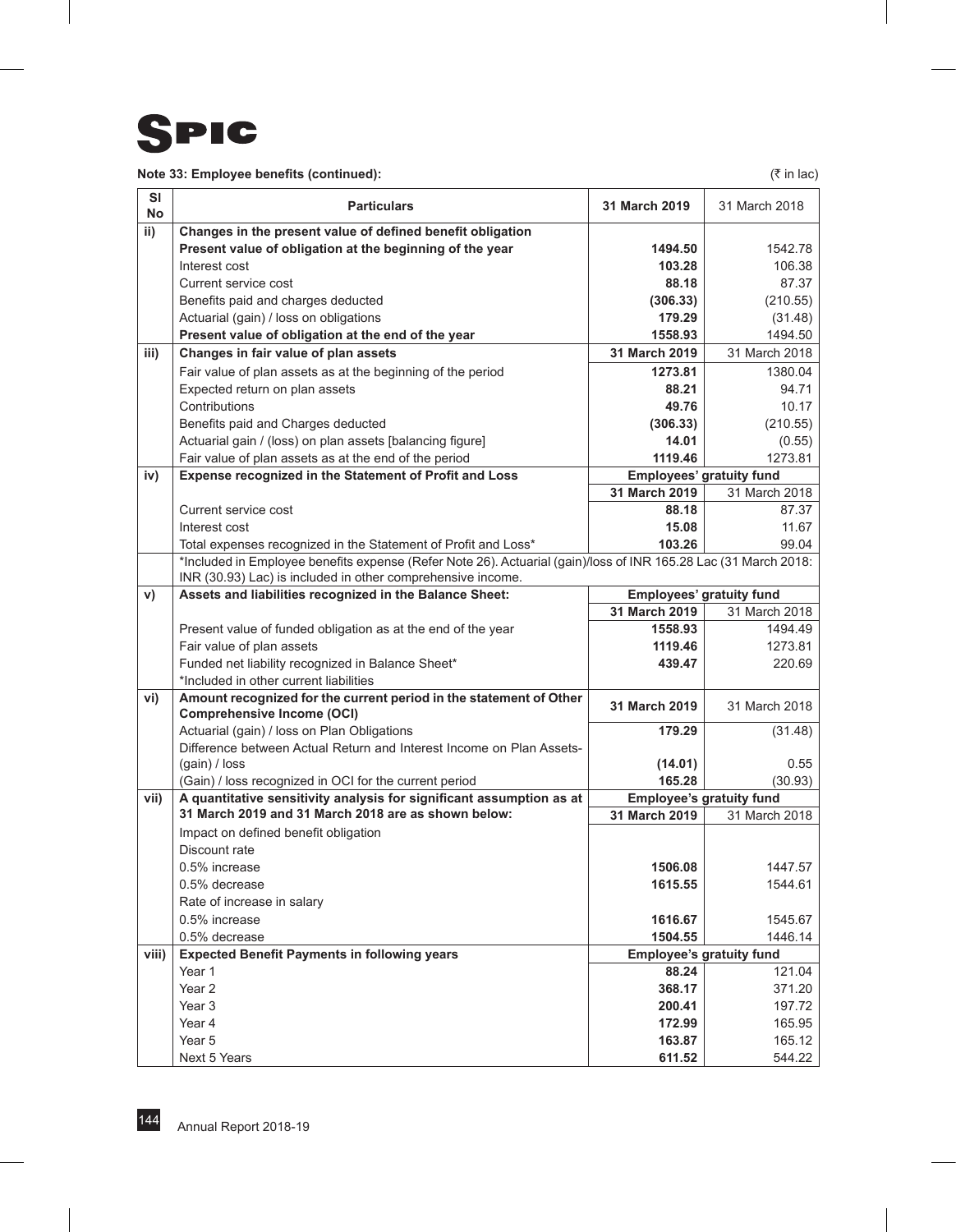**Note 33: Employee benefits (continued):**

(₹ in lac)

| Sl No | Particulars | 31 March 2019 | 31 March 2018 |
|---|---|---|---|
| ii) | **Changes in the present value of defined benefit obligation** | | |
| | **Present value of obligation at the beginning of the year** | **1494.50** | 1542.78 |
| | Interest cost | **103.28** | 106.38 |
| | Current service cost | **88.18** | 87.37 |
| | Benefits paid and charges deducted | **(306.33)** | (210.55) |
| | Actuarial (gain) / loss on obligations | **179.29** | (31.48) |
| | **Present value of obligation at the end of the year** | **1558.93** | 1494.50 |
| iii) | **Changes in fair value of plan assets** | **31 March 2019** | 31 March 2018 |
| | Fair value of plan assets as at the beginning of the period | **1273.81** | 1380.04 |
| | Expected return on plan assets | **88.21** | 94.71 |
| | Contributions | **49.76** | 10.17 |
| | Benefits paid and Charges deducted | **(306.33)** | (210.55) |
| | Actuarial gain / (loss) on plan assets [balancing figure] | **14.01** | (0.55) |
| | Fair value of plan assets as at the end of the period | **1119.46** | 1273.81 |
| iv) | **Expense recognized in the Statement of Profit and Loss** | **Employees' gratuity fund** | |
| | | **31 March 2019** | 31 March 2018 |
| | Current service cost | **88.18** | 87.37 |
| | Interest cost | **15.08** | 11.67 |
| | Total expenses recognized in the Statement of Profit and Loss* | **103.26** | 99.04 |
| | *Included in Employee benefits expense (Refer Note 26). Actuarial (gain)/loss of INR 165.28 Lac (31 March 2018: INR (30.93) Lac) is included in other comprehensive income. | | |
| v) | **Assets and liabilities recognized in the Balance Sheet:** | **Employees' gratuity fund** | |
| | | **31 March 2019** | 31 March 2018 |
| | Present value of funded obligation as at the end of the year | **1558.93** | 1494.49 |
| | Fair value of plan assets | **1119.46** | 1273.81 |
| | Funded net liability recognized in Balance Sheet* | **439.47** | 220.69 |
| | *Included in other current liabilities | | |
| vi) | **Amount recognized for the current period in the statement of Other Comprehensive Income (OCI)** | **31 March 2019** | 31 March 2018 |
| | Actuarial (gain) / loss on Plan Obligations | **179.29** | (31.48) |
| | Difference between Actual Return and Interest Income on Plan Assets-(gain) / loss | **(14.01)** | 0.55 |
| | (Gain) / loss recognized in OCI for the current period | **165.28** | (30.93) |
| vii) | **A quantitative sensitivity analysis for significant assumption as at 31 March 2019 and 31 March 2018 are as shown below:** | **Employee's gratuity fund** | |
| | | **31 March 2019** | 31 March 2018 |
| | Impact on defined benefit obligation | | |
| | Discount rate | | |
| | 0.5% increase | **1506.08** | 1447.57 |
| | 0.5% decrease | **1615.55** | 1544.61 |
| | Rate of increase in salary | | |
| | 0.5% increase | **1616.67** | 1545.67 |
| | 0.5% decrease | **1504.55** | 1446.14 |
| viii) | **Expected Benefit Payments in following years** | **Employee's gratuity fund** | |
| | Year 1 | **88.24** | 121.04 |
| | Year 2 | **368.17** | 371.20 |
| | Year 3 | **200.41** | 197.72 |
| | Year 4 | **172.99** | 165.95 |
| | Year 5 | **163.87** | 165.12 |
| | Next 5 Years | **611.52** | 544.22 |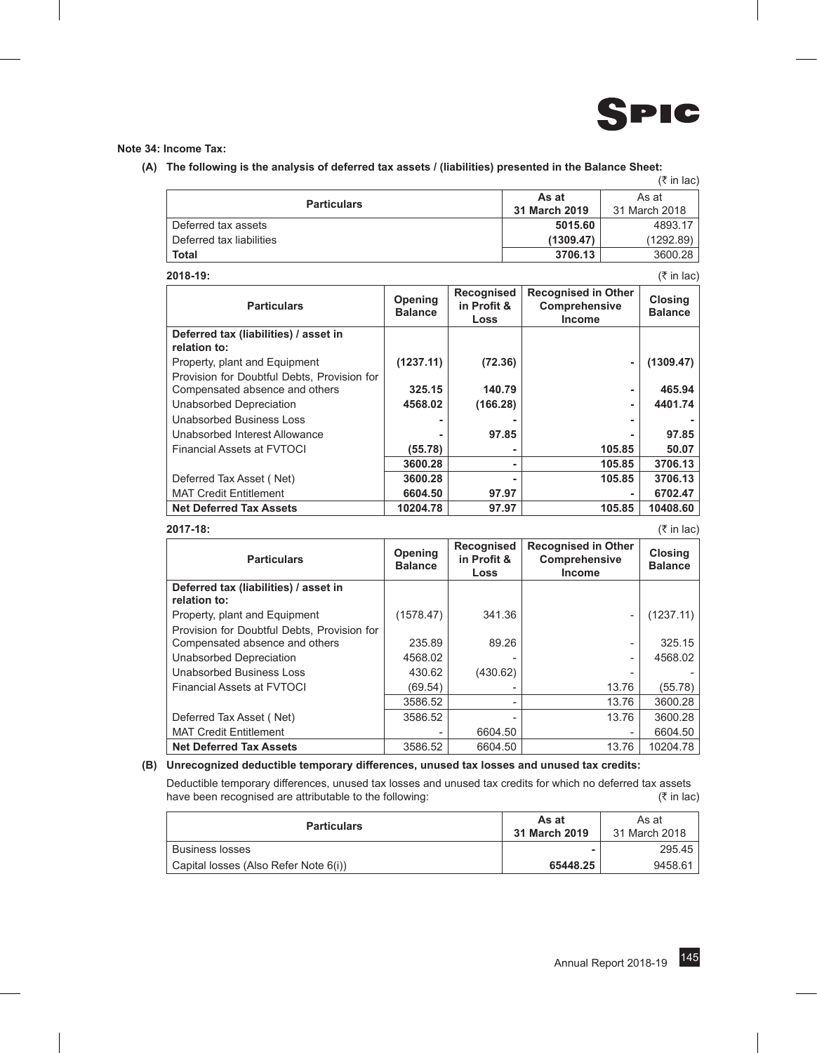**Note 34: Income Tax:**

**(A) The following is the analysis of deferred tax assets / (liabilities) presented in the Balance Sheet:**

(₹ in lac)

| Particulars | As at 31 March 2019 | As at 31 March 2018 |
|---|---|---|
| Deferred tax assets | **5015.60** | 4893.17 |
| Deferred tax liabilities | **(1309.47)** | (1292.89) |
| **Total** | **3706.13** | 3600.28 |

**2018-19:**

(₹ in lac)

| Particulars | Opening Balance | Recognised in Profit & Loss | Recognised in Other Comprehensive Income | Closing Balance |
|---|---|---|---|---|
| **Deferred tax (liabilities) / asset in relation to:** | | | | |
| Property, plant and Equipment | **(1237.11)** | **(72.36)** | **-** | **(1309.47)** |
| Provision for Doubtful Debts, Provision for Compensated absence and others | **325.15** | **140.79** | **-** | **465.94** |
| Unabsorbed Depreciation | **4568.02** | **(166.28)** | **-** | **4401.74** |
| Unabsorbed Business Loss | **-** | **-** | **-** | **-** |
| Unabsorbed Interest Allowance | **-** | **97.85** | **-** | **97.85** |
| Financial Assets at FVTOCI | **(55.78)** | **-** | **105.85** | **50.07** |
| | **3600.28** | **-** | **105.85** | **3706.13** |
| Deferred Tax Asset ( Net) | **3600.28** | **-** | **105.85** | **3706.13** |
| MAT Credit Entitlement | **6604.50** | **97.97** | **-** | **6702.47** |
| **Net Deferred Tax Assets** | **10204.78** | **97.97** | **105.85** | **10408.60** |

**2017-18:**

(₹ in lac)

| Particulars | Opening Balance | Recognised in Profit & Loss | Recognised in Other Comprehensive Income | Closing Balance |
|---|---|---|---|---|
| **Deferred tax (liabilities) / asset in relation to:** | | | | |
| Property, plant and Equipment | (1578.47) | 341.36 | - | (1237.11) |
| Provision for Doubtful Debts, Provision for Compensated absence and others | 235.89 | 89.26 | - | 325.15 |
| Unabsorbed Depreciation | 4568.02 | - | - | 4568.02 |
| Unabsorbed Business Loss | 430.62 | (430.62) | - | - |
| Financial Assets at FVTOCI | (69.54) | - | 13.76 | (55.78) |
| | 3586.52 | - | 13.76 | 3600.28 |
| Deferred Tax Asset ( Net) | 3586.52 | - | 13.76 | 3600.28 |
| MAT Credit Entitlement | - | 6604.50 | - | 6604.50 |
| **Net Deferred Tax Assets** | 3586.52 | 6604.50 | 13.76 | 10204.78 |

**(B) Unrecognized deductible temporary differences, unused tax losses and unused tax credits:**

Deductible temporary differences, unused tax losses and unused tax credits for which no deferred tax assets have been recognised are attributable to the following: (₹ in lac)

| Particulars | As at 31 March 2019 | As at 31 March 2018 |
|---|---|---|
| Business losses | **-** | 295.45 |
| Capital losses (Also Refer Note 6(i)) | **65448.25** | 9458.61 |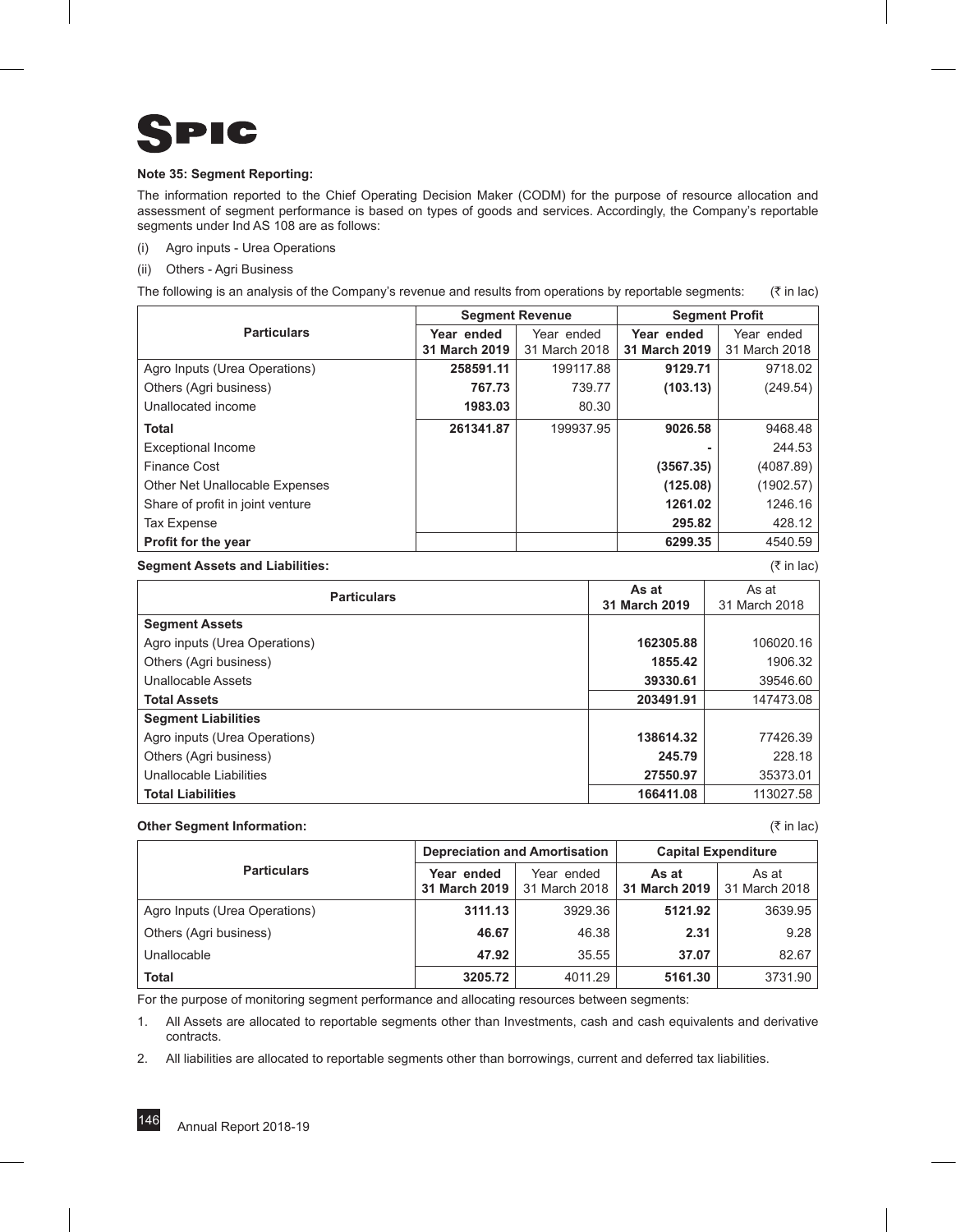**Note 35: Segment Reporting:**

The information reported to the Chief Operating Decision Maker (CODM) for the purpose of resource allocation and assessment of segment performance is based on types of goods and services. Accordingly, the Company's reportable segments under Ind AS 108 are as follows:

(i) Agro inputs - Urea Operations

(ii) Others - Agri Business

The following is an analysis of the Company's revenue and results from operations by reportable segments: (₹ in lac)

| Particulars | Segment Revenue | | Segment Profit | |
|---|---|---|---|---|
| | **Year ended 31 March 2019** | Year ended 31 March 2018 | **Year ended 31 March 2019** | Year ended 31 March 2018 |
| Agro Inputs (Urea Operations) | **258591.11** | 199117.88 | **9129.71** | 9718.02 |
| Others (Agri business) | **767.73** | 739.77 | **(103.13)** | (249.54) |
| Unallocated income | **1983.03** | 80.30 | | |
| **Total** | **261341.87** | 199937.95 | **9026.58** | 9468.48 |
| Exceptional Income | | | **-** | 244.53 |
| Finance Cost | | | **(3567.35)** | (4087.89) |
| Other Net Unallocable Expenses | | | **(125.08)** | (1902.57) |
| Share of profit in joint venture | | | **1261.02** | 1246.16 |
| Tax Expense | | | **295.82** | 428.12 |
| **Profit for the year** | | | **6299.35** | 4540.59 |

**Segment Assets and Liabilities:** (₹ in lac)

| Particulars | **As at 31 March 2019** | As at 31 March 2018 |
|---|---|---|
| **Segment Assets** | | |
| Agro inputs (Urea Operations) | **162305.88** | 106020.16 |
| Others (Agri business) | **1855.42** | 1906.32 |
| Unallocable Assets | **39330.61** | 39546.60 |
| **Total Assets** | **203491.91** | 147473.08 |
| **Segment Liabilities** | | |
| Agro inputs (Urea Operations) | **138614.32** | 77426.39 |
| Others (Agri business) | **245.79** | 228.18 |
| Unallocable Liabilities | **27550.97** | 35373.01 |
| **Total Liabilities** | **166411.08** | 113027.58 |

**Other Segment Information:** (₹ in lac)

| Particulars | Depreciation and Amortisation | | Capital Expenditure | |
|---|---|---|---|---|
| | **Year ended 31 March 2019** | Year ended 31 March 2018 | **As at 31 March 2019** | As at 31 March 2018 |
| Agro Inputs (Urea Operations) | **3111.13** | 3929.36 | **5121.92** | 3639.95 |
| Others (Agri business) | **46.67** | 46.38 | **2.31** | 9.28 |
| Unallocable | **47.92** | 35.55 | **37.07** | 82.67 |
| **Total** | **3205.72** | 4011.29 | **5161.30** | 3731.90 |

For the purpose of monitoring segment performance and allocating resources between segments:

1. All Assets are allocated to reportable segments other than Investments, cash and cash equivalents and derivative contracts.

2. All liabilities are allocated to reportable segments other than borrowings, current and deferred tax liabilities.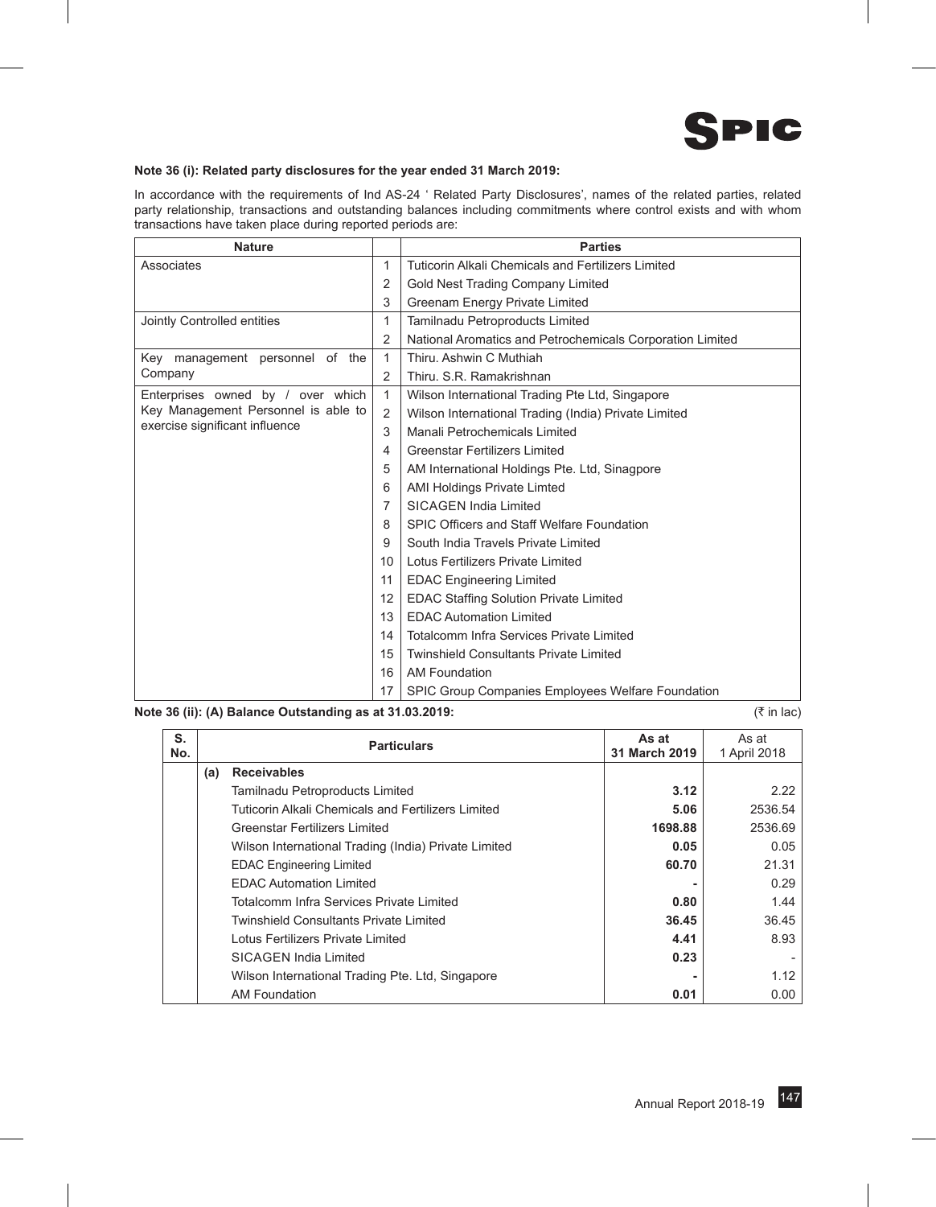**Note 36 (i): Related party disclosures for the year ended 31 March 2019:**

In accordance with the requirements of Ind AS-24 ' Related Party Disclosures', names of the related parties, related party relationship, transactions and outstanding balances including commitments where control exists and with whom transactions have taken place during reported periods are:

| Nature | | Parties |
|---|---|---|
| Associates | 1 | Tuticorin Alkali Chemicals and Fertilizers Limited |
| | 2 | Gold Nest Trading Company Limited |
| | 3 | Greenam Energy Private Limited |
| Jointly Controlled entities | 1 | Tamilnadu Petroproducts Limited |
| | 2 | National Aromatics and Petrochemicals Corporation Limited |
| Key management personnel of the Company | 1 | Thiru. Ashwin C Muthiah |
| | 2 | Thiru. S.R. Ramakrishnan |
| Enterprises owned by / over which Key Management Personnel is able to exercise significant influence | 1 | Wilson International Trading Pte Ltd, Singapore |
| | 2 | Wilson International Trading (India) Private Limited |
| | 3 | Manali Petrochemicals Limited |
| | 4 | Greenstar Fertilizers Limited |
| | 5 | AM International Holdings Pte. Ltd, Sinagpore |
| | 6 | AMI Holdings Private Limted |
| | 7 | SICAGEN India Limited |
| | 8 | SPIC Officers and Staff Welfare Foundation |
| | 9 | South India Travels Private Limited |
| | 10 | Lotus Fertilizers Private Limited |
| | 11 | EDAC Engineering Limited |
| | 12 | EDAC Staffing Solution Private Limited |
| | 13 | EDAC Automation Limited |
| | 14 | Totalcomm Infra Services Private Limited |
| | 15 | Twinshield Consultants Private Limited |
| | 16 | AM Foundation |
| | 17 | SPIC Group Companies Employees Welfare Foundation |

**Note 36 (ii): (A) Balance Outstanding as at 31.03.2019:** (₹ in lac)

| S. No. | Particulars | As at 31 March 2019 | As at 1 April 2018 |
|---|---|---|---|
| | **(a) Receivables** | | |
| | Tamilnadu Petroproducts Limited | **3.12** | 2.22 |
| | Tuticorin Alkali Chemicals and Fertilizers Limited | **5.06** | 2536.54 |
| | Greenstar Fertilizers Limited | **1698.88** | 2536.69 |
| | Wilson International Trading (India) Private Limited | **0.05** | 0.05 |
| | EDAC Engineering Limited | **60.70** | 21.31 |
| | EDAC Automation Limited | **-** | 0.29 |
| | Totalcomm Infra Services Private Limited | **0.80** | 1.44 |
| | Twinshield Consultants Private Limited | **36.45** | 36.45 |
| | Lotus Fertilizers Private Limited | **4.41** | 8.93 |
| | SICAGEN India Limited | **0.23** | - |
| | Wilson International Trading Pte. Ltd, Singapore | **-** | 1.12 |
| | AM Foundation | **0.01** | 0.00 |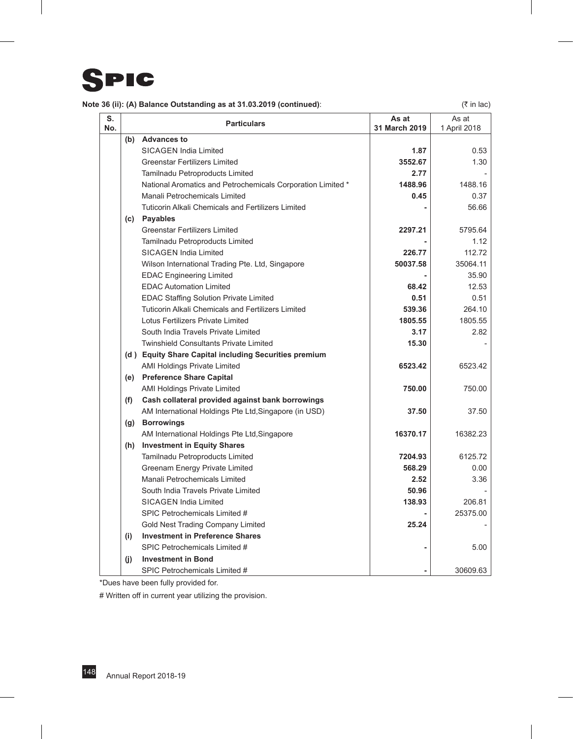**Note 36 (ii): (A) Balance Outstanding as at 31.03.2019 (continued)**:

(₹ in lac)

| S. No. | Particulars | As at 31 March 2019 | As at 1 April 2018 |
|---|---|---|---|
| | **(b) Advances to** | | |
| | SICAGEN India Limited | **1.87** | 0.53 |
| | Greenstar Fertilizers Limited | **3552.67** | 1.30 |
| | Tamilnadu Petroproducts Limited | **2.77** | - |
| | National Aromatics and Petrochemicals Corporation Limited * | **1488.96** | 1488.16 |
| | Manali Petrochemicals Limited | **0.45** | 0.37 |
| | Tuticorin Alkali Chemicals and Fertilizers Limited | **-** | 56.66 |
| | **(c) Payables** | | |
| | Greenstar Fertilizers Limited | **2297.21** | 5795.64 |
| | Tamilnadu Petroproducts Limited | **-** | 1.12 |
| | SICAGEN India Limited | **226.77** | 112.72 |
| | Wilson International Trading Pte. Ltd, Singapore | **50037.58** | 35064.11 |
| | EDAC Engineering Limited | **-** | 35.90 |
| | EDAC Automation Limited | **68.42** | 12.53 |
| | EDAC Staffing Solution Private Limited | **0.51** | 0.51 |
| | Tuticorin Alkali Chemicals and Fertilizers Limited | **539.36** | 264.10 |
| | Lotus Fertilizers Private Limited | **1805.55** | 1805.55 |
| | South India Travels Private Limited | **3.17** | 2.82 |
| | Twinshield Consultants Private Limited | **15.30** | - |
| | **(d ) Equity Share Capital including Securities premium** | | |
| | AMI Holdings Private Limited | **6523.42** | 6523.42 |
| | **(e) Preference Share Capital** | | |
| | AMI Holdings Private Limited | **750.00** | 750.00 |
| | **(f) Cash collateral provided against bank borrowings** | | |
| | AM International Holdings Pte Ltd,Singapore (in USD) | **37.50** | 37.50 |
| | **(g) Borrowings** | | |
| | AM International Holdings Pte Ltd,Singapore | **16370.17** | 16382.23 |
| | **(h) Investment in Equity Shares** | | |
| | Tamilnadu Petroproducts Limited | **7204.93** | 6125.72 |
| | Greenam Energy Private Limited | **568.29** | 0.00 |
| | Manali Petrochemicals Limited | **2.52** | 3.36 |
| | South India Travels Private Limited | **50.96** | - |
| | SICAGEN India Limited | **138.93** | 206.81 |
| | SPIC Petrochemicals Limited # | **-** | 25375.00 |
| | Gold Nest Trading Company Limited | **25.24** | - |
| | **(i) Investment in Preference Shares** | | |
| | SPIC Petrochemicals Limited # | **-** | 5.00 |
| | **(j) Investment in Bond** | | |
| | SPIC Petrochemicals Limited # | **-** | 30609.63 |

*Dues have been fully provided for.

# Written off in current year utilizing the provision.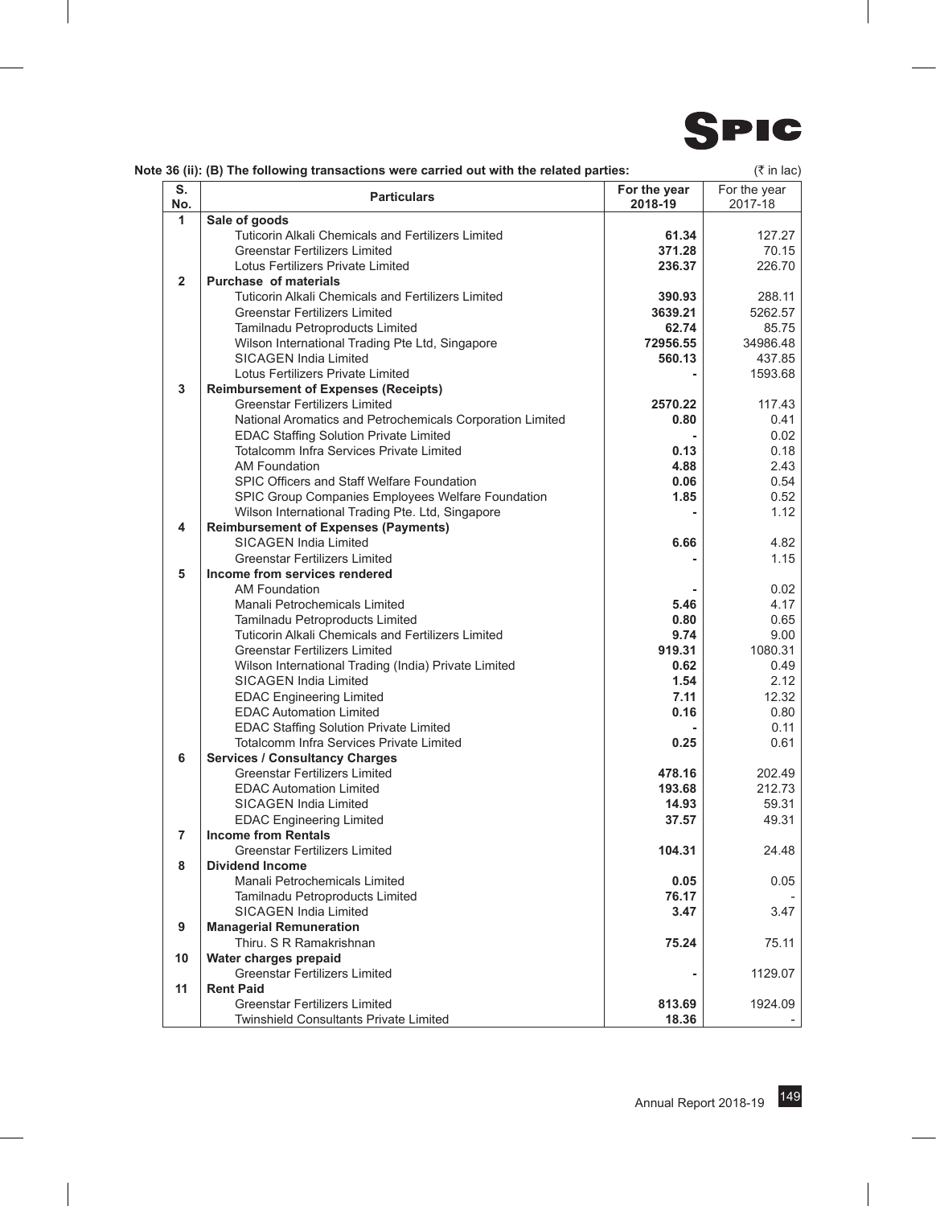**Note 36 (ii): (B) The following transactions were carried out with the related parties:** (₹ in lac)

| S. No. | Particulars | For the year 2018-19 | For the year 2017-18 |
|---|---|---|---|
| 1 | **Sale of goods** | | |
| | Tuticorin Alkali Chemicals and Fertilizers Limited | **61.34** | 127.27 |
| | Greenstar Fertilizers Limited | **371.28** | 70.15 |
| | Lotus Fertilizers Private Limited | **236.37** | 226.70 |
| 2 | **Purchase of materials** | | |
| | Tuticorin Alkali Chemicals and Fertilizers Limited | **390.93** | 288.11 |
| | Greenstar Fertilizers Limited | **3639.21** | 5262.57 |
| | Tamilnadu Petroproducts Limited | **62.74** | 85.75 |
| | Wilson International Trading Pte Ltd, Singapore | **72956.55** | 34986.48 |
| | SICAGEN India Limited | **560.13** | 437.85 |
| | Lotus Fertilizers Private Limited | **-** | 1593.68 |
| 3 | **Reimbursement of Expenses (Receipts)** | | |
| | Greenstar Fertilizers Limited | **2570.22** | 117.43 |
| | National Aromatics and Petrochemicals Corporation Limited | **0.80** | 0.41 |
| | EDAC Staffing Solution Private Limited | **-** | 0.02 |
| | Totalcomm Infra Services Private Limited | **0.13** | 0.18 |
| | AM Foundation | **4.88** | 2.43 |
| | SPIC Officers and Staff Welfare Foundation | **0.06** | 0.54 |
| | SPIC Group Companies Employees Welfare Foundation | **1.85** | 0.52 |
| | Wilson International Trading Pte. Ltd, Singapore | **-** | 1.12 |
| 4 | **Reimbursement of Expenses (Payments)** | | |
| | SICAGEN India Limited | **6.66** | 4.82 |
| | Greenstar Fertilizers Limited | **-** | 1.15 |
| 5 | **Income from services rendered** | | |
| | AM Foundation | **-** | 0.02 |
| | Manali Petrochemicals Limited | **5.46** | 4.17 |
| | Tamilnadu Petroproducts Limited | **0.80** | 0.65 |
| | Tuticorin Alkali Chemicals and Fertilizers Limited | **9.74** | 9.00 |
| | Greenstar Fertilizers Limited | **919.31** | 1080.31 |
| | Wilson International Trading (India) Private Limited | **0.62** | 0.49 |
| | SICAGEN India Limited | **1.54** | 2.12 |
| | EDAC Engineering Limited | **7.11** | 12.32 |
| | EDAC Automation Limited | **0.16** | 0.80 |
| | EDAC Staffing Solution Private Limited | **-** | 0.11 |
| | Totalcomm Infra Services Private Limited | **0.25** | 0.61 |
| 6 | **Services / Consultancy Charges** | | |
| | Greenstar Fertilizers Limited | **478.16** | 202.49 |
| | EDAC Automation Limited | **193.68** | 212.73 |
| | SICAGEN India Limited | **14.93** | 59.31 |
| | EDAC Engineering Limited | **37.57** | 49.31 |
| 7 | **Income from Rentals** | | |
| | Greenstar Fertilizers Limited | **104.31** | 24.48 |
| 8 | **Dividend Income** | | |
| | Manali Petrochemicals Limited | **0.05** | 0.05 |
| | Tamilnadu Petroproducts Limited | **76.17** | - |
| | SICAGEN India Limited | **3.47** | 3.47 |
| 9 | **Managerial Remuneration** | | |
| | Thiru. S R Ramakrishnan | **75.24** | 75.11 |
| 10 | **Water charges prepaid** | | |
| | Greenstar Fertilizers Limited | **-** | 1129.07 |
| 11 | **Rent Paid** | | |
| | Greenstar Fertilizers Limited | **813.69** | 1924.09 |
| | Twinshield Consultants Private Limited | **18.36** | - |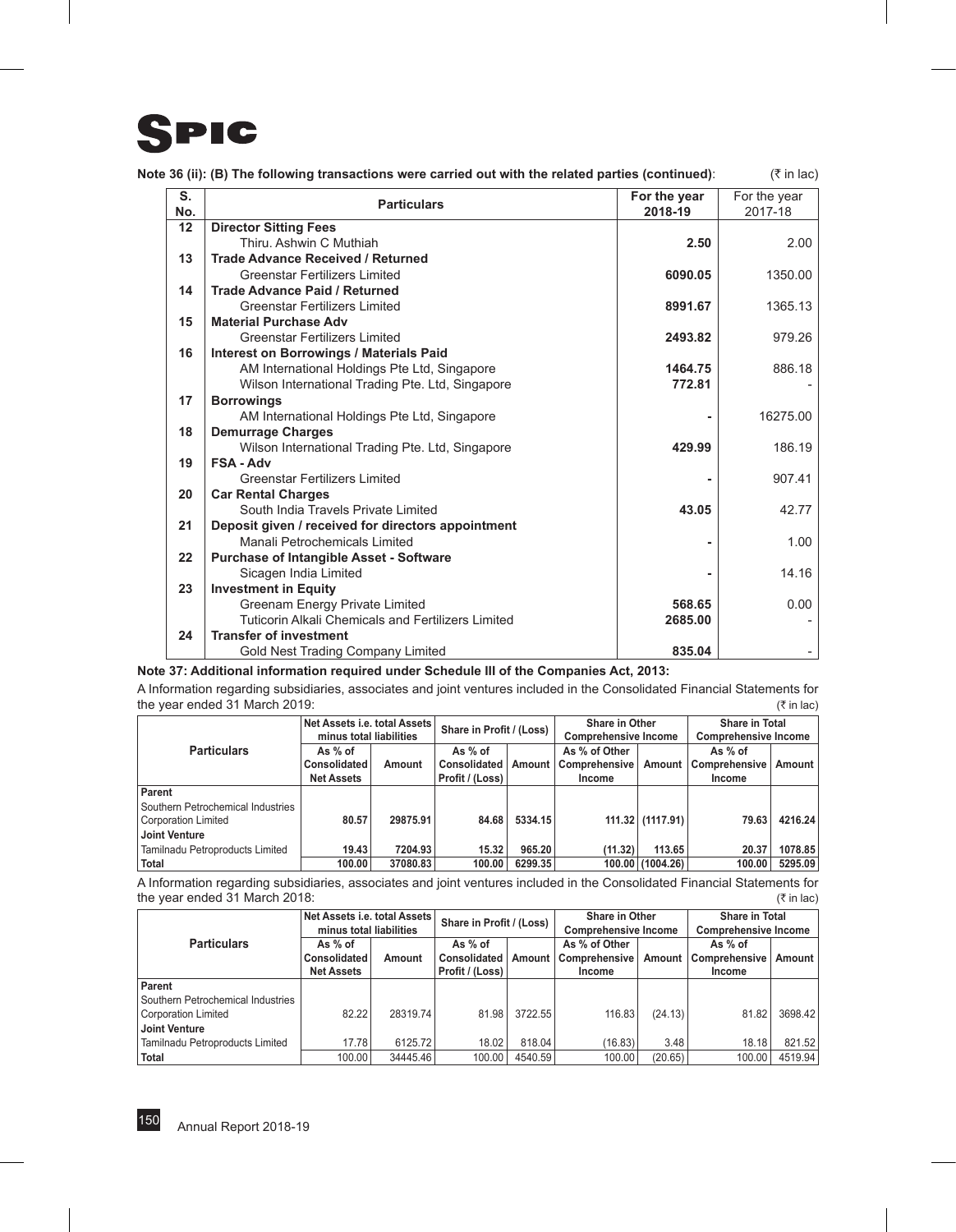**Note 36 (ii): (B) The following transactions were carried out with the related parties (continued)**: (₹ in lac)

| S. No. | Particulars | For the year 2018-19 | For the year 2017-18 |
|---|---|---|---|
| 12 | **Director Sitting Fees** | | |
| | Thiru. Ashwin C Muthiah | **2.50** | 2.00 |
| 13 | **Trade Advance Received / Returned** | | |
| | Greenstar Fertilizers Limited | **6090.05** | 1350.00 |
| 14 | **Trade Advance Paid / Returned** | | |
| | Greenstar Fertilizers Limited | **8991.67** | 1365.13 |
| 15 | **Material Purchase Adv** | | |
| | Greenstar Fertilizers Limited | **2493.82** | 979.26 |
| 16 | **Interest on Borrowings / Materials Paid** | | |
| | AM International Holdings Pte Ltd, Singapore | **1464.75** | 886.18 |
| | Wilson International Trading Pte. Ltd, Singapore | **772.81** | - |
| 17 | **Borrowings** | | |
| | AM International Holdings Pte Ltd, Singapore | **-** | 16275.00 |
| 18 | **Demurrage Charges** | | |
| | Wilson International Trading Pte. Ltd, Singapore | **429.99** | 186.19 |
| 19 | **FSA - Adv** | | |
| | Greenstar Fertilizers Limited | **-** | 907.41 |
| 20 | **Car Rental Charges** | | |
| | South India Travels Private Limited | **43.05** | 42.77 |
| 21 | **Deposit given / received for directors appointment** | | |
| | Manali Petrochemicals Limited | **-** | 1.00 |
| 22 | **Purchase of Intangible Asset - Software** | | |
| | Sicagen India Limited | **-** | 14.16 |
| 23 | **Investment in Equity** | | |
| | Greenam Energy Private Limited | **568.65** | 0.00 |
| | Tuticorin Alkali Chemicals and Fertilizers Limited | **2685.00** | - |
| 24 | **Transfer of investment** | | |
| | Gold Nest Trading Company Limited | **835.04** | - |

**Note 37: Additional information required under Schedule III of the Companies Act, 2013:**

A Information regarding subsidiaries, associates and joint ventures included in the Consolidated Financial Statements for the year ended 31 March 2019: (₹ in lac)

| Particulars | Net Assets i.e. total Assets minus total liabilities | | Share in Profit / (Loss) | | Share in Other Comprehensive Income | | Share in Total Comprehensive Income | |
|---|---|---|---|---|---|---|---|---|
| | As % of Consolidated Net Assets | Amount | As % of Consolidated Profit / (Loss) | Amount | As % of Other Comprehensive Income | Amount | As % of Comprehensive Income | Amount |
| **Parent** | | | | | | | | |
| Southern Petrochemical Industries Corporation Limited | **80.57** | **29875.91** | **84.68** | **5334.15** | **111.32** | **(1117.91)** | **79.63** | **4216.24** |
| **Joint Venture** | | | | | | | | |
| Tamilnadu Petroproducts Limited | **19.43** | **7204.93** | **15.32** | **965.20** | **(11.32)** | **113.65** | **20.37** | **1078.85** |
| **Total** | **100.00** | **37080.83** | **100.00** | **6299.35** | **100.00** | **(1004.26)** | **100.00** | **5295.09** |

A Information regarding subsidiaries, associates and joint ventures included in the Consolidated Financial Statements for the year ended 31 March 2018: (₹ in lac)

| Particulars | Net Assets i.e. total Assets minus total liabilities | | Share in Profit / (Loss) | | Share in Other Comprehensive Income | | Share in Total Comprehensive Income | |
|---|---|---|---|---|---|---|---|---|
| | As % of Consolidated Net Assets | Amount | As % of Consolidated Profit / (Loss) | Amount | As % of Other Comprehensive Income | Amount | As % of Comprehensive Income | Amount |
| **Parent** | | | | | | | | |
| Southern Petrochemical Industries Corporation Limited | 82.22 | 28319.74 | 81.98 | 3722.55 | 116.83 | (24.13) | 81.82 | 3698.42 |
| **Joint Venture** | | | | | | | | |
| Tamilnadu Petroproducts Limited | 17.78 | 6125.72 | 18.02 | 818.04 | (16.83) | 3.48 | 18.18 | 821.52 |
| **Total** | 100.00 | 34445.46 | 100.00 | 4540.59 | 100.00 | (20.65) | 100.00 | 4519.94 |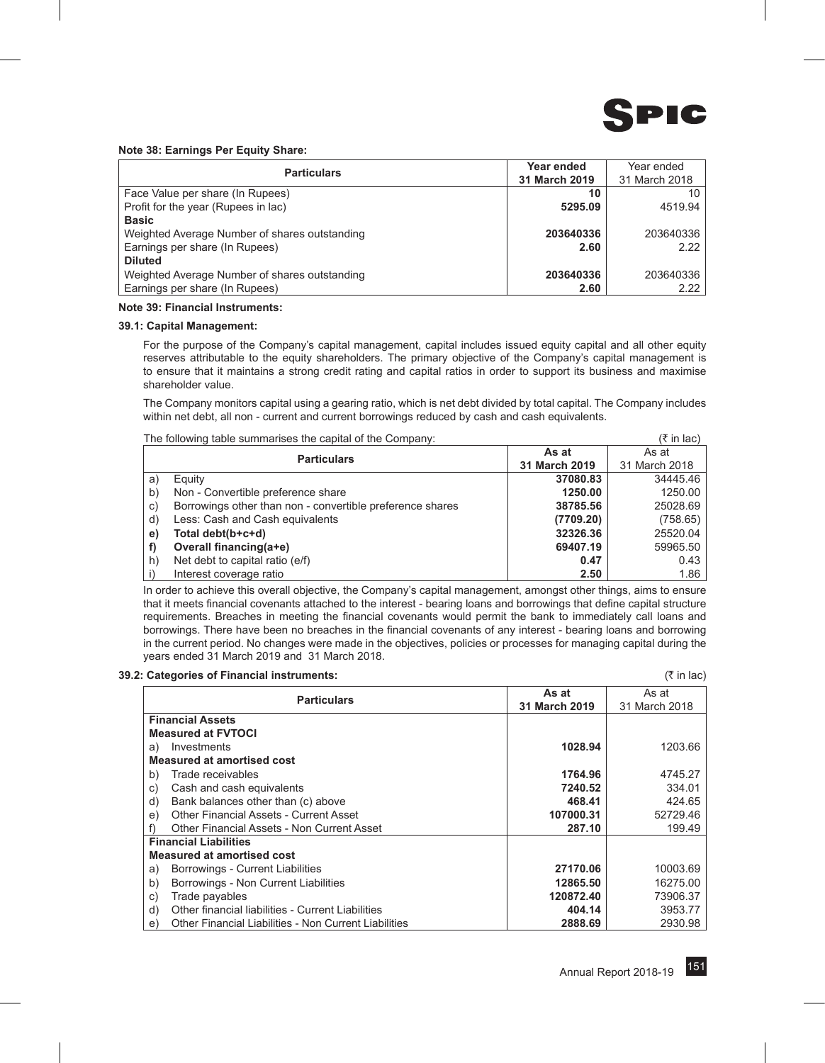**Note 38: Earnings Per Equity Share:**

| Particulars | Year ended 31 March 2019 | Year ended 31 March 2018 |
|---|---|---|
| Face Value per share (In Rupees) | **10** | 10 |
| Profit for the year (Rupees in lac) | **5295.09** | 4519.94 |
| **Basic** | | |
| Weighted Average Number of shares outstanding | **203640336** | 203640336 |
| Earnings per share (In Rupees) | **2.60** | 2.22 |
| **Diluted** | | |
| Weighted Average Number of shares outstanding | **203640336** | 203640336 |
| Earnings per share (In Rupees) | **2.60** | 2.22 |

**Note 39: Financial Instruments:**

**39.1: Capital Management:**

For the purpose of the Company's capital management, capital includes issued equity capital and all other equity reserves attributable to the equity shareholders. The primary objective of the Company's capital management is to ensure that it maintains a strong credit rating and capital ratios in order to support its business and maximise shareholder value.

The Company monitors capital using a gearing ratio, which is net debt divided by total capital. The Company includes within net debt, all non - current and current borrowings reduced by cash and cash equivalents.

The following table summarises the capital of the Company: (₹ in lac)

| | Particulars | As at 31 March 2019 | As at 31 March 2018 |
|---|---|---|---|
| a) | Equity | **37080.83** | 34445.46 |
| b) | Non - Convertible preference share | **1250.00** | 1250.00 |
| c) | Borrowings other than non - convertible preference shares | **38785.56** | 25028.69 |
| d) | Less: Cash and Cash equivalents | **(7709.20)** | (758.65) |
| **e)** | **Total debt(b+c+d)** | **32326.36** | 25520.04 |
| **f)** | **Overall financing(a+e)** | **69407.19** | 59965.50 |
| h) | Net debt to capital ratio (e/f) | **0.47** | 0.43 |
| i) | Interest coverage ratio | **2.50** | 1.86 |

In order to achieve this overall objective, the Company's capital management, amongst other things, aims to ensure that it meets financial covenants attached to the interest - bearing loans and borrowings that define capital structure requirements. Breaches in meeting the financial covenants would permit the bank to immediately call loans and borrowings. There have been no breaches in the financial covenants of any interest - bearing loans and borrowing in the current period. No changes were made in the objectives, policies or processes for managing capital during the years ended 31 March 2019 and 31 March 2018.

**39.2: Categories of Financial instruments:** (₹ in lac)

| | Particulars | As at 31 March 2019 | As at 31 March 2018 |
|---|---|---|---|
| | **Financial Assets** | | |
| | **Measured at FVTOCI** | | |
| a) | Investments | **1028.94** | 1203.66 |
| | **Measured at amortised cost** | | |
| b) | Trade receivables | **1764.96** | 4745.27 |
| c) | Cash and cash equivalents | **7240.52** | 334.01 |
| d) | Bank balances other than (c) above | **468.41** | 424.65 |
| e) | Other Financial Assets - Current Asset | **107000.31** | 52729.46 |
| f) | Other Financial Assets - Non Current Asset | **287.10** | 199.49 |
| | **Financial Liabilities** | | |
| | **Measured at amortised cost** | | |
| a) | Borrowings - Current Liabilities | **27170.06** | 10003.69 |
| b) | Borrowings - Non Current Liabilities | **12865.50** | 16275.00 |
| c) | Trade payables | **120872.40** | 73906.37 |
| d) | Other financial liabilities - Current Liabilities | **404.14** | 3953.77 |
| e) | Other Financial Liabilities - Non Current Liabilities | **2888.69** | 2930.98 |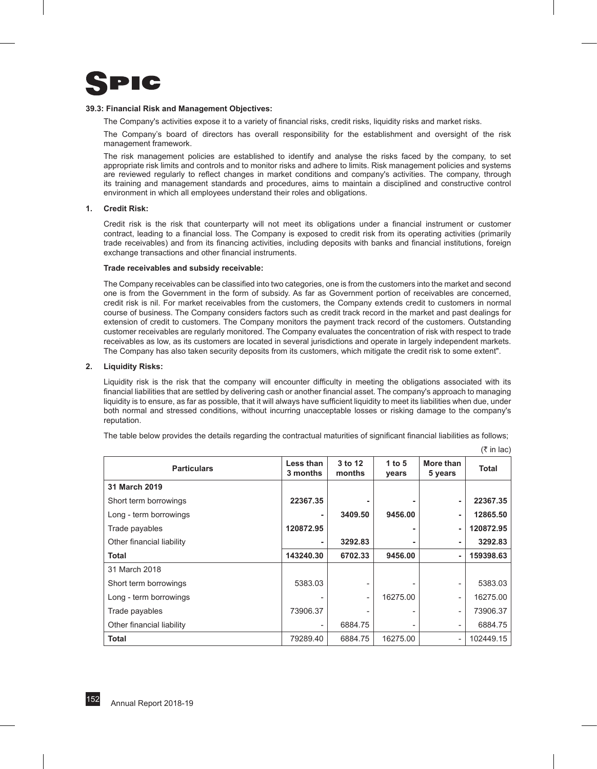**39.3: Financial Risk and Management Objectives:**

The Company's activities expose it to a variety of financial risks, credit risks, liquidity risks and market risks.

The Company's board of directors has overall responsibility for the establishment and oversight of the risk management framework.

The risk management policies are established to identify and analyse the risks faced by the company, to set appropriate risk limits and controls and to monitor risks and adhere to limits. Risk management policies and systems are reviewed regularly to reflect changes in market conditions and company's activities. The company, through its training and management standards and procedures, aims to maintain a disciplined and constructive control environment in which all employees understand their roles and obligations.

**1. Credit Risk:**

Credit risk is the risk that counterparty will not meet its obligations under a financial instrument or customer contract, leading to a financial loss. The Company is exposed to credit risk from its operating activities (primarily trade receivables) and from its financing activities, including deposits with banks and financial institutions, foreign exchange transactions and other financial instruments.

**Trade receivables and subsidy receivable:**

The Company receivables can be classified into two categories, one is from the customers into the market and second one is from the Government in the form of subsidy. As far as Government portion of receivables are concerned, credit risk is nil. For market receivables from the customers, the Company extends credit to customers in normal course of business. The Company considers factors such as credit track record in the market and past dealings for extension of credit to customers. The Company monitors the payment track record of the customers. Outstanding customer receivables are regularly monitored. The Company evaluates the concentration of risk with respect to trade receivables as low, as its customers are located in several jurisdictions and operate in largely independent markets. The Company has also taken security deposits from its customers, which mitigate the credit risk to some extent".

**2. Liquidity Risks:**

Liquidity risk is the risk that the company will encounter difficulty in meeting the obligations associated with its financial liabilities that are settled by delivering cash or another financial asset. The company's approach to managing liquidity is to ensure, as far as possible, that it will always have sufficient liquidity to meet its liabilities when due, under both normal and stressed conditions, without incurring unacceptable losses or risking damage to the company's reputation.

The table below provides the details regarding the contractual maturities of significant financial liabilities as follows;

(₹ in lac)

| Particulars | Less than 3 months | 3 to 12 months | 1 to 5 years | More than 5 years | Total |
|---|---|---|---|---|---|
| **31 March 2019** | | | | | |
| Short term borrowings | **22367.35** | **-** | **-** | **-** | **22367.35** |
| Long - term borrowings | **-** | **3409.50** | **9456.00** | **-** | **12865.50** |
| Trade payables | **120872.95** | | **-** | **-** | **120872.95** |
| Other financial liability | **-** | **3292.83** | **-** | **-** | **3292.83** |
| **Total** | **143240.30** | **6702.33** | **9456.00** | **-** | **159398.63** |
| 31 March 2018 | | | | | |
| Short term borrowings | 5383.03 | - | - | - | 5383.03 |
| Long - term borrowings | - | - | 16275.00 | - | 16275.00 |
| Trade payables | 73906.37 | - | - | - | 73906.37 |
| Other financial liability | - | 6884.75 | - | - | 6884.75 |
| **Total** | 79289.40 | 6884.75 | 16275.00 | - | 102449.15 |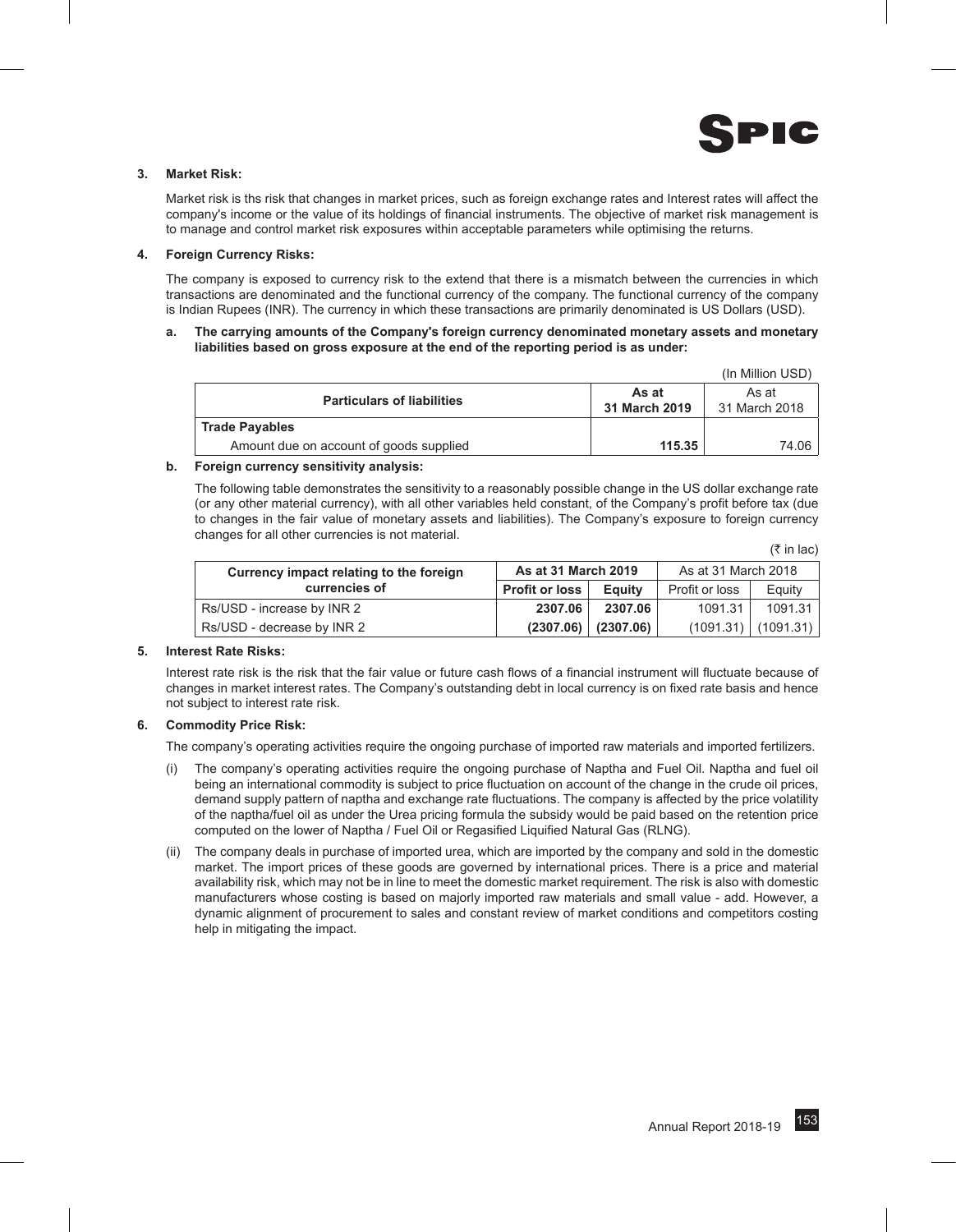### 3. Market Risk:

Market risk is ths risk that changes in market prices, such as foreign exchange rates and Interest rates will affect the company's income or the value of its holdings of financial instruments. The objective of market risk management is to manage and control market risk exposures within acceptable parameters while optimising the returns.

### 4. Foreign Currency Risks:

The company is exposed to currency risk to the extend that there is a mismatch between the currencies in which transactions are denominated and the functional currency of the company. The functional currency of the company is Indian Rupees (INR). The currency in which these transactions are primarily denominated is US Dollars (USD).

**a. The carrying amounts of the Company's foreign currency denominated monetary assets and monetary liabilities based on gross exposure at the end of the reporting period is as under:**

(In Million USD)

| Particulars of liabilities | As at 31 March 2019 | As at 31 March 2018 |
|---|---|---|
| **Trade Payables** | | |
| Amount due on account of goods supplied | **115.35** | 74.06 |

**b. Foreign currency sensitivity analysis:**

The following table demonstrates the sensitivity to a reasonably possible change in the US dollar exchange rate (or any other material currency), with all other variables held constant, of the Company's profit before tax (due to changes in the fair value of monetary assets and liabilities). The Company's exposure to foreign currency changes for all other currencies is not material.

(₹ in lac)

| Currency impact relating to the foreign currencies of | As at 31 March 2019 | | As at 31 March 2018 | |
|---|---|---|---|---|
| | Profit or loss | Equity | Profit or loss | Equity |
| Rs/USD - increase by INR 2 | **2307.06** | **2307.06** | 1091.31 | 1091.31 |
| Rs/USD - decrease by INR 2 | **(2307.06)** | **(2307.06)** | (1091.31) | (1091.31) |

### 5. Interest Rate Risks:

Interest rate risk is the risk that the fair value or future cash flows of a financial instrument will fluctuate because of changes in market interest rates. The Company's outstanding debt in local currency is on fixed rate basis and hence not subject to interest rate risk.

### 6. Commodity Price Risk:

The company's operating activities require the ongoing purchase of imported raw materials and imported fertilizers.

(i) The company's operating activities require the ongoing purchase of Naptha and Fuel Oil. Naptha and fuel oil being an international commodity is subject to price fluctuation on account of the change in the crude oil prices, demand supply pattern of naptha and exchange rate fluctuations. The company is affected by the price volatility of the naptha/fuel oil as under the Urea pricing formula the subsidy would be paid based on the retention price computed on the lower of Naptha / Fuel Oil or Regasified Liquified Natural Gas (RLNG).

(ii) The company deals in purchase of imported urea, which are imported by the company and sold in the domestic market. The import prices of these goods are governed by international prices. There is a price and material availability risk, which may not be in line to meet the domestic market requirement. The risk is also with domestic manufacturers whose costing is based on majorly imported raw materials and small value - add. However, a dynamic alignment of procurement to sales and constant review of market conditions and competitors costing help in mitigating the impact.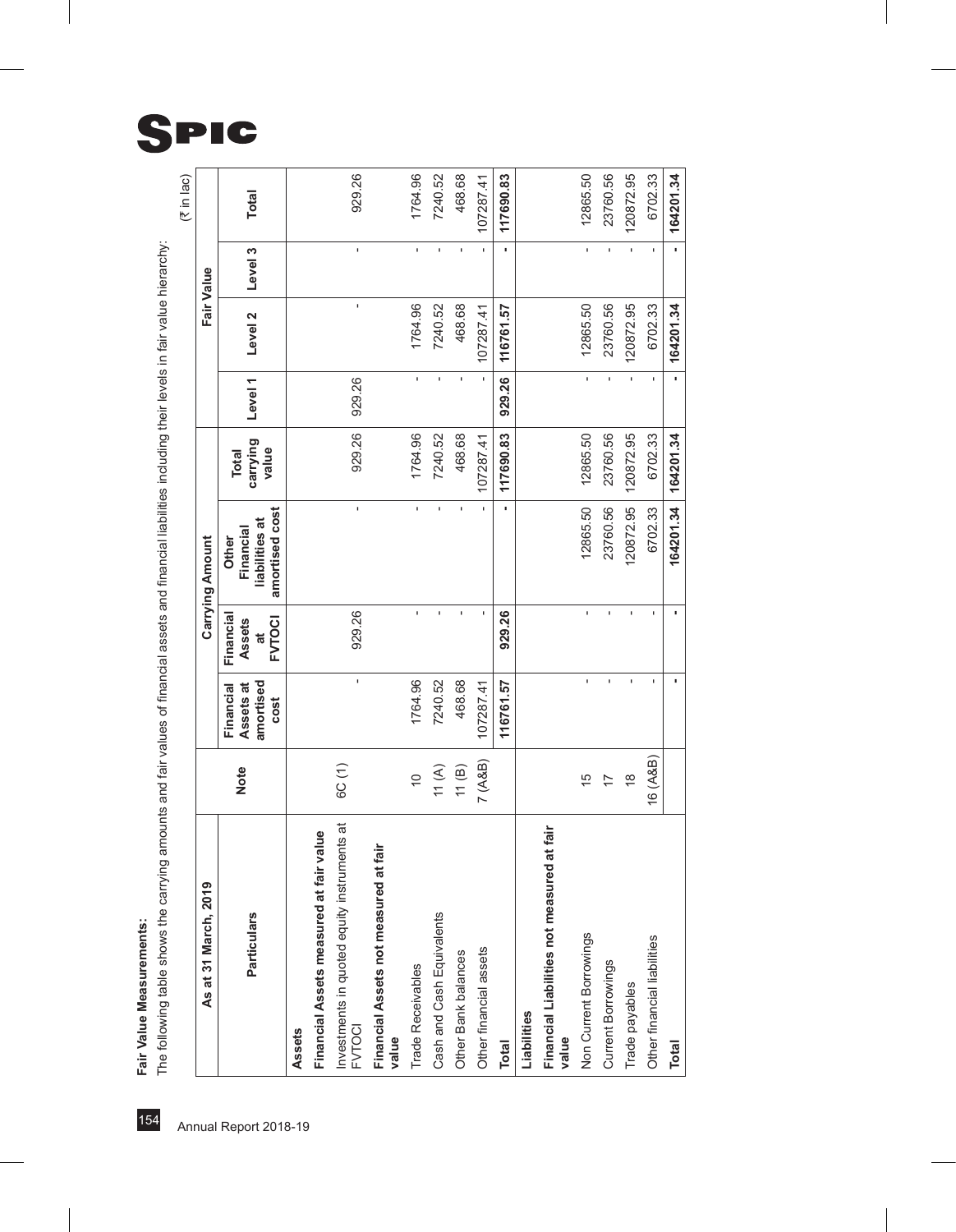**Fair Value Measurements:**

The following table shows the carrying amounts and fair values of financial assets and financial liabilities including their levels in fair value hierarchy:

(₹ in lac)

| As at 31 March, 2019 | | Carrying Amount | | | | Fair Value | | | |
|---|---|---|---|---|---|---|---|---|---|
| Particulars | Note | Financial Assets at amortised cost | Financial Assets at FVTOCI | Other Financial liabilities at amortised cost | Total carrying value | Level 1 | Level 2 | Level 3 | Total |
| **Assets** | | | | | | | | | |
| **Financial Assets measured at fair value** | | | | | | | | | |
| Investments in quoted equity instruments at FVTOCI | 6C (1) | - | 929.26 | - | 929.26 | 929.26 | - | - | 929.26 |
| **Financial Assets not measured at fair value** | | | | | | | | | |
| Trade Receivables | 10 | 1764.96 | - | - | 1764.96 | - | 1764.96 | - | 1764.96 |
| Cash and Cash Equivalents | 11 (A) | 7240.52 | - | - | 7240.52 | - | 7240.52 | - | 7240.52 |
| Other Bank balances | 11 (B) | 468.68 | - | - | 468.68 | - | 468.68 | - | 468.68 |
| Other financial assets | 7 (A&B) | 107287.41 | - | - | 107287.41 | - | 107287.41 | - | 107287.41 |
| **Total** | | **116761.57** | **929.26** | **-** | **117690.83** | **929.26** | **116761.57** | **-** | **117690.83** |
| **Liabilities** | | | | | | | | | |
| **Financial Liabilities not measured at fair value** | | | | | | | | | |
| Non Current Borrowings | 15 | - | - | 12865.50 | 12865.50 | - | 12865.50 | - | 12865.50 |
| Current Borrowings | 17 | - | - | 23760.56 | 23760.56 | - | 23760.56 | - | 23760.56 |
| Trade payables | 18 | - | - | 120872.95 | 120872.95 | - | 120872.95 | - | 120872.95 |
| Other financial liabilities | 16 (A&B) | - | - | 6702.33 | 6702.33 | - | 6702.33 | - | 6702.33 |
| **Total** | | **-** | **-** | **164201.34** | **164201.34** | **-** | **164201.34** | **-** | **164201.34** |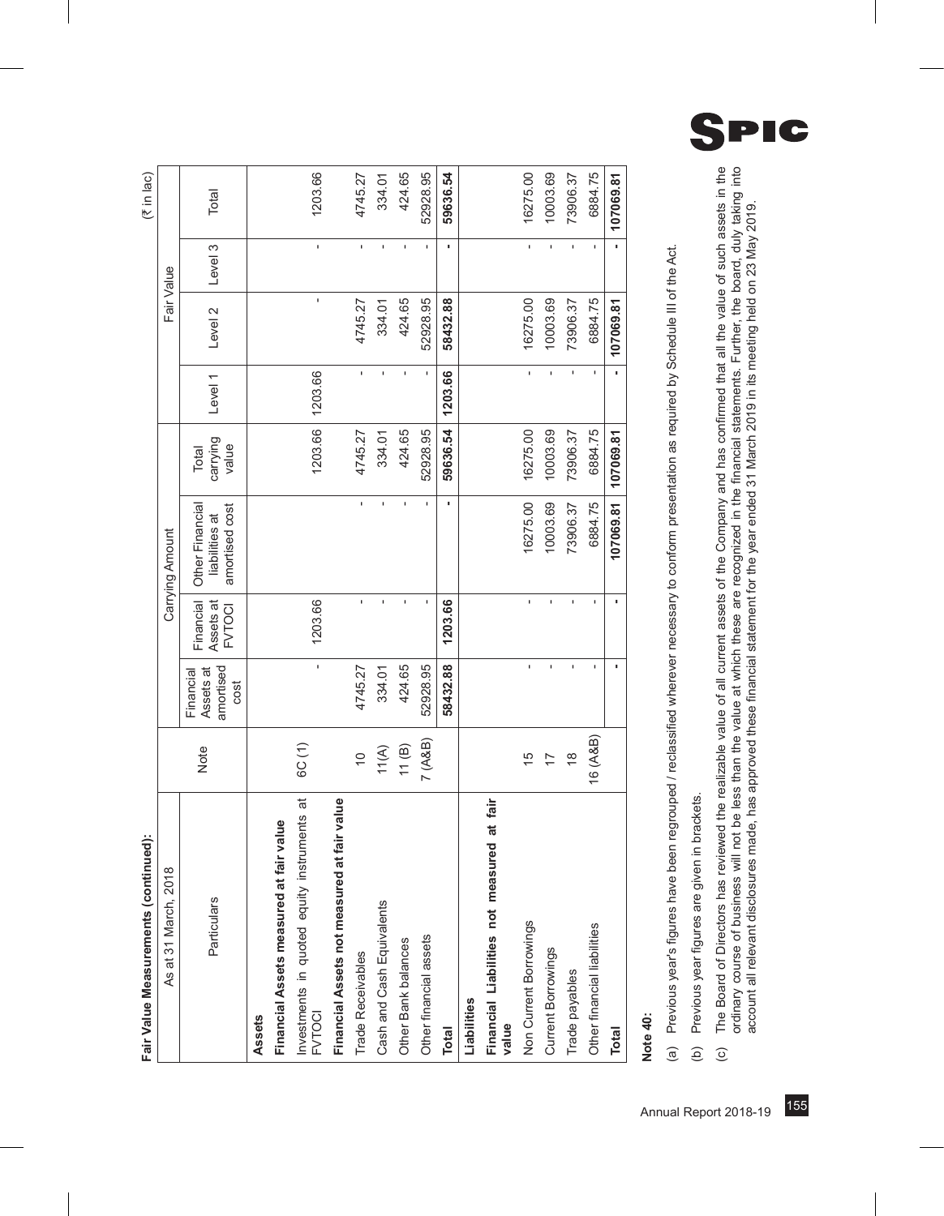**Fair Value Measurements (continued):**

(₹ in lac)

| As at 31 March, 2018 | | Carrying Amount | | | | Fair Value | | | |
|---|---|---|---|---|---|---|---|---|---|
| Particulars | Note | Financial Assets at amortised cost | Financial Assets at FVTOCI | Other Financial liabilities at amortised cost | Total carrying value | Level 1 | Level 2 | Level 3 | Total |
| **Assets** | | | | | | | | | |
| **Financial Assets measured at fair value** | | | | | | | | | |
| Investments in quoted equity instruments at FVTOCI | 6C (1) | - | 1203.66 | | 1203.66 | 1203.66 | - | - | 1203.66 |
| **Financial Assets not measured at fair value** | | | | | | | | | |
| Trade Receivables | 10 | 4745.27 | - | - | 4745.27 | - | 4745.27 | - | 4745.27 |
| Cash and Cash Equivalents | 11(A) | 334.01 | - | - | 334.01 | - | 334.01 | - | 334.01 |
| Other Bank balances | 11 (B) | 424.65 | - | - | 424.65 | - | 424.65 | - | 424.65 |
| Other financial assets | 7 (A&B) | 52928.95 | - | - | 52928.95 | - | 52928.95 | - | 52928.95 |
| **Total** | | **58432.88** | **1203.66** | **-** | **59636.54** | **1203.66** | **58432.88** | **-** | **59636.54** |
| **Liabilities** | | | | | | | | | |
| **Financial Liabilities not measured at fair value** | | | | | | | | | |
| Non Current Borrowings | 15 | - | - | 16275.00 | 16275.00 | - | 16275.00 | - | 16275.00 |
| Current Borrowings | 17 | - | - | 10003.69 | 10003.69 | - | 10003.69 | - | 10003.69 |
| Trade payables | 18 | - | - | 73906.37 | 73906.37 | - | 73906.37 | - | 73906.37 |
| Other financial liabilities | 16 (A&B) | - | - | 6884.75 | 6884.75 | - | 6884.75 | - | 6884.75 |
| **Total** | | **-** | **-** | **107069.81** | **107069.81** | **-** | **107069.81** | **-** | **107069.81** |

**Note 40:**

(a) Previous year's figures have been regrouped / reclassified wherever necessary to conform presentation as required by Schedule III of the Act.

(b) Previous year figures are given in brackets.

(c) The Board of Directors has reviewed the realizable value of all current assets of the Company and has confirmed that all the value of such assets in the ordinary course of business will not be less than the value at which these are recognized in the financial statements. Further, the board, duly taking into account all relevant disclosures made, has approved these financial statement for the year ended 31 March 2019 in its meeting held on 23 May 2019.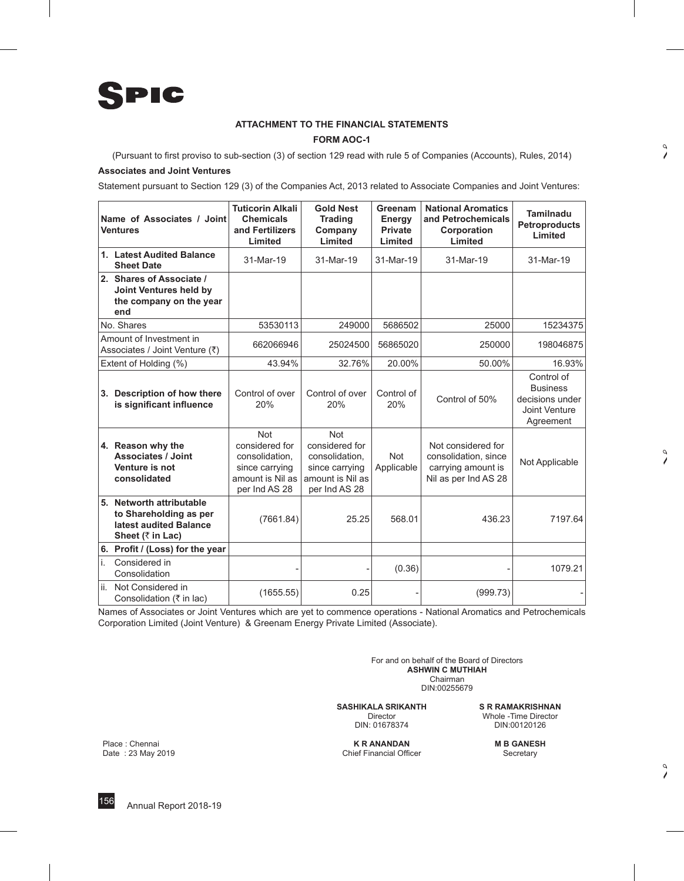SPIC

## ATTACHMENT TO THE FINANCIAL STATEMENTS

### FORM AOC-1

(Pursuant to first proviso to sub-section (3) of section 129 read with rule 5 of Companies (Accounts), Rules, 2014)

**Associates and Joint Ventures**

Statement pursuant to Section 129 (3) of the Companies Act, 2013 related to Associate Companies and Joint Ventures:

| Name of Associates / Joint Ventures | Tuticorin Alkali Chemicals and Fertilizers Limited | Gold Nest Trading Company Limited | Greenam Energy Private Limited | National Aromatics and Petrochemicals Corporation Limited | Tamilnadu Petroproducts Limited |
|---|---|---|---|---|---|
| **1. Latest Audited Balance Sheet Date** | 31-Mar-19 | 31-Mar-19 | 31-Mar-19 | 31-Mar-19 | 31-Mar-19 |
| **2. Shares of Associate / Joint Ventures held by the company on the year end** | | | | | |
| No. Shares | 53530113 | 249000 | 5686502 | 25000 | 15234375 |
| Amount of Investment in Associates / Joint Venture (₹) | 662066946 | 25024500 | 56865020 | 250000 | 198046875 |
| Extent of Holding (%) | 43.94% | 32.76% | 20.00% | 50.00% | 16.93% |
| **3. Description of how there is significant influence** | Control of over 20% | Control of over 20% | Control of 20% | Control of 50% | Control of Business decisions under Joint Venture Agreement |
| **4. Reason why the Associates / Joint Venture is not consolidated** | Not considered for consolidation, since carrying amount is Nil as per Ind AS 28 | Not considered for consolidation, since carrying amount is Nil as per Ind AS 28 | Not Applicable | Not considered for consolidation, since carrying amount is Nil as per Ind AS 28 | Not Applicable |
| **5. Networth attributable to Shareholding as per latest audited Balance Sheet (₹ in Lac)** | (7661.84) | 25.25 | 568.01 | 436.23 | 7197.64 |
| **6. Profit / (Loss) for the year** | | | | | |
| i. Considered in Consolidation | - | - | (0.36) | - | 1079.21 |
| ii. Not Considered in Consolidation (₹ in lac) | (1655.55) | 0.25 | - | (999.73) | - |

Names of Associates or Joint Ventures which are yet to commence operations - National Aromatics and Petrochemicals Corporation Limited (Joint Venture) & Greenam Energy Private Limited (Associate).

For and on behalf of the Board of Directors
**ASHWIN C MUTHIAH**
Chairman
DIN:00255679

**SASHIKALA SRIKANTH**
Director
DIN: 01678374

**S R RAMAKRISHNAN**
Whole -Time Director
DIN:00120126

Place : Chennai
Date : 23 May 2019

**K R ANANDAN**
Chief Financial Officer

**M B GANESH**
Secretary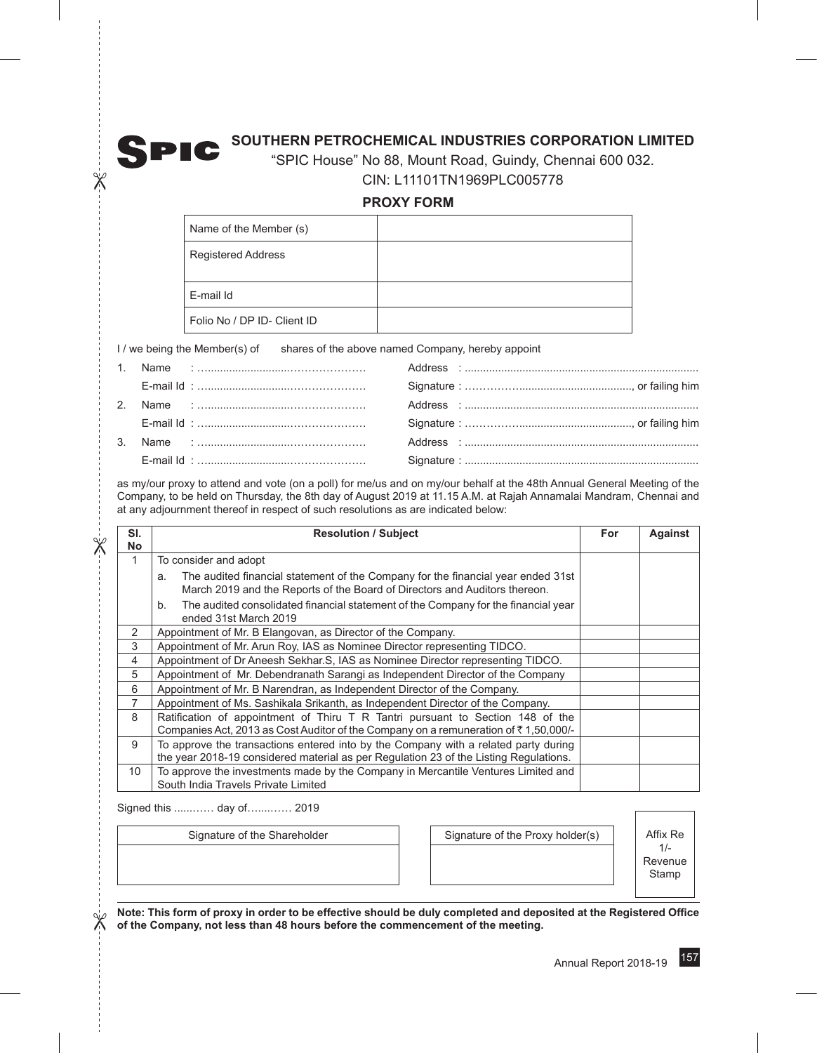# SOUTHERN PETROCHEMICAL INDUSTRIES CORPORATION LIMITED

"SPIC House" No 88, Mount Road, Guindy, Chennai 600 032.

CIN: L11101TN1969PLC005778

## PROXY FORM

| Name of the Member (s) | |
|---|---|
| Registered Address | |
| E-mail Id | |
| Folio No / DP ID- Client ID | |

I / we being the Member(s) of shares of the above named Company, hereby appoint

1. Name : ………………………………………… Address : ……………………………………………………………
   E-mail Id : ………………………………………… Signature : ……………………………………………, or failing him
2. Name : ………………………………………… Address : ……………………………………………………………
   E-mail Id : ………………………………………… Signature : ……………………………………………, or failing him
3. Name : ………………………………………… Address : ……………………………………………………………
   E-mail Id : ………………………………………… Signature : ……………………………………………………………

as my/our proxy to attend and vote (on a poll) for me/us and on my/our behalf at the 48th Annual General Meeting of the Company, to be held on Thursday, the 8th day of August 2019 at 11.15 A.M. at Rajah Annamalai Mandram, Chennai and at any adjournment thereof in respect of such resolutions as are indicated below:

| Sl. No | Resolution / Subject | For | Against |
|---|---|---|---|
| 1 | To consider and adopt<br>a. The audited financial statement of the Company for the financial year ended 31st March 2019 and the Reports of the Board of Directors and Auditors thereon.<br>b. The audited consolidated financial statement of the Company for the financial year ended 31st March 2019 | | |
| 2 | Appointment of Mr. B Elangovan, as Director of the Company. | | |
| 3 | Appointment of Mr. Arun Roy, IAS as Nominee Director representing TIDCO. | | |
| 4 | Appointment of Dr Aneesh Sekhar.S, IAS as Nominee Director representing TIDCO. | | |
| 5 | Appointment of Mr. Debendranath Sarangi as Independent Director of the Company | | |
| 6 | Appointment of Mr. B Narendran, as Independent Director of the Company. | | |
| 7 | Appointment of Ms. Sashikala Srikanth, as Independent Director of the Company. | | |
| 8 | Ratification of appointment of Thiru T R Tantri pursuant to Section 148 of the Companies Act, 2013 as Cost Auditor of the Company on a remuneration of ₹ 1,50,000/- | | |
| 9 | To approve the transactions entered into by the Company with a related party during the year 2018-19 considered material as per Regulation 23 of the Listing Regulations. | | |
| 10 | To approve the investments made by the Company in Mercantile Ventures Limited and South India Travels Private Limited | | |

Signed this ………… day of………… 2019

| Signature of the Shareholder |
|---|
| |

| Signature of the Proxy holder(s) |
|---|
| |

Affix Re 1/- Revenue Stamp

**Note: This form of proxy in order to be effective should be duly completed and deposited at the Registered Office of the Company, not less than 48 hours before the commencement of the meeting.**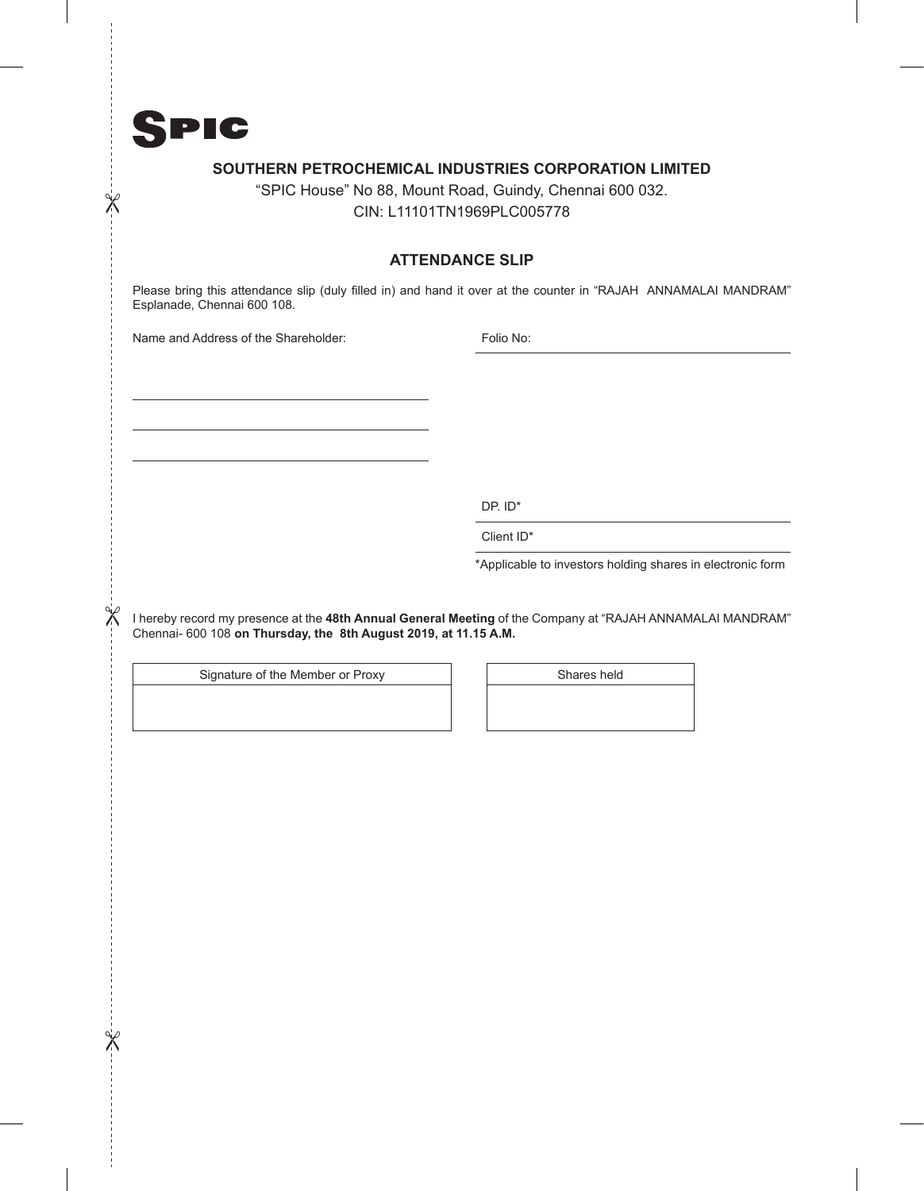**SPIC**

**SOUTHERN PETROCHEMICAL INDUSTRIES CORPORATION LIMITED**

"SPIC House" No 88, Mount Road, Guindy, Chennai 600 032.

CIN: L11101TN1969PLC005778

## ATTENDANCE SLIP

Please bring this attendance slip (duly filled in) and hand it over at the counter in "RAJAH ANNAMALAI MANDRAM" Esplanade, Chennai 600 108.

Name and Address of the Shareholder:

Folio No:

DP. ID*

Client ID*

*Applicable to investors holding shares in electronic form

I hereby record my presence at the **48th Annual General Meeting** of the Company at "RAJAH ANNAMALAI MANDRAM" Chennai- 600 108 **on Thursday, the 8th August 2019, at 11.15 A.M.**

| Signature of the Member or Proxy | Shares held |
|---|---|
| | |